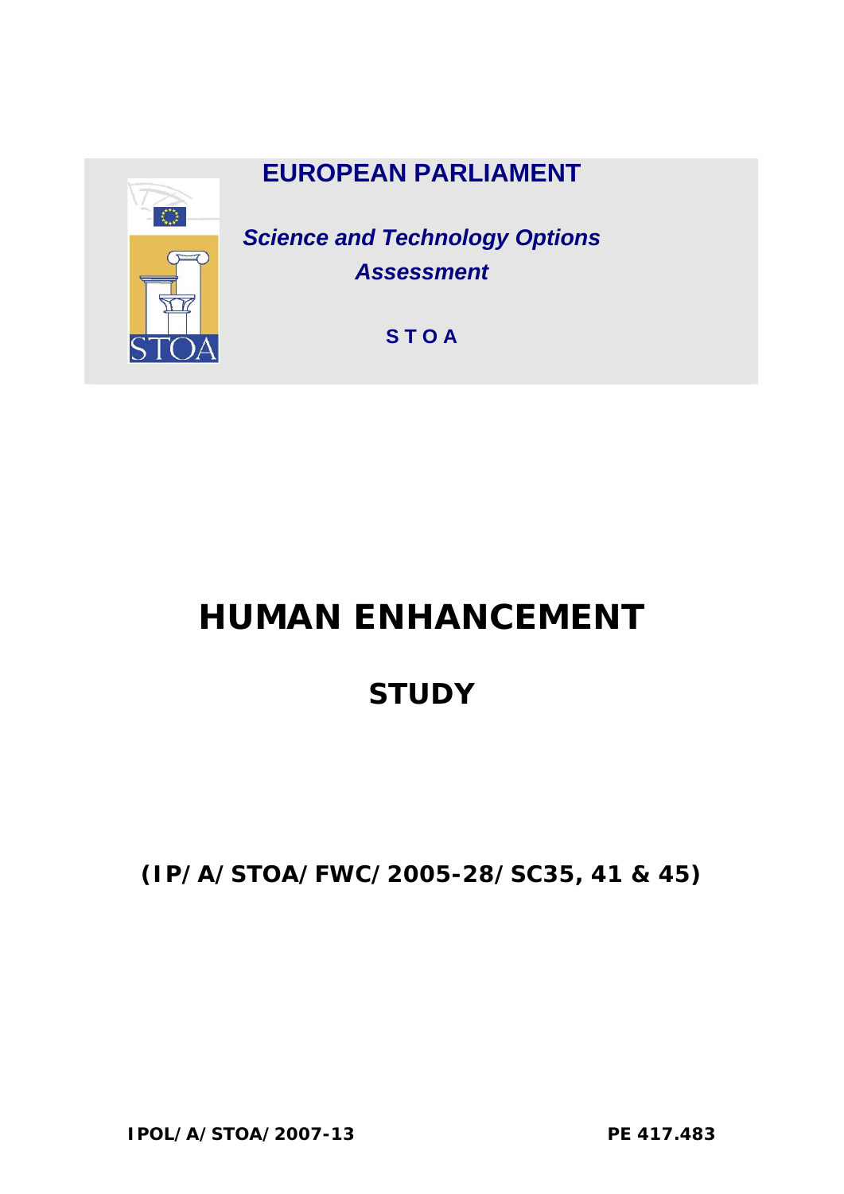**EUROPEAN PARLIAMENT**

***Science and Technology Options Assessment***

**S T O A**

# HUMAN ENHANCEMENT

## STUDY

**(IP/A/STOA/FWC/2005-28/SC35, 41 & 45)**

**IPOL/A/STOA/2007-13** **PE 417.483**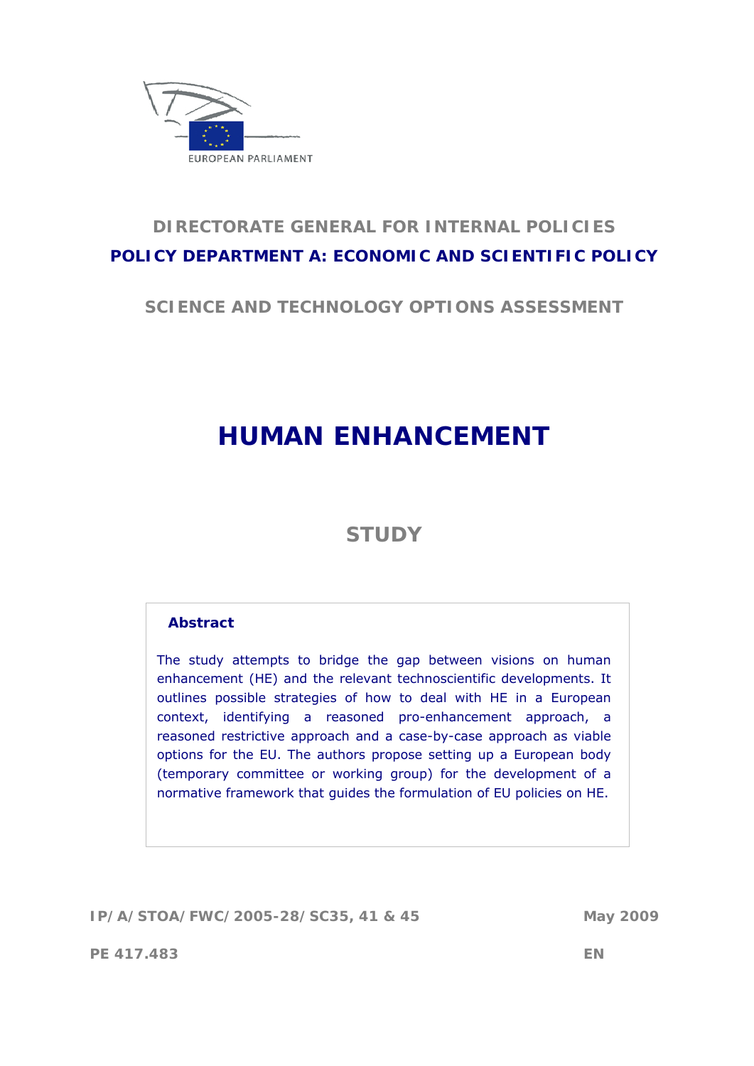EUROPEAN PARLIAMENT

**DIRECTORATE GENERAL FOR INTERNAL POLICIES**

**POLICY DEPARTMENT A: ECONOMIC AND SCIENTIFIC POLICY**

**SCIENCE AND TECHNOLOGY OPTIONS ASSESSMENT**

# HUMAN ENHANCEMENT

## STUDY

**Abstract**

The study attempts to bridge the gap between visions on human enhancement (HE) and the relevant technoscientific developments. It outlines possible strategies of how to deal with HE in a European context, identifying a reasoned pro-enhancement approach, a reasoned restrictive approach and a case-by-case approach as viable options for the EU. The authors propose setting up a European body (temporary committee or working group) for the development of a normative framework that guides the formulation of EU policies on HE.

**IP/A/STOA/FWC/2005-28/SC35, 41 & 45** **May 2009**

**PE 417.483** **EN**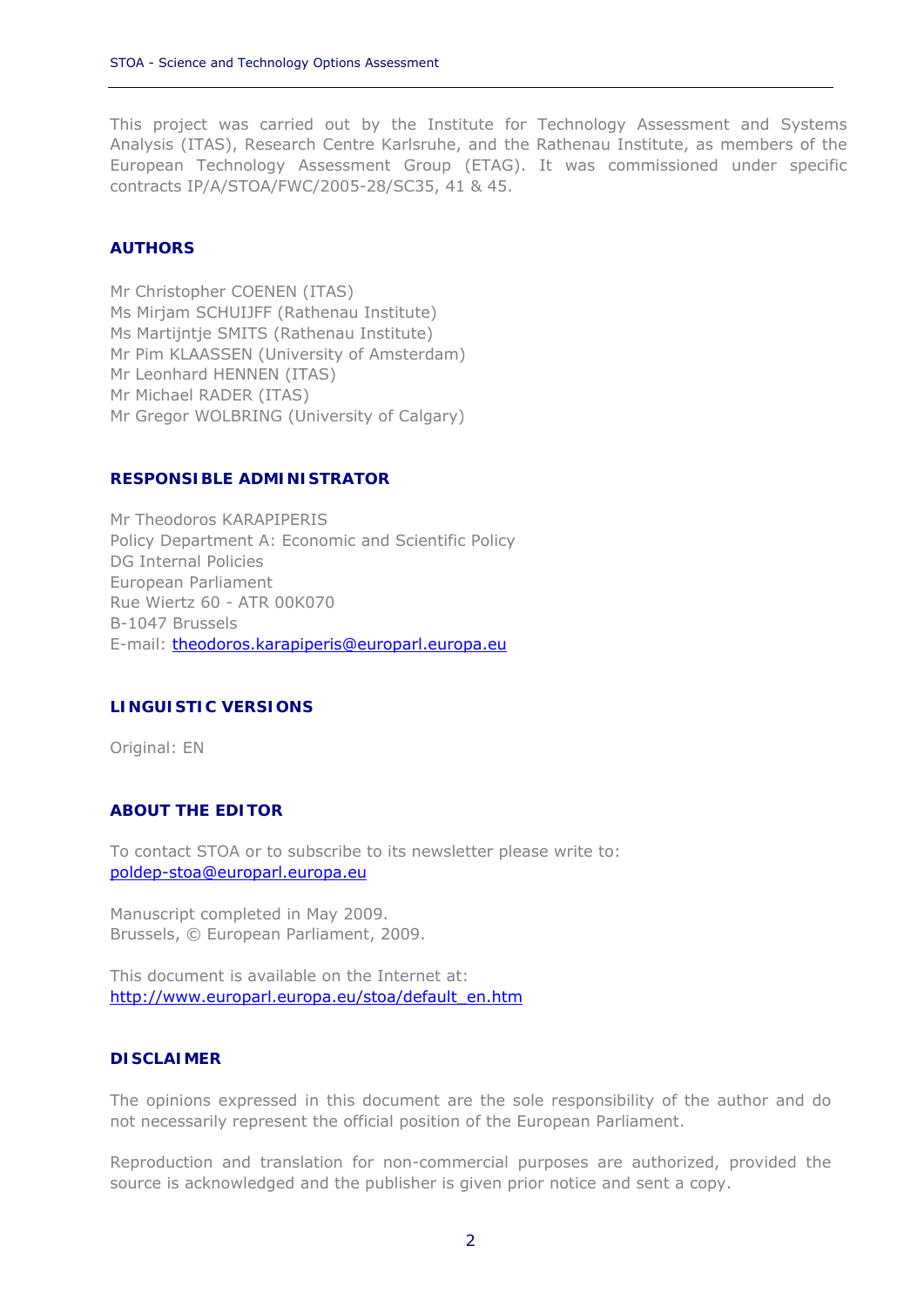This project was carried out by the Institute for Technology Assessment and Systems Analysis (ITAS), Research Centre Karlsruhe, and the Rathenau Institute, as members of the European Technology Assessment Group (ETAG). It was commissioned under specific contracts IP/A/STOA/FWC/2005-28/SC35, 41 & 45.

## AUTHORS

Mr Christopher COENEN (ITAS)
Ms Mirjam SCHUIJFF (Rathenau Institute)
Ms Martijntje SMITS (Rathenau Institute)
Mr Pim KLAASSEN (University of Amsterdam)
Mr Leonhard HENNEN (ITAS)
Mr Michael RADER (ITAS)
Mr Gregor WOLBRING (University of Calgary)

## RESPONSIBLE ADMINISTRATOR

Mr Theodoros KARAPIPERIS
Policy Department A: Economic and Scientific Policy
DG Internal Policies
European Parliament
Rue Wiertz 60 - ATR 00K070
B-1047 Brussels
E-mail: theodoros.karapiperis@europarl.europa.eu

## LINGUISTIC VERSIONS

Original: EN

## ABOUT THE EDITOR

To contact STOA or to subscribe to its newsletter please write to:
poldep-stoa@europarl.europa.eu

Manuscript completed in May 2009.
Brussels, © European Parliament, 2009.

This document is available on the Internet at:
http://www.europarl.europa.eu/stoa/default_en.htm

## DISCLAIMER

The opinions expressed in this document are the sole responsibility of the author and do not necessarily represent the official position of the European Parliament.

Reproduction and translation for non-commercial purposes are authorized, provided the source is acknowledged and the publisher is given prior notice and sent a copy.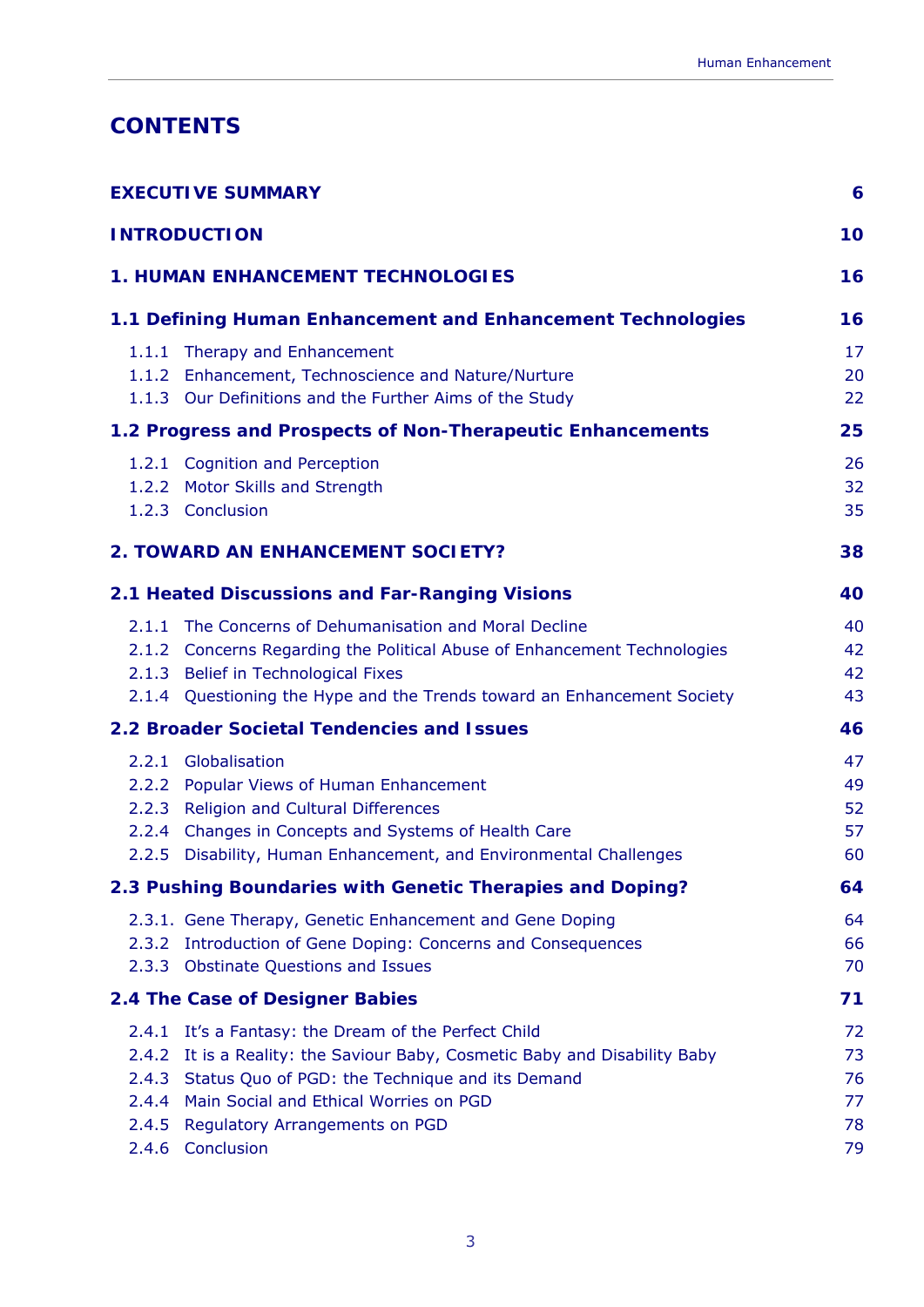# CONTENTS

| | |
|---|---|
| **EXECUTIVE SUMMARY** | **6** |
| **INTRODUCTION** | **10** |
| **1. HUMAN ENHANCEMENT TECHNOLOGIES** | **16** |
| **1.1 Defining Human Enhancement and Enhancement Technologies** | **16** |
| 1.1.1 Therapy and Enhancement | 17 |
| 1.1.2 Enhancement, Technoscience and Nature/Nurture | 20 |
| 1.1.3 Our Definitions and the Further Aims of the Study | 22 |
| **1.2 Progress and Prospects of Non-Therapeutic Enhancements** | **25** |
| 1.2.1 Cognition and Perception | 26 |
| 1.2.2 Motor Skills and Strength | 32 |
| 1.2.3 Conclusion | 35 |
| **2. TOWARD AN ENHANCEMENT SOCIETY?** | **38** |
| **2.1 Heated Discussions and Far-Ranging Visions** | **40** |
| 2.1.1 The Concerns of Dehumanisation and Moral Decline | 40 |
| 2.1.2 Concerns Regarding the Political Abuse of Enhancement Technologies | 42 |
| 2.1.3 Belief in Technological Fixes | 42 |
| 2.1.4 Questioning the Hype and the Trends toward an Enhancement Society | 43 |
| **2.2 Broader Societal Tendencies and Issues** | **46** |
| 2.2.1 Globalisation | 47 |
| 2.2.2 Popular Views of Human Enhancement | 49 |
| 2.2.3 Religion and Cultural Differences | 52 |
| 2.2.4 Changes in Concepts and Systems of Health Care | 57 |
| 2.2.5 Disability, Human Enhancement, and Environmental Challenges | 60 |
| **2.3 Pushing Boundaries with Genetic Therapies and Doping?** | **64** |
| 2.3.1. Gene Therapy, Genetic Enhancement and Gene Doping | 64 |
| 2.3.2 Introduction of Gene Doping: Concerns and Consequences | 66 |
| 2.3.3 Obstinate Questions and Issues | 70 |
| **2.4 The Case of Designer Babies** | **71** |
| 2.4.1 It's a Fantasy: the Dream of the Perfect Child | 72 |
| 2.4.2 It is a Reality: the Saviour Baby, Cosmetic Baby and Disability Baby | 73 |
| 2.4.3 Status Quo of PGD: the Technique and its Demand | 76 |
| 2.4.4 Main Social and Ethical Worries on PGD | 77 |
| 2.4.5 Regulatory Arrangements on PGD | 78 |
| 2.4.6 Conclusion | 79 |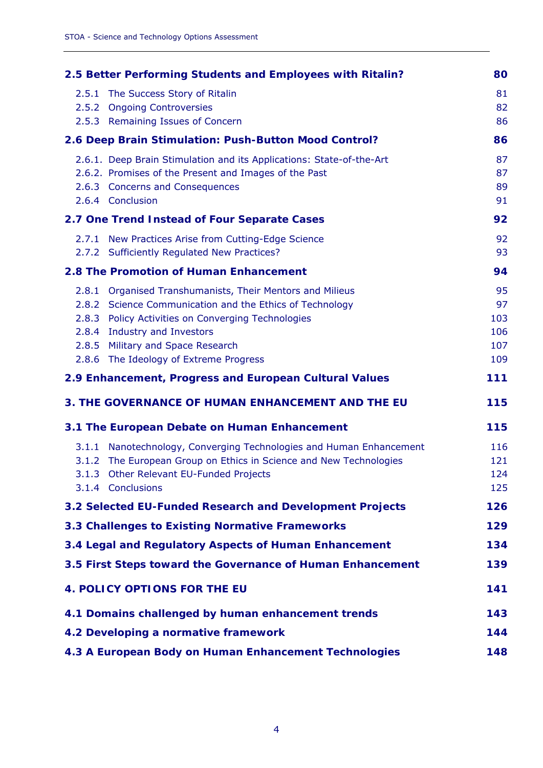| | |
|---|---|
| **2.5 Better Performing Students and Employees with Ritalin?** | **80** |
| 2.5.1 The Success Story of Ritalin | 81 |
| 2.5.2 Ongoing Controversies | 82 |
| 2.5.3 Remaining Issues of Concern | 86 |
| **2.6 Deep Brain Stimulation: Push-Button Mood Control?** | **86** |
| 2.6.1. Deep Brain Stimulation and its Applications: State-of-the-Art | 87 |
| 2.6.2. Promises of the Present and Images of the Past | 87 |
| 2.6.3 Concerns and Consequences | 89 |
| 2.6.4 Conclusion | 91 |
| **2.7 One Trend Instead of Four Separate Cases** | **92** |
| 2.7.1 New Practices Arise from Cutting-Edge Science | 92 |
| 2.7.2 Sufficiently Regulated New Practices? | 93 |
| **2.8 The Promotion of Human Enhancement** | **94** |
| 2.8.1 Organised Transhumanists, Their Mentors and Milieus | 95 |
| 2.8.2 Science Communication and the Ethics of Technology | 97 |
| 2.8.3 Policy Activities on Converging Technologies | 103 |
| 2.8.4 Industry and Investors | 106 |
| 2.8.5 Military and Space Research | 107 |
| 2.8.6 The Ideology of Extreme Progress | 109 |
| **2.9 Enhancement, Progress and European Cultural Values** | **111** |
| **3. THE GOVERNANCE OF HUMAN ENHANCEMENT AND THE EU** | **115** |
| **3.1 The European Debate on Human Enhancement** | **115** |
| 3.1.1 Nanotechnology, Converging Technologies and Human Enhancement | 116 |
| 3.1.2 The European Group on Ethics in Science and New Technologies | 121 |
| 3.1.3 Other Relevant EU-Funded Projects | 124 |
| 3.1.4 Conclusions | 125 |
| **3.2 Selected EU-Funded Research and Development Projects** | **126** |
| **3.3 Challenges to Existing Normative Frameworks** | **129** |
| **3.4 Legal and Regulatory Aspects of Human Enhancement** | **134** |
| **3.5 First Steps toward the Governance of Human Enhancement** | **139** |
| **4. POLICY OPTIONS FOR THE EU** | **141** |
| **4.1 Domains challenged by human enhancement trends** | **143** |
| **4.2 Developing a normative framework** | **144** |
| **4.3 A European Body on Human Enhancement Technologies** | **148** |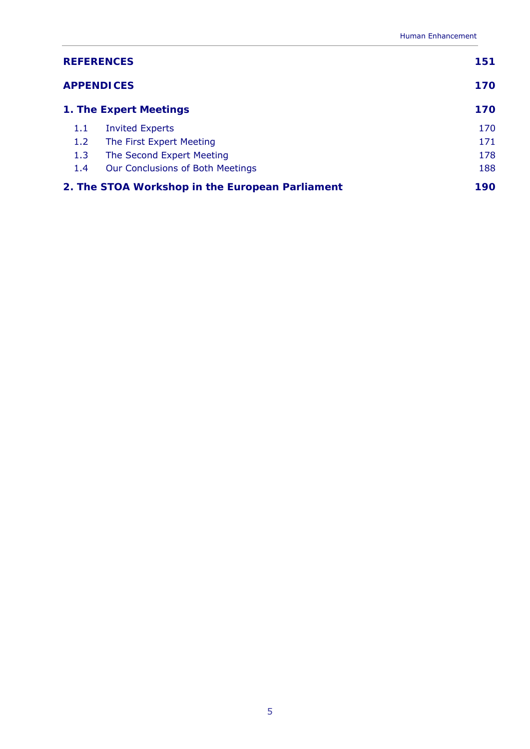| | | |
|---|---|---|
| **REFERENCES** | | **151** |
| **APPENDICES** | | **170** |
| **1. The Expert Meetings** | | **170** |
| 1.1 | Invited Experts | 170 |
| 1.2 | The First Expert Meeting | 171 |
| 1.3 | The Second Expert Meeting | 178 |
| 1.4 | Our Conclusions of Both Meetings | 188 |
| **2. The STOA Workshop in the European Parliament** | | **190** |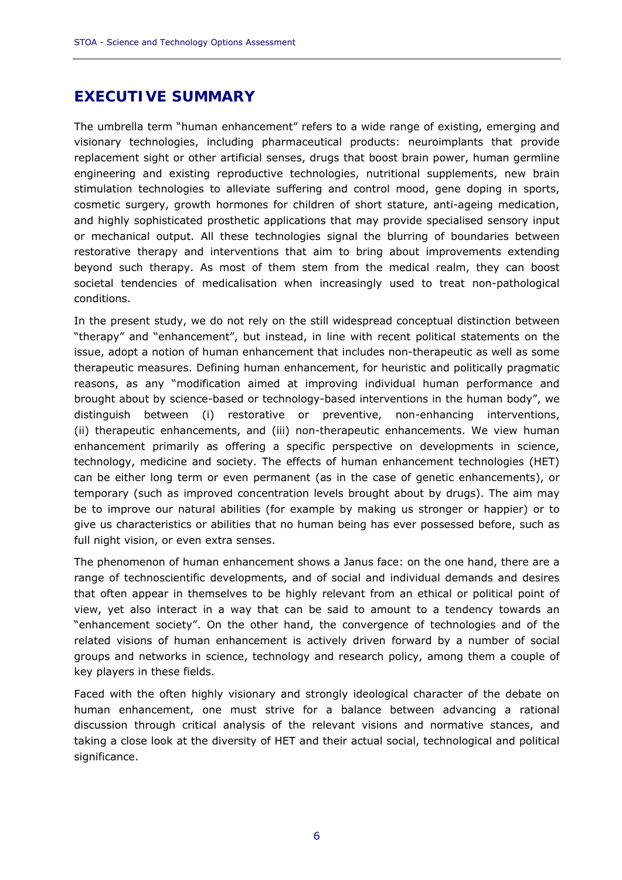# EXECUTIVE SUMMARY

The umbrella term "human enhancement" refers to a wide range of existing, emerging and visionary technologies, including pharmaceutical products: neuroimplants that provide replacement sight or other artificial senses, drugs that boost brain power, human germline engineering and existing reproductive technologies, nutritional supplements, new brain stimulation technologies to alleviate suffering and control mood, gene doping in sports, cosmetic surgery, growth hormones for children of short stature, anti-ageing medication, and highly sophisticated prosthetic applications that may provide specialised sensory input or mechanical output. All these technologies signal the blurring of boundaries between restorative therapy and interventions that aim to bring about improvements extending beyond such therapy. As most of them stem from the medical realm, they can boost societal tendencies of medicalisation when increasingly used to treat non-pathological conditions.

In the present study, we do not rely on the still widespread conceptual distinction between "therapy" and "enhancement", but instead, in line with recent political statements on the issue, adopt a notion of human enhancement that includes non-therapeutic as well as some therapeutic measures. Defining human enhancement, for heuristic and politically pragmatic reasons, as any "modification aimed at improving individual human performance and brought about by science-based or technology-based interventions in the human body", we distinguish between (i) restorative or preventive, non-enhancing interventions, (ii) therapeutic enhancements, and (iii) non-therapeutic enhancements. We view human enhancement primarily as offering a specific perspective on developments in science, technology, medicine and society. The effects of human enhancement technologies (HET) can be either long term or even permanent (as in the case of genetic enhancements), or temporary (such as improved concentration levels brought about by drugs). The aim may be to improve our natural abilities (for example by making us stronger or happier) or to give us characteristics or abilities that no human being has ever possessed before, such as full night vision, or even extra senses.

The phenomenon of human enhancement shows a Janus face: on the one hand, there are a range of technoscientific developments, and of social and individual demands and desires that often appear in themselves to be highly relevant from an ethical or political point of view, yet also interact in a way that can be said to amount to a tendency towards an "enhancement society". On the other hand, the convergence of technologies and of the related visions of human enhancement is actively driven forward by a number of social groups and networks in science, technology and research policy, among them a couple of key players in these fields.

Faced with the often highly visionary and strongly ideological character of the debate on human enhancement, one must strive for a balance between advancing a rational discussion through critical analysis of the relevant visions and normative stances, and taking a close look at the diversity of HET and their actual social, technological and political significance.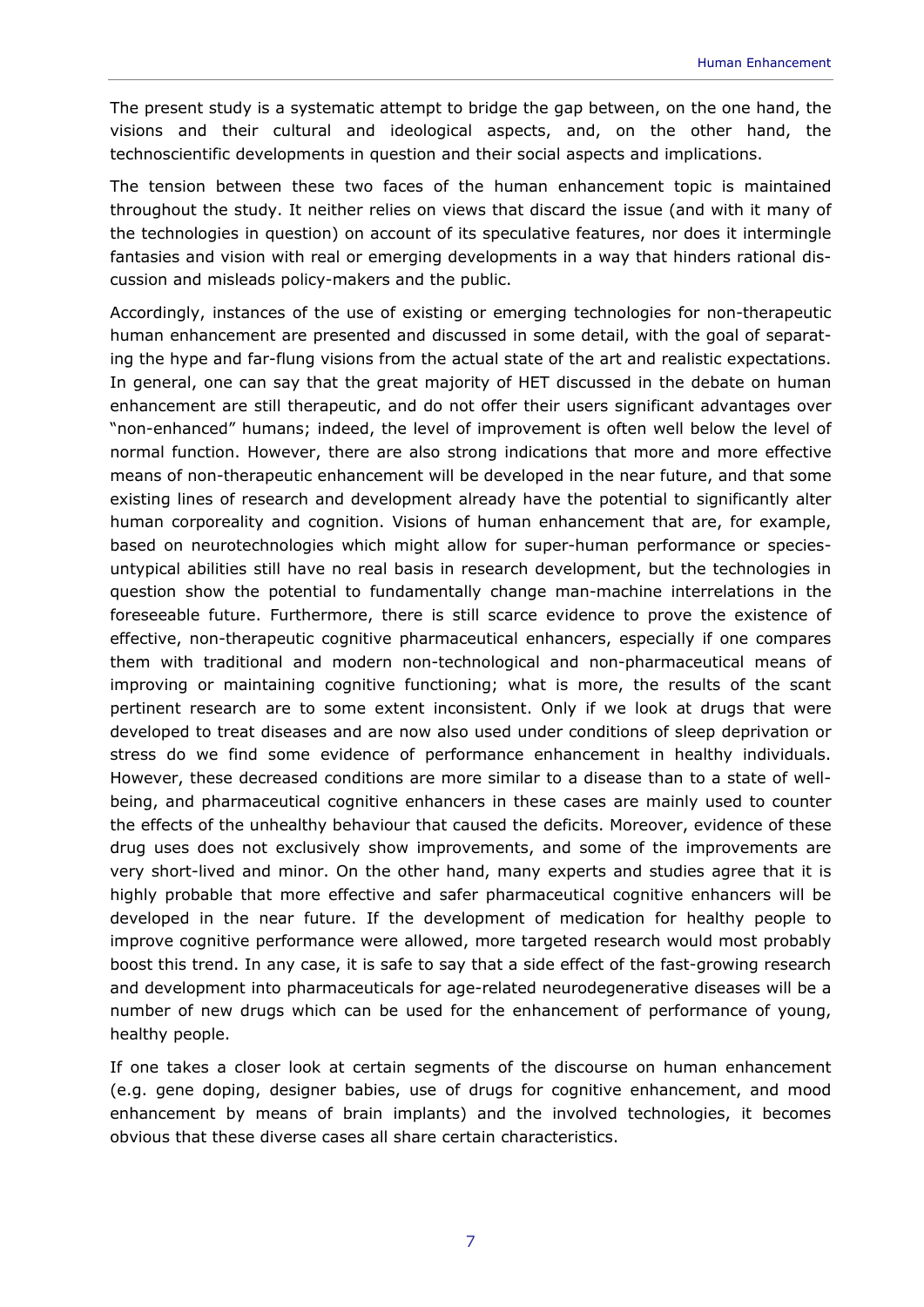The present study is a systematic attempt to bridge the gap between, on the one hand, the visions and their cultural and ideological aspects, and, on the other hand, the technoscientific developments in question and their social aspects and implications.

The tension between these two faces of the human enhancement topic is maintained throughout the study. It neither relies on views that discard the issue (and with it many of the technologies in question) on account of its speculative features, nor does it intermingle fantasies and vision with real or emerging developments in a way that hinders rational discussion and misleads policy-makers and the public.

Accordingly, instances of the use of existing or emerging technologies for non-therapeutic human enhancement are presented and discussed in some detail, with the goal of separating the hype and far-flung visions from the actual state of the art and realistic expectations. In general, one can say that the great majority of HET discussed in the debate on human enhancement are still therapeutic, and do not offer their users significant advantages over "non-enhanced" humans; indeed, the level of improvement is often well below the level of normal function. However, there are also strong indications that more and more effective means of non-therapeutic enhancement will be developed in the near future, and that some existing lines of research and development already have the potential to significantly alter human corporeality and cognition. Visions of human enhancement that are, for example, based on neurotechnologies which might allow for super-human performance or species-untypical abilities still have no real basis in research development, but the technologies in question show the potential to fundamentally change man-machine interrelations in the foreseeable future. Furthermore, there is still scarce evidence to prove the existence of effective, non-therapeutic cognitive pharmaceutical enhancers, especially if one compares them with traditional and modern non-technological and non-pharmaceutical means of improving or maintaining cognitive functioning; what is more, the results of the scant pertinent research are to some extent inconsistent. Only if we look at drugs that were developed to treat diseases and are now also used under conditions of sleep deprivation or stress do we find some evidence of performance enhancement in healthy individuals. However, these decreased conditions are more similar to a disease than to a state of well-being, and pharmaceutical cognitive enhancers in these cases are mainly used to counter the effects of the unhealthy behaviour that caused the deficits. Moreover, evidence of these drug uses does not exclusively show improvements, and some of the improvements are very short-lived and minor. On the other hand, many experts and studies agree that it is highly probable that more effective and safer pharmaceutical cognitive enhancers will be developed in the near future. If the development of medication for healthy people to improve cognitive performance were allowed, more targeted research would most probably boost this trend. In any case, it is safe to say that a side effect of the fast-growing research and development into pharmaceuticals for age-related neurodegenerative diseases will be a number of new drugs which can be used for the enhancement of performance of young, healthy people.

If one takes a closer look at certain segments of the discourse on human enhancement (e.g. gene doping, designer babies, use of drugs for cognitive enhancement, and mood enhancement by means of brain implants) and the involved technologies, it becomes obvious that these diverse cases all share certain characteristics.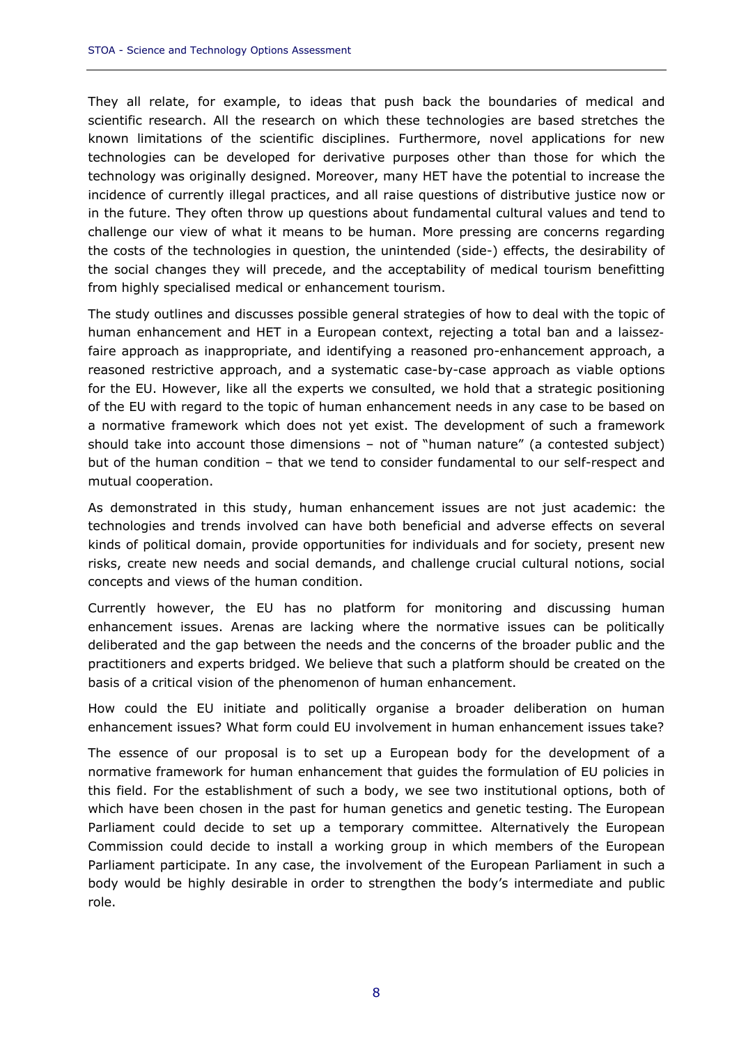They all relate, for example, to ideas that push back the boundaries of medical and scientific research. All the research on which these technologies are based stretches the known limitations of the scientific disciplines. Furthermore, novel applications for new technologies can be developed for derivative purposes other than those for which the technology was originally designed. Moreover, many HET have the potential to increase the incidence of currently illegal practices, and all raise questions of distributive justice now or in the future. They often throw up questions about fundamental cultural values and tend to challenge our view of what it means to be human. More pressing are concerns regarding the costs of the technologies in question, the unintended (side-) effects, the desirability of the social changes they will precede, and the acceptability of medical tourism benefitting from highly specialised medical or enhancement tourism.

The study outlines and discusses possible general strategies of how to deal with the topic of human enhancement and HET in a European context, rejecting a total ban and a laissez-faire approach as inappropriate, and identifying a reasoned pro-enhancement approach, a reasoned restrictive approach, and a systematic case-by-case approach as viable options for the EU. However, like all the experts we consulted, we hold that a strategic positioning of the EU with regard to the topic of human enhancement needs in any case to be based on a normative framework which does not yet exist. The development of such a framework should take into account those dimensions – not of "human nature" (a contested subject) but of the human condition – that we tend to consider fundamental to our self-respect and mutual cooperation.

As demonstrated in this study, human enhancement issues are not just academic: the technologies and trends involved can have both beneficial and adverse effects on several kinds of political domain, provide opportunities for individuals and for society, present new risks, create new needs and social demands, and challenge crucial cultural notions, social concepts and views of the human condition.

Currently however, the EU has no platform for monitoring and discussing human enhancement issues. Arenas are lacking where the normative issues can be politically deliberated and the gap between the needs and the concerns of the broader public and the practitioners and experts bridged. We believe that such a platform should be created on the basis of a critical vision of the phenomenon of human enhancement.

How could the EU initiate and politically organise a broader deliberation on human enhancement issues? What form could EU involvement in human enhancement issues take?

The essence of our proposal is to set up a European body for the development of a normative framework for human enhancement that guides the formulation of EU policies in this field. For the establishment of such a body, we see two institutional options, both of which have been chosen in the past for human genetics and genetic testing. The European Parliament could decide to set up a temporary committee. Alternatively the European Commission could decide to install a working group in which members of the European Parliament participate. In any case, the involvement of the European Parliament in such a body would be highly desirable in order to strengthen the body's intermediate and public role.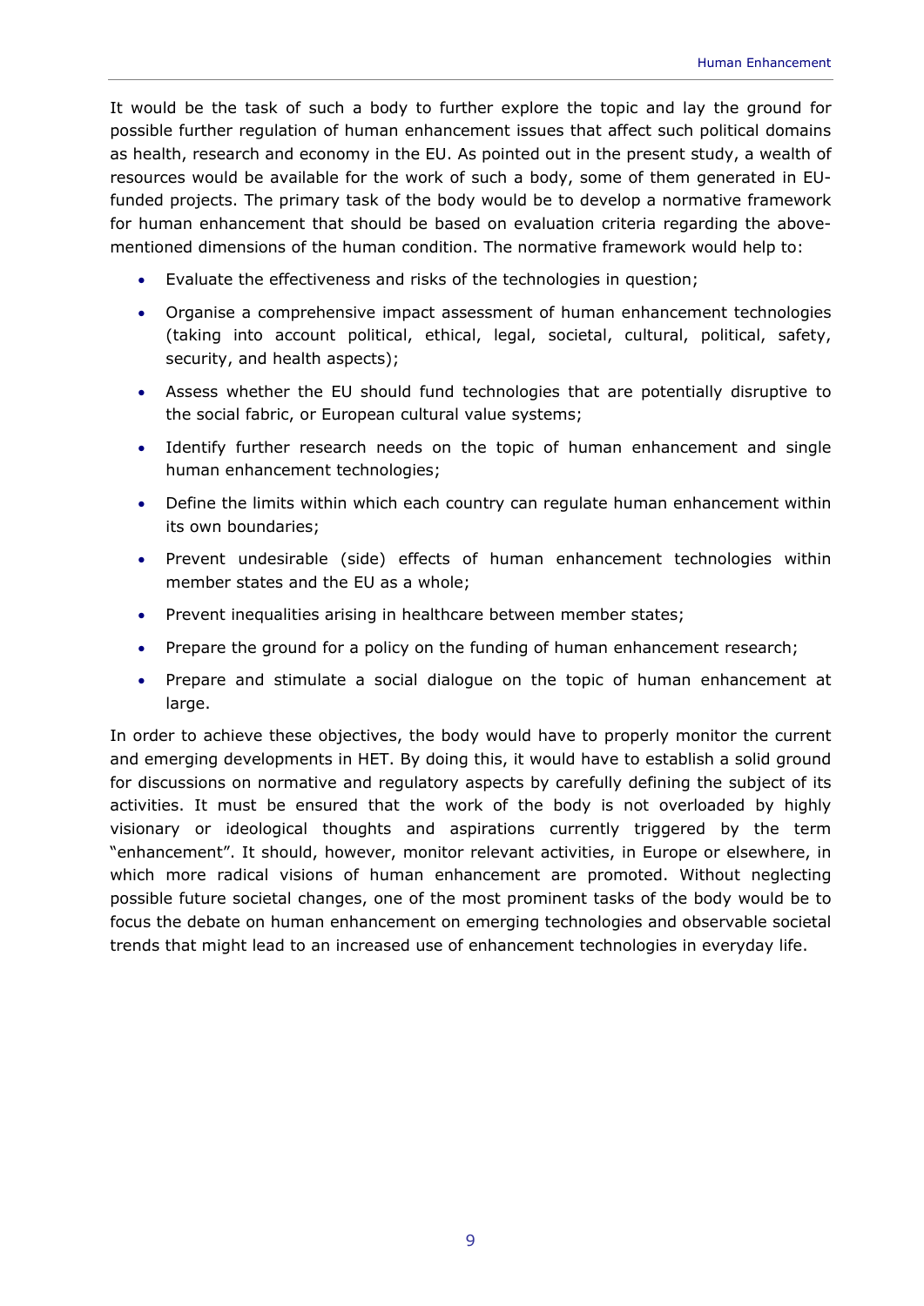It would be the task of such a body to further explore the topic and lay the ground for possible further regulation of human enhancement issues that affect such political domains as health, research and economy in the EU. As pointed out in the present study, a wealth of resources would be available for the work of such a body, some of them generated in EU-funded projects. The primary task of the body would be to develop a normative framework for human enhancement that should be based on evaluation criteria regarding the above-mentioned dimensions of the human condition. The normative framework would help to:

- Evaluate the effectiveness and risks of the technologies in question;
- Organise a comprehensive impact assessment of human enhancement technologies (taking into account political, ethical, legal, societal, cultural, political, safety, security, and health aspects);
- Assess whether the EU should fund technologies that are potentially disruptive to the social fabric, or European cultural value systems;
- Identify further research needs on the topic of human enhancement and single human enhancement technologies;
- Define the limits within which each country can regulate human enhancement within its own boundaries;
- Prevent undesirable (side) effects of human enhancement technologies within member states and the EU as a whole;
- Prevent inequalities arising in healthcare between member states;
- Prepare the ground for a policy on the funding of human enhancement research;
- Prepare and stimulate a social dialogue on the topic of human enhancement at large.

In order to achieve these objectives, the body would have to properly monitor the current and emerging developments in HET. By doing this, it would have to establish a solid ground for discussions on normative and regulatory aspects by carefully defining the subject of its activities. It must be ensured that the work of the body is not overloaded by highly visionary or ideological thoughts and aspirations currently triggered by the term "enhancement". It should, however, monitor relevant activities, in Europe or elsewhere, in which more radical visions of human enhancement are promoted. Without neglecting possible future societal changes, one of the most prominent tasks of the body would be to focus the debate on human enhancement on emerging technologies and observable societal trends that might lead to an increased use of enhancement technologies in everyday life.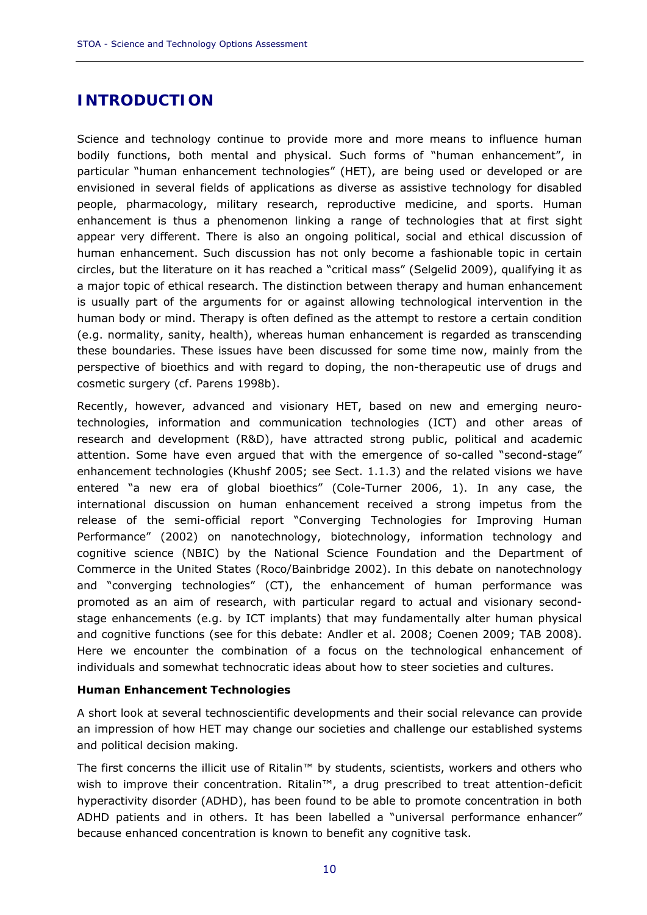# INTRODUCTION

Science and technology continue to provide more and more means to influence human bodily functions, both mental and physical. Such forms of "human enhancement", in particular "human enhancement technologies" (HET), are being used or developed or are envisioned in several fields of applications as diverse as assistive technology for disabled people, pharmacology, military research, reproductive medicine, and sports. Human enhancement is thus a phenomenon linking a range of technologies that at first sight appear very different. There is also an ongoing political, social and ethical discussion of human enhancement. Such discussion has not only become a fashionable topic in certain circles, but the literature on it has reached a "critical mass" (Selgelid 2009), qualifying it as a major topic of ethical research. The distinction between therapy and human enhancement is usually part of the arguments for or against allowing technological intervention in the human body or mind. Therapy is often defined as the attempt to restore a certain condition (e.g. normality, sanity, health), whereas human enhancement is regarded as transcending these boundaries. These issues have been discussed for some time now, mainly from the perspective of bioethics and with regard to doping, the non-therapeutic use of drugs and cosmetic surgery (cf. Parens 1998b).

Recently, however, advanced and visionary HET, based on new and emerging neuro-technologies, information and communication technologies (ICT) and other areas of research and development (R&D), have attracted strong public, political and academic attention. Some have even argued that with the emergence of so-called "second-stage" enhancement technologies (Khushf 2005; see Sect. 1.1.3) and the related visions we have entered "a new era of global bioethics" (Cole-Turner 2006, 1). In any case, the international discussion on human enhancement received a strong impetus from the release of the semi-official report "Converging Technologies for Improving Human Performance" (2002) on nanotechnology, biotechnology, information technology and cognitive science (NBIC) by the National Science Foundation and the Department of Commerce in the United States (Roco/Bainbridge 2002). In this debate on nanotechnology and "converging technologies" (CT), the enhancement of human performance was promoted as an aim of research, with particular regard to actual and visionary second-stage enhancements (e.g. by ICT implants) that may fundamentally alter human physical and cognitive functions (see for this debate: Andler et al. 2008; Coenen 2009; TAB 2008). Here we encounter the combination of a focus on the technological enhancement of individuals and somewhat technocratic ideas about how to steer societies and cultures.

**Human Enhancement Technologies**

A short look at several technoscientific developments and their social relevance can provide an impression of how HET may change our societies and challenge our established systems and political decision making.

The first concerns the illicit use of Ritalin™ by students, scientists, workers and others who wish to improve their concentration. Ritalin™, a drug prescribed to treat attention-deficit hyperactivity disorder (ADHD), has been found to be able to promote concentration in both ADHD patients and in others. It has been labelled a "universal performance enhancer" because enhanced concentration is known to benefit any cognitive task.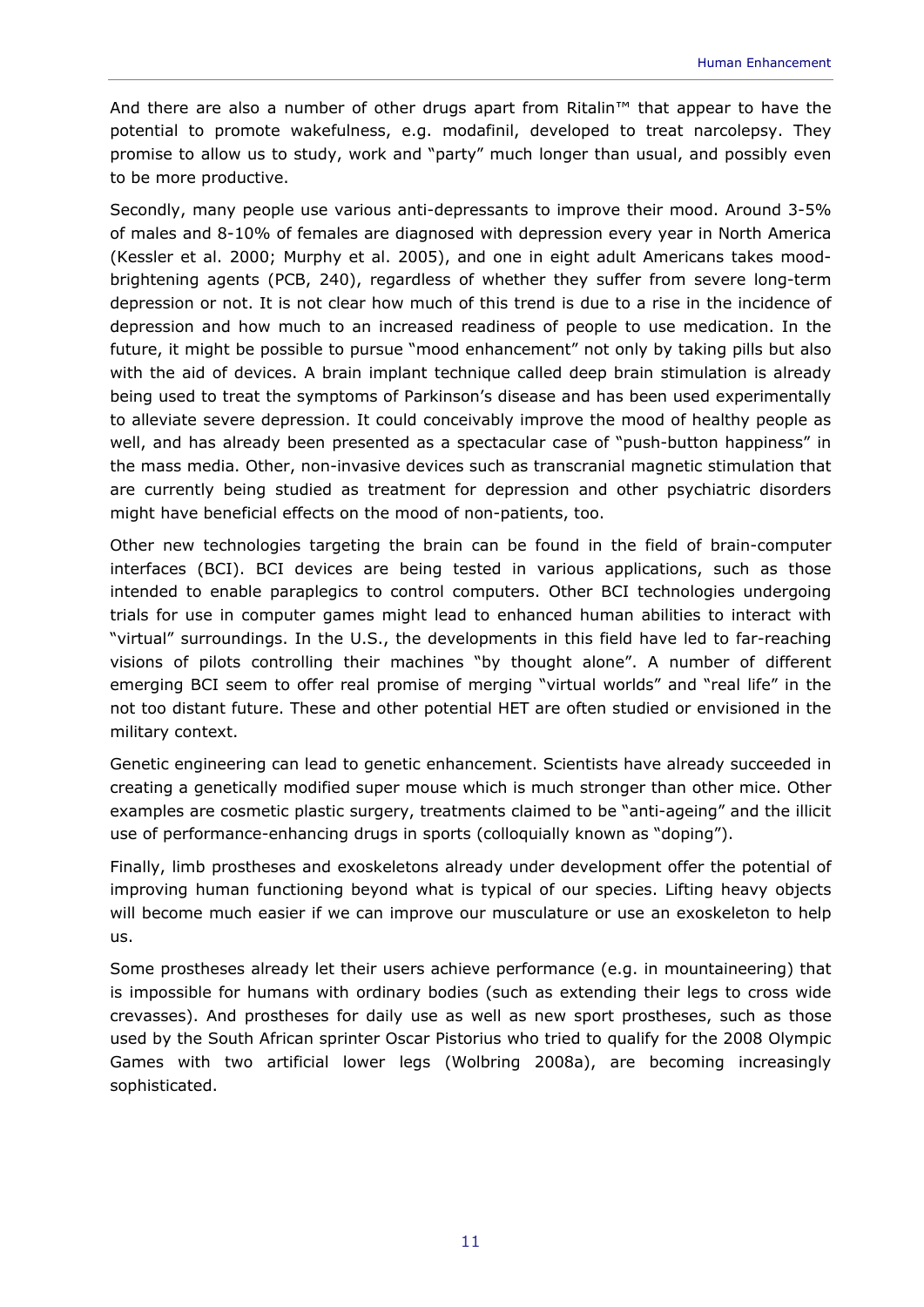And there are also a number of other drugs apart from Ritalin™ that appear to have the potential to promote wakefulness, e.g. modafinil, developed to treat narcolepsy. They promise to allow us to study, work and "party" much longer than usual, and possibly even to be more productive.

Secondly, many people use various anti-depressants to improve their mood. Around 3-5% of males and 8-10% of females are diagnosed with depression every year in North America (Kessler et al. 2000; Murphy et al. 2005), and one in eight adult Americans takes mood-brightening agents (PCB, 240), regardless of whether they suffer from severe long-term depression or not. It is not clear how much of this trend is due to a rise in the incidence of depression and how much to an increased readiness of people to use medication. In the future, it might be possible to pursue "mood enhancement" not only by taking pills but also with the aid of devices. A brain implant technique called deep brain stimulation is already being used to treat the symptoms of Parkinson's disease and has been used experimentally to alleviate severe depression. It could conceivably improve the mood of healthy people as well, and has already been presented as a spectacular case of "push-button happiness" in the mass media. Other, non-invasive devices such as transcranial magnetic stimulation that are currently being studied as treatment for depression and other psychiatric disorders might have beneficial effects on the mood of non-patients, too.

Other new technologies targeting the brain can be found in the field of brain-computer interfaces (BCI). BCI devices are being tested in various applications, such as those intended to enable paraplegics to control computers. Other BCI technologies undergoing trials for use in computer games might lead to enhanced human abilities to interact with "virtual" surroundings. In the U.S., the developments in this field have led to far-reaching visions of pilots controlling their machines "by thought alone". A number of different emerging BCI seem to offer real promise of merging "virtual worlds" and "real life" in the not too distant future. These and other potential HET are often studied or envisioned in the military context.

Genetic engineering can lead to genetic enhancement. Scientists have already succeeded in creating a genetically modified super mouse which is much stronger than other mice. Other examples are cosmetic plastic surgery, treatments claimed to be "anti-ageing" and the illicit use of performance-enhancing drugs in sports (colloquially known as "doping").

Finally, limb prostheses and exoskeletons already under development offer the potential of improving human functioning beyond what is typical of our species. Lifting heavy objects will become much easier if we can improve our musculature or use an exoskeleton to help us.

Some prostheses already let their users achieve performance (e.g. in mountaineering) that is impossible for humans with ordinary bodies (such as extending their legs to cross wide crevasses). And prostheses for daily use as well as new sport prostheses, such as those used by the South African sprinter Oscar Pistorius who tried to qualify for the 2008 Olympic Games with two artificial lower legs (Wolbring 2008a), are becoming increasingly sophisticated.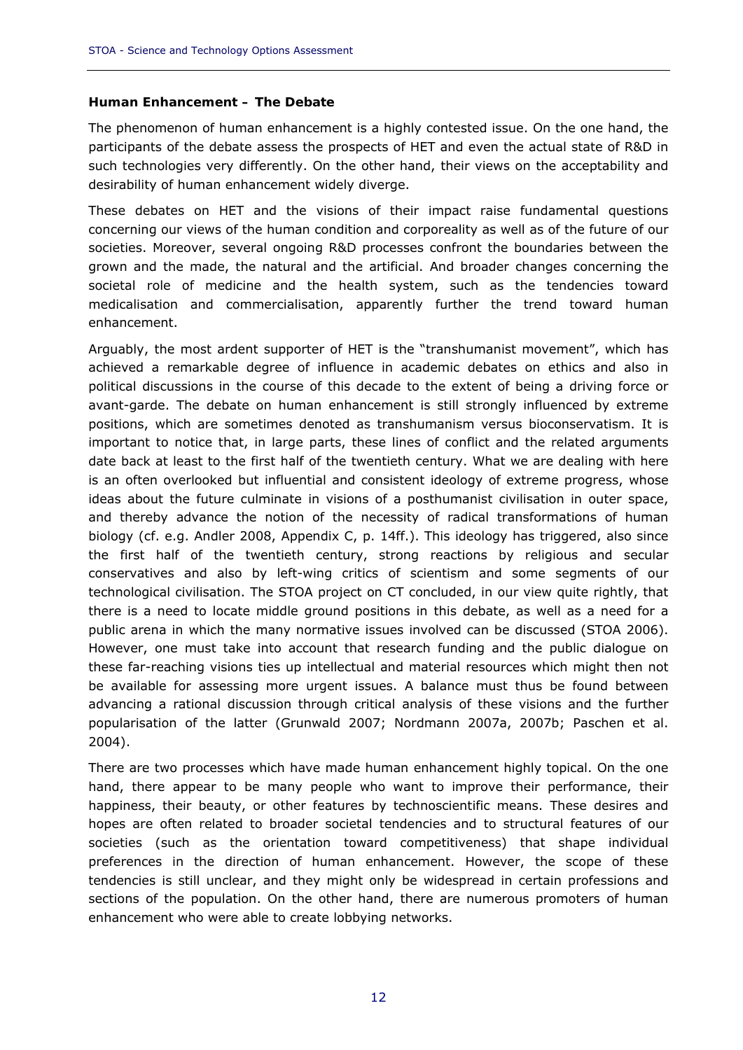**Human Enhancement – The Debate**

The phenomenon of human enhancement is a highly contested issue. On the one hand, the participants of the debate assess the prospects of HET and even the actual state of R&D in such technologies very differently. On the other hand, their views on the acceptability and desirability of human enhancement widely diverge.

These debates on HET and the visions of their impact raise fundamental questions concerning our views of the human condition and corporeality as well as of the future of our societies. Moreover, several ongoing R&D processes confront the boundaries between the grown and the made, the natural and the artificial. And broader changes concerning the societal role of medicine and the health system, such as the tendencies toward medicalisation and commercialisation, apparently further the trend toward human enhancement.

Arguably, the most ardent supporter of HET is the "transhumanist movement", which has achieved a remarkable degree of influence in academic debates on ethics and also in political discussions in the course of this decade to the extent of being a driving force or avant-garde. The debate on human enhancement is still strongly influenced by extreme positions, which are sometimes denoted as transhumanism versus bioconservatism. It is important to notice that, in large parts, these lines of conflict and the related arguments date back at least to the first half of the twentieth century. What we are dealing with here is an often overlooked but influential and consistent ideology of extreme progress, whose ideas about the future culminate in visions of a posthumanist civilisation in outer space, and thereby advance the notion of the necessity of radical transformations of human biology (cf. e.g. Andler 2008, Appendix C, p. 14ff.). This ideology has triggered, also since the first half of the twentieth century, strong reactions by religious and secular conservatives and also by left-wing critics of scientism and some segments of our technological civilisation. The STOA project on CT concluded, in our view quite rightly, that there is a need to locate middle ground positions in this debate, as well as a need for a public arena in which the many normative issues involved can be discussed (STOA 2006). However, one must take into account that research funding and the public dialogue on these far-reaching visions ties up intellectual and material resources which might then not be available for assessing more urgent issues. A balance must thus be found between advancing a rational discussion through critical analysis of these visions and the further popularisation of the latter (Grunwald 2007; Nordmann 2007a, 2007b; Paschen et al. 2004).

There are two processes which have made human enhancement highly topical. On the one hand, there appear to be many people who want to improve their performance, their happiness, their beauty, or other features by technoscientific means. These desires and hopes are often related to broader societal tendencies and to structural features of our societies (such as the orientation toward competitiveness) that shape individual preferences in the direction of human enhancement. However, the scope of these tendencies is still unclear, and they might only be widespread in certain professions and sections of the population. On the other hand, there are numerous promoters of human enhancement who were able to create lobbying networks.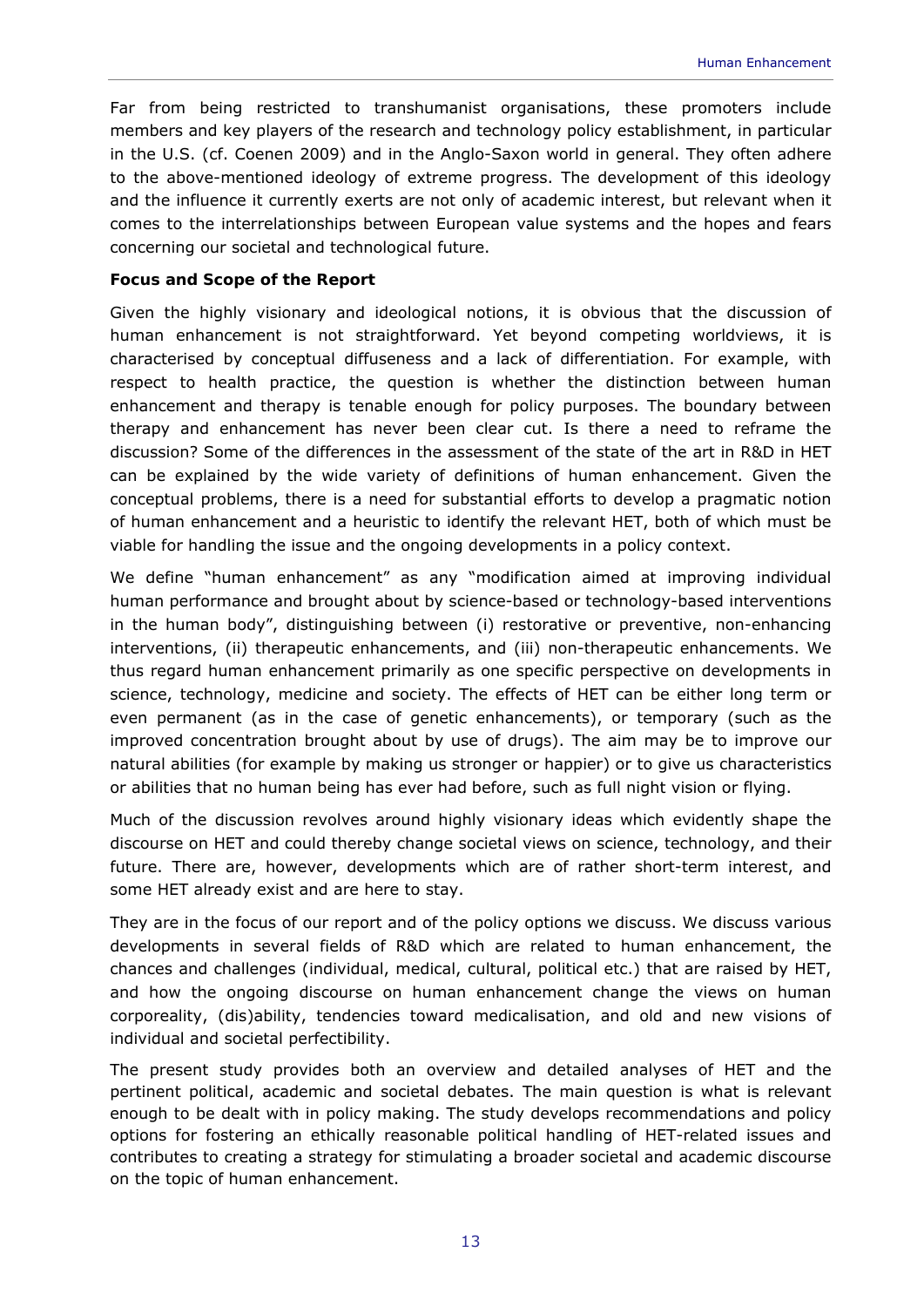Far from being restricted to transhumanist organisations, these promoters include members and key players of the research and technology policy establishment, in particular in the U.S. (cf. Coenen 2009) and in the Anglo-Saxon world in general. They often adhere to the above-mentioned ideology of extreme progress. The development of this ideology and the influence it currently exerts are not only of academic interest, but relevant when it comes to the interrelationships between European value systems and the hopes and fears concerning our societal and technological future.

**Focus and Scope of the Report**

Given the highly visionary and ideological notions, it is obvious that the discussion of human enhancement is not straightforward. Yet beyond competing worldviews, it is characterised by conceptual diffuseness and a lack of differentiation. For example, with respect to health practice, the question is whether the distinction between human enhancement and therapy is tenable enough for policy purposes. The boundary between therapy and enhancement has never been clear cut. Is there a need to reframe the discussion? Some of the differences in the assessment of the state of the art in R&D in HET can be explained by the wide variety of definitions of human enhancement. Given the conceptual problems, there is a need for substantial efforts to develop a pragmatic notion of human enhancement and a heuristic to identify the relevant HET, both of which must be viable for handling the issue and the ongoing developments in a policy context.

We define "human enhancement" as any "modification aimed at improving individual human performance and brought about by science-based or technology-based interventions in the human body", distinguishing between (i) restorative or preventive, non-enhancing interventions, (ii) therapeutic enhancements, and (iii) non-therapeutic enhancements. We thus regard human enhancement primarily as one specific perspective on developments in science, technology, medicine and society. The effects of HET can be either long term or even permanent (as in the case of genetic enhancements), or temporary (such as the improved concentration brought about by use of drugs). The aim may be to improve our natural abilities (for example by making us stronger or happier) or to give us characteristics or abilities that no human being has ever had before, such as full night vision or flying.

Much of the discussion revolves around highly visionary ideas which evidently shape the discourse on HET and could thereby change societal views on science, technology, and their future. There are, however, developments which are of rather short-term interest, and some HET already exist and are here to stay.

They are in the focus of our report and of the policy options we discuss. We discuss various developments in several fields of R&D which are related to human enhancement, the chances and challenges (individual, medical, cultural, political etc.) that are raised by HET, and how the ongoing discourse on human enhancement change the views on human corporeality, (dis)ability, tendencies toward medicalisation, and old and new visions of individual and societal perfectibility.

The present study provides both an overview and detailed analyses of HET and the pertinent political, academic and societal debates. The main question is what is relevant enough to be dealt with in policy making. The study develops recommendations and policy options for fostering an ethically reasonable political handling of HET-related issues and contributes to creating a strategy for stimulating a broader societal and academic discourse on the topic of human enhancement.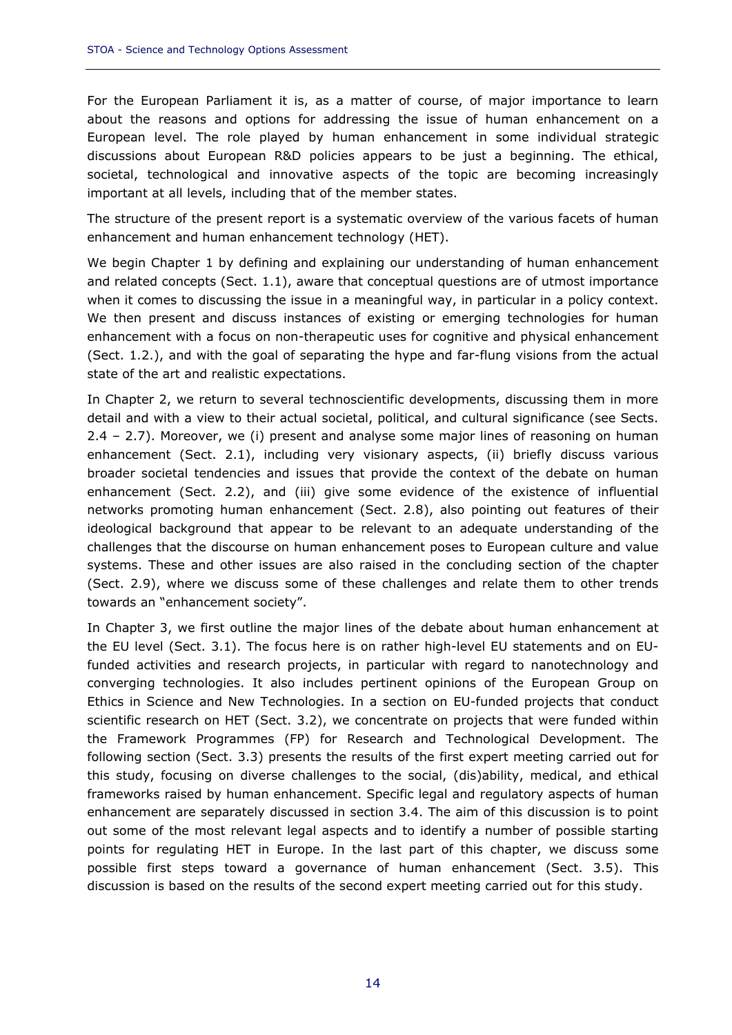For the European Parliament it is, as a matter of course, of major importance to learn about the reasons and options for addressing the issue of human enhancement on a European level. The role played by human enhancement in some individual strategic discussions about European R&D policies appears to be just a beginning. The ethical, societal, technological and innovative aspects of the topic are becoming increasingly important at all levels, including that of the member states.

The structure of the present report is a systematic overview of the various facets of human enhancement and human enhancement technology (HET).

We begin Chapter 1 by defining and explaining our understanding of human enhancement and related concepts (Sect. 1.1), aware that conceptual questions are of utmost importance when it comes to discussing the issue in a meaningful way, in particular in a policy context. We then present and discuss instances of existing or emerging technologies for human enhancement with a focus on non-therapeutic uses for cognitive and physical enhancement (Sect. 1.2.), and with the goal of separating the hype and far-flung visions from the actual state of the art and realistic expectations.

In Chapter 2, we return to several technoscientific developments, discussing them in more detail and with a view to their actual societal, political, and cultural significance (see Sects. 2.4 – 2.7). Moreover, we (i) present and analyse some major lines of reasoning on human enhancement (Sect. 2.1), including very visionary aspects, (ii) briefly discuss various broader societal tendencies and issues that provide the context of the debate on human enhancement (Sect. 2.2), and (iii) give some evidence of the existence of influential networks promoting human enhancement (Sect. 2.8), also pointing out features of their ideological background that appear to be relevant to an adequate understanding of the challenges that the discourse on human enhancement poses to European culture and value systems. These and other issues are also raised in the concluding section of the chapter (Sect. 2.9), where we discuss some of these challenges and relate them to other trends towards an "enhancement society".

In Chapter 3, we first outline the major lines of the debate about human enhancement at the EU level (Sect. 3.1). The focus here is on rather high-level EU statements and on EU-funded activities and research projects, in particular with regard to nanotechnology and converging technologies. It also includes pertinent opinions of the European Group on Ethics in Science and New Technologies. In a section on EU-funded projects that conduct scientific research on HET (Sect. 3.2), we concentrate on projects that were funded within the Framework Programmes (FP) for Research and Technological Development. The following section (Sect. 3.3) presents the results of the first expert meeting carried out for this study, focusing on diverse challenges to the social, (dis)ability, medical, and ethical frameworks raised by human enhancement. Specific legal and regulatory aspects of human enhancement are separately discussed in section 3.4. The aim of this discussion is to point out some of the most relevant legal aspects and to identify a number of possible starting points for regulating HET in Europe. In the last part of this chapter, we discuss some possible first steps toward a governance of human enhancement (Sect. 3.5). This discussion is based on the results of the second expert meeting carried out for this study.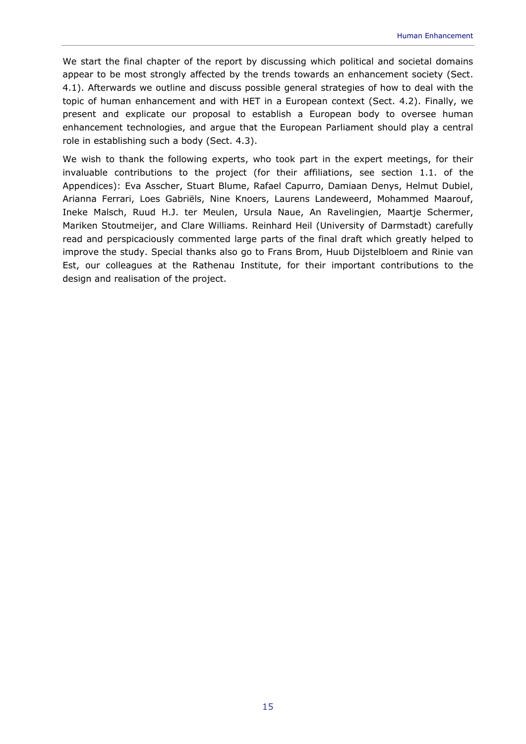We start the final chapter of the report by discussing which political and societal domains appear to be most strongly affected by the trends towards an enhancement society (Sect. 4.1). Afterwards we outline and discuss possible general strategies of how to deal with the topic of human enhancement and with HET in a European context (Sect. 4.2). Finally, we present and explicate our proposal to establish a European body to oversee human enhancement technologies, and argue that the European Parliament should play a central role in establishing such a body (Sect. 4.3).

We wish to thank the following experts, who took part in the expert meetings, for their invaluable contributions to the project (for their affiliations, see section 1.1. of the Appendices): Eva Asscher, Stuart Blume, Rafael Capurro, Damiaan Denys, Helmut Dubiel, Arianna Ferrari, Loes Gabriëls, Nine Knoers, Laurens Landeweerd, Mohammed Maarouf, Ineke Malsch, Ruud H.J. ter Meulen, Ursula Naue, An Ravelingien, Maartje Schermer, Mariken Stoutmeijer, and Clare Williams. Reinhard Heil (University of Darmstadt) carefully read and perspicaciously commented large parts of the final draft which greatly helped to improve the study. Special thanks also go to Frans Brom, Huub Dijstelbloem and Rinie van Est, our colleagues at the Rathenau Institute, for their important contributions to the design and realisation of the project.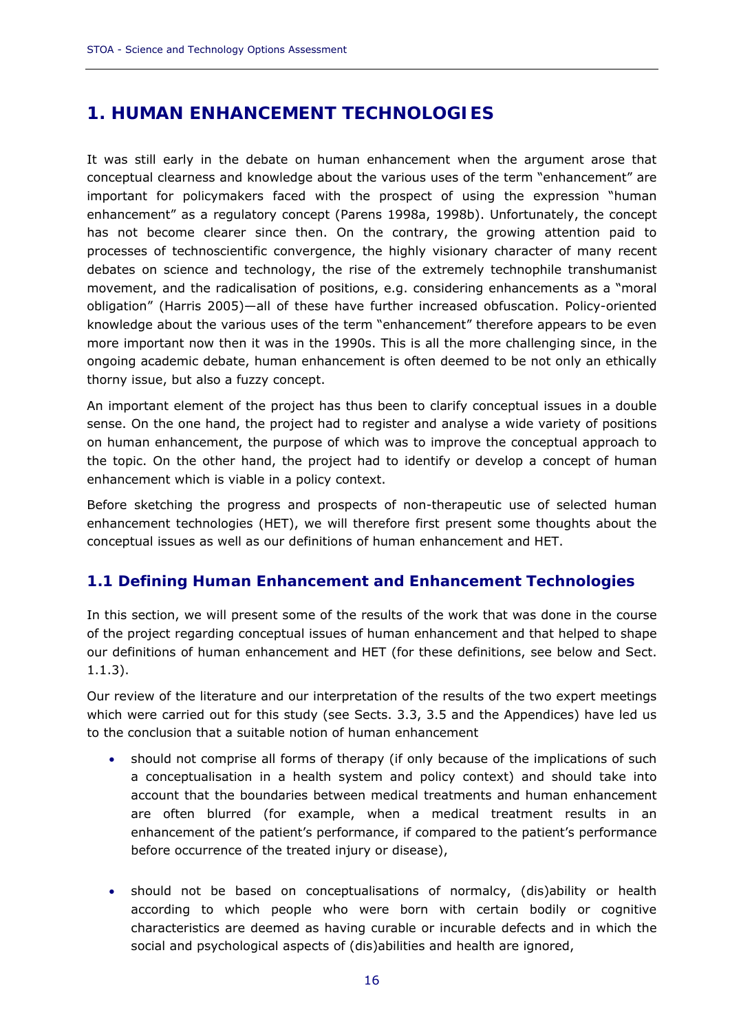# 1. HUMAN ENHANCEMENT TECHNOLOGIES

It was still early in the debate on human enhancement when the argument arose that conceptual clearness and knowledge about the various uses of the term "enhancement" are important for policymakers faced with the prospect of using the expression "human enhancement" as a regulatory concept (Parens 1998a, 1998b). Unfortunately, the concept has not become clearer since then. On the contrary, the growing attention paid to processes of technoscientific convergence, the highly visionary character of many recent debates on science and technology, the rise of the extremely technophile transhumanist movement, and the radicalisation of positions, e.g. considering enhancements as a "moral obligation" (Harris 2005)—all of these have further increased obfuscation. Policy-oriented knowledge about the various uses of the term "enhancement" therefore appears to be even more important now then it was in the 1990s. This is all the more challenging since, in the ongoing academic debate, human enhancement is often deemed to be not only an ethically thorny issue, but also a fuzzy concept.

An important element of the project has thus been to clarify conceptual issues in a double sense. On the one hand, the project had to register and analyse a wide variety of positions on human enhancement, the purpose of which was to improve the conceptual approach to the topic. On the other hand, the project had to identify or develop a concept of human enhancement which is viable in a policy context.

Before sketching the progress and prospects of non-therapeutic use of selected human enhancement technologies (HET), we will therefore first present some thoughts about the conceptual issues as well as our definitions of human enhancement and HET.

## 1.1 Defining Human Enhancement and Enhancement Technologies

In this section, we will present some of the results of the work that was done in the course of the project regarding conceptual issues of human enhancement and that helped to shape our definitions of human enhancement and HET (for these definitions, see below and Sect. 1.1.3).

Our review of the literature and our interpretation of the results of the two expert meetings which were carried out for this study (see Sects. 3.3, 3.5 and the Appendices) have led us to the conclusion that a suitable notion of human enhancement

- should not comprise all forms of therapy (if only because of the implications of such a conceptualisation in a health system and policy context) and should take into account that the boundaries between medical treatments and human enhancement are often blurred (for example, when a medical treatment results in an enhancement of the patient's performance, if compared to the patient's performance before occurrence of the treated injury or disease),
- should not be based on conceptualisations of normalcy, (dis)ability or health according to which people who were born with certain bodily or cognitive characteristics are deemed as having curable or incurable defects and in which the social and psychological aspects of (dis)abilities and health are ignored,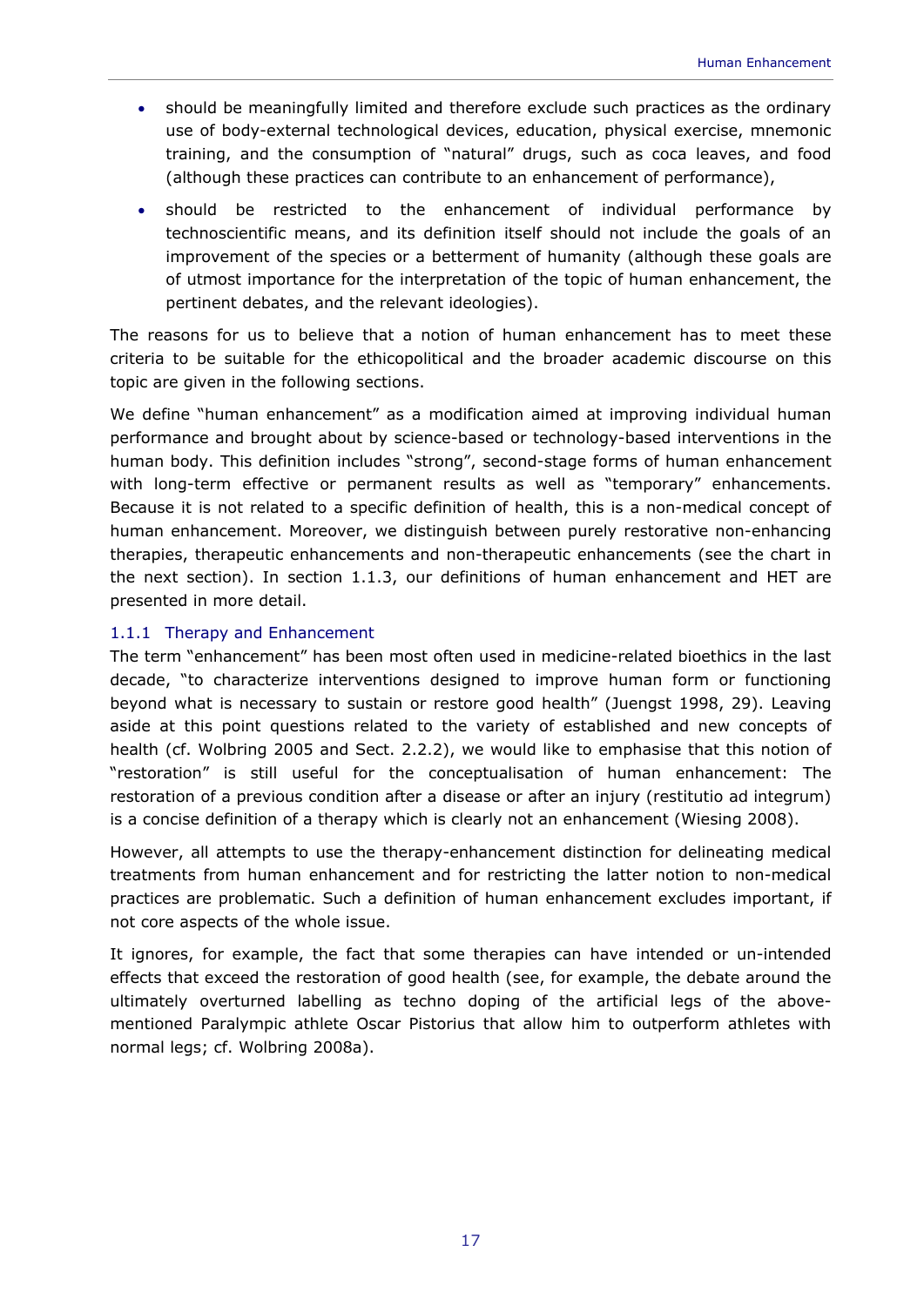- should be meaningfully limited and therefore exclude such practices as the ordinary use of body-external technological devices, education, physical exercise, mnemonic training, and the consumption of "natural" drugs, such as coca leaves, and food (although these practices can contribute to an enhancement of performance),
- should be restricted to the enhancement of individual performance by technoscientific means, and its definition itself should not include the goals of an improvement of the species or a betterment of humanity (although these goals are of utmost importance for the interpretation of the topic of human enhancement, the pertinent debates, and the relevant ideologies).

The reasons for us to believe that a notion of human enhancement has to meet these criteria to be suitable for the ethicopolitical and the broader academic discourse on this topic are given in the following sections.

We define "human enhancement" as a modification aimed at improving individual human performance and brought about by science-based or technology-based interventions in the human body. This definition includes "strong", second-stage forms of human enhancement with long-term effective or permanent results as well as "temporary" enhancements. Because it is not related to a specific definition of health, this is a non-medical concept of human enhancement. Moreover, we distinguish between purely restorative non-enhancing therapies, therapeutic enhancements and non-therapeutic enhancements (see the chart in the next section). In section 1.1.3, our definitions of human enhancement and HET are presented in more detail.

### 1.1.1 Therapy and Enhancement

The term "enhancement" has been most often used in medicine-related bioethics in the last decade, "to characterize interventions designed to improve human form or functioning beyond what is necessary to sustain or restore good health" (Juengst 1998, 29). Leaving aside at this point questions related to the variety of established and new concepts of health (cf. Wolbring 2005 and Sect. 2.2.2), we would like to emphasise that this notion of "restoration" is still useful for the conceptualisation of human enhancement: The restoration of a previous condition after a disease or after an injury (restitutio ad integrum) is a concise definition of a therapy which is clearly not an enhancement (Wiesing 2008).

However, all attempts to use the therapy-enhancement distinction for delineating medical treatments from human enhancement and for restricting the latter notion to non-medical practices are problematic. Such a definition of human enhancement excludes important, if not core aspects of the whole issue.

It ignores, for example, the fact that some therapies can have intended or un-intended effects that exceed the restoration of good health (see, for example, the debate around the ultimately overturned labelling as techno doping of the artificial legs of the above-mentioned Paralympic athlete Oscar Pistorius that allow him to outperform athletes with normal legs; cf. Wolbring 2008a).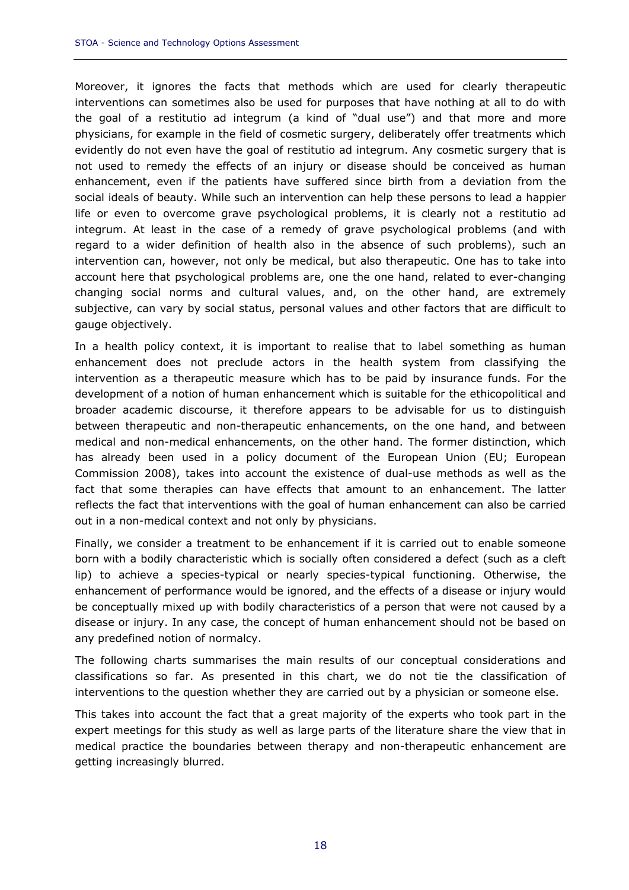Moreover, it ignores the facts that methods which are used for clearly therapeutic interventions can sometimes also be used for purposes that have nothing at all to do with the goal of a restitutio ad integrum (a kind of "dual use") and that more and more physicians, for example in the field of cosmetic surgery, deliberately offer treatments which evidently do not even have the goal of restitutio ad integrum. Any cosmetic surgery that is not used to remedy the effects of an injury or disease should be conceived as human enhancement, even if the patients have suffered since birth from a deviation from the social ideals of beauty. While such an intervention can help these persons to lead a happier life or even to overcome grave psychological problems, it is clearly not a restitutio ad integrum. At least in the case of a remedy of grave psychological problems (and with regard to a wider definition of health also in the absence of such problems), such an intervention can, however, not only be medical, but also therapeutic. One has to take into account here that psychological problems are, one the one hand, related to ever-changing changing social norms and cultural values, and, on the other hand, are extremely subjective, can vary by social status, personal values and other factors that are difficult to gauge objectively.

In a health policy context, it is important to realise that to label something as human enhancement does not preclude actors in the health system from classifying the intervention as a therapeutic measure which has to be paid by insurance funds. For the development of a notion of human enhancement which is suitable for the ethicopolitical and broader academic discourse, it therefore appears to be advisable for us to distinguish between therapeutic and non-therapeutic enhancements, on the one hand, and between medical and non-medical enhancements, on the other hand. The former distinction, which has already been used in a policy document of the European Union (EU; European Commission 2008), takes into account the existence of dual-use methods as well as the fact that some therapies can have effects that amount to an enhancement. The latter reflects the fact that interventions with the goal of human enhancement can also be carried out in a non-medical context and not only by physicians.

Finally, we consider a treatment to be enhancement if it is carried out to enable someone born with a bodily characteristic which is socially often considered a defect (such as a cleft lip) to achieve a species-typical or nearly species-typical functioning. Otherwise, the enhancement of performance would be ignored, and the effects of a disease or injury would be conceptually mixed up with bodily characteristics of a person that were not caused by a disease or injury. In any case, the concept of human enhancement should not be based on any predefined notion of normalcy.

The following charts summarises the main results of our conceptual considerations and classifications so far. As presented in this chart, we do not tie the classification of interventions to the question whether they are carried out by a physician or someone else.

This takes into account the fact that a great majority of the experts who took part in the expert meetings for this study as well as large parts of the literature share the view that in medical practice the boundaries between therapy and non-therapeutic enhancement are getting increasingly blurred.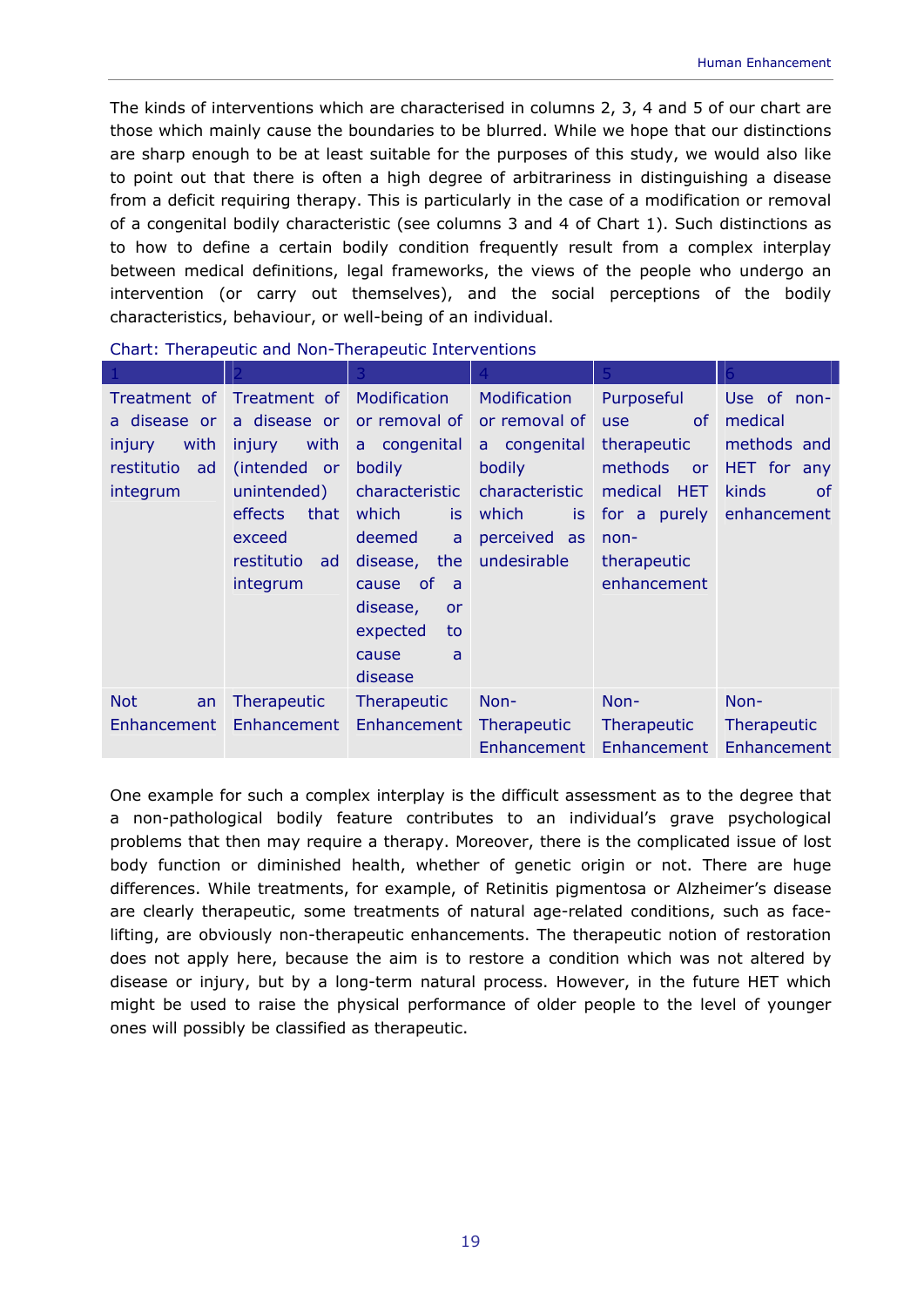The kinds of interventions which are characterised in columns 2, 3, 4 and 5 of our chart are those which mainly cause the boundaries to be blurred. While we hope that our distinctions are sharp enough to be at least suitable for the purposes of this study, we would also like to point out that there is often a high degree of arbitrariness in distinguishing a disease from a deficit requiring therapy. This is particularly in the case of a modification or removal of a congenital bodily characteristic (see columns 3 and 4 of Chart 1). Such distinctions as to how to define a certain bodily condition frequently result from a complex interplay between medical definitions, legal frameworks, the views of the people who undergo an intervention (or carry out themselves), and the social perceptions of the bodily characteristics, behaviour, or well-being of an individual.

Chart: Therapeutic and Non-Therapeutic Interventions

| 1 | 2 | 3 | 4 | 5 | 6 |
|---|---|---|---|---|---|
| Treatment of a disease or injury with restitutio ad integrum | Treatment of a disease or injury with (intended or unintended) effects that exceed restitutio ad integrum | Modification or removal of a congenital bodily characteristic which is deemed a disease, the cause of a disease, or expected to cause a disease | Modification or removal of a congenital bodily characteristic which is perceived as undesirable | Purposeful use of therapeutic methods or medical HET for a purely non-therapeutic enhancement | Use of non-medical methods and HET for any kinds of enhancement |
| Not an Enhancement | Therapeutic Enhancement | Therapeutic Enhancement | Non-Therapeutic Enhancement | Non-Therapeutic Enhancement | Non-Therapeutic Enhancement |

One example for such a complex interplay is the difficult assessment as to the degree that a non-pathological bodily feature contributes to an individual's grave psychological problems that then may require a therapy. Moreover, there is the complicated issue of lost body function or diminished health, whether of genetic origin or not. There are huge differences. While treatments, for example, of Retinitis pigmentosa or Alzheimer's disease are clearly therapeutic, some treatments of natural age-related conditions, such as face-lifting, are obviously non-therapeutic enhancements. The therapeutic notion of restoration does not apply here, because the aim is to restore a condition which was not altered by disease or injury, but by a long-term natural process. However, in the future HET which might be used to raise the physical performance of older people to the level of younger ones will possibly be classified as therapeutic.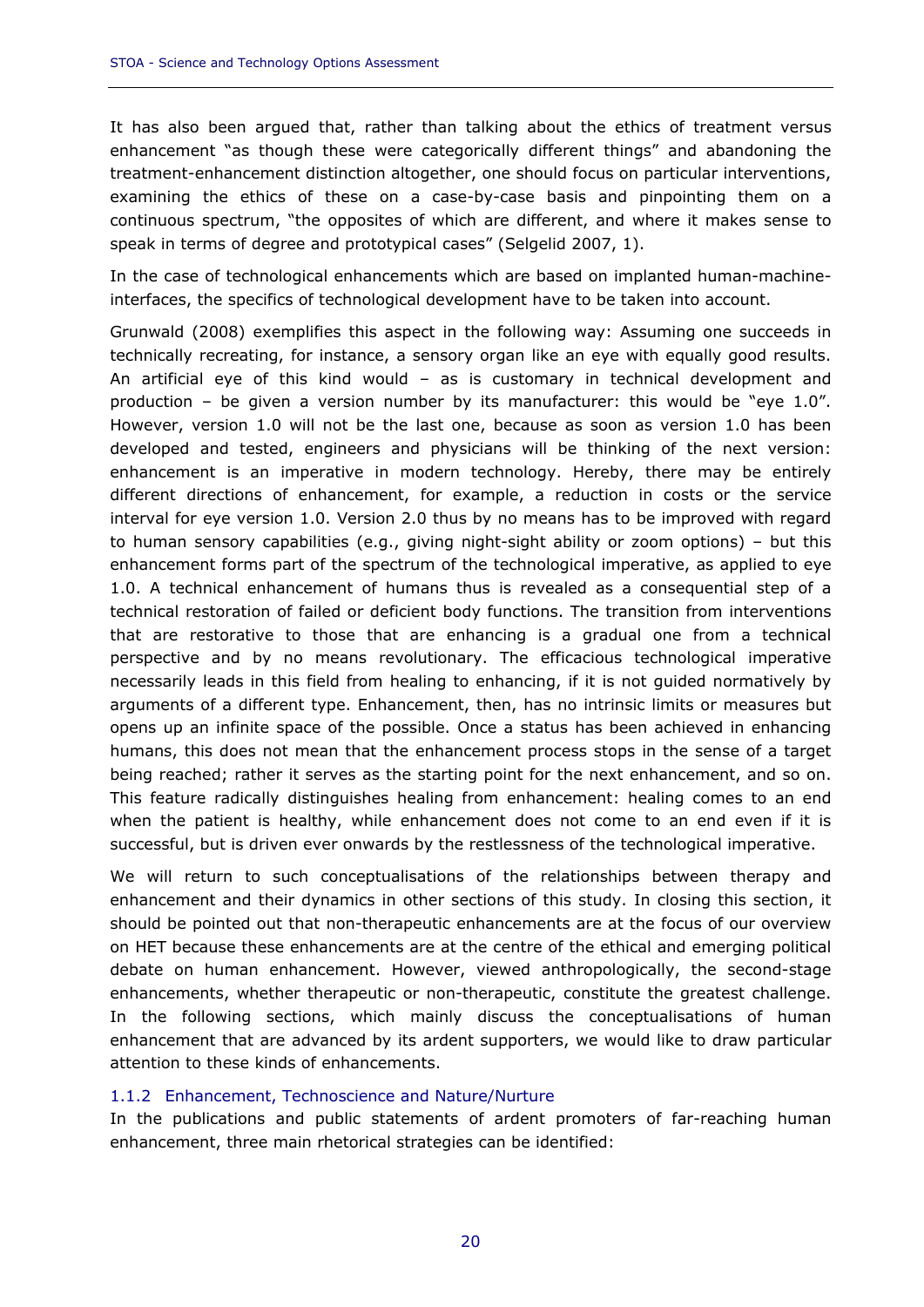It has also been argued that, rather than talking about the ethics of treatment versus enhancement "as though these were categorically different things" and abandoning the treatment-enhancement distinction altogether, one should focus on particular interventions, examining the ethics of these on a case-by-case basis and pinpointing them on a continuous spectrum, "the opposites of which are different, and where it makes sense to speak in terms of degree and prototypical cases" (Selgelid 2007, 1).

In the case of technological enhancements which are based on implanted human-machine-interfaces, the specifics of technological development have to be taken into account.

Grunwald (2008) exemplifies this aspect in the following way: Assuming one succeeds in technically recreating, for instance, a sensory organ like an eye with equally good results. An artificial eye of this kind would – as is customary in technical development and production – be given a version number by its manufacturer: this would be "eye 1.0". However, version 1.0 will not be the last one, because as soon as version 1.0 has been developed and tested, engineers and physicians will be thinking of the next version: enhancement is an imperative in modern technology. Hereby, there may be entirely different directions of enhancement, for example, a reduction in costs or the service interval for eye version 1.0. Version 2.0 thus by no means has to be improved with regard to human sensory capabilities (e.g., giving night-sight ability or zoom options) – but this enhancement forms part of the spectrum of the technological imperative, as applied to eye 1.0. A technical enhancement of humans thus is revealed as a consequential step of a technical restoration of failed or deficient body functions. The transition from interventions that are restorative to those that are enhancing is a gradual one from a technical perspective and by no means revolutionary. The efficacious technological imperative necessarily leads in this field from healing to enhancing, if it is not guided normatively by arguments of a different type. Enhancement, then, has no intrinsic limits or measures but opens up an infinite space of the possible. Once a status has been achieved in enhancing humans, this does not mean that the enhancement process stops in the sense of a target being reached; rather it serves as the starting point for the next enhancement, and so on. This feature radically distinguishes healing from enhancement: healing comes to an end when the patient is healthy, while enhancement does not come to an end even if it is successful, but is driven ever onwards by the restlessness of the technological imperative.

We will return to such conceptualisations of the relationships between therapy and enhancement and their dynamics in other sections of this study. In closing this section, it should be pointed out that non-therapeutic enhancements are at the focus of our overview on HET because these enhancements are at the centre of the ethical and emerging political debate on human enhancement. However, viewed anthropologically, the second-stage enhancements, whether therapeutic or non-therapeutic, constitute the greatest challenge. In the following sections, which mainly discuss the conceptualisations of human enhancement that are advanced by its ardent supporters, we would like to draw particular attention to these kinds of enhancements.

### 1.1.2 Enhancement, Technoscience and Nature/Nurture

In the publications and public statements of ardent promoters of far-reaching human enhancement, three main rhetorical strategies can be identified: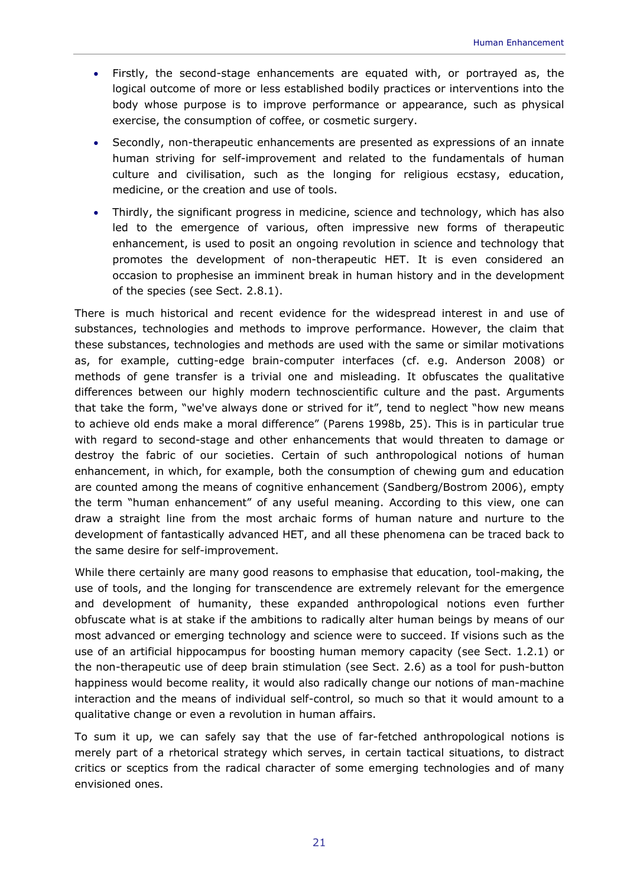- Firstly, the second-stage enhancements are equated with, or portrayed as, the logical outcome of more or less established bodily practices or interventions into the body whose purpose is to improve performance or appearance, such as physical exercise, the consumption of coffee, or cosmetic surgery.
- Secondly, non-therapeutic enhancements are presented as expressions of an innate human striving for self-improvement and related to the fundamentals of human culture and civilisation, such as the longing for religious ecstasy, education, medicine, or the creation and use of tools.
- Thirdly, the significant progress in medicine, science and technology, which has also led to the emergence of various, often impressive new forms of therapeutic enhancement, is used to posit an ongoing revolution in science and technology that promotes the development of non-therapeutic HET. It is even considered an occasion to prophesise an imminent break in human history and in the development of the species (see Sect. 2.8.1).

There is much historical and recent evidence for the widespread interest in and use of substances, technologies and methods to improve performance. However, the claim that these substances, technologies and methods are used with the same or similar motivations as, for example, cutting-edge brain-computer interfaces (cf. e.g. Anderson 2008) or methods of gene transfer is a trivial one and misleading. It obfuscates the qualitative differences between our highly modern technoscientific culture and the past. Arguments that take the form, "we've always done or strived for it", tend to neglect "how new means to achieve old ends make a moral difference" (Parens 1998b, 25). This is in particular true with regard to second-stage and other enhancements that would threaten to damage or destroy the fabric of our societies. Certain of such anthropological notions of human enhancement, in which, for example, both the consumption of chewing gum and education are counted among the means of cognitive enhancement (Sandberg/Bostrom 2006), empty the term "human enhancement" of any useful meaning. According to this view, one can draw a straight line from the most archaic forms of human nature and nurture to the development of fantastically advanced HET, and all these phenomena can be traced back to the same desire for self-improvement.

While there certainly are many good reasons to emphasise that education, tool-making, the use of tools, and the longing for transcendence are extremely relevant for the emergence and development of humanity, these expanded anthropological notions even further obfuscate what is at stake if the ambitions to radically alter human beings by means of our most advanced or emerging technology and science were to succeed. If visions such as the use of an artificial hippocampus for boosting human memory capacity (see Sect. 1.2.1) or the non-therapeutic use of deep brain stimulation (see Sect. 2.6) as a tool for push-button happiness would become reality, it would also radically change our notions of man-machine interaction and the means of individual self-control, so much so that it would amount to a qualitative change or even a revolution in human affairs.

To sum it up, we can safely say that the use of far-fetched anthropological notions is merely part of a rhetorical strategy which serves, in certain tactical situations, to distract critics or sceptics from the radical character of some emerging technologies and of many envisioned ones.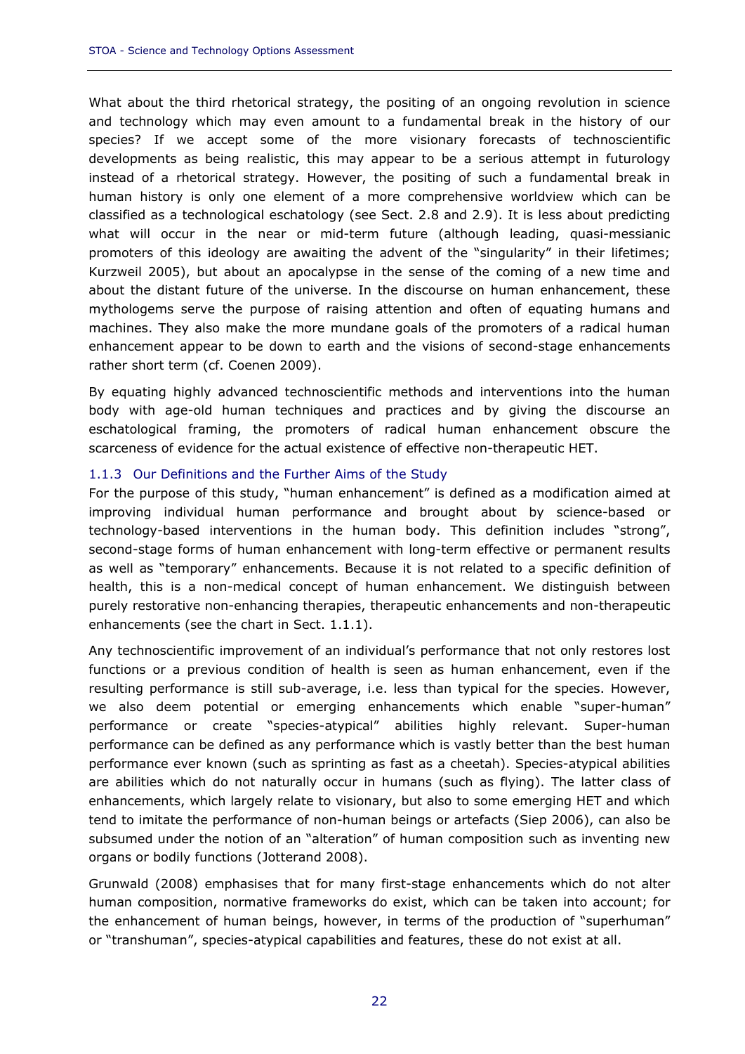What about the third rhetorical strategy, the positing of an ongoing revolution in science and technology which may even amount to a fundamental break in the history of our species? If we accept some of the more visionary forecasts of technoscientific developments as being realistic, this may appear to be a serious attempt in futurology instead of a rhetorical strategy. However, the positing of such a fundamental break in human history is only one element of a more comprehensive worldview which can be classified as a technological eschatology (see Sect. 2.8 and 2.9). It is less about predicting what will occur in the near or mid-term future (although leading, quasi-messianic promoters of this ideology are awaiting the advent of the "singularity" in their lifetimes; Kurzweil 2005), but about an apocalypse in the sense of the coming of a new time and about the distant future of the universe. In the discourse on human enhancement, these mythologems serve the purpose of raising attention and often of equating humans and machines. They also make the more mundane goals of the promoters of a radical human enhancement appear to be down to earth and the visions of second-stage enhancements rather short term (cf. Coenen 2009).

By equating highly advanced technoscientific methods and interventions into the human body with age-old human techniques and practices and by giving the discourse an eschatological framing, the promoters of radical human enhancement obscure the scarceness of evidence for the actual existence of effective non-therapeutic HET.

### 1.1.3 Our Definitions and the Further Aims of the Study

For the purpose of this study, "human enhancement" is defined as a modification aimed at improving individual human performance and brought about by science-based or technology-based interventions in the human body. This definition includes "strong", second-stage forms of human enhancement with long-term effective or permanent results as well as "temporary" enhancements. Because it is not related to a specific definition of health, this is a non-medical concept of human enhancement. We distinguish between purely restorative non-enhancing therapies, therapeutic enhancements and non-therapeutic enhancements (see the chart in Sect. 1.1.1).

Any technoscientific improvement of an individual's performance that not only restores lost functions or a previous condition of health is seen as human enhancement, even if the resulting performance is still sub-average, i.e. less than typical for the species. However, we also deem potential or emerging enhancements which enable "super-human" performance or create "species-atypical" abilities highly relevant. Super-human performance can be defined as any performance which is vastly better than the best human performance ever known (such as sprinting as fast as a cheetah). Species-atypical abilities are abilities which do not naturally occur in humans (such as flying). The latter class of enhancements, which largely relate to visionary, but also to some emerging HET and which tend to imitate the performance of non-human beings or artefacts (Siep 2006), can also be subsumed under the notion of an "alteration" of human composition such as inventing new organs or bodily functions (Jotterand 2008).

Grunwald (2008) emphasises that for many first-stage enhancements which do not alter human composition, normative frameworks do exist, which can be taken into account; for the enhancement of human beings, however, in terms of the production of "superhuman" or "transhuman", species-atypical capabilities and features, these do not exist at all.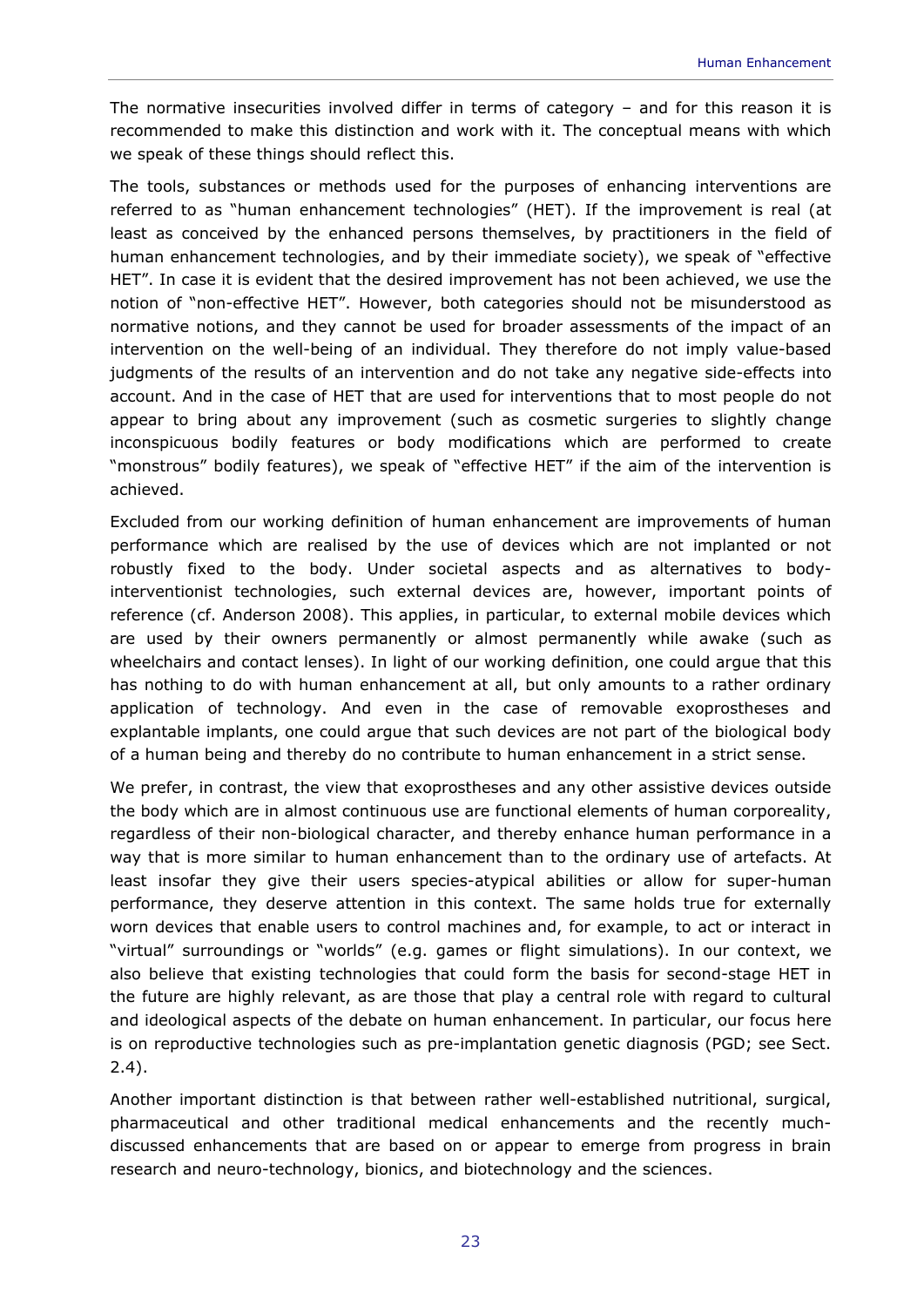The normative insecurities involved differ in terms of category – and for this reason it is recommended to make this distinction and work with it. The conceptual means with which we speak of these things should reflect this.

The tools, substances or methods used for the purposes of enhancing interventions are referred to as "human enhancement technologies" (HET). If the improvement is real (at least as conceived by the enhanced persons themselves, by practitioners in the field of human enhancement technologies, and by their immediate society), we speak of "effective HET". In case it is evident that the desired improvement has not been achieved, we use the notion of "non-effective HET". However, both categories should not be misunderstood as normative notions, and they cannot be used for broader assessments of the impact of an intervention on the well-being of an individual. They therefore do not imply value-based judgments of the results of an intervention and do not take any negative side-effects into account. And in the case of HET that are used for interventions that to most people do not appear to bring about any improvement (such as cosmetic surgeries to slightly change inconspicuous bodily features or body modifications which are performed to create "monstrous" bodily features), we speak of "effective HET" if the aim of the intervention is achieved.

Excluded from our working definition of human enhancement are improvements of human performance which are realised by the use of devices which are not implanted or not robustly fixed to the body. Under societal aspects and as alternatives to body-interventionist technologies, such external devices are, however, important points of reference (cf. Anderson 2008). This applies, in particular, to external mobile devices which are used by their owners permanently or almost permanently while awake (such as wheelchairs and contact lenses). In light of our working definition, one could argue that this has nothing to do with human enhancement at all, but only amounts to a rather ordinary application of technology. And even in the case of removable exoprostheses and explantable implants, one could argue that such devices are not part of the biological body of a human being and thereby do no contribute to human enhancement in a strict sense.

We prefer, in contrast, the view that exoprostheses and any other assistive devices outside the body which are in almost continuous use are functional elements of human corporeality, regardless of their non-biological character, and thereby enhance human performance in a way that is more similar to human enhancement than to the ordinary use of artefacts. At least insofar they give their users species-atypical abilities or allow for super-human performance, they deserve attention in this context. The same holds true for externally worn devices that enable users to control machines and, for example, to act or interact in "virtual" surroundings or "worlds" (e.g. games or flight simulations). In our context, we also believe that existing technologies that could form the basis for second-stage HET in the future are highly relevant, as are those that play a central role with regard to cultural and ideological aspects of the debate on human enhancement. In particular, our focus here is on reproductive technologies such as pre-implantation genetic diagnosis (PGD; see Sect. 2.4).

Another important distinction is that between rather well-established nutritional, surgical, pharmaceutical and other traditional medical enhancements and the recently much-discussed enhancements that are based on or appear to emerge from progress in brain research and neuro-technology, bionics, and biotechnology and the sciences.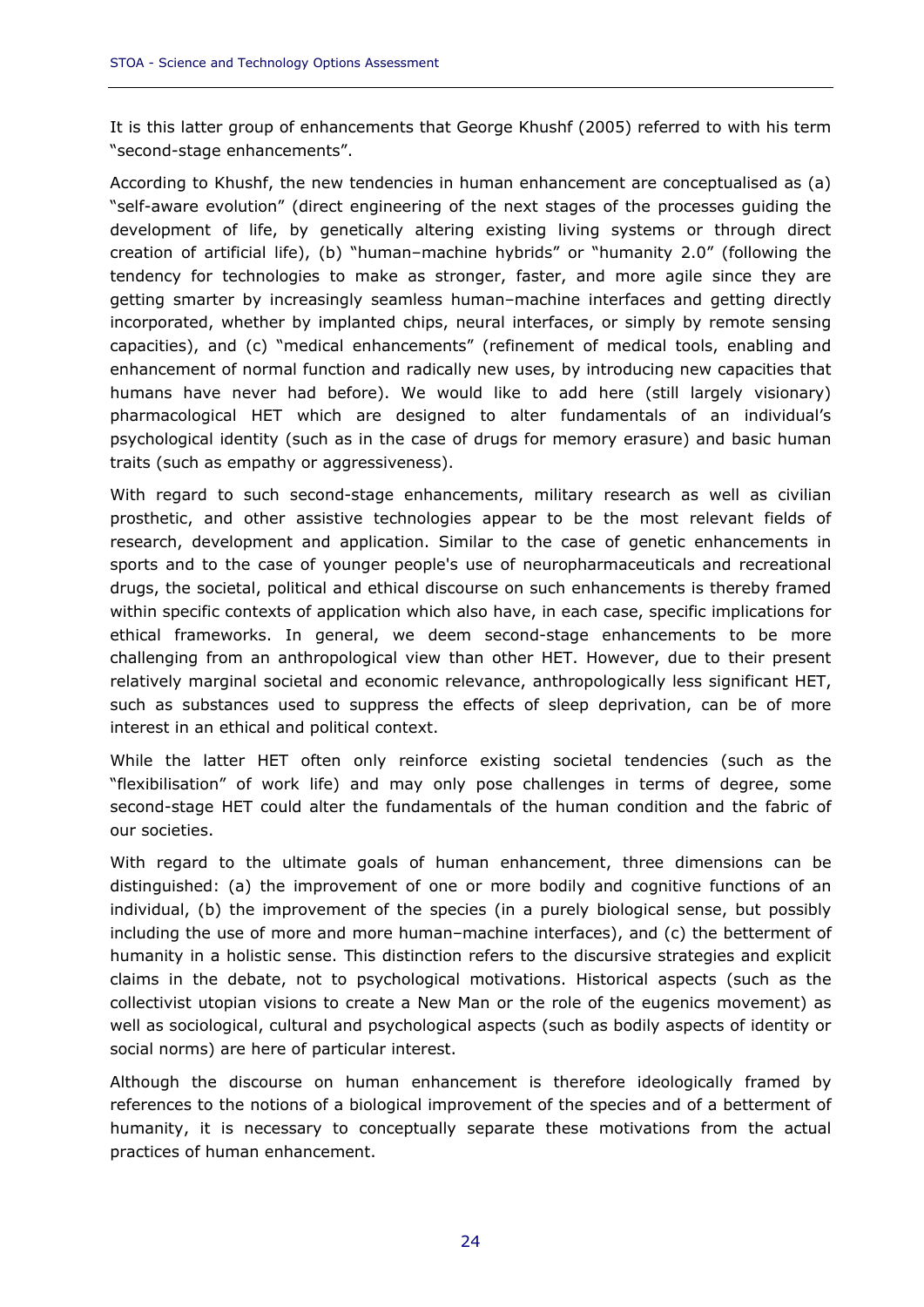It is this latter group of enhancements that George Khushf (2005) referred to with his term "second-stage enhancements".

According to Khushf, the new tendencies in human enhancement are conceptualised as (a) "self-aware evolution" (direct engineering of the next stages of the processes guiding the development of life, by genetically altering existing living systems or through direct creation of artificial life), (b) "human–machine hybrids" or "humanity 2.0" (following the tendency for technologies to make as stronger, faster, and more agile since they are getting smarter by increasingly seamless human–machine interfaces and getting directly incorporated, whether by implanted chips, neural interfaces, or simply by remote sensing capacities), and (c) "medical enhancements" (refinement of medical tools, enabling and enhancement of normal function and radically new uses, by introducing new capacities that humans have never had before). We would like to add here (still largely visionary) pharmacological HET which are designed to alter fundamentals of an individual's psychological identity (such as in the case of drugs for memory erasure) and basic human traits (such as empathy or aggressiveness).

With regard to such second-stage enhancements, military research as well as civilian prosthetic, and other assistive technologies appear to be the most relevant fields of research, development and application. Similar to the case of genetic enhancements in sports and to the case of younger people's use of neuropharmaceuticals and recreational drugs, the societal, political and ethical discourse on such enhancements is thereby framed within specific contexts of application which also have, in each case, specific implications for ethical frameworks. In general, we deem second-stage enhancements to be more challenging from an anthropological view than other HET. However, due to their present relatively marginal societal and economic relevance, anthropologically less significant HET, such as substances used to suppress the effects of sleep deprivation, can be of more interest in an ethical and political context.

While the latter HET often only reinforce existing societal tendencies (such as the "flexibilisation" of work life) and may only pose challenges in terms of degree, some second-stage HET could alter the fundamentals of the human condition and the fabric of our societies.

With regard to the ultimate goals of human enhancement, three dimensions can be distinguished: (a) the improvement of one or more bodily and cognitive functions of an individual, (b) the improvement of the species (in a purely biological sense, but possibly including the use of more and more human–machine interfaces), and (c) the betterment of humanity in a holistic sense. This distinction refers to the discursive strategies and explicit claims in the debate, not to psychological motivations. Historical aspects (such as the collectivist utopian visions to create a New Man or the role of the eugenics movement) as well as sociological, cultural and psychological aspects (such as bodily aspects of identity or social norms) are here of particular interest.

Although the discourse on human enhancement is therefore ideologically framed by references to the notions of a biological improvement of the species and of a betterment of humanity, it is necessary to conceptually separate these motivations from the actual practices of human enhancement.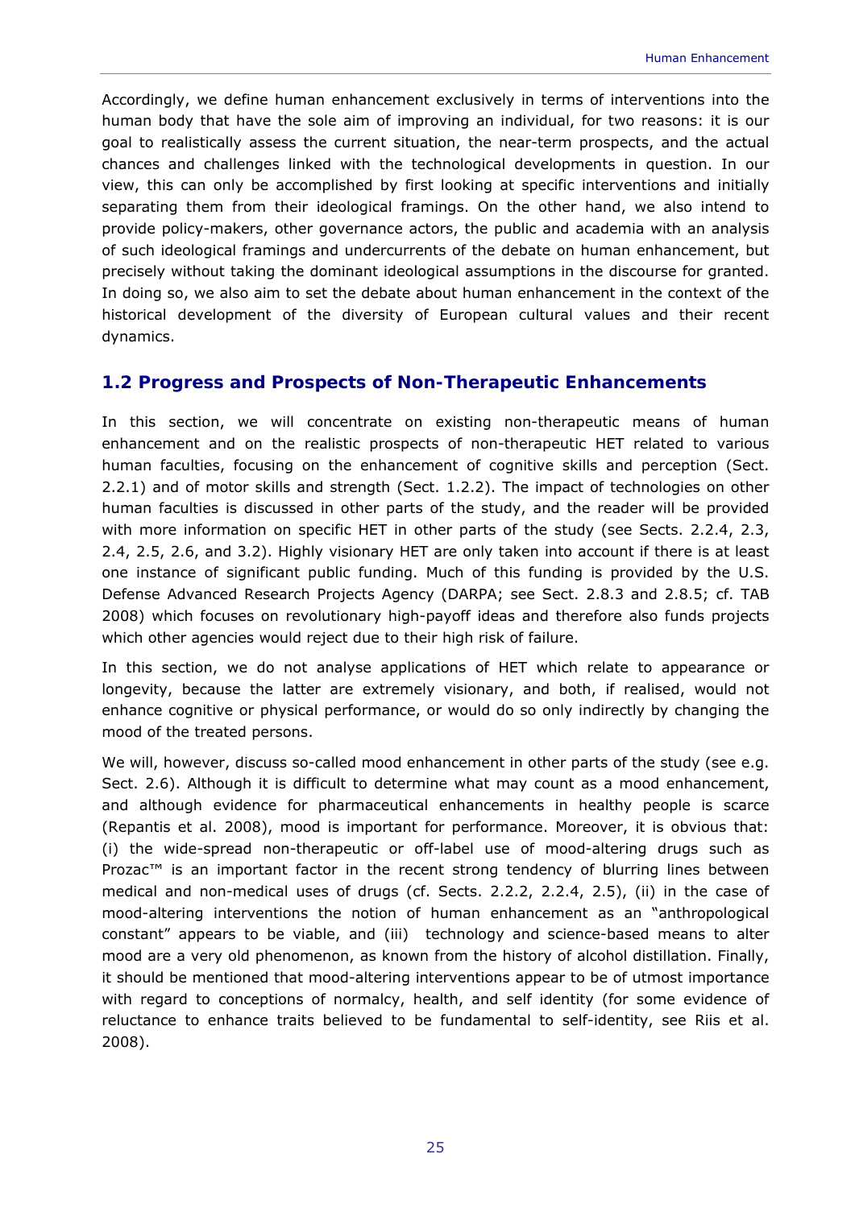Accordingly, we define human enhancement exclusively in terms of interventions into the human body that have the sole aim of improving an individual, for two reasons: it is our goal to realistically assess the current situation, the near-term prospects, and the actual chances and challenges linked with the technological developments in question. In our view, this can only be accomplished by first looking at specific interventions and initially separating them from their ideological framings. On the other hand, we also intend to provide policy-makers, other governance actors, the public and academia with an analysis of such ideological framings and undercurrents of the debate on human enhancement, but precisely without taking the dominant ideological assumptions in the discourse for granted. In doing so, we also aim to set the debate about human enhancement in the context of the historical development of the diversity of European cultural values and their recent dynamics.

## 1.2 Progress and Prospects of Non-Therapeutic Enhancements

In this section, we will concentrate on existing non-therapeutic means of human enhancement and on the realistic prospects of non-therapeutic HET related to various human faculties, focusing on the enhancement of cognitive skills and perception (Sect. 2.2.1) and of motor skills and strength (Sect. 1.2.2). The impact of technologies on other human faculties is discussed in other parts of the study, and the reader will be provided with more information on specific HET in other parts of the study (see Sects. 2.2.4, 2.3, 2.4, 2.5, 2.6, and 3.2). Highly visionary HET are only taken into account if there is at least one instance of significant public funding. Much of this funding is provided by the U.S. Defense Advanced Research Projects Agency (DARPA; see Sect. 2.8.3 and 2.8.5; cf. TAB 2008) which focuses on revolutionary high-payoff ideas and therefore also funds projects which other agencies would reject due to their high risk of failure.

In this section, we do not analyse applications of HET which relate to appearance or longevity, because the latter are extremely visionary, and both, if realised, would not enhance cognitive or physical performance, or would do so only indirectly by changing the mood of the treated persons.

We will, however, discuss so-called mood enhancement in other parts of the study (see e.g. Sect. 2.6). Although it is difficult to determine what may count as a mood enhancement, and although evidence for pharmaceutical enhancements in healthy people is scarce (Repantis et al. 2008), mood is important for performance. Moreover, it is obvious that: (i) the wide-spread non-therapeutic or off-label use of mood-altering drugs such as Prozac™ is an important factor in the recent strong tendency of blurring lines between medical and non-medical uses of drugs (cf. Sects. 2.2.2, 2.2.4, 2.5), (ii) in the case of mood-altering interventions the notion of human enhancement as an "anthropological constant" appears to be viable, and (iii) technology and science-based means to alter mood are a very old phenomenon, as known from the history of alcohol distillation. Finally, it should be mentioned that mood-altering interventions appear to be of utmost importance with regard to conceptions of normalcy, health, and self identity (for some evidence of reluctance to enhance traits believed to be fundamental to self-identity, see Riis et al. 2008).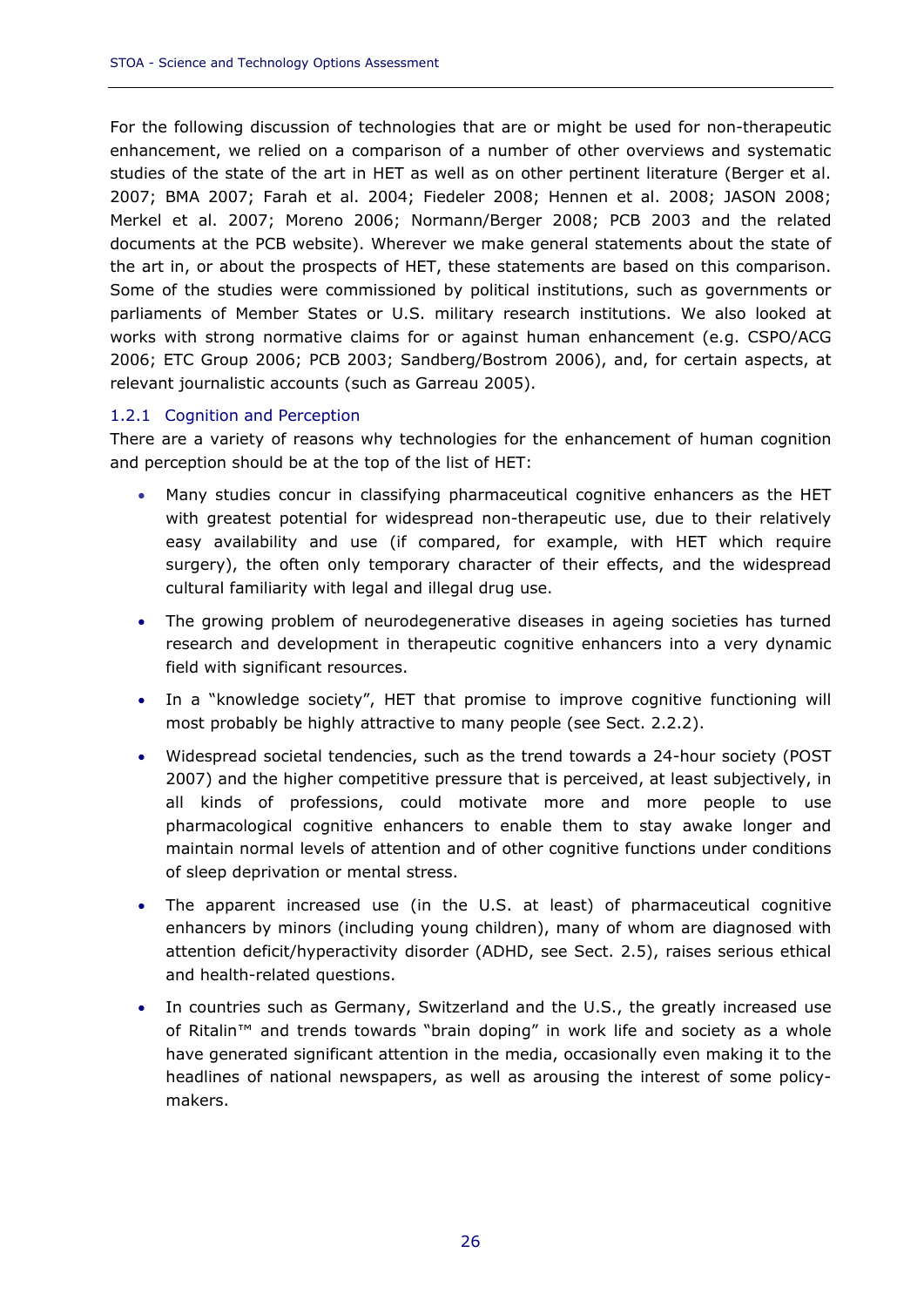For the following discussion of technologies that are or might be used for non-therapeutic enhancement, we relied on a comparison of a number of other overviews and systematic studies of the state of the art in HET as well as on other pertinent literature (Berger et al. 2007; BMA 2007; Farah et al. 2004; Fiedeler 2008; Hennen et al. 2008; JASON 2008; Merkel et al. 2007; Moreno 2006; Normann/Berger 2008; PCB 2003 and the related documents at the PCB website). Wherever we make general statements about the state of the art in, or about the prospects of HET, these statements are based on this comparison. Some of the studies were commissioned by political institutions, such as governments or parliaments of Member States or U.S. military research institutions. We also looked at works with strong normative claims for or against human enhancement (e.g. CSPO/ACG 2006; ETC Group 2006; PCB 2003; Sandberg/Bostrom 2006), and, for certain aspects, at relevant journalistic accounts (such as Garreau 2005).

### 1.2.1 Cognition and Perception

There are a variety of reasons why technologies for the enhancement of human cognition and perception should be at the top of the list of HET:

- Many studies concur in classifying pharmaceutical cognitive enhancers as the HET with greatest potential for widespread non-therapeutic use, due to their relatively easy availability and use (if compared, for example, with HET which require surgery), the often only temporary character of their effects, and the widespread cultural familiarity with legal and illegal drug use.
- The growing problem of neurodegenerative diseases in ageing societies has turned research and development in therapeutic cognitive enhancers into a very dynamic field with significant resources.
- In a "knowledge society", HET that promise to improve cognitive functioning will most probably be highly attractive to many people (see Sect. 2.2.2).
- Widespread societal tendencies, such as the trend towards a 24-hour society (POST 2007) and the higher competitive pressure that is perceived, at least subjectively, in all kinds of professions, could motivate more and more people to use pharmacological cognitive enhancers to enable them to stay awake longer and maintain normal levels of attention and of other cognitive functions under conditions of sleep deprivation or mental stress.
- The apparent increased use (in the U.S. at least) of pharmaceutical cognitive enhancers by minors (including young children), many of whom are diagnosed with attention deficit/hyperactivity disorder (ADHD, see Sect. 2.5), raises serious ethical and health-related questions.
- In countries such as Germany, Switzerland and the U.S., the greatly increased use of Ritalin™ and trends towards "brain doping" in work life and society as a whole have generated significant attention in the media, occasionally even making it to the headlines of national newspapers, as well as arousing the interest of some policy-makers.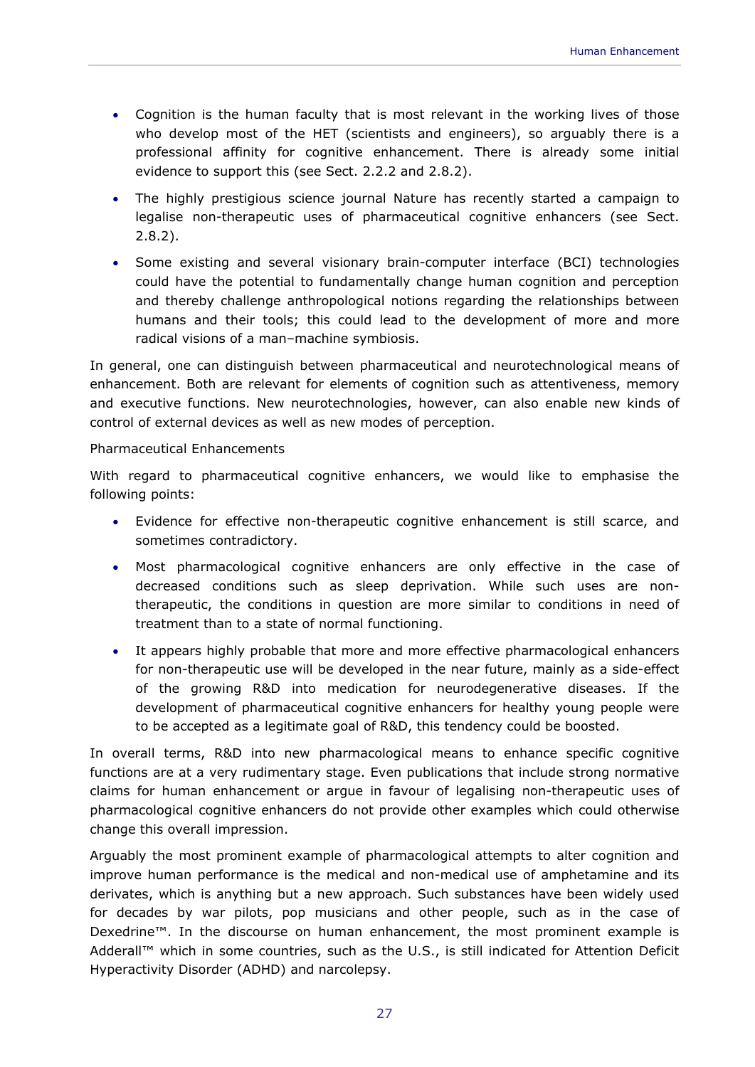- Cognition is the human faculty that is most relevant in the working lives of those who develop most of the HET (scientists and engineers), so arguably there is a professional affinity for cognitive enhancement. There is already some initial evidence to support this (see Sect. 2.2.2 and 2.8.2).
- The highly prestigious science journal Nature has recently started a campaign to legalise non-therapeutic uses of pharmaceutical cognitive enhancers (see Sect. 2.8.2).
- Some existing and several visionary brain-computer interface (BCI) technologies could have the potential to fundamentally change human cognition and perception and thereby challenge anthropological notions regarding the relationships between humans and their tools; this could lead to the development of more and more radical visions of a man–machine symbiosis.

In general, one can distinguish between pharmaceutical and neurotechnological means of enhancement. Both are relevant for elements of cognition such as attentiveness, memory and executive functions. New neurotechnologies, however, can also enable new kinds of control of external devices as well as new modes of perception.

Pharmaceutical Enhancements

With regard to pharmaceutical cognitive enhancers, we would like to emphasise the following points:

- Evidence for effective non-therapeutic cognitive enhancement is still scarce, and sometimes contradictory.
- Most pharmacological cognitive enhancers are only effective in the case of decreased conditions such as sleep deprivation. While such uses are non-therapeutic, the conditions in question are more similar to conditions in need of treatment than to a state of normal functioning.
- It appears highly probable that more and more effective pharmacological enhancers for non-therapeutic use will be developed in the near future, mainly as a side-effect of the growing R&D into medication for neurodegenerative diseases. If the development of pharmaceutical cognitive enhancers for healthy young people were to be accepted as a legitimate goal of R&D, this tendency could be boosted.

In overall terms, R&D into new pharmacological means to enhance specific cognitive functions are at a very rudimentary stage. Even publications that include strong normative claims for human enhancement or argue in favour of legalising non-therapeutic uses of pharmacological cognitive enhancers do not provide other examples which could otherwise change this overall impression.

Arguably the most prominent example of pharmacological attempts to alter cognition and improve human performance is the medical and non-medical use of amphetamine and its derivates, which is anything but a new approach. Such substances have been widely used for decades by war pilots, pop musicians and other people, such as in the case of Dexedrine™. In the discourse on human enhancement, the most prominent example is Adderall™ which in some countries, such as the U.S., is still indicated for Attention Deficit Hyperactivity Disorder (ADHD) and narcolepsy.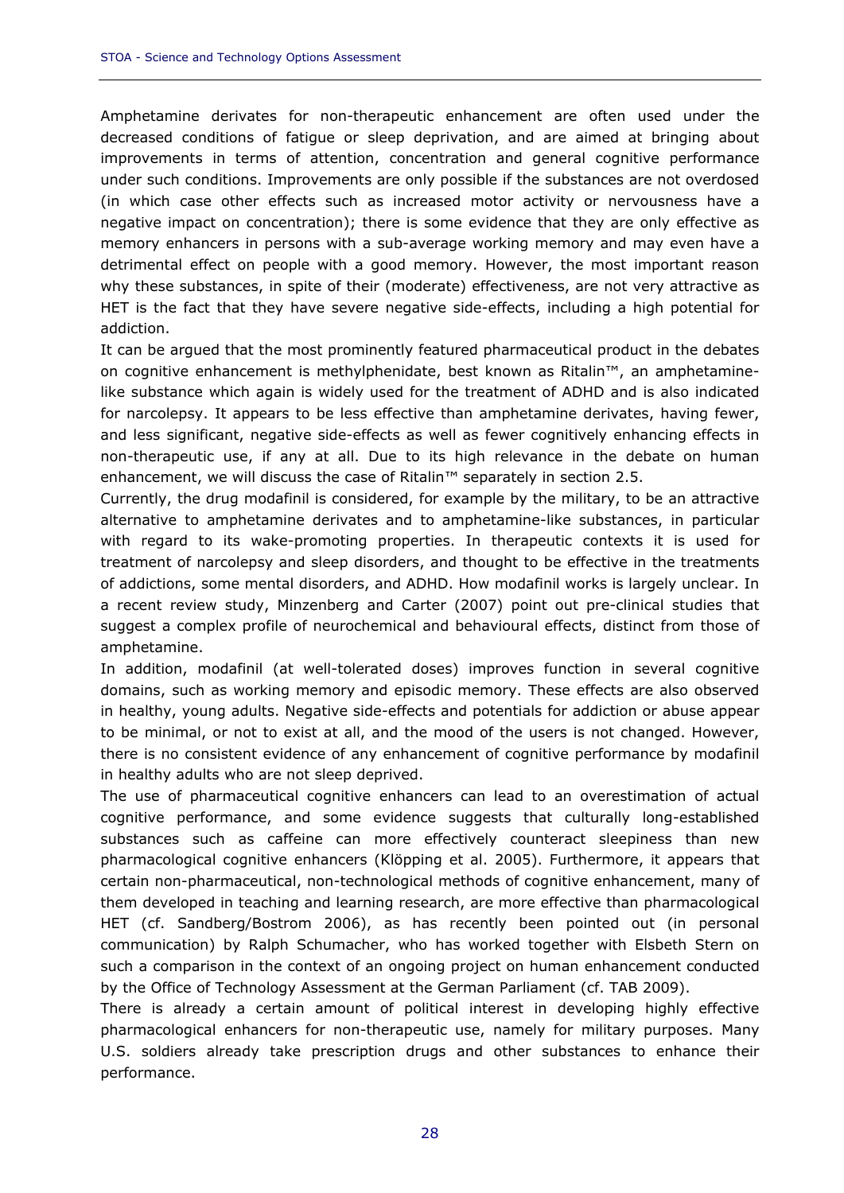Amphetamine derivates for non-therapeutic enhancement are often used under the decreased conditions of fatigue or sleep deprivation, and are aimed at bringing about improvements in terms of attention, concentration and general cognitive performance under such conditions. Improvements are only possible if the substances are not overdosed (in which case other effects such as increased motor activity or nervousness have a negative impact on concentration); there is some evidence that they are only effective as memory enhancers in persons with a sub-average working memory and may even have a detrimental effect on people with a good memory. However, the most important reason why these substances, in spite of their (moderate) effectiveness, are not very attractive as HET is the fact that they have severe negative side-effects, including a high potential for addiction.

It can be argued that the most prominently featured pharmaceutical product in the debates on cognitive enhancement is methylphenidate, best known as Ritalin™, an amphetamine-like substance which again is widely used for the treatment of ADHD and is also indicated for narcolepsy. It appears to be less effective than amphetamine derivates, having fewer, and less significant, negative side-effects as well as fewer cognitively enhancing effects in non-therapeutic use, if any at all. Due to its high relevance in the debate on human enhancement, we will discuss the case of Ritalin™ separately in section 2.5.

Currently, the drug modafinil is considered, for example by the military, to be an attractive alternative to amphetamine derivates and to amphetamine-like substances, in particular with regard to its wake-promoting properties. In therapeutic contexts it is used for treatment of narcolepsy and sleep disorders, and thought to be effective in the treatments of addictions, some mental disorders, and ADHD. How modafinil works is largely unclear. In a recent review study, Minzenberg and Carter (2007) point out pre-clinical studies that suggest a complex profile of neurochemical and behavioural effects, distinct from those of amphetamine.

In addition, modafinil (at well-tolerated doses) improves function in several cognitive domains, such as working memory and episodic memory. These effects are also observed in healthy, young adults. Negative side-effects and potentials for addiction or abuse appear to be minimal, or not to exist at all, and the mood of the users is not changed. However, there is no consistent evidence of any enhancement of cognitive performance by modafinil in healthy adults who are not sleep deprived.

The use of pharmaceutical cognitive enhancers can lead to an overestimation of actual cognitive performance, and some evidence suggests that culturally long-established substances such as caffeine can more effectively counteract sleepiness than new pharmacological cognitive enhancers (Klöpping et al. 2005). Furthermore, it appears that certain non-pharmaceutical, non-technological methods of cognitive enhancement, many of them developed in teaching and learning research, are more effective than pharmacological HET (cf. Sandberg/Bostrom 2006), as has recently been pointed out (in personal communication) by Ralph Schumacher, who has worked together with Elsbeth Stern on such a comparison in the context of an ongoing project on human enhancement conducted by the Office of Technology Assessment at the German Parliament (cf. TAB 2009).

There is already a certain amount of political interest in developing highly effective pharmacological enhancers for non-therapeutic use, namely for military purposes. Many U.S. soldiers already take prescription drugs and other substances to enhance their performance.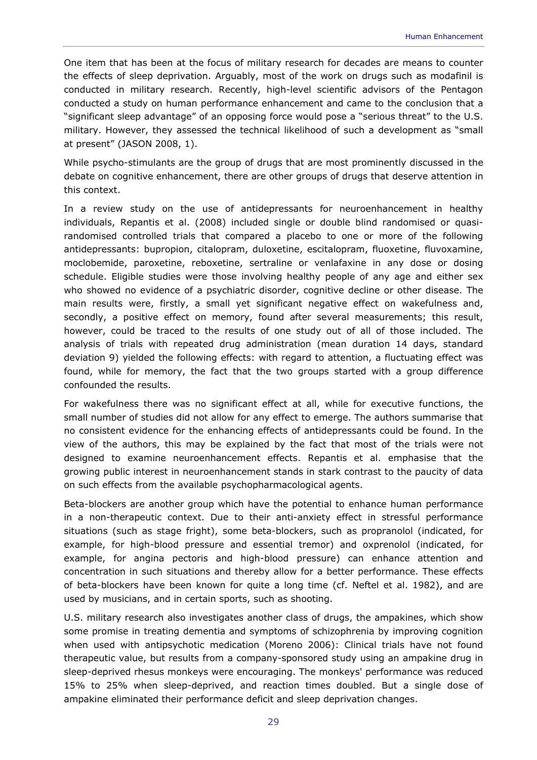One item that has been at the focus of military research for decades are means to counter the effects of sleep deprivation. Arguably, most of the work on drugs such as modafinil is conducted in military research. Recently, high-level scientific advisors of the Pentagon conducted a study on human performance enhancement and came to the conclusion that a "significant sleep advantage" of an opposing force would pose a "serious threat" to the U.S. military. However, they assessed the technical likelihood of such a development as "small at present" (JASON 2008, 1).

While psycho-stimulants are the group of drugs that are most prominently discussed in the debate on cognitive enhancement, there are other groups of drugs that deserve attention in this context.

In a review study on the use of antidepressants for neuroenhancement in healthy individuals, Repantis et al. (2008) included single or double blind randomised or quasi-randomised controlled trials that compared a placebo to one or more of the following antidepressants: bupropion, citalopram, duloxetine, escitalopram, fluoxetine, fluvoxamine, moclobemide, paroxetine, reboxetine, sertraline or venlafaxine in any dose or dosing schedule. Eligible studies were those involving healthy people of any age and either sex who showed no evidence of a psychiatric disorder, cognitive decline or other disease. The main results were, firstly, a small yet significant negative effect on wakefulness and, secondly, a positive effect on memory, found after several measurements; this result, however, could be traced to the results of one study out of all of those included. The analysis of trials with repeated drug administration (mean duration 14 days, standard deviation 9) yielded the following effects: with regard to attention, a fluctuating effect was found, while for memory, the fact that the two groups started with a group difference confounded the results.

For wakefulness there was no significant effect at all, while for executive functions, the small number of studies did not allow for any effect to emerge. The authors summarise that no consistent evidence for the enhancing effects of antidepressants could be found. In the view of the authors, this may be explained by the fact that most of the trials were not designed to examine neuroenhancement effects. Repantis et al. emphasise that the growing public interest in neuroenhancement stands in stark contrast to the paucity of data on such effects from the available psychopharmacological agents.

Beta-blockers are another group which have the potential to enhance human performance in a non-therapeutic context. Due to their anti-anxiety effect in stressful performance situations (such as stage fright), some beta-blockers, such as propranolol (indicated, for example, for high-blood pressure and essential tremor) and oxprenolol (indicated, for example, for angina pectoris and high-blood pressure) can enhance attention and concentration in such situations and thereby allow for a better performance. These effects of beta-blockers have been known for quite a long time (cf. Neftel et al. 1982), and are used by musicians, and in certain sports, such as shooting.

U.S. military research also investigates another class of drugs, the ampakines, which show some promise in treating dementia and symptoms of schizophrenia by improving cognition when used with antipsychotic medication (Moreno 2006): Clinical trials have not found therapeutic value, but results from a company-sponsored study using an ampakine drug in sleep-deprived rhesus monkeys were encouraging. The monkeys' performance was reduced 15% to 25% when sleep-deprived, and reaction times doubled. But a single dose of ampakine eliminated their performance deficit and sleep deprivation changes.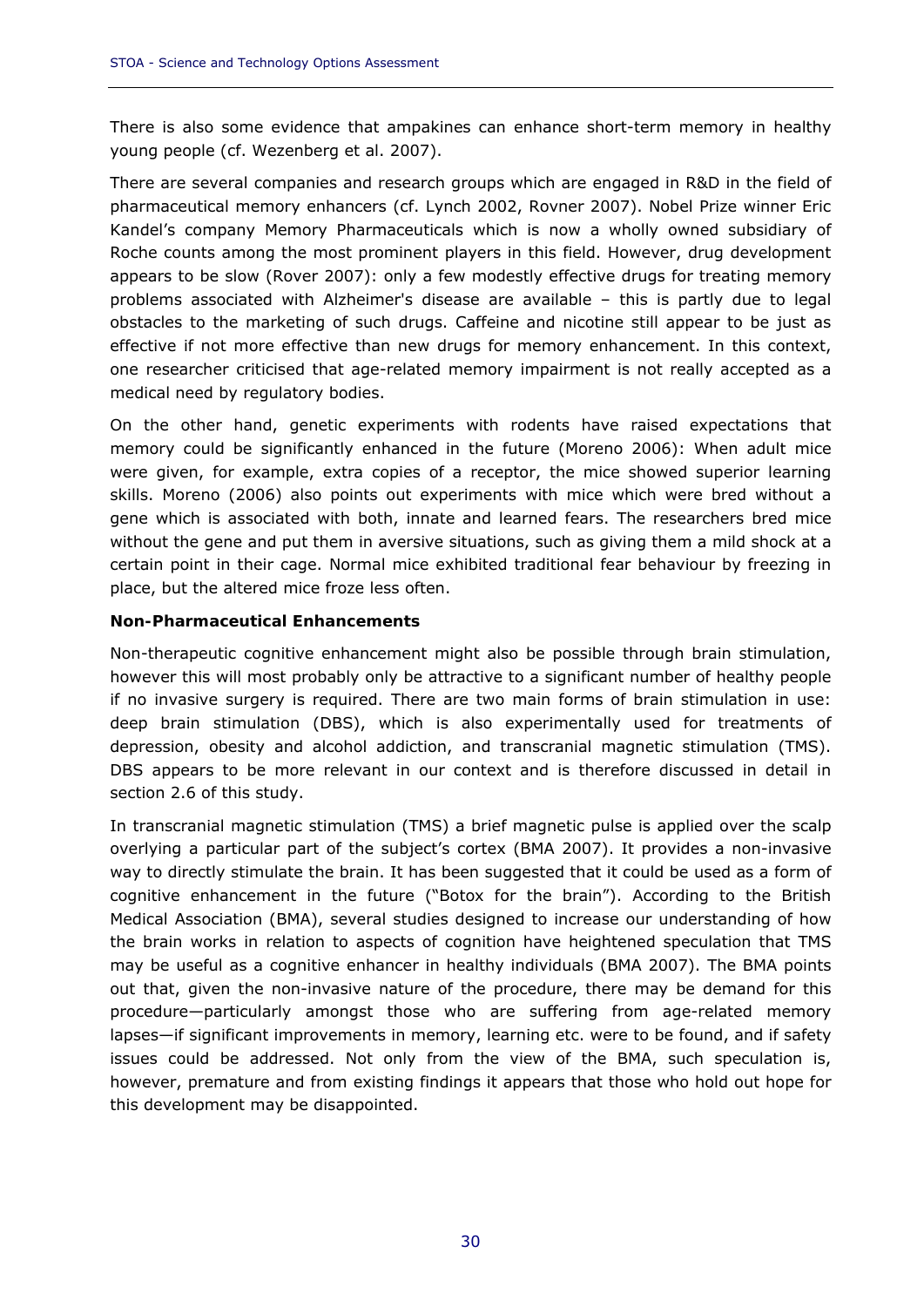There is also some evidence that ampakines can enhance short-term memory in healthy young people (cf. Wezenberg et al. 2007).

There are several companies and research groups which are engaged in R&D in the field of pharmaceutical memory enhancers (cf. Lynch 2002, Rovner 2007). Nobel Prize winner Eric Kandel's company Memory Pharmaceuticals which is now a wholly owned subsidiary of Roche counts among the most prominent players in this field. However, drug development appears to be slow (Rover 2007): only a few modestly effective drugs for treating memory problems associated with Alzheimer's disease are available – this is partly due to legal obstacles to the marketing of such drugs. Caffeine and nicotine still appear to be just as effective if not more effective than new drugs for memory enhancement. In this context, one researcher criticised that age-related memory impairment is not really accepted as a medical need by regulatory bodies.

On the other hand, genetic experiments with rodents have raised expectations that memory could be significantly enhanced in the future (Moreno 2006): When adult mice were given, for example, extra copies of a receptor, the mice showed superior learning skills. Moreno (2006) also points out experiments with mice which were bred without a gene which is associated with both, innate and learned fears. The researchers bred mice without the gene and put them in aversive situations, such as giving them a mild shock at a certain point in their cage. Normal mice exhibited traditional fear behaviour by freezing in place, but the altered mice froze less often.

**Non-Pharmaceutical Enhancements**

Non-therapeutic cognitive enhancement might also be possible through brain stimulation, however this will most probably only be attractive to a significant number of healthy people if no invasive surgery is required. There are two main forms of brain stimulation in use: deep brain stimulation (DBS), which is also experimentally used for treatments of depression, obesity and alcohol addiction, and transcranial magnetic stimulation (TMS). DBS appears to be more relevant in our context and is therefore discussed in detail in section 2.6 of this study.

In transcranial magnetic stimulation (TMS) a brief magnetic pulse is applied over the scalp overlying a particular part of the subject's cortex (BMA 2007). It provides a non-invasive way to directly stimulate the brain. It has been suggested that it could be used as a form of cognitive enhancement in the future ("Botox for the brain"). According to the British Medical Association (BMA), several studies designed to increase our understanding of how the brain works in relation to aspects of cognition have heightened speculation that TMS may be useful as a cognitive enhancer in healthy individuals (BMA 2007). The BMA points out that, given the non-invasive nature of the procedure, there may be demand for this procedure—particularly amongst those who are suffering from age-related memory lapses—if significant improvements in memory, learning etc. were to be found, and if safety issues could be addressed. Not only from the view of the BMA, such speculation is, however, premature and from existing findings it appears that those who hold out hope for this development may be disappointed.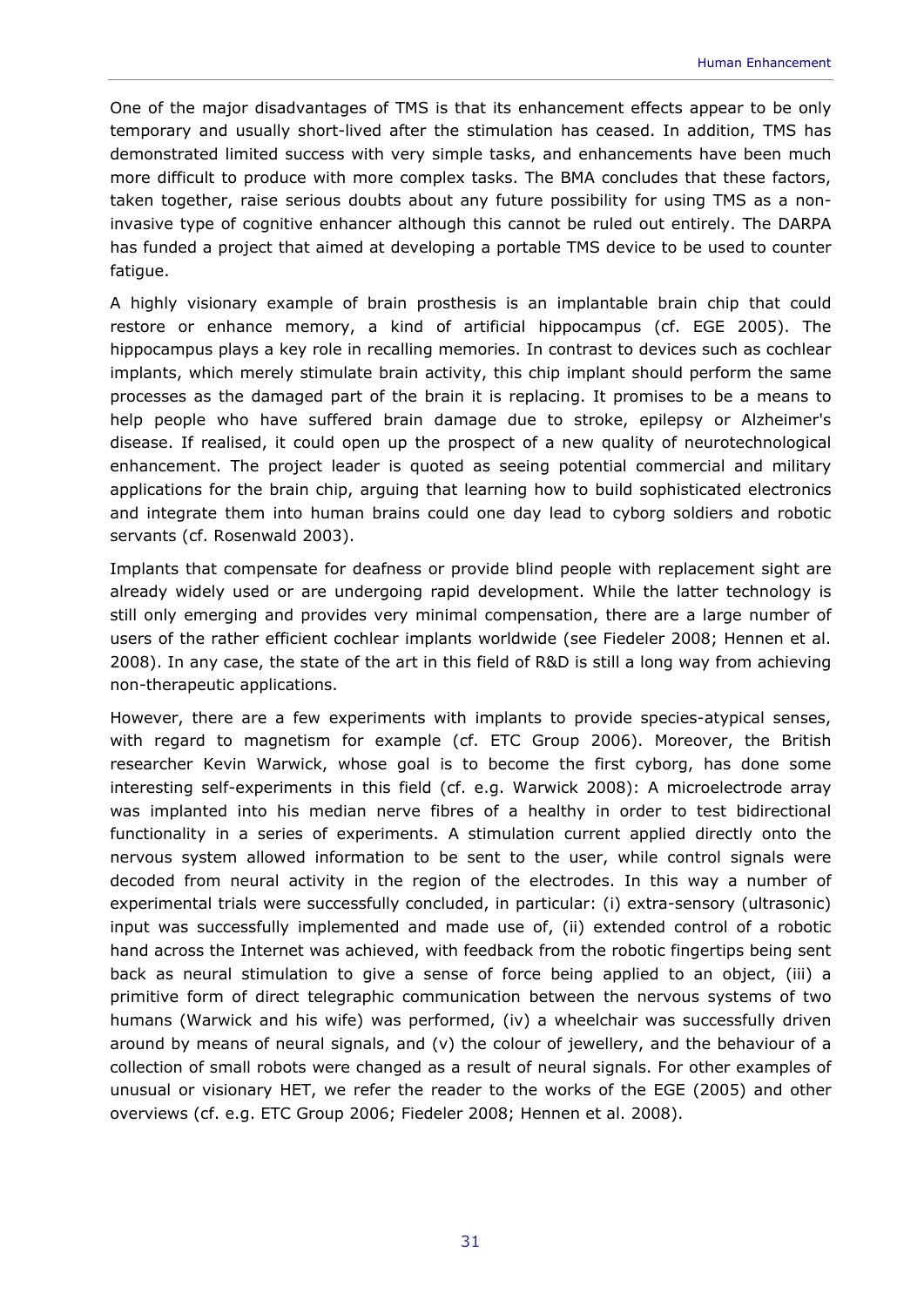One of the major disadvantages of TMS is that its enhancement effects appear to be only temporary and usually short-lived after the stimulation has ceased. In addition, TMS has demonstrated limited success with very simple tasks, and enhancements have been much more difficult to produce with more complex tasks. The BMA concludes that these factors, taken together, raise serious doubts about any future possibility for using TMS as a non-invasive type of cognitive enhancer although this cannot be ruled out entirely. The DARPA has funded a project that aimed at developing a portable TMS device to be used to counter fatigue.

A highly visionary example of brain prosthesis is an implantable brain chip that could restore or enhance memory, a kind of artificial hippocampus (cf. EGE 2005). The hippocampus plays a key role in recalling memories. In contrast to devices such as cochlear implants, which merely stimulate brain activity, this chip implant should perform the same processes as the damaged part of the brain it is replacing. It promises to be a means to help people who have suffered brain damage due to stroke, epilepsy or Alzheimer's disease. If realised, it could open up the prospect of a new quality of neurotechnological enhancement. The project leader is quoted as seeing potential commercial and military applications for the brain chip, arguing that learning how to build sophisticated electronics and integrate them into human brains could one day lead to cyborg soldiers and robotic servants (cf. Rosenwald 2003).

Implants that compensate for deafness or provide blind people with replacement sight are already widely used or are undergoing rapid development. While the latter technology is still only emerging and provides very minimal compensation, there are a large number of users of the rather efficient cochlear implants worldwide (see Fiedeler 2008; Hennen et al. 2008). In any case, the state of the art in this field of R&D is still a long way from achieving non-therapeutic applications.

However, there are a few experiments with implants to provide species-atypical senses, with regard to magnetism for example (cf. ETC Group 2006). Moreover, the British researcher Kevin Warwick, whose goal is to become the first cyborg, has done some interesting self-experiments in this field (cf. e.g. Warwick 2008): A microelectrode array was implanted into his median nerve fibres of a healthy in order to test bidirectional functionality in a series of experiments. A stimulation current applied directly onto the nervous system allowed information to be sent to the user, while control signals were decoded from neural activity in the region of the electrodes. In this way a number of experimental trials were successfully concluded, in particular: (i) extra-sensory (ultrasonic) input was successfully implemented and made use of, (ii) extended control of a robotic hand across the Internet was achieved, with feedback from the robotic fingertips being sent back as neural stimulation to give a sense of force being applied to an object, (iii) a primitive form of direct telegraphic communication between the nervous systems of two humans (Warwick and his wife) was performed, (iv) a wheelchair was successfully driven around by means of neural signals, and (v) the colour of jewellery, and the behaviour of a collection of small robots were changed as a result of neural signals. For other examples of unusual or visionary HET, we refer the reader to the works of the EGE (2005) and other overviews (cf. e.g. ETC Group 2006; Fiedeler 2008; Hennen et al. 2008).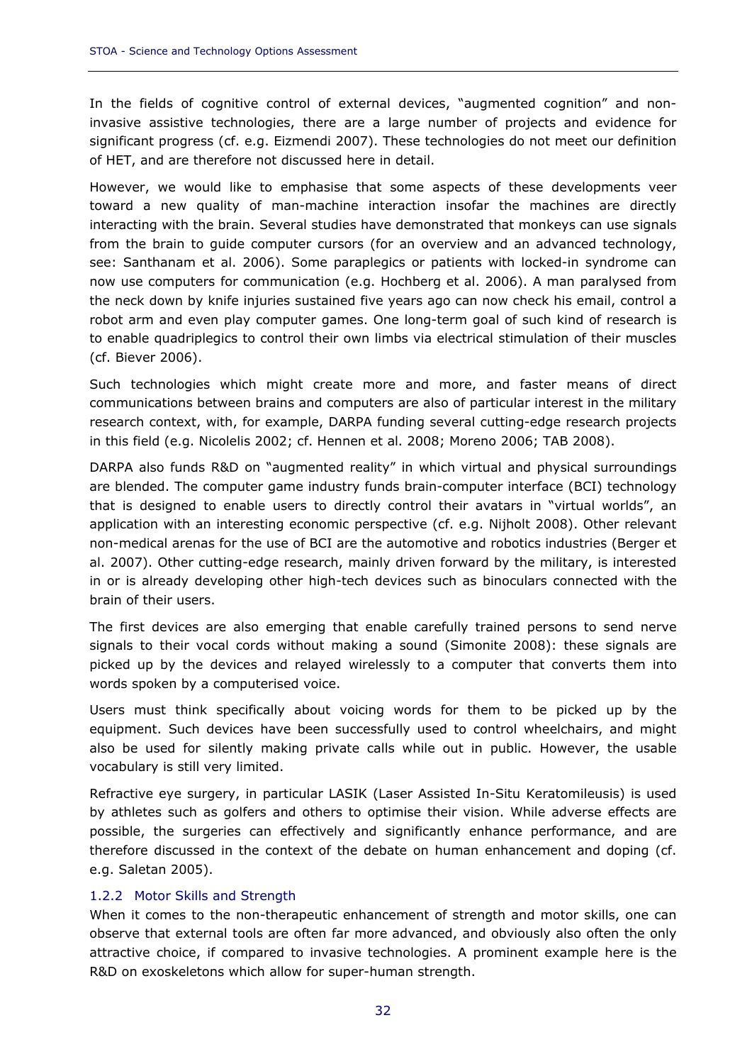In the fields of cognitive control of external devices, "augmented cognition" and non-invasive assistive technologies, there are a large number of projects and evidence for significant progress (cf. e.g. Eizmendi 2007). These technologies do not meet our definition of HET, and are therefore not discussed here in detail.

However, we would like to emphasise that some aspects of these developments veer toward a new quality of man-machine interaction insofar the machines are directly interacting with the brain. Several studies have demonstrated that monkeys can use signals from the brain to guide computer cursors (for an overview and an advanced technology, see: Santhanam et al. 2006). Some paraplegics or patients with locked-in syndrome can now use computers for communication (e.g. Hochberg et al. 2006). A man paralysed from the neck down by knife injuries sustained five years ago can now check his email, control a robot arm and even play computer games. One long-term goal of such kind of research is to enable quadriplegics to control their own limbs via electrical stimulation of their muscles (cf. Biever 2006).

Such technologies which might create more and more, and faster means of direct communications between brains and computers are also of particular interest in the military research context, with, for example, DARPA funding several cutting-edge research projects in this field (e.g. Nicolelis 2002; cf. Hennen et al. 2008; Moreno 2006; TAB 2008).

DARPA also funds R&D on "augmented reality" in which virtual and physical surroundings are blended. The computer game industry funds brain-computer interface (BCI) technology that is designed to enable users to directly control their avatars in "virtual worlds", an application with an interesting economic perspective (cf. e.g. Nijholt 2008). Other relevant non-medical arenas for the use of BCI are the automotive and robotics industries (Berger et al. 2007). Other cutting-edge research, mainly driven forward by the military, is interested in or is already developing other high-tech devices such as binoculars connected with the brain of their users.

The first devices are also emerging that enable carefully trained persons to send nerve signals to their vocal cords without making a sound (Simonite 2008): these signals are picked up by the devices and relayed wirelessly to a computer that converts them into words spoken by a computerised voice.

Users must think specifically about voicing words for them to be picked up by the equipment. Such devices have been successfully used to control wheelchairs, and might also be used for silently making private calls while out in public. However, the usable vocabulary is still very limited.

Refractive eye surgery, in particular LASIK (Laser Assisted In-Situ Keratomileusis) is used by athletes such as golfers and others to optimise their vision. While adverse effects are possible, the surgeries can effectively and significantly enhance performance, and are therefore discussed in the context of the debate on human enhancement and doping (cf. e.g. Saletan 2005).

### 1.2.2 Motor Skills and Strength

When it comes to the non-therapeutic enhancement of strength and motor skills, one can observe that external tools are often far more advanced, and obviously also often the only attractive choice, if compared to invasive technologies. A prominent example here is the R&D on exoskeletons which allow for super-human strength.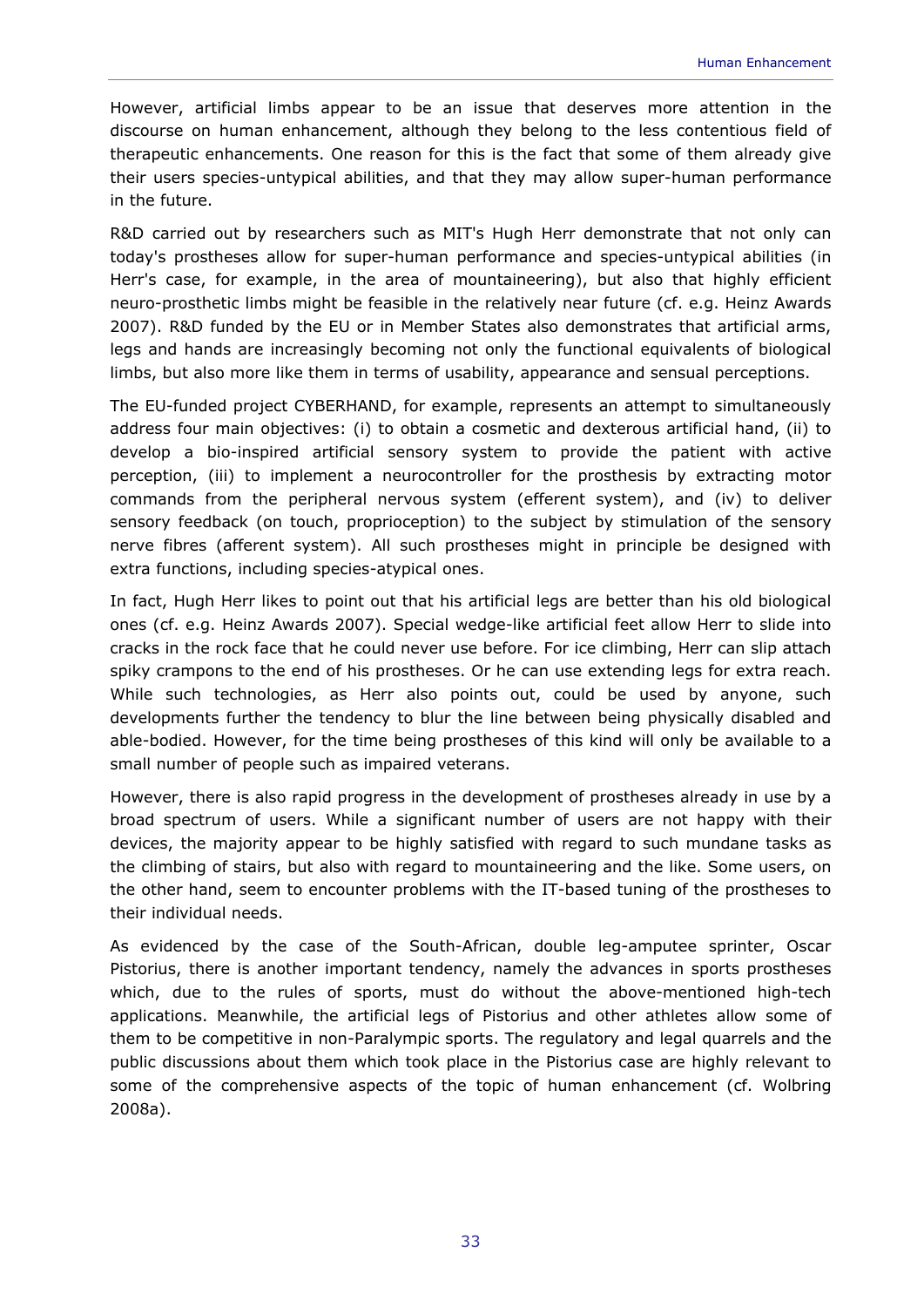However, artificial limbs appear to be an issue that deserves more attention in the discourse on human enhancement, although they belong to the less contentious field of therapeutic enhancements. One reason for this is the fact that some of them already give their users species-untypical abilities, and that they may allow super-human performance in the future.

R&D carried out by researchers such as MIT's Hugh Herr demonstrate that not only can today's prostheses allow for super-human performance and species-untypical abilities (in Herr's case, for example, in the area of mountaineering), but also that highly efficient neuro-prosthetic limbs might be feasible in the relatively near future (cf. e.g. Heinz Awards 2007). R&D funded by the EU or in Member States also demonstrates that artificial arms, legs and hands are increasingly becoming not only the functional equivalents of biological limbs, but also more like them in terms of usability, appearance and sensual perceptions.

The EU-funded project CYBERHAND, for example, represents an attempt to simultaneously address four main objectives: (i) to obtain a cosmetic and dexterous artificial hand, (ii) to develop a bio-inspired artificial sensory system to provide the patient with active perception, (iii) to implement a neurocontroller for the prosthesis by extracting motor commands from the peripheral nervous system (efferent system), and (iv) to deliver sensory feedback (on touch, proprioception) to the subject by stimulation of the sensory nerve fibres (afferent system). All such prostheses might in principle be designed with extra functions, including species-atypical ones.

In fact, Hugh Herr likes to point out that his artificial legs are better than his old biological ones (cf. e.g. Heinz Awards 2007). Special wedge-like artificial feet allow Herr to slide into cracks in the rock face that he could never use before. For ice climbing, Herr can slip attach spiky crampons to the end of his prostheses. Or he can use extending legs for extra reach. While such technologies, as Herr also points out, could be used by anyone, such developments further the tendency to blur the line between being physically disabled and able-bodied. However, for the time being prostheses of this kind will only be available to a small number of people such as impaired veterans.

However, there is also rapid progress in the development of prostheses already in use by a broad spectrum of users. While a significant number of users are not happy with their devices, the majority appear to be highly satisfied with regard to such mundane tasks as the climbing of stairs, but also with regard to mountaineering and the like. Some users, on the other hand, seem to encounter problems with the IT-based tuning of the prostheses to their individual needs.

As evidenced by the case of the South-African, double leg-amputee sprinter, Oscar Pistorius, there is another important tendency, namely the advances in sports prostheses which, due to the rules of sports, must do without the above-mentioned high-tech applications. Meanwhile, the artificial legs of Pistorius and other athletes allow some of them to be competitive in non-Paralympic sports. The regulatory and legal quarrels and the public discussions about them which took place in the Pistorius case are highly relevant to some of the comprehensive aspects of the topic of human enhancement (cf. Wolbring 2008a).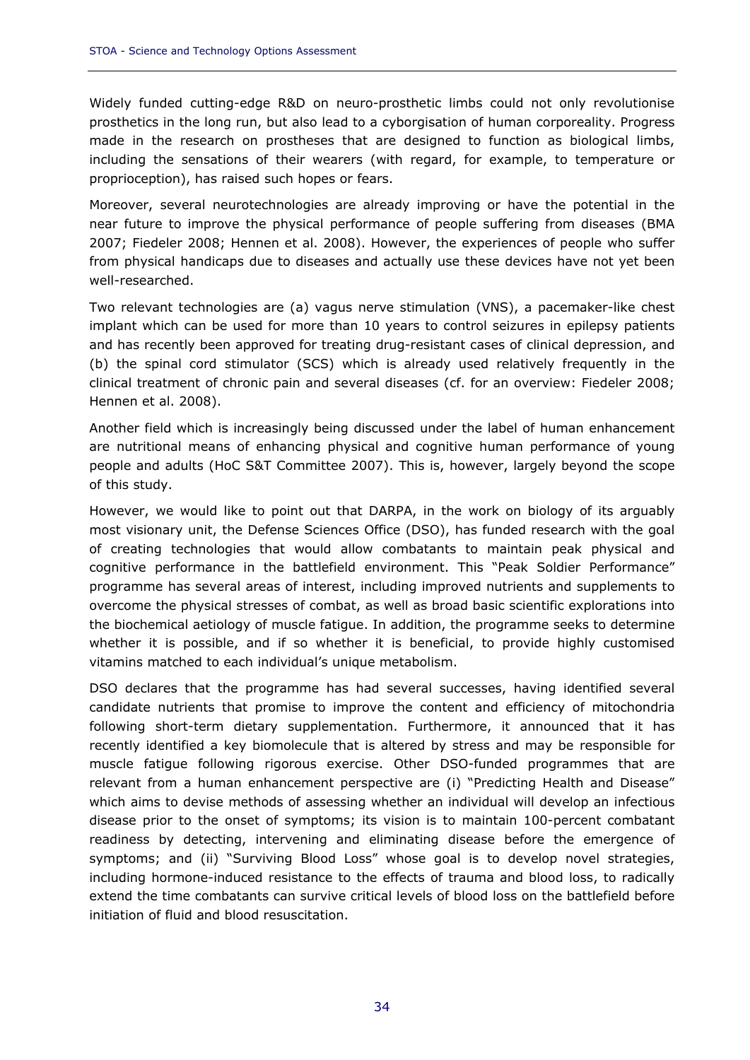Widely funded cutting-edge R&D on neuro-prosthetic limbs could not only revolutionise prosthetics in the long run, but also lead to a cyborgisation of human corporeality. Progress made in the research on prostheses that are designed to function as biological limbs, including the sensations of their wearers (with regard, for example, to temperature or proprioception), has raised such hopes or fears.

Moreover, several neurotechnologies are already improving or have the potential in the near future to improve the physical performance of people suffering from diseases (BMA 2007; Fiedeler 2008; Hennen et al. 2008). However, the experiences of people who suffer from physical handicaps due to diseases and actually use these devices have not yet been well-researched.

Two relevant technologies are (a) vagus nerve stimulation (VNS), a pacemaker-like chest implant which can be used for more than 10 years to control seizures in epilepsy patients and has recently been approved for treating drug-resistant cases of clinical depression, and (b) the spinal cord stimulator (SCS) which is already used relatively frequently in the clinical treatment of chronic pain and several diseases (cf. for an overview: Fiedeler 2008; Hennen et al. 2008).

Another field which is increasingly being discussed under the label of human enhancement are nutritional means of enhancing physical and cognitive human performance of young people and adults (HoC S&T Committee 2007). This is, however, largely beyond the scope of this study.

However, we would like to point out that DARPA, in the work on biology of its arguably most visionary unit, the Defense Sciences Office (DSO), has funded research with the goal of creating technologies that would allow combatants to maintain peak physical and cognitive performance in the battlefield environment. This "Peak Soldier Performance" programme has several areas of interest, including improved nutrients and supplements to overcome the physical stresses of combat, as well as broad basic scientific explorations into the biochemical aetiology of muscle fatigue. In addition, the programme seeks to determine whether it is possible, and if so whether it is beneficial, to provide highly customised vitamins matched to each individual's unique metabolism.

DSO declares that the programme has had several successes, having identified several candidate nutrients that promise to improve the content and efficiency of mitochondria following short-term dietary supplementation. Furthermore, it announced that it has recently identified a key biomolecule that is altered by stress and may be responsible for muscle fatigue following rigorous exercise. Other DSO-funded programmes that are relevant from a human enhancement perspective are (i) "Predicting Health and Disease" which aims to devise methods of assessing whether an individual will develop an infectious disease prior to the onset of symptoms; its vision is to maintain 100-percent combatant readiness by detecting, intervening and eliminating disease before the emergence of symptoms; and (ii) "Surviving Blood Loss" whose goal is to develop novel strategies, including hormone-induced resistance to the effects of trauma and blood loss, to radically extend the time combatants can survive critical levels of blood loss on the battlefield before initiation of fluid and blood resuscitation.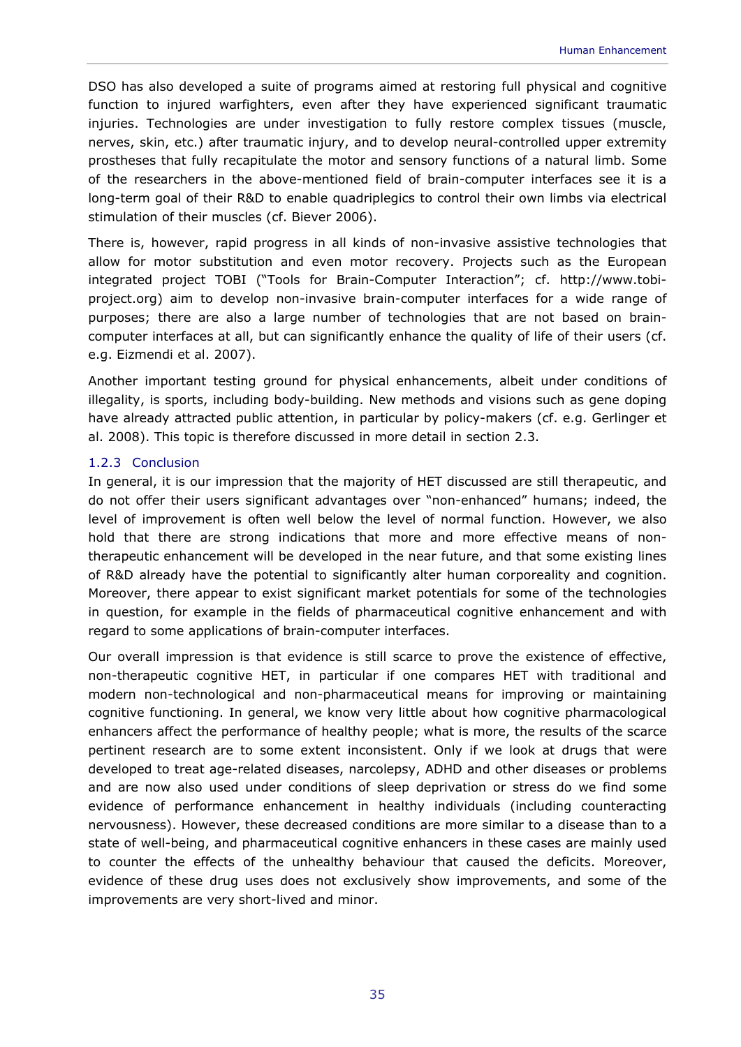DSO has also developed a suite of programs aimed at restoring full physical and cognitive function to injured warfighters, even after they have experienced significant traumatic injuries. Technologies are under investigation to fully restore complex tissues (muscle, nerves, skin, etc.) after traumatic injury, and to develop neural-controlled upper extremity prostheses that fully recapitulate the motor and sensory functions of a natural limb. Some of the researchers in the above-mentioned field of brain-computer interfaces see it is a long-term goal of their R&D to enable quadriplegics to control their own limbs via electrical stimulation of their muscles (cf. Biever 2006).

There is, however, rapid progress in all kinds of non-invasive assistive technologies that allow for motor substitution and even motor recovery. Projects such as the European integrated project TOBI ("Tools for Brain-Computer Interaction"; cf. http://www.tobi-project.org) aim to develop non-invasive brain-computer interfaces for a wide range of purposes; there are also a large number of technologies that are not based on brain-computer interfaces at all, but can significantly enhance the quality of life of their users (cf. e.g. Eizmendi et al. 2007).

Another important testing ground for physical enhancements, albeit under conditions of illegality, is sports, including body-building. New methods and visions such as gene doping have already attracted public attention, in particular by policy-makers (cf. e.g. Gerlinger et al. 2008). This topic is therefore discussed in more detail in section 2.3.

### 1.2.3 Conclusion

In general, it is our impression that the majority of HET discussed are still therapeutic, and do not offer their users significant advantages over "non-enhanced" humans; indeed, the level of improvement is often well below the level of normal function. However, we also hold that there are strong indications that more and more effective means of non-therapeutic enhancement will be developed in the near future, and that some existing lines of R&D already have the potential to significantly alter human corporeality and cognition. Moreover, there appear to exist significant market potentials for some of the technologies in question, for example in the fields of pharmaceutical cognitive enhancement and with regard to some applications of brain-computer interfaces.

Our overall impression is that evidence is still scarce to prove the existence of effective, non-therapeutic cognitive HET, in particular if one compares HET with traditional and modern non-technological and non-pharmaceutical means for improving or maintaining cognitive functioning. In general, we know very little about how cognitive pharmacological enhancers affect the performance of healthy people; what is more, the results of the scarce pertinent research are to some extent inconsistent. Only if we look at drugs that were developed to treat age-related diseases, narcolepsy, ADHD and other diseases or problems and are now also used under conditions of sleep deprivation or stress do we find some evidence of performance enhancement in healthy individuals (including counteracting nervousness). However, these decreased conditions are more similar to a disease than to a state of well-being, and pharmaceutical cognitive enhancers in these cases are mainly used to counter the effects of the unhealthy behaviour that caused the deficits. Moreover, evidence of these drug uses does not exclusively show improvements, and some of the improvements are very short-lived and minor.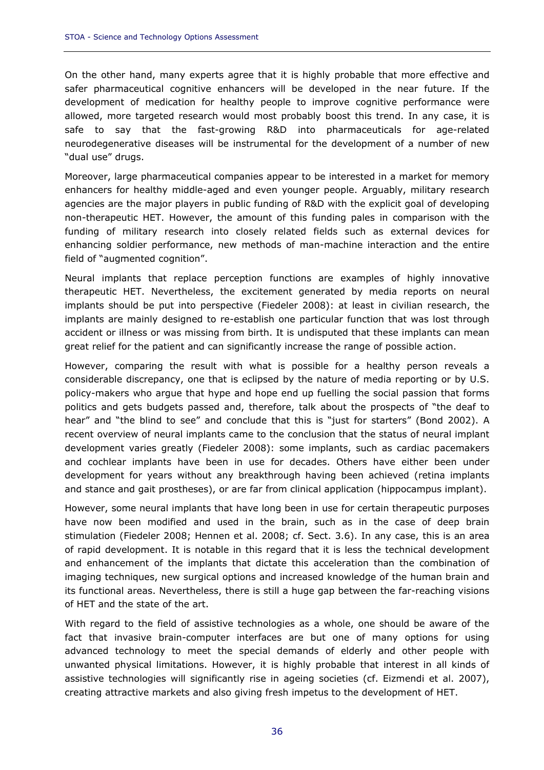On the other hand, many experts agree that it is highly probable that more effective and safer pharmaceutical cognitive enhancers will be developed in the near future. If the development of medication for healthy people to improve cognitive performance were allowed, more targeted research would most probably boost this trend. In any case, it is safe to say that the fast-growing R&D into pharmaceuticals for age-related neurodegenerative diseases will be instrumental for the development of a number of new "dual use" drugs.

Moreover, large pharmaceutical companies appear to be interested in a market for memory enhancers for healthy middle-aged and even younger people. Arguably, military research agencies are the major players in public funding of R&D with the explicit goal of developing non-therapeutic HET. However, the amount of this funding pales in comparison with the funding of military research into closely related fields such as external devices for enhancing soldier performance, new methods of man-machine interaction and the entire field of "augmented cognition".

Neural implants that replace perception functions are examples of highly innovative therapeutic HET. Nevertheless, the excitement generated by media reports on neural implants should be put into perspective (Fiedeler 2008): at least in civilian research, the implants are mainly designed to re-establish one particular function that was lost through accident or illness or was missing from birth. It is undisputed that these implants can mean great relief for the patient and can significantly increase the range of possible action.

However, comparing the result with what is possible for a healthy person reveals a considerable discrepancy, one that is eclipsed by the nature of media reporting or by U.S. policy-makers who argue that hype and hope end up fuelling the social passion that forms politics and gets budgets passed and, therefore, talk about the prospects of "the deaf to hear" and "the blind to see" and conclude that this is "just for starters" (Bond 2002). A recent overview of neural implants came to the conclusion that the status of neural implant development varies greatly (Fiedeler 2008): some implants, such as cardiac pacemakers and cochlear implants have been in use for decades. Others have either been under development for years without any breakthrough having been achieved (retina implants and stance and gait prostheses), or are far from clinical application (hippocampus implant).

However, some neural implants that have long been in use for certain therapeutic purposes have now been modified and used in the brain, such as in the case of deep brain stimulation (Fiedeler 2008; Hennen et al. 2008; cf. Sect. 3.6). In any case, this is an area of rapid development. It is notable in this regard that it is less the technical development and enhancement of the implants that dictate this acceleration than the combination of imaging techniques, new surgical options and increased knowledge of the human brain and its functional areas. Nevertheless, there is still a huge gap between the far-reaching visions of HET and the state of the art.

With regard to the field of assistive technologies as a whole, one should be aware of the fact that invasive brain-computer interfaces are but one of many options for using advanced technology to meet the special demands of elderly and other people with unwanted physical limitations. However, it is highly probable that interest in all kinds of assistive technologies will significantly rise in ageing societies (cf. Eizmendi et al. 2007), creating attractive markets and also giving fresh impetus to the development of HET.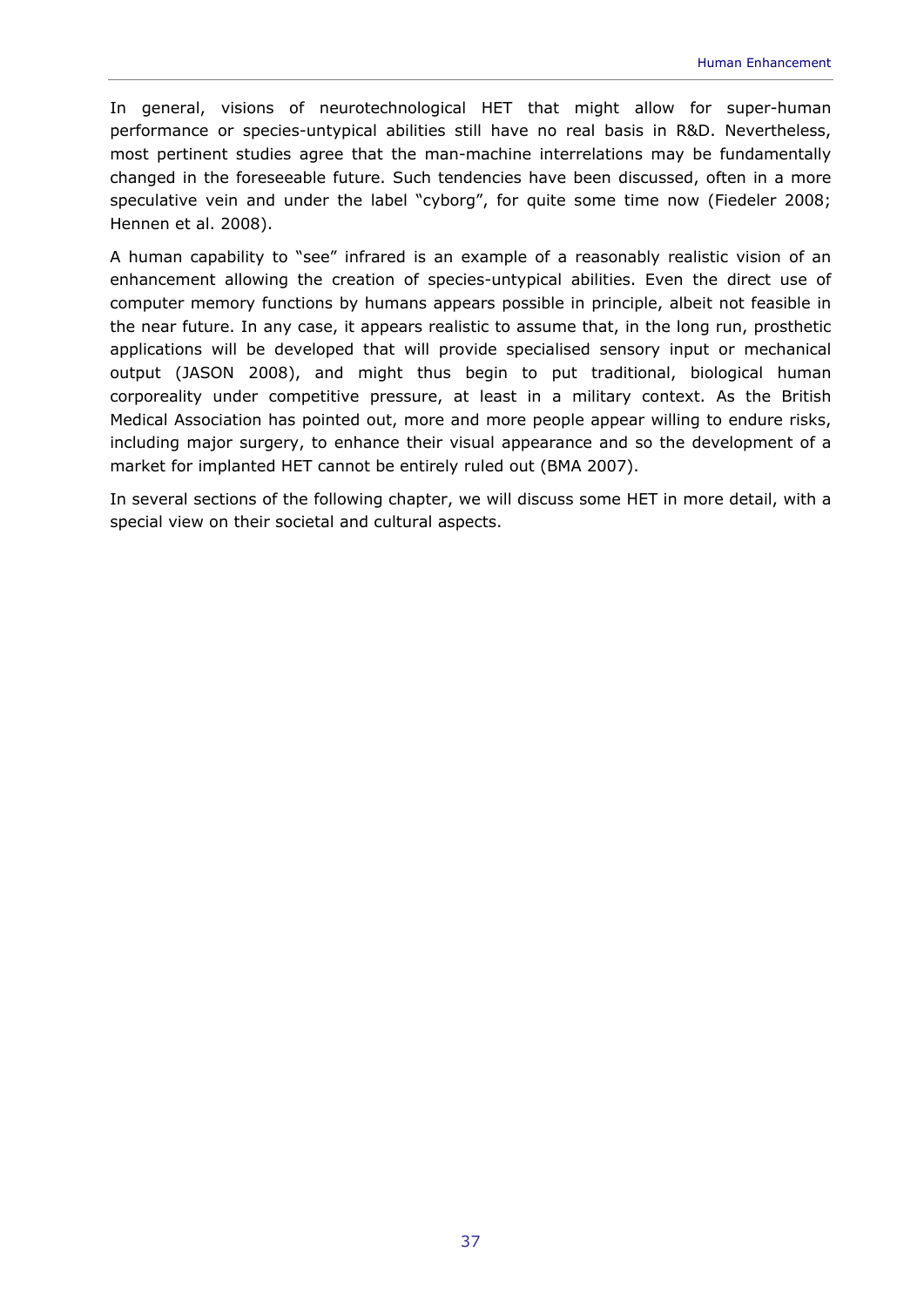In general, visions of neurotechnological HET that might allow for super-human performance or species-untypical abilities still have no real basis in R&D. Nevertheless, most pertinent studies agree that the man-machine interrelations may be fundamentally changed in the foreseeable future. Such tendencies have been discussed, often in a more speculative vein and under the label "cyborg", for quite some time now (Fiedeler 2008; Hennen et al. 2008).

A human capability to "see" infrared is an example of a reasonably realistic vision of an enhancement allowing the creation of species-untypical abilities. Even the direct use of computer memory functions by humans appears possible in principle, albeit not feasible in the near future. In any case, it appears realistic to assume that, in the long run, prosthetic applications will be developed that will provide specialised sensory input or mechanical output (JASON 2008), and might thus begin to put traditional, biological human corporeality under competitive pressure, at least in a military context. As the British Medical Association has pointed out, more and more people appear willing to endure risks, including major surgery, to enhance their visual appearance and so the development of a market for implanted HET cannot be entirely ruled out (BMA 2007).

In several sections of the following chapter, we will discuss some HET in more detail, with a special view on their societal and cultural aspects.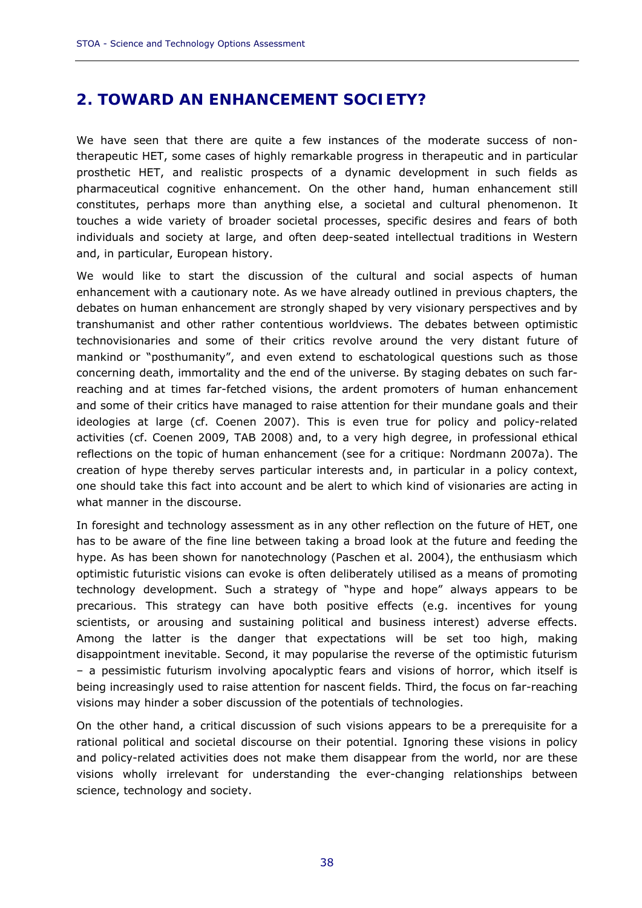## 2. TOWARD AN ENHANCEMENT SOCIETY?

We have seen that there are quite a few instances of the moderate success of non-therapeutic HET, some cases of highly remarkable progress in therapeutic and in particular prosthetic HET, and realistic prospects of a dynamic development in such fields as pharmaceutical cognitive enhancement. On the other hand, human enhancement still constitutes, perhaps more than anything else, a societal and cultural phenomenon. It touches a wide variety of broader societal processes, specific desires and fears of both individuals and society at large, and often deep-seated intellectual traditions in Western and, in particular, European history.

We would like to start the discussion of the cultural and social aspects of human enhancement with a cautionary note. As we have already outlined in previous chapters, the debates on human enhancement are strongly shaped by very visionary perspectives and by transhumanist and other rather contentious worldviews. The debates between optimistic technovisionaries and some of their critics revolve around the very distant future of mankind or "posthumanity", and even extend to eschatological questions such as those concerning death, immortality and the end of the universe. By staging debates on such far-reaching and at times far-fetched visions, the ardent promoters of human enhancement and some of their critics have managed to raise attention for their mundane goals and their ideologies at large (cf. Coenen 2007). This is even true for policy and policy-related activities (cf. Coenen 2009, TAB 2008) and, to a very high degree, in professional ethical reflections on the topic of human enhancement (see for a critique: Nordmann 2007a). The creation of hype thereby serves particular interests and, in particular in a policy context, one should take this fact into account and be alert to which kind of visionaries are acting in what manner in the discourse.

In foresight and technology assessment as in any other reflection on the future of HET, one has to be aware of the fine line between taking a broad look at the future and feeding the hype. As has been shown for nanotechnology (Paschen et al. 2004), the enthusiasm which optimistic futuristic visions can evoke is often deliberately utilised as a means of promoting technology development. Such a strategy of "hype and hope" always appears to be precarious. This strategy can have both positive effects (e.g. incentives for young scientists, or arousing and sustaining political and business interest) adverse effects. Among the latter is the danger that expectations will be set too high, making disappointment inevitable. Second, it may popularise the reverse of the optimistic futurism – a pessimistic futurism involving apocalyptic fears and visions of horror, which itself is being increasingly used to raise attention for nascent fields. Third, the focus on far-reaching visions may hinder a sober discussion of the potentials of technologies.

On the other hand, a critical discussion of such visions appears to be a prerequisite for a rational political and societal discourse on their potential. Ignoring these visions in policy and policy-related activities does not make them disappear from the world, nor are these visions wholly irrelevant for understanding the ever-changing relationships between science, technology and society.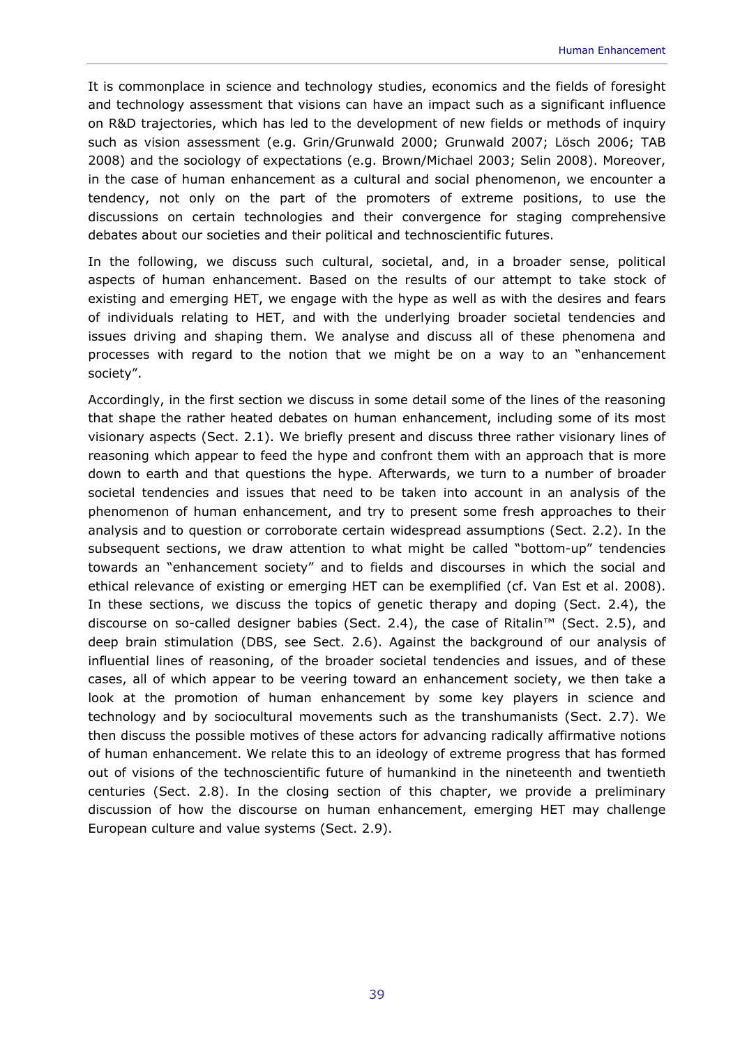It is commonplace in science and technology studies, economics and the fields of foresight and technology assessment that visions can have an impact such as a significant influence on R&D trajectories, which has led to the development of new fields or methods of inquiry such as vision assessment (e.g. Grin/Grunwald 2000; Grunwald 2007; Lösch 2006; TAB 2008) and the sociology of expectations (e.g. Brown/Michael 2003; Selin 2008). Moreover, in the case of human enhancement as a cultural and social phenomenon, we encounter a tendency, not only on the part of the promoters of extreme positions, to use the discussions on certain technologies and their convergence for staging comprehensive debates about our societies and their political and technoscientific futures.

In the following, we discuss such cultural, societal, and, in a broader sense, political aspects of human enhancement. Based on the results of our attempt to take stock of existing and emerging HET, we engage with the hype as well as with the desires and fears of individuals relating to HET, and with the underlying broader societal tendencies and issues driving and shaping them. We analyse and discuss all of these phenomena and processes with regard to the notion that we might be on a way to an "enhancement society".

Accordingly, in the first section we discuss in some detail some of the lines of the reasoning that shape the rather heated debates on human enhancement, including some of its most visionary aspects (Sect. 2.1). We briefly present and discuss three rather visionary lines of reasoning which appear to feed the hype and confront them with an approach that is more down to earth and that questions the hype. Afterwards, we turn to a number of broader societal tendencies and issues that need to be taken into account in an analysis of the phenomenon of human enhancement, and try to present some fresh approaches to their analysis and to question or corroborate certain widespread assumptions (Sect. 2.2). In the subsequent sections, we draw attention to what might be called "bottom-up" tendencies towards an "enhancement society" and to fields and discourses in which the social and ethical relevance of existing or emerging HET can be exemplified (cf. Van Est et al. 2008). In these sections, we discuss the topics of genetic therapy and doping (Sect. 2.4), the discourse on so-called designer babies (Sect. 2.4), the case of Ritalin™ (Sect. 2.5), and deep brain stimulation (DBS, see Sect. 2.6). Against the background of our analysis of influential lines of reasoning, of the broader societal tendencies and issues, and of these cases, all of which appear to be veering toward an enhancement society, we then take a look at the promotion of human enhancement by some key players in science and technology and by sociocultural movements such as the transhumanists (Sect. 2.7). We then discuss the possible motives of these actors for advancing radically affirmative notions of human enhancement. We relate this to an ideology of extreme progress that has formed out of visions of the technoscientific future of humankind in the nineteenth and twentieth centuries (Sect. 2.8). In the closing section of this chapter, we provide a preliminary discussion of how the discourse on human enhancement, emerging HET may challenge European culture and value systems (Sect. 2.9).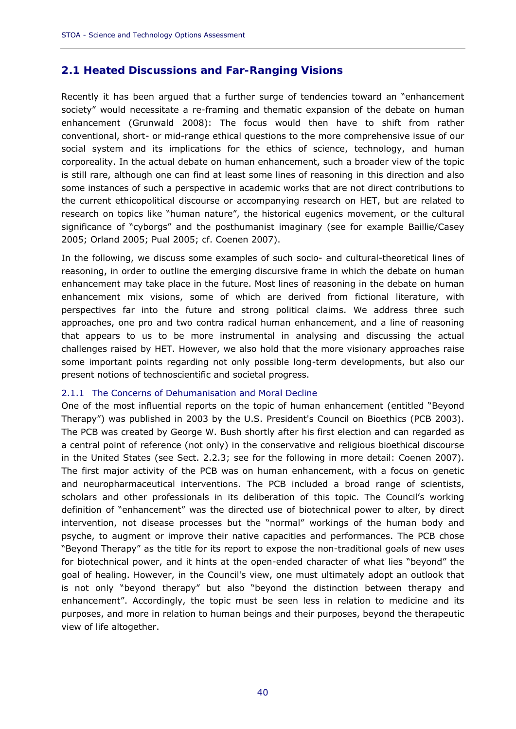## 2.1 Heated Discussions and Far-Ranging Visions

Recently it has been argued that a further surge of tendencies toward an "enhancement society" would necessitate a re-framing and thematic expansion of the debate on human enhancement (Grunwald 2008): The focus would then have to shift from rather conventional, short- or mid-range ethical questions to the more comprehensive issue of our social system and its implications for the ethics of science, technology, and human corporeality. In the actual debate on human enhancement, such a broader view of the topic is still rare, although one can find at least some lines of reasoning in this direction and also some instances of such a perspective in academic works that are not direct contributions to the current ethicopolitical discourse or accompanying research on HET, but are related to research on topics like "human nature", the historical eugenics movement, or the cultural significance of "cyborgs" and the posthumanist imaginary (see for example Baillie/Casey 2005; Orland 2005; Pual 2005; cf. Coenen 2007).

In the following, we discuss some examples of such socio- and cultural-theoretical lines of reasoning, in order to outline the emerging discursive frame in which the debate on human enhancement may take place in the future. Most lines of reasoning in the debate on human enhancement mix visions, some of which are derived from fictional literature, with perspectives far into the future and strong political claims. We address three such approaches, one pro and two contra radical human enhancement, and a line of reasoning that appears to us to be more instrumental in analysing and discussing the actual challenges raised by HET. However, we also hold that the more visionary approaches raise some important points regarding not only possible long-term developments, but also our present notions of technoscientific and societal progress.

### 2.1.1 The Concerns of Dehumanisation and Moral Decline

One of the most influential reports on the topic of human enhancement (entitled "Beyond Therapy") was published in 2003 by the U.S. President's Council on Bioethics (PCB 2003). The PCB was created by George W. Bush shortly after his first election and can regarded as a central point of reference (not only) in the conservative and religious bioethical discourse in the United States (see Sect. 2.2.3; see for the following in more detail: Coenen 2007). The first major activity of the PCB was on human enhancement, with a focus on genetic and neuropharmaceutical interventions. The PCB included a broad range of scientists, scholars and other professionals in its deliberation of this topic. The Council's working definition of "enhancement" was the directed use of biotechnical power to alter, by direct intervention, not disease processes but the "normal" workings of the human body and psyche, to augment or improve their native capacities and performances. The PCB chose "Beyond Therapy" as the title for its report to expose the non-traditional goals of new uses for biotechnical power, and it hints at the open-ended character of what lies "beyond" the goal of healing. However, in the Council's view, one must ultimately adopt an outlook that is not only "beyond therapy" but also "beyond the distinction between therapy and enhancement". Accordingly, the topic must be seen less in relation to medicine and its purposes, and more in relation to human beings and their purposes, beyond the therapeutic view of life altogether.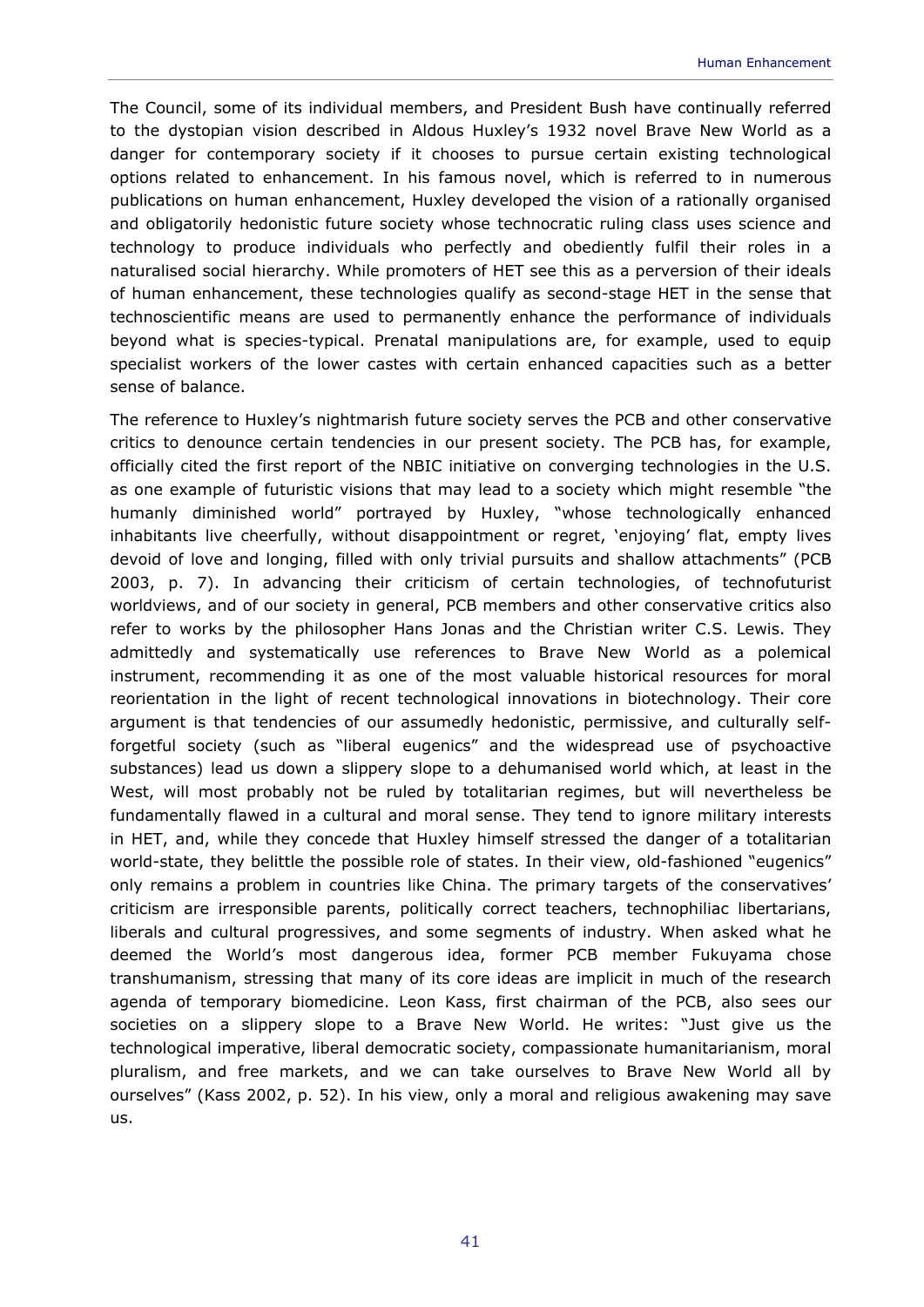The Council, some of its individual members, and President Bush have continually referred to the dystopian vision described in Aldous Huxley's 1932 novel Brave New World as a danger for contemporary society if it chooses to pursue certain existing technological options related to enhancement. In his famous novel, which is referred to in numerous publications on human enhancement, Huxley developed the vision of a rationally organised and obligatorily hedonistic future society whose technocratic ruling class uses science and technology to produce individuals who perfectly and obediently fulfil their roles in a naturalised social hierarchy. While promoters of HET see this as a perversion of their ideals of human enhancement, these technologies qualify as second-stage HET in the sense that technoscientific means are used to permanently enhance the performance of individuals beyond what is species-typical. Prenatal manipulations are, for example, used to equip specialist workers of the lower castes with certain enhanced capacities such as a better sense of balance.

The reference to Huxley's nightmarish future society serves the PCB and other conservative critics to denounce certain tendencies in our present society. The PCB has, for example, officially cited the first report of the NBIC initiative on converging technologies in the U.S. as one example of futuristic visions that may lead to a society which might resemble "the humanly diminished world" portrayed by Huxley, "whose technologically enhanced inhabitants live cheerfully, without disappointment or regret, 'enjoying' flat, empty lives devoid of love and longing, filled with only trivial pursuits and shallow attachments" (PCB 2003, p. 7). In advancing their criticism of certain technologies, of technofuturist worldviews, and of our society in general, PCB members and other conservative critics also refer to works by the philosopher Hans Jonas and the Christian writer C.S. Lewis. They admittedly and systematically use references to Brave New World as a polemical instrument, recommending it as one of the most valuable historical resources for moral reorientation in the light of recent technological innovations in biotechnology. Their core argument is that tendencies of our assumedly hedonistic, permissive, and culturally self-forgetful society (such as "liberal eugenics" and the widespread use of psychoactive substances) lead us down a slippery slope to a dehumanised world which, at least in the West, will most probably not be ruled by totalitarian regimes, but will nevertheless be fundamentally flawed in a cultural and moral sense. They tend to ignore military interests in HET, and, while they concede that Huxley himself stressed the danger of a totalitarian world-state, they belittle the possible role of states. In their view, old-fashioned "eugenics" only remains a problem in countries like China. The primary targets of the conservatives' criticism are irresponsible parents, politically correct teachers, technophiliac libertarians, liberals and cultural progressives, and some segments of industry. When asked what he deemed the World's most dangerous idea, former PCB member Fukuyama chose transhumanism, stressing that many of its core ideas are implicit in much of the research agenda of temporary biomedicine. Leon Kass, first chairman of the PCB, also sees our societies on a slippery slope to a Brave New World. He writes: "Just give us the technological imperative, liberal democratic society, compassionate humanitarianism, moral pluralism, and free markets, and we can take ourselves to Brave New World all by ourselves" (Kass 2002, p. 52). In his view, only a moral and religious awakening may save us.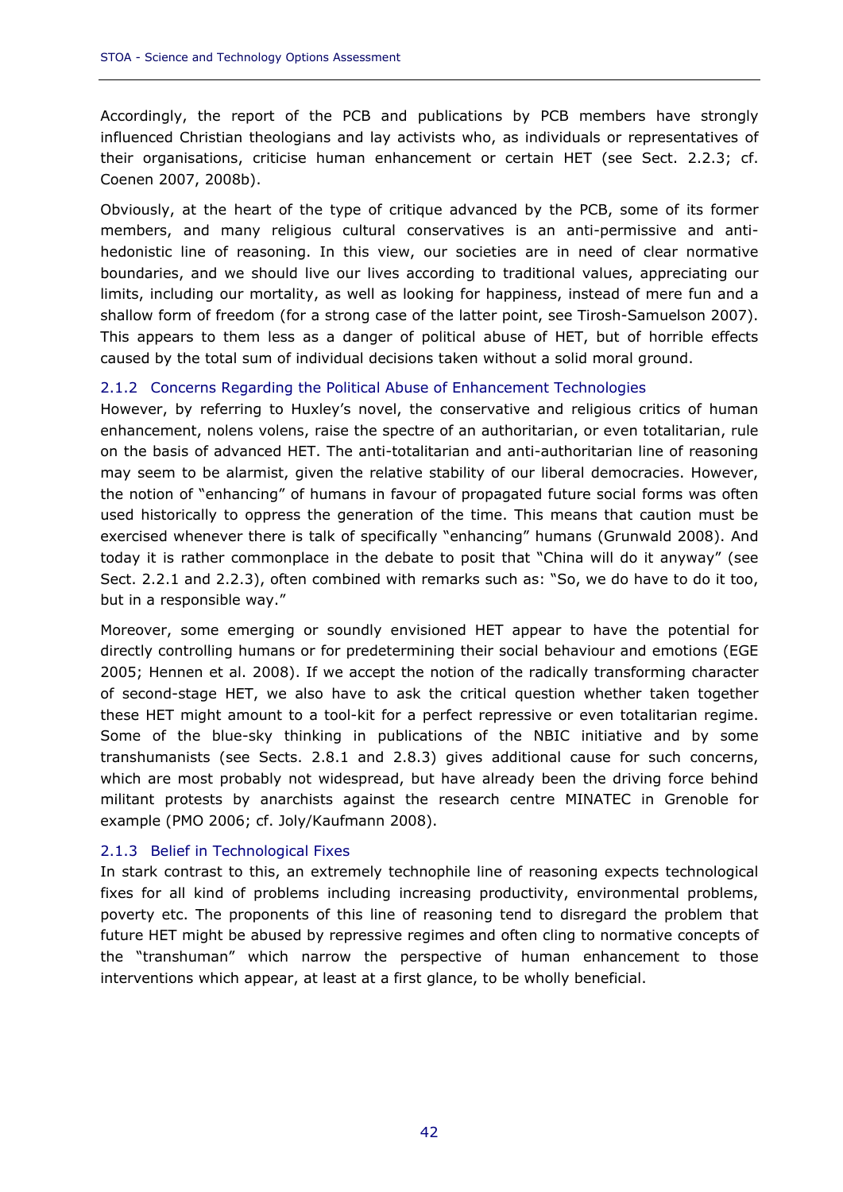Accordingly, the report of the PCB and publications by PCB members have strongly influenced Christian theologians and lay activists who, as individuals or representatives of their organisations, criticise human enhancement or certain HET (see Sect. 2.2.3; cf. Coenen 2007, 2008b).

Obviously, at the heart of the type of critique advanced by the PCB, some of its former members, and many religious cultural conservatives is an anti-permissive and anti-hedonistic line of reasoning. In this view, our societies are in need of clear normative boundaries, and we should live our lives according to traditional values, appreciating our limits, including our mortality, as well as looking for happiness, instead of mere fun and a shallow form of freedom (for a strong case of the latter point, see Tirosh-Samuelson 2007). This appears to them less as a danger of political abuse of HET, but of horrible effects caused by the total sum of individual decisions taken without a solid moral ground.

### 2.1.2 Concerns Regarding the Political Abuse of Enhancement Technologies

However, by referring to Huxley's novel, the conservative and religious critics of human enhancement, nolens volens, raise the spectre of an authoritarian, or even totalitarian, rule on the basis of advanced HET. The anti-totalitarian and anti-authoritarian line of reasoning may seem to be alarmist, given the relative stability of our liberal democracies. However, the notion of "enhancing" of humans in favour of propagated future social forms was often used historically to oppress the generation of the time. This means that caution must be exercised whenever there is talk of specifically "enhancing" humans (Grunwald 2008). And today it is rather commonplace in the debate to posit that "China will do it anyway" (see Sect. 2.2.1 and 2.2.3), often combined with remarks such as: "So, we do have to do it too, but in a responsible way."

Moreover, some emerging or soundly envisioned HET appear to have the potential for directly controlling humans or for predetermining their social behaviour and emotions (EGE 2005; Hennen et al. 2008). If we accept the notion of the radically transforming character of second-stage HET, we also have to ask the critical question whether taken together these HET might amount to a tool-kit for a perfect repressive or even totalitarian regime. Some of the blue-sky thinking in publications of the NBIC initiative and by some transhumanists (see Sects. 2.8.1 and 2.8.3) gives additional cause for such concerns, which are most probably not widespread, but have already been the driving force behind militant protests by anarchists against the research centre MINATEC in Grenoble for example (PMO 2006; cf. Joly/Kaufmann 2008).

### 2.1.3 Belief in Technological Fixes

In stark contrast to this, an extremely technophile line of reasoning expects technological fixes for all kind of problems including increasing productivity, environmental problems, poverty etc. The proponents of this line of reasoning tend to disregard the problem that future HET might be abused by repressive regimes and often cling to normative concepts of the "transhuman" which narrow the perspective of human enhancement to those interventions which appear, at least at a first glance, to be wholly beneficial.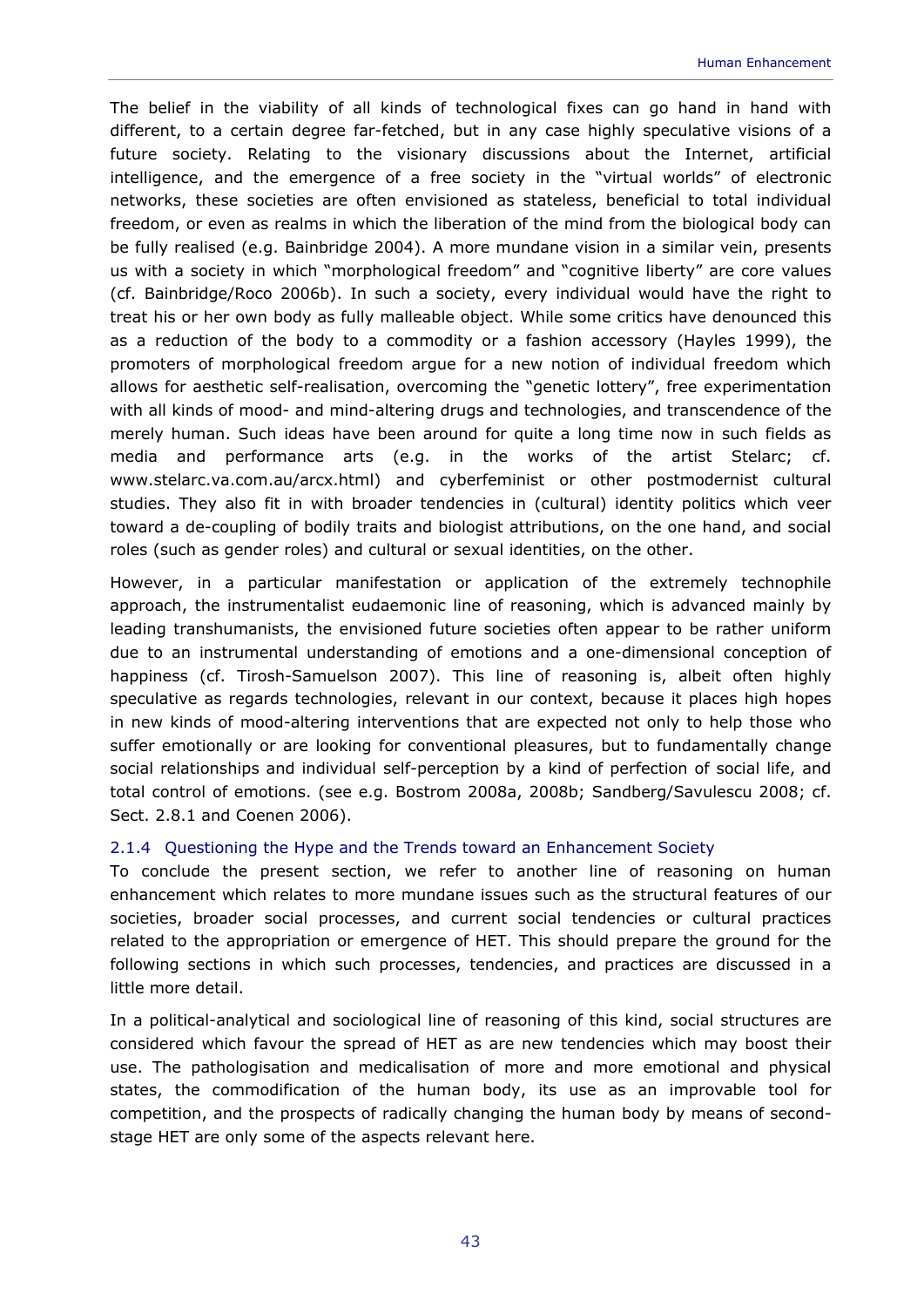The belief in the viability of all kinds of technological fixes can go hand in hand with different, to a certain degree far-fetched, but in any case highly speculative visions of a future society. Relating to the visionary discussions about the Internet, artificial intelligence, and the emergence of a free society in the "virtual worlds" of electronic networks, these societies are often envisioned as stateless, beneficial to total individual freedom, or even as realms in which the liberation of the mind from the biological body can be fully realised (e.g. Bainbridge 2004). A more mundane vision in a similar vein, presents us with a society in which "morphological freedom" and "cognitive liberty" are core values (cf. Bainbridge/Roco 2006b). In such a society, every individual would have the right to treat his or her own body as fully malleable object. While some critics have denounced this as a reduction of the body to a commodity or a fashion accessory (Hayles 1999), the promoters of morphological freedom argue for a new notion of individual freedom which allows for aesthetic self-realisation, overcoming the "genetic lottery", free experimentation with all kinds of mood- and mind-altering drugs and technologies, and transcendence of the merely human. Such ideas have been around for quite a long time now in such fields as media and performance arts (e.g. in the works of the artist Stelarc; cf. www.stelarc.va.com.au/arcx.html) and cyberfeminist or other postmodernist cultural studies. They also fit in with broader tendencies in (cultural) identity politics which veer toward a de-coupling of bodily traits and biologist attributions, on the one hand, and social roles (such as gender roles) and cultural or sexual identities, on the other.

However, in a particular manifestation or application of the extremely technophile approach, the instrumentalist eudaemonic line of reasoning, which is advanced mainly by leading transhumanists, the envisioned future societies often appear to be rather uniform due to an instrumental understanding of emotions and a one-dimensional conception of happiness (cf. Tirosh-Samuelson 2007). This line of reasoning is, albeit often highly speculative as regards technologies, relevant in our context, because it places high hopes in new kinds of mood-altering interventions that are expected not only to help those who suffer emotionally or are looking for conventional pleasures, but to fundamentally change social relationships and individual self-perception by a kind of perfection of social life, and total control of emotions. (see e.g. Bostrom 2008a, 2008b; Sandberg/Savulescu 2008; cf. Sect. 2.8.1 and Coenen 2006).

### 2.1.4 Questioning the Hype and the Trends toward an Enhancement Society

To conclude the present section, we refer to another line of reasoning on human enhancement which relates to more mundane issues such as the structural features of our societies, broader social processes, and current social tendencies or cultural practices related to the appropriation or emergence of HET. This should prepare the ground for the following sections in which such processes, tendencies, and practices are discussed in a little more detail.

In a political-analytical and sociological line of reasoning of this kind, social structures are considered which favour the spread of HET as are new tendencies which may boost their use. The pathologisation and medicalisation of more and more emotional and physical states, the commodification of the human body, its use as an improvable tool for competition, and the prospects of radically changing the human body by means of second-stage HET are only some of the aspects relevant here.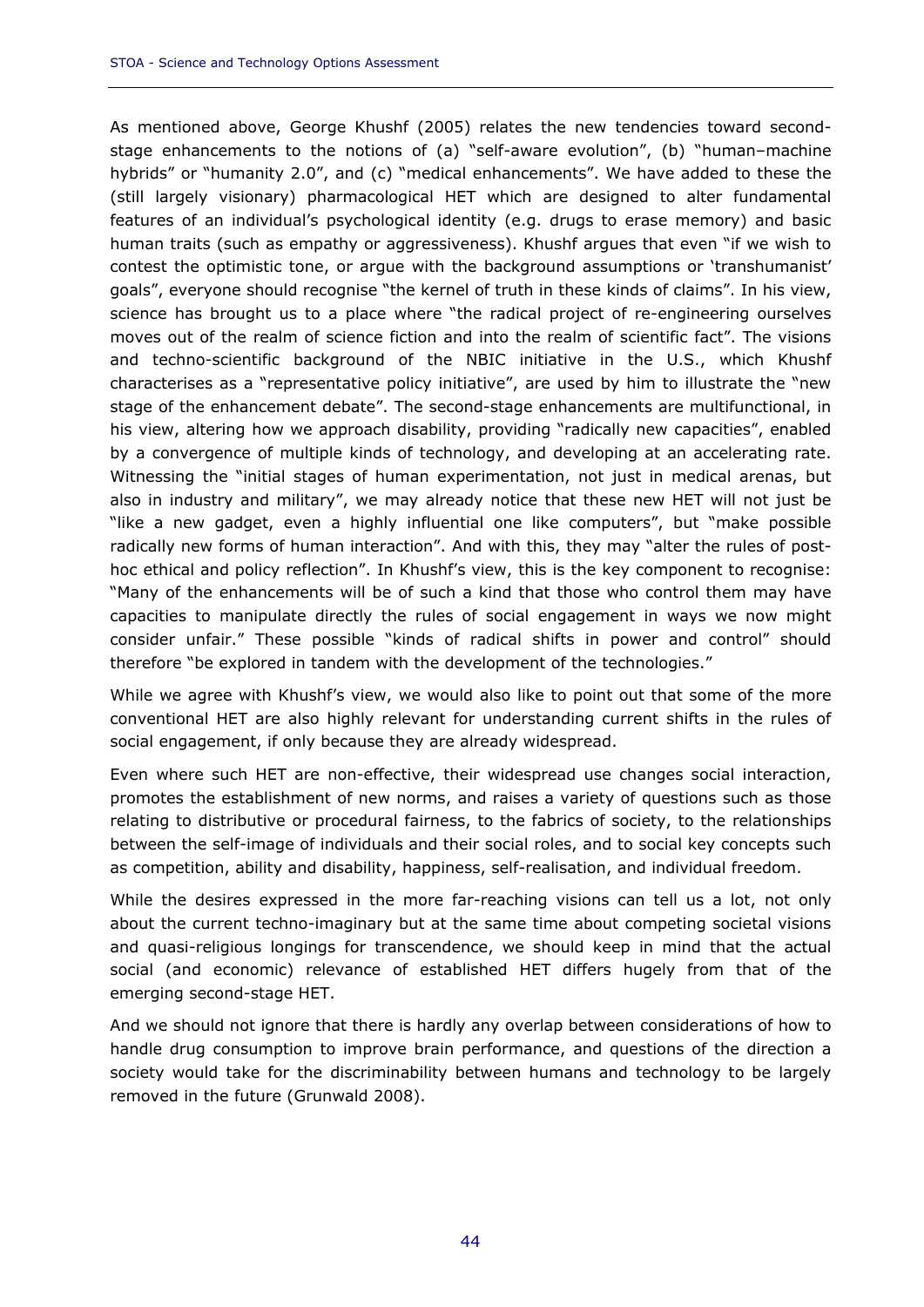As mentioned above, George Khushf (2005) relates the new tendencies toward second-stage enhancements to the notions of (a) "self-aware evolution", (b) "human–machine hybrids" or "humanity 2.0", and (c) "medical enhancements". We have added to these the (still largely visionary) pharmacological HET which are designed to alter fundamental features of an individual's psychological identity (e.g. drugs to erase memory) and basic human traits (such as empathy or aggressiveness). Khushf argues that even "if we wish to contest the optimistic tone, or argue with the background assumptions or 'transhumanist' goals", everyone should recognise "the kernel of truth in these kinds of claims". In his view, science has brought us to a place where "the radical project of re-engineering ourselves moves out of the realm of science fiction and into the realm of scientific fact". The visions and techno-scientific background of the NBIC initiative in the U.S., which Khushf characterises as a "representative policy initiative", are used by him to illustrate the "new stage of the enhancement debate". The second-stage enhancements are multifunctional, in his view, altering how we approach disability, providing "radically new capacities", enabled by a convergence of multiple kinds of technology, and developing at an accelerating rate. Witnessing the "initial stages of human experimentation, not just in medical arenas, but also in industry and military", we may already notice that these new HET will not just be "like a new gadget, even a highly influential one like computers", but "make possible radically new forms of human interaction". And with this, they may "alter the rules of post-hoc ethical and policy reflection". In Khushf's view, this is the key component to recognise: "Many of the enhancements will be of such a kind that those who control them may have capacities to manipulate directly the rules of social engagement in ways we now might consider unfair." These possible "kinds of radical shifts in power and control" should therefore "be explored in tandem with the development of the technologies."

While we agree with Khushf's view, we would also like to point out that some of the more conventional HET are also highly relevant for understanding current shifts in the rules of social engagement, if only because they are already widespread.

Even where such HET are non-effective, their widespread use changes social interaction, promotes the establishment of new norms, and raises a variety of questions such as those relating to distributive or procedural fairness, to the fabrics of society, to the relationships between the self-image of individuals and their social roles, and to social key concepts such as competition, ability and disability, happiness, self-realisation, and individual freedom.

While the desires expressed in the more far-reaching visions can tell us a lot, not only about the current techno-imaginary but at the same time about competing societal visions and quasi-religious longings for transcendence, we should keep in mind that the actual social (and economic) relevance of established HET differs hugely from that of the emerging second-stage HET.

And we should not ignore that there is hardly any overlap between considerations of how to handle drug consumption to improve brain performance, and questions of the direction a society would take for the discriminability between humans and technology to be largely removed in the future (Grunwald 2008).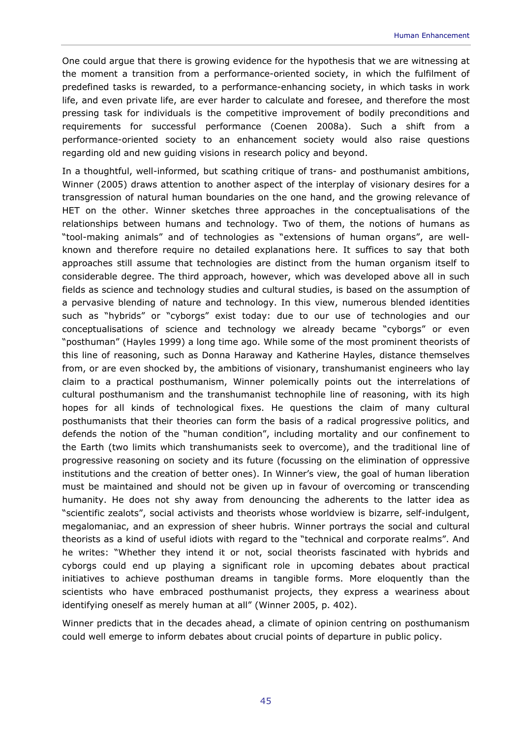One could argue that there is growing evidence for the hypothesis that we are witnessing at the moment a transition from a performance-oriented society, in which the fulfilment of predefined tasks is rewarded, to a performance-enhancing society, in which tasks in work life, and even private life, are ever harder to calculate and foresee, and therefore the most pressing task for individuals is the competitive improvement of bodily preconditions and requirements for successful performance (Coenen 2008a). Such a shift from a performance-oriented society to an enhancement society would also raise questions regarding old and new guiding visions in research policy and beyond.

In a thoughtful, well-informed, but scathing critique of trans- and posthumanist ambitions, Winner (2005) draws attention to another aspect of the interplay of visionary desires for a transgression of natural human boundaries on the one hand, and the growing relevance of HET on the other. Winner sketches three approaches in the conceptualisations of the relationships between humans and technology. Two of them, the notions of humans as "tool-making animals" and of technologies as "extensions of human organs", are well-known and therefore require no detailed explanations here. It suffices to say that both approaches still assume that technologies are distinct from the human organism itself to considerable degree. The third approach, however, which was developed above all in such fields as science and technology studies and cultural studies, is based on the assumption of a pervasive blending of nature and technology. In this view, numerous blended identities such as "hybrids" or "cyborgs" exist today: due to our use of technologies and our conceptualisations of science and technology we already became "cyborgs" or even "posthuman" (Hayles 1999) a long time ago. While some of the most prominent theorists of this line of reasoning, such as Donna Haraway and Katherine Hayles, distance themselves from, or are even shocked by, the ambitions of visionary, transhumanist engineers who lay claim to a practical posthumanism, Winner polemically points out the interrelations of cultural posthumanism and the transhumanist technophile line of reasoning, with its high hopes for all kinds of technological fixes. He questions the claim of many cultural posthumanists that their theories can form the basis of a radical progressive politics, and defends the notion of the "human condition", including mortality and our confinement to the Earth (two limits which transhumanists seek to overcome), and the traditional line of progressive reasoning on society and its future (focussing on the elimination of oppressive institutions and the creation of better ones). In Winner's view, the goal of human liberation must be maintained and should not be given up in favour of overcoming or transcending humanity. He does not shy away from denouncing the adherents to the latter idea as "scientific zealots", social activists and theorists whose worldview is bizarre, self-indulgent, megalomaniac, and an expression of sheer hubris. Winner portrays the social and cultural theorists as a kind of useful idiots with regard to the "technical and corporate realms". And he writes: "Whether they intend it or not, social theorists fascinated with hybrids and cyborgs could end up playing a significant role in upcoming debates about practical initiatives to achieve posthuman dreams in tangible forms. More eloquently than the scientists who have embraced posthumanist projects, they express a weariness about identifying oneself as merely human at all" (Winner 2005, p. 402).

Winner predicts that in the decades ahead, a climate of opinion centring on posthumanism could well emerge to inform debates about crucial points of departure in public policy.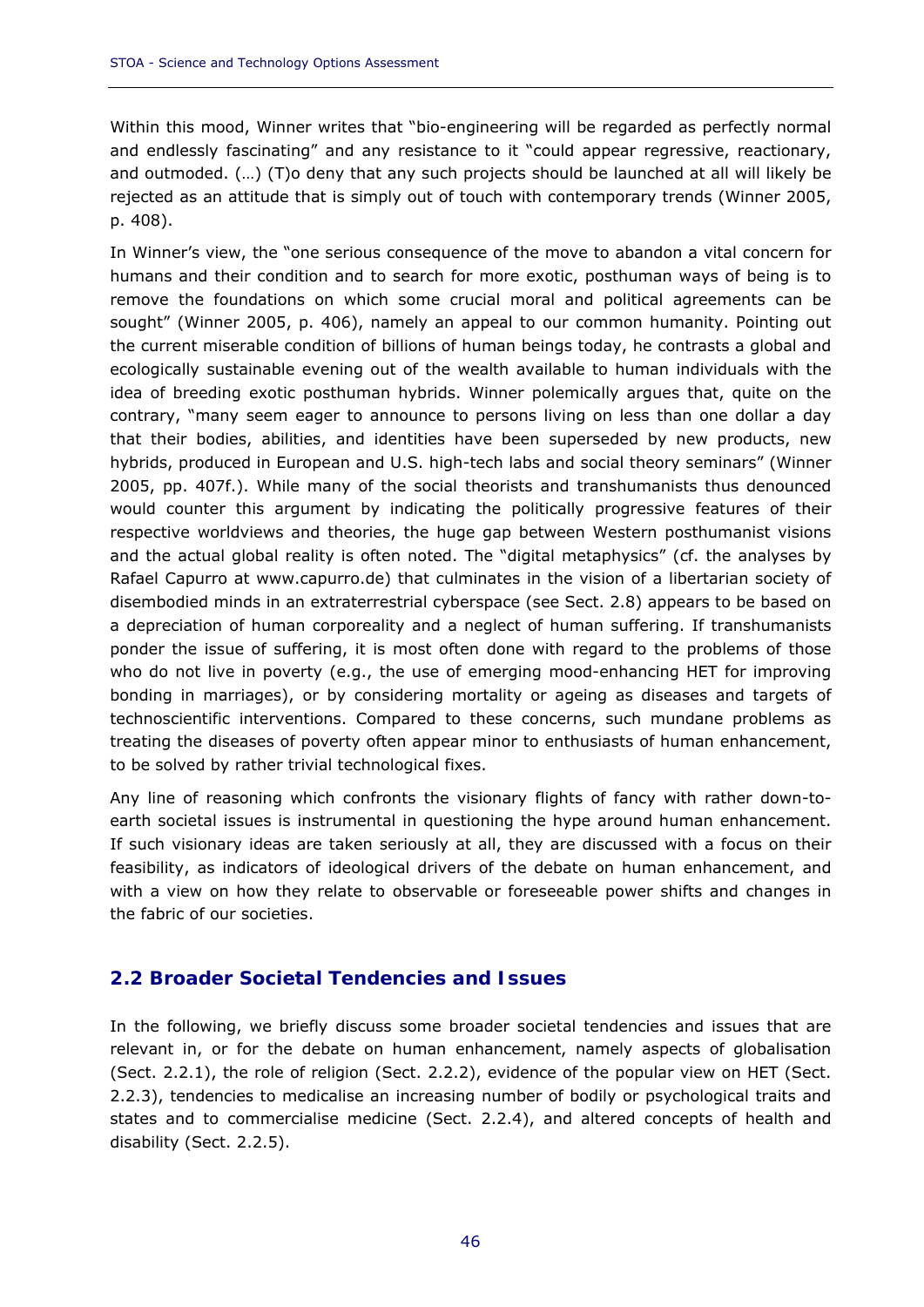Within this mood, Winner writes that "bio-engineering will be regarded as perfectly normal and endlessly fascinating" and any resistance to it "could appear regressive, reactionary, and outmoded. (…) (T)o deny that any such projects should be launched at all will likely be rejected as an attitude that is simply out of touch with contemporary trends (Winner 2005, p. 408).

In Winner's view, the "one serious consequence of the move to abandon a vital concern for humans and their condition and to search for more exotic, posthuman ways of being is to remove the foundations on which some crucial moral and political agreements can be sought" (Winner 2005, p. 406), namely an appeal to our common humanity. Pointing out the current miserable condition of billions of human beings today, he contrasts a global and ecologically sustainable evening out of the wealth available to human individuals with the idea of breeding exotic posthuman hybrids. Winner polemically argues that, quite on the contrary, "many seem eager to announce to persons living on less than one dollar a day that their bodies, abilities, and identities have been superseded by new products, new hybrids, produced in European and U.S. high-tech labs and social theory seminars" (Winner 2005, pp. 407f.). While many of the social theorists and transhumanists thus denounced would counter this argument by indicating the politically progressive features of their respective worldviews and theories, the huge gap between Western posthumanist visions and the actual global reality is often noted. The "digital metaphysics" (cf. the analyses by Rafael Capurro at www.capurro.de) that culminates in the vision of a libertarian society of disembodied minds in an extraterrestrial cyberspace (see Sect. 2.8) appears to be based on a depreciation of human corporeality and a neglect of human suffering. If transhumanists ponder the issue of suffering, it is most often done with regard to the problems of those who do not live in poverty (e.g., the use of emerging mood-enhancing HET for improving bonding in marriages), or by considering mortality or ageing as diseases and targets of technoscientific interventions. Compared to these concerns, such mundane problems as treating the diseases of poverty often appear minor to enthusiasts of human enhancement, to be solved by rather trivial technological fixes.

Any line of reasoning which confronts the visionary flights of fancy with rather down-to-earth societal issues is instrumental in questioning the hype around human enhancement. If such visionary ideas are taken seriously at all, they are discussed with a focus on their feasibility, as indicators of ideological drivers of the debate on human enhancement, and with a view on how they relate to observable or foreseeable power shifts and changes in the fabric of our societies.

## 2.2 Broader Societal Tendencies and Issues

In the following, we briefly discuss some broader societal tendencies and issues that are relevant in, or for the debate on human enhancement, namely aspects of globalisation (Sect. 2.2.1), the role of religion (Sect. 2.2.2), evidence of the popular view on HET (Sect. 2.2.3), tendencies to medicalise an increasing number of bodily or psychological traits and states and to commercialise medicine (Sect. 2.2.4), and altered concepts of health and disability (Sect. 2.2.5).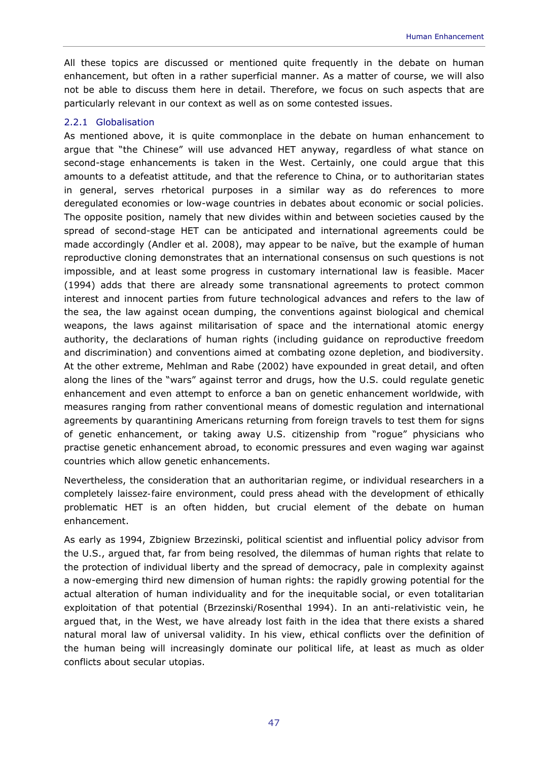All these topics are discussed or mentioned quite frequently in the debate on human enhancement, but often in a rather superficial manner. As a matter of course, we will also not be able to discuss them here in detail. Therefore, we focus on such aspects that are particularly relevant in our context as well as on some contested issues.

### 2.2.1 Globalisation

As mentioned above, it is quite commonplace in the debate on human enhancement to argue that "the Chinese" will use advanced HET anyway, regardless of what stance on second-stage enhancements is taken in the West. Certainly, one could argue that this amounts to a defeatist attitude, and that the reference to China, or to authoritarian states in general, serves rhetorical purposes in a similar way as do references to more deregulated economies or low-wage countries in debates about economic or social policies. The opposite position, namely that new divides within and between societies caused by the spread of second-stage HET can be anticipated and international agreements could be made accordingly (Andler et al. 2008), may appear to be naïve, but the example of human reproductive cloning demonstrates that an international consensus on such questions is not impossible, and at least some progress in customary international law is feasible. Macer (1994) adds that there are already some transnational agreements to protect common interest and innocent parties from future technological advances and refers to the law of the sea, the law against ocean dumping, the conventions against biological and chemical weapons, the laws against militarisation of space and the international atomic energy authority, the declarations of human rights (including guidance on reproductive freedom and discrimination) and conventions aimed at combating ozone depletion, and biodiversity. At the other extreme, Mehlman and Rabe (2002) have expounded in great detail, and often along the lines of the "wars" against terror and drugs, how the U.S. could regulate genetic enhancement and even attempt to enforce a ban on genetic enhancement worldwide, with measures ranging from rather conventional means of domestic regulation and international agreements by quarantining Americans returning from foreign travels to test them for signs of genetic enhancement, or taking away U.S. citizenship from "rogue" physicians who practise genetic enhancement abroad, to economic pressures and even waging war against countries which allow genetic enhancements.

Nevertheless, the consideration that an authoritarian regime, or individual researchers in a completely laissez-faire environment, could press ahead with the development of ethically problematic HET is an often hidden, but crucial element of the debate on human enhancement.

As early as 1994, Zbigniew Brzezinski, political scientist and influential policy advisor from the U.S., argued that, far from being resolved, the dilemmas of human rights that relate to the protection of individual liberty and the spread of democracy, pale in complexity against a now-emerging third new dimension of human rights: the rapidly growing potential for the actual alteration of human individuality and for the inequitable social, or even totalitarian exploitation of that potential (Brzezinski/Rosenthal 1994). In an anti-relativistic vein, he argued that, in the West, we have already lost faith in the idea that there exists a shared natural moral law of universal validity. In his view, ethical conflicts over the definition of the human being will increasingly dominate our political life, at least as much as older conflicts about secular utopias.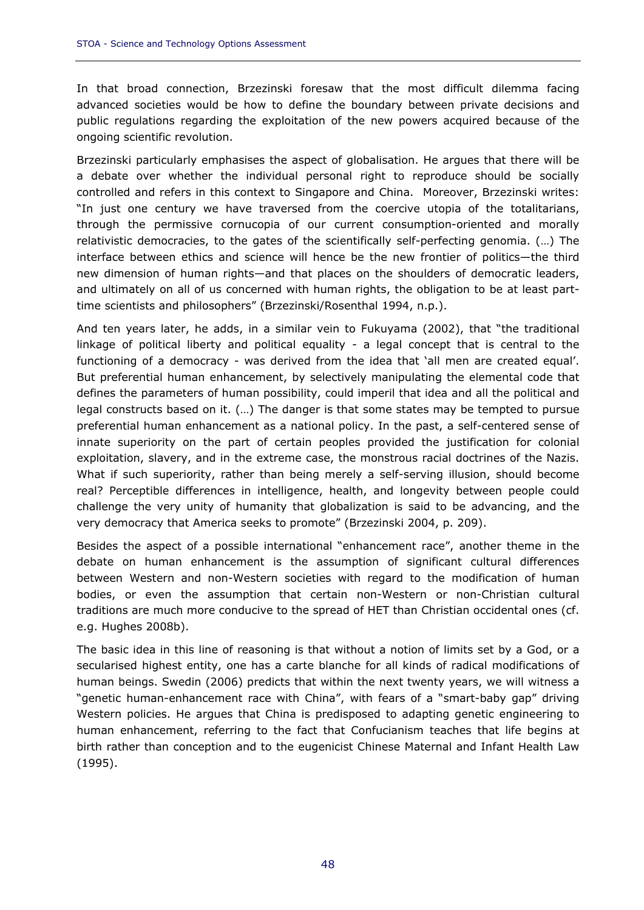In that broad connection, Brzezinski foresaw that the most difficult dilemma facing advanced societies would be how to define the boundary between private decisions and public regulations regarding the exploitation of the new powers acquired because of the ongoing scientific revolution.

Brzezinski particularly emphasises the aspect of globalisation. He argues that there will be a debate over whether the individual personal right to reproduce should be socially controlled and refers in this context to Singapore and China. Moreover, Brzezinski writes: "In just one century we have traversed from the coercive utopia of the totalitarians, through the permissive cornucopia of our current consumption-oriented and morally relativistic democracies, to the gates of the scientifically self-perfecting genomia. (…) The interface between ethics and science will hence be the new frontier of politics—the third new dimension of human rights—and that places on the shoulders of democratic leaders, and ultimately on all of us concerned with human rights, the obligation to be at least part-time scientists and philosophers" (Brzezinski/Rosenthal 1994, n.p.).

And ten years later, he adds, in a similar vein to Fukuyama (2002), that "the traditional linkage of political liberty and political equality - a legal concept that is central to the functioning of a democracy - was derived from the idea that 'all men are created equal'. But preferential human enhancement, by selectively manipulating the elemental code that defines the parameters of human possibility, could imperil that idea and all the political and legal constructs based on it. (…) The danger is that some states may be tempted to pursue preferential human enhancement as a national policy. In the past, a self-centered sense of innate superiority on the part of certain peoples provided the justification for colonial exploitation, slavery, and in the extreme case, the monstrous racial doctrines of the Nazis. What if such superiority, rather than being merely a self-serving illusion, should become real? Perceptible differences in intelligence, health, and longevity between people could challenge the very unity of humanity that globalization is said to be advancing, and the very democracy that America seeks to promote" (Brzezinski 2004, p. 209).

Besides the aspect of a possible international "enhancement race", another theme in the debate on human enhancement is the assumption of significant cultural differences between Western and non-Western societies with regard to the modification of human bodies, or even the assumption that certain non-Western or non-Christian cultural traditions are much more conducive to the spread of HET than Christian occidental ones (cf. e.g. Hughes 2008b).

The basic idea in this line of reasoning is that without a notion of limits set by a God, or a secularised highest entity, one has a carte blanche for all kinds of radical modifications of human beings. Swedin (2006) predicts that within the next twenty years, we will witness a "genetic human-enhancement race with China", with fears of a "smart-baby gap" driving Western policies. He argues that China is predisposed to adapting genetic engineering to human enhancement, referring to the fact that Confucianism teaches that life begins at birth rather than conception and to the eugenicist Chinese Maternal and Infant Health Law (1995).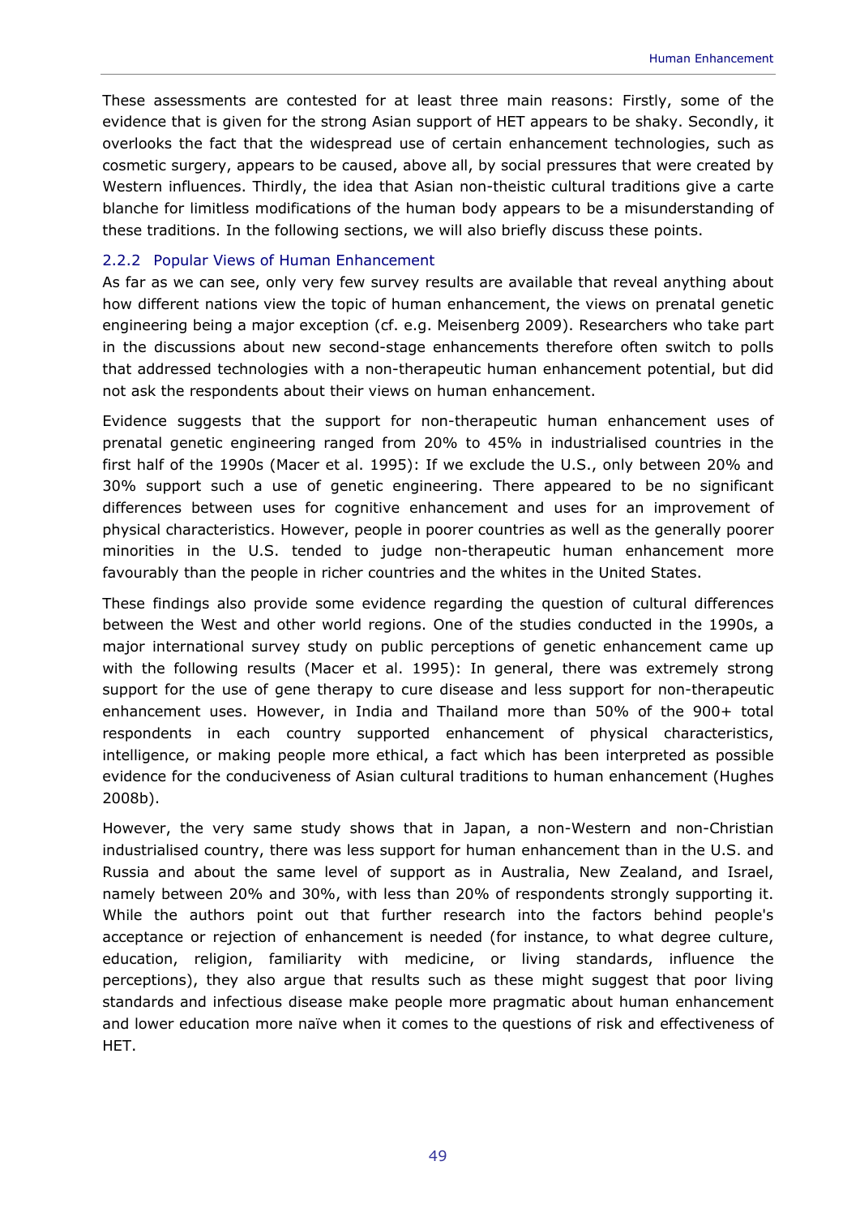These assessments are contested for at least three main reasons: Firstly, some of the evidence that is given for the strong Asian support of HET appears to be shaky. Secondly, it overlooks the fact that the widespread use of certain enhancement technologies, such as cosmetic surgery, appears to be caused, above all, by social pressures that were created by Western influences. Thirdly, the idea that Asian non-theistic cultural traditions give a carte blanche for limitless modifications of the human body appears to be a misunderstanding of these traditions. In the following sections, we will also briefly discuss these points.

### 2.2.2 Popular Views of Human Enhancement

As far as we can see, only very few survey results are available that reveal anything about how different nations view the topic of human enhancement, the views on prenatal genetic engineering being a major exception (cf. e.g. Meisenberg 2009). Researchers who take part in the discussions about new second-stage enhancements therefore often switch to polls that addressed technologies with a non-therapeutic human enhancement potential, but did not ask the respondents about their views on human enhancement.

Evidence suggests that the support for non-therapeutic human enhancement uses of prenatal genetic engineering ranged from 20% to 45% in industrialised countries in the first half of the 1990s (Macer et al. 1995): If we exclude the U.S., only between 20% and 30% support such a use of genetic engineering. There appeared to be no significant differences between uses for cognitive enhancement and uses for an improvement of physical characteristics. However, people in poorer countries as well as the generally poorer minorities in the U.S. tended to judge non-therapeutic human enhancement more favourably than the people in richer countries and the whites in the United States.

These findings also provide some evidence regarding the question of cultural differences between the West and other world regions. One of the studies conducted in the 1990s, a major international survey study on public perceptions of genetic enhancement came up with the following results (Macer et al. 1995): In general, there was extremely strong support for the use of gene therapy to cure disease and less support for non-therapeutic enhancement uses. However, in India and Thailand more than 50% of the 900+ total respondents in each country supported enhancement of physical characteristics, intelligence, or making people more ethical, a fact which has been interpreted as possible evidence for the conduciveness of Asian cultural traditions to human enhancement (Hughes 2008b).

However, the very same study shows that in Japan, a non-Western and non-Christian industrialised country, there was less support for human enhancement than in the U.S. and Russia and about the same level of support as in Australia, New Zealand, and Israel, namely between 20% and 30%, with less than 20% of respondents strongly supporting it. While the authors point out that further research into the factors behind people's acceptance or rejection of enhancement is needed (for instance, to what degree culture, education, religion, familiarity with medicine, or living standards, influence the perceptions), they also argue that results such as these might suggest that poor living standards and infectious disease make people more pragmatic about human enhancement and lower education more naïve when it comes to the questions of risk and effectiveness of HET.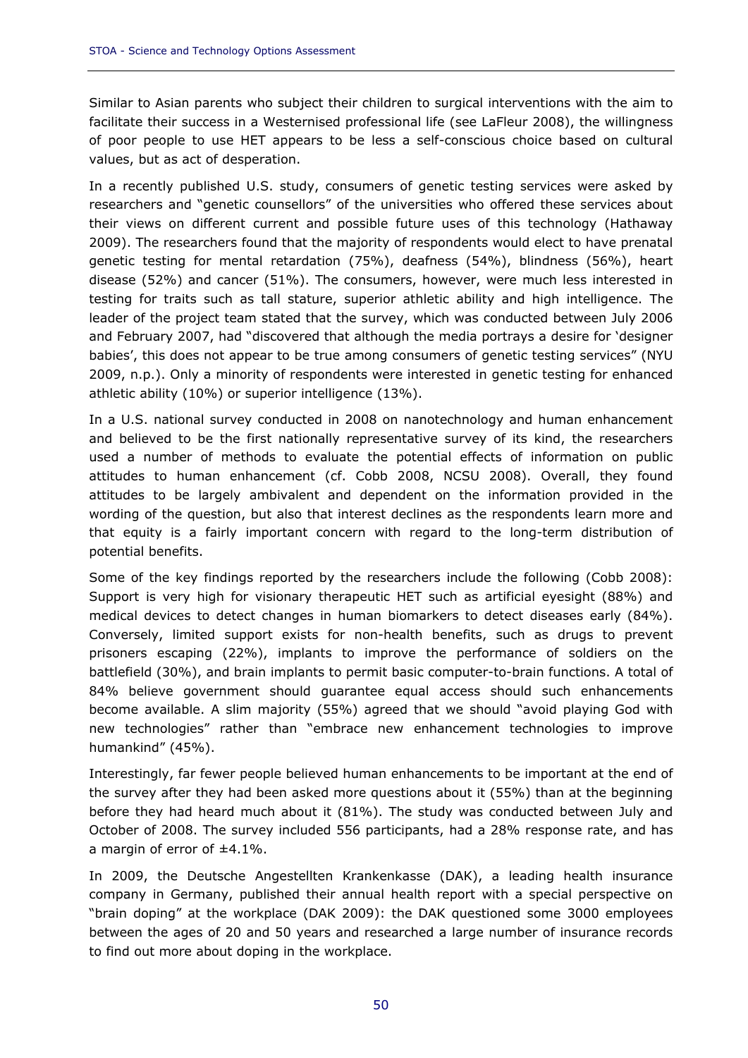Similar to Asian parents who subject their children to surgical interventions with the aim to facilitate their success in a Westernised professional life (see LaFleur 2008), the willingness of poor people to use HET appears to be less a self-conscious choice based on cultural values, but as act of desperation.

In a recently published U.S. study, consumers of genetic testing services were asked by researchers and "genetic counsellors" of the universities who offered these services about their views on different current and possible future uses of this technology (Hathaway 2009). The researchers found that the majority of respondents would elect to have prenatal genetic testing for mental retardation (75%), deafness (54%), blindness (56%), heart disease (52%) and cancer (51%). The consumers, however, were much less interested in testing for traits such as tall stature, superior athletic ability and high intelligence. The leader of the project team stated that the survey, which was conducted between July 2006 and February 2007, had "discovered that although the media portrays a desire for 'designer babies', this does not appear to be true among consumers of genetic testing services" (NYU 2009, n.p.). Only a minority of respondents were interested in genetic testing for enhanced athletic ability (10%) or superior intelligence (13%).

In a U.S. national survey conducted in 2008 on nanotechnology and human enhancement and believed to be the first nationally representative survey of its kind, the researchers used a number of methods to evaluate the potential effects of information on public attitudes to human enhancement (cf. Cobb 2008, NCSU 2008). Overall, they found attitudes to be largely ambivalent and dependent on the information provided in the wording of the question, but also that interest declines as the respondents learn more and that equity is a fairly important concern with regard to the long-term distribution of potential benefits.

Some of the key findings reported by the researchers include the following (Cobb 2008): Support is very high for visionary therapeutic HET such as artificial eyesight (88%) and medical devices to detect changes in human biomarkers to detect diseases early (84%). Conversely, limited support exists for non-health benefits, such as drugs to prevent prisoners escaping (22%), implants to improve the performance of soldiers on the battlefield (30%), and brain implants to permit basic computer-to-brain functions. A total of 84% believe government should guarantee equal access should such enhancements become available. A slim majority (55%) agreed that we should "avoid playing God with new technologies" rather than "embrace new enhancement technologies to improve humankind" (45%).

Interestingly, far fewer people believed human enhancements to be important at the end of the survey after they had been asked more questions about it (55%) than at the beginning before they had heard much about it (81%). The study was conducted between July and October of 2008. The survey included 556 participants, had a 28% response rate, and has a margin of error of ±4.1%.

In 2009, the Deutsche Angestellten Krankenkasse (DAK), a leading health insurance company in Germany, published their annual health report with a special perspective on "brain doping" at the workplace (DAK 2009): the DAK questioned some 3000 employees between the ages of 20 and 50 years and researched a large number of insurance records to find out more about doping in the workplace.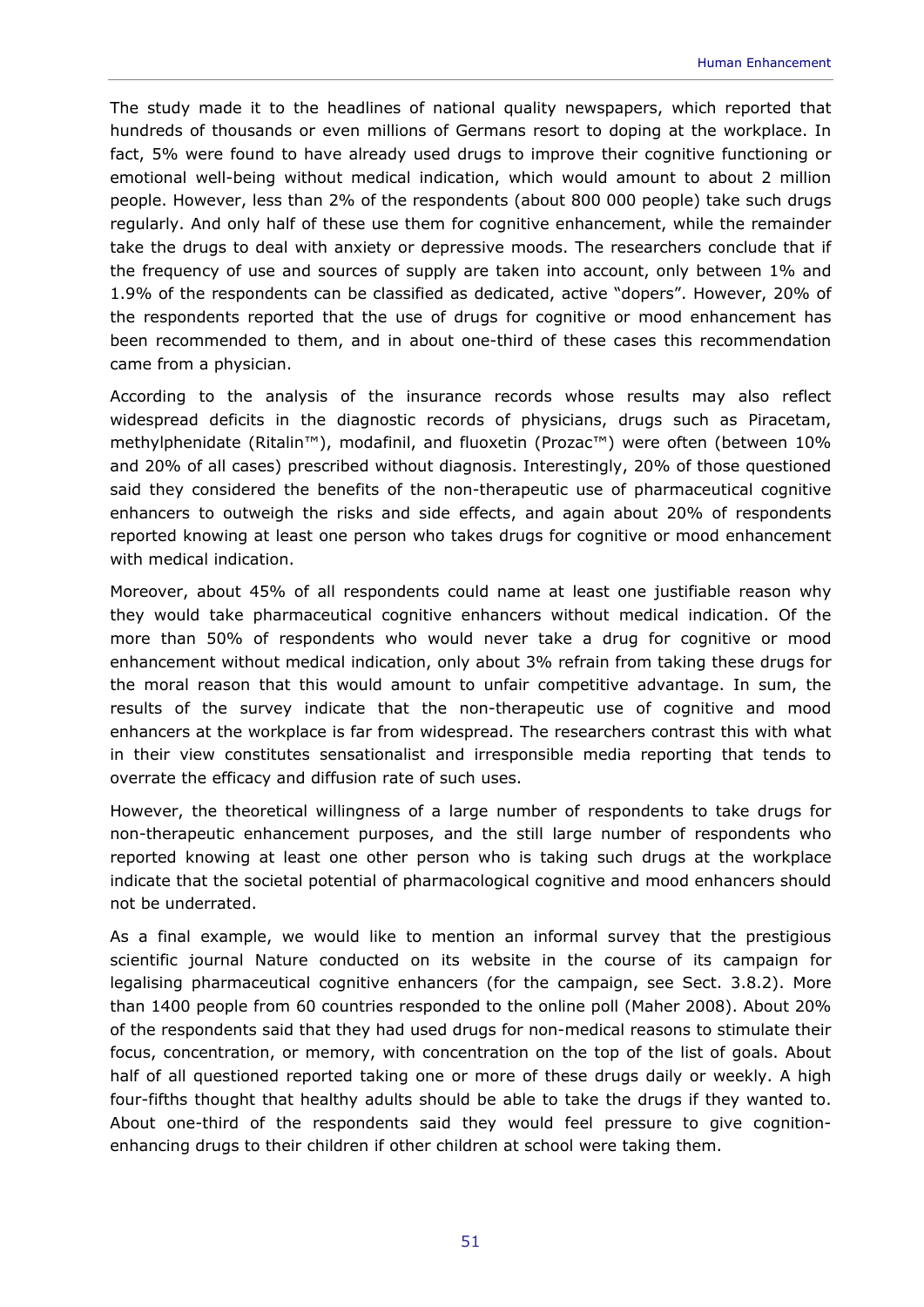The study made it to the headlines of national quality newspapers, which reported that hundreds of thousands or even millions of Germans resort to doping at the workplace. In fact, 5% were found to have already used drugs to improve their cognitive functioning or emotional well-being without medical indication, which would amount to about 2 million people. However, less than 2% of the respondents (about 800 000 people) take such drugs regularly. And only half of these use them for cognitive enhancement, while the remainder take the drugs to deal with anxiety or depressive moods. The researchers conclude that if the frequency of use and sources of supply are taken into account, only between 1% and 1.9% of the respondents can be classified as dedicated, active "dopers". However, 20% of the respondents reported that the use of drugs for cognitive or mood enhancement has been recommended to them, and in about one-third of these cases this recommendation came from a physician.

According to the analysis of the insurance records whose results may also reflect widespread deficits in the diagnostic records of physicians, drugs such as Piracetam, methylphenidate (Ritalin™), modafinil, and fluoxetin (Prozac™) were often (between 10% and 20% of all cases) prescribed without diagnosis. Interestingly, 20% of those questioned said they considered the benefits of the non-therapeutic use of pharmaceutical cognitive enhancers to outweigh the risks and side effects, and again about 20% of respondents reported knowing at least one person who takes drugs for cognitive or mood enhancement with medical indication.

Moreover, about 45% of all respondents could name at least one justifiable reason why they would take pharmaceutical cognitive enhancers without medical indication. Of the more than 50% of respondents who would never take a drug for cognitive or mood enhancement without medical indication, only about 3% refrain from taking these drugs for the moral reason that this would amount to unfair competitive advantage. In sum, the results of the survey indicate that the non-therapeutic use of cognitive and mood enhancers at the workplace is far from widespread. The researchers contrast this with what in their view constitutes sensationalist and irresponsible media reporting that tends to overrate the efficacy and diffusion rate of such uses.

However, the theoretical willingness of a large number of respondents to take drugs for non-therapeutic enhancement purposes, and the still large number of respondents who reported knowing at least one other person who is taking such drugs at the workplace indicate that the societal potential of pharmacological cognitive and mood enhancers should not be underrated.

As a final example, we would like to mention an informal survey that the prestigious scientific journal Nature conducted on its website in the course of its campaign for legalising pharmaceutical cognitive enhancers (for the campaign, see Sect. 3.8.2). More than 1400 people from 60 countries responded to the online poll (Maher 2008). About 20% of the respondents said that they had used drugs for non-medical reasons to stimulate their focus, concentration, or memory, with concentration on the top of the list of goals. About half of all questioned reported taking one or more of these drugs daily or weekly. A high four-fifths thought that healthy adults should be able to take the drugs if they wanted to. About one-third of the respondents said they would feel pressure to give cognition-enhancing drugs to their children if other children at school were taking them.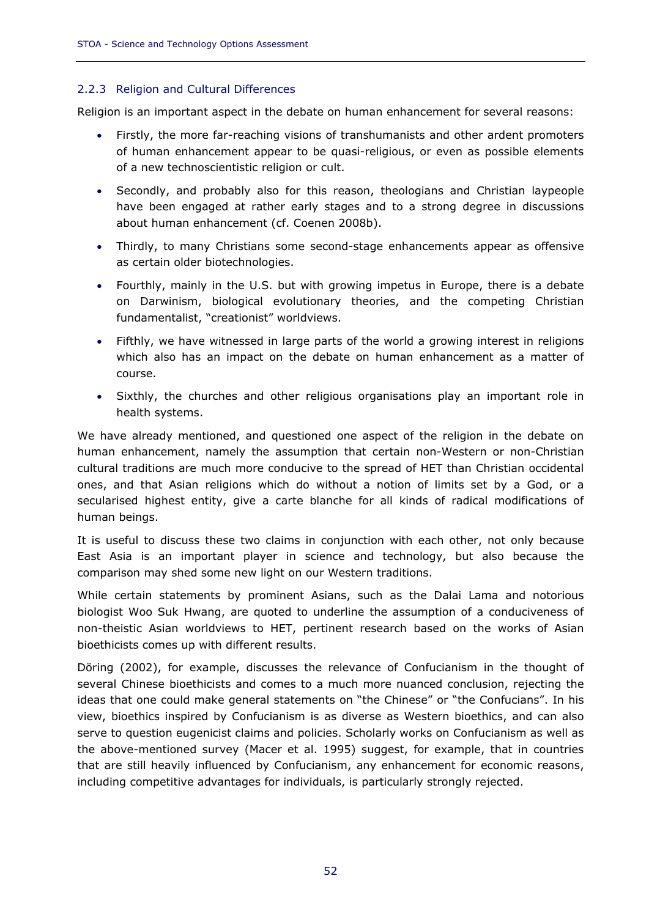### 2.2.3 Religion and Cultural Differences

Religion is an important aspect in the debate on human enhancement for several reasons:

- Firstly, the more far-reaching visions of transhumanists and other ardent promoters of human enhancement appear to be quasi-religious, or even as possible elements of a new technoscientistic religion or cult.
- Secondly, and probably also for this reason, theologians and Christian laypeople have been engaged at rather early stages and to a strong degree in discussions about human enhancement (cf. Coenen 2008b).
- Thirdly, to many Christians some second-stage enhancements appear as offensive as certain older biotechnologies.
- Fourthly, mainly in the U.S. but with growing impetus in Europe, there is a debate on Darwinism, biological evolutionary theories, and the competing Christian fundamentalist, "creationist" worldviews.
- Fifthly, we have witnessed in large parts of the world a growing interest in religions which also has an impact on the debate on human enhancement as a matter of course.
- Sixthly, the churches and other religious organisations play an important role in health systems.

We have already mentioned, and questioned one aspect of the religion in the debate on human enhancement, namely the assumption that certain non-Western or non-Christian cultural traditions are much more conducive to the spread of HET than Christian occidental ones, and that Asian religions which do without a notion of limits set by a God, or a secularised highest entity, give a carte blanche for all kinds of radical modifications of human beings.

It is useful to discuss these two claims in conjunction with each other, not only because East Asia is an important player in science and technology, but also because the comparison may shed some new light on our Western traditions.

While certain statements by prominent Asians, such as the Dalai Lama and notorious biologist Woo Suk Hwang, are quoted to underline the assumption of a conduciveness of non-theistic Asian worldviews to HET, pertinent research based on the works of Asian bioethicists comes up with different results.

Döring (2002), for example, discusses the relevance of Confucianism in the thought of several Chinese bioethicists and comes to a much more nuanced conclusion, rejecting the ideas that one could make general statements on "the Chinese" or "the Confucians". In his view, bioethics inspired by Confucianism is as diverse as Western bioethics, and can also serve to question eugenicist claims and policies. Scholarly works on Confucianism as well as the above-mentioned survey (Macer et al. 1995) suggest, for example, that in countries that are still heavily influenced by Confucianism, any enhancement for economic reasons, including competitive advantages for individuals, is particularly strongly rejected.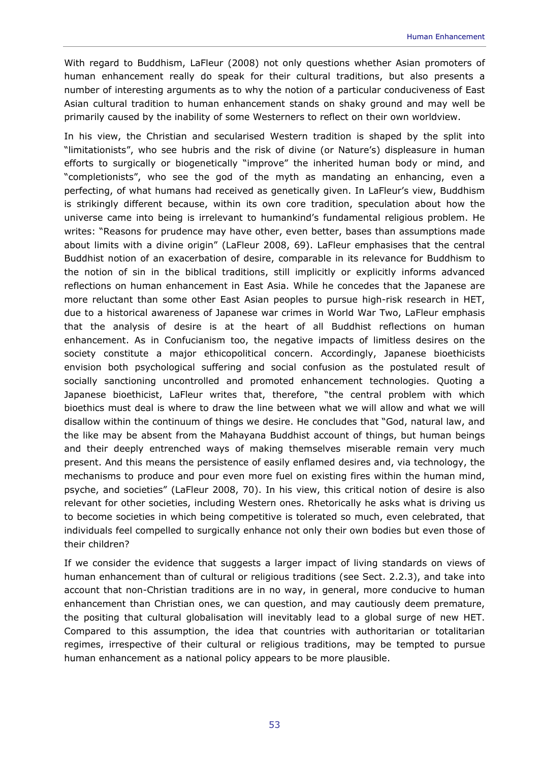With regard to Buddhism, LaFleur (2008) not only questions whether Asian promoters of human enhancement really do speak for their cultural traditions, but also presents a number of interesting arguments as to why the notion of a particular conduciveness of East Asian cultural tradition to human enhancement stands on shaky ground and may well be primarily caused by the inability of some Westerners to reflect on their own worldview.

In his view, the Christian and secularised Western tradition is shaped by the split into "limitationists", who see hubris and the risk of divine (or Nature's) displeasure in human efforts to surgically or biogenetically "improve" the inherited human body or mind, and "completionists", who see the god of the myth as mandating an enhancing, even a perfecting, of what humans had received as genetically given. In LaFleur's view, Buddhism is strikingly different because, within its own core tradition, speculation about how the universe came into being is irrelevant to humankind's fundamental religious problem. He writes: "Reasons for prudence may have other, even better, bases than assumptions made about limits with a divine origin" (LaFleur 2008, 69). LaFleur emphasises that the central Buddhist notion of an exacerbation of desire, comparable in its relevance for Buddhism to the notion of sin in the biblical traditions, still implicitly or explicitly informs advanced reflections on human enhancement in East Asia. While he concedes that the Japanese are more reluctant than some other East Asian peoples to pursue high-risk research in HET, due to a historical awareness of Japanese war crimes in World War Two, LaFleur emphasis that the analysis of desire is at the heart of all Buddhist reflections on human enhancement. As in Confucianism too, the negative impacts of limitless desires on the society constitute a major ethicopolitical concern. Accordingly, Japanese bioethicists envision both psychological suffering and social confusion as the postulated result of socially sanctioning uncontrolled and promoted enhancement technologies. Quoting a Japanese bioethicist, LaFleur writes that, therefore, "the central problem with which bioethics must deal is where to draw the line between what we will allow and what we will disallow within the continuum of things we desire. He concludes that "God, natural law, and the like may be absent from the Mahayana Buddhist account of things, but human beings and their deeply entrenched ways of making themselves miserable remain very much present. And this means the persistence of easily enflamed desires and, via technology, the mechanisms to produce and pour even more fuel on existing fires within the human mind, psyche, and societies" (LaFleur 2008, 70). In his view, this critical notion of desire is also relevant for other societies, including Western ones. Rhetorically he asks what is driving us to become societies in which being competitive is tolerated so much, even celebrated, that individuals feel compelled to surgically enhance not only their own bodies but even those of their children?

If we consider the evidence that suggests a larger impact of living standards on views of human enhancement than of cultural or religious traditions (see Sect. 2.2.3), and take into account that non-Christian traditions are in no way, in general, more conducive to human enhancement than Christian ones, we can question, and may cautiously deem premature, the positing that cultural globalisation will inevitably lead to a global surge of new HET. Compared to this assumption, the idea that countries with authoritarian or totalitarian regimes, irrespective of their cultural or religious traditions, may be tempted to pursue human enhancement as a national policy appears to be more plausible.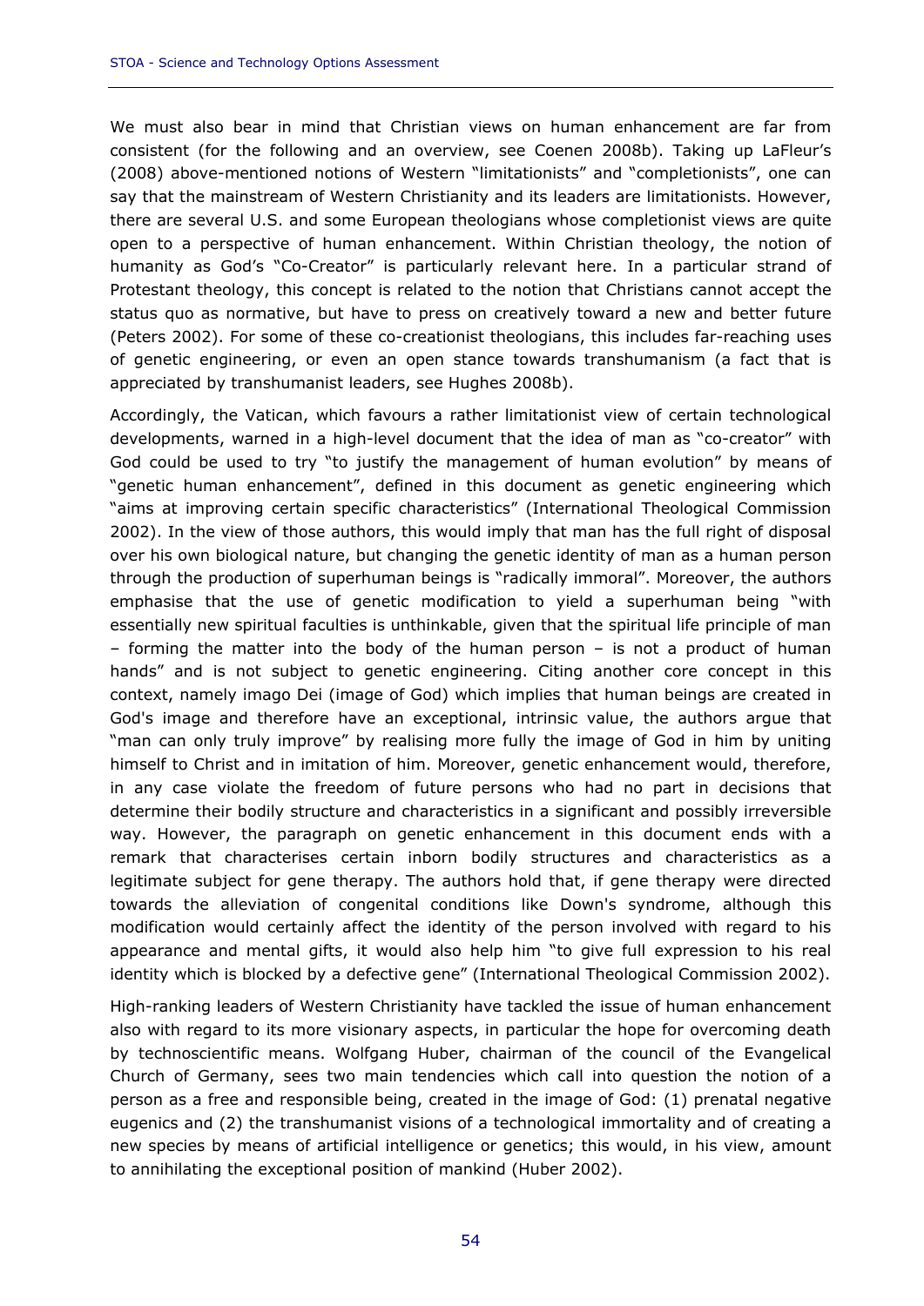We must also bear in mind that Christian views on human enhancement are far from consistent (for the following and an overview, see Coenen 2008b). Taking up LaFleur's (2008) above-mentioned notions of Western "limitationists" and "completionists", one can say that the mainstream of Western Christianity and its leaders are limitationists. However, there are several U.S. and some European theologians whose completionist views are quite open to a perspective of human enhancement. Within Christian theology, the notion of humanity as God's "Co-Creator" is particularly relevant here. In a particular strand of Protestant theology, this concept is related to the notion that Christians cannot accept the status quo as normative, but have to press on creatively toward a new and better future (Peters 2002). For some of these co-creationist theologians, this includes far-reaching uses of genetic engineering, or even an open stance towards transhumanism (a fact that is appreciated by transhumanist leaders, see Hughes 2008b).

Accordingly, the Vatican, which favours a rather limitationist view of certain technological developments, warned in a high-level document that the idea of man as "co-creator" with God could be used to try "to justify the management of human evolution" by means of "genetic human enhancement", defined in this document as genetic engineering which "aims at improving certain specific characteristics" (International Theological Commission 2002). In the view of those authors, this would imply that man has the full right of disposal over his own biological nature, but changing the genetic identity of man as a human person through the production of superhuman beings is "radically immoral". Moreover, the authors emphasise that the use of genetic modification to yield a superhuman being "with essentially new spiritual faculties is unthinkable, given that the spiritual life principle of man – forming the matter into the body of the human person – is not a product of human hands" and is not subject to genetic engineering. Citing another core concept in this context, namely imago Dei (image of God) which implies that human beings are created in God's image and therefore have an exceptional, intrinsic value, the authors argue that "man can only truly improve" by realising more fully the image of God in him by uniting himself to Christ and in imitation of him. Moreover, genetic enhancement would, therefore, in any case violate the freedom of future persons who had no part in decisions that determine their bodily structure and characteristics in a significant and possibly irreversible way. However, the paragraph on genetic enhancement in this document ends with a remark that characterises certain inborn bodily structures and characteristics as a legitimate subject for gene therapy. The authors hold that, if gene therapy were directed towards the alleviation of congenital conditions like Down's syndrome, although this modification would certainly affect the identity of the person involved with regard to his appearance and mental gifts, it would also help him "to give full expression to his real identity which is blocked by a defective gene" (International Theological Commission 2002).

High-ranking leaders of Western Christianity have tackled the issue of human enhancement also with regard to its more visionary aspects, in particular the hope for overcoming death by technoscientific means. Wolfgang Huber, chairman of the council of the Evangelical Church of Germany, sees two main tendencies which call into question the notion of a person as a free and responsible being, created in the image of God: (1) prenatal negative eugenics and (2) the transhumanist visions of a technological immortality and of creating a new species by means of artificial intelligence or genetics; this would, in his view, amount to annihilating the exceptional position of mankind (Huber 2002).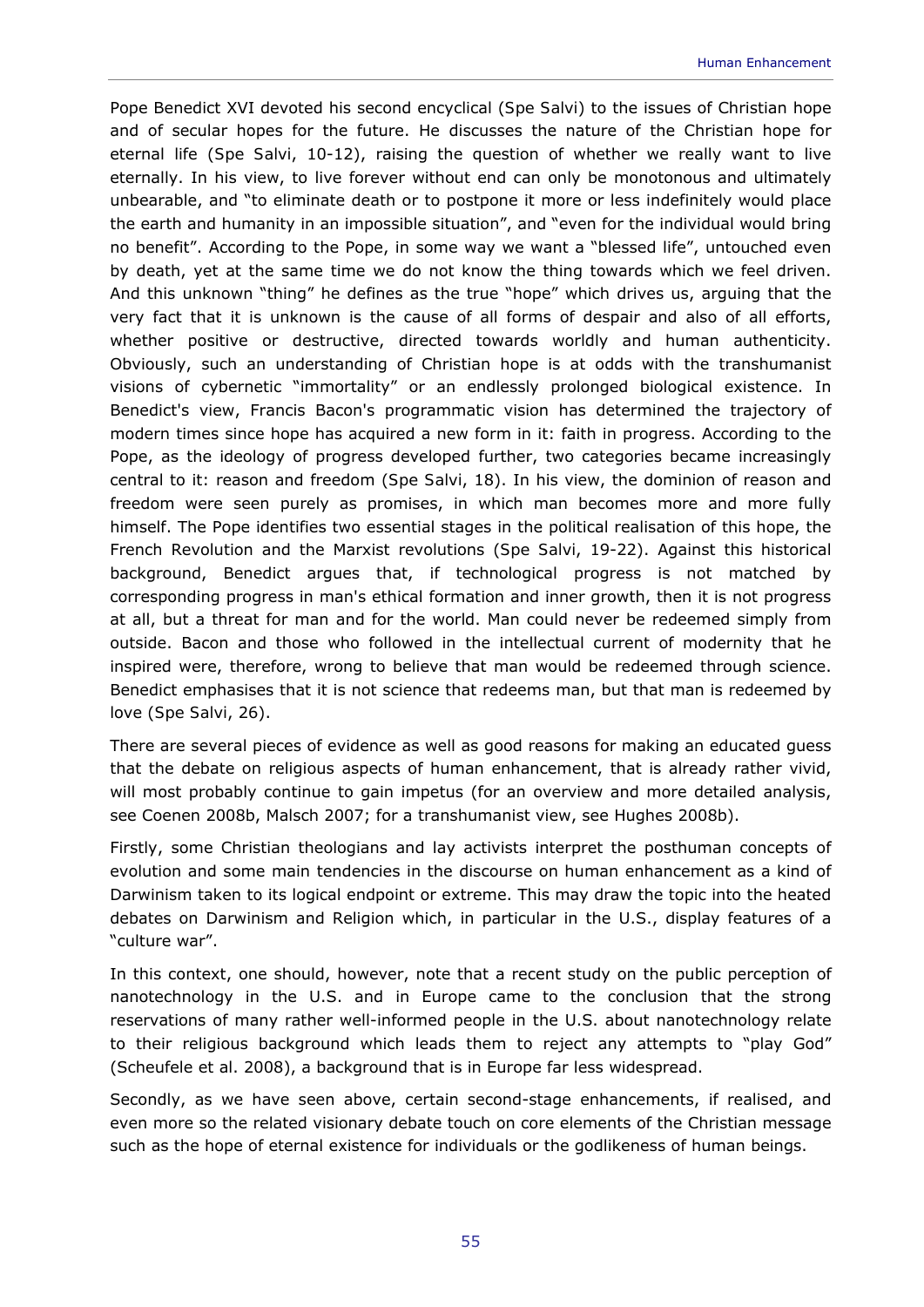Pope Benedict XVI devoted his second encyclical (Spe Salvi) to the issues of Christian hope and of secular hopes for the future. He discusses the nature of the Christian hope for eternal life (Spe Salvi, 10-12), raising the question of whether we really want to live eternally. In his view, to live forever without end can only be monotonous and ultimately unbearable, and "to eliminate death or to postpone it more or less indefinitely would place the earth and humanity in an impossible situation", and "even for the individual would bring no benefit". According to the Pope, in some way we want a "blessed life", untouched even by death, yet at the same time we do not know the thing towards which we feel driven. And this unknown "thing" he defines as the true "hope" which drives us, arguing that the very fact that it is unknown is the cause of all forms of despair and also of all efforts, whether positive or destructive, directed towards worldly and human authenticity. Obviously, such an understanding of Christian hope is at odds with the transhumanist visions of cybernetic "immortality" or an endlessly prolonged biological existence. In Benedict's view, Francis Bacon's programmatic vision has determined the trajectory of modern times since hope has acquired a new form in it: faith in progress. According to the Pope, as the ideology of progress developed further, two categories became increasingly central to it: reason and freedom (Spe Salvi, 18). In his view, the dominion of reason and freedom were seen purely as promises, in which man becomes more and more fully himself. The Pope identifies two essential stages in the political realisation of this hope, the French Revolution and the Marxist revolutions (Spe Salvi, 19-22). Against this historical background, Benedict argues that, if technological progress is not matched by corresponding progress in man's ethical formation and inner growth, then it is not progress at all, but a threat for man and for the world. Man could never be redeemed simply from outside. Bacon and those who followed in the intellectual current of modernity that he inspired were, therefore, wrong to believe that man would be redeemed through science. Benedict emphasises that it is not science that redeems man, but that man is redeemed by love (Spe Salvi, 26).

There are several pieces of evidence as well as good reasons for making an educated guess that the debate on religious aspects of human enhancement, that is already rather vivid, will most probably continue to gain impetus (for an overview and more detailed analysis, see Coenen 2008b, Malsch 2007; for a transhumanist view, see Hughes 2008b).

Firstly, some Christian theologians and lay activists interpret the posthuman concepts of evolution and some main tendencies in the discourse on human enhancement as a kind of Darwinism taken to its logical endpoint or extreme. This may draw the topic into the heated debates on Darwinism and Religion which, in particular in the U.S., display features of a "culture war".

In this context, one should, however, note that a recent study on the public perception of nanotechnology in the U.S. and in Europe came to the conclusion that the strong reservations of many rather well-informed people in the U.S. about nanotechnology relate to their religious background which leads them to reject any attempts to "play God" (Scheufele et al. 2008), a background that is in Europe far less widespread.

Secondly, as we have seen above, certain second-stage enhancements, if realised, and even more so the related visionary debate touch on core elements of the Christian message such as the hope of eternal existence for individuals or the godlikeness of human beings.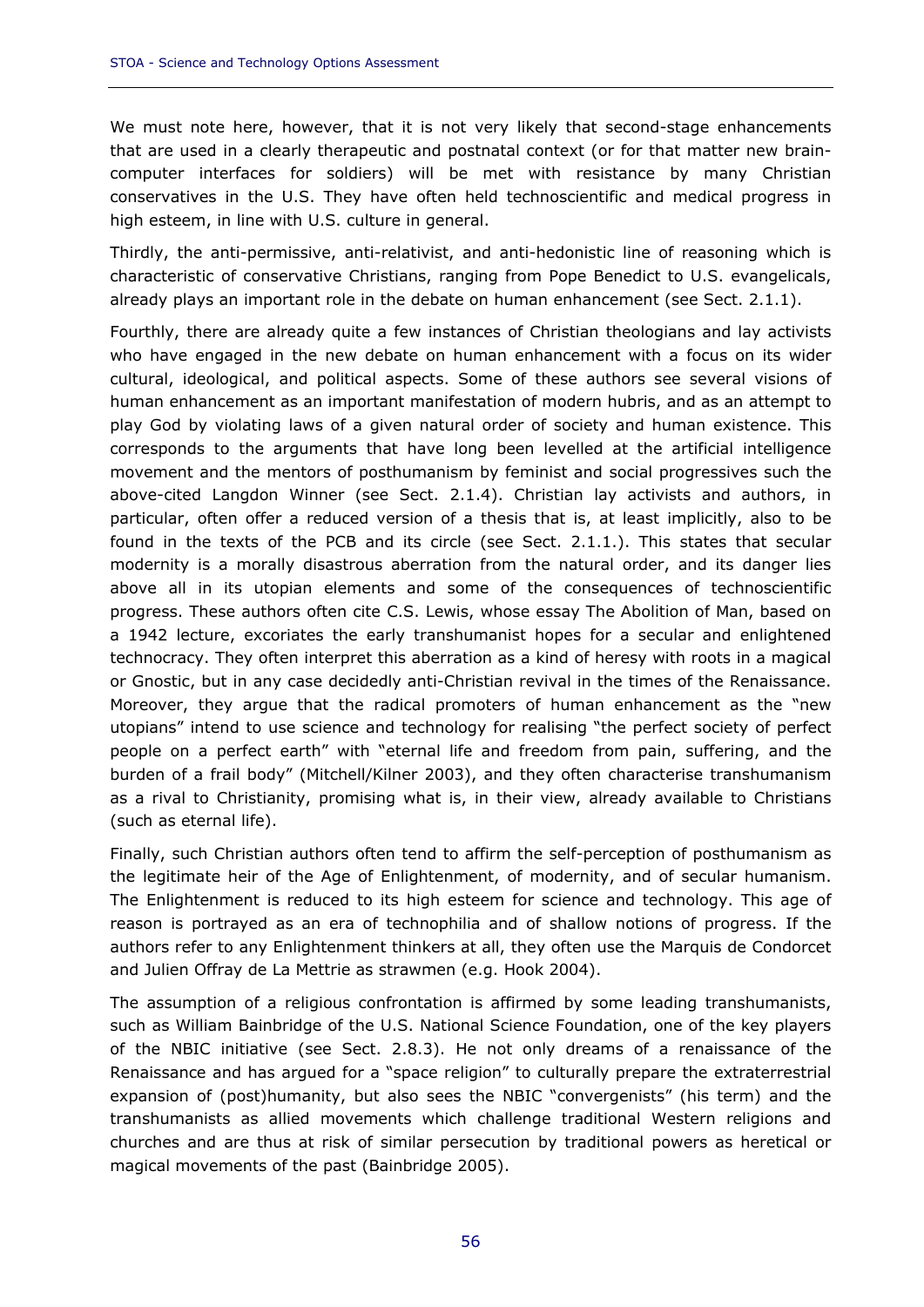We must note here, however, that it is not very likely that second-stage enhancements that are used in a clearly therapeutic and postnatal context (or for that matter new brain-computer interfaces for soldiers) will be met with resistance by many Christian conservatives in the U.S. They have often held technoscientific and medical progress in high esteem, in line with U.S. culture in general.

Thirdly, the anti-permissive, anti-relativist, and anti-hedonistic line of reasoning which is characteristic of conservative Christians, ranging from Pope Benedict to U.S. evangelicals, already plays an important role in the debate on human enhancement (see Sect. 2.1.1).

Fourthly, there are already quite a few instances of Christian theologians and lay activists who have engaged in the new debate on human enhancement with a focus on its wider cultural, ideological, and political aspects. Some of these authors see several visions of human enhancement as an important manifestation of modern hubris, and as an attempt to play God by violating laws of a given natural order of society and human existence. This corresponds to the arguments that have long been levelled at the artificial intelligence movement and the mentors of posthumanism by feminist and social progressives such the above-cited Langdon Winner (see Sect. 2.1.4). Christian lay activists and authors, in particular, often offer a reduced version of a thesis that is, at least implicitly, also to be found in the texts of the PCB and its circle (see Sect. 2.1.1.). This states that secular modernity is a morally disastrous aberration from the natural order, and its danger lies above all in its utopian elements and some of the consequences of technoscientific progress. These authors often cite C.S. Lewis, whose essay The Abolition of Man, based on a 1942 lecture, excoriates the early transhumanist hopes for a secular and enlightened technocracy. They often interpret this aberration as a kind of heresy with roots in a magical or Gnostic, but in any case decidedly anti-Christian revival in the times of the Renaissance. Moreover, they argue that the radical promoters of human enhancement as the "new utopians" intend to use science and technology for realising "the perfect society of perfect people on a perfect earth" with "eternal life and freedom from pain, suffering, and the burden of a frail body" (Mitchell/Kilner 2003), and they often characterise transhumanism as a rival to Christianity, promising what is, in their view, already available to Christians (such as eternal life).

Finally, such Christian authors often tend to affirm the self-perception of posthumanism as the legitimate heir of the Age of Enlightenment, of modernity, and of secular humanism. The Enlightenment is reduced to its high esteem for science and technology. This age of reason is portrayed as an era of technophilia and of shallow notions of progress. If the authors refer to any Enlightenment thinkers at all, they often use the Marquis de Condorcet and Julien Offray de La Mettrie as strawmen (e.g. Hook 2004).

The assumption of a religious confrontation is affirmed by some leading transhumanists, such as William Bainbridge of the U.S. National Science Foundation, one of the key players of the NBIC initiative (see Sect. 2.8.3). He not only dreams of a renaissance of the Renaissance and has argued for a "space religion" to culturally prepare the extraterrestrial expansion of (post)humanity, but also sees the NBIC "convergenists" (his term) and the transhumanists as allied movements which challenge traditional Western religions and churches and are thus at risk of similar persecution by traditional powers as heretical or magical movements of the past (Bainbridge 2005).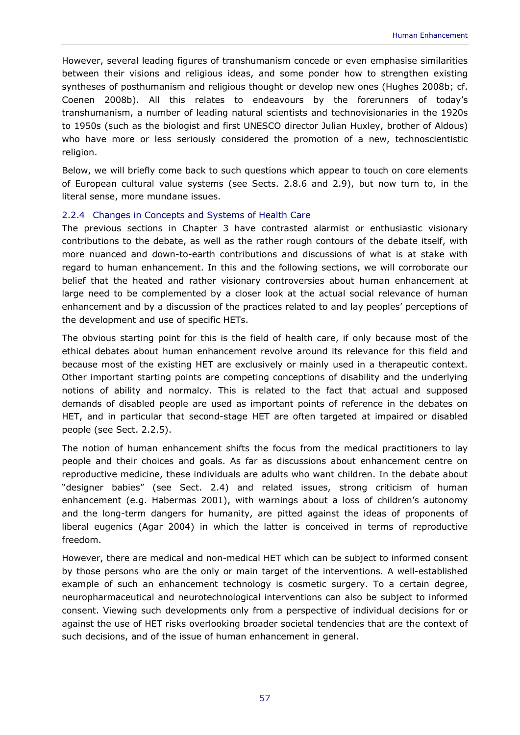However, several leading figures of transhumanism concede or even emphasise similarities between their visions and religious ideas, and some ponder how to strengthen existing syntheses of posthumanism and religious thought or develop new ones (Hughes 2008b; cf. Coenen 2008b). All this relates to endeavours by the forerunners of today's transhumanism, a number of leading natural scientists and technovisionaries in the 1920s to 1950s (such as the biologist and first UNESCO director Julian Huxley, brother of Aldous) who have more or less seriously considered the promotion of a new, technoscientistic religion.

Below, we will briefly come back to such questions which appear to touch on core elements of European cultural value systems (see Sects. 2.8.6 and 2.9), but now turn to, in the literal sense, more mundane issues.

### 2.2.4 Changes in Concepts and Systems of Health Care

The previous sections in Chapter 3 have contrasted alarmist or enthusiastic visionary contributions to the debate, as well as the rather rough contours of the debate itself, with more nuanced and down-to-earth contributions and discussions of what is at stake with regard to human enhancement. In this and the following sections, we will corroborate our belief that the heated and rather visionary controversies about human enhancement at large need to be complemented by a closer look at the actual social relevance of human enhancement and by a discussion of the practices related to and lay peoples' perceptions of the development and use of specific HETs.

The obvious starting point for this is the field of health care, if only because most of the ethical debates about human enhancement revolve around its relevance for this field and because most of the existing HET are exclusively or mainly used in a therapeutic context. Other important starting points are competing conceptions of disability and the underlying notions of ability and normalcy. This is related to the fact that actual and supposed demands of disabled people are used as important points of reference in the debates on HET, and in particular that second-stage HET are often targeted at impaired or disabled people (see Sect. 2.2.5).

The notion of human enhancement shifts the focus from the medical practitioners to lay people and their choices and goals. As far as discussions about enhancement centre on reproductive medicine, these individuals are adults who want children. In the debate about "designer babies" (see Sect. 2.4) and related issues, strong criticism of human enhancement (e.g. Habermas 2001), with warnings about a loss of children's autonomy and the long-term dangers for humanity, are pitted against the ideas of proponents of liberal eugenics (Agar 2004) in which the latter is conceived in terms of reproductive freedom.

However, there are medical and non-medical HET which can be subject to informed consent by those persons who are the only or main target of the interventions. A well-established example of such an enhancement technology is cosmetic surgery. To a certain degree, neuropharmaceutical and neurotechnological interventions can also be subject to informed consent. Viewing such developments only from a perspective of individual decisions for or against the use of HET risks overlooking broader societal tendencies that are the context of such decisions, and of the issue of human enhancement in general.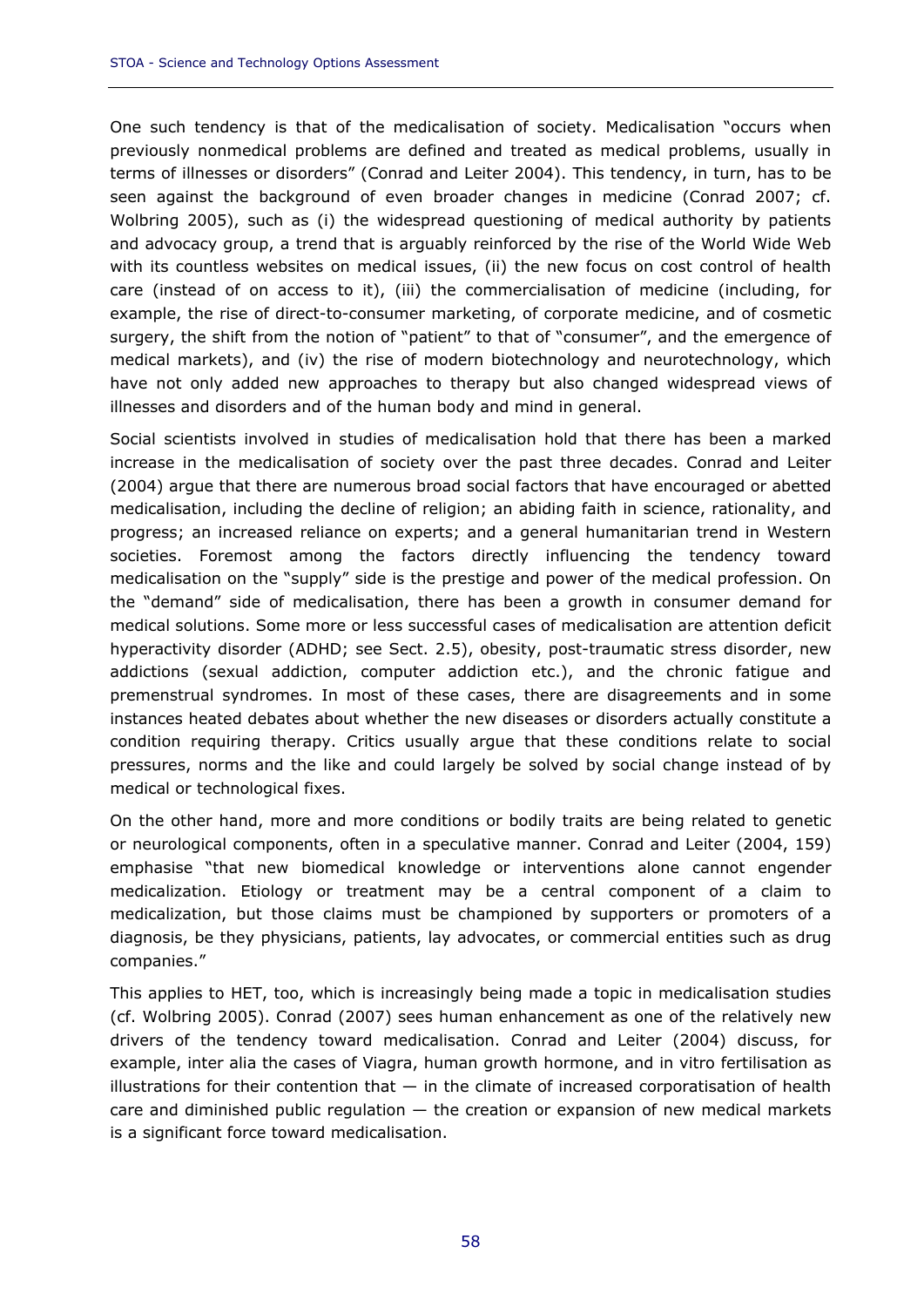One such tendency is that of the medicalisation of society. Medicalisation "occurs when previously nonmedical problems are defined and treated as medical problems, usually in terms of illnesses or disorders" (Conrad and Leiter 2004). This tendency, in turn, has to be seen against the background of even broader changes in medicine (Conrad 2007; cf. Wolbring 2005), such as (i) the widespread questioning of medical authority by patients and advocacy group, a trend that is arguably reinforced by the rise of the World Wide Web with its countless websites on medical issues, (ii) the new focus on cost control of health care (instead of on access to it), (iii) the commercialisation of medicine (including, for example, the rise of direct-to-consumer marketing, of corporate medicine, and of cosmetic surgery, the shift from the notion of "patient" to that of "consumer", and the emergence of medical markets), and (iv) the rise of modern biotechnology and neurotechnology, which have not only added new approaches to therapy but also changed widespread views of illnesses and disorders and of the human body and mind in general.

Social scientists involved in studies of medicalisation hold that there has been a marked increase in the medicalisation of society over the past three decades. Conrad and Leiter (2004) argue that there are numerous broad social factors that have encouraged or abetted medicalisation, including the decline of religion; an abiding faith in science, rationality, and progress; an increased reliance on experts; and a general humanitarian trend in Western societies. Foremost among the factors directly influencing the tendency toward medicalisation on the "supply" side is the prestige and power of the medical profession. On the "demand" side of medicalisation, there has been a growth in consumer demand for medical solutions. Some more or less successful cases of medicalisation are attention deficit hyperactivity disorder (ADHD; see Sect. 2.5), obesity, post-traumatic stress disorder, new addictions (sexual addiction, computer addiction etc.), and the chronic fatigue and premenstrual syndromes. In most of these cases, there are disagreements and in some instances heated debates about whether the new diseases or disorders actually constitute a condition requiring therapy. Critics usually argue that these conditions relate to social pressures, norms and the like and could largely be solved by social change instead of by medical or technological fixes.

On the other hand, more and more conditions or bodily traits are being related to genetic or neurological components, often in a speculative manner. Conrad and Leiter (2004, 159) emphasise "that new biomedical knowledge or interventions alone cannot engender medicalization. Etiology or treatment may be a central component of a claim to medicalization, but those claims must be championed by supporters or promoters of a diagnosis, be they physicians, patients, lay advocates, or commercial entities such as drug companies."

This applies to HET, too, which is increasingly being made a topic in medicalisation studies (cf. Wolbring 2005). Conrad (2007) sees human enhancement as one of the relatively new drivers of the tendency toward medicalisation. Conrad and Leiter (2004) discuss, for example, inter alia the cases of Viagra, human growth hormone, and in vitro fertilisation as illustrations for their contention that — in the climate of increased corporatisation of health care and diminished public regulation — the creation or expansion of new medical markets is a significant force toward medicalisation.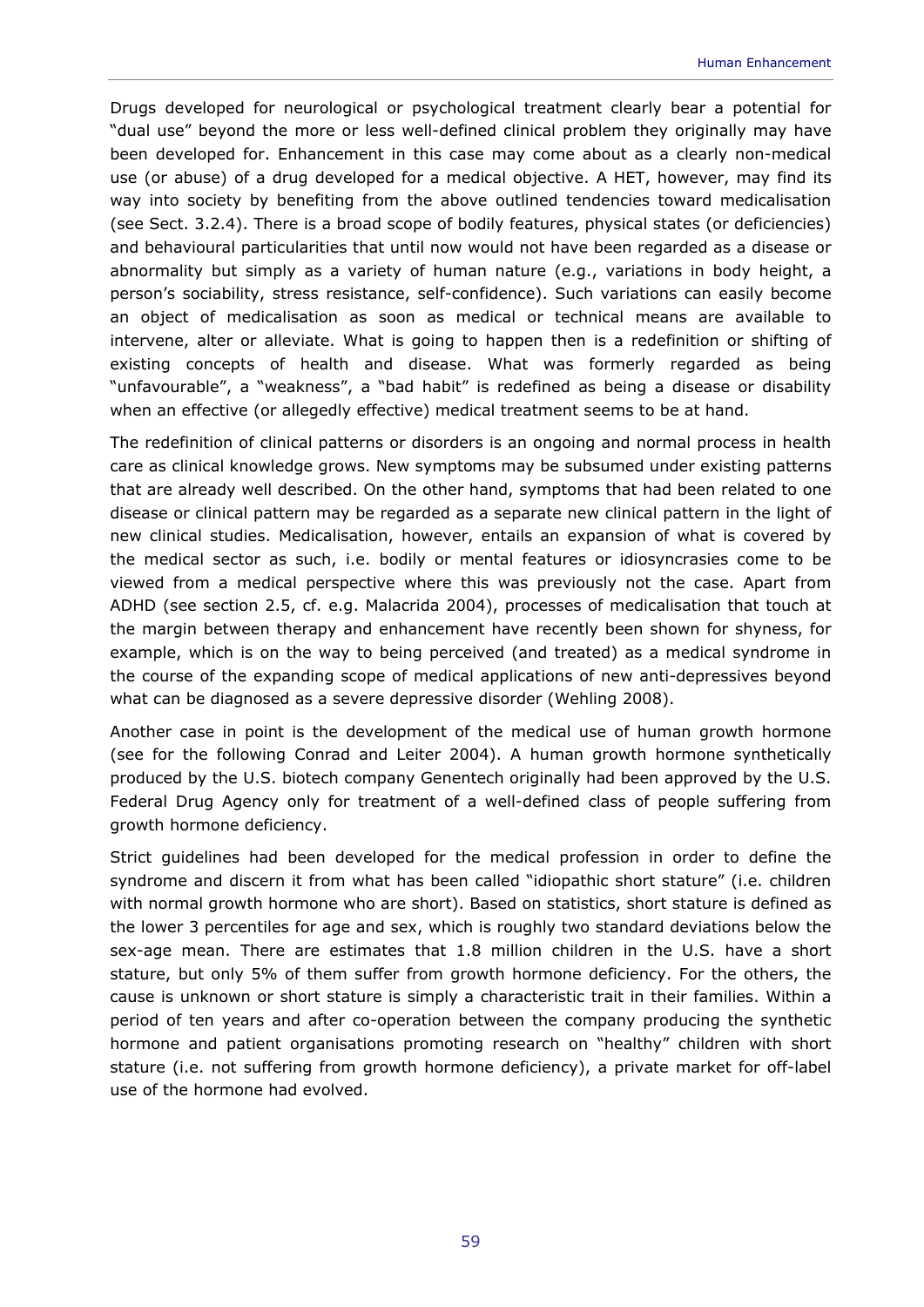Drugs developed for neurological or psychological treatment clearly bear a potential for "dual use" beyond the more or less well-defined clinical problem they originally may have been developed for. Enhancement in this case may come about as a clearly non-medical use (or abuse) of a drug developed for a medical objective. A HET, however, may find its way into society by benefiting from the above outlined tendencies toward medicalisation (see Sect. 3.2.4). There is a broad scope of bodily features, physical states (or deficiencies) and behavioural particularities that until now would not have been regarded as a disease or abnormality but simply as a variety of human nature (e.g., variations in body height, a person's sociability, stress resistance, self-confidence). Such variations can easily become an object of medicalisation as soon as medical or technical means are available to intervene, alter or alleviate. What is going to happen then is a redefinition or shifting of existing concepts of health and disease. What was formerly regarded as being "unfavourable", a "weakness", a "bad habit" is redefined as being a disease or disability when an effective (or allegedly effective) medical treatment seems to be at hand.

The redefinition of clinical patterns or disorders is an ongoing and normal process in health care as clinical knowledge grows. New symptoms may be subsumed under existing patterns that are already well described. On the other hand, symptoms that had been related to one disease or clinical pattern may be regarded as a separate new clinical pattern in the light of new clinical studies. Medicalisation, however, entails an expansion of what is covered by the medical sector as such, i.e. bodily or mental features or idiosyncrasies come to be viewed from a medical perspective where this was previously not the case. Apart from ADHD (see section 2.5, cf. e.g. Malacrida 2004), processes of medicalisation that touch at the margin between therapy and enhancement have recently been shown for shyness, for example, which is on the way to being perceived (and treated) as a medical syndrome in the course of the expanding scope of medical applications of new anti-depressives beyond what can be diagnosed as a severe depressive disorder (Wehling 2008).

Another case in point is the development of the medical use of human growth hormone (see for the following Conrad and Leiter 2004). A human growth hormone synthetically produced by the U.S. biotech company Genentech originally had been approved by the U.S. Federal Drug Agency only for treatment of a well-defined class of people suffering from growth hormone deficiency.

Strict guidelines had been developed for the medical profession in order to define the syndrome and discern it from what has been called "idiopathic short stature" (i.e. children with normal growth hormone who are short). Based on statistics, short stature is defined as the lower 3 percentiles for age and sex, which is roughly two standard deviations below the sex-age mean. There are estimates that 1.8 million children in the U.S. have a short stature, but only 5% of them suffer from growth hormone deficiency. For the others, the cause is unknown or short stature is simply a characteristic trait in their families. Within a period of ten years and after co-operation between the company producing the synthetic hormone and patient organisations promoting research on "healthy" children with short stature (i.e. not suffering from growth hormone deficiency), a private market for off-label use of the hormone had evolved.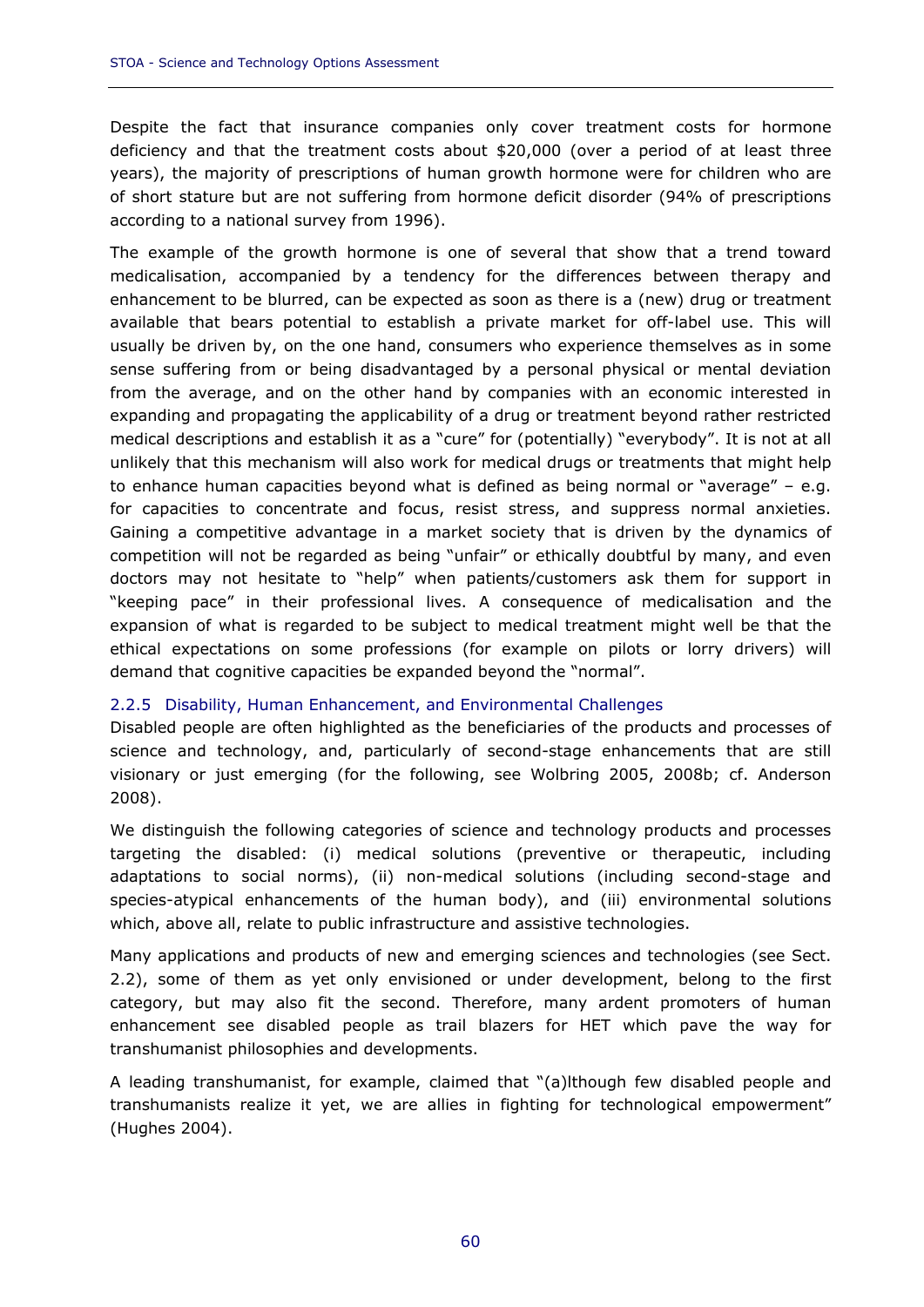Despite the fact that insurance companies only cover treatment costs for hormone deficiency and that the treatment costs about $20,000 (over a period of at least three years), the majority of prescriptions of human growth hormone were for children who are of short stature but are not suffering from hormone deficit disorder (94% of prescriptions according to a national survey from 1996).

The example of the growth hormone is one of several that show that a trend toward medicalisation, accompanied by a tendency for the differences between therapy and enhancement to be blurred, can be expected as soon as there is a (new) drug or treatment available that bears potential to establish a private market for off-label use. This will usually be driven by, on the one hand, consumers who experience themselves as in some sense suffering from or being disadvantaged by a personal physical or mental deviation from the average, and on the other hand by companies with an economic interested in expanding and propagating the applicability of a drug or treatment beyond rather restricted medical descriptions and establish it as a "cure" for (potentially) "everybody". It is not at all unlikely that this mechanism will also work for medical drugs or treatments that might help to enhance human capacities beyond what is defined as being normal or "average" – e.g. for capacities to concentrate and focus, resist stress, and suppress normal anxieties. Gaining a competitive advantage in a market society that is driven by the dynamics of competition will not be regarded as being "unfair" or ethically doubtful by many, and even doctors may not hesitate to "help" when patients/customers ask them for support in "keeping pace" in their professional lives. A consequence of medicalisation and the expansion of what is regarded to be subject to medical treatment might well be that the ethical expectations on some professions (for example on pilots or lorry drivers) will demand that cognitive capacities be expanded beyond the "normal".

### 2.2.5 Disability, Human Enhancement, and Environmental Challenges

Disabled people are often highlighted as the beneficiaries of the products and processes of science and technology, and, particularly of second-stage enhancements that are still visionary or just emerging (for the following, see Wolbring 2005, 2008b; cf. Anderson 2008).

We distinguish the following categories of science and technology products and processes targeting the disabled: (i) medical solutions (preventive or therapeutic, including adaptations to social norms), (ii) non-medical solutions (including second-stage and species-atypical enhancements of the human body), and (iii) environmental solutions which, above all, relate to public infrastructure and assistive technologies.

Many applications and products of new and emerging sciences and technologies (see Sect. 2.2), some of them as yet only envisioned or under development, belong to the first category, but may also fit the second. Therefore, many ardent promoters of human enhancement see disabled people as trail blazers for HET which pave the way for transhumanist philosophies and developments.

A leading transhumanist, for example, claimed that "(a)lthough few disabled people and transhumanists realize it yet, we are allies in fighting for technological empowerment" (Hughes 2004).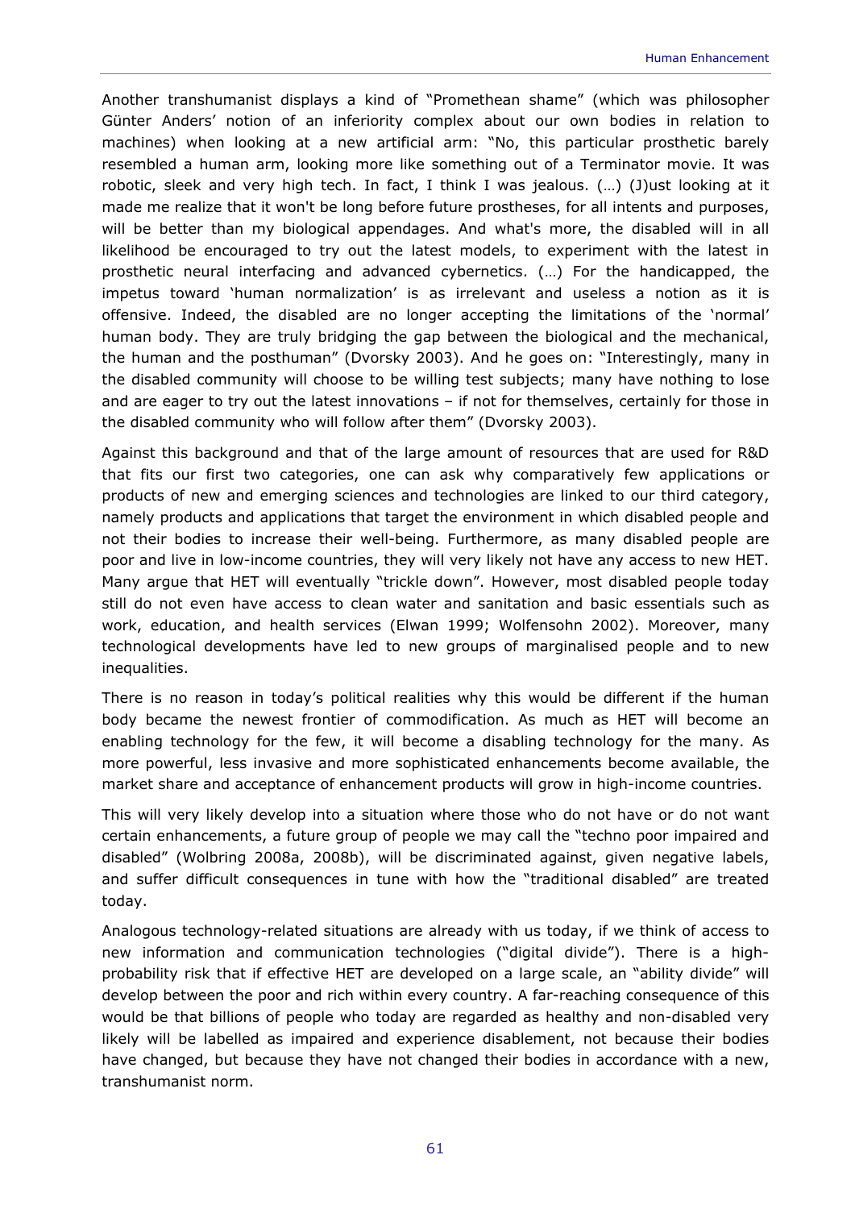Another transhumanist displays a kind of "Promethean shame" (which was philosopher Günter Anders' notion of an inferiority complex about our own bodies in relation to machines) when looking at a new artificial arm: "No, this particular prosthetic barely resembled a human arm, looking more like something out of a Terminator movie. It was robotic, sleek and very high tech. In fact, I think I was jealous. (…) (J)ust looking at it made me realize that it won't be long before future prostheses, for all intents and purposes, will be better than my biological appendages. And what's more, the disabled will in all likelihood be encouraged to try out the latest models, to experiment with the latest in prosthetic neural interfacing and advanced cybernetics. (…) For the handicapped, the impetus toward 'human normalization' is as irrelevant and useless a notion as it is offensive. Indeed, the disabled are no longer accepting the limitations of the 'normal' human body. They are truly bridging the gap between the biological and the mechanical, the human and the posthuman" (Dvorsky 2003). And he goes on: "Interestingly, many in the disabled community will choose to be willing test subjects; many have nothing to lose and are eager to try out the latest innovations – if not for themselves, certainly for those in the disabled community who will follow after them" (Dvorsky 2003).

Against this background and that of the large amount of resources that are used for R&D that fits our first two categories, one can ask why comparatively few applications or products of new and emerging sciences and technologies are linked to our third category, namely products and applications that target the environment in which disabled people and not their bodies to increase their well-being. Furthermore, as many disabled people are poor and live in low-income countries, they will very likely not have any access to new HET. Many argue that HET will eventually "trickle down". However, most disabled people today still do not even have access to clean water and sanitation and basic essentials such as work, education, and health services (Elwan 1999; Wolfensohn 2002). Moreover, many technological developments have led to new groups of marginalised people and to new inequalities.

There is no reason in today's political realities why this would be different if the human body became the newest frontier of commodification. As much as HET will become an enabling technology for the few, it will become a disabling technology for the many. As more powerful, less invasive and more sophisticated enhancements become available, the market share and acceptance of enhancement products will grow in high-income countries.

This will very likely develop into a situation where those who do not have or do not want certain enhancements, a future group of people we may call the "techno poor impaired and disabled" (Wolbring 2008a, 2008b), will be discriminated against, given negative labels, and suffer difficult consequences in tune with how the "traditional disabled" are treated today.

Analogous technology-related situations are already with us today, if we think of access to new information and communication technologies ("digital divide"). There is a high-probability risk that if effective HET are developed on a large scale, an "ability divide" will develop between the poor and rich within every country. A far-reaching consequence of this would be that billions of people who today are regarded as healthy and non-disabled very likely will be labelled as impaired and experience disablement, not because their bodies have changed, but because they have not changed their bodies in accordance with a new, transhumanist norm.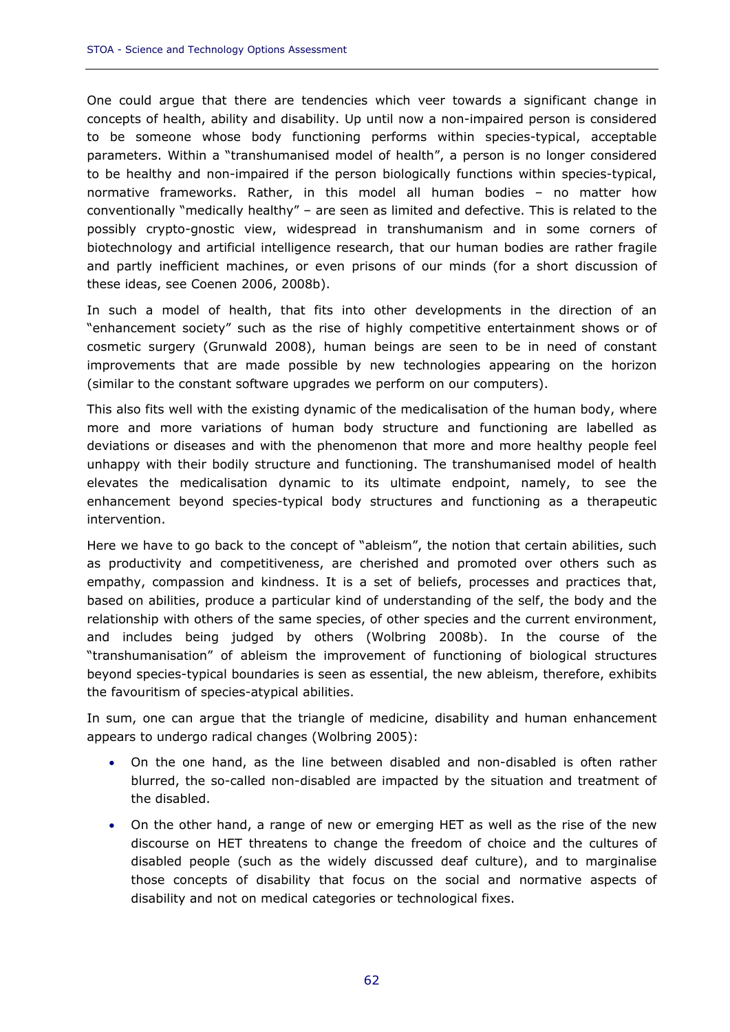One could argue that there are tendencies which veer towards a significant change in concepts of health, ability and disability. Up until now a non-impaired person is considered to be someone whose body functioning performs within species-typical, acceptable parameters. Within a "transhumanised model of health", a person is no longer considered to be healthy and non-impaired if the person biologically functions within species-typical, normative frameworks. Rather, in this model all human bodies – no matter how conventionally "medically healthy" – are seen as limited and defective. This is related to the possibly crypto-gnostic view, widespread in transhumanism and in some corners of biotechnology and artificial intelligence research, that our human bodies are rather fragile and partly inefficient machines, or even prisons of our minds (for a short discussion of these ideas, see Coenen 2006, 2008b).

In such a model of health, that fits into other developments in the direction of an "enhancement society" such as the rise of highly competitive entertainment shows or of cosmetic surgery (Grunwald 2008), human beings are seen to be in need of constant improvements that are made possible by new technologies appearing on the horizon (similar to the constant software upgrades we perform on our computers).

This also fits well with the existing dynamic of the medicalisation of the human body, where more and more variations of human body structure and functioning are labelled as deviations or diseases and with the phenomenon that more and more healthy people feel unhappy with their bodily structure and functioning. The transhumanised model of health elevates the medicalisation dynamic to its ultimate endpoint, namely, to see the enhancement beyond species-typical body structures and functioning as a therapeutic intervention.

Here we have to go back to the concept of "ableism", the notion that certain abilities, such as productivity and competitiveness, are cherished and promoted over others such as empathy, compassion and kindness. It is a set of beliefs, processes and practices that, based on abilities, produce a particular kind of understanding of the self, the body and the relationship with others of the same species, of other species and the current environment, and includes being judged by others (Wolbring 2008b). In the course of the "transhumanisation" of ableism the improvement of functioning of biological structures beyond species-typical boundaries is seen as essential, the new ableism, therefore, exhibits the favouritism of species-atypical abilities.

In sum, one can argue that the triangle of medicine, disability and human enhancement appears to undergo radical changes (Wolbring 2005):

- On the one hand, as the line between disabled and non-disabled is often rather blurred, the so-called non-disabled are impacted by the situation and treatment of the disabled.
- On the other hand, a range of new or emerging HET as well as the rise of the new discourse on HET threatens to change the freedom of choice and the cultures of disabled people (such as the widely discussed deaf culture), and to marginalise those concepts of disability that focus on the social and normative aspects of disability and not on medical categories or technological fixes.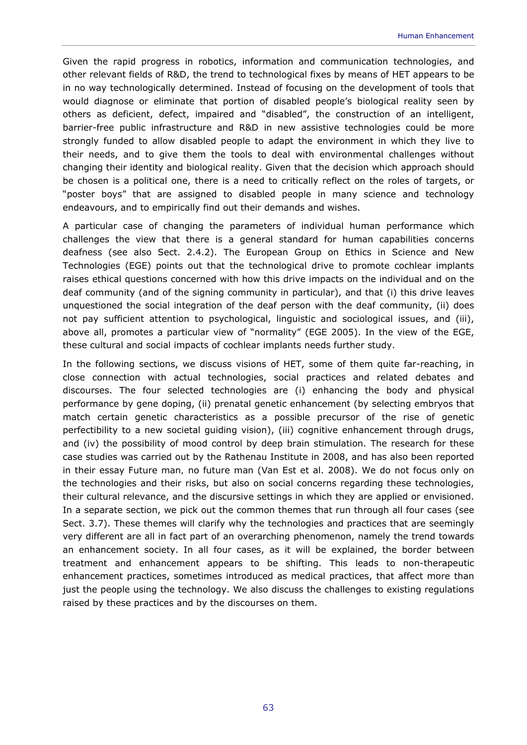Given the rapid progress in robotics, information and communication technologies, and other relevant fields of R&D, the trend to technological fixes by means of HET appears to be in no way technologically determined. Instead of focusing on the development of tools that would diagnose or eliminate that portion of disabled people's biological reality seen by others as deficient, defect, impaired and "disabled", the construction of an intelligent, barrier-free public infrastructure and R&D in new assistive technologies could be more strongly funded to allow disabled people to adapt the environment in which they live to their needs, and to give them the tools to deal with environmental challenges without changing their identity and biological reality. Given that the decision which approach should be chosen is a political one, there is a need to critically reflect on the roles of targets, or "poster boys" that are assigned to disabled people in many science and technology endeavours, and to empirically find out their demands and wishes.

A particular case of changing the parameters of individual human performance which challenges the view that there is a general standard for human capabilities concerns deafness (see also Sect. 2.4.2). The European Group on Ethics in Science and New Technologies (EGE) points out that the technological drive to promote cochlear implants raises ethical questions concerned with how this drive impacts on the individual and on the deaf community (and of the signing community in particular), and that (i) this drive leaves unquestioned the social integration of the deaf person with the deaf community, (ii) does not pay sufficient attention to psychological, linguistic and sociological issues, and (iii), above all, promotes a particular view of "normality" (EGE 2005). In the view of the EGE, these cultural and social impacts of cochlear implants needs further study.

In the following sections, we discuss visions of HET, some of them quite far-reaching, in close connection with actual technologies, social practices and related debates and discourses. The four selected technologies are (i) enhancing the body and physical performance by gene doping, (ii) prenatal genetic enhancement (by selecting embryos that match certain genetic characteristics as a possible precursor of the rise of genetic perfectibility to a new societal guiding vision), (iii) cognitive enhancement through drugs, and (iv) the possibility of mood control by deep brain stimulation. The research for these case studies was carried out by the Rathenau Institute in 2008, and has also been reported in their essay Future man, no future man (Van Est et al. 2008). We do not focus only on the technologies and their risks, but also on social concerns regarding these technologies, their cultural relevance, and the discursive settings in which they are applied or envisioned. In a separate section, we pick out the common themes that run through all four cases (see Sect. 3.7). These themes will clarify why the technologies and practices that are seemingly very different are all in fact part of an overarching phenomenon, namely the trend towards an enhancement society. In all four cases, as it will be explained, the border between treatment and enhancement appears to be shifting. This leads to non-therapeutic enhancement practices, sometimes introduced as medical practices, that affect more than just the people using the technology. We also discuss the challenges to existing regulations raised by these practices and by the discourses on them.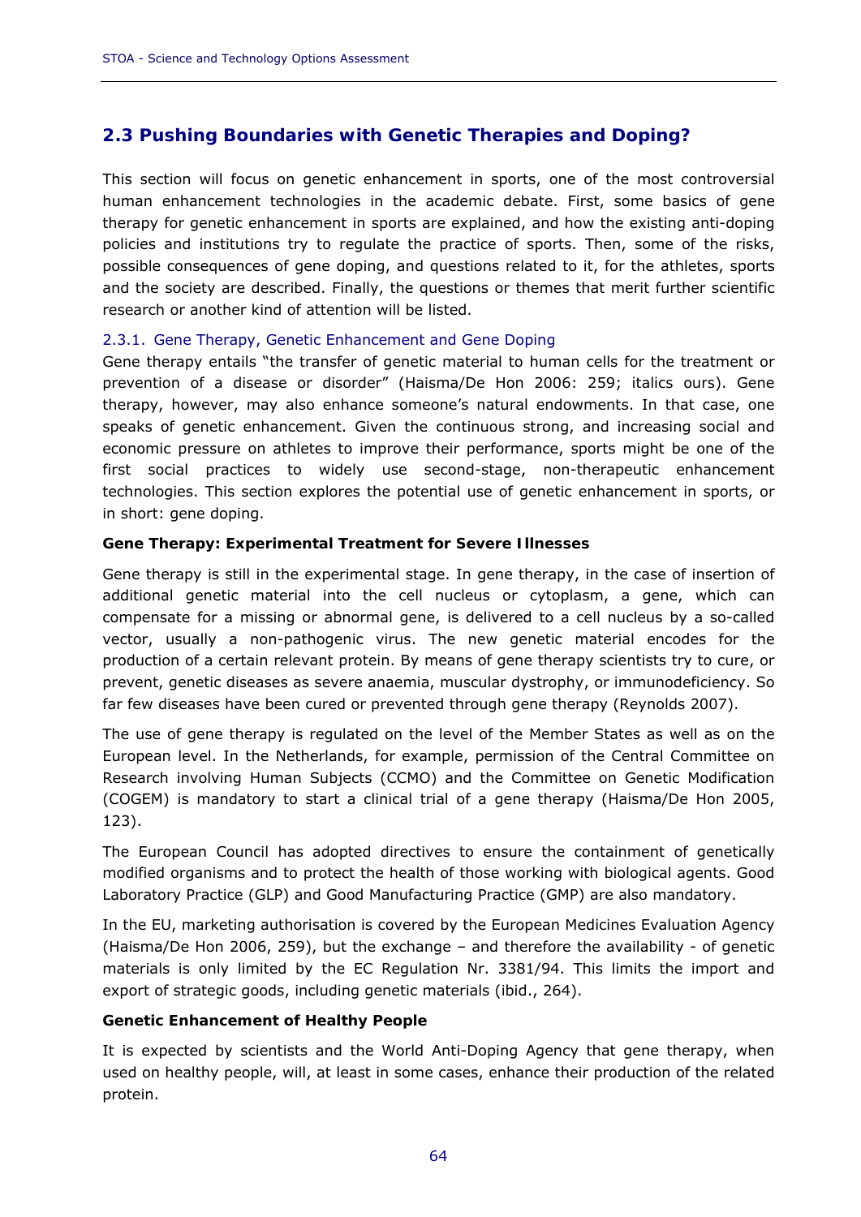## 2.3 Pushing Boundaries with Genetic Therapies and Doping?

This section will focus on genetic enhancement in sports, one of the most controversial human enhancement technologies in the academic debate. First, some basics of gene therapy for genetic enhancement in sports are explained, and how the existing anti-doping policies and institutions try to regulate the practice of sports. Then, some of the risks, possible consequences of gene doping, and questions related to it, for the athletes, sports and the society are described. Finally, the questions or themes that merit further scientific research or another kind of attention will be listed.

### 2.3.1. Gene Therapy, Genetic Enhancement and Gene Doping

Gene therapy entails "the transfer of genetic material to human cells for the treatment or prevention of a disease or disorder" (Haisma/De Hon 2006: 259; italics ours). Gene therapy, however, may also enhance someone's natural endowments. In that case, one speaks of genetic enhancement. Given the continuous strong, and increasing social and economic pressure on athletes to improve their performance, sports might be one of the first social practices to widely use second-stage, non-therapeutic enhancement technologies. This section explores the potential use of genetic enhancement in sports, or in short: gene doping.

**Gene Therapy: Experimental Treatment for Severe Illnesses**

Gene therapy is still in the experimental stage. In gene therapy, in the case of insertion of additional genetic material into the cell nucleus or cytoplasm, a gene, which can compensate for a missing or abnormal gene, is delivered to a cell nucleus by a so-called vector, usually a non-pathogenic virus. The new genetic material encodes for the production of a certain relevant protein. By means of gene therapy scientists try to cure, or prevent, genetic diseases as severe anaemia, muscular dystrophy, or immunodeficiency. So far few diseases have been cured or prevented through gene therapy (Reynolds 2007).

The use of gene therapy is regulated on the level of the Member States as well as on the European level. In the Netherlands, for example, permission of the Central Committee on Research involving Human Subjects (CCMO) and the Committee on Genetic Modification (COGEM) is mandatory to start a clinical trial of a gene therapy (Haisma/De Hon 2005, 123).

The European Council has adopted directives to ensure the containment of genetically modified organisms and to protect the health of those working with biological agents. Good Laboratory Practice (GLP) and Good Manufacturing Practice (GMP) are also mandatory.

In the EU, marketing authorisation is covered by the European Medicines Evaluation Agency (Haisma/De Hon 2006, 259), but the exchange – and therefore the availability - of genetic materials is only limited by the EC Regulation Nr. 3381/94. This limits the import and export of strategic goods, including genetic materials (ibid., 264).

**Genetic Enhancement of Healthy People**

It is expected by scientists and the World Anti-Doping Agency that gene therapy, when used on healthy people, will, at least in some cases, enhance their production of the related protein.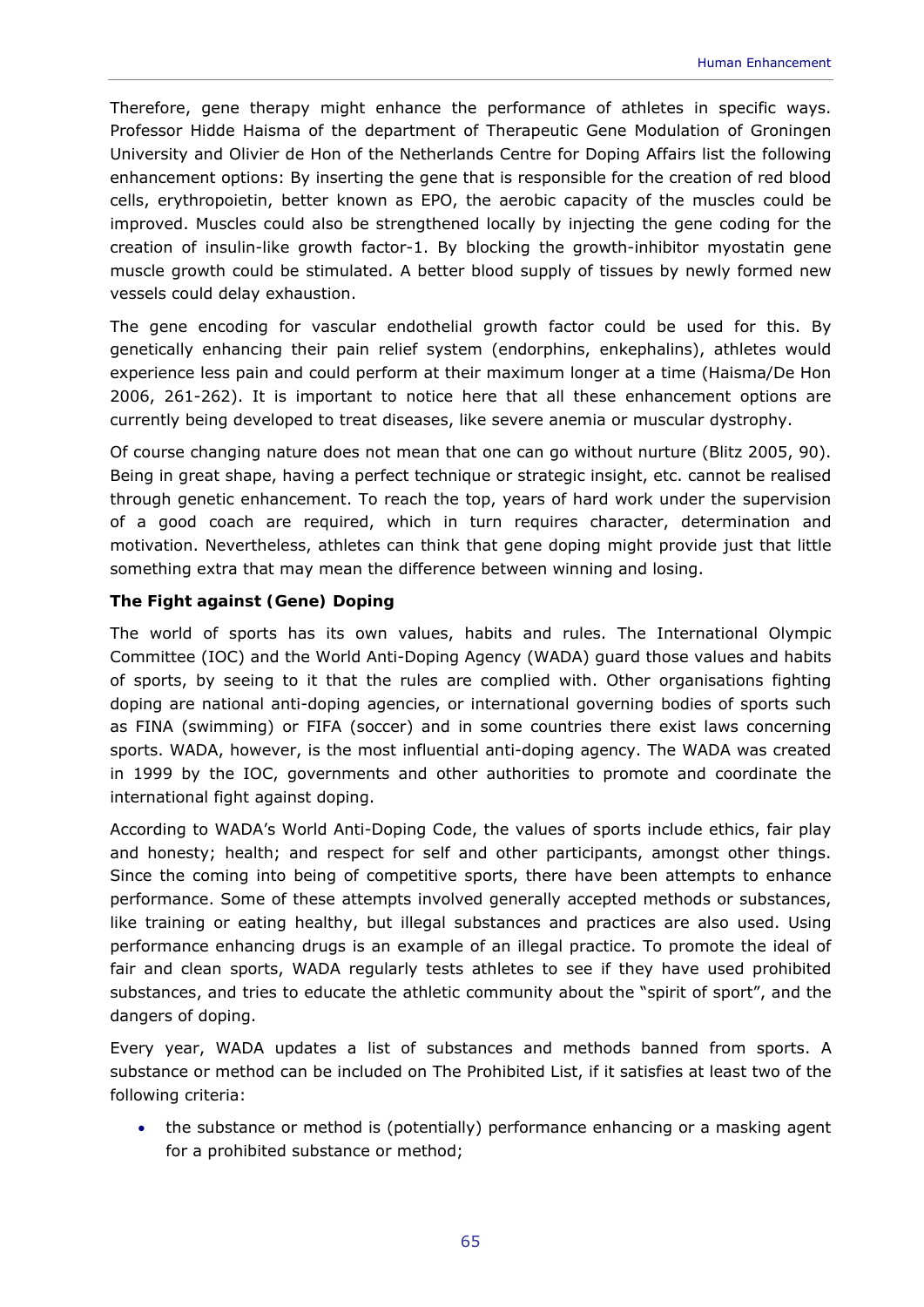Therefore, gene therapy might enhance the performance of athletes in specific ways. Professor Hidde Haisma of the department of Therapeutic Gene Modulation of Groningen University and Olivier de Hon of the Netherlands Centre for Doping Affairs list the following enhancement options: By inserting the gene that is responsible for the creation of red blood cells, erythropoietin, better known as EPO, the aerobic capacity of the muscles could be improved. Muscles could also be strengthened locally by injecting the gene coding for the creation of insulin-like growth factor-1. By blocking the growth-inhibitor myostatin gene muscle growth could be stimulated. A better blood supply of tissues by newly formed new vessels could delay exhaustion.

The gene encoding for vascular endothelial growth factor could be used for this. By genetically enhancing their pain relief system (endorphins, enkephalins), athletes would experience less pain and could perform at their maximum longer at a time (Haisma/De Hon 2006, 261-262). It is important to notice here that all these enhancement options are currently being developed to treat diseases, like severe anemia or muscular dystrophy.

Of course changing nature does not mean that one can go without nurture (Blitz 2005, 90). Being in great shape, having a perfect technique or strategic insight, etc. cannot be realised through genetic enhancement. To reach the top, years of hard work under the supervision of a good coach are required, which in turn requires character, determination and motivation. Nevertheless, athletes can think that gene doping might provide just that little something extra that may mean the difference between winning and losing.

**The Fight against (Gene) Doping**

The world of sports has its own values, habits and rules. The International Olympic Committee (IOC) and the World Anti-Doping Agency (WADA) guard those values and habits of sports, by seeing to it that the rules are complied with. Other organisations fighting doping are national anti-doping agencies, or international governing bodies of sports such as FINA (swimming) or FIFA (soccer) and in some countries there exist laws concerning sports. WADA, however, is the most influential anti-doping agency. The WADA was created in 1999 by the IOC, governments and other authorities to promote and coordinate the international fight against doping.

According to WADA's World Anti-Doping Code, the values of sports include ethics, fair play and honesty; health; and respect for self and other participants, amongst other things. Since the coming into being of competitive sports, there have been attempts to enhance performance. Some of these attempts involved generally accepted methods or substances, like training or eating healthy, but illegal substances and practices are also used. Using performance enhancing drugs is an example of an illegal practice. To promote the ideal of fair and clean sports, WADA regularly tests athletes to see if they have used prohibited substances, and tries to educate the athletic community about the "spirit of sport", and the dangers of doping.

Every year, WADA updates a list of substances and methods banned from sports. A substance or method can be included on The Prohibited List, if it satisfies at least two of the following criteria:

- the substance or method is (potentially) performance enhancing or a masking agent for a prohibited substance or method;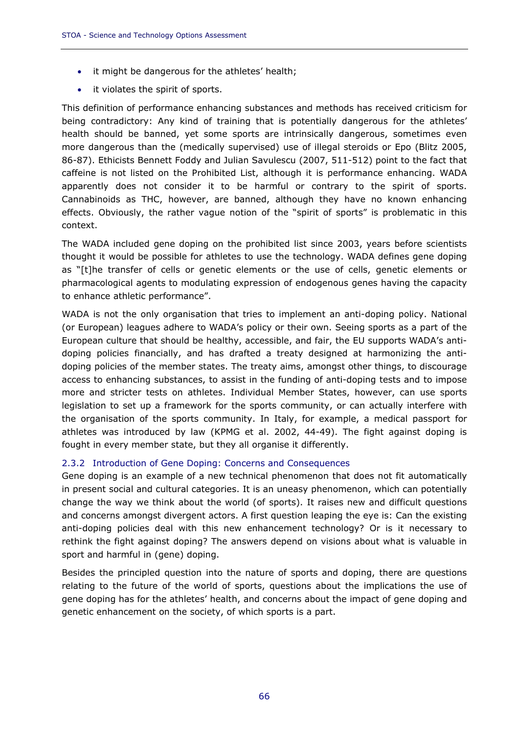- it might be dangerous for the athletes' health;
- it violates the spirit of sports.

This definition of performance enhancing substances and methods has received criticism for being contradictory: Any kind of training that is potentially dangerous for the athletes' health should be banned, yet some sports are intrinsically dangerous, sometimes even more dangerous than the (medically supervised) use of illegal steroids or Epo (Blitz 2005, 86-87). Ethicists Bennett Foddy and Julian Savulescu (2007, 511-512) point to the fact that caffeine is not listed on the Prohibited List, although it is performance enhancing. WADA apparently does not consider it to be harmful or contrary to the spirit of sports. Cannabinoids as THC, however, are banned, although they have no known enhancing effects. Obviously, the rather vague notion of the "spirit of sports" is problematic in this context.

The WADA included gene doping on the prohibited list since 2003, years before scientists thought it would be possible for athletes to use the technology. WADA defines gene doping as "[t]he transfer of cells or genetic elements or the use of cells, genetic elements or pharmacological agents to modulating expression of endogenous genes having the capacity to enhance athletic performance".

WADA is not the only organisation that tries to implement an anti-doping policy. National (or European) leagues adhere to WADA's policy or their own. Seeing sports as a part of the European culture that should be healthy, accessible, and fair, the EU supports WADA's anti-doping policies financially, and has drafted a treaty designed at harmonizing the anti-doping policies of the member states. The treaty aims, amongst other things, to discourage access to enhancing substances, to assist in the funding of anti-doping tests and to impose more and stricter tests on athletes. Individual Member States, however, can use sports legislation to set up a framework for the sports community, or can actually interfere with the organisation of the sports community. In Italy, for example, a medical passport for athletes was introduced by law (KPMG et al. 2002, 44-49). The fight against doping is fought in every member state, but they all organise it differently.

### 2.3.2 Introduction of Gene Doping: Concerns and Consequences

Gene doping is an example of a new technical phenomenon that does not fit automatically in present social and cultural categories. It is an uneasy phenomenon, which can potentially change the way we think about the world (of sports). It raises new and difficult questions and concerns amongst divergent actors. A first question leaping the eye is: Can the existing anti-doping policies deal with this new enhancement technology? Or is it necessary to rethink the fight against doping? The answers depend on visions about what is valuable in sport and harmful in (gene) doping.

Besides the principled question into the nature of sports and doping, there are questions relating to the future of the world of sports, questions about the implications the use of gene doping has for the athletes' health, and concerns about the impact of gene doping and genetic enhancement on the society, of which sports is a part.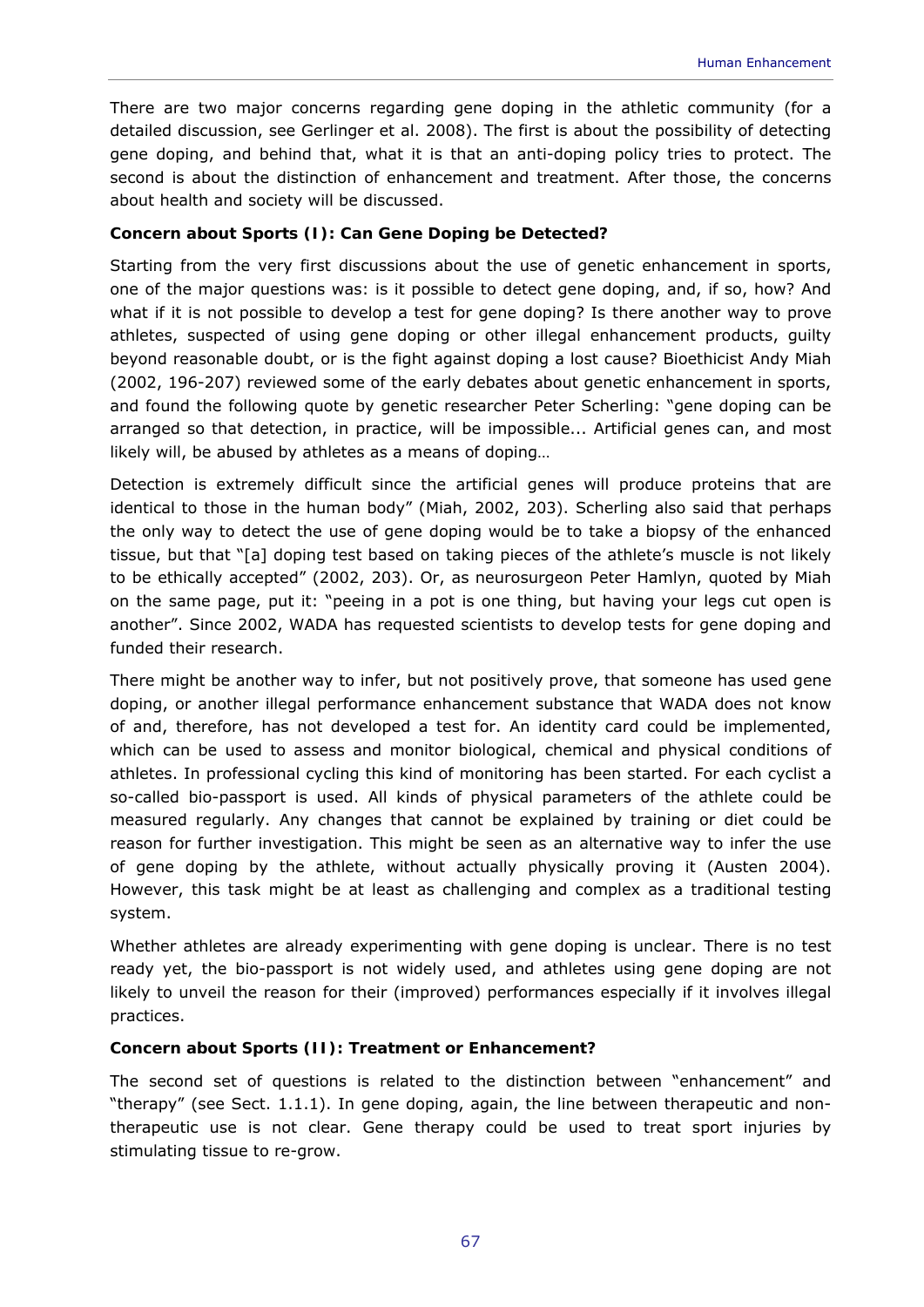There are two major concerns regarding gene doping in the athletic community (for a detailed discussion, see Gerlinger et al. 2008). The first is about the possibility of detecting gene doping, and behind that, what it is that an anti-doping policy tries to protect. The second is about the distinction of enhancement and treatment. After those, the concerns about health and society will be discussed.

**Concern about Sports (I): Can Gene Doping be Detected?**

Starting from the very first discussions about the use of genetic enhancement in sports, one of the major questions was: is it possible to detect gene doping, and, if so, how? And what if it is not possible to develop a test for gene doping? Is there another way to prove athletes, suspected of using gene doping or other illegal enhancement products, guilty beyond reasonable doubt, or is the fight against doping a lost cause? Bioethicist Andy Miah (2002, 196-207) reviewed some of the early debates about genetic enhancement in sports, and found the following quote by genetic researcher Peter Scherling: "gene doping can be arranged so that detection, in practice, will be impossible... Artificial genes can, and most likely will, be abused by athletes as a means of doping…

Detection is extremely difficult since the artificial genes will produce proteins that are identical to those in the human body" (Miah, 2002, 203). Scherling also said that perhaps the only way to detect the use of gene doping would be to take a biopsy of the enhanced tissue, but that "[a] doping test based on taking pieces of the athlete's muscle is not likely to be ethically accepted" (2002, 203). Or, as neurosurgeon Peter Hamlyn, quoted by Miah on the same page, put it: "peeing in a pot is one thing, but having your legs cut open is another". Since 2002, WADA has requested scientists to develop tests for gene doping and funded their research.

There might be another way to infer, but not positively prove, that someone has used gene doping, or another illegal performance enhancement substance that WADA does not know of and, therefore, has not developed a test for. An identity card could be implemented, which can be used to assess and monitor biological, chemical and physical conditions of athletes. In professional cycling this kind of monitoring has been started. For each cyclist a so-called bio-passport is used. All kinds of physical parameters of the athlete could be measured regularly. Any changes that cannot be explained by training or diet could be reason for further investigation. This might be seen as an alternative way to infer the use of gene doping by the athlete, without actually physically proving it (Austen 2004). However, this task might be at least as challenging and complex as a traditional testing system.

Whether athletes are already experimenting with gene doping is unclear. There is no test ready yet, the bio-passport is not widely used, and athletes using gene doping are not likely to unveil the reason for their (improved) performances especially if it involves illegal practices.

**Concern about Sports (II): Treatment or Enhancement?**

The second set of questions is related to the distinction between "enhancement" and "therapy" (see Sect. 1.1.1). In gene doping, again, the line between therapeutic and non-therapeutic use is not clear. Gene therapy could be used to treat sport injuries by stimulating tissue to re-grow.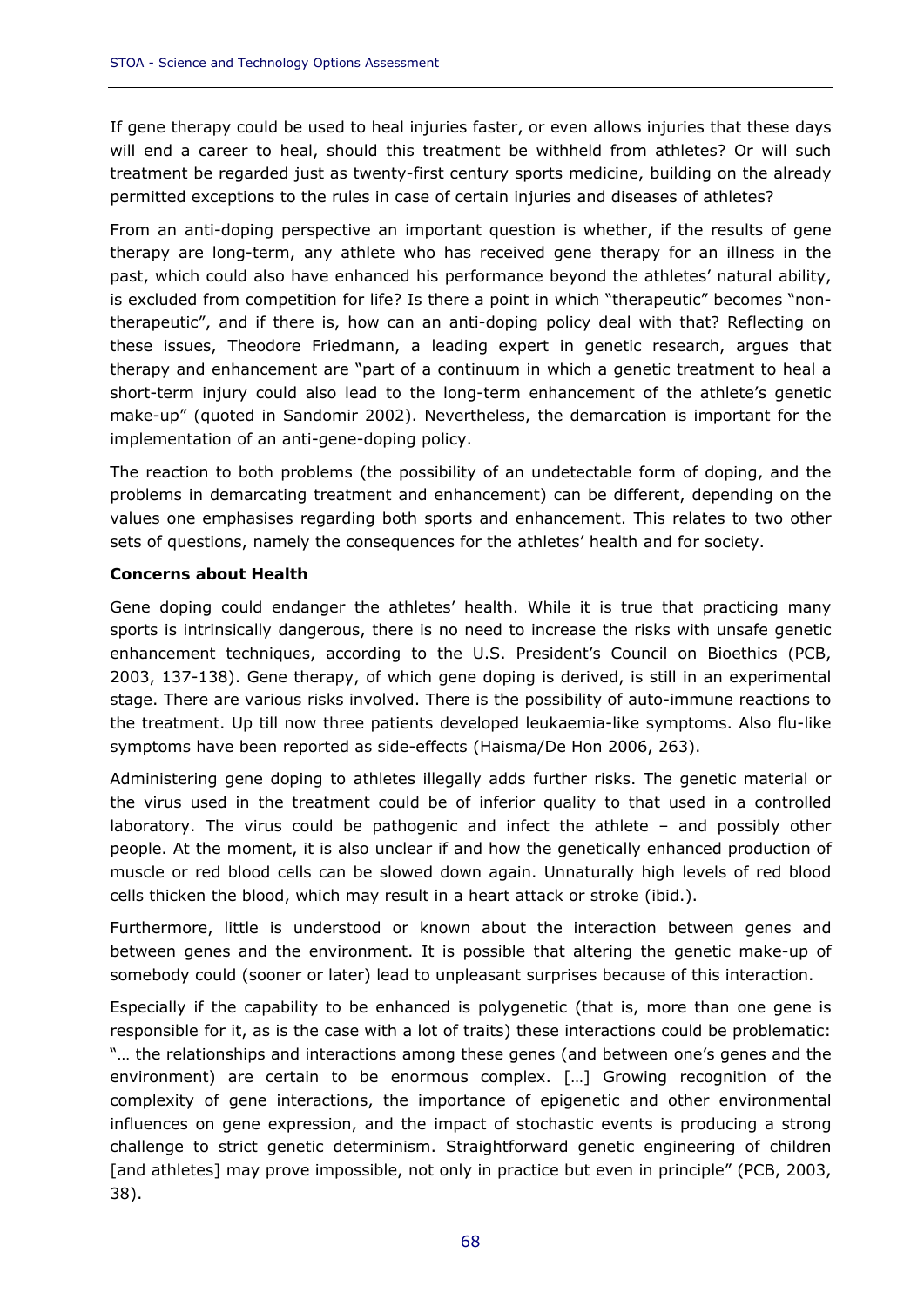If gene therapy could be used to heal injuries faster, or even allows injuries that these days will end a career to heal, should this treatment be withheld from athletes? Or will such treatment be regarded just as twenty-first century sports medicine, building on the already permitted exceptions to the rules in case of certain injuries and diseases of athletes?

From an anti-doping perspective an important question is whether, if the results of gene therapy are long-term, any athlete who has received gene therapy for an illness in the past, which could also have enhanced his performance beyond the athletes' natural ability, is excluded from competition for life? Is there a point in which "therapeutic" becomes "non-therapeutic", and if there is, how can an anti-doping policy deal with that? Reflecting on these issues, Theodore Friedmann, a leading expert in genetic research, argues that therapy and enhancement are "part of a continuum in which a genetic treatment to heal a short-term injury could also lead to the long-term enhancement of the athlete's genetic make-up" (quoted in Sandomir 2002). Nevertheless, the demarcation is important for the implementation of an anti-gene-doping policy.

The reaction to both problems (the possibility of an undetectable form of doping, and the problems in demarcating treatment and enhancement) can be different, depending on the values one emphasises regarding both sports and enhancement. This relates to two other sets of questions, namely the consequences for the athletes' health and for society.

**Concerns about Health**

Gene doping could endanger the athletes' health. While it is true that practicing many sports is intrinsically dangerous, there is no need to increase the risks with unsafe genetic enhancement techniques, according to the U.S. President's Council on Bioethics (PCB, 2003, 137-138). Gene therapy, of which gene doping is derived, is still in an experimental stage. There are various risks involved. There is the possibility of auto-immune reactions to the treatment. Up till now three patients developed leukaemia-like symptoms. Also flu-like symptoms have been reported as side-effects (Haisma/De Hon 2006, 263).

Administering gene doping to athletes illegally adds further risks. The genetic material or the virus used in the treatment could be of inferior quality to that used in a controlled laboratory. The virus could be pathogenic and infect the athlete – and possibly other people. At the moment, it is also unclear if and how the genetically enhanced production of muscle or red blood cells can be slowed down again. Unnaturally high levels of red blood cells thicken the blood, which may result in a heart attack or stroke (ibid.).

Furthermore, little is understood or known about the interaction between genes and between genes and the environment. It is possible that altering the genetic make-up of somebody could (sooner or later) lead to unpleasant surprises because of this interaction.

Especially if the capability to be enhanced is polygenetic (that is, more than one gene is responsible for it, as is the case with a lot of traits) these interactions could be problematic: "… the relationships and interactions among these genes (and between one's genes and the environment) are certain to be enormous complex. […] Growing recognition of the complexity of gene interactions, the importance of epigenetic and other environmental influences on gene expression, and the impact of stochastic events is producing a strong challenge to strict genetic determinism. Straightforward genetic engineering of children [and athletes] may prove impossible, not only in practice but even in principle" (PCB, 2003, 38).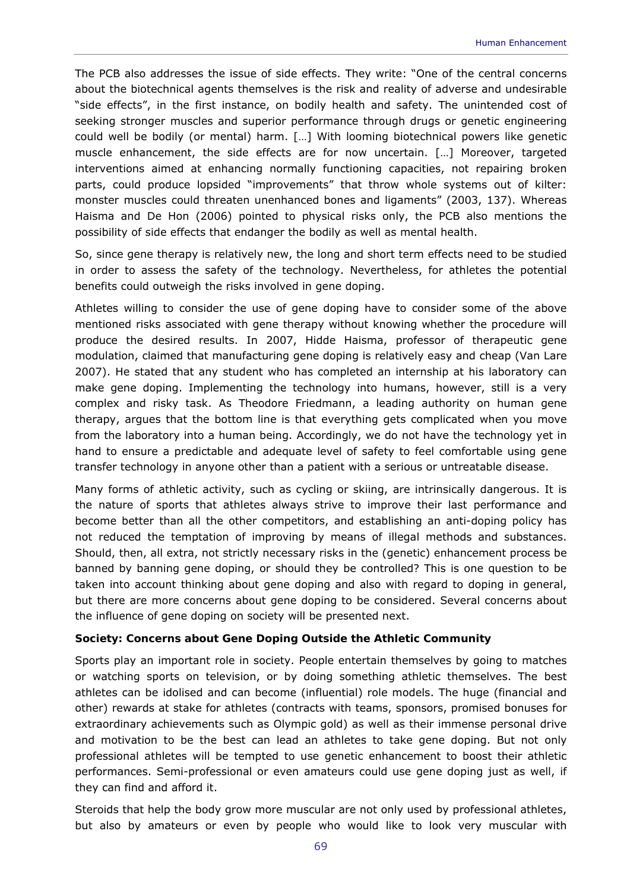The PCB also addresses the issue of side effects. They write: "One of the central concerns about the biotechnical agents themselves is the risk and reality of adverse and undesirable "side effects", in the first instance, on bodily health and safety. The unintended cost of seeking stronger muscles and superior performance through drugs or genetic engineering could well be bodily (or mental) harm. […] With looming biotechnical powers like genetic muscle enhancement, the side effects are for now uncertain. […] Moreover, targeted interventions aimed at enhancing normally functioning capacities, not repairing broken parts, could produce lopsided "improvements" that throw whole systems out of kilter: monster muscles could threaten unenhanced bones and ligaments" (2003, 137). Whereas Haisma and De Hon (2006) pointed to physical risks only, the PCB also mentions the possibility of side effects that endanger the bodily as well as mental health.

So, since gene therapy is relatively new, the long and short term effects need to be studied in order to assess the safety of the technology. Nevertheless, for athletes the potential benefits could outweigh the risks involved in gene doping.

Athletes willing to consider the use of gene doping have to consider some of the above mentioned risks associated with gene therapy without knowing whether the procedure will produce the desired results. In 2007, Hidde Haisma, professor of therapeutic gene modulation, claimed that manufacturing gene doping is relatively easy and cheap (Van Lare 2007). He stated that any student who has completed an internship at his laboratory can make gene doping. Implementing the technology into humans, however, still is a very complex and risky task. As Theodore Friedmann, a leading authority on human gene therapy, argues that the bottom line is that everything gets complicated when you move from the laboratory into a human being. Accordingly, we do not have the technology yet in hand to ensure a predictable and adequate level of safety to feel comfortable using gene transfer technology in anyone other than a patient with a serious or untreatable disease.

Many forms of athletic activity, such as cycling or skiing, are intrinsically dangerous. It is the nature of sports that athletes always strive to improve their last performance and become better than all the other competitors, and establishing an anti-doping policy has not reduced the temptation of improving by means of illegal methods and substances. Should, then, all extra, not strictly necessary risks in the (genetic) enhancement process be banned by banning gene doping, or should they be controlled? This is one question to be taken into account thinking about gene doping and also with regard to doping in general, but there are more concerns about gene doping to be considered. Several concerns about the influence of gene doping on society will be presented next.

**Society: Concerns about Gene Doping Outside the Athletic Community**

Sports play an important role in society. People entertain themselves by going to matches or watching sports on television, or by doing something athletic themselves. The best athletes can be idolised and can become (influential) role models. The huge (financial and other) rewards at stake for athletes (contracts with teams, sponsors, promised bonuses for extraordinary achievements such as Olympic gold) as well as their immense personal drive and motivation to be the best can lead an athletes to take gene doping. But not only professional athletes will be tempted to use genetic enhancement to boost their athletic performances. Semi-professional or even amateurs could use gene doping just as well, if they can find and afford it.

Steroids that help the body grow more muscular are not only used by professional athletes, but also by amateurs or even by people who would like to look very muscular with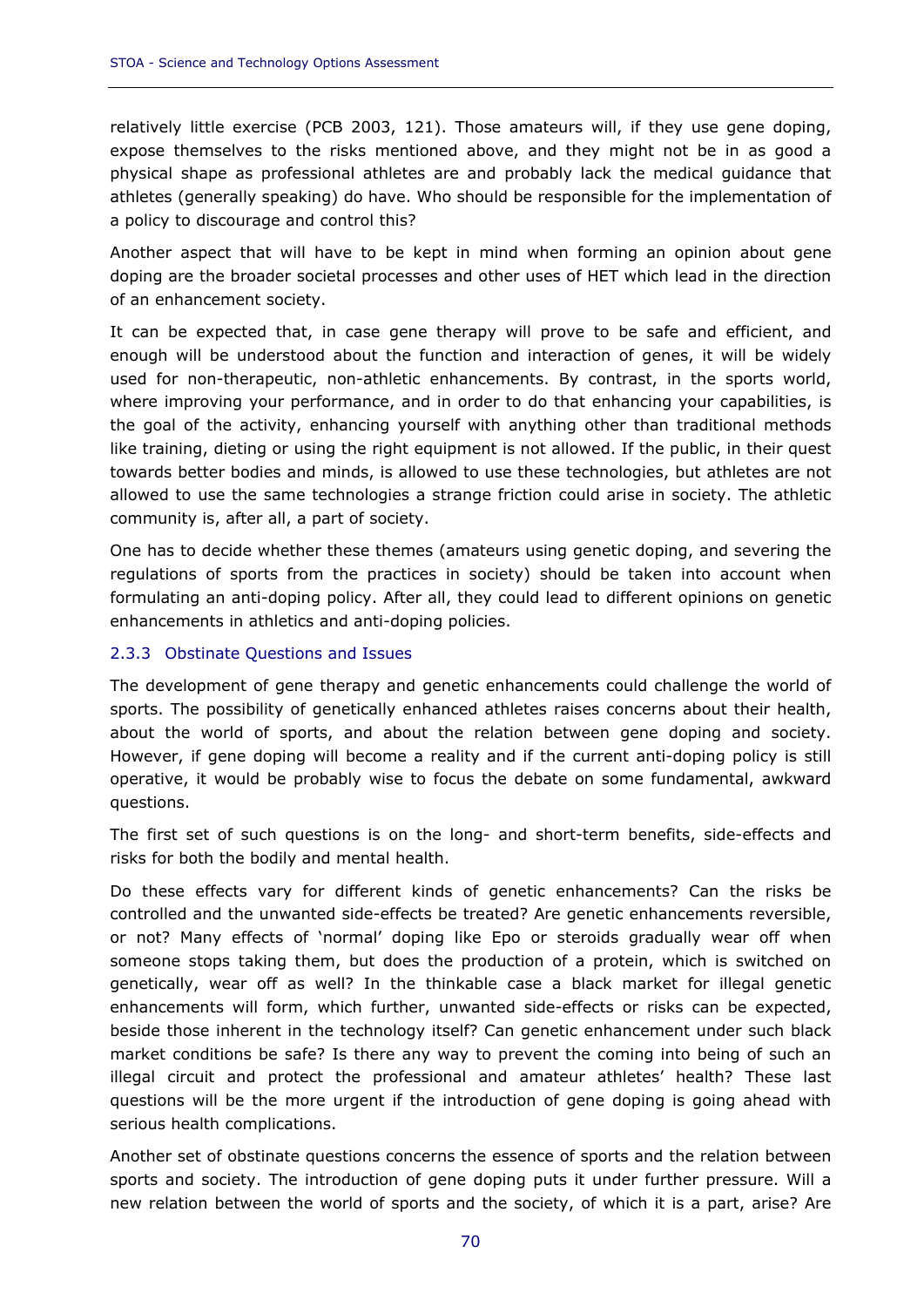relatively little exercise (PCB 2003, 121). Those amateurs will, if they use gene doping, expose themselves to the risks mentioned above, and they might not be in as good a physical shape as professional athletes are and probably lack the medical guidance that athletes (generally speaking) do have. Who should be responsible for the implementation of a policy to discourage and control this?

Another aspect that will have to be kept in mind when forming an opinion about gene doping are the broader societal processes and other uses of HET which lead in the direction of an enhancement society.

It can be expected that, in case gene therapy will prove to be safe and efficient, and enough will be understood about the function and interaction of genes, it will be widely used for non-therapeutic, non-athletic enhancements. By contrast, in the sports world, where improving your performance, and in order to do that enhancing your capabilities, is the goal of the activity, enhancing yourself with anything other than traditional methods like training, dieting or using the right equipment is not allowed. If the public, in their quest towards better bodies and minds, is allowed to use these technologies, but athletes are not allowed to use the same technologies a strange friction could arise in society. The athletic community is, after all, a part of society.

One has to decide whether these themes (amateurs using genetic doping, and severing the regulations of sports from the practices in society) should be taken into account when formulating an anti-doping policy. After all, they could lead to different opinions on genetic enhancements in athletics and anti-doping policies.

### 2.3.3 Obstinate Questions and Issues

The development of gene therapy and genetic enhancements could challenge the world of sports. The possibility of genetically enhanced athletes raises concerns about their health, about the world of sports, and about the relation between gene doping and society. However, if gene doping will become a reality and if the current anti-doping policy is still operative, it would be probably wise to focus the debate on some fundamental, awkward questions.

The first set of such questions is on the long- and short-term benefits, side-effects and risks for both the bodily and mental health.

Do these effects vary for different kinds of genetic enhancements? Can the risks be controlled and the unwanted side-effects be treated? Are genetic enhancements reversible, or not? Many effects of 'normal' doping like Epo or steroids gradually wear off when someone stops taking them, but does the production of a protein, which is switched on genetically, wear off as well? In the thinkable case a black market for illegal genetic enhancements will form, which further, unwanted side-effects or risks can be expected, beside those inherent in the technology itself? Can genetic enhancement under such black market conditions be safe? Is there any way to prevent the coming into being of such an illegal circuit and protect the professional and amateur athletes' health? These last questions will be the more urgent if the introduction of gene doping is going ahead with serious health complications.

Another set of obstinate questions concerns the essence of sports and the relation between sports and society. The introduction of gene doping puts it under further pressure. Will a new relation between the world of sports and the society, of which it is a part, arise? Are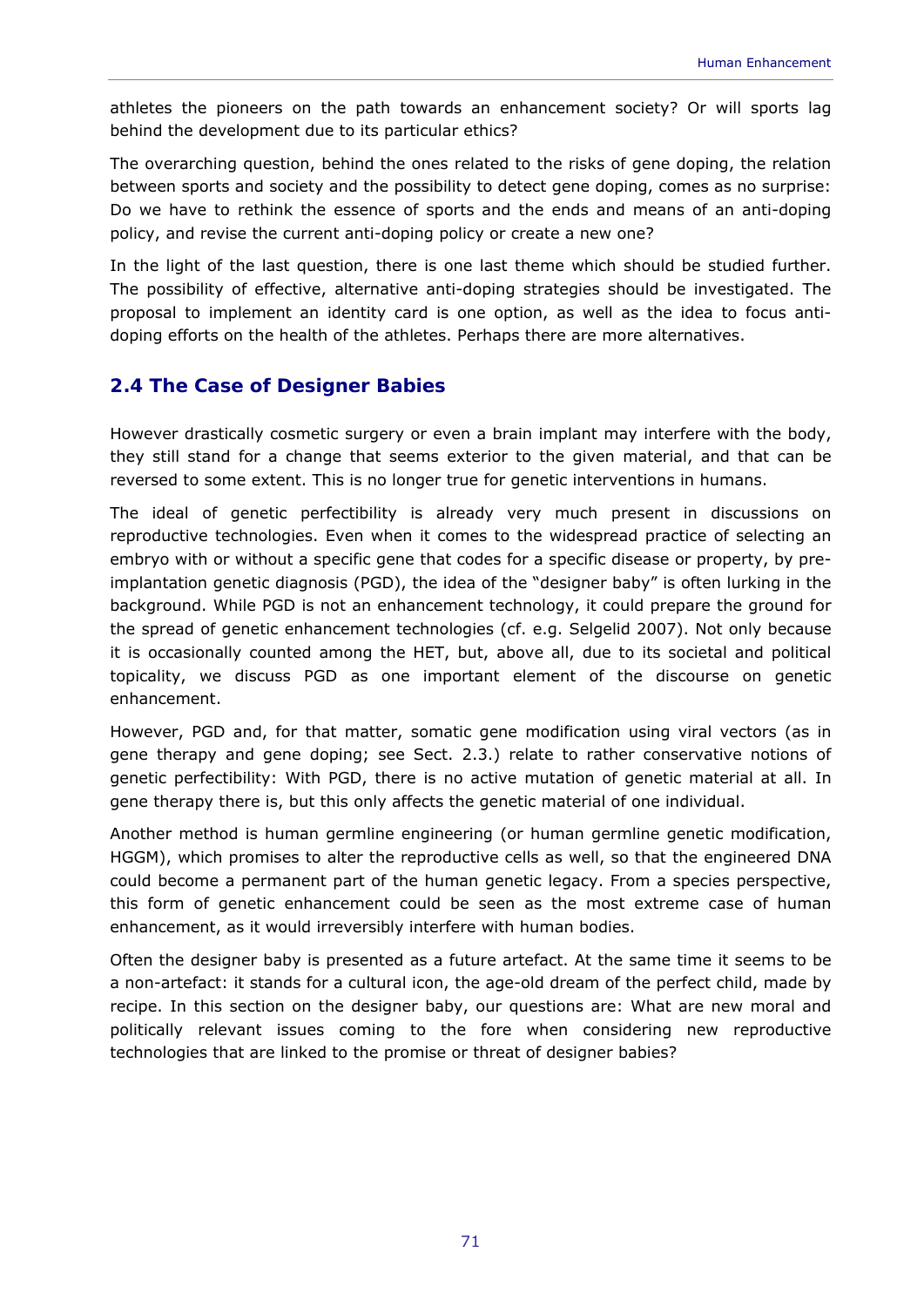athletes the pioneers on the path towards an enhancement society? Or will sports lag behind the development due to its particular ethics?

The overarching question, behind the ones related to the risks of gene doping, the relation between sports and society and the possibility to detect gene doping, comes as no surprise: Do we have to rethink the essence of sports and the ends and means of an anti-doping policy, and revise the current anti-doping policy or create a new one?

In the light of the last question, there is one last theme which should be studied further. The possibility of effective, alternative anti-doping strategies should be investigated. The proposal to implement an identity card is one option, as well as the idea to focus anti-doping efforts on the health of the athletes. Perhaps there are more alternatives.

## 2.4 The Case of Designer Babies

However drastically cosmetic surgery or even a brain implant may interfere with the body, they still stand for a change that seems exterior to the given material, and that can be reversed to some extent. This is no longer true for genetic interventions in humans.

The ideal of genetic perfectibility is already very much present in discussions on reproductive technologies. Even when it comes to the widespread practice of selecting an embryo with or without a specific gene that codes for a specific disease or property, by pre-implantation genetic diagnosis (PGD), the idea of the "designer baby" is often lurking in the background. While PGD is not an enhancement technology, it could prepare the ground for the spread of genetic enhancement technologies (cf. e.g. Selgelid 2007). Not only because it is occasionally counted among the HET, but, above all, due to its societal and political topicality, we discuss PGD as one important element of the discourse on genetic enhancement.

However, PGD and, for that matter, somatic gene modification using viral vectors (as in gene therapy and gene doping; see Sect. 2.3.) relate to rather conservative notions of genetic perfectibility: With PGD, there is no active mutation of genetic material at all. In gene therapy there is, but this only affects the genetic material of one individual.

Another method is human germline engineering (or human germline genetic modification, HGGM), which promises to alter the reproductive cells as well, so that the engineered DNA could become a permanent part of the human genetic legacy. From a species perspective, this form of genetic enhancement could be seen as the most extreme case of human enhancement, as it would irreversibly interfere with human bodies.

Often the designer baby is presented as a future artefact. At the same time it seems to be a non-artefact: it stands for a cultural icon, the age-old dream of the perfect child, made by recipe. In this section on the designer baby, our questions are: What are new moral and politically relevant issues coming to the fore when considering new reproductive technologies that are linked to the promise or threat of designer babies?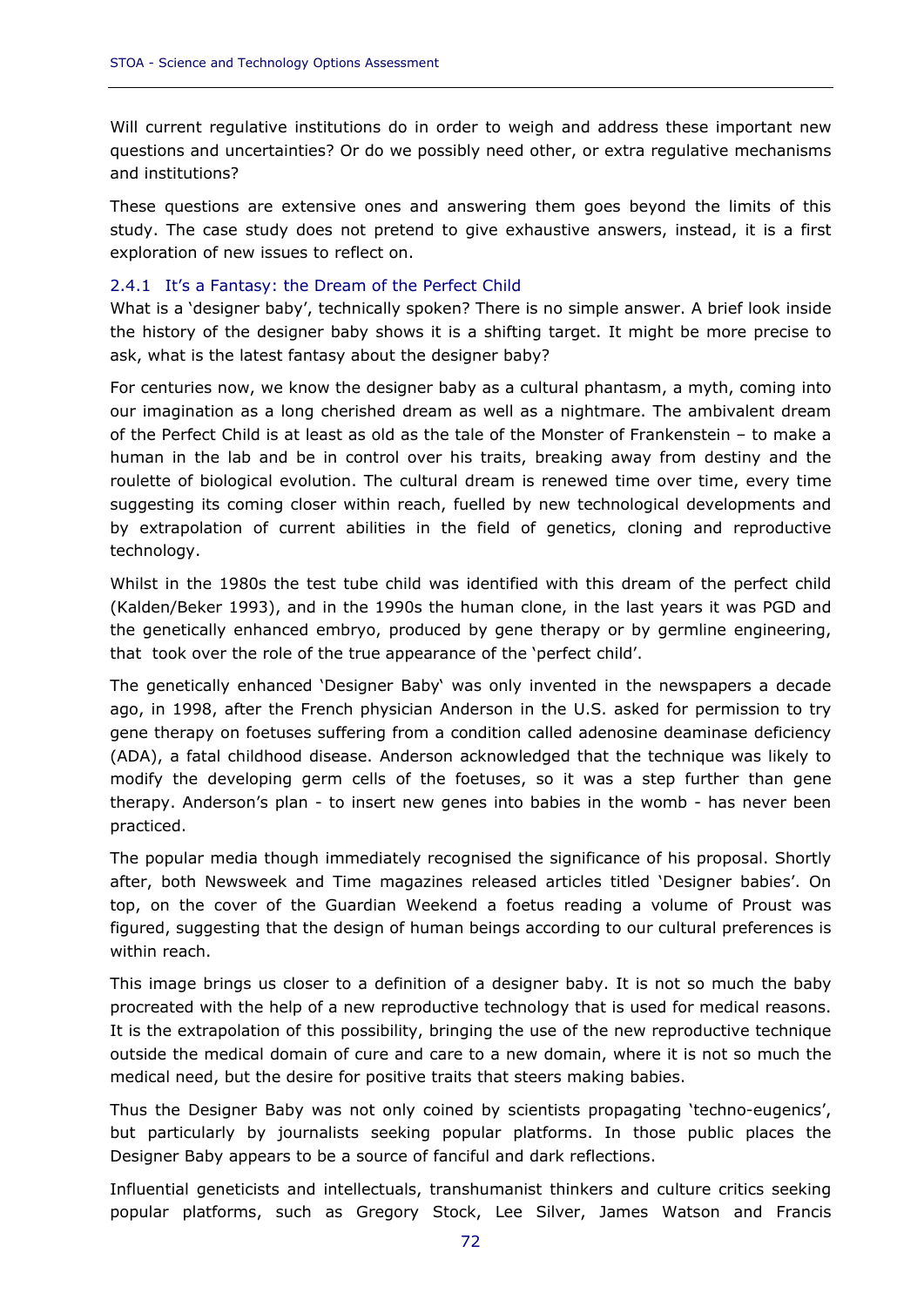Will current regulative institutions do in order to weigh and address these important new questions and uncertainties? Or do we possibly need other, or extra regulative mechanisms and institutions?

These questions are extensive ones and answering them goes beyond the limits of this study. The case study does not pretend to give exhaustive answers, instead, it is a first exploration of new issues to reflect on.

### 2.4.1 It's a Fantasy: the Dream of the Perfect Child

What is a 'designer baby', technically spoken? There is no simple answer. A brief look inside the history of the designer baby shows it is a shifting target. It might be more precise to ask, what is the latest fantasy about the designer baby?

For centuries now, we know the designer baby as a cultural phantasm, a myth, coming into our imagination as a long cherished dream as well as a nightmare. The ambivalent dream of the Perfect Child is at least as old as the tale of the Monster of Frankenstein – to make a human in the lab and be in control over his traits, breaking away from destiny and the roulette of biological evolution. The cultural dream is renewed time over time, every time suggesting its coming closer within reach, fuelled by new technological developments and by extrapolation of current abilities in the field of genetics, cloning and reproductive technology.

Whilst in the 1980s the test tube child was identified with this dream of the perfect child (Kalden/Beker 1993), and in the 1990s the human clone, in the last years it was PGD and the genetically enhanced embryo, produced by gene therapy or by germline engineering, that took over the role of the true appearance of the 'perfect child'.

The genetically enhanced 'Designer Baby' was only invented in the newspapers a decade ago, in 1998, after the French physician Anderson in the U.S. asked for permission to try gene therapy on foetuses suffering from a condition called adenosine deaminase deficiency (ADA), a fatal childhood disease. Anderson acknowledged that the technique was likely to modify the developing germ cells of the foetuses, so it was a step further than gene therapy. Anderson's plan - to insert new genes into babies in the womb - has never been practiced.

The popular media though immediately recognised the significance of his proposal. Shortly after, both Newsweek and Time magazines released articles titled 'Designer babies'. On top, on the cover of the Guardian Weekend a foetus reading a volume of Proust was figured, suggesting that the design of human beings according to our cultural preferences is within reach.

This image brings us closer to a definition of a designer baby. It is not so much the baby procreated with the help of a new reproductive technology that is used for medical reasons. It is the extrapolation of this possibility, bringing the use of the new reproductive technique outside the medical domain of cure and care to a new domain, where it is not so much the medical need, but the desire for positive traits that steers making babies.

Thus the Designer Baby was not only coined by scientists propagating 'techno-eugenics', but particularly by journalists seeking popular platforms. In those public places the Designer Baby appears to be a source of fanciful and dark reflections.

Influential geneticists and intellectuals, transhumanist thinkers and culture critics seeking popular platforms, such as Gregory Stock, Lee Silver, James Watson and Francis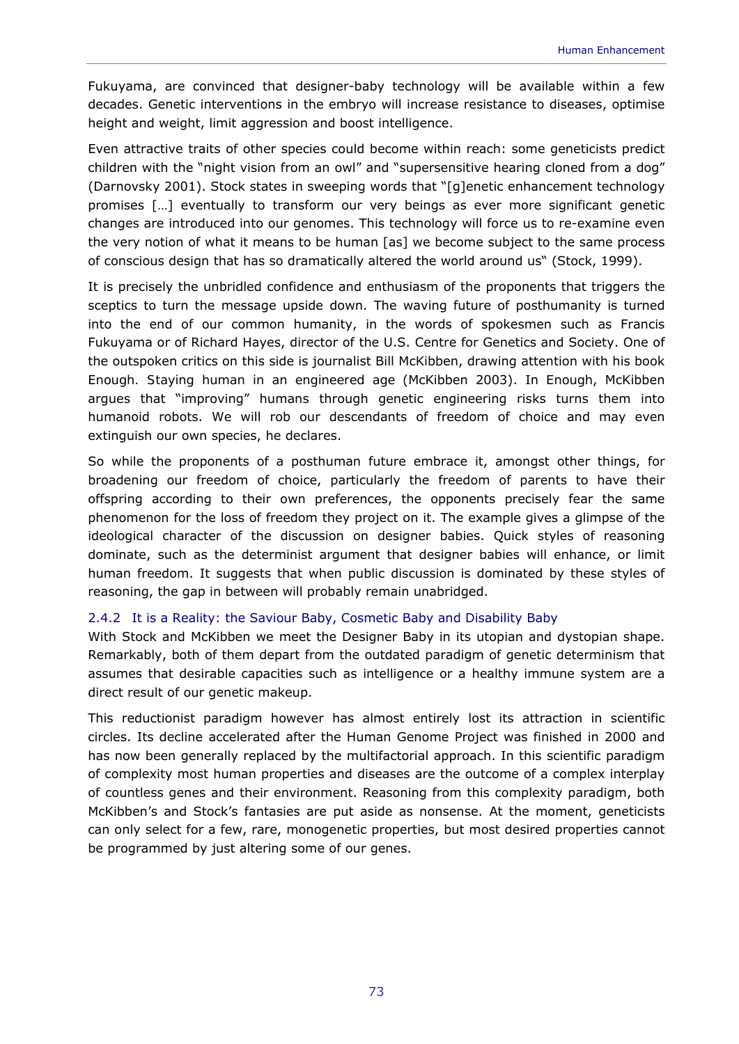Fukuyama, are convinced that designer-baby technology will be available within a few decades. Genetic interventions in the embryo will increase resistance to diseases, optimise height and weight, limit aggression and boost intelligence.

Even attractive traits of other species could become within reach: some geneticists predict children with the "night vision from an owl" and "supersensitive hearing cloned from a dog" (Darnovsky 2001). Stock states in sweeping words that "[g]enetic enhancement technology promises […] eventually to transform our very beings as ever more significant genetic changes are introduced into our genomes. This technology will force us to re-examine even the very notion of what it means to be human [as] we become subject to the same process of conscious design that has so dramatically altered the world around us" (Stock, 1999).

It is precisely the unbridled confidence and enthusiasm of the proponents that triggers the sceptics to turn the message upside down. The waving future of posthumanity is turned into the end of our common humanity, in the words of spokesmen such as Francis Fukuyama or of Richard Hayes, director of the U.S. Centre for Genetics and Society. One of the outspoken critics on this side is journalist Bill McKibben, drawing attention with his book Enough. Staying human in an engineered age (McKibben 2003). In Enough, McKibben argues that "improving" humans through genetic engineering risks turns them into humanoid robots. We will rob our descendants of freedom of choice and may even extinguish our own species, he declares.

So while the proponents of a posthuman future embrace it, amongst other things, for broadening our freedom of choice, particularly the freedom of parents to have their offspring according to their own preferences, the opponents precisely fear the same phenomenon for the loss of freedom they project on it. The example gives a glimpse of the ideological character of the discussion on designer babies. Quick styles of reasoning dominate, such as the determinist argument that designer babies will enhance, or limit human freedom. It suggests that when public discussion is dominated by these styles of reasoning, the gap in between will probably remain unabridged.

### 2.4.2 It is a Reality: the Saviour Baby, Cosmetic Baby and Disability Baby

With Stock and McKibben we meet the Designer Baby in its utopian and dystopian shape. Remarkably, both of them depart from the outdated paradigm of genetic determinism that assumes that desirable capacities such as intelligence or a healthy immune system are a direct result of our genetic makeup.

This reductionist paradigm however has almost entirely lost its attraction in scientific circles. Its decline accelerated after the Human Genome Project was finished in 2000 and has now been generally replaced by the multifactorial approach. In this scientific paradigm of complexity most human properties and diseases are the outcome of a complex interplay of countless genes and their environment. Reasoning from this complexity paradigm, both McKibben's and Stock's fantasies are put aside as nonsense. At the moment, geneticists can only select for a few, rare, monogenetic properties, but most desired properties cannot be programmed by just altering some of our genes.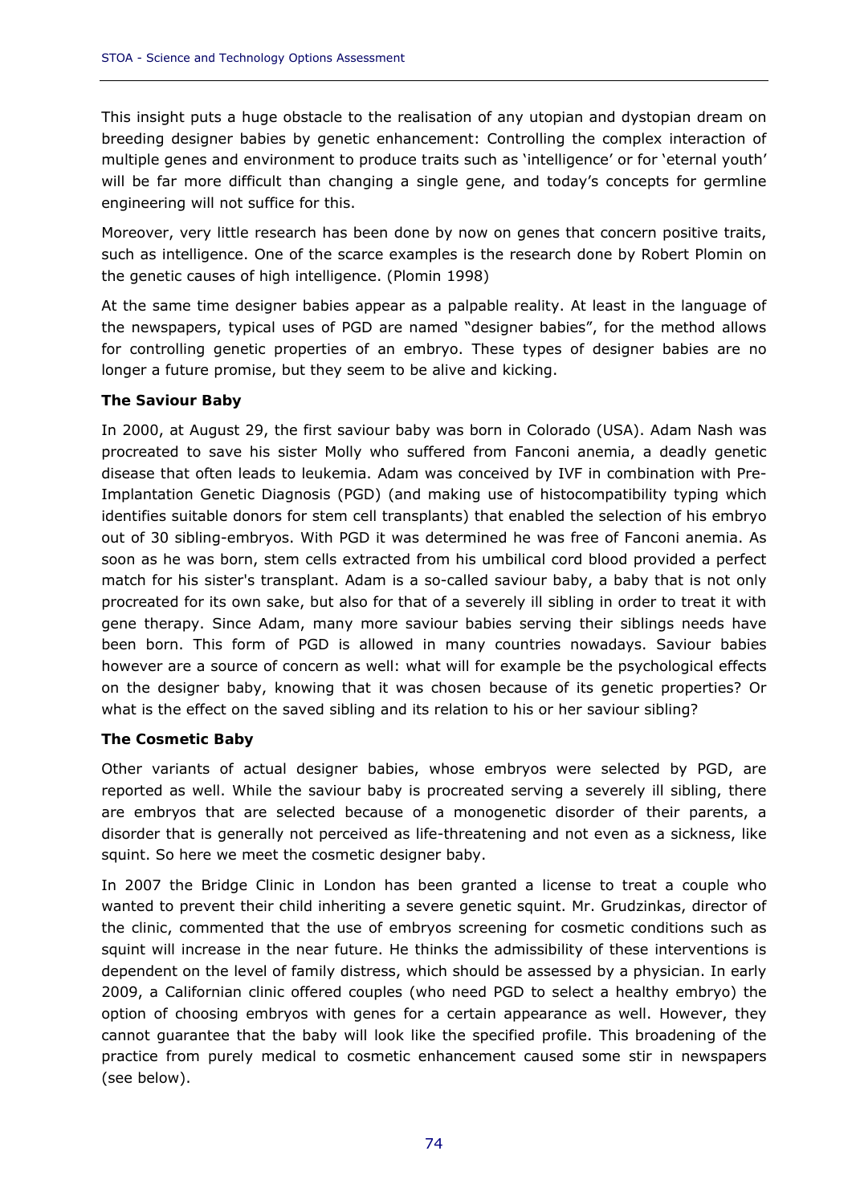This insight puts a huge obstacle to the realisation of any utopian and dystopian dream on breeding designer babies by genetic enhancement: Controlling the complex interaction of multiple genes and environment to produce traits such as 'intelligence' or for 'eternal youth' will be far more difficult than changing a single gene, and today's concepts for germline engineering will not suffice for this.

Moreover, very little research has been done by now on genes that concern positive traits, such as intelligence. One of the scarce examples is the research done by Robert Plomin on the genetic causes of high intelligence. (Plomin 1998)

At the same time designer babies appear as a palpable reality. At least in the language of the newspapers, typical uses of PGD are named "designer babies", for the method allows for controlling genetic properties of an embryo. These types of designer babies are no longer a future promise, but they seem to be alive and kicking.

**The Saviour Baby**

In 2000, at August 29, the first saviour baby was born in Colorado (USA). Adam Nash was procreated to save his sister Molly who suffered from Fanconi anemia, a deadly genetic disease that often leads to leukemia. Adam was conceived by IVF in combination with Pre-Implantation Genetic Diagnosis (PGD) (and making use of histocompatibility typing which identifies suitable donors for stem cell transplants) that enabled the selection of his embryo out of 30 sibling-embryos. With PGD it was determined he was free of Fanconi anemia. As soon as he was born, stem cells extracted from his umbilical cord blood provided a perfect match for his sister's transplant. Adam is a so-called saviour baby, a baby that is not only procreated for its own sake, but also for that of a severely ill sibling in order to treat it with gene therapy. Since Adam, many more saviour babies serving their siblings needs have been born. This form of PGD is allowed in many countries nowadays. Saviour babies however are a source of concern as well: what will for example be the psychological effects on the designer baby, knowing that it was chosen because of its genetic properties? Or what is the effect on the saved sibling and its relation to his or her saviour sibling?

**The Cosmetic Baby**

Other variants of actual designer babies, whose embryos were selected by PGD, are reported as well. While the saviour baby is procreated serving a severely ill sibling, there are embryos that are selected because of a monogenetic disorder of their parents, a disorder that is generally not perceived as life-threatening and not even as a sickness, like squint. So here we meet the cosmetic designer baby.

In 2007 the Bridge Clinic in London has been granted a license to treat a couple who wanted to prevent their child inheriting a severe genetic squint. Mr. Grudzinkas, director of the clinic, commented that the use of embryos screening for cosmetic conditions such as squint will increase in the near future. He thinks the admissibility of these interventions is dependent on the level of family distress, which should be assessed by a physician. In early 2009, a Californian clinic offered couples (who need PGD to select a healthy embryo) the option of choosing embryos with genes for a certain appearance as well. However, they cannot guarantee that the baby will look like the specified profile. This broadening of the practice from purely medical to cosmetic enhancement caused some stir in newspapers (see below).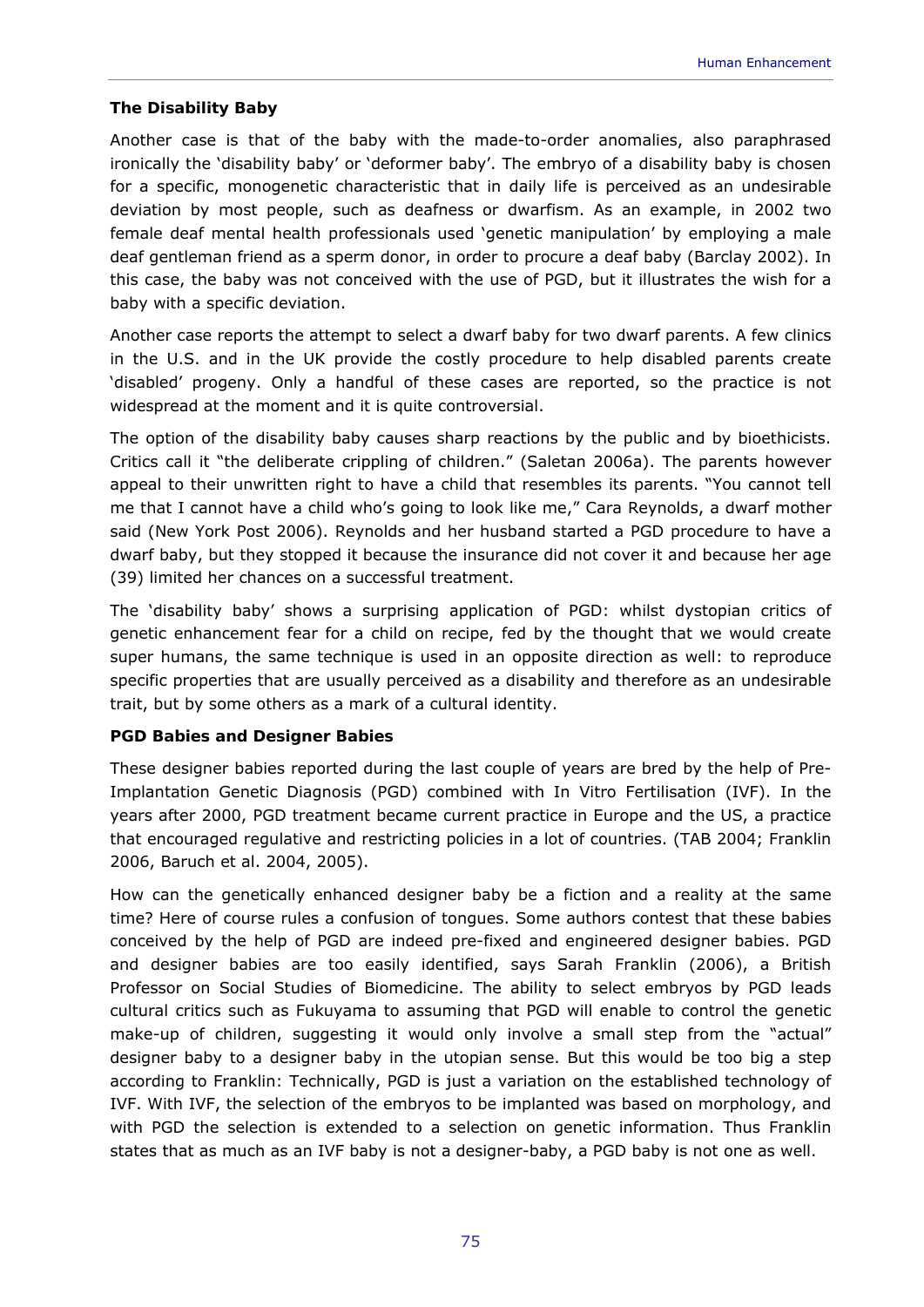### The Disability Baby

Another case is that of the baby with the made-to-order anomalies, also paraphrased ironically the 'disability baby' or 'deformer baby'. The embryo of a disability baby is chosen for a specific, monogenetic characteristic that in daily life is perceived as an undesirable deviation by most people, such as deafness or dwarfism. As an example, in 2002 two female deaf mental health professionals used 'genetic manipulation' by employing a male deaf gentleman friend as a sperm donor, in order to procure a deaf baby (Barclay 2002). In this case, the baby was not conceived with the use of PGD, but it illustrates the wish for a baby with a specific deviation.

Another case reports the attempt to select a dwarf baby for two dwarf parents. A few clinics in the U.S. and in the UK provide the costly procedure to help disabled parents create 'disabled' progeny. Only a handful of these cases are reported, so the practice is not widespread at the moment and it is quite controversial.

The option of the disability baby causes sharp reactions by the public and by bioethicists. Critics call it "the deliberate crippling of children." (Saletan 2006a). The parents however appeal to their unwritten right to have a child that resembles its parents. "You cannot tell me that I cannot have a child who's going to look like me," Cara Reynolds, a dwarf mother said (New York Post 2006). Reynolds and her husband started a PGD procedure to have a dwarf baby, but they stopped it because the insurance did not cover it and because her age (39) limited her chances on a successful treatment.

The 'disability baby' shows a surprising application of PGD: whilst dystopian critics of genetic enhancement fear for a child on recipe, fed by the thought that we would create super humans, the same technique is used in an opposite direction as well: to reproduce specific properties that are usually perceived as a disability and therefore as an undesirable trait, but by some others as a mark of a cultural identity.

### PGD Babies and Designer Babies

These designer babies reported during the last couple of years are bred by the help of Pre-Implantation Genetic Diagnosis (PGD) combined with In Vitro Fertilisation (IVF). In the years after 2000, PGD treatment became current practice in Europe and the US, a practice that encouraged regulative and restricting policies in a lot of countries. (TAB 2004; Franklin 2006, Baruch et al. 2004, 2005).

How can the genetically enhanced designer baby be a fiction and a reality at the same time? Here of course rules a confusion of tongues. Some authors contest that these babies conceived by the help of PGD are indeed pre-fixed and engineered designer babies. PGD and designer babies are too easily identified, says Sarah Franklin (2006), a British Professor on Social Studies of Biomedicine. The ability to select embryos by PGD leads cultural critics such as Fukuyama to assuming that PGD will enable to control the genetic make-up of children, suggesting it would only involve a small step from the "actual" designer baby to a designer baby in the utopian sense. But this would be too big a step according to Franklin: Technically, PGD is just a variation on the established technology of IVF. With IVF, the selection of the embryos to be implanted was based on morphology, and with PGD the selection is extended to a selection on genetic information. Thus Franklin states that as much as an IVF baby is not a designer-baby, a PGD baby is not one as well.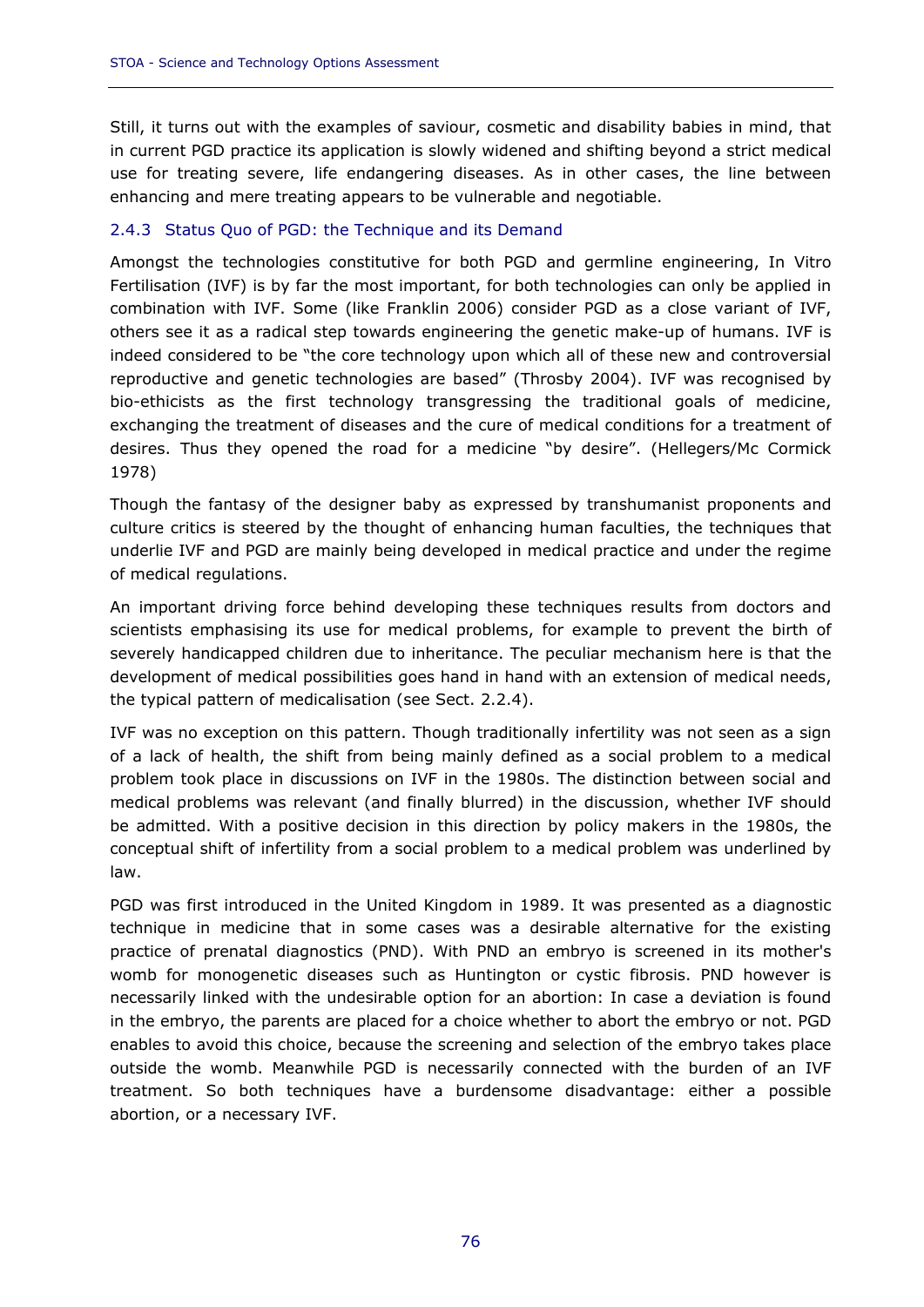Still, it turns out with the examples of saviour, cosmetic and disability babies in mind, that in current PGD practice its application is slowly widened and shifting beyond a strict medical use for treating severe, life endangering diseases. As in other cases, the line between enhancing and mere treating appears to be vulnerable and negotiable.

### 2.4.3 Status Quo of PGD: the Technique and its Demand

Amongst the technologies constitutive for both PGD and germline engineering, In Vitro Fertilisation (IVF) is by far the most important, for both technologies can only be applied in combination with IVF. Some (like Franklin 2006) consider PGD as a close variant of IVF, others see it as a radical step towards engineering the genetic make-up of humans. IVF is indeed considered to be "the core technology upon which all of these new and controversial reproductive and genetic technologies are based" (Throsby 2004). IVF was recognised by bio-ethicists as the first technology transgressing the traditional goals of medicine, exchanging the treatment of diseases and the cure of medical conditions for a treatment of desires. Thus they opened the road for a medicine "by desire". (Hellegers/Mc Cormick 1978)

Though the fantasy of the designer baby as expressed by transhumanist proponents and culture critics is steered by the thought of enhancing human faculties, the techniques that underlie IVF and PGD are mainly being developed in medical practice and under the regime of medical regulations.

An important driving force behind developing these techniques results from doctors and scientists emphasising its use for medical problems, for example to prevent the birth of severely handicapped children due to inheritance. The peculiar mechanism here is that the development of medical possibilities goes hand in hand with an extension of medical needs, the typical pattern of medicalisation (see Sect. 2.2.4).

IVF was no exception on this pattern. Though traditionally infertility was not seen as a sign of a lack of health, the shift from being mainly defined as a social problem to a medical problem took place in discussions on IVF in the 1980s. The distinction between social and medical problems was relevant (and finally blurred) in the discussion, whether IVF should be admitted. With a positive decision in this direction by policy makers in the 1980s, the conceptual shift of infertility from a social problem to a medical problem was underlined by law.

PGD was first introduced in the United Kingdom in 1989. It was presented as a diagnostic technique in medicine that in some cases was a desirable alternative for the existing practice of prenatal diagnostics (PND). With PND an embryo is screened in its mother's womb for monogenetic diseases such as Huntington or cystic fibrosis. PND however is necessarily linked with the undesirable option for an abortion: In case a deviation is found in the embryo, the parents are placed for a choice whether to abort the embryo or not. PGD enables to avoid this choice, because the screening and selection of the embryo takes place outside the womb. Meanwhile PGD is necessarily connected with the burden of an IVF treatment. So both techniques have a burdensome disadvantage: either a possible abortion, or a necessary IVF.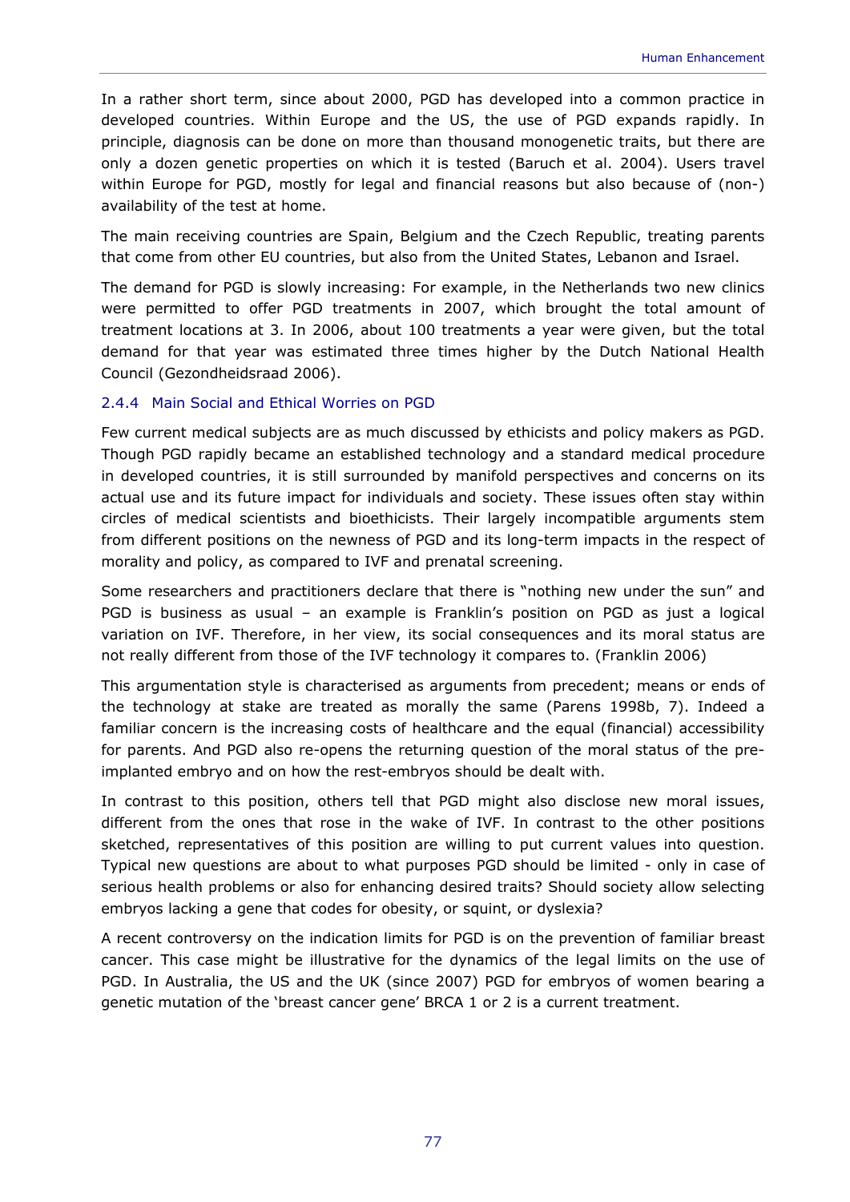In a rather short term, since about 2000, PGD has developed into a common practice in developed countries. Within Europe and the US, the use of PGD expands rapidly. In principle, diagnosis can be done on more than thousand monogenetic traits, but there are only a dozen genetic properties on which it is tested (Baruch et al. 2004). Users travel within Europe for PGD, mostly for legal and financial reasons but also because of (non-) availability of the test at home.

The main receiving countries are Spain, Belgium and the Czech Republic, treating parents that come from other EU countries, but also from the United States, Lebanon and Israel.

The demand for PGD is slowly increasing: For example, in the Netherlands two new clinics were permitted to offer PGD treatments in 2007, which brought the total amount of treatment locations at 3. In 2006, about 100 treatments a year were given, but the total demand for that year was estimated three times higher by the Dutch National Health Council (Gezondheidsraad 2006).

### 2.4.4 Main Social and Ethical Worries on PGD

Few current medical subjects are as much discussed by ethicists and policy makers as PGD. Though PGD rapidly became an established technology and a standard medical procedure in developed countries, it is still surrounded by manifold perspectives and concerns on its actual use and its future impact for individuals and society. These issues often stay within circles of medical scientists and bioethicists. Their largely incompatible arguments stem from different positions on the newness of PGD and its long-term impacts in the respect of morality and policy, as compared to IVF and prenatal screening.

Some researchers and practitioners declare that there is "nothing new under the sun" and PGD is business as usual – an example is Franklin's position on PGD as just a logical variation on IVF. Therefore, in her view, its social consequences and its moral status are not really different from those of the IVF technology it compares to. (Franklin 2006)

This argumentation style is characterised as arguments from precedent; means or ends of the technology at stake are treated as morally the same (Parens 1998b, 7). Indeed a familiar concern is the increasing costs of healthcare and the equal (financial) accessibility for parents. And PGD also re-opens the returning question of the moral status of the pre-implanted embryo and on how the rest-embryos should be dealt with.

In contrast to this position, others tell that PGD might also disclose new moral issues, different from the ones that rose in the wake of IVF. In contrast to the other positions sketched, representatives of this position are willing to put current values into question. Typical new questions are about to what purposes PGD should be limited - only in case of serious health problems or also for enhancing desired traits? Should society allow selecting embryos lacking a gene that codes for obesity, or squint, or dyslexia?

A recent controversy on the indication limits for PGD is on the prevention of familiar breast cancer. This case might be illustrative for the dynamics of the legal limits on the use of PGD. In Australia, the US and the UK (since 2007) PGD for embryos of women bearing a genetic mutation of the 'breast cancer gene' BRCA 1 or 2 is a current treatment.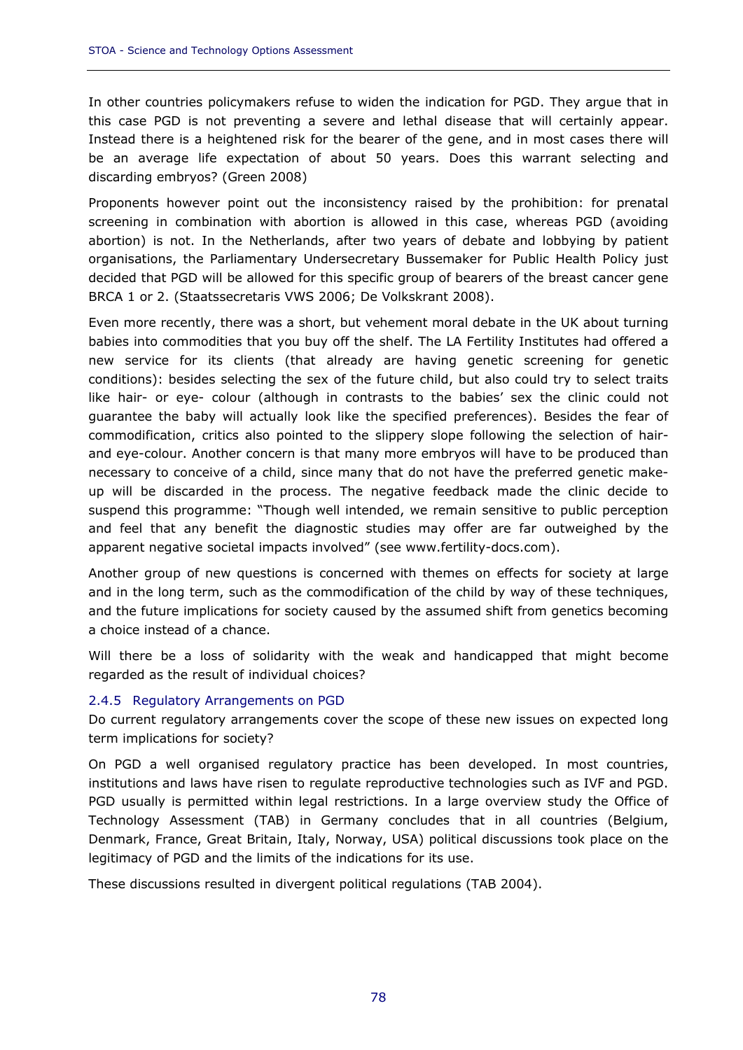In other countries policymakers refuse to widen the indication for PGD. They argue that in this case PGD is not preventing a severe and lethal disease that will certainly appear. Instead there is a heightened risk for the bearer of the gene, and in most cases there will be an average life expectation of about 50 years. Does this warrant selecting and discarding embryos? (Green 2008)

Proponents however point out the inconsistency raised by the prohibition: for prenatal screening in combination with abortion is allowed in this case, whereas PGD (avoiding abortion) is not. In the Netherlands, after two years of debate and lobbying by patient organisations, the Parliamentary Undersecretary Bussemaker for Public Health Policy just decided that PGD will be allowed for this specific group of bearers of the breast cancer gene BRCA 1 or 2. (Staatssecretaris VWS 2006; De Volkskrant 2008).

Even more recently, there was a short, but vehement moral debate in the UK about turning babies into commodities that you buy off the shelf. The LA Fertility Institutes had offered a new service for its clients (that already are having genetic screening for genetic conditions): besides selecting the sex of the future child, but also could try to select traits like hair- or eye- colour (although in contrasts to the babies' sex the clinic could not guarantee the baby will actually look like the specified preferences). Besides the fear of commodification, critics also pointed to the slippery slope following the selection of hair- and eye-colour. Another concern is that many embryos will have to be produced than necessary to conceive of a child, since many that do not have the preferred genetic make-up will be discarded in the process. The negative feedback made the clinic decide to suspend this programme: "Though well intended, we remain sensitive to public perception and feel that any benefit the diagnostic studies may offer are far outweighed by the apparent negative societal impacts involved" (see www.fertility-docs.com).

Another group of new questions is concerned with themes on effects for society at large and in the long term, such as the commodification of the child by way of these techniques, and the future implications for society caused by the assumed shift from genetics becoming a choice instead of a chance.

Will there be a loss of solidarity with the weak and handicapped that might become regarded as the result of individual choices?

### 2.4.5 Regulatory Arrangements on PGD

Do current regulatory arrangements cover the scope of these new issues on expected long term implications for society?

On PGD a well organised regulatory practice has been developed. In most countries, institutions and laws have risen to regulate reproductive technologies such as IVF and PGD. PGD usually is permitted within legal restrictions. In a large overview study the Office of Technology Assessment (TAB) in Germany concludes that in all countries (Belgium, Denmark, France, Great Britain, Italy, Norway, USA) political discussions took place on the legitimacy of PGD and the limits of the indications for its use.

These discussions resulted in divergent political regulations (TAB 2004).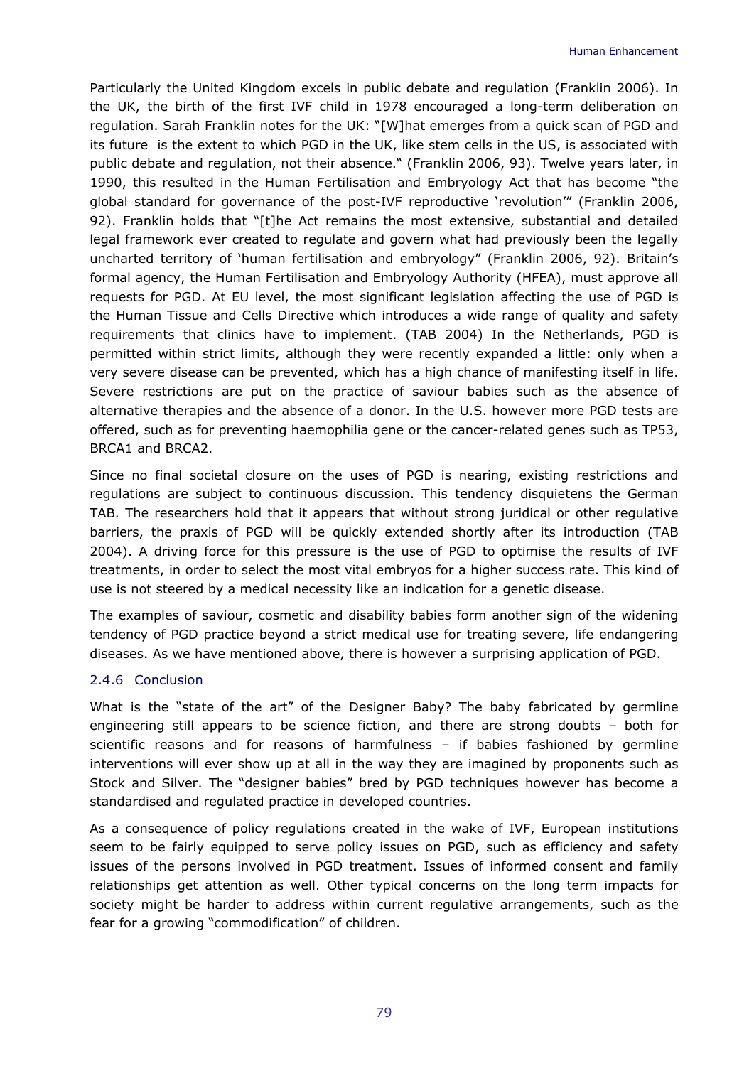Particularly the United Kingdom excels in public debate and regulation (Franklin 2006). In the UK, the birth of the first IVF child in 1978 encouraged a long-term deliberation on regulation. Sarah Franklin notes for the UK: "[W]hat emerges from a quick scan of PGD and its future is the extent to which PGD in the UK, like stem cells in the US, is associated with public debate and regulation, not their absence." (Franklin 2006, 93). Twelve years later, in 1990, this resulted in the Human Fertilisation and Embryology Act that has become "the global standard for governance of the post-IVF reproductive 'revolution'" (Franklin 2006, 92). Franklin holds that "[t]he Act remains the most extensive, substantial and detailed legal framework ever created to regulate and govern what had previously been the legally uncharted territory of 'human fertilisation and embryology" (Franklin 2006, 92). Britain's formal agency, the Human Fertilisation and Embryology Authority (HFEA), must approve all requests for PGD. At EU level, the most significant legislation affecting the use of PGD is the Human Tissue and Cells Directive which introduces a wide range of quality and safety requirements that clinics have to implement. (TAB 2004) In the Netherlands, PGD is permitted within strict limits, although they were recently expanded a little: only when a very severe disease can be prevented, which has a high chance of manifesting itself in life. Severe restrictions are put on the practice of saviour babies such as the absence of alternative therapies and the absence of a donor. In the U.S. however more PGD tests are offered, such as for preventing haemophilia gene or the cancer-related genes such as TP53, BRCA1 and BRCA2.

Since no final societal closure on the uses of PGD is nearing, existing restrictions and regulations are subject to continuous discussion. This tendency disquietens the German TAB. The researchers hold that it appears that without strong juridical or other regulative barriers, the praxis of PGD will be quickly extended shortly after its introduction (TAB 2004). A driving force for this pressure is the use of PGD to optimise the results of IVF treatments, in order to select the most vital embryos for a higher success rate. This kind of use is not steered by a medical necessity like an indication for a genetic disease.

The examples of saviour, cosmetic and disability babies form another sign of the widening tendency of PGD practice beyond a strict medical use for treating severe, life endangering diseases. As we have mentioned above, there is however a surprising application of PGD.

### 2.4.6 Conclusion

What is the "state of the art" of the Designer Baby? The baby fabricated by germline engineering still appears to be science fiction, and there are strong doubts – both for scientific reasons and for reasons of harmfulness – if babies fashioned by germline interventions will ever show up at all in the way they are imagined by proponents such as Stock and Silver. The "designer babies" bred by PGD techniques however has become a standardised and regulated practice in developed countries.

As a consequence of policy regulations created in the wake of IVF, European institutions seem to be fairly equipped to serve policy issues on PGD, such as efficiency and safety issues of the persons involved in PGD treatment. Issues of informed consent and family relationships get attention as well. Other typical concerns on the long term impacts for society might be harder to address within current regulative arrangements, such as the fear for a growing "commodification" of children.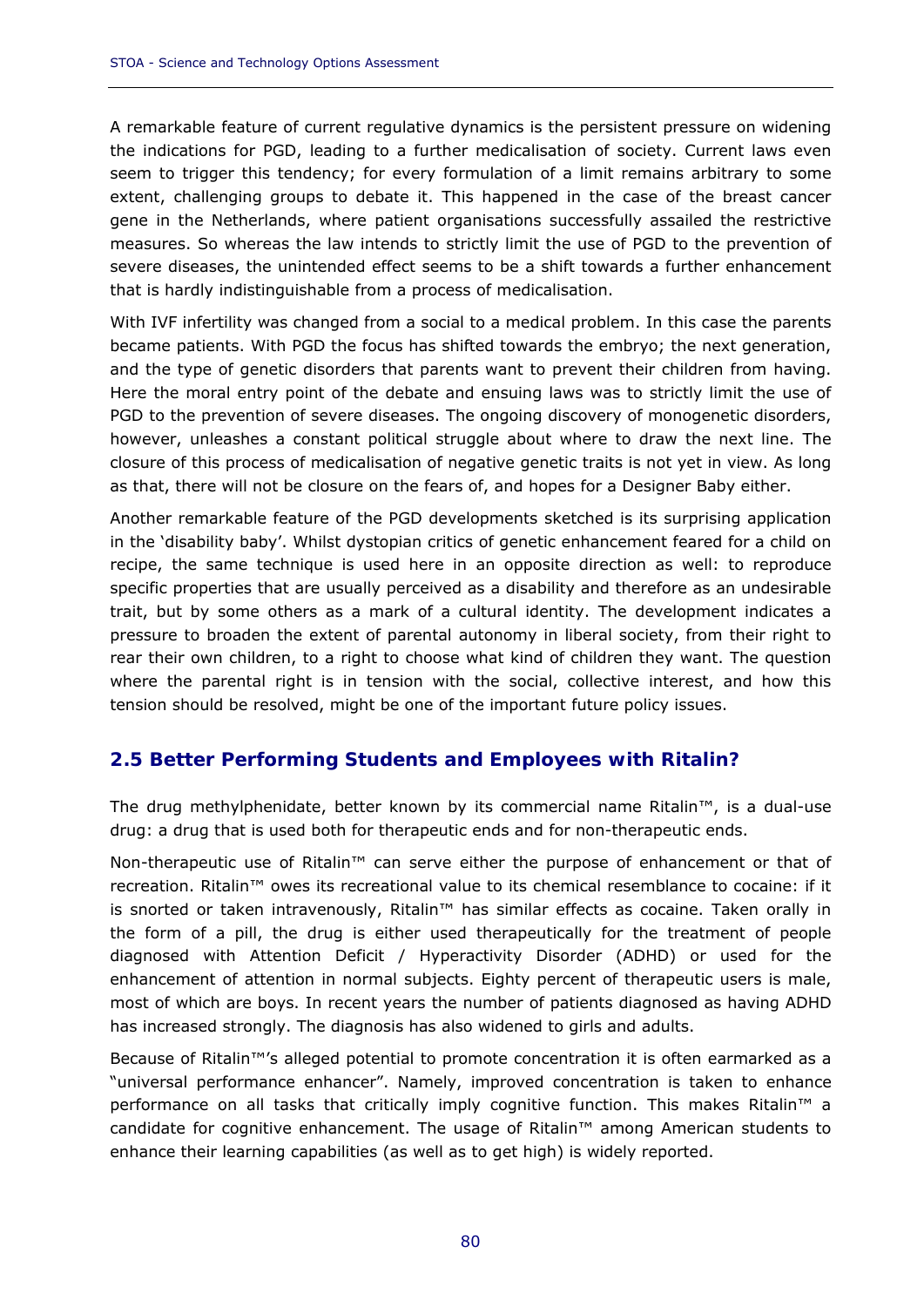A remarkable feature of current regulative dynamics is the persistent pressure on widening the indications for PGD, leading to a further medicalisation of society. Current laws even seem to trigger this tendency; for every formulation of a limit remains arbitrary to some extent, challenging groups to debate it. This happened in the case of the breast cancer gene in the Netherlands, where patient organisations successfully assailed the restrictive measures. So whereas the law intends to strictly limit the use of PGD to the prevention of severe diseases, the unintended effect seems to be a shift towards a further enhancement that is hardly indistinguishable from a process of medicalisation.

With IVF infertility was changed from a social to a medical problem. In this case the parents became patients. With PGD the focus has shifted towards the embryo; the next generation, and the type of genetic disorders that parents want to prevent their children from having. Here the moral entry point of the debate and ensuing laws was to strictly limit the use of PGD to the prevention of severe diseases. The ongoing discovery of monogenetic disorders, however, unleashes a constant political struggle about where to draw the next line. The closure of this process of medicalisation of negative genetic traits is not yet in view. As long as that, there will not be closure on the fears of, and hopes for a Designer Baby either.

Another remarkable feature of the PGD developments sketched is its surprising application in the 'disability baby'. Whilst dystopian critics of genetic enhancement feared for a child on recipe, the same technique is used here in an opposite direction as well: to reproduce specific properties that are usually perceived as a disability and therefore as an undesirable trait, but by some others as a mark of a cultural identity. The development indicates a pressure to broaden the extent of parental autonomy in liberal society, from their right to rear their own children, to a right to choose what kind of children they want. The question where the parental right is in tension with the social, collective interest, and how this tension should be resolved, might be one of the important future policy issues.

## 2.5 Better Performing Students and Employees with Ritalin?

The drug methylphenidate, better known by its commercial name Ritalin™, is a dual-use drug: a drug that is used both for therapeutic ends and for non-therapeutic ends.

Non-therapeutic use of Ritalin™ can serve either the purpose of enhancement or that of recreation. Ritalin™ owes its recreational value to its chemical resemblance to cocaine: if it is snorted or taken intravenously, Ritalin™ has similar effects as cocaine. Taken orally in the form of a pill, the drug is either used therapeutically for the treatment of people diagnosed with Attention Deficit / Hyperactivity Disorder (ADHD) or used for the enhancement of attention in normal subjects. Eighty percent of therapeutic users is male, most of which are boys. In recent years the number of patients diagnosed as having ADHD has increased strongly. The diagnosis has also widened to girls and adults.

Because of Ritalin™'s alleged potential to promote concentration it is often earmarked as a "universal performance enhancer". Namely, improved concentration is taken to enhance performance on all tasks that critically imply cognitive function. This makes Ritalin™ a candidate for cognitive enhancement. The usage of Ritalin™ among American students to enhance their learning capabilities (as well as to get high) is widely reported.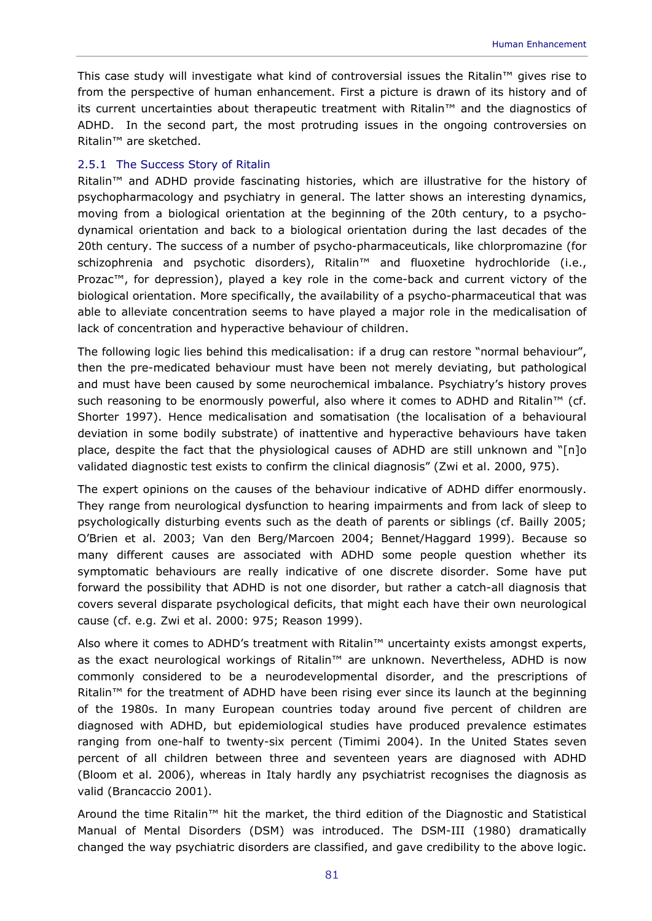This case study will investigate what kind of controversial issues the Ritalin™ gives rise to from the perspective of human enhancement. First a picture is drawn of its history and of its current uncertainties about therapeutic treatment with Ritalin™ and the diagnostics of ADHD. In the second part, the most protruding issues in the ongoing controversies on Ritalin™ are sketched.

### 2.5.1 The Success Story of Ritalin

Ritalin™ and ADHD provide fascinating histories, which are illustrative for the history of psychopharmacology and psychiatry in general. The latter shows an interesting dynamics, moving from a biological orientation at the beginning of the 20th century, to a psycho-dynamical orientation and back to a biological orientation during the last decades of the 20th century. The success of a number of psycho-pharmaceuticals, like chlorpromazine (for schizophrenia and psychotic disorders), Ritalin™ and fluoxetine hydrochloride (i.e., Prozac™, for depression), played a key role in the come-back and current victory of the biological orientation. More specifically, the availability of a psycho-pharmaceutical that was able to alleviate concentration seems to have played a major role in the medicalisation of lack of concentration and hyperactive behaviour of children.

The following logic lies behind this medicalisation: if a drug can restore "normal behaviour", then the pre-medicated behaviour must have been not merely deviating, but pathological and must have been caused by some neurochemical imbalance. Psychiatry's history proves such reasoning to be enormously powerful, also where it comes to ADHD and Ritalin™ (cf. Shorter 1997). Hence medicalisation and somatisation (the localisation of a behavioural deviation in some bodily substrate) of inattentive and hyperactive behaviours have taken place, despite the fact that the physiological causes of ADHD are still unknown and "[n]o validated diagnostic test exists to confirm the clinical diagnosis" (Zwi et al. 2000, 975).

The expert opinions on the causes of the behaviour indicative of ADHD differ enormously. They range from neurological dysfunction to hearing impairments and from lack of sleep to psychologically disturbing events such as the death of parents or siblings (cf. Bailly 2005; O'Brien et al. 2003; Van den Berg/Marcoen 2004; Bennet/Haggard 1999). Because so many different causes are associated with ADHD some people question whether its symptomatic behaviours are really indicative of one discrete disorder. Some have put forward the possibility that ADHD is not one disorder, but rather a catch-all diagnosis that covers several disparate psychological deficits, that might each have their own neurological cause (cf. e.g. Zwi et al. 2000: 975; Reason 1999).

Also where it comes to ADHD's treatment with Ritalin™ uncertainty exists amongst experts, as the exact neurological workings of Ritalin™ are unknown. Nevertheless, ADHD is now commonly considered to be a neurodevelopmental disorder, and the prescriptions of Ritalin™ for the treatment of ADHD have been rising ever since its launch at the beginning of the 1980s. In many European countries today around five percent of children are diagnosed with ADHD, but epidemiological studies have produced prevalence estimates ranging from one-half to twenty-six percent (Timimi 2004). In the United States seven percent of all children between three and seventeen years are diagnosed with ADHD (Bloom et al. 2006), whereas in Italy hardly any psychiatrist recognises the diagnosis as valid (Brancaccio 2001).

Around the time Ritalin™ hit the market, the third edition of the Diagnostic and Statistical Manual of Mental Disorders (DSM) was introduced. The DSM-III (1980) dramatically changed the way psychiatric disorders are classified, and gave credibility to the above logic.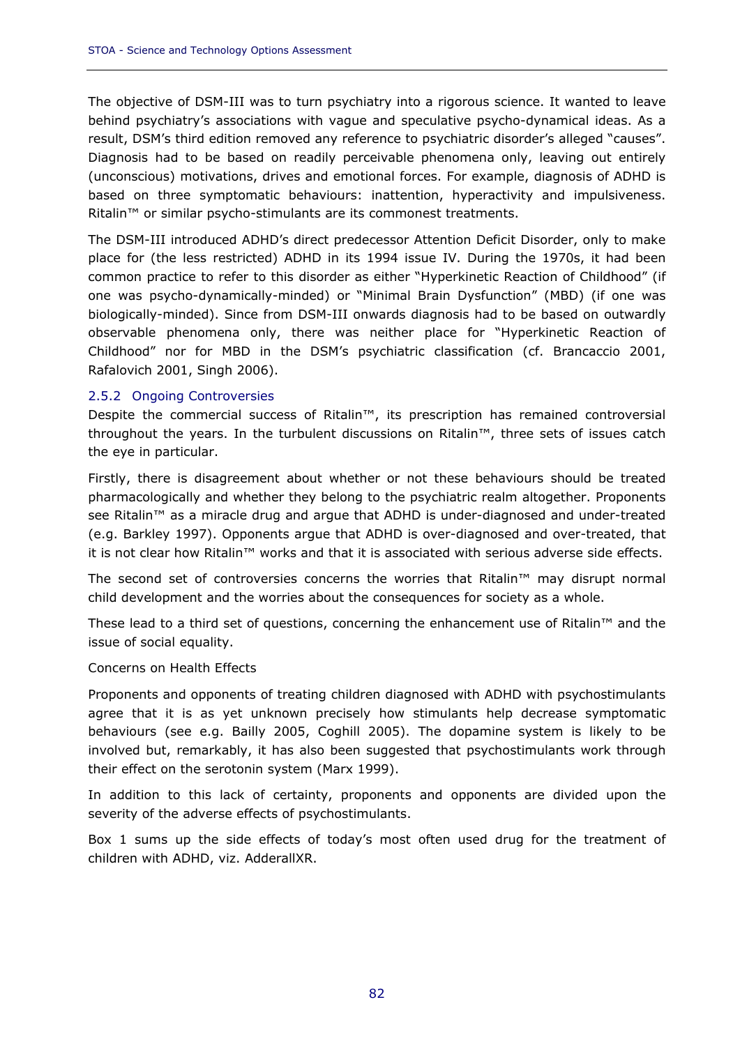The objective of DSM-III was to turn psychiatry into a rigorous science. It wanted to leave behind psychiatry's associations with vague and speculative psycho-dynamical ideas. As a result, DSM's third edition removed any reference to psychiatric disorder's alleged "causes". Diagnosis had to be based on readily perceivable phenomena only, leaving out entirely (unconscious) motivations, drives and emotional forces. For example, diagnosis of ADHD is based on three symptomatic behaviours: inattention, hyperactivity and impulsiveness. Ritalin™ or similar psycho-stimulants are its commonest treatments.

The DSM-III introduced ADHD's direct predecessor Attention Deficit Disorder, only to make place for (the less restricted) ADHD in its 1994 issue IV. During the 1970s, it had been common practice to refer to this disorder as either "Hyperkinetic Reaction of Childhood" (if one was psycho-dynamically-minded) or "Minimal Brain Dysfunction" (MBD) (if one was biologically-minded). Since from DSM-III onwards diagnosis had to be based on outwardly observable phenomena only, there was neither place for "Hyperkinetic Reaction of Childhood" nor for MBD in the DSM's psychiatric classification (cf. Brancaccio 2001, Rafalovich 2001, Singh 2006).

### 2.5.2 Ongoing Controversies

Despite the commercial success of Ritalin™, its prescription has remained controversial throughout the years. In the turbulent discussions on Ritalin™, three sets of issues catch the eye in particular.

Firstly, there is disagreement about whether or not these behaviours should be treated pharmacologically and whether they belong to the psychiatric realm altogether. Proponents see Ritalin™ as a miracle drug and argue that ADHD is under-diagnosed and under-treated (e.g. Barkley 1997). Opponents argue that ADHD is over-diagnosed and over-treated, that it is not clear how Ritalin™ works and that it is associated with serious adverse side effects.

The second set of controversies concerns the worries that Ritalin™ may disrupt normal child development and the worries about the consequences for society as a whole.

These lead to a third set of questions, concerning the enhancement use of Ritalin™ and the issue of social equality.

Concerns on Health Effects

Proponents and opponents of treating children diagnosed with ADHD with psychostimulants agree that it is as yet unknown precisely how stimulants help decrease symptomatic behaviours (see e.g. Bailly 2005, Coghill 2005). The dopamine system is likely to be involved but, remarkably, it has also been suggested that psychostimulants work through their effect on the serotonin system (Marx 1999).

In addition to this lack of certainty, proponents and opponents are divided upon the severity of the adverse effects of psychostimulants.

Box 1 sums up the side effects of today's most often used drug for the treatment of children with ADHD, viz. AdderallXR.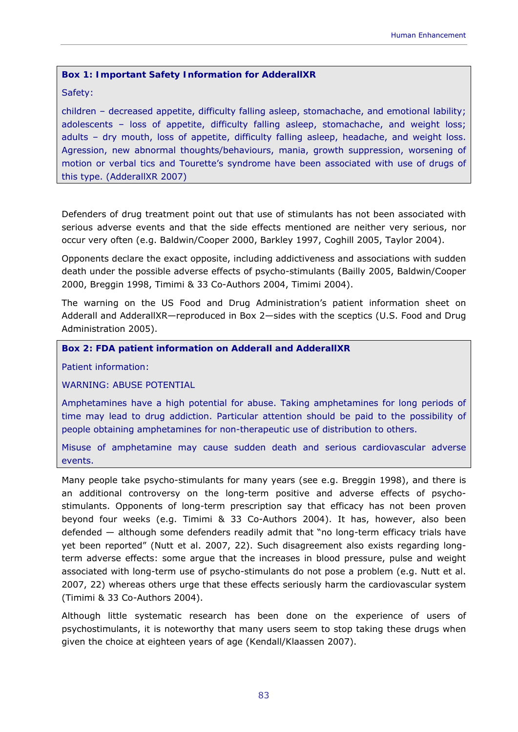**Box 1: Important Safety Information for AdderallXR**

Safety:

children – decreased appetite, difficulty falling asleep, stomachache, and emotional lability; adolescents – loss of appetite, difficulty falling asleep, stomachache, and weight loss; adults – dry mouth, loss of appetite, difficulty falling asleep, headache, and weight loss. Agression, new abnormal thoughts/behaviours, mania, growth suppression, worsening of motion or verbal tics and Tourette's syndrome have been associated with use of drugs of this type. (AdderallXR 2007)

Defenders of drug treatment point out that use of stimulants has not been associated with serious adverse events and that the side effects mentioned are neither very serious, nor occur very often (e.g. Baldwin/Cooper 2000, Barkley 1997, Coghill 2005, Taylor 2004).

Opponents declare the exact opposite, including addictiveness and associations with sudden death under the possible adverse effects of psycho-stimulants (Bailly 2005, Baldwin/Cooper 2000, Breggin 1998, Timimi & 33 Co-Authors 2004, Timimi 2004).

The warning on the US Food and Drug Administration's patient information sheet on Adderall and AdderallXR—reproduced in Box 2—sides with the sceptics (U.S. Food and Drug Administration 2005).

**Box 2: FDA patient information on Adderall and AdderallXR**

Patient information:

WARNING: ABUSE POTENTIAL

Amphetamines have a high potential for abuse. Taking amphetamines for long periods of time may lead to drug addiction. Particular attention should be paid to the possibility of people obtaining amphetamines for non-therapeutic use of distribution to others.

Misuse of amphetamine may cause sudden death and serious cardiovascular adverse events.

Many people take psycho-stimulants for many years (see e.g. Breggin 1998), and there is an additional controversy on the long-term positive and adverse effects of psycho-stimulants. Opponents of long-term prescription say that efficacy has not been proven beyond four weeks (e.g. Timimi & 33 Co-Authors 2004). It has, however, also been defended — although some defenders readily admit that "no long-term efficacy trials have yet been reported" (Nutt et al. 2007, 22). Such disagreement also exists regarding long-term adverse effects: some argue that the increases in blood pressure, pulse and weight associated with long-term use of psycho-stimulants do not pose a problem (e.g. Nutt et al. 2007, 22) whereas others urge that these effects seriously harm the cardiovascular system (Timimi & 33 Co-Authors 2004).

Although little systematic research has been done on the experience of users of psychostimulants, it is noteworthy that many users seem to stop taking these drugs when given the choice at eighteen years of age (Kendall/Klaassen 2007).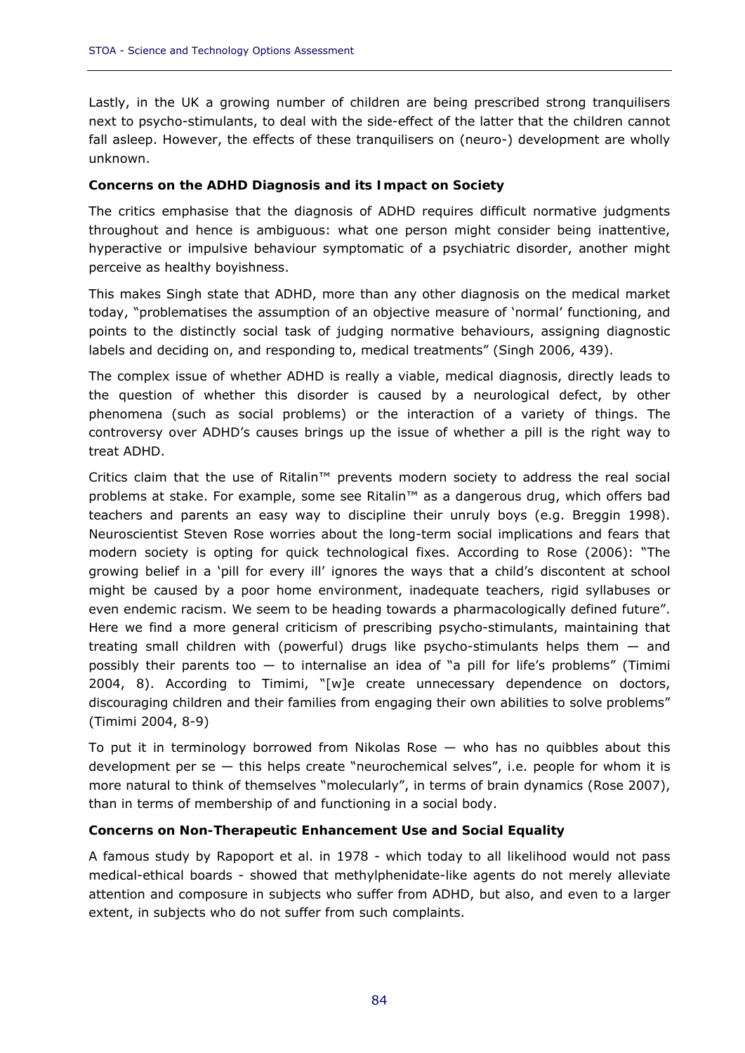Lastly, in the UK a growing number of children are being prescribed strong tranquilisers next to psycho-stimulants, to deal with the side-effect of the latter that the children cannot fall asleep. However, the effects of these tranquilisers on (neuro-) development are wholly unknown.

**Concerns on the ADHD Diagnosis and its Impact on Society**

The critics emphasise that the diagnosis of ADHD requires difficult normative judgments throughout and hence is ambiguous: what one person might consider being inattentive, hyperactive or impulsive behaviour symptomatic of a psychiatric disorder, another might perceive as healthy boyishness.

This makes Singh state that ADHD, more than any other diagnosis on the medical market today, "problematises the assumption of an objective measure of 'normal' functioning, and points to the distinctly social task of judging normative behaviours, assigning diagnostic labels and deciding on, and responding to, medical treatments" (Singh 2006, 439).

The complex issue of whether ADHD is really a viable, medical diagnosis, directly leads to the question of whether this disorder is caused by a neurological defect, by other phenomena (such as social problems) or the interaction of a variety of things. The controversy over ADHD's causes brings up the issue of whether a pill is the right way to treat ADHD.

Critics claim that the use of Ritalin™ prevents modern society to address the real social problems at stake. For example, some see Ritalin™ as a dangerous drug, which offers bad teachers and parents an easy way to discipline their unruly boys (e.g. Breggin 1998). Neuroscientist Steven Rose worries about the long-term social implications and fears that modern society is opting for quick technological fixes. According to Rose (2006): "The growing belief in a 'pill for every ill' ignores the ways that a child's discontent at school might be caused by a poor home environment, inadequate teachers, rigid syllabuses or even endemic racism. We seem to be heading towards a pharmacologically defined future". Here we find a more general criticism of prescribing psycho-stimulants, maintaining that treating small children with (powerful) drugs like psycho-stimulants helps them — and possibly their parents too — to internalise an idea of "a pill for life's problems" (Timimi 2004, 8). According to Timimi, "[w]e create unnecessary dependence on doctors, discouraging children and their families from engaging their own abilities to solve problems" (Timimi 2004, 8-9)

To put it in terminology borrowed from Nikolas Rose — who has no quibbles about this development per se — this helps create "neurochemical selves", i.e. people for whom it is more natural to think of themselves "molecularly", in terms of brain dynamics (Rose 2007), than in terms of membership of and functioning in a social body.

**Concerns on Non-Therapeutic Enhancement Use and Social Equality**

A famous study by Rapoport et al. in 1978 - which today to all likelihood would not pass medical-ethical boards - showed that methylphenidate-like agents do not merely alleviate attention and composure in subjects who suffer from ADHD, but also, and even to a larger extent, in subjects who do not suffer from such complaints.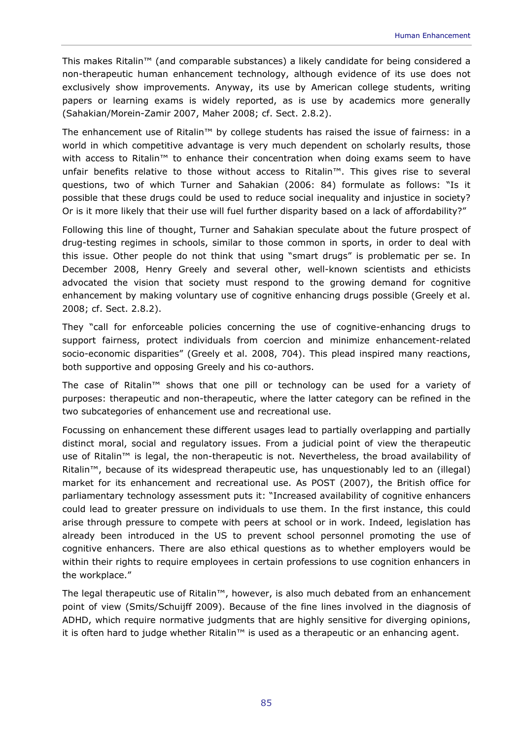This makes Ritalin™ (and comparable substances) a likely candidate for being considered a non-therapeutic human enhancement technology, although evidence of its use does not exclusively show improvements. Anyway, its use by American college students, writing papers or learning exams is widely reported, as is use by academics more generally (Sahakian/Morein-Zamir 2007, Maher 2008; cf. Sect. 2.8.2).

The enhancement use of Ritalin™ by college students has raised the issue of fairness: in a world in which competitive advantage is very much dependent on scholarly results, those with access to Ritalin™ to enhance their concentration when doing exams seem to have unfair benefits relative to those without access to Ritalin™. This gives rise to several questions, two of which Turner and Sahakian (2006: 84) formulate as follows: "Is it possible that these drugs could be used to reduce social inequality and injustice in society? Or is it more likely that their use will fuel further disparity based on a lack of affordability?"

Following this line of thought, Turner and Sahakian speculate about the future prospect of drug-testing regimes in schools, similar to those common in sports, in order to deal with this issue. Other people do not think that using "smart drugs" is problematic per se. In December 2008, Henry Greely and several other, well-known scientists and ethicists advocated the vision that society must respond to the growing demand for cognitive enhancement by making voluntary use of cognitive enhancing drugs possible (Greely et al. 2008; cf. Sect. 2.8.2).

They "call for enforceable policies concerning the use of cognitive-enhancing drugs to support fairness, protect individuals from coercion and minimize enhancement-related socio-economic disparities" (Greely et al. 2008, 704). This plead inspired many reactions, both supportive and opposing Greely and his co-authors.

The case of Ritalin™ shows that one pill or technology can be used for a variety of purposes: therapeutic and non-therapeutic, where the latter category can be refined in the two subcategories of enhancement use and recreational use.

Focussing on enhancement these different usages lead to partially overlapping and partially distinct moral, social and regulatory issues. From a judicial point of view the therapeutic use of Ritalin™ is legal, the non-therapeutic is not. Nevertheless, the broad availability of Ritalin™, because of its widespread therapeutic use, has unquestionably led to an (illegal) market for its enhancement and recreational use. As POST (2007), the British office for parliamentary technology assessment puts it: "Increased availability of cognitive enhancers could lead to greater pressure on individuals to use them. In the first instance, this could arise through pressure to compete with peers at school or in work. Indeed, legislation has already been introduced in the US to prevent school personnel promoting the use of cognitive enhancers. There are also ethical questions as to whether employers would be within their rights to require employees in certain professions to use cognition enhancers in the workplace."

The legal therapeutic use of Ritalin™, however, is also much debated from an enhancement point of view (Smits/Schuijff 2009). Because of the fine lines involved in the diagnosis of ADHD, which require normative judgments that are highly sensitive for diverging opinions, it is often hard to judge whether Ritalin™ is used as a therapeutic or an enhancing agent.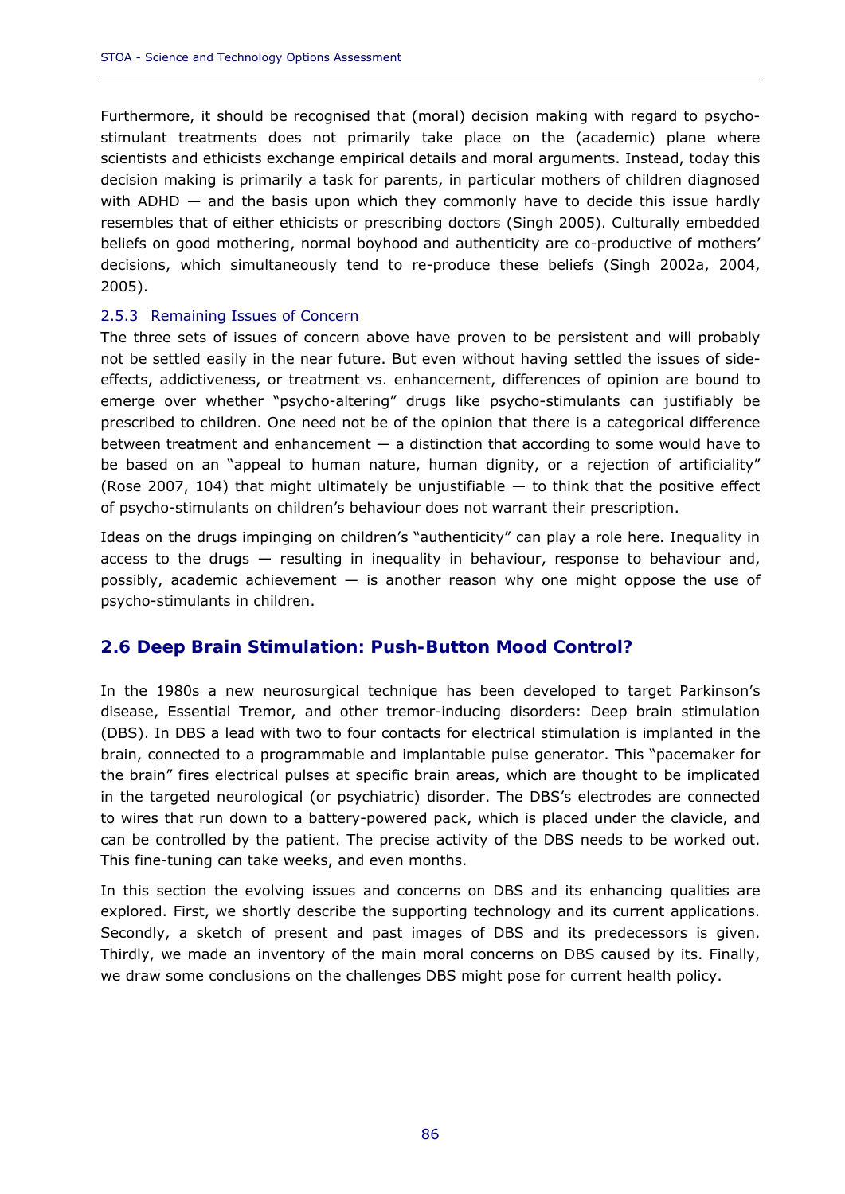Furthermore, it should be recognised that (moral) decision making with regard to psycho-stimulant treatments does not primarily take place on the (academic) plane where scientists and ethicists exchange empirical details and moral arguments. Instead, today this decision making is primarily a task for parents, in particular mothers of children diagnosed with ADHD — and the basis upon which they commonly have to decide this issue hardly resembles that of either ethicists or prescribing doctors (Singh 2005). Culturally embedded beliefs on good mothering, normal boyhood and authenticity are co-productive of mothers' decisions, which simultaneously tend to re-produce these beliefs (Singh 2002a, 2004, 2005).

### 2.5.3 Remaining Issues of Concern

The three sets of issues of concern above have proven to be persistent and will probably not be settled easily in the near future. But even without having settled the issues of side-effects, addictiveness, or treatment vs. enhancement, differences of opinion are bound to emerge over whether "psycho-altering" drugs like psycho-stimulants can justifiably be prescribed to children. One need not be of the opinion that there is a categorical difference between treatment and enhancement — a distinction that according to some would have to be based on an "appeal to human nature, human dignity, or a rejection of artificiality" (Rose 2007, 104) that might ultimately be unjustifiable — to think that the positive effect of psycho-stimulants on children's behaviour does not warrant their prescription.

Ideas on the drugs impinging on children's "authenticity" can play a role here. Inequality in access to the drugs — resulting in inequality in behaviour, response to behaviour and, possibly, academic achievement — is another reason why one might oppose the use of psycho-stimulants in children.

## 2.6 Deep Brain Stimulation: Push-Button Mood Control?

In the 1980s a new neurosurgical technique has been developed to target Parkinson's disease, Essential Tremor, and other tremor-inducing disorders: Deep brain stimulation (DBS). In DBS a lead with two to four contacts for electrical stimulation is implanted in the brain, connected to a programmable and implantable pulse generator. This "pacemaker for the brain" fires electrical pulses at specific brain areas, which are thought to be implicated in the targeted neurological (or psychiatric) disorder. The DBS's electrodes are connected to wires that run down to a battery-powered pack, which is placed under the clavicle, and can be controlled by the patient. The precise activity of the DBS needs to be worked out. This fine-tuning can take weeks, and even months.

In this section the evolving issues and concerns on DBS and its enhancing qualities are explored. First, we shortly describe the supporting technology and its current applications. Secondly, a sketch of present and past images of DBS and its predecessors is given. Thirdly, we made an inventory of the main moral concerns on DBS caused by its. Finally, we draw some conclusions on the challenges DBS might pose for current health policy.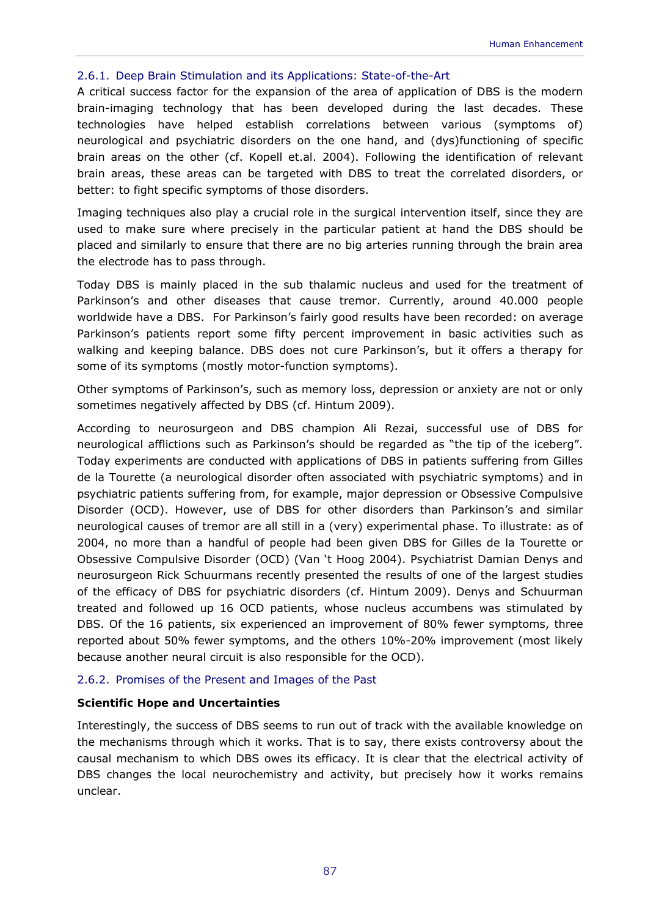### 2.6.1. Deep Brain Stimulation and its Applications: State-of-the-Art

A critical success factor for the expansion of the area of application of DBS is the modern brain-imaging technology that has been developed during the last decades. These technologies have helped establish correlations between various (symptoms of) neurological and psychiatric disorders on the one hand, and (dys)functioning of specific brain areas on the other (cf. Kopell et.al. 2004). Following the identification of relevant brain areas, these areas can be targeted with DBS to treat the correlated disorders, or better: to fight specific symptoms of those disorders.

Imaging techniques also play a crucial role in the surgical intervention itself, since they are used to make sure where precisely in the particular patient at hand the DBS should be placed and similarly to ensure that there are no big arteries running through the brain area the electrode has to pass through.

Today DBS is mainly placed in the sub thalamic nucleus and used for the treatment of Parkinson's and other diseases that cause tremor. Currently, around 40.000 people worldwide have a DBS. For Parkinson's fairly good results have been recorded: on average Parkinson's patients report some fifty percent improvement in basic activities such as walking and keeping balance. DBS does not cure Parkinson's, but it offers a therapy for some of its symptoms (mostly motor-function symptoms).

Other symptoms of Parkinson's, such as memory loss, depression or anxiety are not or only sometimes negatively affected by DBS (cf. Hintum 2009).

According to neurosurgeon and DBS champion Ali Rezai, successful use of DBS for neurological afflictions such as Parkinson's should be regarded as "the tip of the iceberg". Today experiments are conducted with applications of DBS in patients suffering from Gilles de la Tourette (a neurological disorder often associated with psychiatric symptoms) and in psychiatric patients suffering from, for example, major depression or Obsessive Compulsive Disorder (OCD). However, use of DBS for other disorders than Parkinson's and similar neurological causes of tremor are all still in a (very) experimental phase. To illustrate: as of 2004, no more than a handful of people had been given DBS for Gilles de la Tourette or Obsessive Compulsive Disorder (OCD) (Van 't Hoog 2004). Psychiatrist Damian Denys and neurosurgeon Rick Schuurmans recently presented the results of one of the largest studies of the efficacy of DBS for psychiatric disorders (cf. Hintum 2009). Denys and Schuurman treated and followed up 16 OCD patients, whose nucleus accumbens was stimulated by DBS. Of the 16 patients, six experienced an improvement of 80% fewer symptoms, three reported about 50% fewer symptoms, and the others 10%-20% improvement (most likely because another neural circuit is also responsible for the OCD).

### 2.6.2. Promises of the Present and Images of the Past

**Scientific Hope and Uncertainties**

Interestingly, the success of DBS seems to run out of track with the available knowledge on the mechanisms through which it works. That is to say, there exists controversy about the causal mechanism to which DBS owes its efficacy. It is clear that the electrical activity of DBS changes the local neurochemistry and activity, but precisely how it works remains unclear.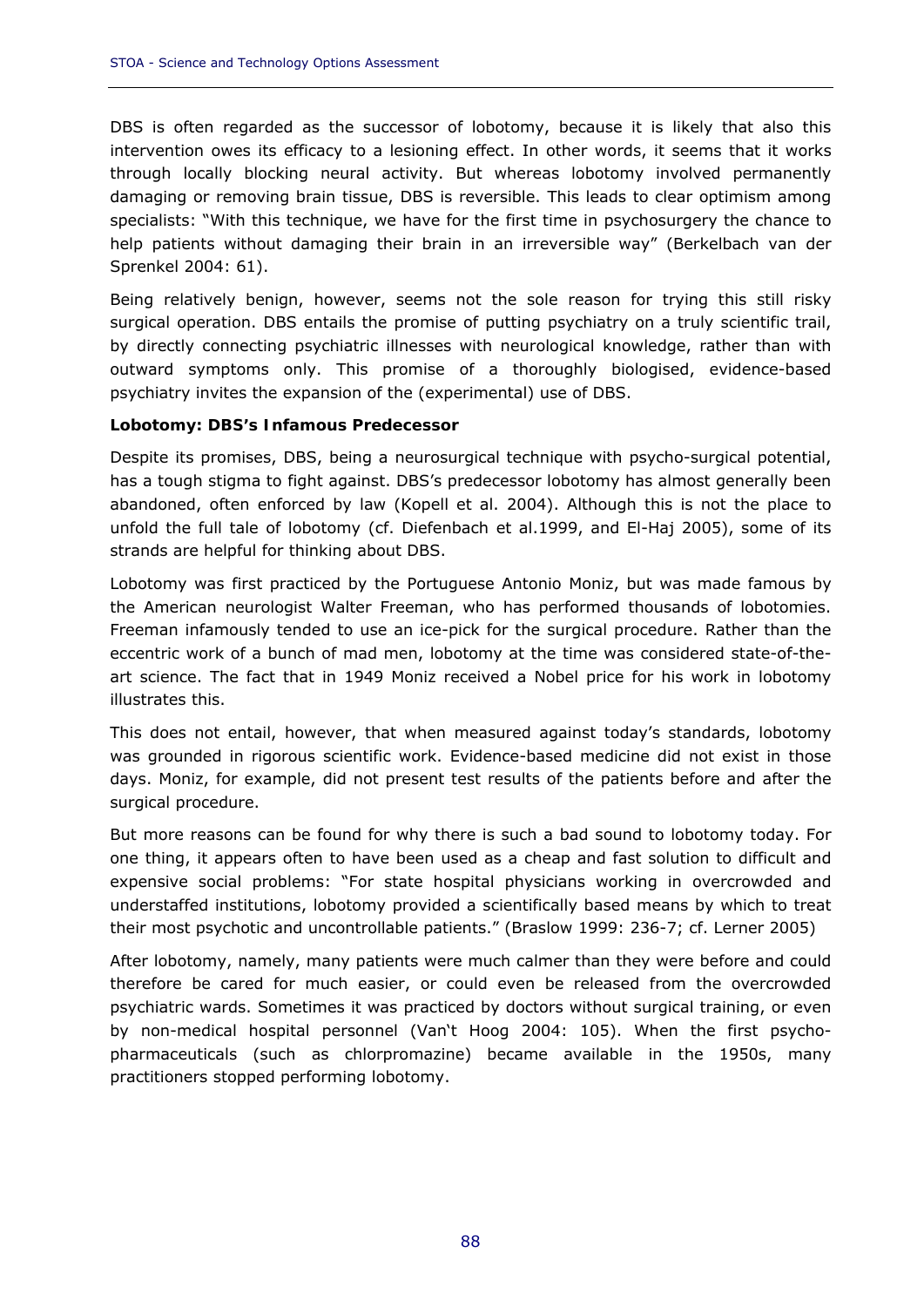DBS is often regarded as the successor of lobotomy, because it is likely that also this intervention owes its efficacy to a lesioning effect. In other words, it seems that it works through locally blocking neural activity. But whereas lobotomy involved permanently damaging or removing brain tissue, DBS is reversible. This leads to clear optimism among specialists: "With this technique, we have for the first time in psychosurgery the chance to help patients without damaging their brain in an irreversible way" (Berkelbach van der Sprenkel 2004: 61).

Being relatively benign, however, seems not the sole reason for trying this still risky surgical operation. DBS entails the promise of putting psychiatry on a truly scientific trail, by directly connecting psychiatric illnesses with neurological knowledge, rather than with outward symptoms only. This promise of a thoroughly biologised, evidence-based psychiatry invites the expansion of the (experimental) use of DBS.

**Lobotomy: DBS's Infamous Predecessor**

Despite its promises, DBS, being a neurosurgical technique with psycho-surgical potential, has a tough stigma to fight against. DBS's predecessor lobotomy has almost generally been abandoned, often enforced by law (Kopell et al. 2004). Although this is not the place to unfold the full tale of lobotomy (cf. Diefenbach et al.1999, and El-Haj 2005), some of its strands are helpful for thinking about DBS.

Lobotomy was first practiced by the Portuguese Antonio Moniz, but was made famous by the American neurologist Walter Freeman, who has performed thousands of lobotomies. Freeman infamously tended to use an ice-pick for the surgical procedure. Rather than the eccentric work of a bunch of mad men, lobotomy at the time was considered state-of-the-art science. The fact that in 1949 Moniz received a Nobel price for his work in lobotomy illustrates this.

This does not entail, however, that when measured against today's standards, lobotomy was grounded in rigorous scientific work. Evidence-based medicine did not exist in those days. Moniz, for example, did not present test results of the patients before and after the surgical procedure.

But more reasons can be found for why there is such a bad sound to lobotomy today. For one thing, it appears often to have been used as a cheap and fast solution to difficult and expensive social problems: "For state hospital physicians working in overcrowded and understaffed institutions, lobotomy provided a scientifically based means by which to treat their most psychotic and uncontrollable patients." (Braslow 1999: 236-7; cf. Lerner 2005)

After lobotomy, namely, many patients were much calmer than they were before and could therefore be cared for much easier, or could even be released from the overcrowded psychiatric wards. Sometimes it was practiced by doctors without surgical training, or even by non-medical hospital personnel (Van't Hoog 2004: 105). When the first psycho-pharmaceuticals (such as chlorpromazine) became available in the 1950s, many practitioners stopped performing lobotomy.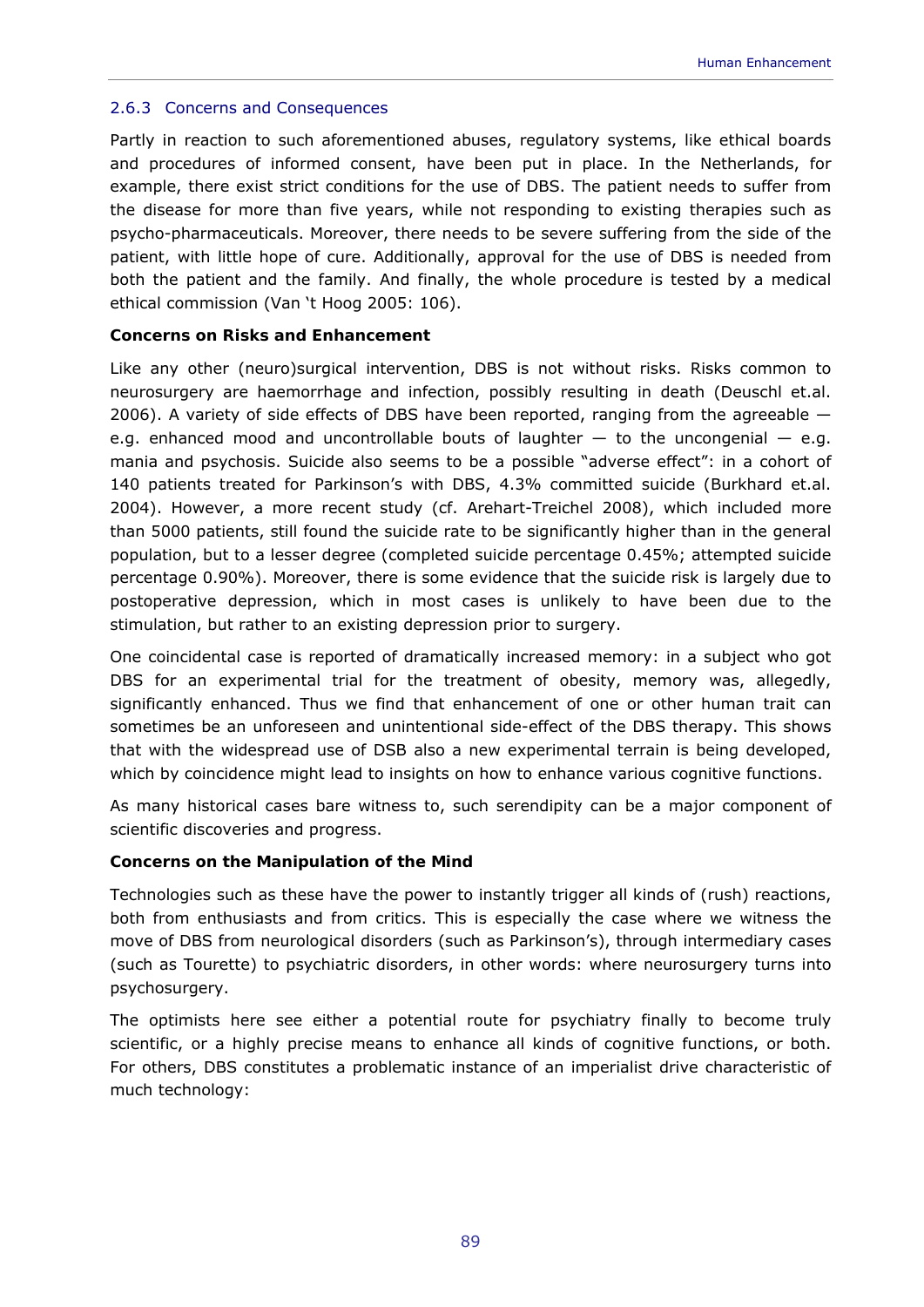### 2.6.3 Concerns and Consequences

Partly in reaction to such aforementioned abuses, regulatory systems, like ethical boards and procedures of informed consent, have been put in place. In the Netherlands, for example, there exist strict conditions for the use of DBS. The patient needs to suffer from the disease for more than five years, while not responding to existing therapies such as psycho-pharmaceuticals. Moreover, there needs to be severe suffering from the side of the patient, with little hope of cure. Additionally, approval for the use of DBS is needed from both the patient and the family. And finally, the whole procedure is tested by a medical ethical commission (Van 't Hoog 2005: 106).

**Concerns on Risks and Enhancement**

Like any other (neuro)surgical intervention, DBS is not without risks. Risks common to neurosurgery are haemorrhage and infection, possibly resulting in death (Deuschl et.al. 2006). A variety of side effects of DBS have been reported, ranging from the agreeable — e.g. enhanced mood and uncontrollable bouts of laughter — to the uncongenial — e.g. mania and psychosis. Suicide also seems to be a possible "adverse effect": in a cohort of 140 patients treated for Parkinson's with DBS, 4.3% committed suicide (Burkhard et.al. 2004). However, a more recent study (cf. Arehart-Treichel 2008), which included more than 5000 patients, still found the suicide rate to be significantly higher than in the general population, but to a lesser degree (completed suicide percentage 0.45%; attempted suicide percentage 0.90%). Moreover, there is some evidence that the suicide risk is largely due to postoperative depression, which in most cases is unlikely to have been due to the stimulation, but rather to an existing depression prior to surgery.

One coincidental case is reported of dramatically increased memory: in a subject who got DBS for an experimental trial for the treatment of obesity, memory was, allegedly, significantly enhanced. Thus we find that enhancement of one or other human trait can sometimes be an unforeseen and unintentional side-effect of the DBS therapy. This shows that with the widespread use of DSB also a new experimental terrain is being developed, which by coincidence might lead to insights on how to enhance various cognitive functions.

As many historical cases bare witness to, such serendipity can be a major component of scientific discoveries and progress.

**Concerns on the Manipulation of the Mind**

Technologies such as these have the power to instantly trigger all kinds of (rush) reactions, both from enthusiasts and from critics. This is especially the case where we witness the move of DBS from neurological disorders (such as Parkinson's), through intermediary cases (such as Tourette) to psychiatric disorders, in other words: where neurosurgery turns into psychosurgery.

The optimists here see either a potential route for psychiatry finally to become truly scientific, or a highly precise means to enhance all kinds of cognitive functions, or both. For others, DBS constitutes a problematic instance of an imperialist drive characteristic of much technology: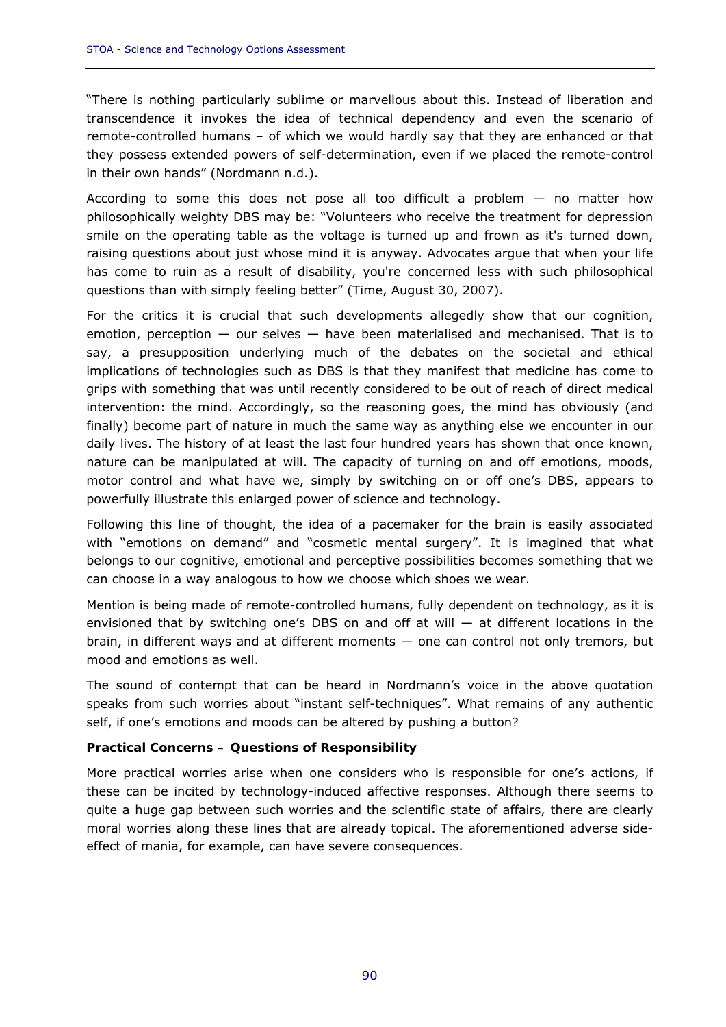"There is nothing particularly sublime or marvellous about this. Instead of liberation and transcendence it invokes the idea of technical dependency and even the scenario of remote-controlled humans – of which we would hardly say that they are enhanced or that they possess extended powers of self-determination, even if we placed the remote-control in their own hands" (Nordmann n.d.).

According to some this does not pose all too difficult a problem — no matter how philosophically weighty DBS may be: "Volunteers who receive the treatment for depression smile on the operating table as the voltage is turned up and frown as it's turned down, raising questions about just whose mind it is anyway. Advocates argue that when your life has come to ruin as a result of disability, you're concerned less with such philosophical questions than with simply feeling better" (Time, August 30, 2007).

For the critics it is crucial that such developments allegedly show that our cognition, emotion, perception — our selves — have been materialised and mechanised. That is to say, a presupposition underlying much of the debates on the societal and ethical implications of technologies such as DBS is that they manifest that medicine has come to grips with something that was until recently considered to be out of reach of direct medical intervention: the mind. Accordingly, so the reasoning goes, the mind has obviously (and finally) become part of nature in much the same way as anything else we encounter in our daily lives. The history of at least the last four hundred years has shown that once known, nature can be manipulated at will. The capacity of turning on and off emotions, moods, motor control and what have we, simply by switching on or off one's DBS, appears to powerfully illustrate this enlarged power of science and technology.

Following this line of thought, the idea of a pacemaker for the brain is easily associated with "emotions on demand" and "cosmetic mental surgery". It is imagined that what belongs to our cognitive, emotional and perceptive possibilities becomes something that we can choose in a way analogous to how we choose which shoes we wear.

Mention is being made of remote-controlled humans, fully dependent on technology, as it is envisioned that by switching one's DBS on and off at will — at different locations in the brain, in different ways and at different moments — one can control not only tremors, but mood and emotions as well.

The sound of contempt that can be heard in Nordmann's voice in the above quotation speaks from such worries about "instant self-techniques". What remains of any authentic self, if one's emotions and moods can be altered by pushing a button?

**Practical Concerns – Questions of Responsibility**

More practical worries arise when one considers who is responsible for one's actions, if these can be incited by technology-induced affective responses. Although there seems to quite a huge gap between such worries and the scientific state of affairs, there are clearly moral worries along these lines that are already topical. The aforementioned adverse side-effect of mania, for example, can have severe consequences.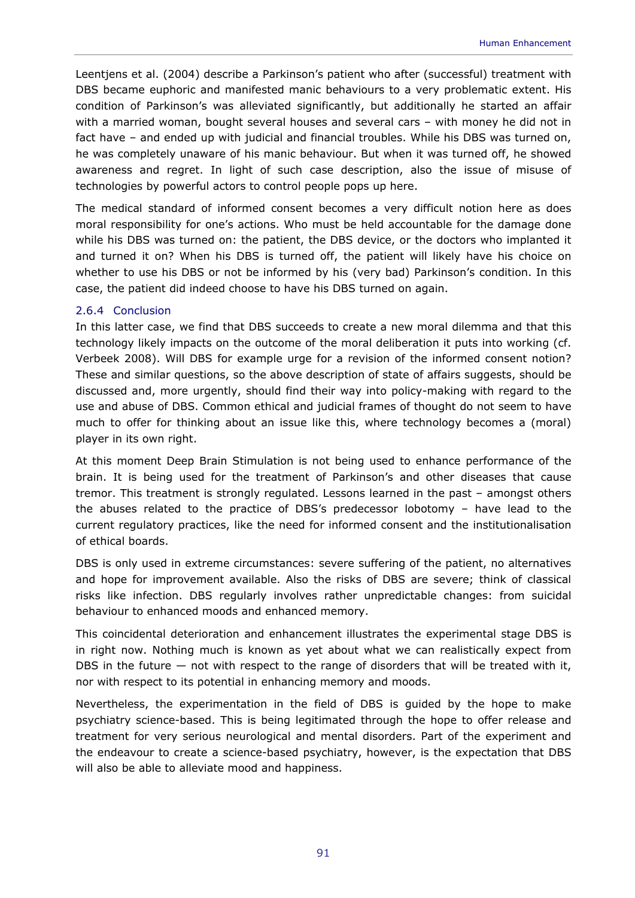Leentjens et al. (2004) describe a Parkinson's patient who after (successful) treatment with DBS became euphoric and manifested manic behaviours to a very problematic extent. His condition of Parkinson's was alleviated significantly, but additionally he started an affair with a married woman, bought several houses and several cars – with money he did not in fact have – and ended up with judicial and financial troubles. While his DBS was turned on, he was completely unaware of his manic behaviour. But when it was turned off, he showed awareness and regret. In light of such case description, also the issue of misuse of technologies by powerful actors to control people pops up here.

The medical standard of informed consent becomes a very difficult notion here as does moral responsibility for one's actions. Who must be held accountable for the damage done while his DBS was turned on: the patient, the DBS device, or the doctors who implanted it and turned it on? When his DBS is turned off, the patient will likely have his choice on whether to use his DBS or not be informed by his (very bad) Parkinson's condition. In this case, the patient did indeed choose to have his DBS turned on again.

### 2.6.4 Conclusion

In this latter case, we find that DBS succeeds to create a new moral dilemma and that this technology likely impacts on the outcome of the moral deliberation it puts into working (cf. Verbeek 2008). Will DBS for example urge for a revision of the informed consent notion? These and similar questions, so the above description of state of affairs suggests, should be discussed and, more urgently, should find their way into policy-making with regard to the use and abuse of DBS. Common ethical and judicial frames of thought do not seem to have much to offer for thinking about an issue like this, where technology becomes a (moral) player in its own right.

At this moment Deep Brain Stimulation is not being used to enhance performance of the brain. It is being used for the treatment of Parkinson's and other diseases that cause tremor. This treatment is strongly regulated. Lessons learned in the past – amongst others the abuses related to the practice of DBS's predecessor lobotomy – have lead to the current regulatory practices, like the need for informed consent and the institutionalisation of ethical boards.

DBS is only used in extreme circumstances: severe suffering of the patient, no alternatives and hope for improvement available. Also the risks of DBS are severe; think of classical risks like infection. DBS regularly involves rather unpredictable changes: from suicidal behaviour to enhanced moods and enhanced memory.

This coincidental deterioration and enhancement illustrates the experimental stage DBS is in right now. Nothing much is known as yet about what we can realistically expect from DBS in the future — not with respect to the range of disorders that will be treated with it, nor with respect to its potential in enhancing memory and moods.

Nevertheless, the experimentation in the field of DBS is guided by the hope to make psychiatry science-based. This is being legitimated through the hope to offer release and treatment for very serious neurological and mental disorders. Part of the experiment and the endeavour to create a science-based psychiatry, however, is the expectation that DBS will also be able to alleviate mood and happiness.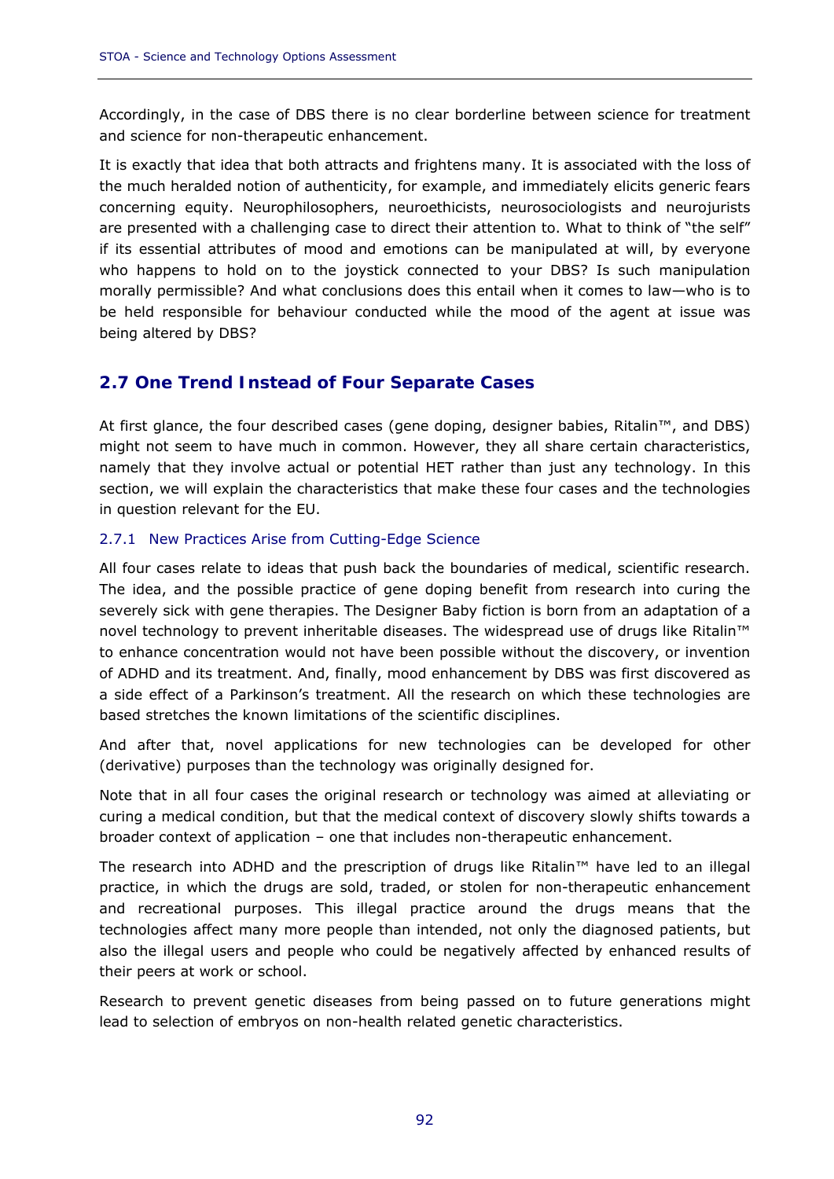Accordingly, in the case of DBS there is no clear borderline between science for treatment and science for non-therapeutic enhancement.

It is exactly that idea that both attracts and frightens many. It is associated with the loss of the much heralded notion of authenticity, for example, and immediately elicits generic fears concerning equity. Neurophilosophers, neuroethicists, neurosociologists and neurojurists are presented with a challenging case to direct their attention to. What to think of "the self" if its essential attributes of mood and emotions can be manipulated at will, by everyone who happens to hold on to the joystick connected to your DBS? Is such manipulation morally permissible? And what conclusions does this entail when it comes to law—who is to be held responsible for behaviour conducted while the mood of the agent at issue was being altered by DBS?

## 2.7 One Trend Instead of Four Separate Cases

At first glance, the four described cases (gene doping, designer babies, Ritalin™, and DBS) might not seem to have much in common. However, they all share certain characteristics, namely that they involve actual or potential HET rather than just any technology. In this section, we will explain the characteristics that make these four cases and the technologies in question relevant for the EU.

### 2.7.1 New Practices Arise from Cutting-Edge Science

All four cases relate to ideas that push back the boundaries of medical, scientific research. The idea, and the possible practice of gene doping benefit from research into curing the severely sick with gene therapies. The Designer Baby fiction is born from an adaptation of a novel technology to prevent inheritable diseases. The widespread use of drugs like Ritalin™ to enhance concentration would not have been possible without the discovery, or invention of ADHD and its treatment. And, finally, mood enhancement by DBS was first discovered as a side effect of a Parkinson's treatment. All the research on which these technologies are based stretches the known limitations of the scientific disciplines.

And after that, novel applications for new technologies can be developed for other (derivative) purposes than the technology was originally designed for.

Note that in all four cases the original research or technology was aimed at alleviating or curing a medical condition, but that the medical context of discovery slowly shifts towards a broader context of application – one that includes non-therapeutic enhancement.

The research into ADHD and the prescription of drugs like Ritalin™ have led to an illegal practice, in which the drugs are sold, traded, or stolen for non-therapeutic enhancement and recreational purposes. This illegal practice around the drugs means that the technologies affect many more people than intended, not only the diagnosed patients, but also the illegal users and people who could be negatively affected by enhanced results of their peers at work or school.

Research to prevent genetic diseases from being passed on to future generations might lead to selection of embryos on non-health related genetic characteristics.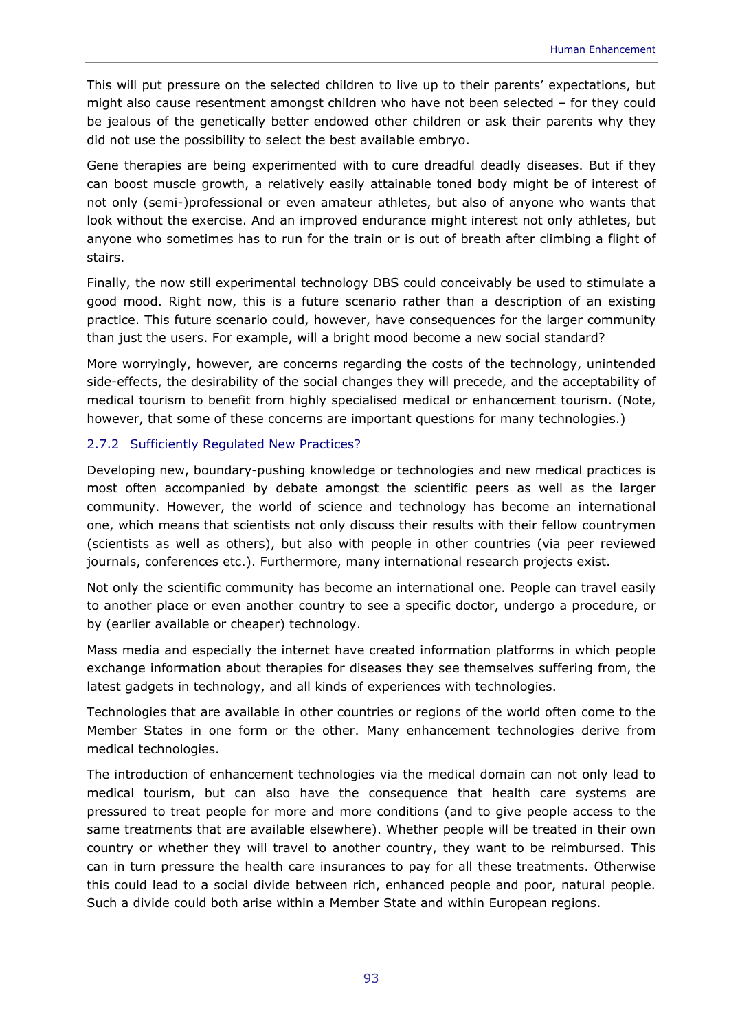This will put pressure on the selected children to live up to their parents' expectations, but might also cause resentment amongst children who have not been selected – for they could be jealous of the genetically better endowed other children or ask their parents why they did not use the possibility to select the best available embryo.

Gene therapies are being experimented with to cure dreadful deadly diseases. But if they can boost muscle growth, a relatively easily attainable toned body might be of interest of not only (semi-)professional or even amateur athletes, but also of anyone who wants that look without the exercise. And an improved endurance might interest not only athletes, but anyone who sometimes has to run for the train or is out of breath after climbing a flight of stairs.

Finally, the now still experimental technology DBS could conceivably be used to stimulate a good mood. Right now, this is a future scenario rather than a description of an existing practice. This future scenario could, however, have consequences for the larger community than just the users. For example, will a bright mood become a new social standard?

More worryingly, however, are concerns regarding the costs of the technology, unintended side-effects, the desirability of the social changes they will precede, and the acceptability of medical tourism to benefit from highly specialised medical or enhancement tourism. (Note, however, that some of these concerns are important questions for many technologies.)

### 2.7.2 Sufficiently Regulated New Practices?

Developing new, boundary-pushing knowledge or technologies and new medical practices is most often accompanied by debate amongst the scientific peers as well as the larger community. However, the world of science and technology has become an international one, which means that scientists not only discuss their results with their fellow countrymen (scientists as well as others), but also with people in other countries (via peer reviewed journals, conferences etc.). Furthermore, many international research projects exist.

Not only the scientific community has become an international one. People can travel easily to another place or even another country to see a specific doctor, undergo a procedure, or by (earlier available or cheaper) technology.

Mass media and especially the internet have created information platforms in which people exchange information about therapies for diseases they see themselves suffering from, the latest gadgets in technology, and all kinds of experiences with technologies.

Technologies that are available in other countries or regions of the world often come to the Member States in one form or the other. Many enhancement technologies derive from medical technologies.

The introduction of enhancement technologies via the medical domain can not only lead to medical tourism, but can also have the consequence that health care systems are pressured to treat people for more and more conditions (and to give people access to the same treatments that are available elsewhere). Whether people will be treated in their own country or whether they will travel to another country, they want to be reimbursed. This can in turn pressure the health care insurances to pay for all these treatments. Otherwise this could lead to a social divide between rich, enhanced people and poor, natural people. Such a divide could both arise within a Member State and within European regions.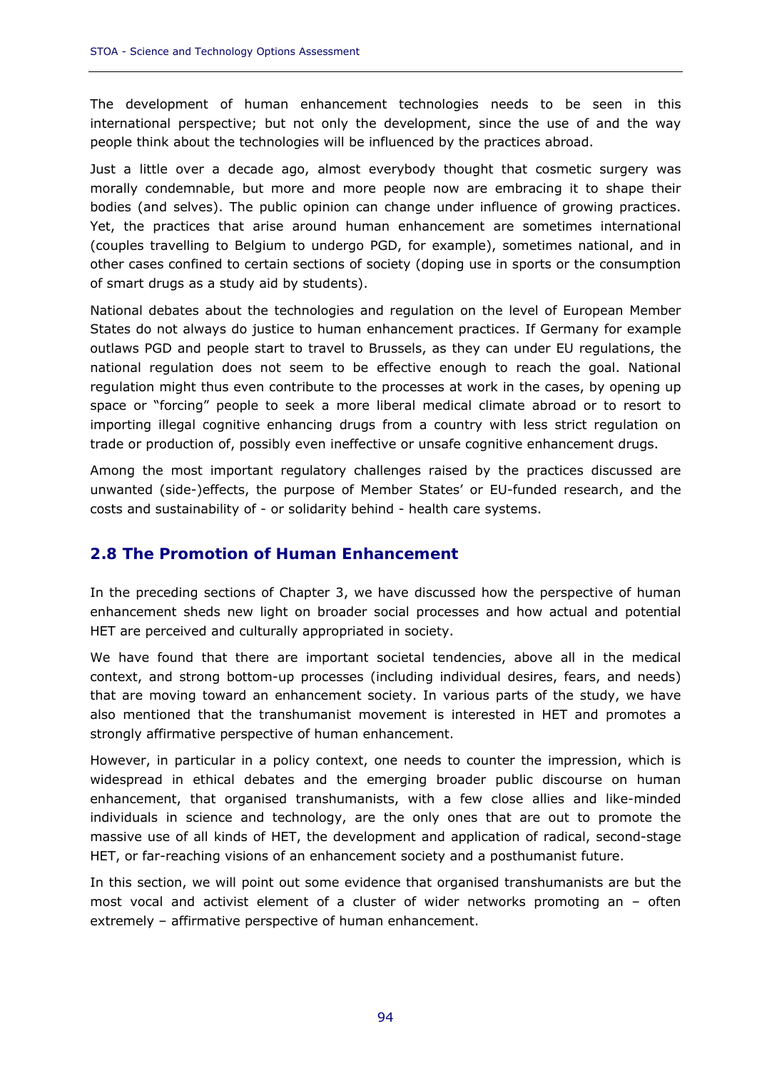The development of human enhancement technologies needs to be seen in this international perspective; but not only the development, since the use of and the way people think about the technologies will be influenced by the practices abroad.

Just a little over a decade ago, almost everybody thought that cosmetic surgery was morally condemnable, but more and more people now are embracing it to shape their bodies (and selves). The public opinion can change under influence of growing practices. Yet, the practices that arise around human enhancement are sometimes international (couples travelling to Belgium to undergo PGD, for example), sometimes national, and in other cases confined to certain sections of society (doping use in sports or the consumption of smart drugs as a study aid by students).

National debates about the technologies and regulation on the level of European Member States do not always do justice to human enhancement practices. If Germany for example outlaws PGD and people start to travel to Brussels, as they can under EU regulations, the national regulation does not seem to be effective enough to reach the goal. National regulation might thus even contribute to the processes at work in the cases, by opening up space or "forcing" people to seek a more liberal medical climate abroad or to resort to importing illegal cognitive enhancing drugs from a country with less strict regulation on trade or production of, possibly even ineffective or unsafe cognitive enhancement drugs.

Among the most important regulatory challenges raised by the practices discussed are unwanted (side-)effects, the purpose of Member States' or EU-funded research, and the costs and sustainability of - or solidarity behind - health care systems.

## 2.8 The Promotion of Human Enhancement

In the preceding sections of Chapter 3, we have discussed how the perspective of human enhancement sheds new light on broader social processes and how actual and potential HET are perceived and culturally appropriated in society.

We have found that there are important societal tendencies, above all in the medical context, and strong bottom-up processes (including individual desires, fears, and needs) that are moving toward an enhancement society. In various parts of the study, we have also mentioned that the transhumanist movement is interested in HET and promotes a strongly affirmative perspective of human enhancement.

However, in particular in a policy context, one needs to counter the impression, which is widespread in ethical debates and the emerging broader public discourse on human enhancement, that organised transhumanists, with a few close allies and like-minded individuals in science and technology, are the only ones that are out to promote the massive use of all kinds of HET, the development and application of radical, second-stage HET, or far-reaching visions of an enhancement society and a posthumanist future.

In this section, we will point out some evidence that organised transhumanists are but the most vocal and activist element of a cluster of wider networks promoting an – often extremely – affirmative perspective of human enhancement.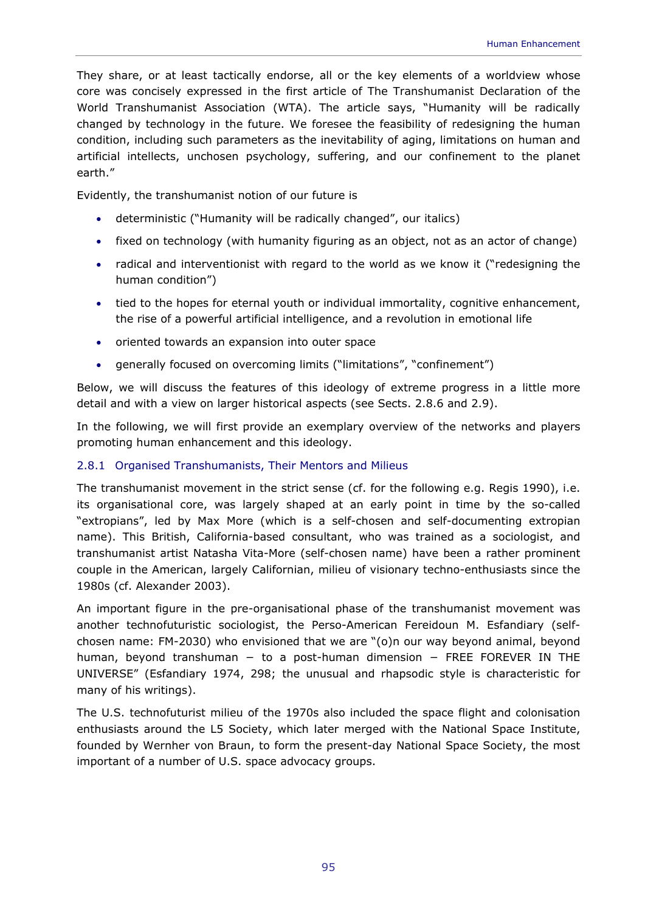They share, or at least tactically endorse, all or the key elements of a worldview whose core was concisely expressed in the first article of The Transhumanist Declaration of the World Transhumanist Association (WTA). The article says, "Humanity will be radically changed by technology in the future. We foresee the feasibility of redesigning the human condition, including such parameters as the inevitability of aging, limitations on human and artificial intellects, unchosen psychology, suffering, and our confinement to the planet earth."

Evidently, the transhumanist notion of our future is

- deterministic ("Humanity will be radically changed", our italics)
- fixed on technology (with humanity figuring as an object, not as an actor of change)
- radical and interventionist with regard to the world as we know it ("redesigning the human condition")
- tied to the hopes for eternal youth or individual immortality, cognitive enhancement, the rise of a powerful artificial intelligence, and a revolution in emotional life
- oriented towards an expansion into outer space
- generally focused on overcoming limits ("limitations", "confinement")

Below, we will discuss the features of this ideology of extreme progress in a little more detail and with a view on larger historical aspects (see Sects. 2.8.6 and 2.9).

In the following, we will first provide an exemplary overview of the networks and players promoting human enhancement and this ideology.

### 2.8.1 Organised Transhumanists, Their Mentors and Milieus

The transhumanist movement in the strict sense (cf. for the following e.g. Regis 1990), i.e. its organisational core, was largely shaped at an early point in time by the so-called "extropians", led by Max More (which is a self-chosen and self-documenting extropian name). This British, California-based consultant, who was trained as a sociologist, and transhumanist artist Natasha Vita-More (self-chosen name) have been a rather prominent couple in the American, largely Californian, milieu of visionary techno-enthusiasts since the 1980s (cf. Alexander 2003).

An important figure in the pre-organisational phase of the transhumanist movement was another technofuturistic sociologist, the Perso-American Fereidoun M. Esfandiary (self-chosen name: FM-2030) who envisioned that we are "(o)n our way beyond animal, beyond human, beyond transhuman – to a post-human dimension – FREE FOREVER IN THE UNIVERSE" (Esfandiary 1974, 298; the unusual and rhapsodic style is characteristic for many of his writings).

The U.S. technofuturist milieu of the 1970s also included the space flight and colonisation enthusiasts around the L5 Society, which later merged with the National Space Institute, founded by Wernher von Braun, to form the present-day National Space Society, the most important of a number of U.S. space advocacy groups.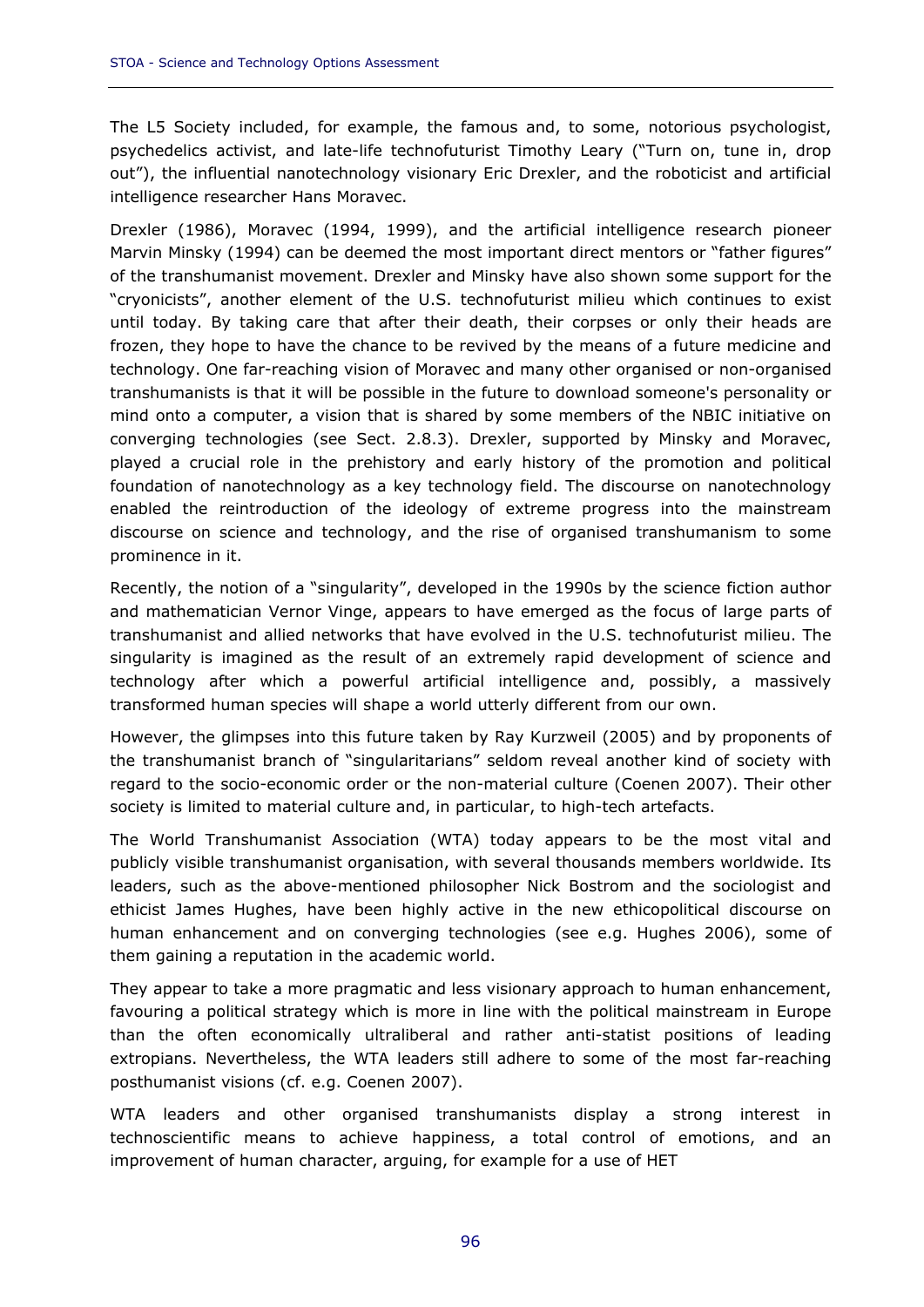The L5 Society included, for example, the famous and, to some, notorious psychologist, psychedelics activist, and late-life technofuturist Timothy Leary ("Turn on, tune in, drop out"), the influential nanotechnology visionary Eric Drexler, and the roboticist and artificial intelligence researcher Hans Moravec.

Drexler (1986), Moravec (1994, 1999), and the artificial intelligence research pioneer Marvin Minsky (1994) can be deemed the most important direct mentors or "father figures" of the transhumanist movement. Drexler and Minsky have also shown some support for the "cryonicists", another element of the U.S. technofuturist milieu which continues to exist until today. By taking care that after their death, their corpses or only their heads are frozen, they hope to have the chance to be revived by the means of a future medicine and technology. One far-reaching vision of Moravec and many other organised or non-organised transhumanists is that it will be possible in the future to download someone's personality or mind onto a computer, a vision that is shared by some members of the NBIC initiative on converging technologies (see Sect. 2.8.3). Drexler, supported by Minsky and Moravec, played a crucial role in the prehistory and early history of the promotion and political foundation of nanotechnology as a key technology field. The discourse on nanotechnology enabled the reintroduction of the ideology of extreme progress into the mainstream discourse on science and technology, and the rise of organised transhumanism to some prominence in it.

Recently, the notion of a "singularity", developed in the 1990s by the science fiction author and mathematician Vernor Vinge, appears to have emerged as the focus of large parts of transhumanist and allied networks that have evolved in the U.S. technofuturist milieu. The singularity is imagined as the result of an extremely rapid development of science and technology after which a powerful artificial intelligence and, possibly, a massively transformed human species will shape a world utterly different from our own.

However, the glimpses into this future taken by Ray Kurzweil (2005) and by proponents of the transhumanist branch of "singularitarians" seldom reveal another kind of society with regard to the socio-economic order or the non-material culture (Coenen 2007). Their other society is limited to material culture and, in particular, to high-tech artefacts.

The World Transhumanist Association (WTA) today appears to be the most vital and publicly visible transhumanist organisation, with several thousands members worldwide. Its leaders, such as the above-mentioned philosopher Nick Bostrom and the sociologist and ethicist James Hughes, have been highly active in the new ethicopolitical discourse on human enhancement and on converging technologies (see e.g. Hughes 2006), some of them gaining a reputation in the academic world.

They appear to take a more pragmatic and less visionary approach to human enhancement, favouring a political strategy which is more in line with the political mainstream in Europe than the often economically ultraliberal and rather anti-statist positions of leading extropians. Nevertheless, the WTA leaders still adhere to some of the most far-reaching posthumanist visions (cf. e.g. Coenen 2007).

WTA leaders and other organised transhumanists display a strong interest in technoscientific means to achieve happiness, a total control of emotions, and an improvement of human character, arguing, for example for a use of HET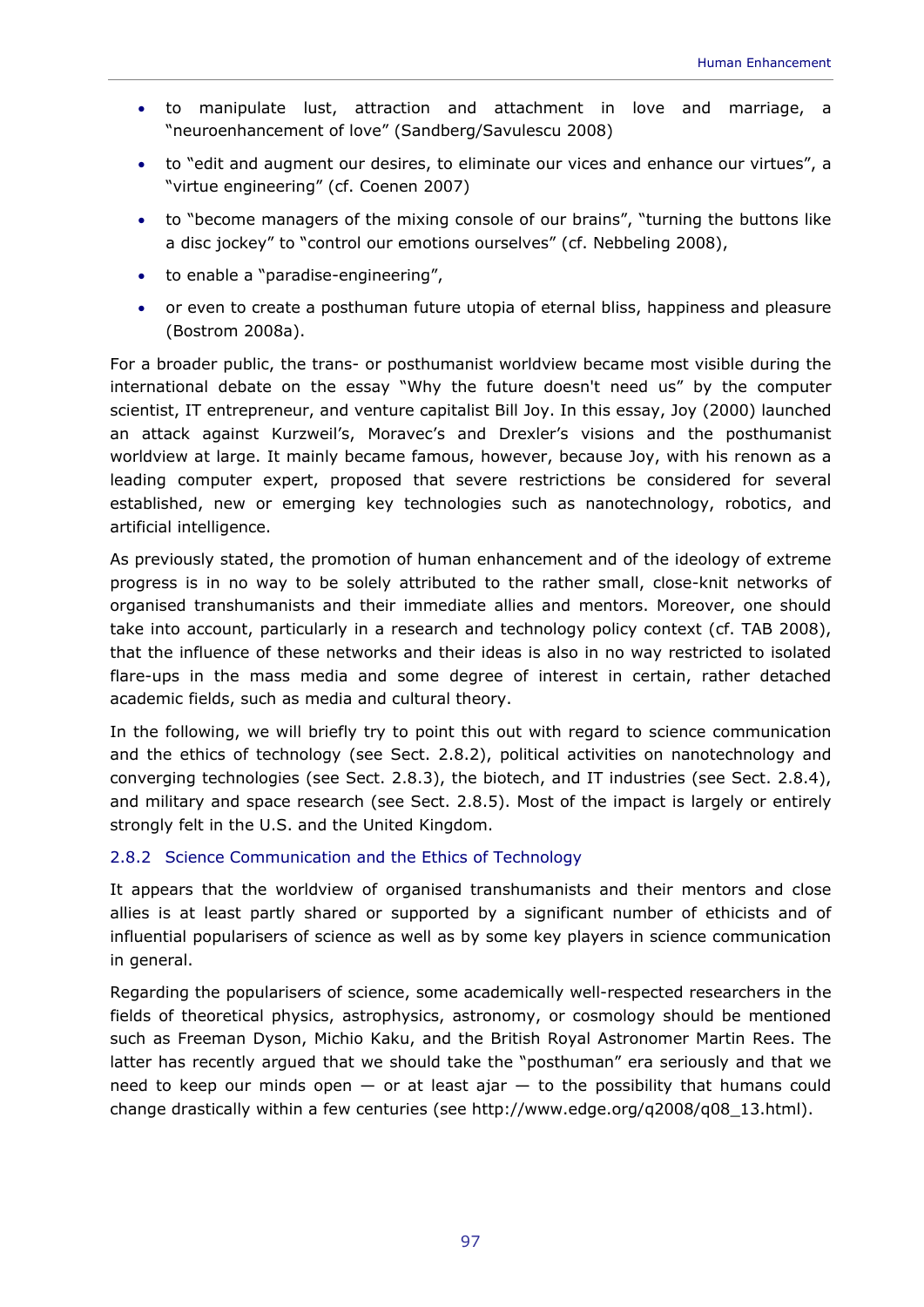- to manipulate lust, attraction and attachment in love and marriage, a "neuroenhancement of love" (Sandberg/Savulescu 2008)
- to "edit and augment our desires, to eliminate our vices and enhance our virtues", a "virtue engineering" (cf. Coenen 2007)
- to "become managers of the mixing console of our brains", "turning the buttons like a disc jockey" to "control our emotions ourselves" (cf. Nebbeling 2008),
- to enable a "paradise-engineering",
- or even to create a posthuman future utopia of eternal bliss, happiness and pleasure (Bostrom 2008a).

For a broader public, the trans- or posthumanist worldview became most visible during the international debate on the essay "Why the future doesn't need us" by the computer scientist, IT entrepreneur, and venture capitalist Bill Joy. In this essay, Joy (2000) launched an attack against Kurzweil's, Moravec's and Drexler's visions and the posthumanist worldview at large. It mainly became famous, however, because Joy, with his renown as a leading computer expert, proposed that severe restrictions be considered for several established, new or emerging key technologies such as nanotechnology, robotics, and artificial intelligence.

As previously stated, the promotion of human enhancement and of the ideology of extreme progress is in no way to be solely attributed to the rather small, close-knit networks of organised transhumanists and their immediate allies and mentors. Moreover, one should take into account, particularly in a research and technology policy context (cf. TAB 2008), that the influence of these networks and their ideas is also in no way restricted to isolated flare-ups in the mass media and some degree of interest in certain, rather detached academic fields, such as media and cultural theory.

In the following, we will briefly try to point this out with regard to science communication and the ethics of technology (see Sect. 2.8.2), political activities on nanotechnology and converging technologies (see Sect. 2.8.3), the biotech, and IT industries (see Sect. 2.8.4), and military and space research (see Sect. 2.8.5). Most of the impact is largely or entirely strongly felt in the U.S. and the United Kingdom.

### 2.8.2 Science Communication and the Ethics of Technology

It appears that the worldview of organised transhumanists and their mentors and close allies is at least partly shared or supported by a significant number of ethicists and of influential popularisers of science as well as by some key players in science communication in general.

Regarding the popularisers of science, some academically well-respected researchers in the fields of theoretical physics, astrophysics, astronomy, or cosmology should be mentioned such as Freeman Dyson, Michio Kaku, and the British Royal Astronomer Martin Rees. The latter has recently argued that we should take the "posthuman" era seriously and that we need to keep our minds open — or at least ajar — to the possibility that humans could change drastically within a few centuries (see http://www.edge.org/q2008/q08_13.html).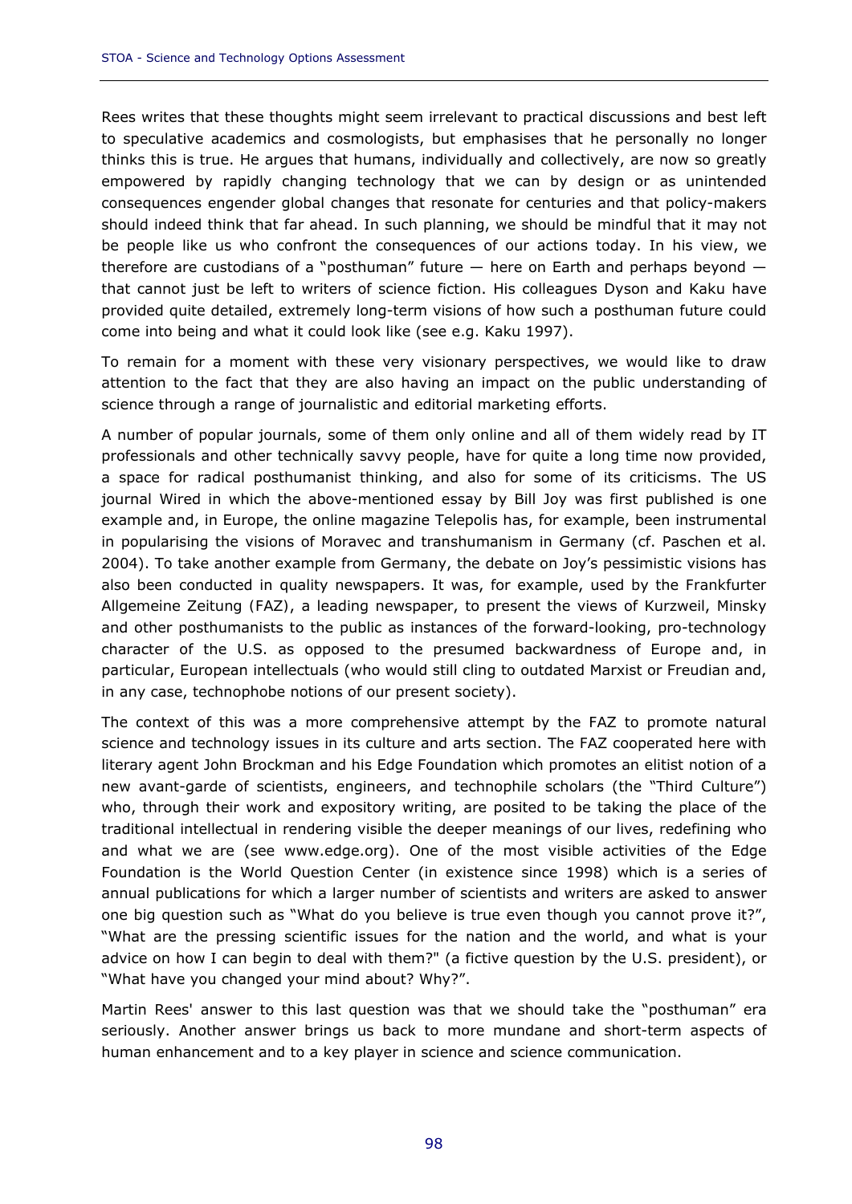Rees writes that these thoughts might seem irrelevant to practical discussions and best left to speculative academics and cosmologists, but emphasises that he personally no longer thinks this is true. He argues that humans, individually and collectively, are now so greatly empowered by rapidly changing technology that we can by design or as unintended consequences engender global changes that resonate for centuries and that policy-makers should indeed think that far ahead. In such planning, we should be mindful that it may not be people like us who confront the consequences of our actions today. In his view, we therefore are custodians of a "posthuman" future — here on Earth and perhaps beyond — that cannot just be left to writers of science fiction. His colleagues Dyson and Kaku have provided quite detailed, extremely long-term visions of how such a posthuman future could come into being and what it could look like (see e.g. Kaku 1997).

To remain for a moment with these very visionary perspectives, we would like to draw attention to the fact that they are also having an impact on the public understanding of science through a range of journalistic and editorial marketing efforts.

A number of popular journals, some of them only online and all of them widely read by IT professionals and other technically savvy people, have for quite a long time now provided, a space for radical posthumanist thinking, and also for some of its criticisms. The US journal Wired in which the above-mentioned essay by Bill Joy was first published is one example and, in Europe, the online magazine Telepolis has, for example, been instrumental in popularising the visions of Moravec and transhumanism in Germany (cf. Paschen et al. 2004). To take another example from Germany, the debate on Joy's pessimistic visions has also been conducted in quality newspapers. It was, for example, used by the Frankfurter Allgemeine Zeitung (FAZ), a leading newspaper, to present the views of Kurzweil, Minsky and other posthumanists to the public as instances of the forward-looking, pro-technology character of the U.S. as opposed to the presumed backwardness of Europe and, in particular, European intellectuals (who would still cling to outdated Marxist or Freudian and, in any case, technophobe notions of our present society).

The context of this was a more comprehensive attempt by the FAZ to promote natural science and technology issues in its culture and arts section. The FAZ cooperated here with literary agent John Brockman and his Edge Foundation which promotes an elitist notion of a new avant-garde of scientists, engineers, and technophile scholars (the "Third Culture") who, through their work and expository writing, are posited to be taking the place of the traditional intellectual in rendering visible the deeper meanings of our lives, redefining who and what we are (see www.edge.org). One of the most visible activities of the Edge Foundation is the World Question Center (in existence since 1998) which is a series of annual publications for which a larger number of scientists and writers are asked to answer one big question such as "What do you believe is true even though you cannot prove it?", "What are the pressing scientific issues for the nation and the world, and what is your advice on how I can begin to deal with them?" (a fictive question by the U.S. president), or "What have you changed your mind about? Why?".

Martin Rees' answer to this last question was that we should take the "posthuman" era seriously. Another answer brings us back to more mundane and short-term aspects of human enhancement and to a key player in science and science communication.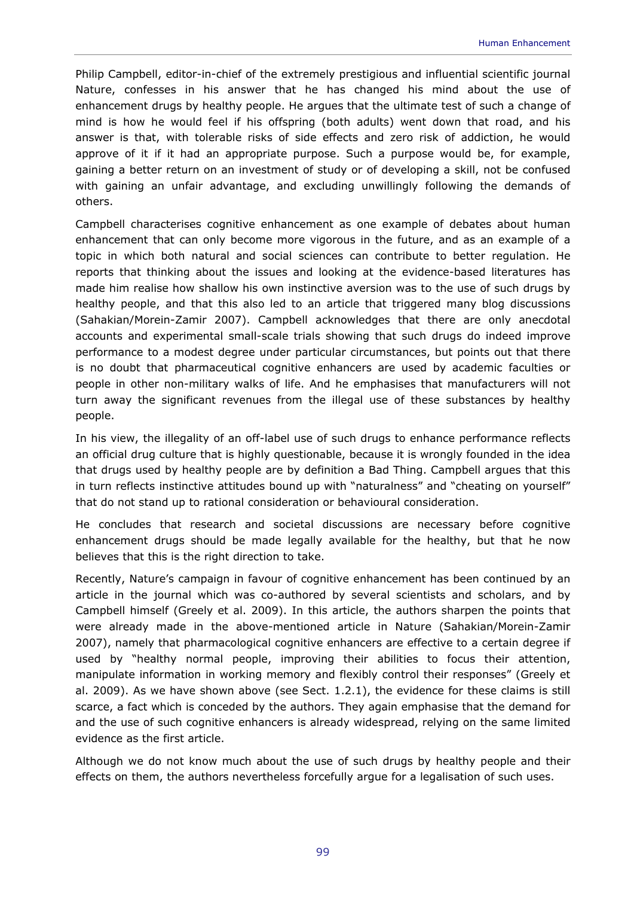Philip Campbell, editor-in-chief of the extremely prestigious and influential scientific journal Nature, confesses in his answer that he has changed his mind about the use of enhancement drugs by healthy people. He argues that the ultimate test of such a change of mind is how he would feel if his offspring (both adults) went down that road, and his answer is that, with tolerable risks of side effects and zero risk of addiction, he would approve of it if it had an appropriate purpose. Such a purpose would be, for example, gaining a better return on an investment of study or of developing a skill, not be confused with gaining an unfair advantage, and excluding unwillingly following the demands of others.

Campbell characterises cognitive enhancement as one example of debates about human enhancement that can only become more vigorous in the future, and as an example of a topic in which both natural and social sciences can contribute to better regulation. He reports that thinking about the issues and looking at the evidence-based literatures has made him realise how shallow his own instinctive aversion was to the use of such drugs by healthy people, and that this also led to an article that triggered many blog discussions (Sahakian/Morein-Zamir 2007). Campbell acknowledges that there are only anecdotal accounts and experimental small-scale trials showing that such drugs do indeed improve performance to a modest degree under particular circumstances, but points out that there is no doubt that pharmaceutical cognitive enhancers are used by academic faculties or people in other non-military walks of life. And he emphasises that manufacturers will not turn away the significant revenues from the illegal use of these substances by healthy people.

In his view, the illegality of an off-label use of such drugs to enhance performance reflects an official drug culture that is highly questionable, because it is wrongly founded in the idea that drugs used by healthy people are by definition a Bad Thing. Campbell argues that this in turn reflects instinctive attitudes bound up with "naturalness" and "cheating on yourself" that do not stand up to rational consideration or behavioural consideration.

He concludes that research and societal discussions are necessary before cognitive enhancement drugs should be made legally available for the healthy, but that he now believes that this is the right direction to take.

Recently, Nature's campaign in favour of cognitive enhancement has been continued by an article in the journal which was co-authored by several scientists and scholars, and by Campbell himself (Greely et al. 2009). In this article, the authors sharpen the points that were already made in the above-mentioned article in Nature (Sahakian/Morein-Zamir 2007), namely that pharmacological cognitive enhancers are effective to a certain degree if used by "healthy normal people, improving their abilities to focus their attention, manipulate information in working memory and flexibly control their responses" (Greely et al. 2009). As we have shown above (see Sect. 1.2.1), the evidence for these claims is still scarce, a fact which is conceded by the authors. They again emphasise that the demand for and the use of such cognitive enhancers is already widespread, relying on the same limited evidence as the first article.

Although we do not know much about the use of such drugs by healthy people and their effects on them, the authors nevertheless forcefully argue for a legalisation of such uses.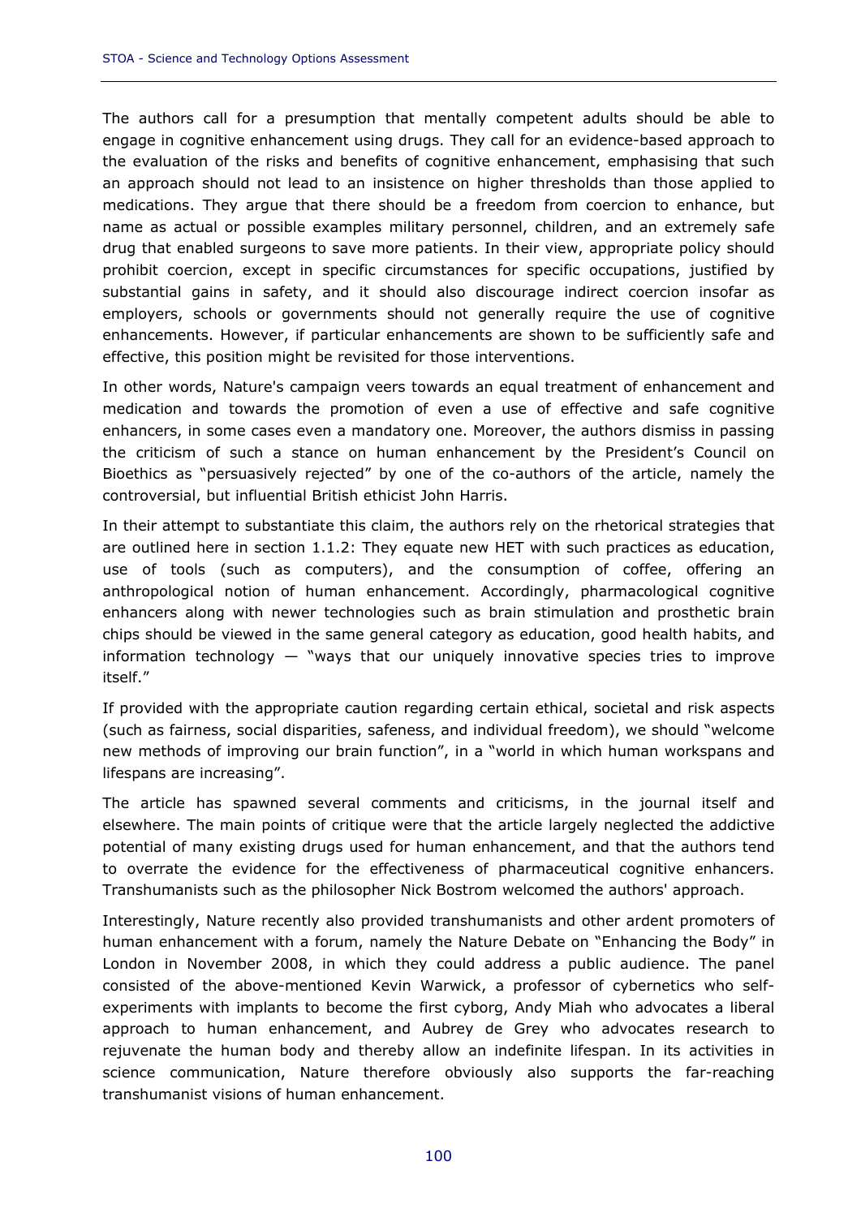The authors call for a presumption that mentally competent adults should be able to engage in cognitive enhancement using drugs. They call for an evidence-based approach to the evaluation of the risks and benefits of cognitive enhancement, emphasising that such an approach should not lead to an insistence on higher thresholds than those applied to medications. They argue that there should be a freedom from coercion to enhance, but name as actual or possible examples military personnel, children, and an extremely safe drug that enabled surgeons to save more patients. In their view, appropriate policy should prohibit coercion, except in specific circumstances for specific occupations, justified by substantial gains in safety, and it should also discourage indirect coercion insofar as employers, schools or governments should not generally require the use of cognitive enhancements. However, if particular enhancements are shown to be sufficiently safe and effective, this position might be revisited for those interventions.

In other words, Nature's campaign veers towards an equal treatment of enhancement and medication and towards the promotion of even a use of effective and safe cognitive enhancers, in some cases even a mandatory one. Moreover, the authors dismiss in passing the criticism of such a stance on human enhancement by the President's Council on Bioethics as "persuasively rejected" by one of the co-authors of the article, namely the controversial, but influential British ethicist John Harris.

In their attempt to substantiate this claim, the authors rely on the rhetorical strategies that are outlined here in section 1.1.2: They equate new HET with such practices as education, use of tools (such as computers), and the consumption of coffee, offering an anthropological notion of human enhancement. Accordingly, pharmacological cognitive enhancers along with newer technologies such as brain stimulation and prosthetic brain chips should be viewed in the same general category as education, good health habits, and information technology — "ways that our uniquely innovative species tries to improve itself."

If provided with the appropriate caution regarding certain ethical, societal and risk aspects (such as fairness, social disparities, safeness, and individual freedom), we should "welcome new methods of improving our brain function", in a "world in which human workspans and lifespans are increasing".

The article has spawned several comments and criticisms, in the journal itself and elsewhere. The main points of critique were that the article largely neglected the addictive potential of many existing drugs used for human enhancement, and that the authors tend to overrate the evidence for the effectiveness of pharmaceutical cognitive enhancers. Transhumanists such as the philosopher Nick Bostrom welcomed the authors' approach.

Interestingly, Nature recently also provided transhumanists and other ardent promoters of human enhancement with a forum, namely the Nature Debate on "Enhancing the Body" in London in November 2008, in which they could address a public audience. The panel consisted of the above-mentioned Kevin Warwick, a professor of cybernetics who self-experiments with implants to become the first cyborg, Andy Miah who advocates a liberal approach to human enhancement, and Aubrey de Grey who advocates research to rejuvenate the human body and thereby allow an indefinite lifespan. In its activities in science communication, Nature therefore obviously also supports the far-reaching transhumanist visions of human enhancement.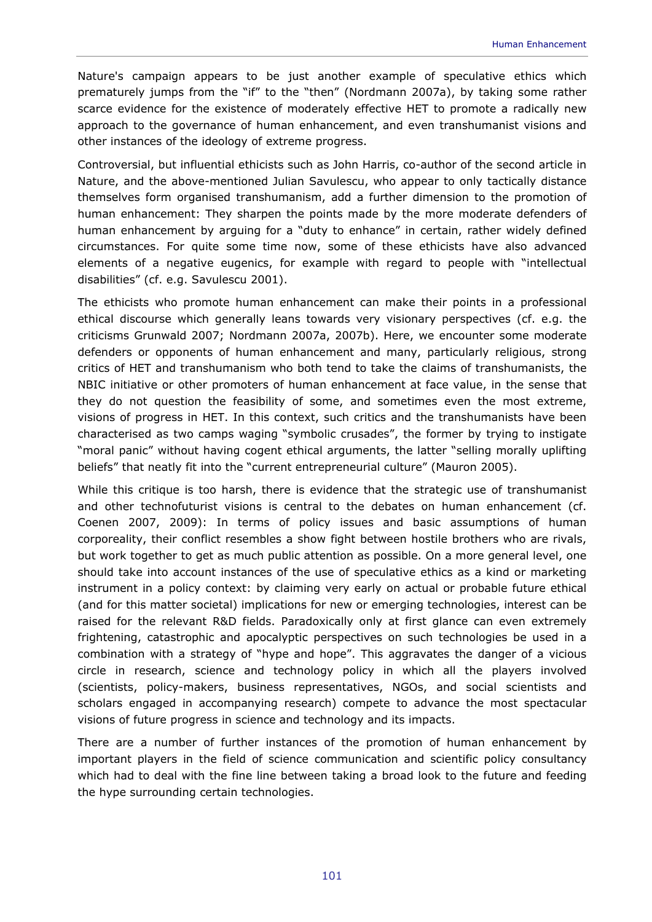Nature's campaign appears to be just another example of speculative ethics which prematurely jumps from the "if" to the "then" (Nordmann 2007a), by taking some rather scarce evidence for the existence of moderately effective HET to promote a radically new approach to the governance of human enhancement, and even transhumanist visions and other instances of the ideology of extreme progress.

Controversial, but influential ethicists such as John Harris, co-author of the second article in Nature, and the above-mentioned Julian Savulescu, who appear to only tactically distance themselves form organised transhumanism, add a further dimension to the promotion of human enhancement: They sharpen the points made by the more moderate defenders of human enhancement by arguing for a "duty to enhance" in certain, rather widely defined circumstances. For quite some time now, some of these ethicists have also advanced elements of a negative eugenics, for example with regard to people with "intellectual disabilities" (cf. e.g. Savulescu 2001).

The ethicists who promote human enhancement can make their points in a professional ethical discourse which generally leans towards very visionary perspectives (cf. e.g. the criticisms Grunwald 2007; Nordmann 2007a, 2007b). Here, we encounter some moderate defenders or opponents of human enhancement and many, particularly religious, strong critics of HET and transhumanism who both tend to take the claims of transhumanists, the NBIC initiative or other promoters of human enhancement at face value, in the sense that they do not question the feasibility of some, and sometimes even the most extreme, visions of progress in HET. In this context, such critics and the transhumanists have been characterised as two camps waging "symbolic crusades", the former by trying to instigate "moral panic" without having cogent ethical arguments, the latter "selling morally uplifting beliefs" that neatly fit into the "current entrepreneurial culture" (Mauron 2005).

While this critique is too harsh, there is evidence that the strategic use of transhumanist and other technofuturist visions is central to the debates on human enhancement (cf. Coenen 2007, 2009): In terms of policy issues and basic assumptions of human corporeality, their conflict resembles a show fight between hostile brothers who are rivals, but work together to get as much public attention as possible. On a more general level, one should take into account instances of the use of speculative ethics as a kind or marketing instrument in a policy context: by claiming very early on actual or probable future ethical (and for this matter societal) implications for new or emerging technologies, interest can be raised for the relevant R&D fields. Paradoxically only at first glance can even extremely frightening, catastrophic and apocalyptic perspectives on such technologies be used in a combination with a strategy of "hype and hope". This aggravates the danger of a vicious circle in research, science and technology policy in which all the players involved (scientists, policy-makers, business representatives, NGOs, and social scientists and scholars engaged in accompanying research) compete to advance the most spectacular visions of future progress in science and technology and its impacts.

There are a number of further instances of the promotion of human enhancement by important players in the field of science communication and scientific policy consultancy which had to deal with the fine line between taking a broad look to the future and feeding the hype surrounding certain technologies.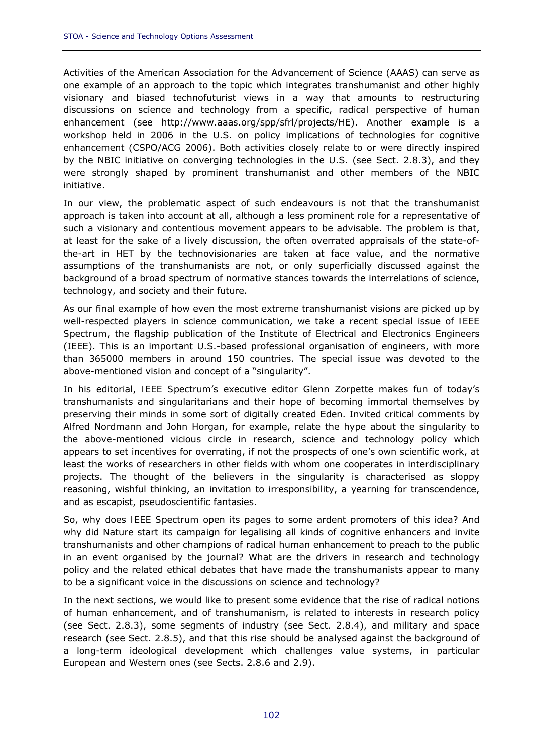Activities of the American Association for the Advancement of Science (AAAS) can serve as one example of an approach to the topic which integrates transhumanist and other highly visionary and biased technofuturist views in a way that amounts to restructuring discussions on science and technology from a specific, radical perspective of human enhancement (see http://www.aaas.org/spp/sfrl/projects/HE). Another example is a workshop held in 2006 in the U.S. on policy implications of technologies for cognitive enhancement (CSPO/ACG 2006). Both activities closely relate to or were directly inspired by the NBIC initiative on converging technologies in the U.S. (see Sect. 2.8.3), and they were strongly shaped by prominent transhumanist and other members of the NBIC initiative.

In our view, the problematic aspect of such endeavours is not that the transhumanist approach is taken into account at all, although a less prominent role for a representative of such a visionary and contentious movement appears to be advisable. The problem is that, at least for the sake of a lively discussion, the often overrated appraisals of the state-of-the-art in HET by the technovisionaries are taken at face value, and the normative assumptions of the transhumanists are not, or only superficially discussed against the background of a broad spectrum of normative stances towards the interrelations of science, technology, and society and their future.

As our final example of how even the most extreme transhumanist visions are picked up by well-respected players in science communication, we take a recent special issue of IEEE Spectrum, the flagship publication of the Institute of Electrical and Electronics Engineers (IEEE). This is an important U.S.-based professional organisation of engineers, with more than 365000 members in around 150 countries. The special issue was devoted to the above-mentioned vision and concept of a "singularity".

In his editorial, IEEE Spectrum's executive editor Glenn Zorpette makes fun of today's transhumanists and singularitarians and their hope of becoming immortal themselves by preserving their minds in some sort of digitally created Eden. Invited critical comments by Alfred Nordmann and John Horgan, for example, relate the hype about the singularity to the above-mentioned vicious circle in research, science and technology policy which appears to set incentives for overrating, if not the prospects of one's own scientific work, at least the works of researchers in other fields with whom one cooperates in interdisciplinary projects. The thought of the believers in the singularity is characterised as sloppy reasoning, wishful thinking, an invitation to irresponsibility, a yearning for transcendence, and as escapist, pseudoscientific fantasies.

So, why does IEEE Spectrum open its pages to some ardent promoters of this idea? And why did Nature start its campaign for legalising all kinds of cognitive enhancers and invite transhumanists and other champions of radical human enhancement to preach to the public in an event organised by the journal? What are the drivers in research and technology policy and the related ethical debates that have made the transhumanists appear to many to be a significant voice in the discussions on science and technology?

In the next sections, we would like to present some evidence that the rise of radical notions of human enhancement, and of transhumanism, is related to interests in research policy (see Sect. 2.8.3), some segments of industry (see Sect. 2.8.4), and military and space research (see Sect. 2.8.5), and that this rise should be analysed against the background of a long-term ideological development which challenges value systems, in particular European and Western ones (see Sects. 2.8.6 and 2.9).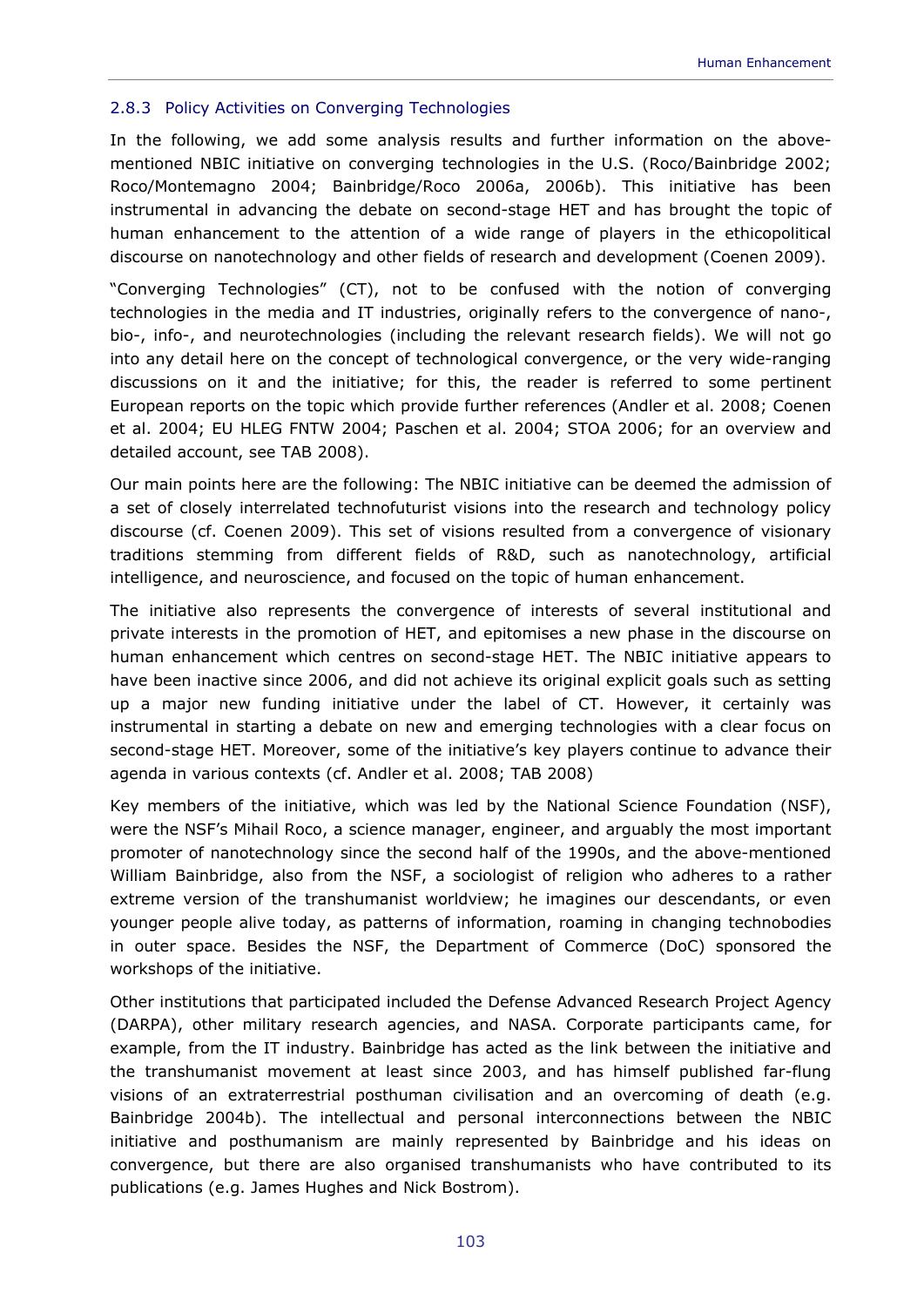### 2.8.3 Policy Activities on Converging Technologies

In the following, we add some analysis results and further information on the above-mentioned NBIC initiative on converging technologies in the U.S. (Roco/Bainbridge 2002; Roco/Montemagno 2004; Bainbridge/Roco 2006a, 2006b). This initiative has been instrumental in advancing the debate on second-stage HET and has brought the topic of human enhancement to the attention of a wide range of players in the ethicopolitical discourse on nanotechnology and other fields of research and development (Coenen 2009).

"Converging Technologies" (CT), not to be confused with the notion of converging technologies in the media and IT industries, originally refers to the convergence of nano-, bio-, info-, and neurotechnologies (including the relevant research fields). We will not go into any detail here on the concept of technological convergence, or the very wide-ranging discussions on it and the initiative; for this, the reader is referred to some pertinent European reports on the topic which provide further references (Andler et al. 2008; Coenen et al. 2004; EU HLEG FNTW 2004; Paschen et al. 2004; STOA 2006; for an overview and detailed account, see TAB 2008).

Our main points here are the following: The NBIC initiative can be deemed the admission of a set of closely interrelated technofuturist visions into the research and technology policy discourse (cf. Coenen 2009). This set of visions resulted from a convergence of visionary traditions stemming from different fields of R&D, such as nanotechnology, artificial intelligence, and neuroscience, and focused on the topic of human enhancement.

The initiative also represents the convergence of interests of several institutional and private interests in the promotion of HET, and epitomises a new phase in the discourse on human enhancement which centres on second-stage HET. The NBIC initiative appears to have been inactive since 2006, and did not achieve its original explicit goals such as setting up a major new funding initiative under the label of CT. However, it certainly was instrumental in starting a debate on new and emerging technologies with a clear focus on second-stage HET. Moreover, some of the initiative's key players continue to advance their agenda in various contexts (cf. Andler et al. 2008; TAB 2008)

Key members of the initiative, which was led by the National Science Foundation (NSF), were the NSF's Mihail Roco, a science manager, engineer, and arguably the most important promoter of nanotechnology since the second half of the 1990s, and the above-mentioned William Bainbridge, also from the NSF, a sociologist of religion who adheres to a rather extreme version of the transhumanist worldview; he imagines our descendants, or even younger people alive today, as patterns of information, roaming in changing technobodies in outer space. Besides the NSF, the Department of Commerce (DoC) sponsored the workshops of the initiative.

Other institutions that participated included the Defense Advanced Research Project Agency (DARPA), other military research agencies, and NASA. Corporate participants came, for example, from the IT industry. Bainbridge has acted as the link between the initiative and the transhumanist movement at least since 2003, and has himself published far-flung visions of an extraterrestrial posthuman civilisation and an overcoming of death (e.g. Bainbridge 2004b). The intellectual and personal interconnections between the NBIC initiative and posthumanism are mainly represented by Bainbridge and his ideas on convergence, but there are also organised transhumanists who have contributed to its publications (e.g. James Hughes and Nick Bostrom).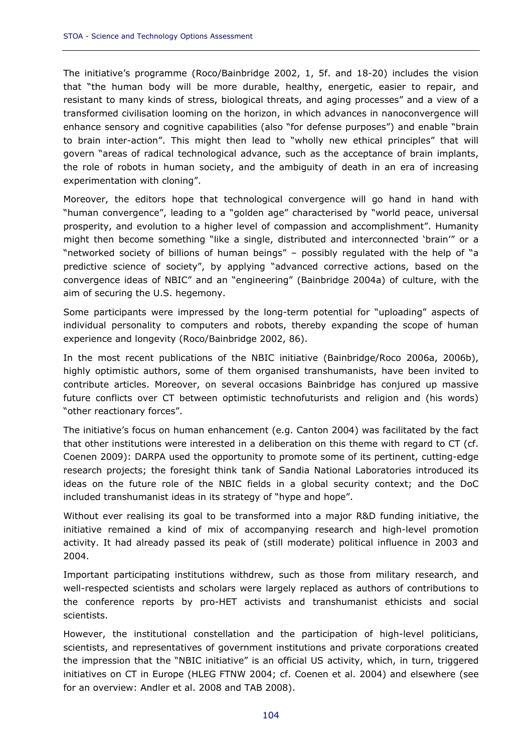The initiative's programme (Roco/Bainbridge 2002, 1, 5f. and 18-20) includes the vision that "the human body will be more durable, healthy, energetic, easier to repair, and resistant to many kinds of stress, biological threats, and aging processes" and a view of a transformed civilisation looming on the horizon, in which advances in nanoconvergence will enhance sensory and cognitive capabilities (also "for defense purposes") and enable "brain to brain inter-action". This might then lead to "wholly new ethical principles" that will govern "areas of radical technological advance, such as the acceptance of brain implants, the role of robots in human society, and the ambiguity of death in an era of increasing experimentation with cloning".

Moreover, the editors hope that technological convergence will go hand in hand with "human convergence", leading to a "golden age" characterised by "world peace, universal prosperity, and evolution to a higher level of compassion and accomplishment". Humanity might then become something "like a single, distributed and interconnected 'brain'" or a "networked society of billions of human beings" – possibly regulated with the help of "a predictive science of society", by applying "advanced corrective actions, based on the convergence ideas of NBIC" and an "engineering" (Bainbridge 2004a) of culture, with the aim of securing the U.S. hegemony.

Some participants were impressed by the long-term potential for "uploading" aspects of individual personality to computers and robots, thereby expanding the scope of human experience and longevity (Roco/Bainbridge 2002, 86).

In the most recent publications of the NBIC initiative (Bainbridge/Roco 2006a, 2006b), highly optimistic authors, some of them organised transhumanists, have been invited to contribute articles. Moreover, on several occasions Bainbridge has conjured up massive future conflicts over CT between optimistic technofuturists and religion and (his words) "other reactionary forces".

The initiative's focus on human enhancement (e.g. Canton 2004) was facilitated by the fact that other institutions were interested in a deliberation on this theme with regard to CT (cf. Coenen 2009): DARPA used the opportunity to promote some of its pertinent, cutting-edge research projects; the foresight think tank of Sandia National Laboratories introduced its ideas on the future role of the NBIC fields in a global security context; and the DoC included transhumanist ideas in its strategy of "hype and hope".

Without ever realising its goal to be transformed into a major R&D funding initiative, the initiative remained a kind of mix of accompanying research and high-level promotion activity. It had already passed its peak of (still moderate) political influence in 2003 and 2004.

Important participating institutions withdrew, such as those from military research, and well-respected scientists and scholars were largely replaced as authors of contributions to the conference reports by pro-HET activists and transhumanist ethicists and social scientists.

However, the institutional constellation and the participation of high-level politicians, scientists, and representatives of government institutions and private corporations created the impression that the "NBIC initiative" is an official US activity, which, in turn, triggered initiatives on CT in Europe (HLEG FTNW 2004; cf. Coenen et al. 2004) and elsewhere (see for an overview: Andler et al. 2008 and TAB 2008).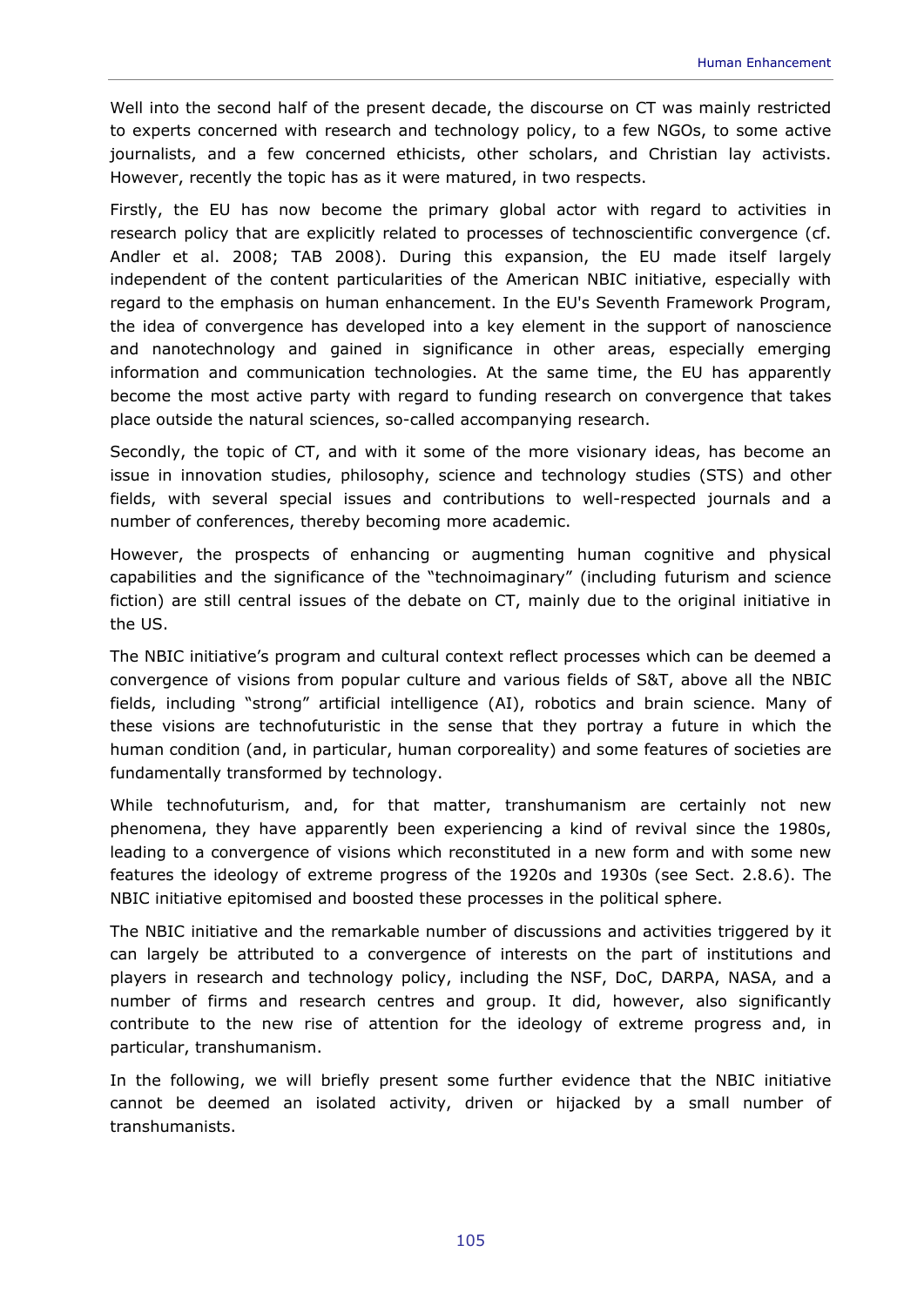Well into the second half of the present decade, the discourse on CT was mainly restricted to experts concerned with research and technology policy, to a few NGOs, to some active journalists, and a few concerned ethicists, other scholars, and Christian lay activists. However, recently the topic has as it were matured, in two respects.

Firstly, the EU has now become the primary global actor with regard to activities in research policy that are explicitly related to processes of technoscientific convergence (cf. Andler et al. 2008; TAB 2008). During this expansion, the EU made itself largely independent of the content particularities of the American NBIC initiative, especially with regard to the emphasis on human enhancement. In the EU's Seventh Framework Program, the idea of convergence has developed into a key element in the support of nanoscience and nanotechnology and gained in significance in other areas, especially emerging information and communication technologies. At the same time, the EU has apparently become the most active party with regard to funding research on convergence that takes place outside the natural sciences, so-called accompanying research.

Secondly, the topic of CT, and with it some of the more visionary ideas, has become an issue in innovation studies, philosophy, science and technology studies (STS) and other fields, with several special issues and contributions to well-respected journals and a number of conferences, thereby becoming more academic.

However, the prospects of enhancing or augmenting human cognitive and physical capabilities and the significance of the "technoimaginary" (including futurism and science fiction) are still central issues of the debate on CT, mainly due to the original initiative in the US.

The NBIC initiative's program and cultural context reflect processes which can be deemed a convergence of visions from popular culture and various fields of S&T, above all the NBIC fields, including "strong" artificial intelligence (AI), robotics and brain science. Many of these visions are technofuturistic in the sense that they portray a future in which the human condition (and, in particular, human corporeality) and some features of societies are fundamentally transformed by technology.

While technofuturism, and, for that matter, transhumanism are certainly not new phenomena, they have apparently been experiencing a kind of revival since the 1980s, leading to a convergence of visions which reconstituted in a new form and with some new features the ideology of extreme progress of the 1920s and 1930s (see Sect. 2.8.6). The NBIC initiative epitomised and boosted these processes in the political sphere.

The NBIC initiative and the remarkable number of discussions and activities triggered by it can largely be attributed to a convergence of interests on the part of institutions and players in research and technology policy, including the NSF, DoC, DARPA, NASA, and a number of firms and research centres and group. It did, however, also significantly contribute to the new rise of attention for the ideology of extreme progress and, in particular, transhumanism.

In the following, we will briefly present some further evidence that the NBIC initiative cannot be deemed an isolated activity, driven or hijacked by a small number of transhumanists.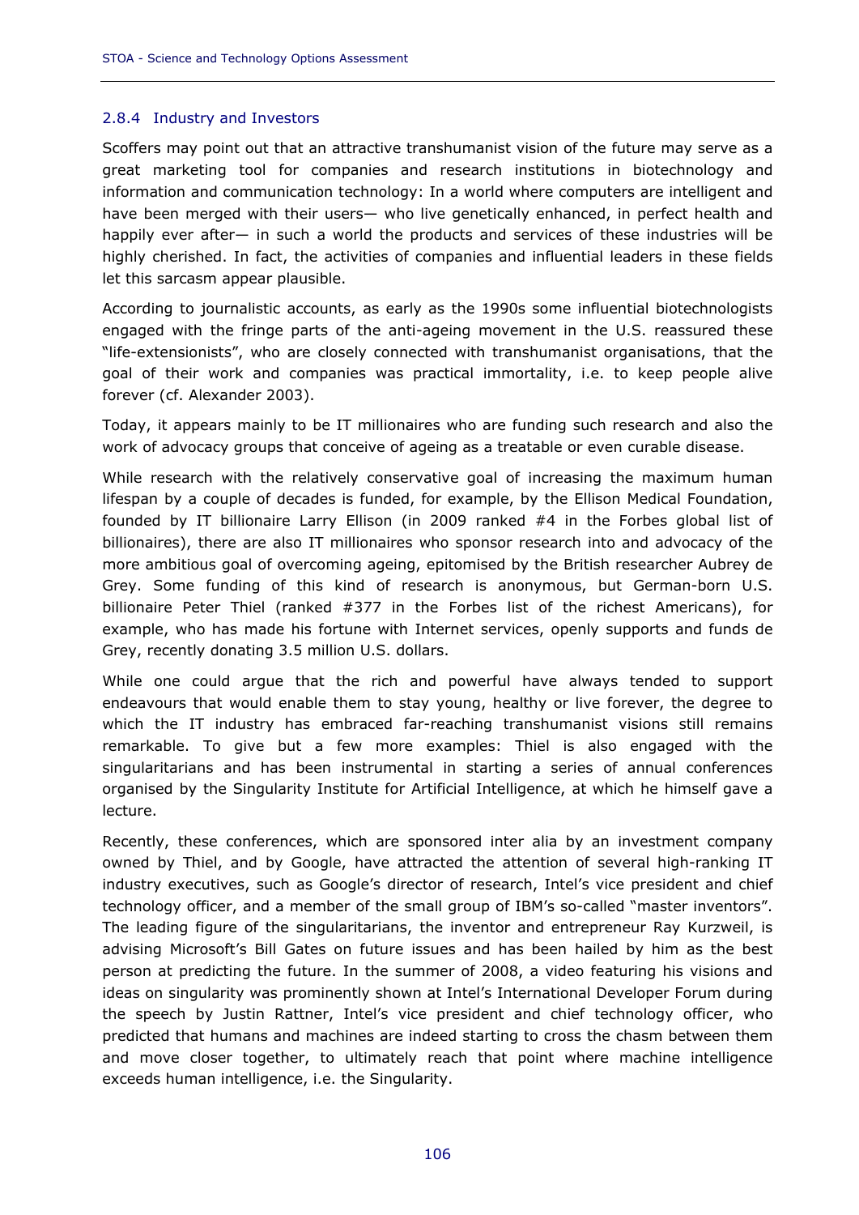### 2.8.4 Industry and Investors

Scoffers may point out that an attractive transhumanist vision of the future may serve as a great marketing tool for companies and research institutions in biotechnology and information and communication technology: In a world where computers are intelligent and have been merged with their users— who live genetically enhanced, in perfect health and happily ever after— in such a world the products and services of these industries will be highly cherished. In fact, the activities of companies and influential leaders in these fields let this sarcasm appear plausible.

According to journalistic accounts, as early as the 1990s some influential biotechnologists engaged with the fringe parts of the anti-ageing movement in the U.S. reassured these "life-extensionists", who are closely connected with transhumanist organisations, that the goal of their work and companies was practical immortality, i.e. to keep people alive forever (cf. Alexander 2003).

Today, it appears mainly to be IT millionaires who are funding such research and also the work of advocacy groups that conceive of ageing as a treatable or even curable disease.

While research with the relatively conservative goal of increasing the maximum human lifespan by a couple of decades is funded, for example, by the Ellison Medical Foundation, founded by IT billionaire Larry Ellison (in 2009 ranked #4 in the Forbes global list of billionaires), there are also IT millionaires who sponsor research into and advocacy of the more ambitious goal of overcoming ageing, epitomised by the British researcher Aubrey de Grey. Some funding of this kind of research is anonymous, but German-born U.S. billionaire Peter Thiel (ranked #377 in the Forbes list of the richest Americans), for example, who has made his fortune with Internet services, openly supports and funds de Grey, recently donating 3.5 million U.S. dollars.

While one could argue that the rich and powerful have always tended to support endeavours that would enable them to stay young, healthy or live forever, the degree to which the IT industry has embraced far-reaching transhumanist visions still remains remarkable. To give but a few more examples: Thiel is also engaged with the singularitarians and has been instrumental in starting a series of annual conferences organised by the Singularity Institute for Artificial Intelligence, at which he himself gave a lecture.

Recently, these conferences, which are sponsored inter alia by an investment company owned by Thiel, and by Google, have attracted the attention of several high-ranking IT industry executives, such as Google's director of research, Intel's vice president and chief technology officer, and a member of the small group of IBM's so-called "master inventors". The leading figure of the singularitarians, the inventor and entrepreneur Ray Kurzweil, is advising Microsoft's Bill Gates on future issues and has been hailed by him as the best person at predicting the future. In the summer of 2008, a video featuring his visions and ideas on singularity was prominently shown at Intel's International Developer Forum during the speech by Justin Rattner, Intel's vice president and chief technology officer, who predicted that humans and machines are indeed starting to cross the chasm between them and move closer together, to ultimately reach that point where machine intelligence exceeds human intelligence, i.e. the Singularity.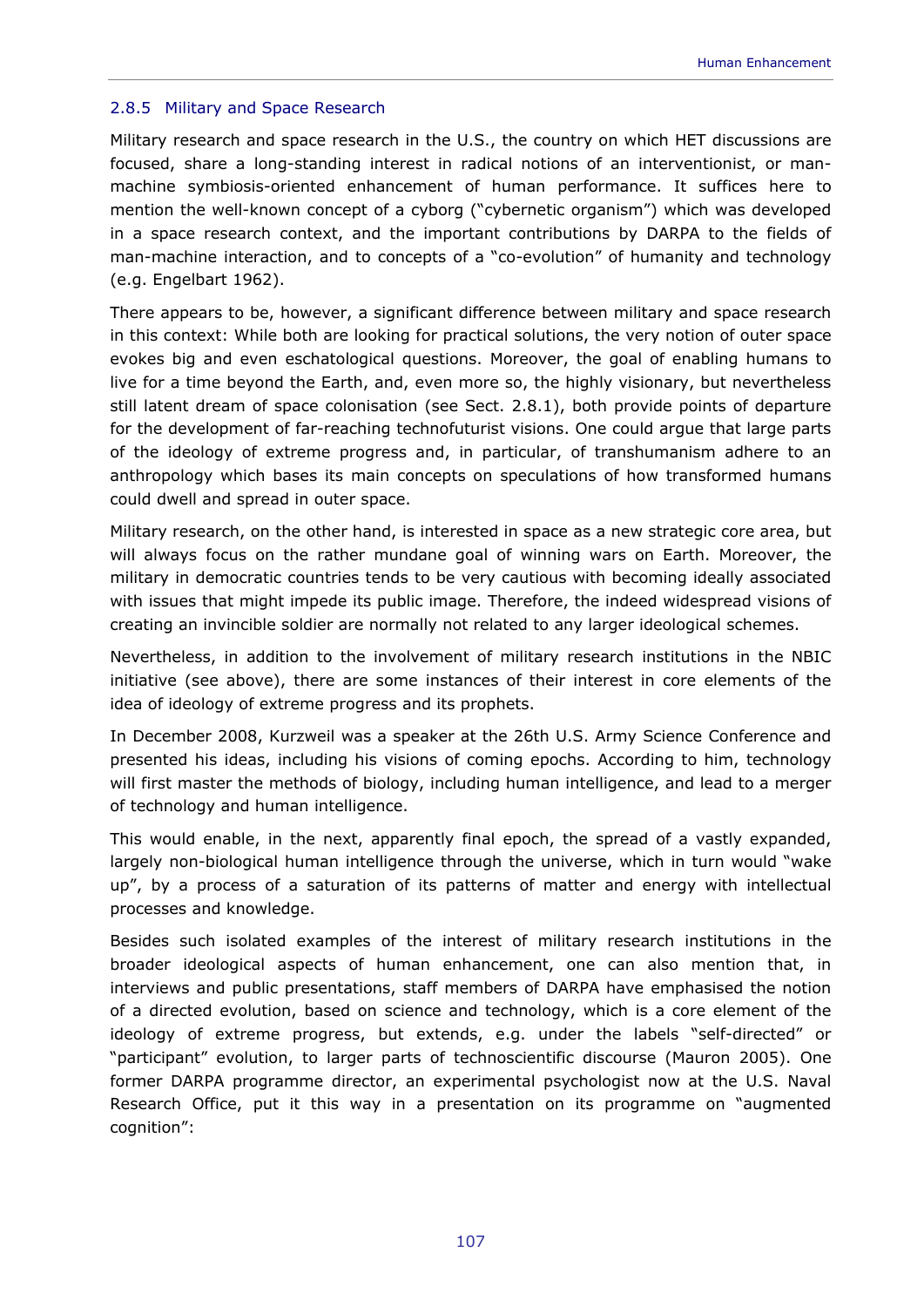### 2.8.5 Military and Space Research

Military research and space research in the U.S., the country on which HET discussions are focused, share a long-standing interest in radical notions of an interventionist, or man-machine symbiosis-oriented enhancement of human performance. It suffices here to mention the well-known concept of a cyborg ("cybernetic organism") which was developed in a space research context, and the important contributions by DARPA to the fields of man-machine interaction, and to concepts of a "co-evolution" of humanity and technology (e.g. Engelbart 1962).

There appears to be, however, a significant difference between military and space research in this context: While both are looking for practical solutions, the very notion of outer space evokes big and even eschatological questions. Moreover, the goal of enabling humans to live for a time beyond the Earth, and, even more so, the highly visionary, but nevertheless still latent dream of space colonisation (see Sect. 2.8.1), both provide points of departure for the development of far-reaching technofuturist visions. One could argue that large parts of the ideology of extreme progress and, in particular, of transhumanism adhere to an anthropology which bases its main concepts on speculations of how transformed humans could dwell and spread in outer space.

Military research, on the other hand, is interested in space as a new strategic core area, but will always focus on the rather mundane goal of winning wars on Earth. Moreover, the military in democratic countries tends to be very cautious with becoming ideally associated with issues that might impede its public image. Therefore, the indeed widespread visions of creating an invincible soldier are normally not related to any larger ideological schemes.

Nevertheless, in addition to the involvement of military research institutions in the NBIC initiative (see above), there are some instances of their interest in core elements of the idea of ideology of extreme progress and its prophets.

In December 2008, Kurzweil was a speaker at the 26th U.S. Army Science Conference and presented his ideas, including his visions of coming epochs. According to him, technology will first master the methods of biology, including human intelligence, and lead to a merger of technology and human intelligence.

This would enable, in the next, apparently final epoch, the spread of a vastly expanded, largely non-biological human intelligence through the universe, which in turn would "wake up", by a process of a saturation of its patterns of matter and energy with intellectual processes and knowledge.

Besides such isolated examples of the interest of military research institutions in the broader ideological aspects of human enhancement, one can also mention that, in interviews and public presentations, staff members of DARPA have emphasised the notion of a directed evolution, based on science and technology, which is a core element of the ideology of extreme progress, but extends, e.g. under the labels "self-directed" or "participant" evolution, to larger parts of technoscientific discourse (Mauron 2005). One former DARPA programme director, an experimental psychologist now at the U.S. Naval Research Office, put it this way in a presentation on its programme on "augmented cognition":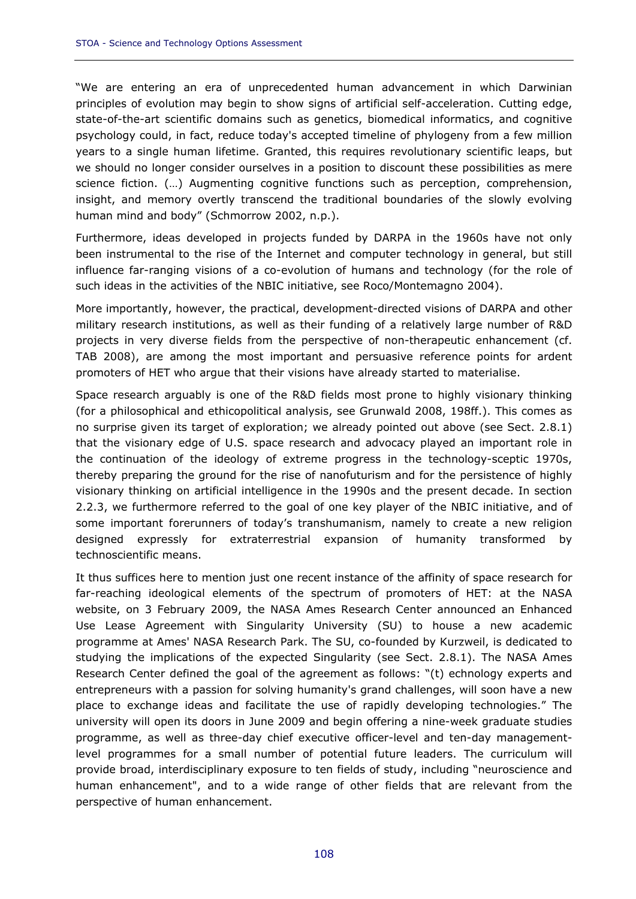"We are entering an era of unprecedented human advancement in which Darwinian principles of evolution may begin to show signs of artificial self-acceleration. Cutting edge, state-of-the-art scientific domains such as genetics, biomedical informatics, and cognitive psychology could, in fact, reduce today's accepted timeline of phylogeny from a few million years to a single human lifetime. Granted, this requires revolutionary scientific leaps, but we should no longer consider ourselves in a position to discount these possibilities as mere science fiction. (…) Augmenting cognitive functions such as perception, comprehension, insight, and memory overtly transcend the traditional boundaries of the slowly evolving human mind and body" (Schmorrow 2002, n.p.).

Furthermore, ideas developed in projects funded by DARPA in the 1960s have not only been instrumental to the rise of the Internet and computer technology in general, but still influence far-ranging visions of a co-evolution of humans and technology (for the role of such ideas in the activities of the NBIC initiative, see Roco/Montemagno 2004).

More importantly, however, the practical, development-directed visions of DARPA and other military research institutions, as well as their funding of a relatively large number of R&D projects in very diverse fields from the perspective of non-therapeutic enhancement (cf. TAB 2008), are among the most important and persuasive reference points for ardent promoters of HET who argue that their visions have already started to materialise.

Space research arguably is one of the R&D fields most prone to highly visionary thinking (for a philosophical and ethicopolitical analysis, see Grunwald 2008, 198ff.). This comes as no surprise given its target of exploration; we already pointed out above (see Sect. 2.8.1) that the visionary edge of U.S. space research and advocacy played an important role in the continuation of the ideology of extreme progress in the technology-sceptic 1970s, thereby preparing the ground for the rise of nanofuturism and for the persistence of highly visionary thinking on artificial intelligence in the 1990s and the present decade. In section 2.2.3, we furthermore referred to the goal of one key player of the NBIC initiative, and of some important forerunners of today's transhumanism, namely to create a new religion designed expressly for extraterrestrial expansion of humanity transformed by technoscientific means.

It thus suffices here to mention just one recent instance of the affinity of space research for far-reaching ideological elements of the spectrum of promoters of HET: at the NASA website, on 3 February 2009, the NASA Ames Research Center announced an Enhanced Use Lease Agreement with Singularity University (SU) to house a new academic programme at Ames' NASA Research Park. The SU, co-founded by Kurzweil, is dedicated to studying the implications of the expected Singularity (see Sect. 2.8.1). The NASA Ames Research Center defined the goal of the agreement as follows: "(t) echnology experts and entrepreneurs with a passion for solving humanity's grand challenges, will soon have a new place to exchange ideas and facilitate the use of rapidly developing technologies." The university will open its doors in June 2009 and begin offering a nine-week graduate studies programme, as well as three-day chief executive officer-level and ten-day management-level programmes for a small number of potential future leaders. The curriculum will provide broad, interdisciplinary exposure to ten fields of study, including "neuroscience and human enhancement", and to a wide range of other fields that are relevant from the perspective of human enhancement.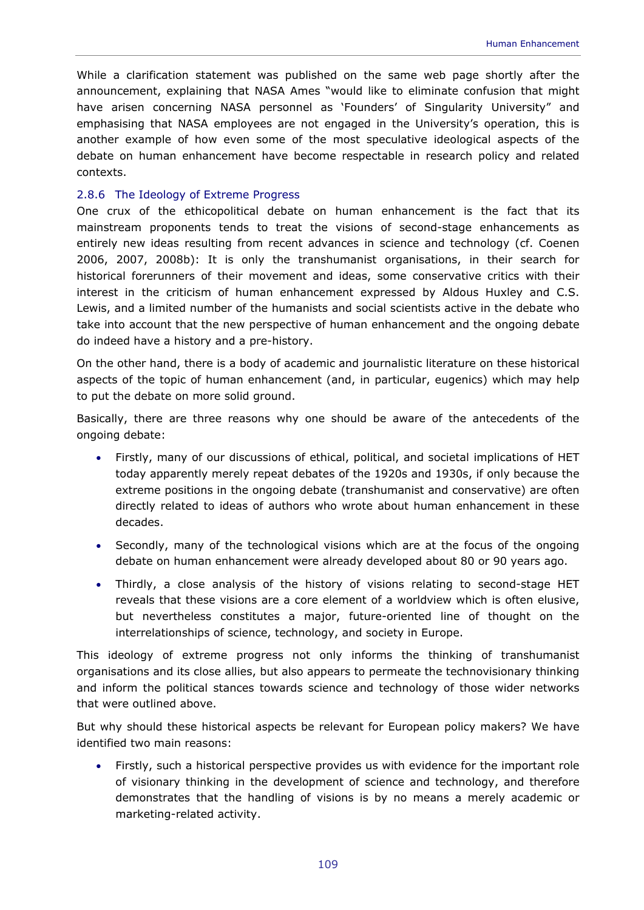While a clarification statement was published on the same web page shortly after the announcement, explaining that NASA Ames "would like to eliminate confusion that might have arisen concerning NASA personnel as 'Founders' of Singularity University" and emphasising that NASA employees are not engaged in the University's operation, this is another example of how even some of the most speculative ideological aspects of the debate on human enhancement have become respectable in research policy and related contexts.

### 2.8.6 The Ideology of Extreme Progress

One crux of the ethicopolitical debate on human enhancement is the fact that its mainstream proponents tends to treat the visions of second-stage enhancements as entirely new ideas resulting from recent advances in science and technology (cf. Coenen 2006, 2007, 2008b): It is only the transhumanist organisations, in their search for historical forerunners of their movement and ideas, some conservative critics with their interest in the criticism of human enhancement expressed by Aldous Huxley and C.S. Lewis, and a limited number of the humanists and social scientists active in the debate who take into account that the new perspective of human enhancement and the ongoing debate do indeed have a history and a pre-history.

On the other hand, there is a body of academic and journalistic literature on these historical aspects of the topic of human enhancement (and, in particular, eugenics) which may help to put the debate on more solid ground.

Basically, there are three reasons why one should be aware of the antecedents of the ongoing debate:

- Firstly, many of our discussions of ethical, political, and societal implications of HET today apparently merely repeat debates of the 1920s and 1930s, if only because the extreme positions in the ongoing debate (transhumanist and conservative) are often directly related to ideas of authors who wrote about human enhancement in these decades.
- Secondly, many of the technological visions which are at the focus of the ongoing debate on human enhancement were already developed about 80 or 90 years ago.
- Thirdly, a close analysis of the history of visions relating to second-stage HET reveals that these visions are a core element of a worldview which is often elusive, but nevertheless constitutes a major, future-oriented line of thought on the interrelationships of science, technology, and society in Europe.

This ideology of extreme progress not only informs the thinking of transhumanist organisations and its close allies, but also appears to permeate the technovisionary thinking and inform the political stances towards science and technology of those wider networks that were outlined above.

But why should these historical aspects be relevant for European policy makers? We have identified two main reasons:

- Firstly, such a historical perspective provides us with evidence for the important role of visionary thinking in the development of science and technology, and therefore demonstrates that the handling of visions is by no means a merely academic or marketing-related activity.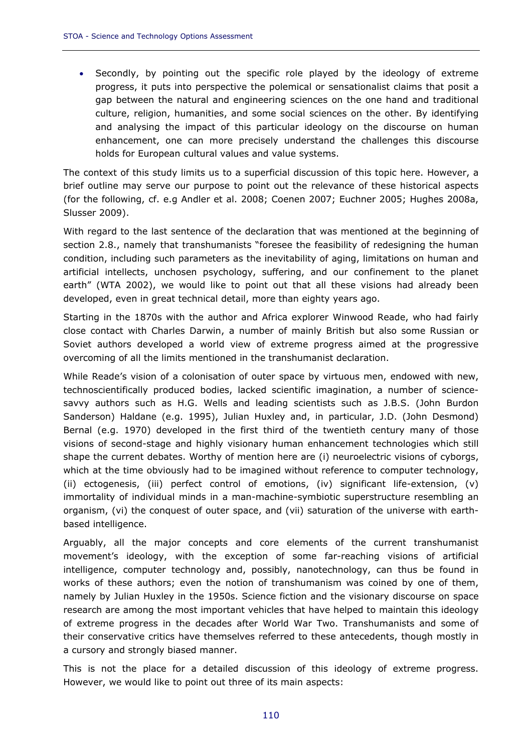- Secondly, by pointing out the specific role played by the ideology of extreme progress, it puts into perspective the polemical or sensationalist claims that posit a gap between the natural and engineering sciences on the one hand and traditional culture, religion, humanities, and some social sciences on the other. By identifying and analysing the impact of this particular ideology on the discourse on human enhancement, one can more precisely understand the challenges this discourse holds for European cultural values and value systems.

The context of this study limits us to a superficial discussion of this topic here. However, a brief outline may serve our purpose to point out the relevance of these historical aspects (for the following, cf. e.g Andler et al. 2008; Coenen 2007; Euchner 2005; Hughes 2008a, Slusser 2009).

With regard to the last sentence of the declaration that was mentioned at the beginning of section 2.8., namely that transhumanists "foresee the feasibility of redesigning the human condition, including such parameters as the inevitability of aging, limitations on human and artificial intellects, unchosen psychology, suffering, and our confinement to the planet earth" (WTA 2002), we would like to point out that all these visions had already been developed, even in great technical detail, more than eighty years ago.

Starting in the 1870s with the author and Africa explorer Winwood Reade, who had fairly close contact with Charles Darwin, a number of mainly British but also some Russian or Soviet authors developed a world view of extreme progress aimed at the progressive overcoming of all the limits mentioned in the transhumanist declaration.

While Reade's vision of a colonisation of outer space by virtuous men, endowed with new, technoscientifically produced bodies, lacked scientific imagination, a number of science-savvy authors such as H.G. Wells and leading scientists such as J.B.S. (John Burdon Sanderson) Haldane (e.g. 1995), Julian Huxley and, in particular, J.D. (John Desmond) Bernal (e.g. 1970) developed in the first third of the twentieth century many of those visions of second-stage and highly visionary human enhancement technologies which still shape the current debates. Worthy of mention here are (i) neuroelectric visions of cyborgs, which at the time obviously had to be imagined without reference to computer technology, (ii) ectogenesis, (iii) perfect control of emotions, (iv) significant life-extension, (v) immortality of individual minds in a man-machine-symbiotic superstructure resembling an organism, (vi) the conquest of outer space, and (vii) saturation of the universe with earth-based intelligence.

Arguably, all the major concepts and core elements of the current transhumanist movement's ideology, with the exception of some far-reaching visions of artificial intelligence, computer technology and, possibly, nanotechnology, can thus be found in works of these authors; even the notion of transhumanism was coined by one of them, namely by Julian Huxley in the 1950s. Science fiction and the visionary discourse on space research are among the most important vehicles that have helped to maintain this ideology of extreme progress in the decades after World War Two. Transhumanists and some of their conservative critics have themselves referred to these antecedents, though mostly in a cursory and strongly biased manner.

This is not the place for a detailed discussion of this ideology of extreme progress. However, we would like to point out three of its main aspects: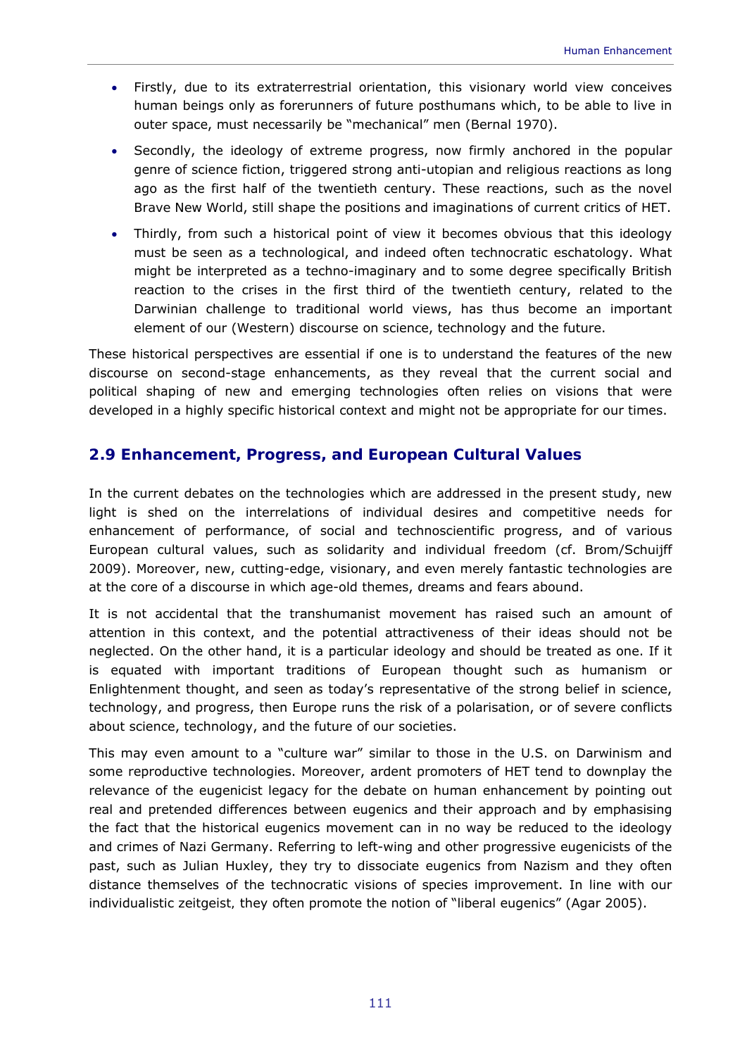- Firstly, due to its extraterrestrial orientation, this visionary world view conceives human beings only as forerunners of future posthumans which, to be able to live in outer space, must necessarily be "mechanical" men (Bernal 1970).
- Secondly, the ideology of extreme progress, now firmly anchored in the popular genre of science fiction, triggered strong anti-utopian and religious reactions as long ago as the first half of the twentieth century. These reactions, such as the novel Brave New World, still shape the positions and imaginations of current critics of HET.
- Thirdly, from such a historical point of view it becomes obvious that this ideology must be seen as a technological, and indeed often technocratic eschatology. What might be interpreted as a techno-imaginary and to some degree specifically British reaction to the crises in the first third of the twentieth century, related to the Darwinian challenge to traditional world views, has thus become an important element of our (Western) discourse on science, technology and the future.

These historical perspectives are essential if one is to understand the features of the new discourse on second-stage enhancements, as they reveal that the current social and political shaping of new and emerging technologies often relies on visions that were developed in a highly specific historical context and might not be appropriate for our times.

## 2.9 Enhancement, Progress, and European Cultural Values

In the current debates on the technologies which are addressed in the present study, new light is shed on the interrelations of individual desires and competitive needs for enhancement of performance, of social and technoscientific progress, and of various European cultural values, such as solidarity and individual freedom (cf. Brom/Schuijff 2009). Moreover, new, cutting-edge, visionary, and even merely fantastic technologies are at the core of a discourse in which age-old themes, dreams and fears abound.

It is not accidental that the transhumanist movement has raised such an amount of attention in this context, and the potential attractiveness of their ideas should not be neglected. On the other hand, it is a particular ideology and should be treated as one. If it is equated with important traditions of European thought such as humanism or Enlightenment thought, and seen as today's representative of the strong belief in science, technology, and progress, then Europe runs the risk of a polarisation, or of severe conflicts about science, technology, and the future of our societies.

This may even amount to a "culture war" similar to those in the U.S. on Darwinism and some reproductive technologies. Moreover, ardent promoters of HET tend to downplay the relevance of the eugenicist legacy for the debate on human enhancement by pointing out real and pretended differences between eugenics and their approach and by emphasising the fact that the historical eugenics movement can in no way be reduced to the ideology and crimes of Nazi Germany. Referring to left-wing and other progressive eugenicists of the past, such as Julian Huxley, they try to dissociate eugenics from Nazism and they often distance themselves of the technocratic visions of species improvement. In line with our individualistic zeitgeist, they often promote the notion of "liberal eugenics" (Agar 2005).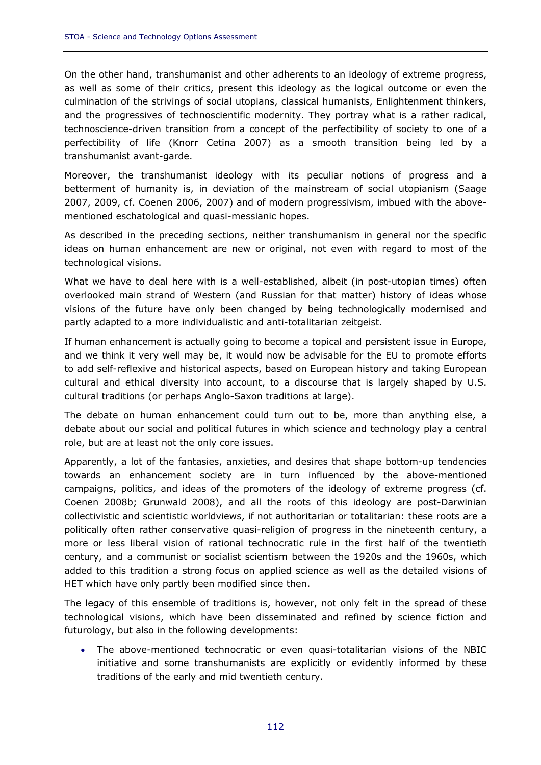On the other hand, transhumanist and other adherents to an ideology of extreme progress, as well as some of their critics, present this ideology as the logical outcome or even the culmination of the strivings of social utopians, classical humanists, Enlightenment thinkers, and the progressives of technoscientific modernity. They portray what is a rather radical, technoscience-driven transition from a concept of the perfectibility of society to one of a perfectibility of life (Knorr Cetina 2007) as a smooth transition being led by a transhumanist avant-garde.

Moreover, the transhumanist ideology with its peculiar notions of progress and a betterment of humanity is, in deviation of the mainstream of social utopianism (Saage 2007, 2009, cf. Coenen 2006, 2007) and of modern progressivism, imbued with the above-mentioned eschatological and quasi-messianic hopes.

As described in the preceding sections, neither transhumanism in general nor the specific ideas on human enhancement are new or original, not even with regard to most of the technological visions.

What we have to deal here with is a well-established, albeit (in post-utopian times) often overlooked main strand of Western (and Russian for that matter) history of ideas whose visions of the future have only been changed by being technologically modernised and partly adapted to a more individualistic and anti-totalitarian zeitgeist.

If human enhancement is actually going to become a topical and persistent issue in Europe, and we think it very well may be, it would now be advisable for the EU to promote efforts to add self-reflexive and historical aspects, based on European history and taking European cultural and ethical diversity into account, to a discourse that is largely shaped by U.S. cultural traditions (or perhaps Anglo-Saxon traditions at large).

The debate on human enhancement could turn out to be, more than anything else, a debate about our social and political futures in which science and technology play a central role, but are at least not the only core issues.

Apparently, a lot of the fantasies, anxieties, and desires that shape bottom-up tendencies towards an enhancement society are in turn influenced by the above-mentioned campaigns, politics, and ideas of the promoters of the ideology of extreme progress (cf. Coenen 2008b; Grunwald 2008), and all the roots of this ideology are post-Darwinian collectivistic and scientistic worldviews, if not authoritarian or totalitarian: these roots are a politically often rather conservative quasi-religion of progress in the nineteenth century, a more or less liberal vision of rational technocratic rule in the first half of the twentieth century, and a communist or socialist scientism between the 1920s and the 1960s, which added to this tradition a strong focus on applied science as well as the detailed visions of HET which have only partly been modified since then.

The legacy of this ensemble of traditions is, however, not only felt in the spread of these technological visions, which have been disseminated and refined by science fiction and futurology, but also in the following developments:

- The above-mentioned technocratic or even quasi-totalitarian visions of the NBIC initiative and some transhumanists are explicitly or evidently informed by these traditions of the early and mid twentieth century.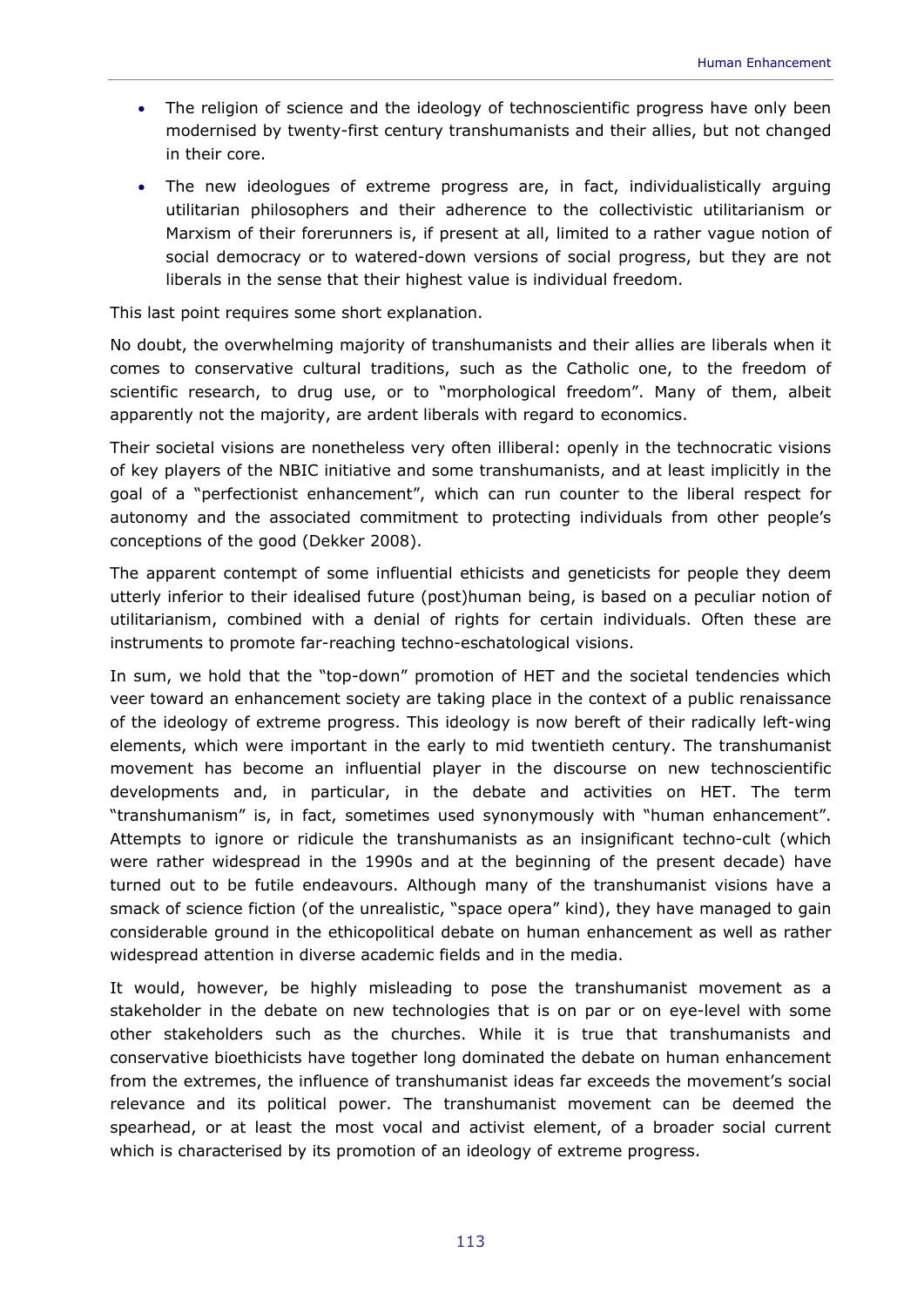- The religion of science and the ideology of technoscientific progress have only been modernised by twenty-first century transhumanists and their allies, but not changed in their core.
- The new ideologues of extreme progress are, in fact, individualistically arguing utilitarian philosophers and their adherence to the collectivistic utilitarianism or Marxism of their forerunners is, if present at all, limited to a rather vague notion of social democracy or to watered-down versions of social progress, but they are not liberals in the sense that their highest value is individual freedom.

This last point requires some short explanation.

No doubt, the overwhelming majority of transhumanists and their allies are liberals when it comes to conservative cultural traditions, such as the Catholic one, to the freedom of scientific research, to drug use, or to "morphological freedom". Many of them, albeit apparently not the majority, are ardent liberals with regard to economics.

Their societal visions are nonetheless very often illiberal: openly in the technocratic visions of key players of the NBIC initiative and some transhumanists, and at least implicitly in the goal of a "perfectionist enhancement", which can run counter to the liberal respect for autonomy and the associated commitment to protecting individuals from other people's conceptions of the good (Dekker 2008).

The apparent contempt of some influential ethicists and geneticists for people they deem utterly inferior to their idealised future (post)human being, is based on a peculiar notion of utilitarianism, combined with a denial of rights for certain individuals. Often these are instruments to promote far-reaching techno-eschatological visions.

In sum, we hold that the "top-down" promotion of HET and the societal tendencies which veer toward an enhancement society are taking place in the context of a public renaissance of the ideology of extreme progress. This ideology is now bereft of their radically left-wing elements, which were important in the early to mid twentieth century. The transhumanist movement has become an influential player in the discourse on new technoscientific developments and, in particular, in the debate and activities on HET. The term "transhumanism" is, in fact, sometimes used synonymously with "human enhancement". Attempts to ignore or ridicule the transhumanists as an insignificant techno-cult (which were rather widespread in the 1990s and at the beginning of the present decade) have turned out to be futile endeavours. Although many of the transhumanist visions have a smack of science fiction (of the unrealistic, "space opera" kind), they have managed to gain considerable ground in the ethicopolitical debate on human enhancement as well as rather widespread attention in diverse academic fields and in the media.

It would, however, be highly misleading to pose the transhumanist movement as a stakeholder in the debate on new technologies that is on par or on eye-level with some other stakeholders such as the churches. While it is true that transhumanists and conservative bioethicists have together long dominated the debate on human enhancement from the extremes, the influence of transhumanist ideas far exceeds the movement's social relevance and its political power. The transhumanist movement can be deemed the spearhead, or at least the most vocal and activist element, of a broader social current which is characterised by its promotion of an ideology of extreme progress.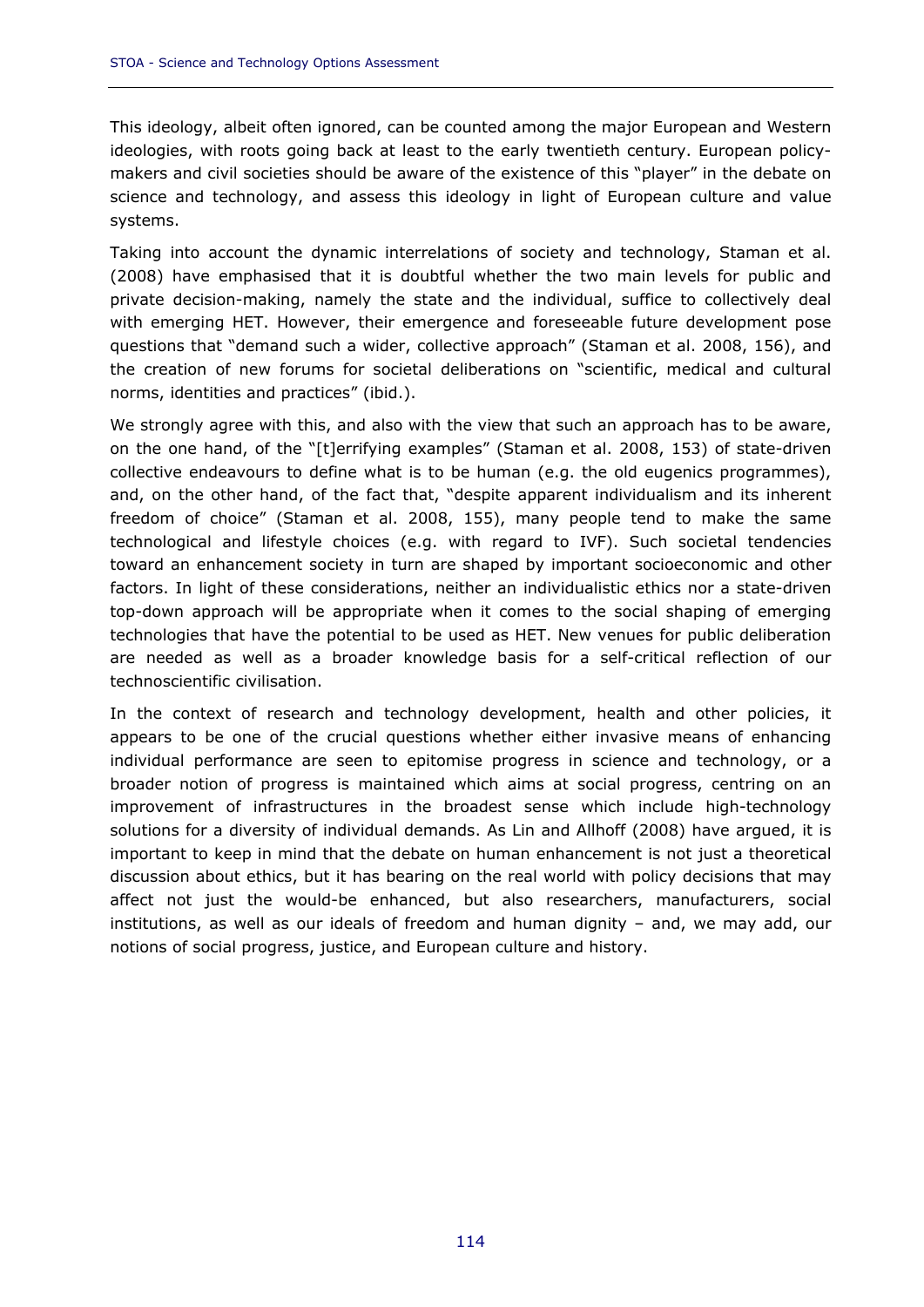This ideology, albeit often ignored, can be counted among the major European and Western ideologies, with roots going back at least to the early twentieth century. European policy-makers and civil societies should be aware of the existence of this "player" in the debate on science and technology, and assess this ideology in light of European culture and value systems.

Taking into account the dynamic interrelations of society and technology, Staman et al. (2008) have emphasised that it is doubtful whether the two main levels for public and private decision-making, namely the state and the individual, suffice to collectively deal with emerging HET. However, their emergence and foreseeable future development pose questions that "demand such a wider, collective approach" (Staman et al. 2008, 156), and the creation of new forums for societal deliberations on "scientific, medical and cultural norms, identities and practices" (ibid.).

We strongly agree with this, and also with the view that such an approach has to be aware, on the one hand, of the "[t]errifying examples" (Staman et al. 2008, 153) of state-driven collective endeavours to define what is to be human (e.g. the old eugenics programmes), and, on the other hand, of the fact that, "despite apparent individualism and its inherent freedom of choice" (Staman et al. 2008, 155), many people tend to make the same technological and lifestyle choices (e.g. with regard to IVF). Such societal tendencies toward an enhancement society in turn are shaped by important socioeconomic and other factors. In light of these considerations, neither an individualistic ethics nor a state-driven top-down approach will be appropriate when it comes to the social shaping of emerging technologies that have the potential to be used as HET. New venues for public deliberation are needed as well as a broader knowledge basis for a self-critical reflection of our technoscientific civilisation.

In the context of research and technology development, health and other policies, it appears to be one of the crucial questions whether either invasive means of enhancing individual performance are seen to epitomise progress in science and technology, or a broader notion of progress is maintained which aims at social progress, centring on an improvement of infrastructures in the broadest sense which include high-technology solutions for a diversity of individual demands. As Lin and Allhoff (2008) have argued, it is important to keep in mind that the debate on human enhancement is not just a theoretical discussion about ethics, but it has bearing on the real world with policy decisions that may affect not just the would-be enhanced, but also researchers, manufacturers, social institutions, as well as our ideals of freedom and human dignity – and, we may add, our notions of social progress, justice, and European culture and history.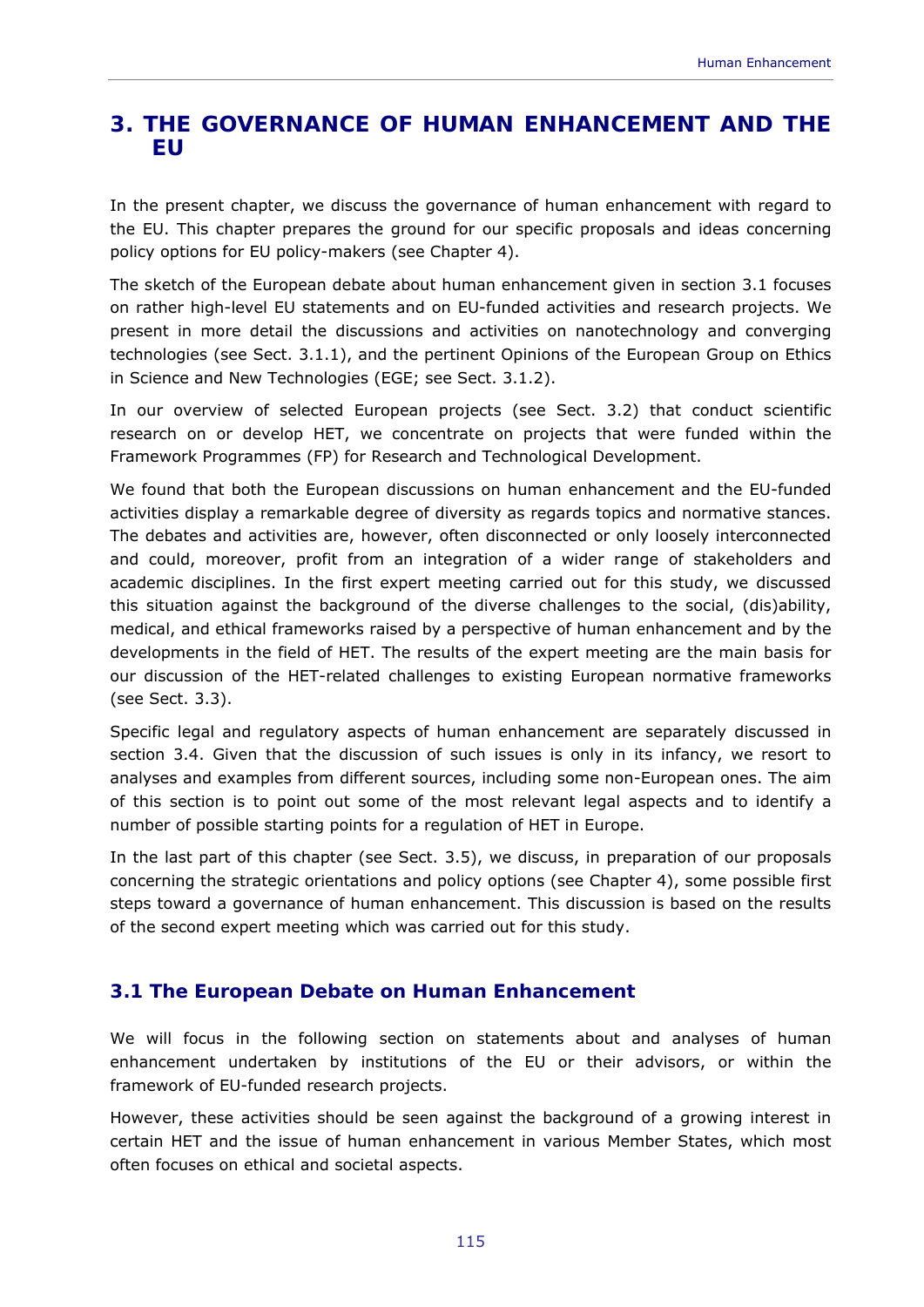# 3. THE GOVERNANCE OF HUMAN ENHANCEMENT AND THE EU

In the present chapter, we discuss the governance of human enhancement with regard to the EU. This chapter prepares the ground for our specific proposals and ideas concerning policy options for EU policy-makers (see Chapter 4).

The sketch of the European debate about human enhancement given in section 3.1 focuses on rather high-level EU statements and on EU-funded activities and research projects. We present in more detail the discussions and activities on nanotechnology and converging technologies (see Sect. 3.1.1), and the pertinent Opinions of the European Group on Ethics in Science and New Technologies (EGE; see Sect. 3.1.2).

In our overview of selected European projects (see Sect. 3.2) that conduct scientific research on or develop HET, we concentrate on projects that were funded within the Framework Programmes (FP) for Research and Technological Development.

We found that both the European discussions on human enhancement and the EU-funded activities display a remarkable degree of diversity as regards topics and normative stances. The debates and activities are, however, often disconnected or only loosely interconnected and could, moreover, profit from an integration of a wider range of stakeholders and academic disciplines. In the first expert meeting carried out for this study, we discussed this situation against the background of the diverse challenges to the social, (dis)ability, medical, and ethical frameworks raised by a perspective of human enhancement and by the developments in the field of HET. The results of the expert meeting are the main basis for our discussion of the HET-related challenges to existing European normative frameworks (see Sect. 3.3).

Specific legal and regulatory aspects of human enhancement are separately discussed in section 3.4. Given that the discussion of such issues is only in its infancy, we resort to analyses and examples from different sources, including some non-European ones. The aim of this section is to point out some of the most relevant legal aspects and to identify a number of possible starting points for a regulation of HET in Europe.

In the last part of this chapter (see Sect. 3.5), we discuss, in preparation of our proposals concerning the strategic orientations and policy options (see Chapter 4), some possible first steps toward a governance of human enhancement. This discussion is based on the results of the second expert meeting which was carried out for this study.

## 3.1 The European Debate on Human Enhancement

We will focus in the following section on statements about and analyses of human enhancement undertaken by institutions of the EU or their advisors, or within the framework of EU-funded research projects.

However, these activities should be seen against the background of a growing interest in certain HET and the issue of human enhancement in various Member States, which most often focuses on ethical and societal aspects.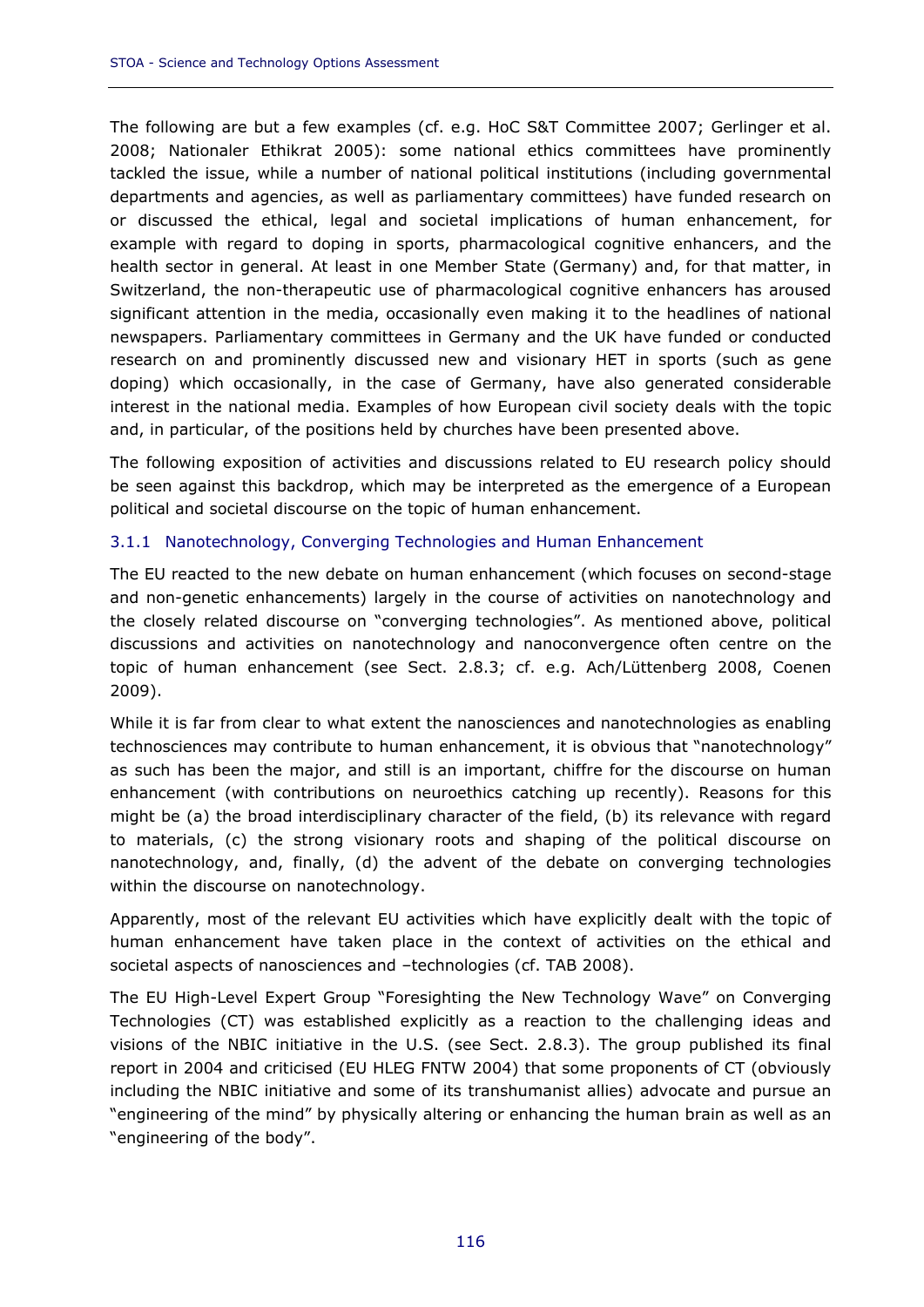The following are but a few examples (cf. e.g. HoC S&T Committee 2007; Gerlinger et al. 2008; Nationaler Ethikrat 2005): some national ethics committees have prominently tackled the issue, while a number of national political institutions (including governmental departments and agencies, as well as parliamentary committees) have funded research on or discussed the ethical, legal and societal implications of human enhancement, for example with regard to doping in sports, pharmacological cognitive enhancers, and the health sector in general. At least in one Member State (Germany) and, for that matter, in Switzerland, the non-therapeutic use of pharmacological cognitive enhancers has aroused significant attention in the media, occasionally even making it to the headlines of national newspapers. Parliamentary committees in Germany and the UK have funded or conducted research on and prominently discussed new and visionary HET in sports (such as gene doping) which occasionally, in the case of Germany, have also generated considerable interest in the national media. Examples of how European civil society deals with the topic and, in particular, of the positions held by churches have been presented above.

The following exposition of activities and discussions related to EU research policy should be seen against this backdrop, which may be interpreted as the emergence of a European political and societal discourse on the topic of human enhancement.

### 3.1.1 Nanotechnology, Converging Technologies and Human Enhancement

The EU reacted to the new debate on human enhancement (which focuses on second-stage and non-genetic enhancements) largely in the course of activities on nanotechnology and the closely related discourse on "converging technologies". As mentioned above, political discussions and activities on nanotechnology and nanoconvergence often centre on the topic of human enhancement (see Sect. 2.8.3; cf. e.g. Ach/Lüttenberg 2008, Coenen 2009).

While it is far from clear to what extent the nanosciences and nanotechnologies as enabling technosciences may contribute to human enhancement, it is obvious that "nanotechnology" as such has been the major, and still is an important, chiffre for the discourse on human enhancement (with contributions on neuroethics catching up recently). Reasons for this might be (a) the broad interdisciplinary character of the field, (b) its relevance with regard to materials, (c) the strong visionary roots and shaping of the political discourse on nanotechnology, and, finally, (d) the advent of the debate on converging technologies within the discourse on nanotechnology.

Apparently, most of the relevant EU activities which have explicitly dealt with the topic of human enhancement have taken place in the context of activities on the ethical and societal aspects of nanosciences and –technologies (cf. TAB 2008).

The EU High-Level Expert Group "Foresighting the New Technology Wave" on Converging Technologies (CT) was established explicitly as a reaction to the challenging ideas and visions of the NBIC initiative in the U.S. (see Sect. 2.8.3). The group published its final report in 2004 and criticised (EU HLEG FNTW 2004) that some proponents of CT (obviously including the NBIC initiative and some of its transhumanist allies) advocate and pursue an "engineering of the mind" by physically altering or enhancing the human brain as well as an "engineering of the body".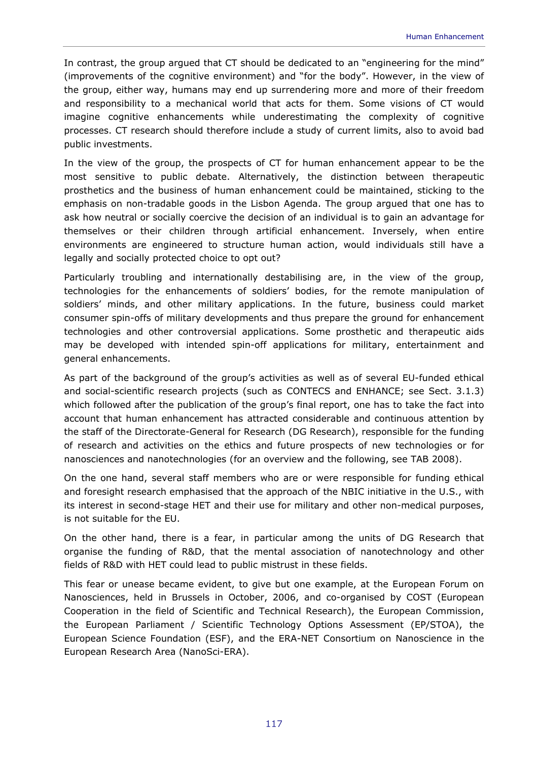In contrast, the group argued that CT should be dedicated to an "engineering for the mind" (improvements of the cognitive environment) and "for the body". However, in the view of the group, either way, humans may end up surrendering more and more of their freedom and responsibility to a mechanical world that acts for them. Some visions of CT would imagine cognitive enhancements while underestimating the complexity of cognitive processes. CT research should therefore include a study of current limits, also to avoid bad public investments.

In the view of the group, the prospects of CT for human enhancement appear to be the most sensitive to public debate. Alternatively, the distinction between therapeutic prosthetics and the business of human enhancement could be maintained, sticking to the emphasis on non-tradable goods in the Lisbon Agenda. The group argued that one has to ask how neutral or socially coercive the decision of an individual is to gain an advantage for themselves or their children through artificial enhancement. Inversely, when entire environments are engineered to structure human action, would individuals still have a legally and socially protected choice to opt out?

Particularly troubling and internationally destabilising are, in the view of the group, technologies for the enhancements of soldiers' bodies, for the remote manipulation of soldiers' minds, and other military applications. In the future, business could market consumer spin-offs of military developments and thus prepare the ground for enhancement technologies and other controversial applications. Some prosthetic and therapeutic aids may be developed with intended spin-off applications for military, entertainment and general enhancements.

As part of the background of the group's activities as well as of several EU-funded ethical and social-scientific research projects (such as CONTECS and ENHANCE; see Sect. 3.1.3) which followed after the publication of the group's final report, one has to take the fact into account that human enhancement has attracted considerable and continuous attention by the staff of the Directorate-General for Research (DG Research), responsible for the funding of research and activities on the ethics and future prospects of new technologies or for nanosciences and nanotechnologies (for an overview and the following, see TAB 2008).

On the one hand, several staff members who are or were responsible for funding ethical and foresight research emphasised that the approach of the NBIC initiative in the U.S., with its interest in second-stage HET and their use for military and other non-medical purposes, is not suitable for the EU.

On the other hand, there is a fear, in particular among the units of DG Research that organise the funding of R&D, that the mental association of nanotechnology and other fields of R&D with HET could lead to public mistrust in these fields.

This fear or unease became evident, to give but one example, at the European Forum on Nanosciences, held in Brussels in October, 2006, and co-organised by COST (European Cooperation in the field of Scientific and Technical Research), the European Commission, the European Parliament / Scientific Technology Options Assessment (EP/STOA), the European Science Foundation (ESF), and the ERA-NET Consortium on Nanoscience in the European Research Area (NanoSci-ERA).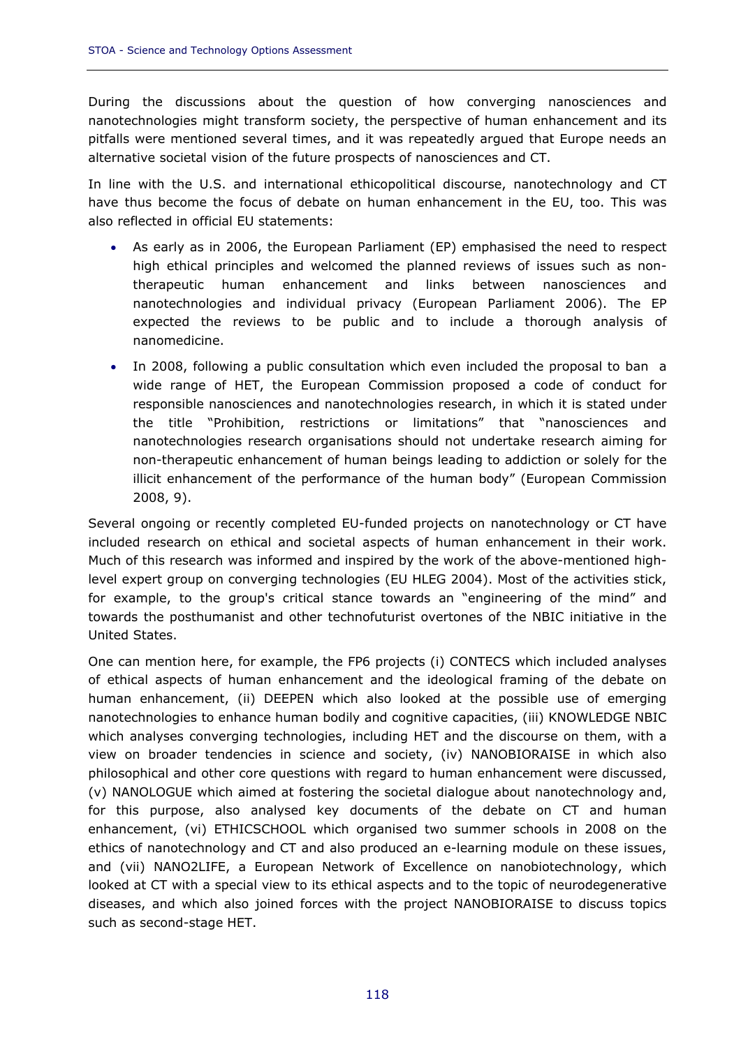During the discussions about the question of how converging nanosciences and nanotechnologies might transform society, the perspective of human enhancement and its pitfalls were mentioned several times, and it was repeatedly argued that Europe needs an alternative societal vision of the future prospects of nanosciences and CT.

In line with the U.S. and international ethicopolitical discourse, nanotechnology and CT have thus become the focus of debate on human enhancement in the EU, too. This was also reflected in official EU statements:

- As early as in 2006, the European Parliament (EP) emphasised the need to respect high ethical principles and welcomed the planned reviews of issues such as non-therapeutic human enhancement and links between nanosciences and nanotechnologies and individual privacy (European Parliament 2006). The EP expected the reviews to be public and to include a thorough analysis of nanomedicine.
- In 2008, following a public consultation which even included the proposal to ban a wide range of HET, the European Commission proposed a code of conduct for responsible nanosciences and nanotechnologies research, in which it is stated under the title "Prohibition, restrictions or limitations" that "nanosciences and nanotechnologies research organisations should not undertake research aiming for non-therapeutic enhancement of human beings leading to addiction or solely for the illicit enhancement of the performance of the human body" (European Commission 2008, 9).

Several ongoing or recently completed EU-funded projects on nanotechnology or CT have included research on ethical and societal aspects of human enhancement in their work. Much of this research was informed and inspired by the work of the above-mentioned high-level expert group on converging technologies (EU HLEG 2004). Most of the activities stick, for example, to the group's critical stance towards an "engineering of the mind" and towards the posthumanist and other technofuturist overtones of the NBIC initiative in the United States.

One can mention here, for example, the FP6 projects (i) CONTECS which included analyses of ethical aspects of human enhancement and the ideological framing of the debate on human enhancement, (ii) DEEPEN which also looked at the possible use of emerging nanotechnologies to enhance human bodily and cognitive capacities, (iii) KNOWLEDGE NBIC which analyses converging technologies, including HET and the discourse on them, with a view on broader tendencies in science and society, (iv) NANOBIORAISE in which also philosophical and other core questions with regard to human enhancement were discussed, (v) NANOLOGUE which aimed at fostering the societal dialogue about nanotechnology and, for this purpose, also analysed key documents of the debate on CT and human enhancement, (vi) ETHICSCHOOL which organised two summer schools in 2008 on the ethics of nanotechnology and CT and also produced an e-learning module on these issues, and (vii) NANO2LIFE, a European Network of Excellence on nanobiotechnology, which looked at CT with a special view to its ethical aspects and to the topic of neurodegenerative diseases, and which also joined forces with the project NANOBIORAISE to discuss topics such as second-stage HET.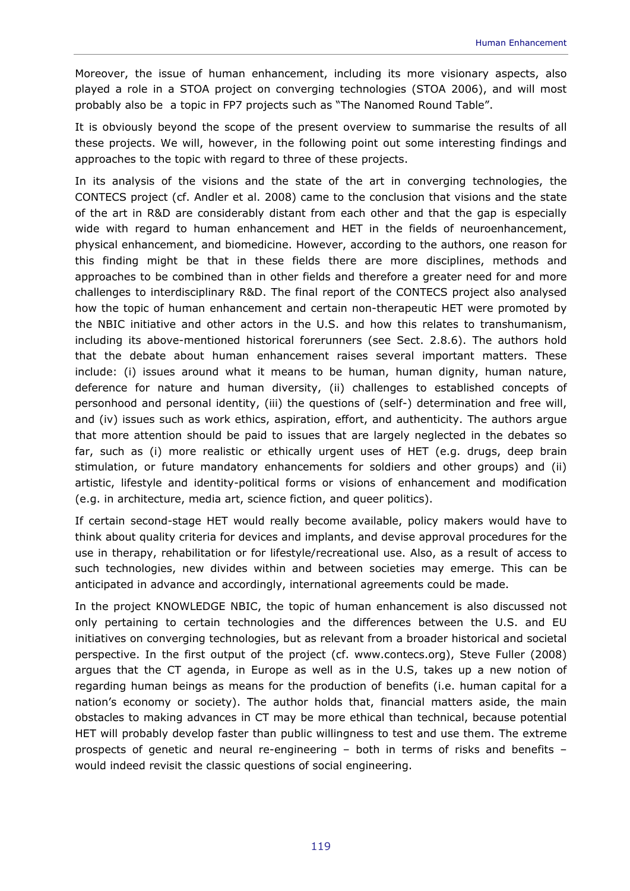Moreover, the issue of human enhancement, including its more visionary aspects, also played a role in a STOA project on converging technologies (STOA 2006), and will most probably also be a topic in FP7 projects such as "The Nanomed Round Table".

It is obviously beyond the scope of the present overview to summarise the results of all these projects. We will, however, in the following point out some interesting findings and approaches to the topic with regard to three of these projects.

In its analysis of the visions and the state of the art in converging technologies, the CONTECS project (cf. Andler et al. 2008) came to the conclusion that visions and the state of the art in R&D are considerably distant from each other and that the gap is especially wide with regard to human enhancement and HET in the fields of neuroenhancement, physical enhancement, and biomedicine. However, according to the authors, one reason for this finding might be that in these fields there are more disciplines, methods and approaches to be combined than in other fields and therefore a greater need for and more challenges to interdisciplinary R&D. The final report of the CONTECS project also analysed how the topic of human enhancement and certain non-therapeutic HET were promoted by the NBIC initiative and other actors in the U.S. and how this relates to transhumanism, including its above-mentioned historical forerunners (see Sect. 2.8.6). The authors hold that the debate about human enhancement raises several important matters. These include: (i) issues around what it means to be human, human dignity, human nature, deference for nature and human diversity, (ii) challenges to established concepts of personhood and personal identity, (iii) the questions of (self-) determination and free will, and (iv) issues such as work ethics, aspiration, effort, and authenticity. The authors argue that more attention should be paid to issues that are largely neglected in the debates so far, such as (i) more realistic or ethically urgent uses of HET (e.g. drugs, deep brain stimulation, or future mandatory enhancements for soldiers and other groups) and (ii) artistic, lifestyle and identity-political forms or visions of enhancement and modification (e.g. in architecture, media art, science fiction, and queer politics).

If certain second-stage HET would really become available, policy makers would have to think about quality criteria for devices and implants, and devise approval procedures for the use in therapy, rehabilitation or for lifestyle/recreational use. Also, as a result of access to such technologies, new divides within and between societies may emerge. This can be anticipated in advance and accordingly, international agreements could be made.

In the project KNOWLEDGE NBIC, the topic of human enhancement is also discussed not only pertaining to certain technologies and the differences between the U.S. and EU initiatives on converging technologies, but as relevant from a broader historical and societal perspective. In the first output of the project (cf. www.contecs.org), Steve Fuller (2008) argues that the CT agenda, in Europe as well as in the U.S, takes up a new notion of regarding human beings as means for the production of benefits (i.e. human capital for a nation's economy or society). The author holds that, financial matters aside, the main obstacles to making advances in CT may be more ethical than technical, because potential HET will probably develop faster than public willingness to test and use them. The extreme prospects of genetic and neural re-engineering – both in terms of risks and benefits – would indeed revisit the classic questions of social engineering.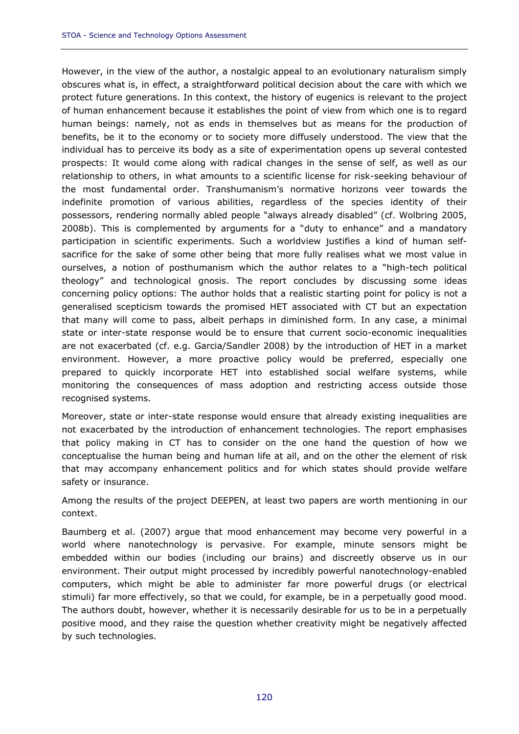However, in the view of the author, a nostalgic appeal to an evolutionary naturalism simply obscures what is, in effect, a straightforward political decision about the care with which we protect future generations. In this context, the history of eugenics is relevant to the project of human enhancement because it establishes the point of view from which one is to regard human beings: namely, not as ends in themselves but as means for the production of benefits, be it to the economy or to society more diffusely understood. The view that the individual has to perceive its body as a site of experimentation opens up several contested prospects: It would come along with radical changes in the sense of self, as well as our relationship to others, in what amounts to a scientific license for risk-seeking behaviour of the most fundamental order. Transhumanism's normative horizons veer towards the indefinite promotion of various abilities, regardless of the species identity of their possessors, rendering normally abled people "always already disabled" (cf. Wolbring 2005, 2008b). This is complemented by arguments for a "duty to enhance" and a mandatory participation in scientific experiments. Such a worldview justifies a kind of human self-sacrifice for the sake of some other being that more fully realises what we most value in ourselves, a notion of posthumanism which the author relates to a "high-tech political theology" and technological gnosis. The report concludes by discussing some ideas concerning policy options: The author holds that a realistic starting point for policy is not a generalised scepticism towards the promised HET associated with CT but an expectation that many will come to pass, albeit perhaps in diminished form. In any case, a minimal state or inter-state response would be to ensure that current socio-economic inequalities are not exacerbated (cf. e.g. Garcia/Sandler 2008) by the introduction of HET in a market environment. However, a more proactive policy would be preferred, especially one prepared to quickly incorporate HET into established social welfare systems, while monitoring the consequences of mass adoption and restricting access outside those recognised systems.

Moreover, state or inter-state response would ensure that already existing inequalities are not exacerbated by the introduction of enhancement technologies. The report emphasises that policy making in CT has to consider on the one hand the question of how we conceptualise the human being and human life at all, and on the other the element of risk that may accompany enhancement politics and for which states should provide welfare safety or insurance.

Among the results of the project DEEPEN, at least two papers are worth mentioning in our context.

Baumberg et al. (2007) argue that mood enhancement may become very powerful in a world where nanotechnology is pervasive. For example, minute sensors might be embedded within our bodies (including our brains) and discreetly observe us in our environment. Their output might processed by incredibly powerful nanotechnology-enabled computers, which might be able to administer far more powerful drugs (or electrical stimuli) far more effectively, so that we could, for example, be in a perpetually good mood. The authors doubt, however, whether it is necessarily desirable for us to be in a perpetually positive mood, and they raise the question whether creativity might be negatively affected by such technologies.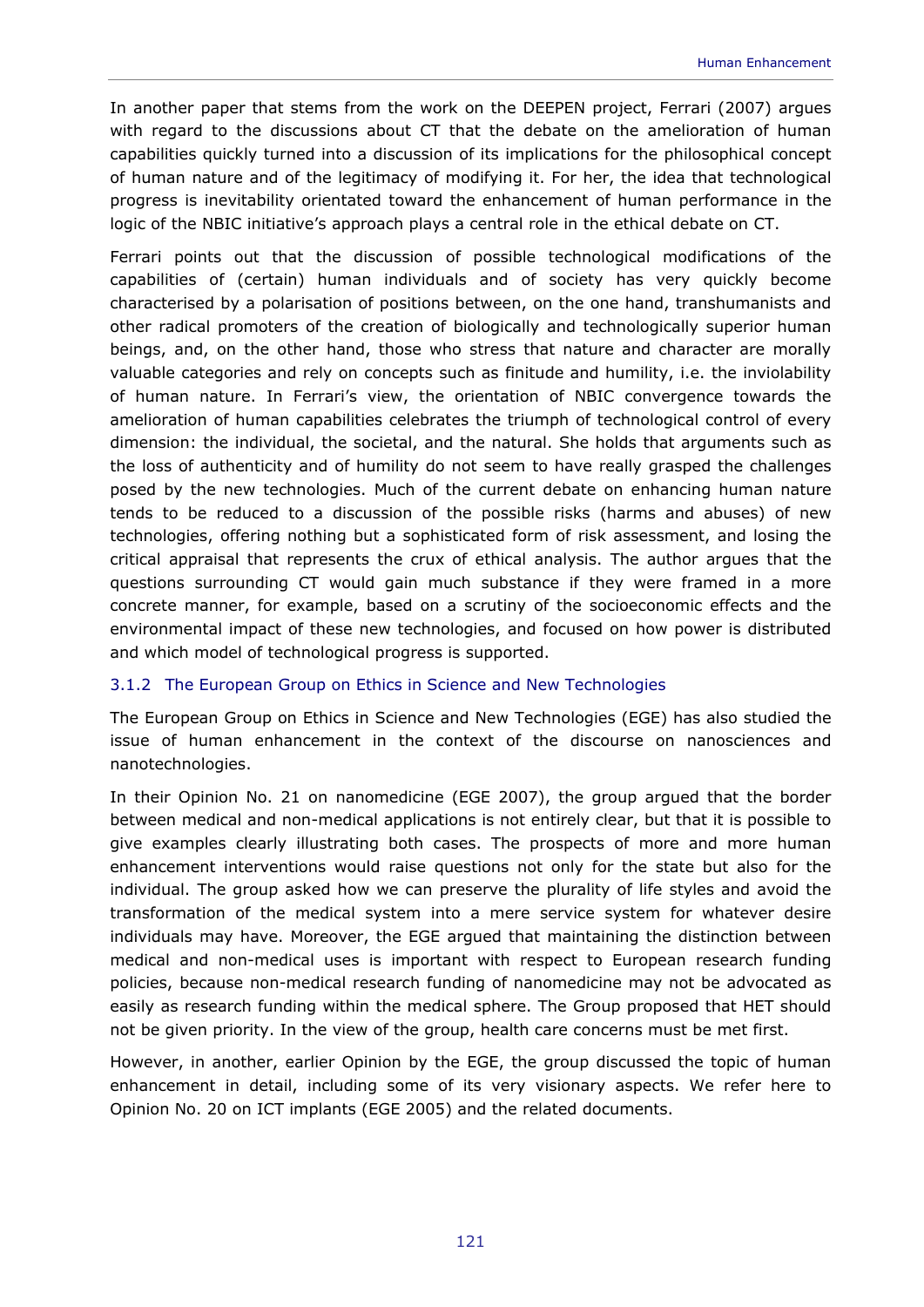In another paper that stems from the work on the DEEPEN project, Ferrari (2007) argues with regard to the discussions about CT that the debate on the amelioration of human capabilities quickly turned into a discussion of its implications for the philosophical concept of human nature and of the legitimacy of modifying it. For her, the idea that technological progress is inevitability orientated toward the enhancement of human performance in the logic of the NBIC initiative's approach plays a central role in the ethical debate on CT.

Ferrari points out that the discussion of possible technological modifications of the capabilities of (certain) human individuals and of society has very quickly become characterised by a polarisation of positions between, on the one hand, transhumanists and other radical promoters of the creation of biologically and technologically superior human beings, and, on the other hand, those who stress that nature and character are morally valuable categories and rely on concepts such as finitude and humility, i.e. the inviolability of human nature. In Ferrari's view, the orientation of NBIC convergence towards the amelioration of human capabilities celebrates the triumph of technological control of every dimension: the individual, the societal, and the natural. She holds that arguments such as the loss of authenticity and of humility do not seem to have really grasped the challenges posed by the new technologies. Much of the current debate on enhancing human nature tends to be reduced to a discussion of the possible risks (harms and abuses) of new technologies, offering nothing but a sophisticated form of risk assessment, and losing the critical appraisal that represents the crux of ethical analysis. The author argues that the questions surrounding CT would gain much substance if they were framed in a more concrete manner, for example, based on a scrutiny of the socioeconomic effects and the environmental impact of these new technologies, and focused on how power is distributed and which model of technological progress is supported.

### 3.1.2 The European Group on Ethics in Science and New Technologies

The European Group on Ethics in Science and New Technologies (EGE) has also studied the issue of human enhancement in the context of the discourse on nanosciences and nanotechnologies.

In their Opinion No. 21 on nanomedicine (EGE 2007), the group argued that the border between medical and non-medical applications is not entirely clear, but that it is possible to give examples clearly illustrating both cases. The prospects of more and more human enhancement interventions would raise questions not only for the state but also for the individual. The group asked how we can preserve the plurality of life styles and avoid the transformation of the medical system into a mere service system for whatever desire individuals may have. Moreover, the EGE argued that maintaining the distinction between medical and non-medical uses is important with respect to European research funding policies, because non-medical research funding of nanomedicine may not be advocated as easily as research funding within the medical sphere. The Group proposed that HET should not be given priority. In the view of the group, health care concerns must be met first.

However, in another, earlier Opinion by the EGE, the group discussed the topic of human enhancement in detail, including some of its very visionary aspects. We refer here to Opinion No. 20 on ICT implants (EGE 2005) and the related documents.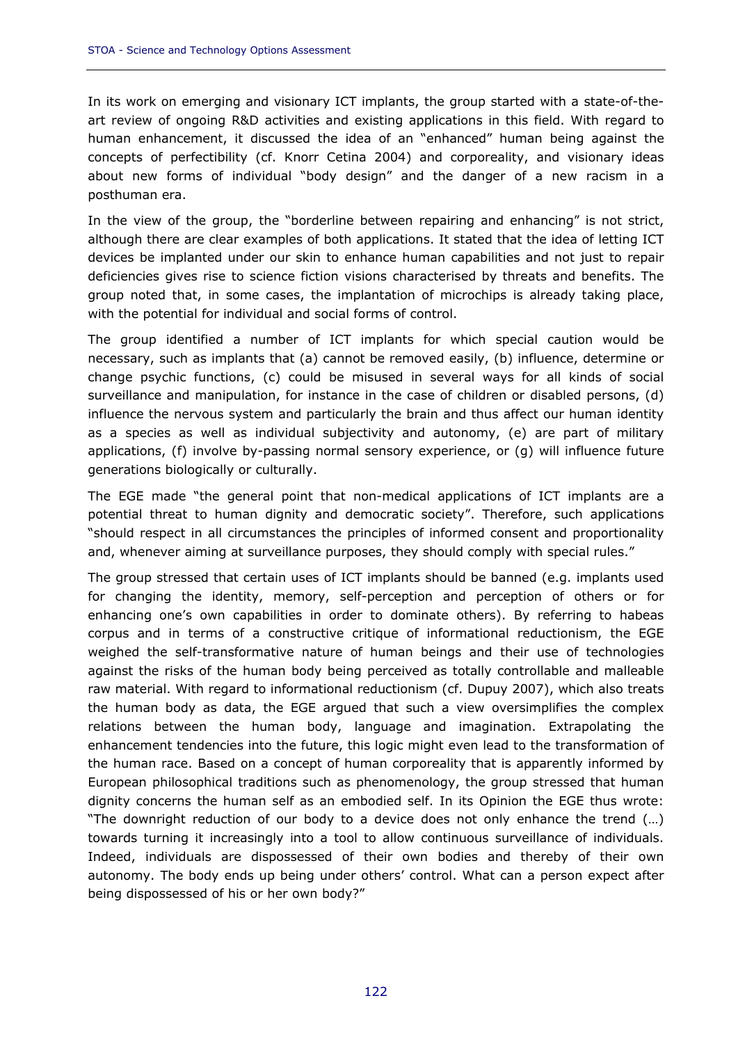In its work on emerging and visionary ICT implants, the group started with a state-of-the-art review of ongoing R&D activities and existing applications in this field. With regard to human enhancement, it discussed the idea of an "enhanced" human being against the concepts of perfectibility (cf. Knorr Cetina 2004) and corporeality, and visionary ideas about new forms of individual "body design" and the danger of a new racism in a posthuman era.

In the view of the group, the "borderline between repairing and enhancing" is not strict, although there are clear examples of both applications. It stated that the idea of letting ICT devices be implanted under our skin to enhance human capabilities and not just to repair deficiencies gives rise to science fiction visions characterised by threats and benefits. The group noted that, in some cases, the implantation of microchips is already taking place, with the potential for individual and social forms of control.

The group identified a number of ICT implants for which special caution would be necessary, such as implants that (a) cannot be removed easily, (b) influence, determine or change psychic functions, (c) could be misused in several ways for all kinds of social surveillance and manipulation, for instance in the case of children or disabled persons, (d) influence the nervous system and particularly the brain and thus affect our human identity as a species as well as individual subjectivity and autonomy, (e) are part of military applications, (f) involve by-passing normal sensory experience, or (g) will influence future generations biologically or culturally.

The EGE made "the general point that non-medical applications of ICT implants are a potential threat to human dignity and democratic society". Therefore, such applications "should respect in all circumstances the principles of informed consent and proportionality and, whenever aiming at surveillance purposes, they should comply with special rules."

The group stressed that certain uses of ICT implants should be banned (e.g. implants used for changing the identity, memory, self-perception and perception of others or for enhancing one's own capabilities in order to dominate others). By referring to habeas corpus and in terms of a constructive critique of informational reductionism, the EGE weighed the self-transformative nature of human beings and their use of technologies against the risks of the human body being perceived as totally controllable and malleable raw material. With regard to informational reductionism (cf. Dupuy 2007), which also treats the human body as data, the EGE argued that such a view oversimplifies the complex relations between the human body, language and imagination. Extrapolating the enhancement tendencies into the future, this logic might even lead to the transformation of the human race. Based on a concept of human corporeality that is apparently informed by European philosophical traditions such as phenomenology, the group stressed that human dignity concerns the human self as an embodied self. In its Opinion the EGE thus wrote: "The downright reduction of our body to a device does not only enhance the trend (…) towards turning it increasingly into a tool to allow continuous surveillance of individuals. Indeed, individuals are dispossessed of their own bodies and thereby of their own autonomy. The body ends up being under others' control. What can a person expect after being dispossessed of his or her own body?"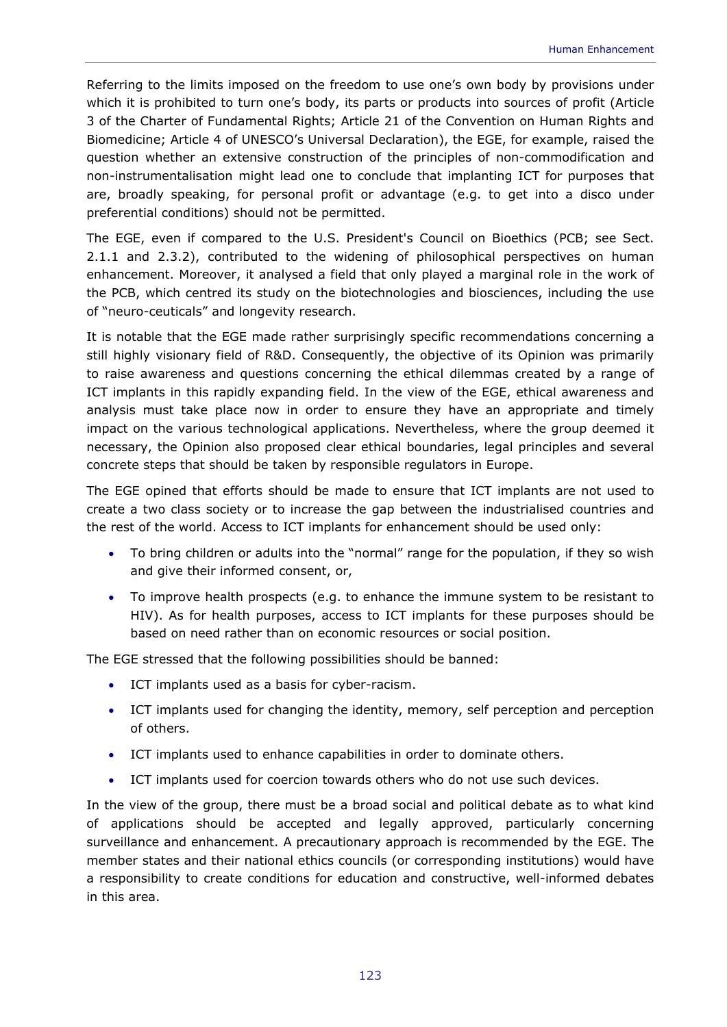Referring to the limits imposed on the freedom to use one's own body by provisions under which it is prohibited to turn one's body, its parts or products into sources of profit (Article 3 of the Charter of Fundamental Rights; Article 21 of the Convention on Human Rights and Biomedicine; Article 4 of UNESCO's Universal Declaration), the EGE, for example, raised the question whether an extensive construction of the principles of non-commodification and non-instrumentalisation might lead one to conclude that implanting ICT for purposes that are, broadly speaking, for personal profit or advantage (e.g. to get into a disco under preferential conditions) should not be permitted.

The EGE, even if compared to the U.S. President's Council on Bioethics (PCB; see Sect. 2.1.1 and 2.3.2), contributed to the widening of philosophical perspectives on human enhancement. Moreover, it analysed a field that only played a marginal role in the work of the PCB, which centred its study on the biotechnologies and biosciences, including the use of "neuro-ceuticals" and longevity research.

It is notable that the EGE made rather surprisingly specific recommendations concerning a still highly visionary field of R&D. Consequently, the objective of its Opinion was primarily to raise awareness and questions concerning the ethical dilemmas created by a range of ICT implants in this rapidly expanding field. In the view of the EGE, ethical awareness and analysis must take place now in order to ensure they have an appropriate and timely impact on the various technological applications. Nevertheless, where the group deemed it necessary, the Opinion also proposed clear ethical boundaries, legal principles and several concrete steps that should be taken by responsible regulators in Europe.

The EGE opined that efforts should be made to ensure that ICT implants are not used to create a two class society or to increase the gap between the industrialised countries and the rest of the world. Access to ICT implants for enhancement should be used only:

- To bring children or adults into the "normal" range for the population, if they so wish and give their informed consent, or,
- To improve health prospects (e.g. to enhance the immune system to be resistant to HIV). As for health purposes, access to ICT implants for these purposes should be based on need rather than on economic resources or social position.

The EGE stressed that the following possibilities should be banned:

- ICT implants used as a basis for cyber-racism.
- ICT implants used for changing the identity, memory, self perception and perception of others.
- ICT implants used to enhance capabilities in order to dominate others.
- ICT implants used for coercion towards others who do not use such devices.

In the view of the group, there must be a broad social and political debate as to what kind of applications should be accepted and legally approved, particularly concerning surveillance and enhancement. A precautionary approach is recommended by the EGE. The member states and their national ethics councils (or corresponding institutions) would have a responsibility to create conditions for education and constructive, well-informed debates in this area.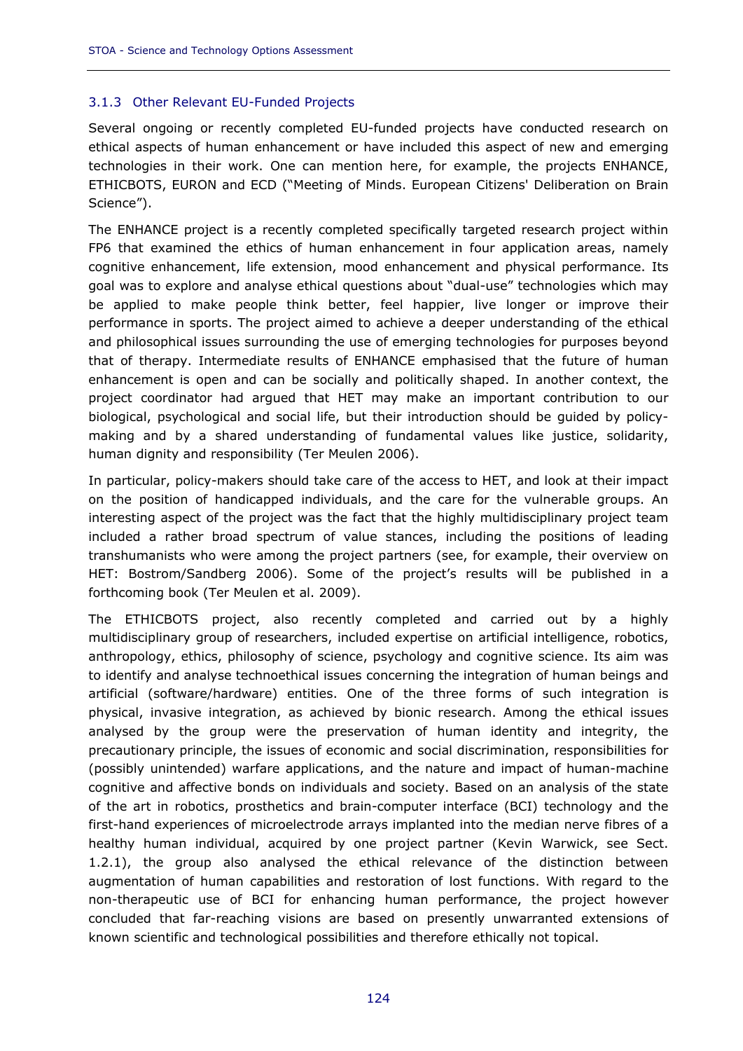### 3.1.3 Other Relevant EU-Funded Projects

Several ongoing or recently completed EU-funded projects have conducted research on ethical aspects of human enhancement or have included this aspect of new and emerging technologies in their work. One can mention here, for example, the projects ENHANCE, ETHICBOTS, EURON and ECD ("Meeting of Minds. European Citizens' Deliberation on Brain Science").

The ENHANCE project is a recently completed specifically targeted research project within FP6 that examined the ethics of human enhancement in four application areas, namely cognitive enhancement, life extension, mood enhancement and physical performance. Its goal was to explore and analyse ethical questions about "dual-use" technologies which may be applied to make people think better, feel happier, live longer or improve their performance in sports. The project aimed to achieve a deeper understanding of the ethical and philosophical issues surrounding the use of emerging technologies for purposes beyond that of therapy. Intermediate results of ENHANCE emphasised that the future of human enhancement is open and can be socially and politically shaped. In another context, the project coordinator had argued that HET may make an important contribution to our biological, psychological and social life, but their introduction should be guided by policy-making and by a shared understanding of fundamental values like justice, solidarity, human dignity and responsibility (Ter Meulen 2006).

In particular, policy-makers should take care of the access to HET, and look at their impact on the position of handicapped individuals, and the care for the vulnerable groups. An interesting aspect of the project was the fact that the highly multidisciplinary project team included a rather broad spectrum of value stances, including the positions of leading transhumanists who were among the project partners (see, for example, their overview on HET: Bostrom/Sandberg 2006). Some of the project's results will be published in a forthcoming book (Ter Meulen et al. 2009).

The ETHICBOTS project, also recently completed and carried out by a highly multidisciplinary group of researchers, included expertise on artificial intelligence, robotics, anthropology, ethics, philosophy of science, psychology and cognitive science. Its aim was to identify and analyse technoethical issues concerning the integration of human beings and artificial (software/hardware) entities. One of the three forms of such integration is physical, invasive integration, as achieved by bionic research. Among the ethical issues analysed by the group were the preservation of human identity and integrity, the precautionary principle, the issues of economic and social discrimination, responsibilities for (possibly unintended) warfare applications, and the nature and impact of human-machine cognitive and affective bonds on individuals and society. Based on an analysis of the state of the art in robotics, prosthetics and brain-computer interface (BCI) technology and the first-hand experiences of microelectrode arrays implanted into the median nerve fibres of a healthy human individual, acquired by one project partner (Kevin Warwick, see Sect. 1.2.1), the group also analysed the ethical relevance of the distinction between augmentation of human capabilities and restoration of lost functions. With regard to the non-therapeutic use of BCI for enhancing human performance, the project however concluded that far-reaching visions are based on presently unwarranted extensions of known scientific and technological possibilities and therefore ethically not topical.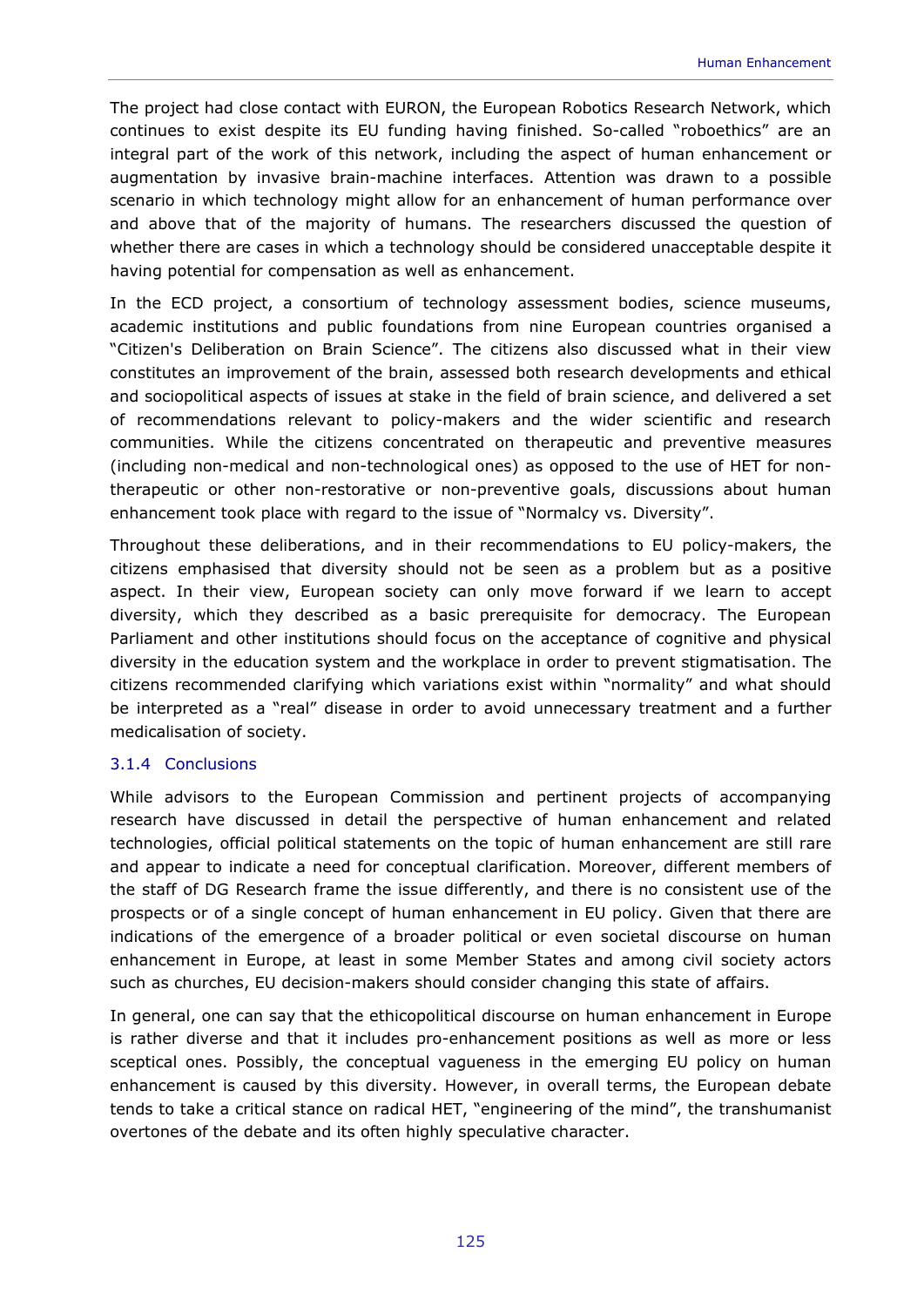The project had close contact with EURON, the European Robotics Research Network, which continues to exist despite its EU funding having finished. So-called "roboethics" are an integral part of the work of this network, including the aspect of human enhancement or augmentation by invasive brain-machine interfaces. Attention was drawn to a possible scenario in which technology might allow for an enhancement of human performance over and above that of the majority of humans. The researchers discussed the question of whether there are cases in which a technology should be considered unacceptable despite it having potential for compensation as well as enhancement.

In the ECD project, a consortium of technology assessment bodies, science museums, academic institutions and public foundations from nine European countries organised a "Citizen's Deliberation on Brain Science". The citizens also discussed what in their view constitutes an improvement of the brain, assessed both research developments and ethical and sociopolitical aspects of issues at stake in the field of brain science, and delivered a set of recommendations relevant to policy-makers and the wider scientific and research communities. While the citizens concentrated on therapeutic and preventive measures (including non-medical and non-technological ones) as opposed to the use of HET for non-therapeutic or other non-restorative or non-preventive goals, discussions about human enhancement took place with regard to the issue of "Normalcy vs. Diversity".

Throughout these deliberations, and in their recommendations to EU policy-makers, the citizens emphasised that diversity should not be seen as a problem but as a positive aspect. In their view, European society can only move forward if we learn to accept diversity, which they described as a basic prerequisite for democracy. The European Parliament and other institutions should focus on the acceptance of cognitive and physical diversity in the education system and the workplace in order to prevent stigmatisation. The citizens recommended clarifying which variations exist within "normality" and what should be interpreted as a "real" disease in order to avoid unnecessary treatment and a further medicalisation of society.

### 3.1.4 Conclusions

While advisors to the European Commission and pertinent projects of accompanying research have discussed in detail the perspective of human enhancement and related technologies, official political statements on the topic of human enhancement are still rare and appear to indicate a need for conceptual clarification. Moreover, different members of the staff of DG Research frame the issue differently, and there is no consistent use of the prospects or of a single concept of human enhancement in EU policy. Given that there are indications of the emergence of a broader political or even societal discourse on human enhancement in Europe, at least in some Member States and among civil society actors such as churches, EU decision-makers should consider changing this state of affairs.

In general, one can say that the ethicopolitical discourse on human enhancement in Europe is rather diverse and that it includes pro-enhancement positions as well as more or less sceptical ones. Possibly, the conceptual vagueness in the emerging EU policy on human enhancement is caused by this diversity. However, in overall terms, the European debate tends to take a critical stance on radical HET, "engineering of the mind", the transhumanist overtones of the debate and its often highly speculative character.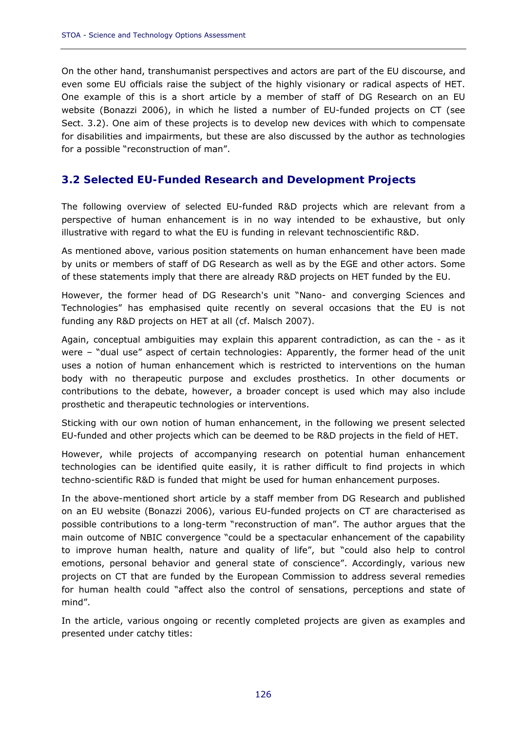On the other hand, transhumanist perspectives and actors are part of the EU discourse, and even some EU officials raise the subject of the highly visionary or radical aspects of HET. One example of this is a short article by a member of staff of DG Research on an EU website (Bonazzi 2006), in which he listed a number of EU-funded projects on CT (see Sect. 3.2). One aim of these projects is to develop new devices with which to compensate for disabilities and impairments, but these are also discussed by the author as technologies for a possible "reconstruction of man".

## 3.2 Selected EU-Funded Research and Development Projects

The following overview of selected EU-funded R&D projects which are relevant from a perspective of human enhancement is in no way intended to be exhaustive, but only illustrative with regard to what the EU is funding in relevant technoscientific R&D.

As mentioned above, various position statements on human enhancement have been made by units or members of staff of DG Research as well as by the EGE and other actors. Some of these statements imply that there are already R&D projects on HET funded by the EU.

However, the former head of DG Research's unit "Nano- and converging Sciences and Technologies" has emphasised quite recently on several occasions that the EU is not funding any R&D projects on HET at all (cf. Malsch 2007).

Again, conceptual ambiguities may explain this apparent contradiction, as can the - as it were – "dual use" aspect of certain technologies: Apparently, the former head of the unit uses a notion of human enhancement which is restricted to interventions on the human body with no therapeutic purpose and excludes prosthetics. In other documents or contributions to the debate, however, a broader concept is used which may also include prosthetic and therapeutic technologies or interventions.

Sticking with our own notion of human enhancement, in the following we present selected EU-funded and other projects which can be deemed to be R&D projects in the field of HET.

However, while projects of accompanying research on potential human enhancement technologies can be identified quite easily, it is rather difficult to find projects in which techno-scientific R&D is funded that might be used for human enhancement purposes.

In the above-mentioned short article by a staff member from DG Research and published on an EU website (Bonazzi 2006), various EU-funded projects on CT are characterised as possible contributions to a long-term "reconstruction of man". The author argues that the main outcome of NBIC convergence "could be a spectacular enhancement of the capability to improve human health, nature and quality of life", but "could also help to control emotions, personal behavior and general state of conscience". Accordingly, various new projects on CT that are funded by the European Commission to address several remedies for human health could "affect also the control of sensations, perceptions and state of mind".

In the article, various ongoing or recently completed projects are given as examples and presented under catchy titles: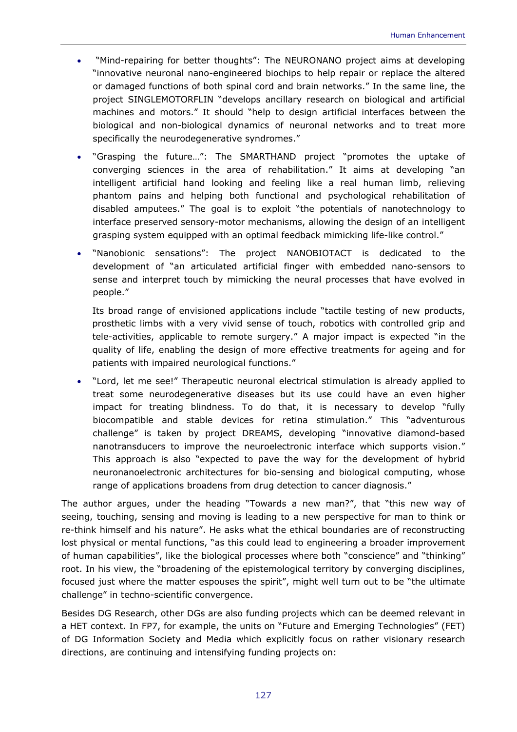- "Mind-repairing for better thoughts": The NEURONANO project aims at developing "innovative neuronal nano-engineered biochips to help repair or replace the altered or damaged functions of both spinal cord and brain networks." In the same line, the project SINGLEMOTORFLIN "develops ancillary research on biological and artificial machines and motors." It should "help to design artificial interfaces between the biological and non-biological dynamics of neuronal networks and to treat more specifically the neurodegenerative syndromes."
- "Grasping the future…": The SMARTHAND project "promotes the uptake of converging sciences in the area of rehabilitation." It aims at developing "an intelligent artificial hand looking and feeling like a real human limb, relieving phantom pains and helping both functional and psychological rehabilitation of disabled amputees." The goal is to exploit "the potentials of nanotechnology to interface preserved sensory-motor mechanisms, allowing the design of an intelligent grasping system equipped with an optimal feedback mimicking life-like control."
- "Nanobionic sensations": The project NANOBIOTACT is dedicated to the development of "an articulated artificial finger with embedded nano-sensors to sense and interpret touch by mimicking the neural processes that have evolved in people."

  Its broad range of envisioned applications include "tactile testing of new products, prosthetic limbs with a very vivid sense of touch, robotics with controlled grip and tele-activities, applicable to remote surgery." A major impact is expected "in the quality of life, enabling the design of more effective treatments for ageing and for patients with impaired neurological functions."
- "Lord, let me see!" Therapeutic neuronal electrical stimulation is already applied to treat some neurodegenerative diseases but its use could have an even higher impact for treating blindness. To do that, it is necessary to develop "fully biocompatible and stable devices for retina stimulation." This "adventurous challenge" is taken by project DREAMS, developing "innovative diamond-based nanotransducers to improve the neuroelectronic interface which supports vision." This approach is also "expected to pave the way for the development of hybrid neuronanoelectronic architectures for bio-sensing and biological computing, whose range of applications broadens from drug detection to cancer diagnosis."

The author argues, under the heading "Towards a new man?", that "this new way of seeing, touching, sensing and moving is leading to a new perspective for man to think or re-think himself and his nature". He asks what the ethical boundaries are of reconstructing lost physical or mental functions, "as this could lead to engineering a broader improvement of human capabilities", like the biological processes where both "conscience" and "thinking" root. In his view, the "broadening of the epistemological territory by converging disciplines, focused just where the matter espouses the spirit", might well turn out to be "the ultimate challenge" in techno-scientific convergence.

Besides DG Research, other DGs are also funding projects which can be deemed relevant in a HET context. In FP7, for example, the units on "Future and Emerging Technologies" (FET) of DG Information Society and Media which explicitly focus on rather visionary research directions, are continuing and intensifying funding projects on: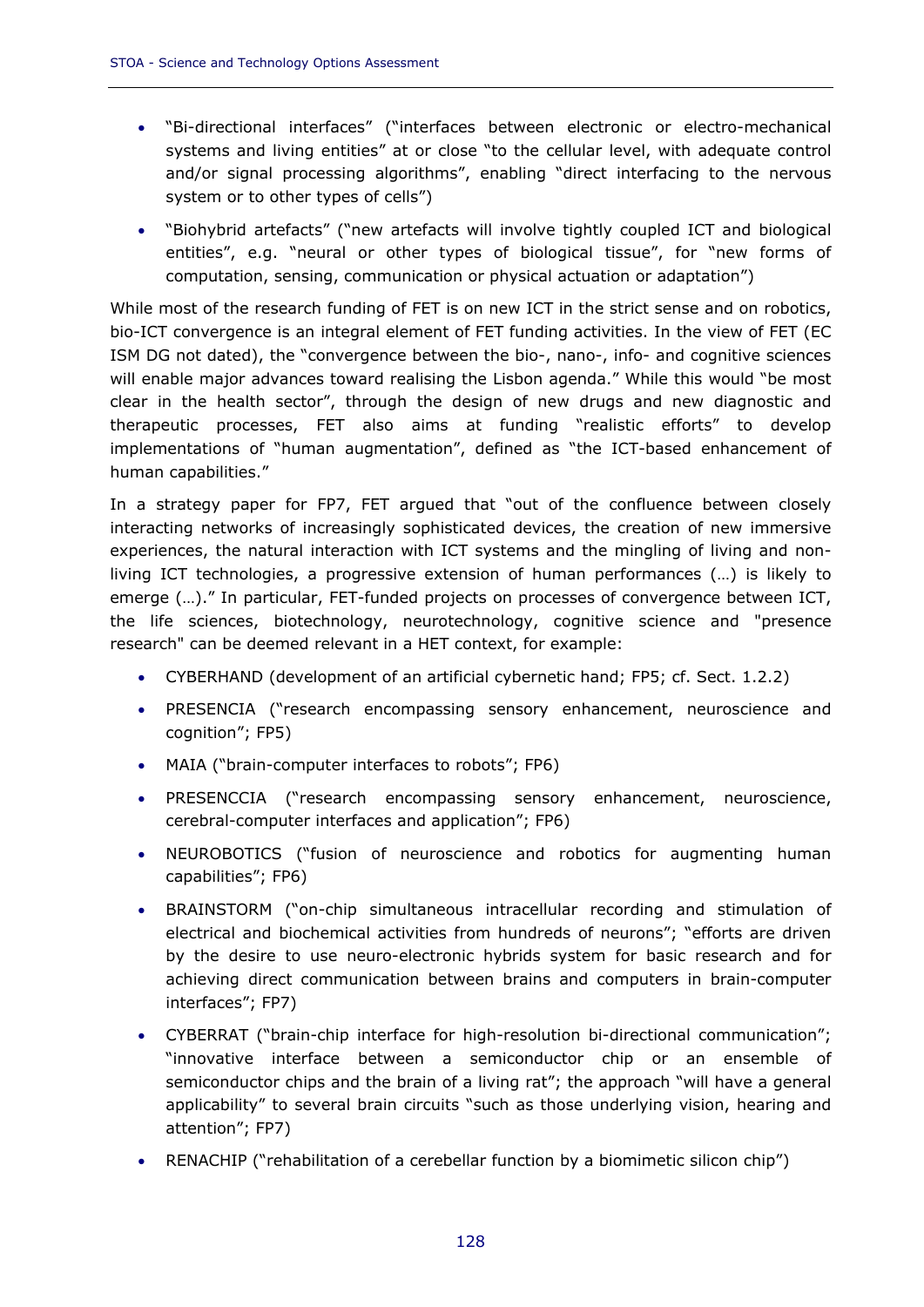- "Bi-directional interfaces" ("interfaces between electronic or electro-mechanical systems and living entities" at or close "to the cellular level, with adequate control and/or signal processing algorithms", enabling "direct interfacing to the nervous system or to other types of cells")
- "Biohybrid artefacts" ("new artefacts will involve tightly coupled ICT and biological entities", e.g. "neural or other types of biological tissue", for "new forms of computation, sensing, communication or physical actuation or adaptation")

While most of the research funding of FET is on new ICT in the strict sense and on robotics, bio-ICT convergence is an integral element of FET funding activities. In the view of FET (EC ISM DG not dated), the "convergence between the bio-, nano-, info- and cognitive sciences will enable major advances toward realising the Lisbon agenda." While this would "be most clear in the health sector", through the design of new drugs and new diagnostic and therapeutic processes, FET also aims at funding "realistic efforts" to develop implementations of "human augmentation", defined as "the ICT-based enhancement of human capabilities."

In a strategy paper for FP7, FET argued that "out of the confluence between closely interacting networks of increasingly sophisticated devices, the creation of new immersive experiences, the natural interaction with ICT systems and the mingling of living and non-living ICT technologies, a progressive extension of human performances (…) is likely to emerge (…)." In particular, FET-funded projects on processes of convergence between ICT, the life sciences, biotechnology, neurotechnology, cognitive science and "presence research" can be deemed relevant in a HET context, for example:

- CYBERHAND (development of an artificial cybernetic hand; FP5; cf. Sect. 1.2.2)
- PRESENCIA ("research encompassing sensory enhancement, neuroscience and cognition"; FP5)
- MAIA ("brain-computer interfaces to robots"; FP6)
- PRESENCCIA ("research encompassing sensory enhancement, neuroscience, cerebral-computer interfaces and application"; FP6)
- NEUROBOTICS ("fusion of neuroscience and robotics for augmenting human capabilities"; FP6)
- BRAINSTORM ("on-chip simultaneous intracellular recording and stimulation of electrical and biochemical activities from hundreds of neurons"; "efforts are driven by the desire to use neuro-electronic hybrids system for basic research and for achieving direct communication between brains and computers in brain-computer interfaces"; FP7)
- CYBERRAT ("brain-chip interface for high-resolution bi-directional communication"; "innovative interface between a semiconductor chip or an ensemble of semiconductor chips and the brain of a living rat"; the approach "will have a general applicability" to several brain circuits "such as those underlying vision, hearing and attention"; FP7)
- RENACHIP ("rehabilitation of a cerebellar function by a biomimetic silicon chip")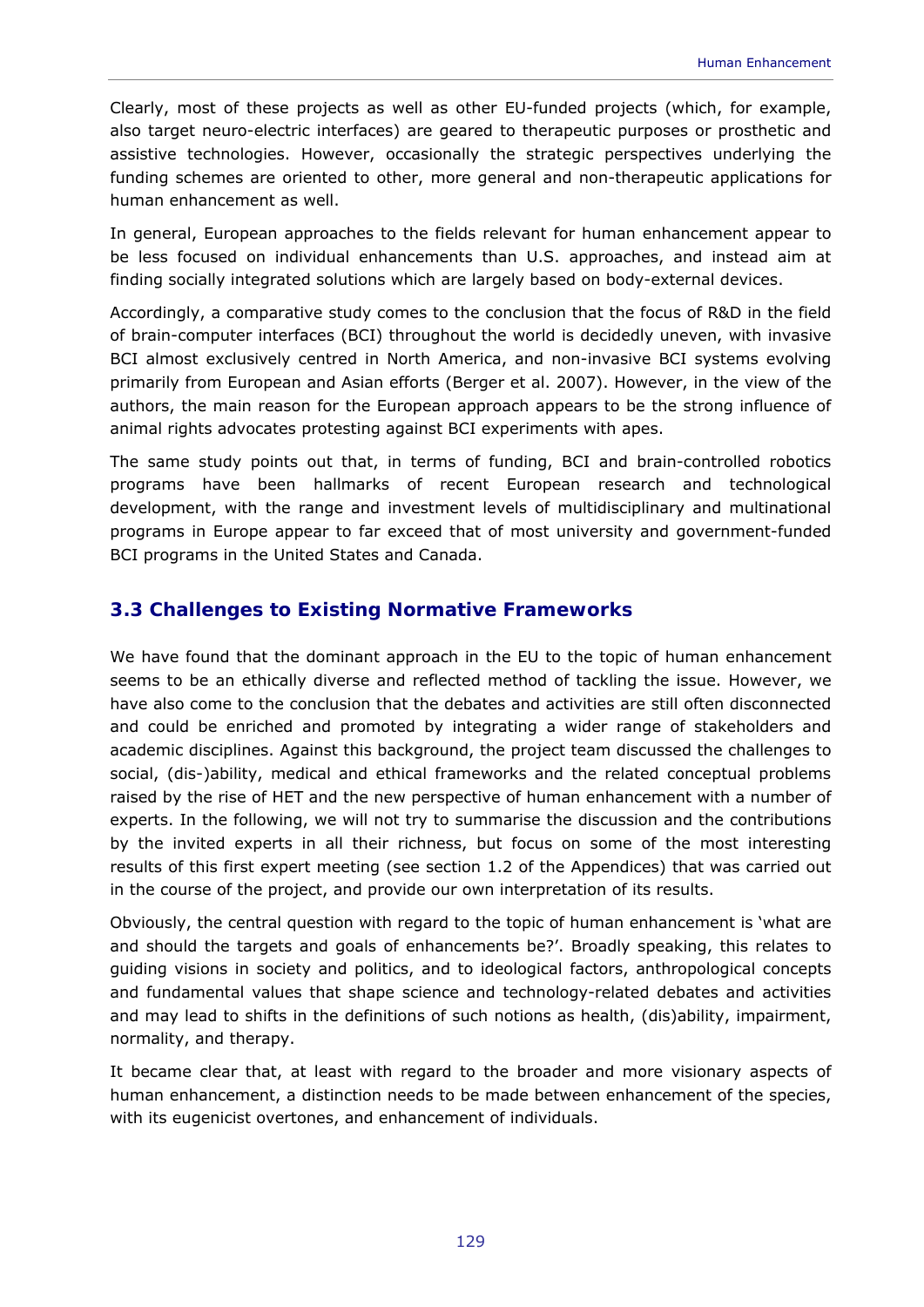Clearly, most of these projects as well as other EU-funded projects (which, for example, also target neuro-electric interfaces) are geared to therapeutic purposes or prosthetic and assistive technologies. However, occasionally the strategic perspectives underlying the funding schemes are oriented to other, more general and non-therapeutic applications for human enhancement as well.

In general, European approaches to the fields relevant for human enhancement appear to be less focused on individual enhancements than U.S. approaches, and instead aim at finding socially integrated solutions which are largely based on body-external devices.

Accordingly, a comparative study comes to the conclusion that the focus of R&D in the field of brain-computer interfaces (BCI) throughout the world is decidedly uneven, with invasive BCI almost exclusively centred in North America, and non-invasive BCI systems evolving primarily from European and Asian efforts (Berger et al. 2007). However, in the view of the authors, the main reason for the European approach appears to be the strong influence of animal rights advocates protesting against BCI experiments with apes.

The same study points out that, in terms of funding, BCI and brain-controlled robotics programs have been hallmarks of recent European research and technological development, with the range and investment levels of multidisciplinary and multinational programs in Europe appear to far exceed that of most university and government-funded BCI programs in the United States and Canada.

### 3.3 Challenges to Existing Normative Frameworks

We have found that the dominant approach in the EU to the topic of human enhancement seems to be an ethically diverse and reflected method of tackling the issue. However, we have also come to the conclusion that the debates and activities are still often disconnected and could be enriched and promoted by integrating a wider range of stakeholders and academic disciplines. Against this background, the project team discussed the challenges to social, (dis-)ability, medical and ethical frameworks and the related conceptual problems raised by the rise of HET and the new perspective of human enhancement with a number of experts. In the following, we will not try to summarise the discussion and the contributions by the invited experts in all their richness, but focus on some of the most interesting results of this first expert meeting (see section 1.2 of the Appendices) that was carried out in the course of the project, and provide our own interpretation of its results.

Obviously, the central question with regard to the topic of human enhancement is 'what are and should the targets and goals of enhancements be?'. Broadly speaking, this relates to guiding visions in society and politics, and to ideological factors, anthropological concepts and fundamental values that shape science and technology-related debates and activities and may lead to shifts in the definitions of such notions as health, (dis)ability, impairment, normality, and therapy.

It became clear that, at least with regard to the broader and more visionary aspects of human enhancement, a distinction needs to be made between enhancement of the species, with its eugenicist overtones, and enhancement of individuals.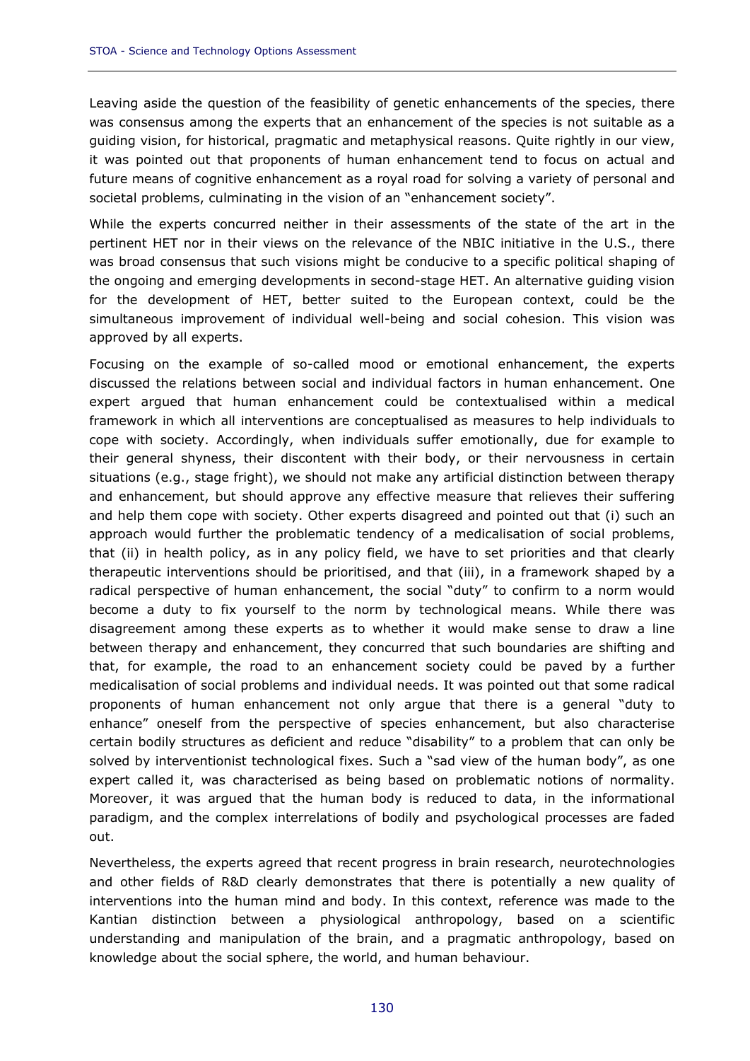Leaving aside the question of the feasibility of genetic enhancements of the species, there was consensus among the experts that an enhancement of the species is not suitable as a guiding vision, for historical, pragmatic and metaphysical reasons. Quite rightly in our view, it was pointed out that proponents of human enhancement tend to focus on actual and future means of cognitive enhancement as a royal road for solving a variety of personal and societal problems, culminating in the vision of an "enhancement society".

While the experts concurred neither in their assessments of the state of the art in the pertinent HET nor in their views on the relevance of the NBIC initiative in the U.S., there was broad consensus that such visions might be conducive to a specific political shaping of the ongoing and emerging developments in second-stage HET. An alternative guiding vision for the development of HET, better suited to the European context, could be the simultaneous improvement of individual well-being and social cohesion. This vision was approved by all experts.

Focusing on the example of so-called mood or emotional enhancement, the experts discussed the relations between social and individual factors in human enhancement. One expert argued that human enhancement could be contextualised within a medical framework in which all interventions are conceptualised as measures to help individuals to cope with society. Accordingly, when individuals suffer emotionally, due for example to their general shyness, their discontent with their body, or their nervousness in certain situations (e.g., stage fright), we should not make any artificial distinction between therapy and enhancement, but should approve any effective measure that relieves their suffering and help them cope with society. Other experts disagreed and pointed out that (i) such an approach would further the problematic tendency of a medicalisation of social problems, that (ii) in health policy, as in any policy field, we have to set priorities and that clearly therapeutic interventions should be prioritised, and that (iii), in a framework shaped by a radical perspective of human enhancement, the social "duty" to confirm to a norm would become a duty to fix yourself to the norm by technological means. While there was disagreement among these experts as to whether it would make sense to draw a line between therapy and enhancement, they concurred that such boundaries are shifting and that, for example, the road to an enhancement society could be paved by a further medicalisation of social problems and individual needs. It was pointed out that some radical proponents of human enhancement not only argue that there is a general "duty to enhance" oneself from the perspective of species enhancement, but also characterise certain bodily structures as deficient and reduce "disability" to a problem that can only be solved by interventionist technological fixes. Such a "sad view of the human body", as one expert called it, was characterised as being based on problematic notions of normality. Moreover, it was argued that the human body is reduced to data, in the informational paradigm, and the complex interrelations of bodily and psychological processes are faded out.

Nevertheless, the experts agreed that recent progress in brain research, neurotechnologies and other fields of R&D clearly demonstrates that there is potentially a new quality of interventions into the human mind and body. In this context, reference was made to the Kantian distinction between a physiological anthropology, based on a scientific understanding and manipulation of the brain, and a pragmatic anthropology, based on knowledge about the social sphere, the world, and human behaviour.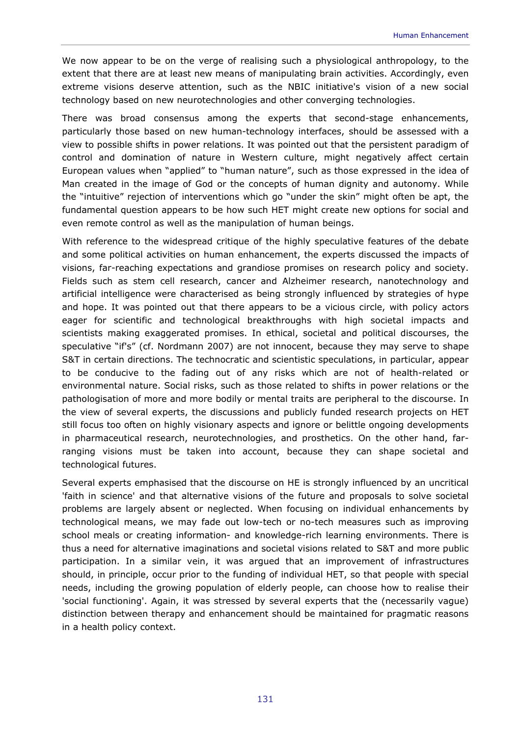We now appear to be on the verge of realising such a physiological anthropology, to the extent that there are at least new means of manipulating brain activities. Accordingly, even extreme visions deserve attention, such as the NBIC initiative's vision of a new social technology based on new neurotechnologies and other converging technologies.

There was broad consensus among the experts that second-stage enhancements, particularly those based on new human-technology interfaces, should be assessed with a view to possible shifts in power relations. It was pointed out that the persistent paradigm of control and domination of nature in Western culture, might negatively affect certain European values when "applied" to "human nature", such as those expressed in the idea of Man created in the image of God or the concepts of human dignity and autonomy. While the "intuitive" rejection of interventions which go "under the skin" might often be apt, the fundamental question appears to be how such HET might create new options for social and even remote control as well as the manipulation of human beings.

With reference to the widespread critique of the highly speculative features of the debate and some political activities on human enhancement, the experts discussed the impacts of visions, far-reaching expectations and grandiose promises on research policy and society. Fields such as stem cell research, cancer and Alzheimer research, nanotechnology and artificial intelligence were characterised as being strongly influenced by strategies of hype and hope. It was pointed out that there appears to be a vicious circle, with policy actors eager for scientific and technological breakthroughs with high societal impacts and scientists making exaggerated promises. In ethical, societal and political discourses, the speculative "if's" (cf. Nordmann 2007) are not innocent, because they may serve to shape S&T in certain directions. The technocratic and scientistic speculations, in particular, appear to be conducive to the fading out of any risks which are not of health-related or environmental nature. Social risks, such as those related to shifts in power relations or the pathologisation of more and more bodily or mental traits are peripheral to the discourse. In the view of several experts, the discussions and publicly funded research projects on HET still focus too often on highly visionary aspects and ignore or belittle ongoing developments in pharmaceutical research, neurotechnologies, and prosthetics. On the other hand, far-ranging visions must be taken into account, because they can shape societal and technological futures.

Several experts emphasised that the discourse on HE is strongly influenced by an uncritical 'faith in science' and that alternative visions of the future and proposals to solve societal problems are largely absent or neglected. When focusing on individual enhancements by technological means, we may fade out low-tech or no-tech measures such as improving school meals or creating information- and knowledge-rich learning environments. There is thus a need for alternative imaginations and societal visions related to S&T and more public participation. In a similar vein, it was argued that an improvement of infrastructures should, in principle, occur prior to the funding of individual HET, so that people with special needs, including the growing population of elderly people, can choose how to realise their 'social functioning'. Again, it was stressed by several experts that the (necessarily vague) distinction between therapy and enhancement should be maintained for pragmatic reasons in a health policy context.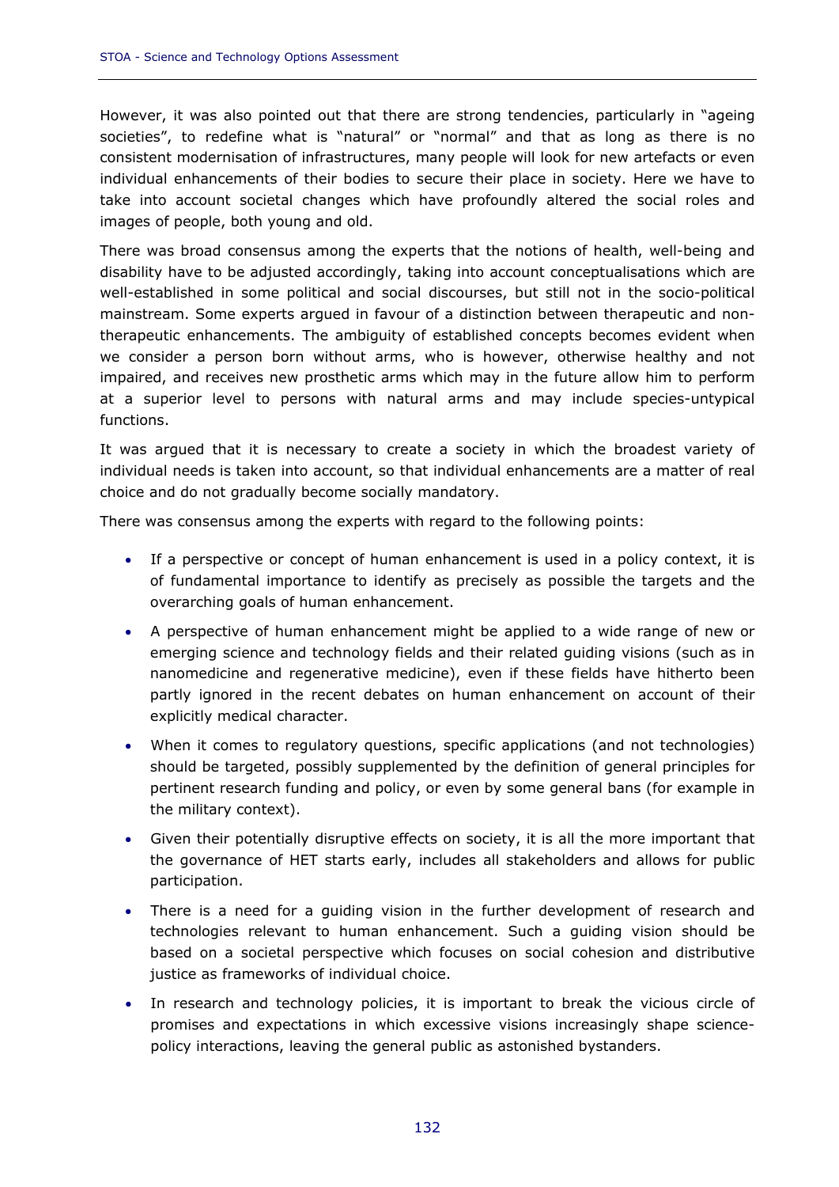However, it was also pointed out that there are strong tendencies, particularly in "ageing societies", to redefine what is "natural" or "normal" and that as long as there is no consistent modernisation of infrastructures, many people will look for new artefacts or even individual enhancements of their bodies to secure their place in society. Here we have to take into account societal changes which have profoundly altered the social roles and images of people, both young and old.

There was broad consensus among the experts that the notions of health, well-being and disability have to be adjusted accordingly, taking into account conceptualisations which are well-established in some political and social discourses, but still not in the socio-political mainstream. Some experts argued in favour of a distinction between therapeutic and non-therapeutic enhancements. The ambiguity of established concepts becomes evident when we consider a person born without arms, who is however, otherwise healthy and not impaired, and receives new prosthetic arms which may in the future allow him to perform at a superior level to persons with natural arms and may include species-untypical functions.

It was argued that it is necessary to create a society in which the broadest variety of individual needs is taken into account, so that individual enhancements are a matter of real choice and do not gradually become socially mandatory.

There was consensus among the experts with regard to the following points:

- If a perspective or concept of human enhancement is used in a policy context, it is of fundamental importance to identify as precisely as possible the targets and the overarching goals of human enhancement.
- A perspective of human enhancement might be applied to a wide range of new or emerging science and technology fields and their related guiding visions (such as in nanomedicine and regenerative medicine), even if these fields have hitherto been partly ignored in the recent debates on human enhancement on account of their explicitly medical character.
- When it comes to regulatory questions, specific applications (and not technologies) should be targeted, possibly supplemented by the definition of general principles for pertinent research funding and policy, or even by some general bans (for example in the military context).
- Given their potentially disruptive effects on society, it is all the more important that the governance of HET starts early, includes all stakeholders and allows for public participation.
- There is a need for a guiding vision in the further development of research and technologies relevant to human enhancement. Such a guiding vision should be based on a societal perspective which focuses on social cohesion and distributive justice as frameworks of individual choice.
- In research and technology policies, it is important to break the vicious circle of promises and expectations in which excessive visions increasingly shape science-policy interactions, leaving the general public as astonished bystanders.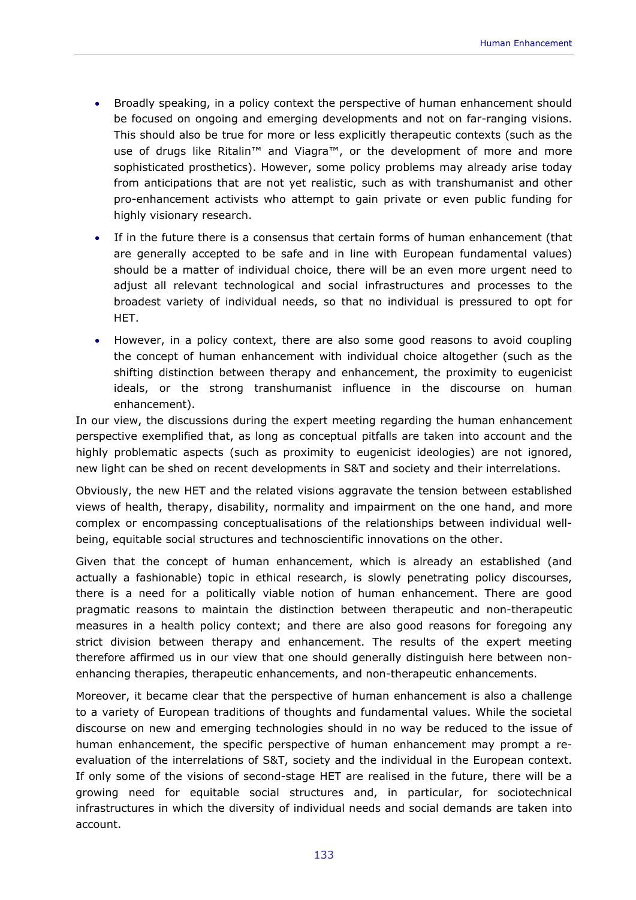- Broadly speaking, in a policy context the perspective of human enhancement should be focused on ongoing and emerging developments and not on far-ranging visions. This should also be true for more or less explicitly therapeutic contexts (such as the use of drugs like Ritalin™ and Viagra™, or the development of more and more sophisticated prosthetics). However, some policy problems may already arise today from anticipations that are not yet realistic, such as with transhumanist and other pro-enhancement activists who attempt to gain private or even public funding for highly visionary research.
- If in the future there is a consensus that certain forms of human enhancement (that are generally accepted to be safe and in line with European fundamental values) should be a matter of individual choice, there will be an even more urgent need to adjust all relevant technological and social infrastructures and processes to the broadest variety of individual needs, so that no individual is pressured to opt for HET.
- However, in a policy context, there are also some good reasons to avoid coupling the concept of human enhancement with individual choice altogether (such as the shifting distinction between therapy and enhancement, the proximity to eugenicist ideals, or the strong transhumanist influence in the discourse on human enhancement).

In our view, the discussions during the expert meeting regarding the human enhancement perspective exemplified that, as long as conceptual pitfalls are taken into account and the highly problematic aspects (such as proximity to eugenicist ideologies) are not ignored, new light can be shed on recent developments in S&T and society and their interrelations.

Obviously, the new HET and the related visions aggravate the tension between established views of health, therapy, disability, normality and impairment on the one hand, and more complex or encompassing conceptualisations of the relationships between individual well-being, equitable social structures and technoscientific innovations on the other.

Given that the concept of human enhancement, which is already an established (and actually a fashionable) topic in ethical research, is slowly penetrating policy discourses, there is a need for a politically viable notion of human enhancement. There are good pragmatic reasons to maintain the distinction between therapeutic and non-therapeutic measures in a health policy context; and there are also good reasons for foregoing any strict division between therapy and enhancement. The results of the expert meeting therefore affirmed us in our view that one should generally distinguish here between non-enhancing therapies, therapeutic enhancements, and non-therapeutic enhancements.

Moreover, it became clear that the perspective of human enhancement is also a challenge to a variety of European traditions of thoughts and fundamental values. While the societal discourse on new and emerging technologies should in no way be reduced to the issue of human enhancement, the specific perspective of human enhancement may prompt a re-evaluation of the interrelations of S&T, society and the individual in the European context. If only some of the visions of second-stage HET are realised in the future, there will be a growing need for equitable social structures and, in particular, for sociotechnical infrastructures in which the diversity of individual needs and social demands are taken into account.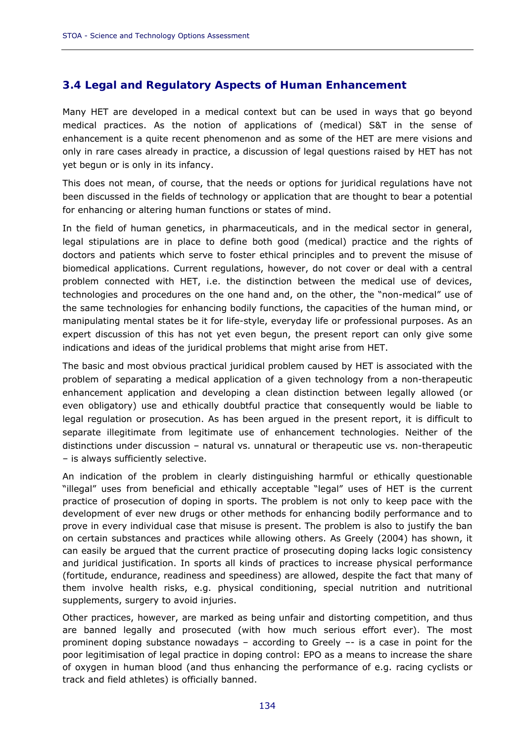### 3.4 Legal and Regulatory Aspects of Human Enhancement

Many HET are developed in a medical context but can be used in ways that go beyond medical practices. As the notion of applications of (medical) S&T in the sense of enhancement is a quite recent phenomenon and as some of the HET are mere visions and only in rare cases already in practice, a discussion of legal questions raised by HET has not yet begun or is only in its infancy.

This does not mean, of course, that the needs or options for juridical regulations have not been discussed in the fields of technology or application that are thought to bear a potential for enhancing or altering human functions or states of mind.

In the field of human genetics, in pharmaceuticals, and in the medical sector in general, legal stipulations are in place to define both good (medical) practice and the rights of doctors and patients which serve to foster ethical principles and to prevent the misuse of biomedical applications. Current regulations, however, do not cover or deal with a central problem connected with HET, i.e. the distinction between the medical use of devices, technologies and procedures on the one hand and, on the other, the "non-medical" use of the same technologies for enhancing bodily functions, the capacities of the human mind, or manipulating mental states be it for life-style, everyday life or professional purposes. As an expert discussion of this has not yet even begun, the present report can only give some indications and ideas of the juridical problems that might arise from HET.

The basic and most obvious practical juridical problem caused by HET is associated with the problem of separating a medical application of a given technology from a non-therapeutic enhancement application and developing a clean distinction between legally allowed (or even obligatory) use and ethically doubtful practice that consequently would be liable to legal regulation or prosecution. As has been argued in the present report, it is difficult to separate illegitimate from legitimate use of enhancement technologies. Neither of the distinctions under discussion – natural vs. unnatural or therapeutic use vs. non-therapeutic – is always sufficiently selective.

An indication of the problem in clearly distinguishing harmful or ethically questionable "illegal" uses from beneficial and ethically acceptable "legal" uses of HET is the current practice of prosecution of doping in sports. The problem is not only to keep pace with the development of ever new drugs or other methods for enhancing bodily performance and to prove in every individual case that misuse is present. The problem is also to justify the ban on certain substances and practices while allowing others. As Greely (2004) has shown, it can easily be argued that the current practice of prosecuting doping lacks logic consistency and juridical justification. In sports all kinds of practices to increase physical performance (fortitude, endurance, readiness and speediness) are allowed, despite the fact that many of them involve health risks, e.g. physical conditioning, special nutrition and nutritional supplements, surgery to avoid injuries.

Other practices, however, are marked as being unfair and distorting competition, and thus are banned legally and prosecuted (with how much serious effort ever). The most prominent doping substance nowadays – according to Greely –- is a case in point for the poor legitimisation of legal practice in doping control: EPO as a means to increase the share of oxygen in human blood (and thus enhancing the performance of e.g. racing cyclists or track and field athletes) is officially banned.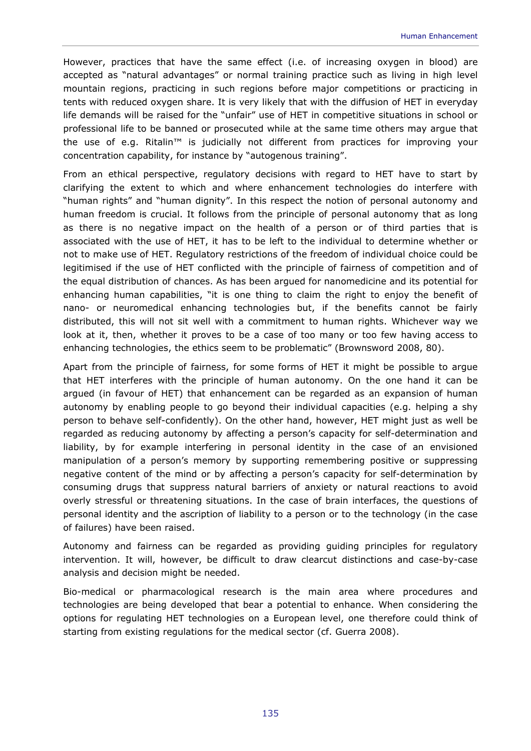However, practices that have the same effect (i.e. of increasing oxygen in blood) are accepted as "natural advantages" or normal training practice such as living in high level mountain regions, practicing in such regions before major competitions or practicing in tents with reduced oxygen share. It is very likely that with the diffusion of HET in everyday life demands will be raised for the "unfair" use of HET in competitive situations in school or professional life to be banned or prosecuted while at the same time others may argue that the use of e.g. Ritalin™ is judicially not different from practices for improving your concentration capability, for instance by "autogenous training".

From an ethical perspective, regulatory decisions with regard to HET have to start by clarifying the extent to which and where enhancement technologies do interfere with "human rights" and "human dignity". In this respect the notion of personal autonomy and human freedom is crucial. It follows from the principle of personal autonomy that as long as there is no negative impact on the health of a person or of third parties that is associated with the use of HET, it has to be left to the individual to determine whether or not to make use of HET. Regulatory restrictions of the freedom of individual choice could be legitimised if the use of HET conflicted with the principle of fairness of competition and of the equal distribution of chances. As has been argued for nanomedicine and its potential for enhancing human capabilities, "it is one thing to claim the right to enjoy the benefit of nano- or neuromedical enhancing technologies but, if the benefits cannot be fairly distributed, this will not sit well with a commitment to human rights. Whichever way we look at it, then, whether it proves to be a case of too many or too few having access to enhancing technologies, the ethics seem to be problematic" (Brownsword 2008, 80).

Apart from the principle of fairness, for some forms of HET it might be possible to argue that HET interferes with the principle of human autonomy. On the one hand it can be argued (in favour of HET) that enhancement can be regarded as an expansion of human autonomy by enabling people to go beyond their individual capacities (e.g. helping a shy person to behave self-confidently). On the other hand, however, HET might just as well be regarded as reducing autonomy by affecting a person's capacity for self-determination and liability, by for example interfering in personal identity in the case of an envisioned manipulation of a person's memory by supporting remembering positive or suppressing negative content of the mind or by affecting a person's capacity for self-determination by consuming drugs that suppress natural barriers of anxiety or natural reactions to avoid overly stressful or threatening situations. In the case of brain interfaces, the questions of personal identity and the ascription of liability to a person or to the technology (in the case of failures) have been raised.

Autonomy and fairness can be regarded as providing guiding principles for regulatory intervention. It will, however, be difficult to draw clearcut distinctions and case-by-case analysis and decision might be needed.

Bio-medical or pharmacological research is the main area where procedures and technologies are being developed that bear a potential to enhance. When considering the options for regulating HET technologies on a European level, one therefore could think of starting from existing regulations for the medical sector (cf. Guerra 2008).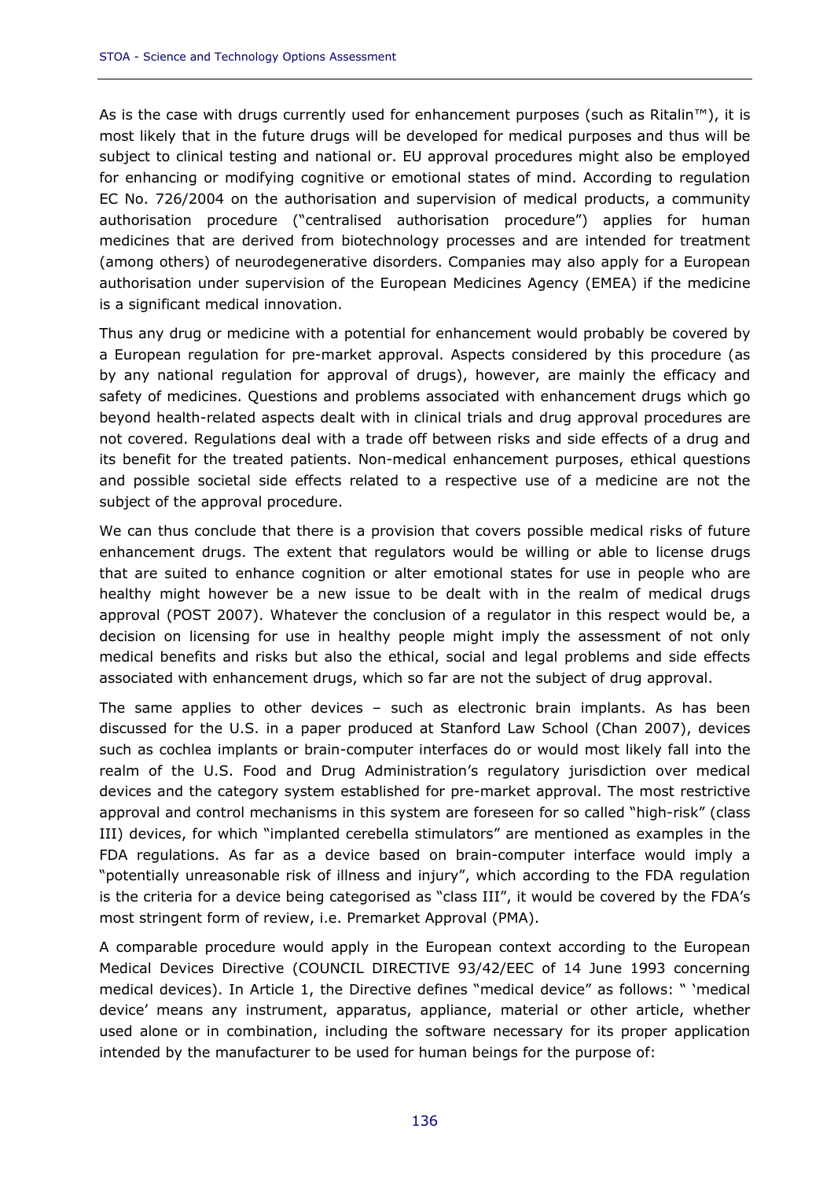As is the case with drugs currently used for enhancement purposes (such as Ritalin™), it is most likely that in the future drugs will be developed for medical purposes and thus will be subject to clinical testing and national or. EU approval procedures might also be employed for enhancing or modifying cognitive or emotional states of mind. According to regulation EC No. 726/2004 on the authorisation and supervision of medical products, a community authorisation procedure ("centralised authorisation procedure") applies for human medicines that are derived from biotechnology processes and are intended for treatment (among others) of neurodegenerative disorders. Companies may also apply for a European authorisation under supervision of the European Medicines Agency (EMEA) if the medicine is a significant medical innovation.

Thus any drug or medicine with a potential for enhancement would probably be covered by a European regulation for pre-market approval. Aspects considered by this procedure (as by any national regulation for approval of drugs), however, are mainly the efficacy and safety of medicines. Questions and problems associated with enhancement drugs which go beyond health-related aspects dealt with in clinical trials and drug approval procedures are not covered. Regulations deal with a trade off between risks and side effects of a drug and its benefit for the treated patients. Non-medical enhancement purposes, ethical questions and possible societal side effects related to a respective use of a medicine are not the subject of the approval procedure.

We can thus conclude that there is a provision that covers possible medical risks of future enhancement drugs. The extent that regulators would be willing or able to license drugs that are suited to enhance cognition or alter emotional states for use in people who are healthy might however be a new issue to be dealt with in the realm of medical drugs approval (POST 2007). Whatever the conclusion of a regulator in this respect would be, a decision on licensing for use in healthy people might imply the assessment of not only medical benefits and risks but also the ethical, social and legal problems and side effects associated with enhancement drugs, which so far are not the subject of drug approval.

The same applies to other devices – such as electronic brain implants. As has been discussed for the U.S. in a paper produced at Stanford Law School (Chan 2007), devices such as cochlea implants or brain-computer interfaces do or would most likely fall into the realm of the U.S. Food and Drug Administration's regulatory jurisdiction over medical devices and the category system established for pre-market approval. The most restrictive approval and control mechanisms in this system are foreseen for so called "high-risk" (class III) devices, for which "implanted cerebella stimulators" are mentioned as examples in the FDA regulations. As far as a device based on brain-computer interface would imply a "potentially unreasonable risk of illness and injury", which according to the FDA regulation is the criteria for a device being categorised as "class III", it would be covered by the FDA's most stringent form of review, i.e. Premarket Approval (PMA).

A comparable procedure would apply in the European context according to the European Medical Devices Directive (COUNCIL DIRECTIVE 93/42/EEC of 14 June 1993 concerning medical devices). In Article 1, the Directive defines "medical device" as follows: " 'medical device' means any instrument, apparatus, appliance, material or other article, whether used alone or in combination, including the software necessary for its proper application intended by the manufacturer to be used for human beings for the purpose of: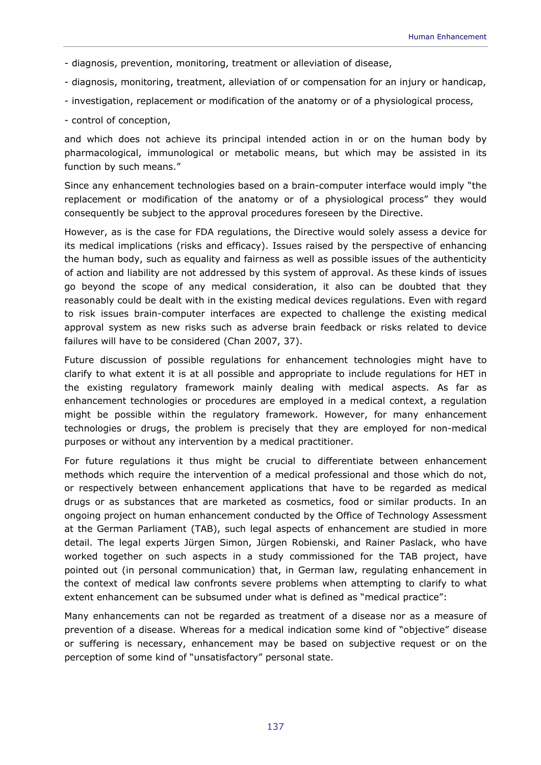- diagnosis, prevention, monitoring, treatment or alleviation of disease,

- diagnosis, monitoring, treatment, alleviation of or compensation for an injury or handicap,

- investigation, replacement or modification of the anatomy or of a physiological process,

- control of conception,

and which does not achieve its principal intended action in or on the human body by pharmacological, immunological or metabolic means, but which may be assisted in its function by such means."

Since any enhancement technologies based on a brain-computer interface would imply "the replacement or modification of the anatomy or of a physiological process" they would consequently be subject to the approval procedures foreseen by the Directive.

However, as is the case for FDA regulations, the Directive would solely assess a device for its medical implications (risks and efficacy). Issues raised by the perspective of enhancing the human body, such as equality and fairness as well as possible issues of the authenticity of action and liability are not addressed by this system of approval. As these kinds of issues go beyond the scope of any medical consideration, it also can be doubted that they reasonably could be dealt with in the existing medical devices regulations. Even with regard to risk issues brain-computer interfaces are expected to challenge the existing medical approval system as new risks such as adverse brain feedback or risks related to device failures will have to be considered (Chan 2007, 37).

Future discussion of possible regulations for enhancement technologies might have to clarify to what extent it is at all possible and appropriate to include regulations for HET in the existing regulatory framework mainly dealing with medical aspects. As far as enhancement technologies or procedures are employed in a medical context, a regulation might be possible within the regulatory framework. However, for many enhancement technologies or drugs, the problem is precisely that they are employed for non-medical purposes or without any intervention by a medical practitioner.

For future regulations it thus might be crucial to differentiate between enhancement methods which require the intervention of a medical professional and those which do not, or respectively between enhancement applications that have to be regarded as medical drugs or as substances that are marketed as cosmetics, food or similar products. In an ongoing project on human enhancement conducted by the Office of Technology Assessment at the German Parliament (TAB), such legal aspects of enhancement are studied in more detail. The legal experts Jürgen Simon, Jürgen Robienski, and Rainer Paslack, who have worked together on such aspects in a study commissioned for the TAB project, have pointed out (in personal communication) that, in German law, regulating enhancement in the context of medical law confronts severe problems when attempting to clarify to what extent enhancement can be subsumed under what is defined as "medical practice":

Many enhancements can not be regarded as treatment of a disease nor as a measure of prevention of a disease. Whereas for a medical indication some kind of "objective" disease or suffering is necessary, enhancement may be based on subjective request or on the perception of some kind of "unsatisfactory" personal state.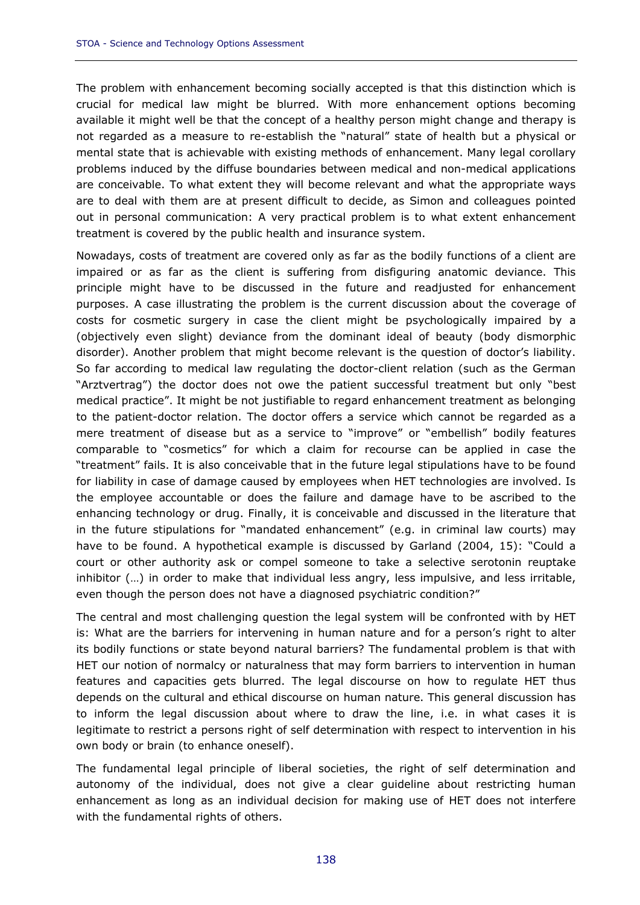The problem with enhancement becoming socially accepted is that this distinction which is crucial for medical law might be blurred. With more enhancement options becoming available it might well be that the concept of a healthy person might change and therapy is not regarded as a measure to re-establish the "natural" state of health but a physical or mental state that is achievable with existing methods of enhancement. Many legal corollary problems induced by the diffuse boundaries between medical and non-medical applications are conceivable. To what extent they will become relevant and what the appropriate ways are to deal with them are at present difficult to decide, as Simon and colleagues pointed out in personal communication: A very practical problem is to what extent enhancement treatment is covered by the public health and insurance system.

Nowadays, costs of treatment are covered only as far as the bodily functions of a client are impaired or as far as the client is suffering from disfiguring anatomic deviance. This principle might have to be discussed in the future and readjusted for enhancement purposes. A case illustrating the problem is the current discussion about the coverage of costs for cosmetic surgery in case the client might be psychologically impaired by a (objectively even slight) deviance from the dominant ideal of beauty (body dismorphic disorder). Another problem that might become relevant is the question of doctor's liability. So far according to medical law regulating the doctor-client relation (such as the German "Arztvertrag") the doctor does not owe the patient successful treatment but only "best medical practice". It might be not justifiable to regard enhancement treatment as belonging to the patient-doctor relation. The doctor offers a service which cannot be regarded as a mere treatment of disease but as a service to "improve" or "embellish" bodily features comparable to "cosmetics" for which a claim for recourse can be applied in case the "treatment" fails. It is also conceivable that in the future legal stipulations have to be found for liability in case of damage caused by employees when HET technologies are involved. Is the employee accountable or does the failure and damage have to be ascribed to the enhancing technology or drug. Finally, it is conceivable and discussed in the literature that in the future stipulations for "mandated enhancement" (e.g. in criminal law courts) may have to be found. A hypothetical example is discussed by Garland (2004, 15): "Could a court or other authority ask or compel someone to take a selective serotonin reuptake inhibitor (…) in order to make that individual less angry, less impulsive, and less irritable, even though the person does not have a diagnosed psychiatric condition?"

The central and most challenging question the legal system will be confronted with by HET is: What are the barriers for intervening in human nature and for a person's right to alter its bodily functions or state beyond natural barriers? The fundamental problem is that with HET our notion of normalcy or naturalness that may form barriers to intervention in human features and capacities gets blurred. The legal discourse on how to regulate HET thus depends on the cultural and ethical discourse on human nature. This general discussion has to inform the legal discussion about where to draw the line, i.e. in what cases it is legitimate to restrict a persons right of self determination with respect to intervention in his own body or brain (to enhance oneself).

The fundamental legal principle of liberal societies, the right of self determination and autonomy of the individual, does not give a clear guideline about restricting human enhancement as long as an individual decision for making use of HET does not interfere with the fundamental rights of others.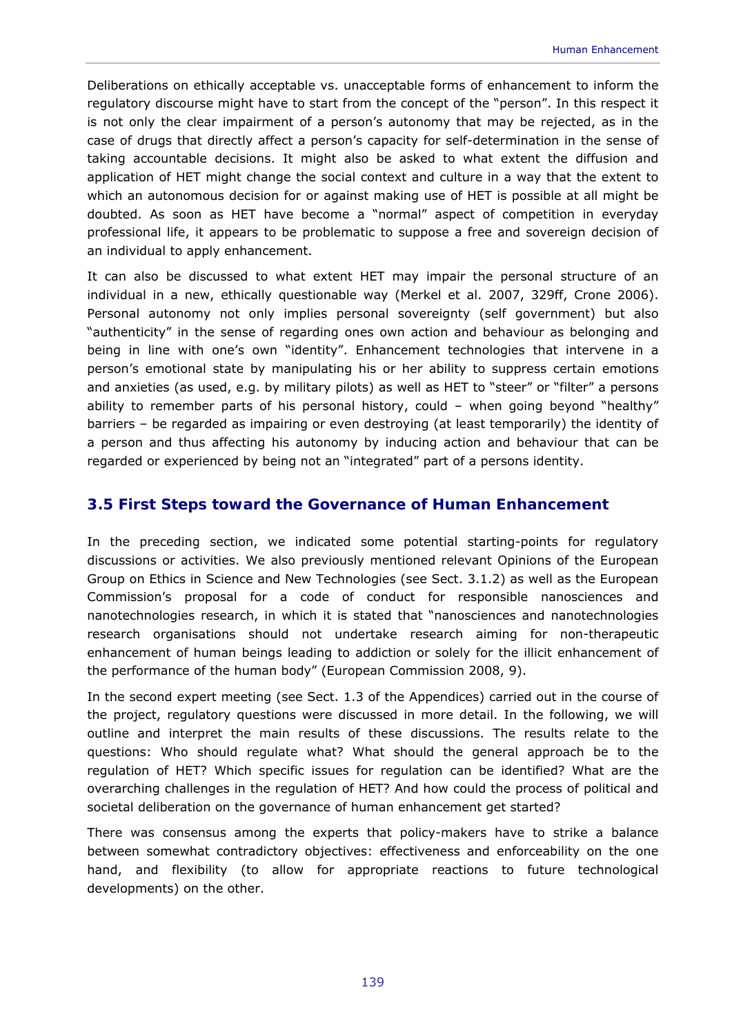Deliberations on ethically acceptable vs. unacceptable forms of enhancement to inform the regulatory discourse might have to start from the concept of the "person". In this respect it is not only the clear impairment of a person's autonomy that may be rejected, as in the case of drugs that directly affect a person's capacity for self-determination in the sense of taking accountable decisions. It might also be asked to what extent the diffusion and application of HET might change the social context and culture in a way that the extent to which an autonomous decision for or against making use of HET is possible at all might be doubted. As soon as HET have become a "normal" aspect of competition in everyday professional life, it appears to be problematic to suppose a free and sovereign decision of an individual to apply enhancement.

It can also be discussed to what extent HET may impair the personal structure of an individual in a new, ethically questionable way (Merkel et al. 2007, 329ff, Crone 2006). Personal autonomy not only implies personal sovereignty (self government) but also "authenticity" in the sense of regarding ones own action and behaviour as belonging and being in line with one's own "identity". Enhancement technologies that intervene in a person's emotional state by manipulating his or her ability to suppress certain emotions and anxieties (as used, e.g. by military pilots) as well as HET to "steer" or "filter" a persons ability to remember parts of his personal history, could – when going beyond "healthy" barriers – be regarded as impairing or even destroying (at least temporarily) the identity of a person and thus affecting his autonomy by inducing action and behaviour that can be regarded or experienced by being not an "integrated" part of a persons identity.

## 3.5 First Steps toward the Governance of Human Enhancement

In the preceding section, we indicated some potential starting-points for regulatory discussions or activities. We also previously mentioned relevant Opinions of the European Group on Ethics in Science and New Technologies (see Sect. 3.1.2) as well as the European Commission's proposal for a code of conduct for responsible nanosciences and nanotechnologies research, in which it is stated that "nanosciences and nanotechnologies research organisations should not undertake research aiming for non-therapeutic enhancement of human beings leading to addiction or solely for the illicit enhancement of the performance of the human body" (European Commission 2008, 9).

In the second expert meeting (see Sect. 1.3 of the Appendices) carried out in the course of the project, regulatory questions were discussed in more detail. In the following, we will outline and interpret the main results of these discussions. The results relate to the questions: Who should regulate what? What should the general approach be to the regulation of HET? Which specific issues for regulation can be identified? What are the overarching challenges in the regulation of HET? And how could the process of political and societal deliberation on the governance of human enhancement get started?

There was consensus among the experts that policy-makers have to strike a balance between somewhat contradictory objectives: effectiveness and enforceability on the one hand, and flexibility (to allow for appropriate reactions to future technological developments) on the other.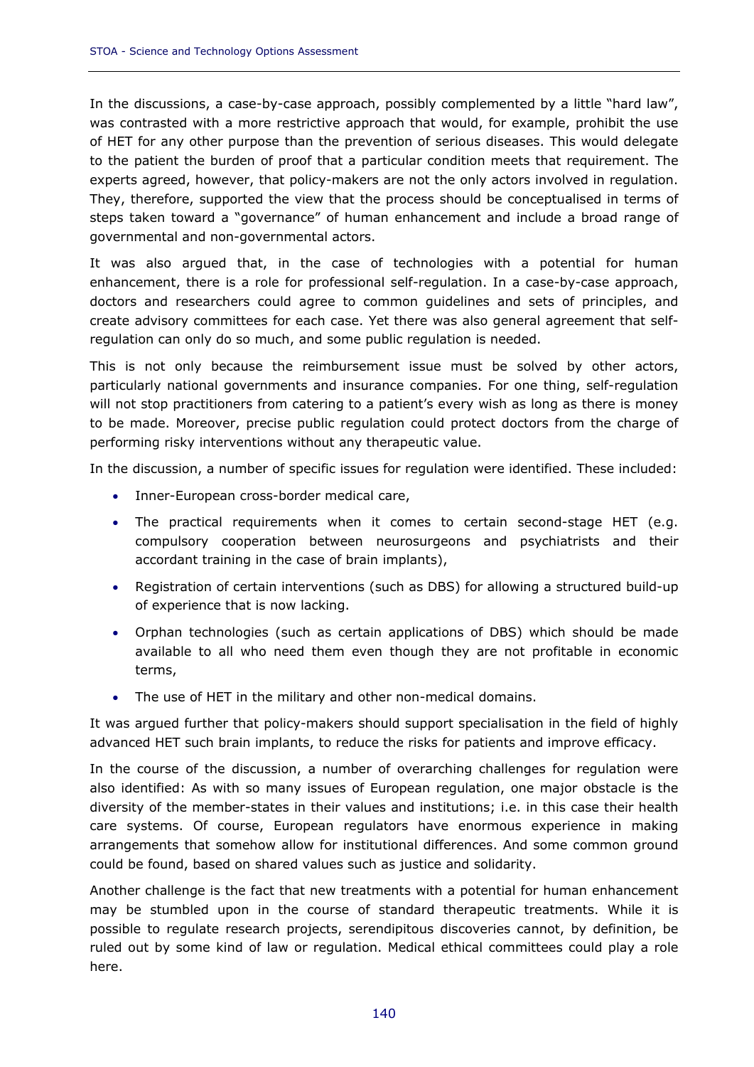In the discussions, a case-by-case approach, possibly complemented by a little "hard law", was contrasted with a more restrictive approach that would, for example, prohibit the use of HET for any other purpose than the prevention of serious diseases. This would delegate to the patient the burden of proof that a particular condition meets that requirement. The experts agreed, however, that policy-makers are not the only actors involved in regulation. They, therefore, supported the view that the process should be conceptualised in terms of steps taken toward a "governance" of human enhancement and include a broad range of governmental and non-governmental actors.

It was also argued that, in the case of technologies with a potential for human enhancement, there is a role for professional self-regulation. In a case-by-case approach, doctors and researchers could agree to common guidelines and sets of principles, and create advisory committees for each case. Yet there was also general agreement that self-regulation can only do so much, and some public regulation is needed.

This is not only because the reimbursement issue must be solved by other actors, particularly national governments and insurance companies. For one thing, self-regulation will not stop practitioners from catering to a patient's every wish as long as there is money to be made. Moreover, precise public regulation could protect doctors from the charge of performing risky interventions without any therapeutic value.

In the discussion, a number of specific issues for regulation were identified. These included:

- Inner-European cross-border medical care,
- The practical requirements when it comes to certain second-stage HET (e.g. compulsory cooperation between neurosurgeons and psychiatrists and their accordant training in the case of brain implants),
- Registration of certain interventions (such as DBS) for allowing a structured build-up of experience that is now lacking.
- Orphan technologies (such as certain applications of DBS) which should be made available to all who need them even though they are not profitable in economic terms,
- The use of HET in the military and other non-medical domains.

It was argued further that policy-makers should support specialisation in the field of highly advanced HET such brain implants, to reduce the risks for patients and improve efficacy.

In the course of the discussion, a number of overarching challenges for regulation were also identified: As with so many issues of European regulation, one major obstacle is the diversity of the member-states in their values and institutions; i.e. in this case their health care systems. Of course, European regulators have enormous experience in making arrangements that somehow allow for institutional differences. And some common ground could be found, based on shared values such as justice and solidarity.

Another challenge is the fact that new treatments with a potential for human enhancement may be stumbled upon in the course of standard therapeutic treatments. While it is possible to regulate research projects, serendipitous discoveries cannot, by definition, be ruled out by some kind of law or regulation. Medical ethical committees could play a role here.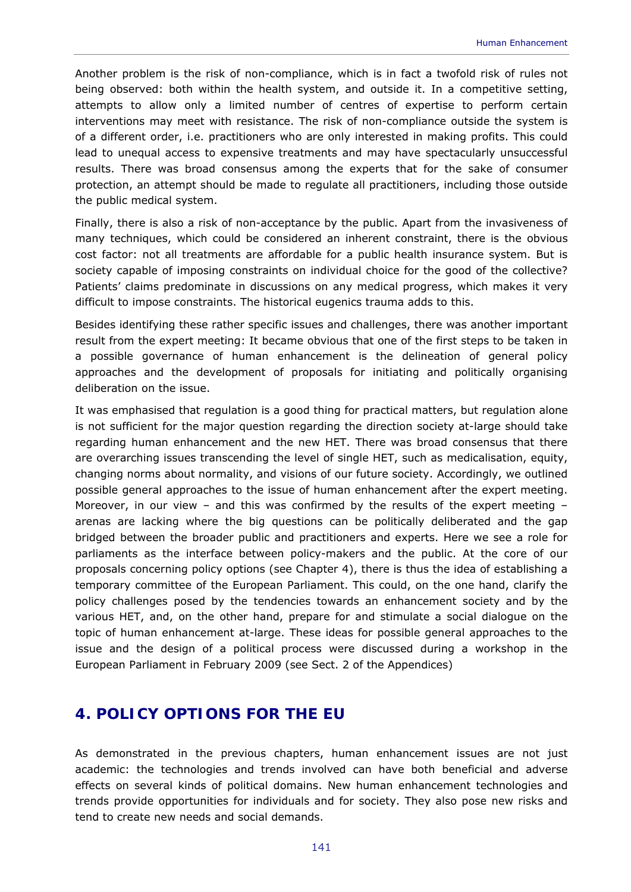Another problem is the risk of non-compliance, which is in fact a twofold risk of rules not being observed: both within the health system, and outside it. In a competitive setting, attempts to allow only a limited number of centres of expertise to perform certain interventions may meet with resistance. The risk of non-compliance outside the system is of a different order, i.e. practitioners who are only interested in making profits. This could lead to unequal access to expensive treatments and may have spectacularly unsuccessful results. There was broad consensus among the experts that for the sake of consumer protection, an attempt should be made to regulate all practitioners, including those outside the public medical system.

Finally, there is also a risk of non-acceptance by the public. Apart from the invasiveness of many techniques, which could be considered an inherent constraint, there is the obvious cost factor: not all treatments are affordable for a public health insurance system. But is society capable of imposing constraints on individual choice for the good of the collective? Patients' claims predominate in discussions on any medical progress, which makes it very difficult to impose constraints. The historical eugenics trauma adds to this.

Besides identifying these rather specific issues and challenges, there was another important result from the expert meeting: It became obvious that one of the first steps to be taken in a possible governance of human enhancement is the delineation of general policy approaches and the development of proposals for initiating and politically organising deliberation on the issue.

It was emphasised that regulation is a good thing for practical matters, but regulation alone is not sufficient for the major question regarding the direction society at-large should take regarding human enhancement and the new HET. There was broad consensus that there are overarching issues transcending the level of single HET, such as medicalisation, equity, changing norms about normality, and visions of our future society. Accordingly, we outlined possible general approaches to the issue of human enhancement after the expert meeting. Moreover, in our view – and this was confirmed by the results of the expert meeting – arenas are lacking where the big questions can be politically deliberated and the gap bridged between the broader public and practitioners and experts. Here we see a role for parliaments as the interface between policy-makers and the public. At the core of our proposals concerning policy options (see Chapter 4), there is thus the idea of establishing a temporary committee of the European Parliament. This could, on the one hand, clarify the policy challenges posed by the tendencies towards an enhancement society and by the various HET, and, on the other hand, prepare for and stimulate a social dialogue on the topic of human enhancement at-large. These ideas for possible general approaches to the issue and the design of a political process were discussed during a workshop in the European Parliament in February 2009 (see Sect. 2 of the Appendices)

# 4. POLICY OPTIONS FOR THE EU

As demonstrated in the previous chapters, human enhancement issues are not just academic: the technologies and trends involved can have both beneficial and adverse effects on several kinds of political domains. New human enhancement technologies and trends provide opportunities for individuals and for society. They also pose new risks and tend to create new needs and social demands.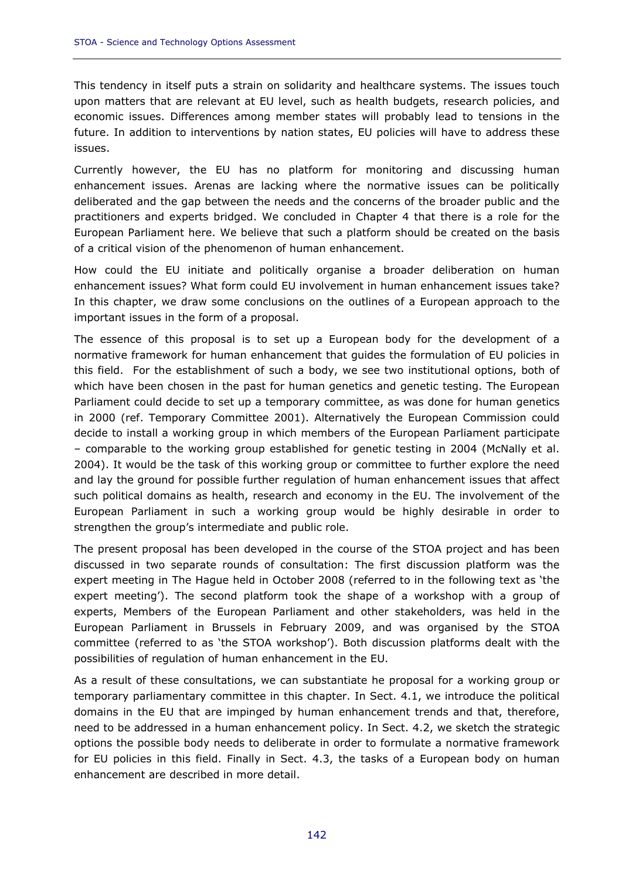This tendency in itself puts a strain on solidarity and healthcare systems. The issues touch upon matters that are relevant at EU level, such as health budgets, research policies, and economic issues. Differences among member states will probably lead to tensions in the future. In addition to interventions by nation states, EU policies will have to address these issues.

Currently however, the EU has no platform for monitoring and discussing human enhancement issues. Arenas are lacking where the normative issues can be politically deliberated and the gap between the needs and the concerns of the broader public and the practitioners and experts bridged. We concluded in Chapter 4 that there is a role for the European Parliament here. We believe that such a platform should be created on the basis of a critical vision of the phenomenon of human enhancement.

How could the EU initiate and politically organise a broader deliberation on human enhancement issues? What form could EU involvement in human enhancement issues take? In this chapter, we draw some conclusions on the outlines of a European approach to the important issues in the form of a proposal.

The essence of this proposal is to set up a European body for the development of a normative framework for human enhancement that guides the formulation of EU policies in this field. For the establishment of such a body, we see two institutional options, both of which have been chosen in the past for human genetics and genetic testing. The European Parliament could decide to set up a temporary committee, as was done for human genetics in 2000 (ref. Temporary Committee 2001). Alternatively the European Commission could decide to install a working group in which members of the European Parliament participate – comparable to the working group established for genetic testing in 2004 (McNally et al. 2004). It would be the task of this working group or committee to further explore the need and lay the ground for possible further regulation of human enhancement issues that affect such political domains as health, research and economy in the EU. The involvement of the European Parliament in such a working group would be highly desirable in order to strengthen the group's intermediate and public role.

The present proposal has been developed in the course of the STOA project and has been discussed in two separate rounds of consultation: The first discussion platform was the expert meeting in The Hague held in October 2008 (referred to in the following text as 'the expert meeting'). The second platform took the shape of a workshop with a group of experts, Members of the European Parliament and other stakeholders, was held in the European Parliament in Brussels in February 2009, and was organised by the STOA committee (referred to as 'the STOA workshop'). Both discussion platforms dealt with the possibilities of regulation of human enhancement in the EU.

As a result of these consultations, we can substantiate he proposal for a working group or temporary parliamentary committee in this chapter. In Sect. 4.1, we introduce the political domains in the EU that are impinged by human enhancement trends and that, therefore, need to be addressed in a human enhancement policy. In Sect. 4.2, we sketch the strategic options the possible body needs to deliberate in order to formulate a normative framework for EU policies in this field. Finally in Sect. 4.3, the tasks of a European body on human enhancement are described in more detail.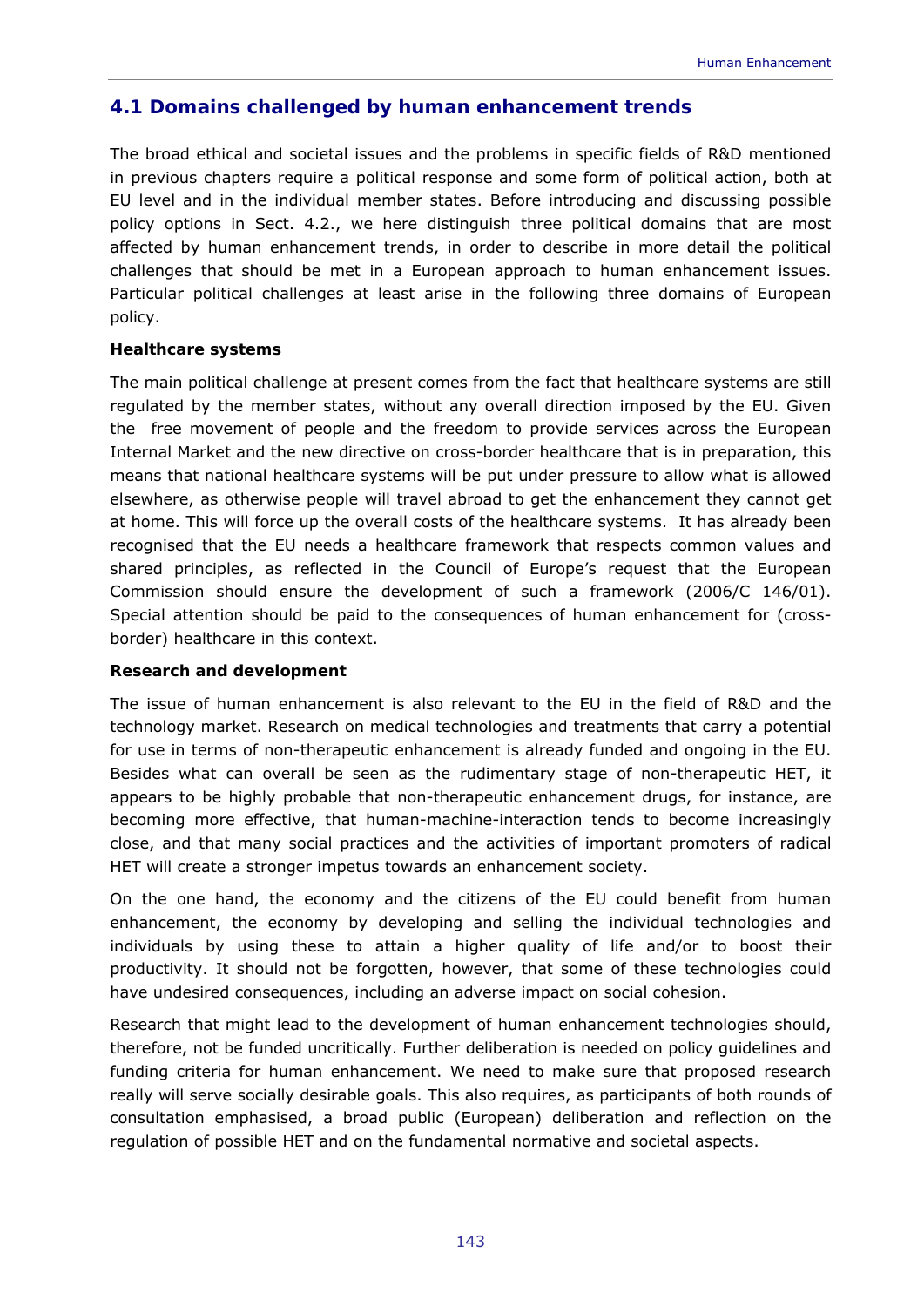## 4.1 Domains challenged by human enhancement trends

The broad ethical and societal issues and the problems in specific fields of R&D mentioned in previous chapters require a political response and some form of political action, both at EU level and in the individual member states. Before introducing and discussing possible policy options in Sect. 4.2., we here distinguish three political domains that are most affected by human enhancement trends, in order to describe in more detail the political challenges that should be met in a European approach to human enhancement issues. Particular political challenges at least arise in the following three domains of European policy.

**Healthcare systems**

The main political challenge at present comes from the fact that healthcare systems are still regulated by the member states, without any overall direction imposed by the EU. Given the free movement of people and the freedom to provide services across the European Internal Market and the new directive on cross-border healthcare that is in preparation, this means that national healthcare systems will be put under pressure to allow what is allowed elsewhere, as otherwise people will travel abroad to get the enhancement they cannot get at home. This will force up the overall costs of the healthcare systems. It has already been recognised that the EU needs a healthcare framework that respects common values and shared principles, as reflected in the Council of Europe's request that the European Commission should ensure the development of such a framework (2006/C 146/01). Special attention should be paid to the consequences of human enhancement for (cross-border) healthcare in this context.

**Research and development**

The issue of human enhancement is also relevant to the EU in the field of R&D and the technology market. Research on medical technologies and treatments that carry a potential for use in terms of non-therapeutic enhancement is already funded and ongoing in the EU. Besides what can overall be seen as the rudimentary stage of non-therapeutic HET, it appears to be highly probable that non-therapeutic enhancement drugs, for instance, are becoming more effective, that human-machine-interaction tends to become increasingly close, and that many social practices and the activities of important promoters of radical HET will create a stronger impetus towards an enhancement society.

On the one hand, the economy and the citizens of the EU could benefit from human enhancement, the economy by developing and selling the individual technologies and individuals by using these to attain a higher quality of life and/or to boost their productivity. It should not be forgotten, however, that some of these technologies could have undesired consequences, including an adverse impact on social cohesion.

Research that might lead to the development of human enhancement technologies should, therefore, not be funded uncritically. Further deliberation is needed on policy guidelines and funding criteria for human enhancement. We need to make sure that proposed research really will serve socially desirable goals. This also requires, as participants of both rounds of consultation emphasised, a broad public (European) deliberation and reflection on the regulation of possible HET and on the fundamental normative and societal aspects.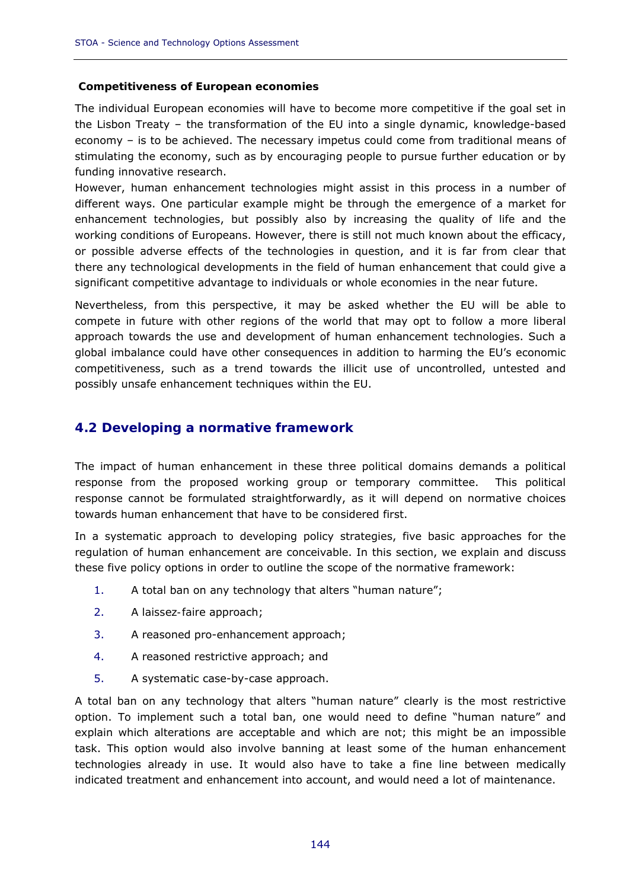**Competitiveness of European economies**

The individual European economies will have to become more competitive if the goal set in the Lisbon Treaty – the transformation of the EU into a single dynamic, knowledge-based economy – is to be achieved. The necessary impetus could come from traditional means of stimulating the economy, such as by encouraging people to pursue further education or by funding innovative research.

However, human enhancement technologies might assist in this process in a number of different ways. One particular example might be through the emergence of a market for enhancement technologies, but possibly also by increasing the quality of life and the working conditions of Europeans. However, there is still not much known about the efficacy, or possible adverse effects of the technologies in question, and it is far from clear that there any technological developments in the field of human enhancement that could give a significant competitive advantage to individuals or whole economies in the near future.

Nevertheless, from this perspective, it may be asked whether the EU will be able to compete in future with other regions of the world that may opt to follow a more liberal approach towards the use and development of human enhancement technologies. Such a global imbalance could have other consequences in addition to harming the EU's economic competitiveness, such as a trend towards the illicit use of uncontrolled, untested and possibly unsafe enhancement techniques within the EU.

## 4.2 Developing a normative framework

The impact of human enhancement in these three political domains demands a political response from the proposed working group or temporary committee. This political response cannot be formulated straightforwardly, as it will depend on normative choices towards human enhancement that have to be considered first.

In a systematic approach to developing policy strategies, five basic approaches for the regulation of human enhancement are conceivable. In this section, we explain and discuss these five policy options in order to outline the scope of the normative framework:

1. A total ban on any technology that alters "human nature";
2. A laissez-faire approach;
3. A reasoned pro-enhancement approach;
4. A reasoned restrictive approach; and
5. A systematic case-by-case approach.

A total ban on any technology that alters "human nature" clearly is the most restrictive option. To implement such a total ban, one would need to define "human nature" and explain which alterations are acceptable and which are not; this might be an impossible task. This option would also involve banning at least some of the human enhancement technologies already in use. It would also have to take a fine line between medically indicated treatment and enhancement into account, and would need a lot of maintenance.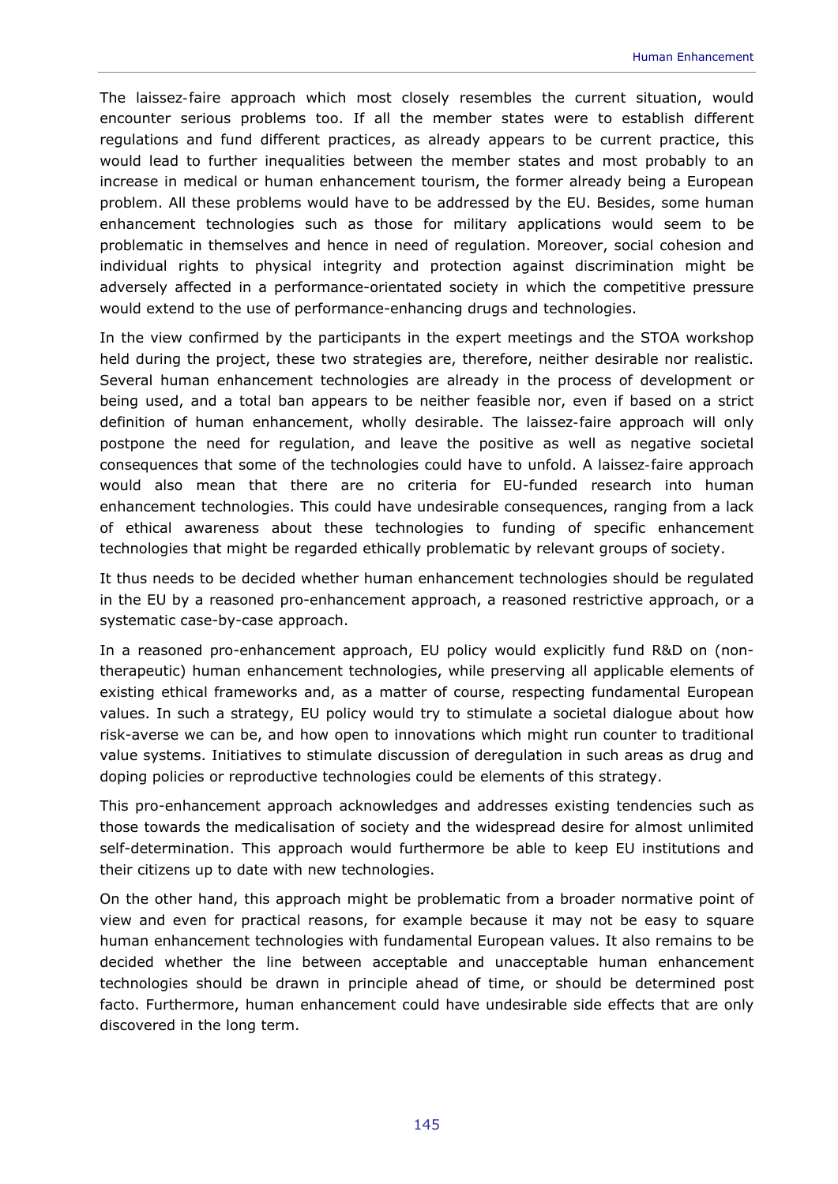The laissez-faire approach which most closely resembles the current situation, would encounter serious problems too. If all the member states were to establish different regulations and fund different practices, as already appears to be current practice, this would lead to further inequalities between the member states and most probably to an increase in medical or human enhancement tourism, the former already being a European problem. All these problems would have to be addressed by the EU. Besides, some human enhancement technologies such as those for military applications would seem to be problematic in themselves and hence in need of regulation. Moreover, social cohesion and individual rights to physical integrity and protection against discrimination might be adversely affected in a performance-orientated society in which the competitive pressure would extend to the use of performance-enhancing drugs and technologies.

In the view confirmed by the participants in the expert meetings and the STOA workshop held during the project, these two strategies are, therefore, neither desirable nor realistic. Several human enhancement technologies are already in the process of development or being used, and a total ban appears to be neither feasible nor, even if based on a strict definition of human enhancement, wholly desirable. The laissez-faire approach will only postpone the need for regulation, and leave the positive as well as negative societal consequences that some of the technologies could have to unfold. A laissez-faire approach would also mean that there are no criteria for EU-funded research into human enhancement technologies. This could have undesirable consequences, ranging from a lack of ethical awareness about these technologies to funding of specific enhancement technologies that might be regarded ethically problematic by relevant groups of society.

It thus needs to be decided whether human enhancement technologies should be regulated in the EU by a reasoned pro-enhancement approach, a reasoned restrictive approach, or a systematic case-by-case approach.

In a reasoned pro-enhancement approach, EU policy would explicitly fund R&D on (non-therapeutic) human enhancement technologies, while preserving all applicable elements of existing ethical frameworks and, as a matter of course, respecting fundamental European values. In such a strategy, EU policy would try to stimulate a societal dialogue about how risk-averse we can be, and how open to innovations which might run counter to traditional value systems. Initiatives to stimulate discussion of deregulation in such areas as drug and doping policies or reproductive technologies could be elements of this strategy.

This pro-enhancement approach acknowledges and addresses existing tendencies such as those towards the medicalisation of society and the widespread desire for almost unlimited self-determination. This approach would furthermore be able to keep EU institutions and their citizens up to date with new technologies.

On the other hand, this approach might be problematic from a broader normative point of view and even for practical reasons, for example because it may not be easy to square human enhancement technologies with fundamental European values. It also remains to be decided whether the line between acceptable and unacceptable human enhancement technologies should be drawn in principle ahead of time, or should be determined post facto. Furthermore, human enhancement could have undesirable side effects that are only discovered in the long term.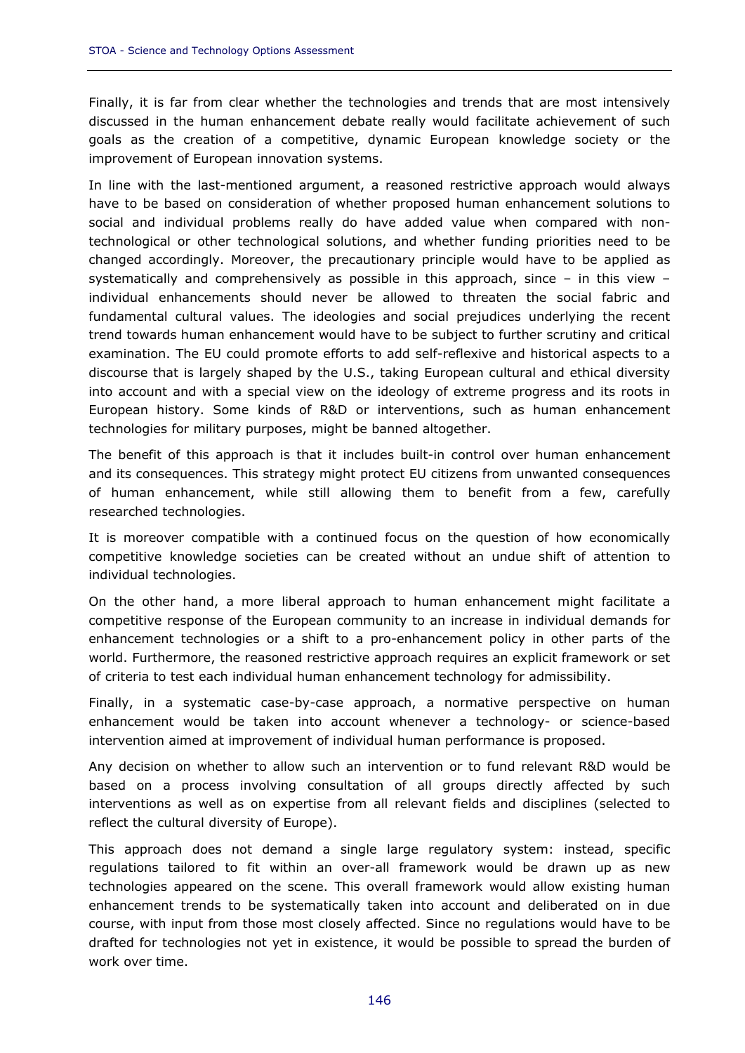Finally, it is far from clear whether the technologies and trends that are most intensively discussed in the human enhancement debate really would facilitate achievement of such goals as the creation of a competitive, dynamic European knowledge society or the improvement of European innovation systems.

In line with the last-mentioned argument, a reasoned restrictive approach would always have to be based on consideration of whether proposed human enhancement solutions to social and individual problems really do have added value when compared with non-technological or other technological solutions, and whether funding priorities need to be changed accordingly. Moreover, the precautionary principle would have to be applied as systematically and comprehensively as possible in this approach, since – in this view – individual enhancements should never be allowed to threaten the social fabric and fundamental cultural values. The ideologies and social prejudices underlying the recent trend towards human enhancement would have to be subject to further scrutiny and critical examination. The EU could promote efforts to add self-reflexive and historical aspects to a discourse that is largely shaped by the U.S., taking European cultural and ethical diversity into account and with a special view on the ideology of extreme progress and its roots in European history. Some kinds of R&D or interventions, such as human enhancement technologies for military purposes, might be banned altogether.

The benefit of this approach is that it includes built-in control over human enhancement and its consequences. This strategy might protect EU citizens from unwanted consequences of human enhancement, while still allowing them to benefit from a few, carefully researched technologies.

It is moreover compatible with a continued focus on the question of how economically competitive knowledge societies can be created without an undue shift of attention to individual technologies.

On the other hand, a more liberal approach to human enhancement might facilitate a competitive response of the European community to an increase in individual demands for enhancement technologies or a shift to a pro-enhancement policy in other parts of the world. Furthermore, the reasoned restrictive approach requires an explicit framework or set of criteria to test each individual human enhancement technology for admissibility.

Finally, in a systematic case-by-case approach, a normative perspective on human enhancement would be taken into account whenever a technology- or science-based intervention aimed at improvement of individual human performance is proposed.

Any decision on whether to allow such an intervention or to fund relevant R&D would be based on a process involving consultation of all groups directly affected by such interventions as well as on expertise from all relevant fields and disciplines (selected to reflect the cultural diversity of Europe).

This approach does not demand a single large regulatory system: instead, specific regulations tailored to fit within an over-all framework would be drawn up as new technologies appeared on the scene. This overall framework would allow existing human enhancement trends to be systematically taken into account and deliberated on in due course, with input from those most closely affected. Since no regulations would have to be drafted for technologies not yet in existence, it would be possible to spread the burden of work over time.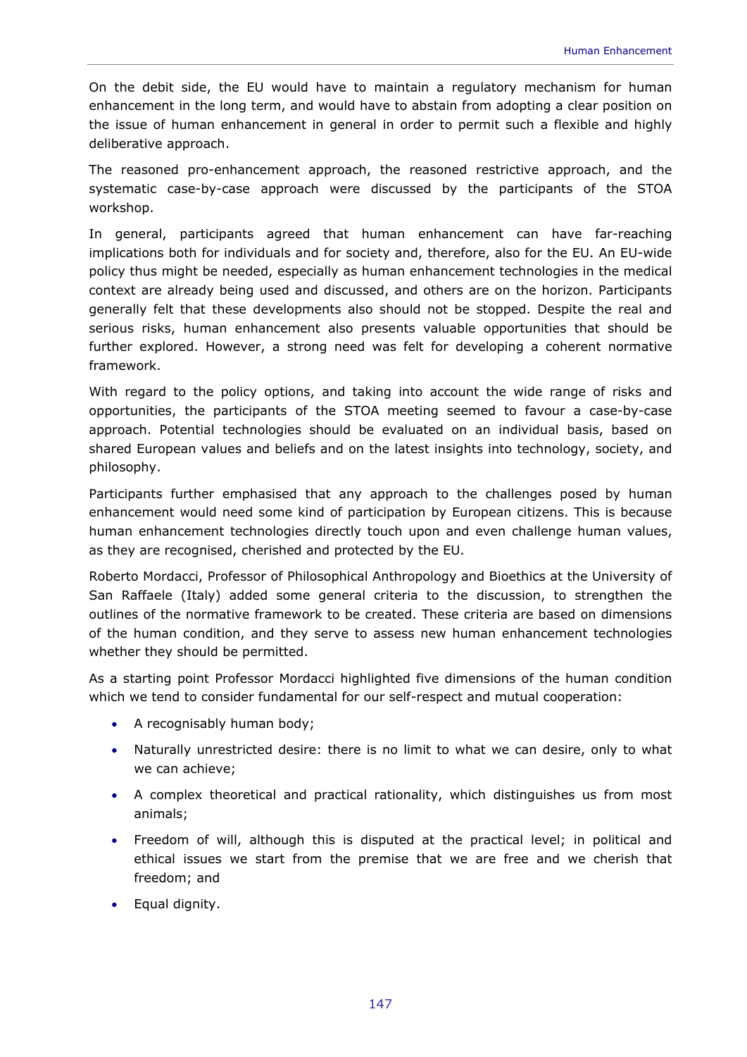On the debit side, the EU would have to maintain a regulatory mechanism for human enhancement in the long term, and would have to abstain from adopting a clear position on the issue of human enhancement in general in order to permit such a flexible and highly deliberative approach.

The reasoned pro-enhancement approach, the reasoned restrictive approach, and the systematic case-by-case approach were discussed by the participants of the STOA workshop.

In general, participants agreed that human enhancement can have far-reaching implications both for individuals and for society and, therefore, also for the EU. An EU-wide policy thus might be needed, especially as human enhancement technologies in the medical context are already being used and discussed, and others are on the horizon. Participants generally felt that these developments also should not be stopped. Despite the real and serious risks, human enhancement also presents valuable opportunities that should be further explored. However, a strong need was felt for developing a coherent normative framework.

With regard to the policy options, and taking into account the wide range of risks and opportunities, the participants of the STOA meeting seemed to favour a case-by-case approach. Potential technologies should be evaluated on an individual basis, based on shared European values and beliefs and on the latest insights into technology, society, and philosophy.

Participants further emphasised that any approach to the challenges posed by human enhancement would need some kind of participation by European citizens. This is because human enhancement technologies directly touch upon and even challenge human values, as they are recognised, cherished and protected by the EU.

Roberto Mordacci, Professor of Philosophical Anthropology and Bioethics at the University of San Raffaele (Italy) added some general criteria to the discussion, to strengthen the outlines of the normative framework to be created. These criteria are based on dimensions of the human condition, and they serve to assess new human enhancement technologies whether they should be permitted.

As a starting point Professor Mordacci highlighted five dimensions of the human condition which we tend to consider fundamental for our self-respect and mutual cooperation:

- A recognisably human body;
- Naturally unrestricted desire: there is no limit to what we can desire, only to what we can achieve;
- A complex theoretical and practical rationality, which distinguishes us from most animals;
- Freedom of will, although this is disputed at the practical level; in political and ethical issues we start from the premise that we are free and we cherish that freedom; and
- Equal dignity.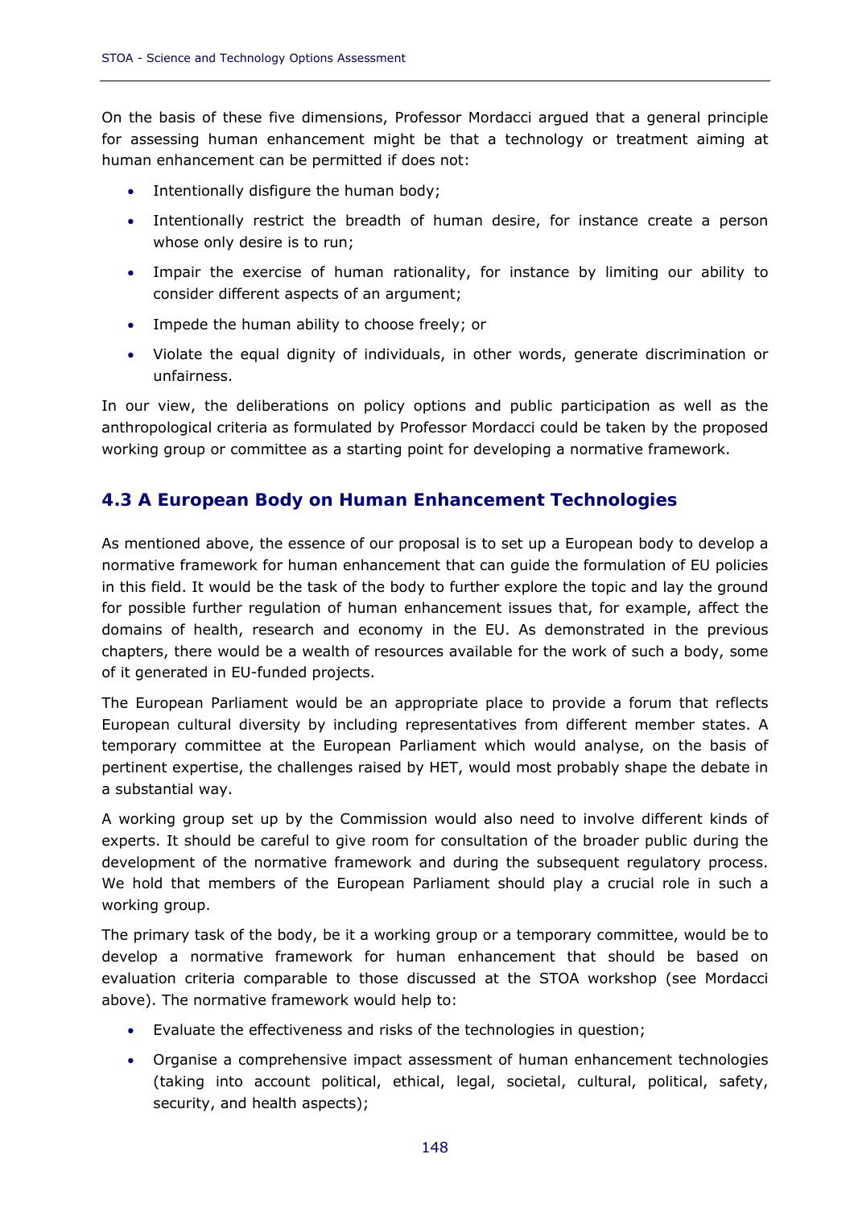On the basis of these five dimensions, Professor Mordacci argued that a general principle for assessing human enhancement might be that a technology or treatment aiming at human enhancement can be permitted if does not:

- Intentionally disfigure the human body;
- Intentionally restrict the breadth of human desire, for instance create a person whose only desire is to run;
- Impair the exercise of human rationality, for instance by limiting our ability to consider different aspects of an argument;
- Impede the human ability to choose freely; or
- Violate the equal dignity of individuals, in other words, generate discrimination or unfairness.

In our view, the deliberations on policy options and public participation as well as the anthropological criteria as formulated by Professor Mordacci could be taken by the proposed working group or committee as a starting point for developing a normative framework.

## 4.3 A European Body on Human Enhancement Technologies

As mentioned above, the essence of our proposal is to set up a European body to develop a normative framework for human enhancement that can guide the formulation of EU policies in this field. It would be the task of the body to further explore the topic and lay the ground for possible further regulation of human enhancement issues that, for example, affect the domains of health, research and economy in the EU. As demonstrated in the previous chapters, there would be a wealth of resources available for the work of such a body, some of it generated in EU-funded projects.

The European Parliament would be an appropriate place to provide a forum that reflects European cultural diversity by including representatives from different member states. A temporary committee at the European Parliament which would analyse, on the basis of pertinent expertise, the challenges raised by HET, would most probably shape the debate in a substantial way.

A working group set up by the Commission would also need to involve different kinds of experts. It should be careful to give room for consultation of the broader public during the development of the normative framework and during the subsequent regulatory process. We hold that members of the European Parliament should play a crucial role in such a working group.

The primary task of the body, be it a working group or a temporary committee, would be to develop a normative framework for human enhancement that should be based on evaluation criteria comparable to those discussed at the STOA workshop (see Mordacci above). The normative framework would help to:

- Evaluate the effectiveness and risks of the technologies in question;
- Organise a comprehensive impact assessment of human enhancement technologies (taking into account political, ethical, legal, societal, cultural, political, safety, security, and health aspects);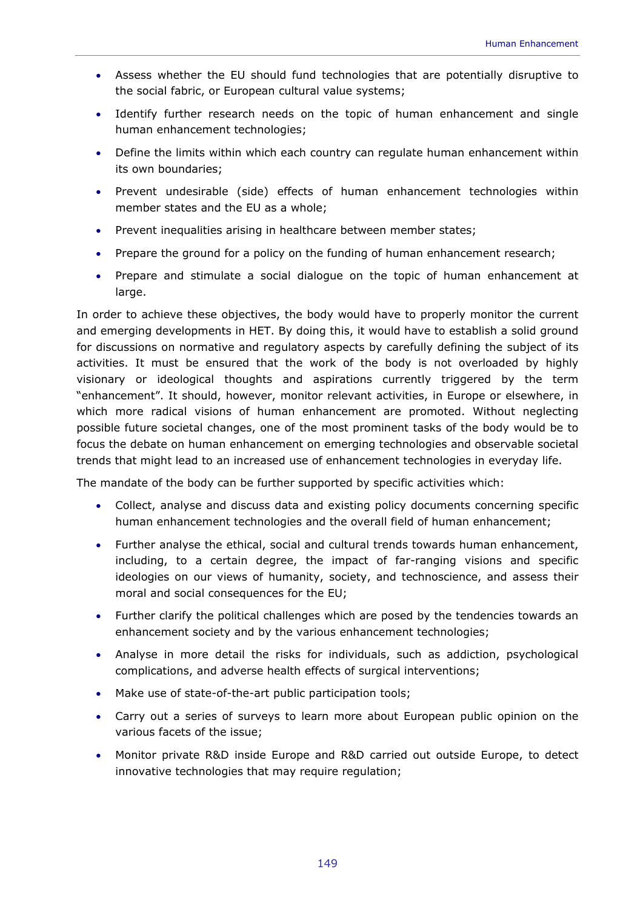- Assess whether the EU should fund technologies that are potentially disruptive to the social fabric, or European cultural value systems;
- Identify further research needs on the topic of human enhancement and single human enhancement technologies;
- Define the limits within which each country can regulate human enhancement within its own boundaries;
- Prevent undesirable (side) effects of human enhancement technologies within member states and the EU as a whole;
- Prevent inequalities arising in healthcare between member states;
- Prepare the ground for a policy on the funding of human enhancement research;
- Prepare and stimulate a social dialogue on the topic of human enhancement at large.

In order to achieve these objectives, the body would have to properly monitor the current and emerging developments in HET. By doing this, it would have to establish a solid ground for discussions on normative and regulatory aspects by carefully defining the subject of its activities. It must be ensured that the work of the body is not overloaded by highly visionary or ideological thoughts and aspirations currently triggered by the term "enhancement". It should, however, monitor relevant activities, in Europe or elsewhere, in which more radical visions of human enhancement are promoted. Without neglecting possible future societal changes, one of the most prominent tasks of the body would be to focus the debate on human enhancement on emerging technologies and observable societal trends that might lead to an increased use of enhancement technologies in everyday life.

The mandate of the body can be further supported by specific activities which:

- Collect, analyse and discuss data and existing policy documents concerning specific human enhancement technologies and the overall field of human enhancement;
- Further analyse the ethical, social and cultural trends towards human enhancement, including, to a certain degree, the impact of far-ranging visions and specific ideologies on our views of humanity, society, and technoscience, and assess their moral and social consequences for the EU;
- Further clarify the political challenges which are posed by the tendencies towards an enhancement society and by the various enhancement technologies;
- Analyse in more detail the risks for individuals, such as addiction, psychological complications, and adverse health effects of surgical interventions;
- Make use of state-of-the-art public participation tools;
- Carry out a series of surveys to learn more about European public opinion on the various facets of the issue;
- Monitor private R&D inside Europe and R&D carried out outside Europe, to detect innovative technologies that may require regulation;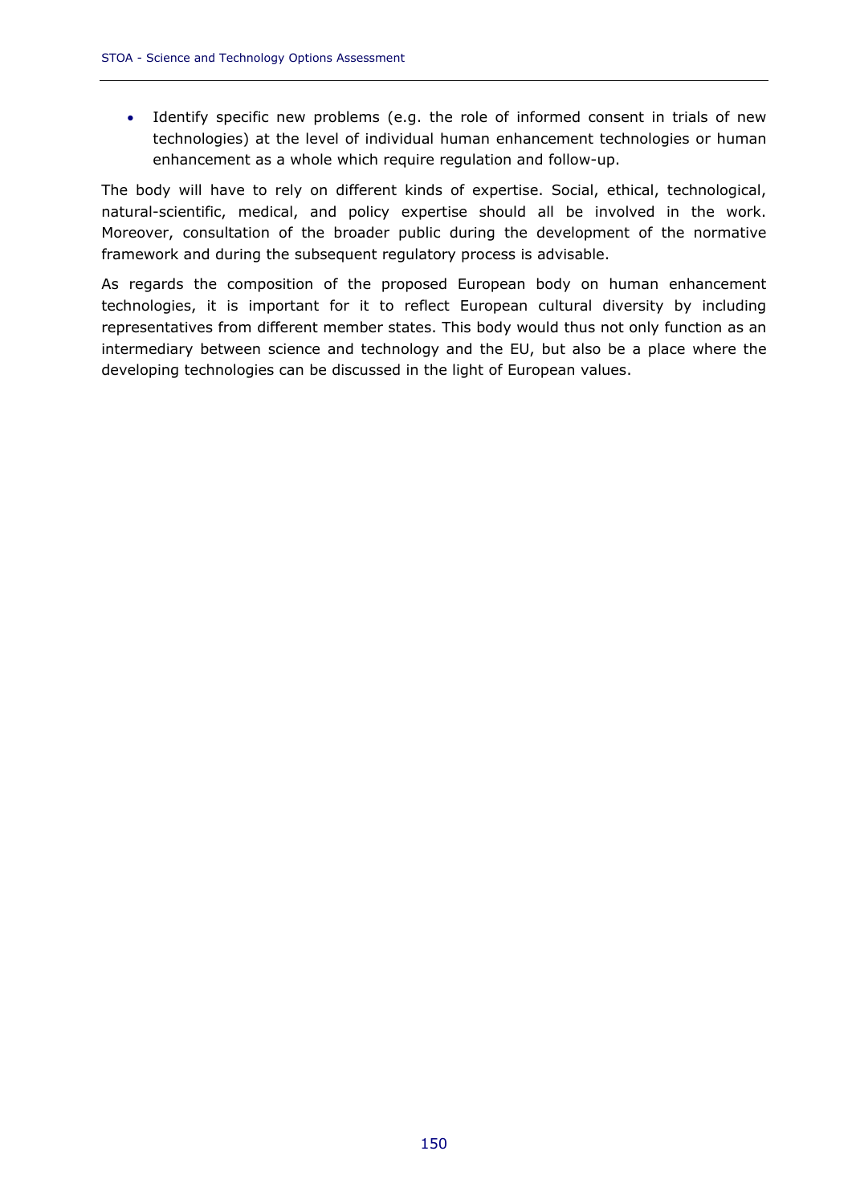- Identify specific new problems (e.g. the role of informed consent in trials of new technologies) at the level of individual human enhancement technologies or human enhancement as a whole which require regulation and follow-up.

The body will have to rely on different kinds of expertise. Social, ethical, technological, natural-scientific, medical, and policy expertise should all be involved in the work. Moreover, consultation of the broader public during the development of the normative framework and during the subsequent regulatory process is advisable.

As regards the composition of the proposed European body on human enhancement technologies, it is important for it to reflect European cultural diversity by including representatives from different member states. This body would thus not only function as an intermediary between science and technology and the EU, but also be a place where the developing technologies can be discussed in the light of European values.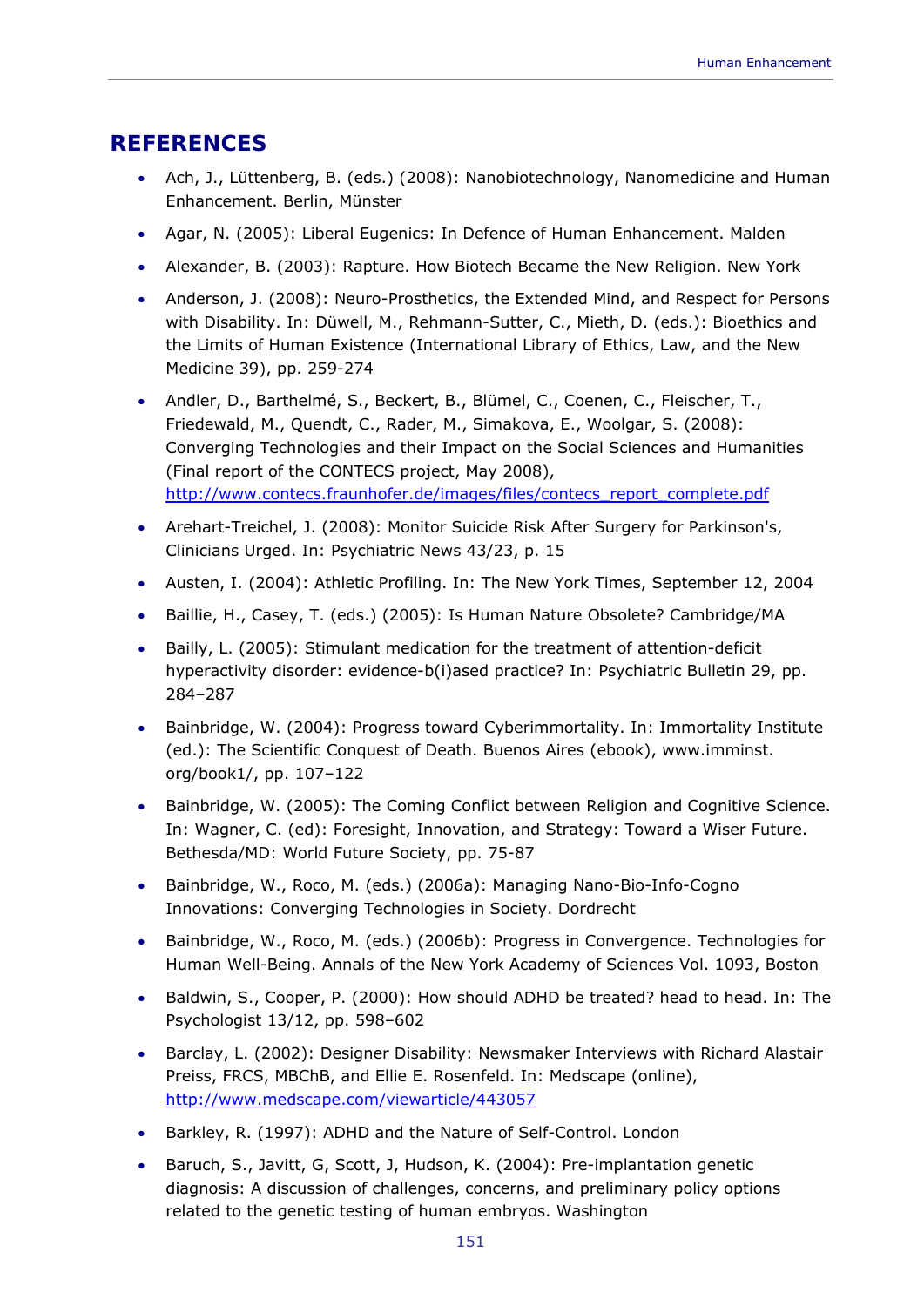## REFERENCES

- Ach, J., Lüttenberg, B. (eds.) (2008): Nanobiotechnology, Nanomedicine and Human Enhancement. Berlin, Münster
- Agar, N. (2005): Liberal Eugenics: In Defence of Human Enhancement. Malden
- Alexander, B. (2003): Rapture. How Biotech Became the New Religion. New York
- Anderson, J. (2008): Neuro-Prosthetics, the Extended Mind, and Respect for Persons with Disability. In: Düwell, M., Rehmann-Sutter, C., Mieth, D. (eds.): Bioethics and the Limits of Human Existence (International Library of Ethics, Law, and the New Medicine 39), pp. 259-274
- Andler, D., Barthelmé, S., Beckert, B., Blümel, C., Coenen, C., Fleischer, T., Friedewald, M., Quendt, C., Rader, M., Simakova, E., Woolgar, S. (2008): Converging Technologies and their Impact on the Social Sciences and Humanities (Final report of the CONTECS project, May 2008), http://www.contecs.fraunhofer.de/images/files/contecs_report_complete.pdf
- Arehart-Treichel, J. (2008): Monitor Suicide Risk After Surgery for Parkinson's, Clinicians Urged. In: Psychiatric News 43/23, p. 15
- Austen, I. (2004): Athletic Profiling. In: The New York Times, September 12, 2004
- Baillie, H., Casey, T. (eds.) (2005): Is Human Nature Obsolete? Cambridge/MA
- Bailly, L. (2005): Stimulant medication for the treatment of attention-deficit hyperactivity disorder: evidence-b(i)ased practice? In: Psychiatric Bulletin 29, pp. 284–287
- Bainbridge, W. (2004): Progress toward Cyberimmortality. In: Immortality Institute (ed.): The Scientific Conquest of Death. Buenos Aires (ebook), www.imminst.org/book1/, pp. 107–122
- Bainbridge, W. (2005): The Coming Conflict between Religion and Cognitive Science. In: Wagner, C. (ed): Foresight, Innovation, and Strategy: Toward a Wiser Future. Bethesda/MD: World Future Society, pp. 75-87
- Bainbridge, W., Roco, M. (eds.) (2006a): Managing Nano-Bio-Info-Cogno Innovations: Converging Technologies in Society. Dordrecht
- Bainbridge, W., Roco, M. (eds.) (2006b): Progress in Convergence. Technologies for Human Well-Being. Annals of the New York Academy of Sciences Vol. 1093, Boston
- Baldwin, S., Cooper, P. (2000): How should ADHD be treated? head to head. In: The Psychologist 13/12, pp. 598–602
- Barclay, L. (2002): Designer Disability: Newsmaker Interviews with Richard Alastair Preiss, FRCS, MBChB, and Ellie E. Rosenfeld. In: Medscape (online), http://www.medscape.com/viewarticle/443057
- Barkley, R. (1997): ADHD and the Nature of Self-Control. London
- Baruch, S., Javitt, G, Scott, J, Hudson, K. (2004): Pre-implantation genetic diagnosis: A discussion of challenges, concerns, and preliminary policy options related to the genetic testing of human embryos. Washington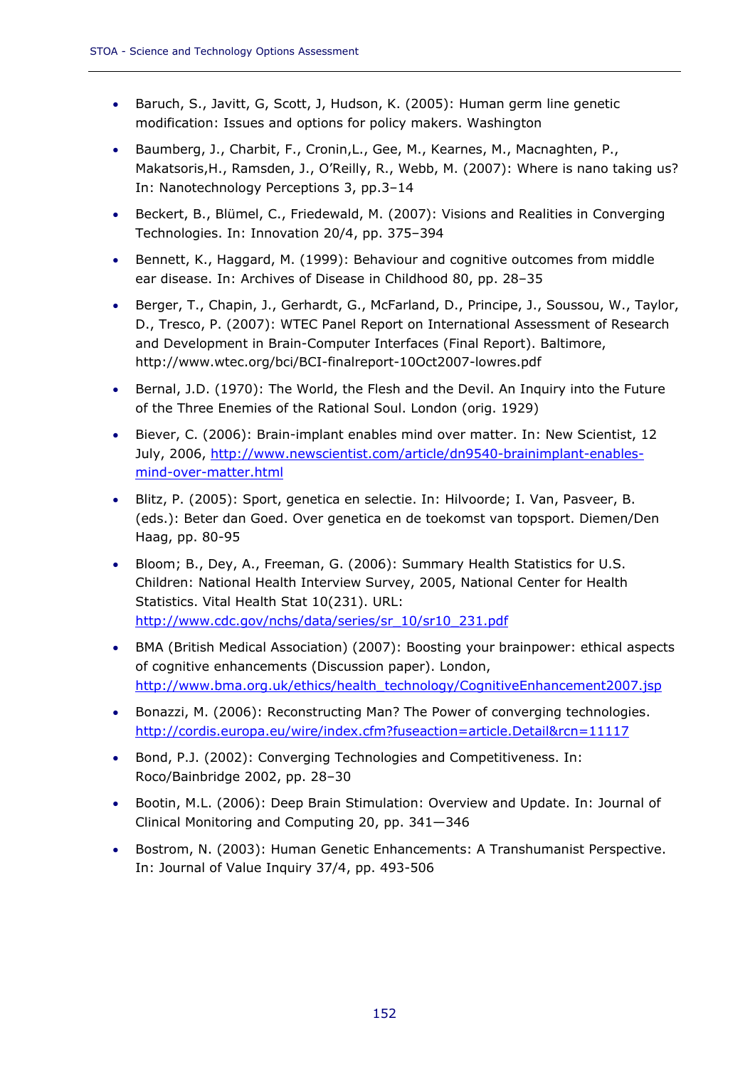- Baruch, S., Javitt, G, Scott, J, Hudson, K. (2005): Human germ line genetic modification: Issues and options for policy makers. Washington
- Baumberg, J., Charbit, F., Cronin,L., Gee, M., Kearnes, M., Macnaghten, P., Makatsoris,H., Ramsden, J., O'Reilly, R., Webb, M. (2007): Where is nano taking us? In: Nanotechnology Perceptions 3, pp.3–14
- Beckert, B., Blümel, C., Friedewald, M. (2007): Visions and Realities in Converging Technologies. In: Innovation 20/4, pp. 375–394
- Bennett, K., Haggard, M. (1999): Behaviour and cognitive outcomes from middle ear disease. In: Archives of Disease in Childhood 80, pp. 28–35
- Berger, T., Chapin, J., Gerhardt, G., McFarland, D., Principe, J., Soussou, W., Taylor, D., Tresco, P. (2007): WTEC Panel Report on International Assessment of Research and Development in Brain-Computer Interfaces (Final Report). Baltimore, http://www.wtec.org/bci/BCI-finalreport-10Oct2007-lowres.pdf
- Bernal, J.D. (1970): The World, the Flesh and the Devil. An Inquiry into the Future of the Three Enemies of the Rational Soul. London (orig. 1929)
- Biever, C. (2006): Brain-implant enables mind over matter. In: New Scientist, 12 July, 2006, http://www.newscientist.com/article/dn9540-brainimplant-enables-mind-over-matter.html
- Blitz, P. (2005): Sport, genetica en selectie. In: Hilvoorde; I. Van, Pasveer, B. (eds.): Beter dan Goed. Over genetica en de toekomst van topsport. Diemen/Den Haag, pp. 80-95
- Bloom; B., Dey, A., Freeman, G. (2006): Summary Health Statistics for U.S. Children: National Health Interview Survey, 2005, National Center for Health Statistics. Vital Health Stat 10(231). URL: http://www.cdc.gov/nchs/data/series/sr_10/sr10_231.pdf
- BMA (British Medical Association) (2007): Boosting your brainpower: ethical aspects of cognitive enhancements (Discussion paper). London, http://www.bma.org.uk/ethics/health_technology/CognitiveEnhancement2007.jsp
- Bonazzi, M. (2006): Reconstructing Man? The Power of converging technologies. http://cordis.europa.eu/wire/index.cfm?fuseaction=article.Detail&rcn=11117
- Bond, P.J. (2002): Converging Technologies and Competitiveness. In: Roco/Bainbridge 2002, pp. 28–30
- Bootin, M.L. (2006): Deep Brain Stimulation: Overview and Update. In: Journal of Clinical Monitoring and Computing 20, pp. 341—346
- Bostrom, N. (2003): Human Genetic Enhancements: A Transhumanist Perspective. In: Journal of Value Inquiry 37/4, pp. 493-506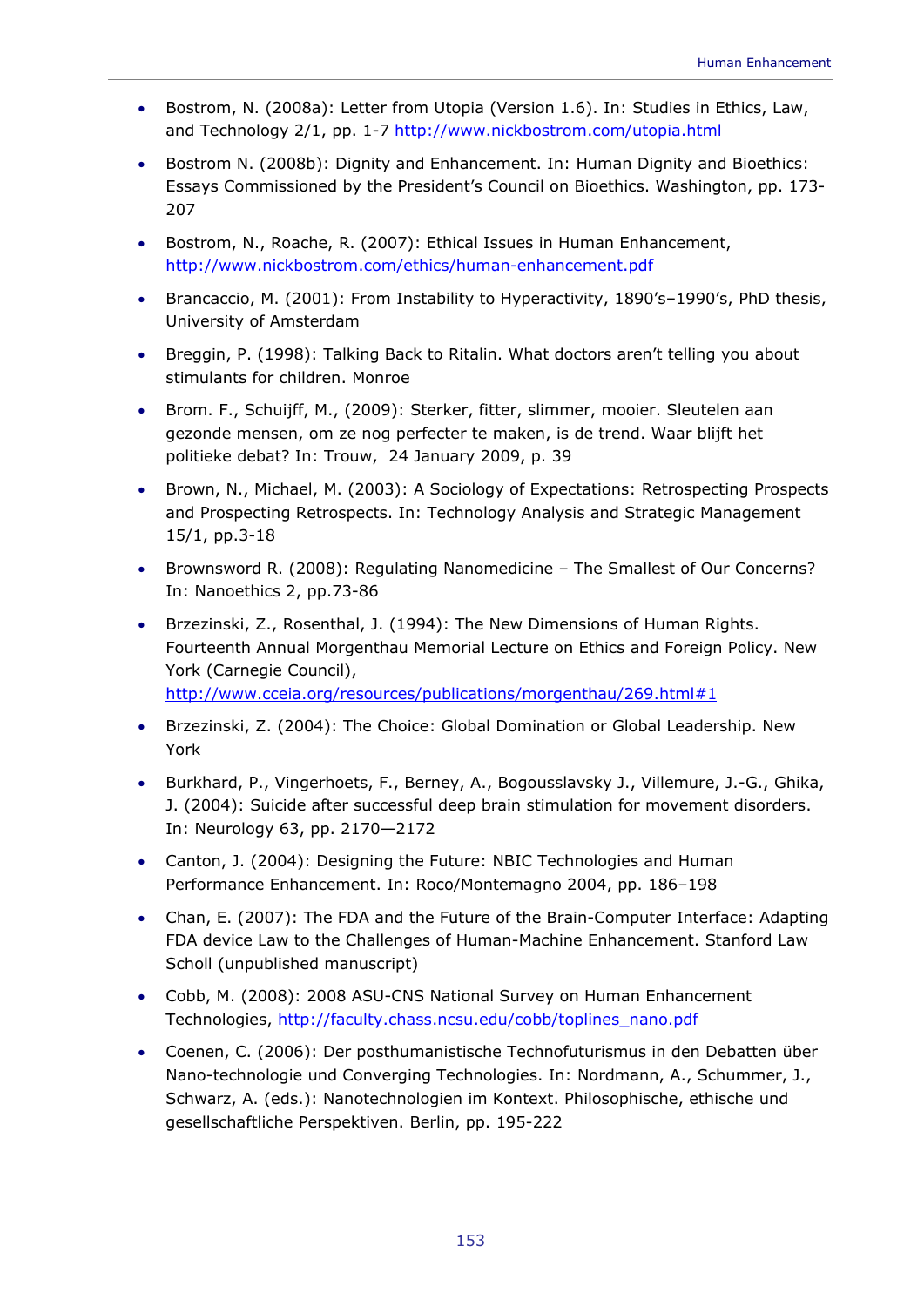- Bostrom, N. (2008a): Letter from Utopia (Version 1.6). In: Studies in Ethics, Law, and Technology 2/1, pp. 1-7 http://www.nickbostrom.com/utopia.html
- Bostrom N. (2008b): Dignity and Enhancement. In: Human Dignity and Bioethics: Essays Commissioned by the President's Council on Bioethics. Washington, pp. 173-207
- Bostrom, N., Roache, R. (2007): Ethical Issues in Human Enhancement, http://www.nickbostrom.com/ethics/human-enhancement.pdf
- Brancaccio, M. (2001): From Instability to Hyperactivity, 1890's–1990's, PhD thesis, University of Amsterdam
- Breggin, P. (1998): Talking Back to Ritalin. What doctors aren't telling you about stimulants for children. Monroe
- Brom. F., Schuijff, M., (2009): Sterker, fitter, slimmer, mooier. Sleutelen aan gezonde mensen, om ze nog perfecter te maken, is de trend. Waar blijft het politieke debat? In: Trouw, 24 January 2009, p. 39
- Brown, N., Michael, M. (2003): A Sociology of Expectations: Retrospecting Prospects and Prospecting Retrospects. In: Technology Analysis and Strategic Management 15/1, pp.3-18
- Brownsword R. (2008): Regulating Nanomedicine – The Smallest of Our Concerns? In: Nanoethics 2, pp.73-86
- Brzezinski, Z., Rosenthal, J. (1994): The New Dimensions of Human Rights. Fourteenth Annual Morgenthau Memorial Lecture on Ethics and Foreign Policy. New York (Carnegie Council), http://www.cceia.org/resources/publications/morgenthau/269.html#1
- Brzezinski, Z. (2004): The Choice: Global Domination or Global Leadership. New York
- Burkhard, P., Vingerhoets, F., Berney, A., Bogousslavsky J., Villemure, J.-G., Ghika, J. (2004): Suicide after successful deep brain stimulation for movement disorders. In: Neurology 63, pp. 2170—2172
- Canton, J. (2004): Designing the Future: NBIC Technologies and Human Performance Enhancement. In: Roco/Montemagno 2004, pp. 186–198
- Chan, E. (2007): The FDA and the Future of the Brain-Computer Interface: Adapting FDA device Law to the Challenges of Human-Machine Enhancement. Stanford Law Scholl (unpublished manuscript)
- Cobb, M. (2008): 2008 ASU-CNS National Survey on Human Enhancement Technologies, http://faculty.chass.ncsu.edu/cobb/toplines_nano.pdf
- Coenen, C. (2006): Der posthumanistische Technofuturismus in den Debatten über Nano-technologie und Converging Technologies. In: Nordmann, A., Schummer, J., Schwarz, A. (eds.): Nanotechnologien im Kontext. Philosophische, ethische und gesellschaftliche Perspektiven. Berlin, pp. 195-222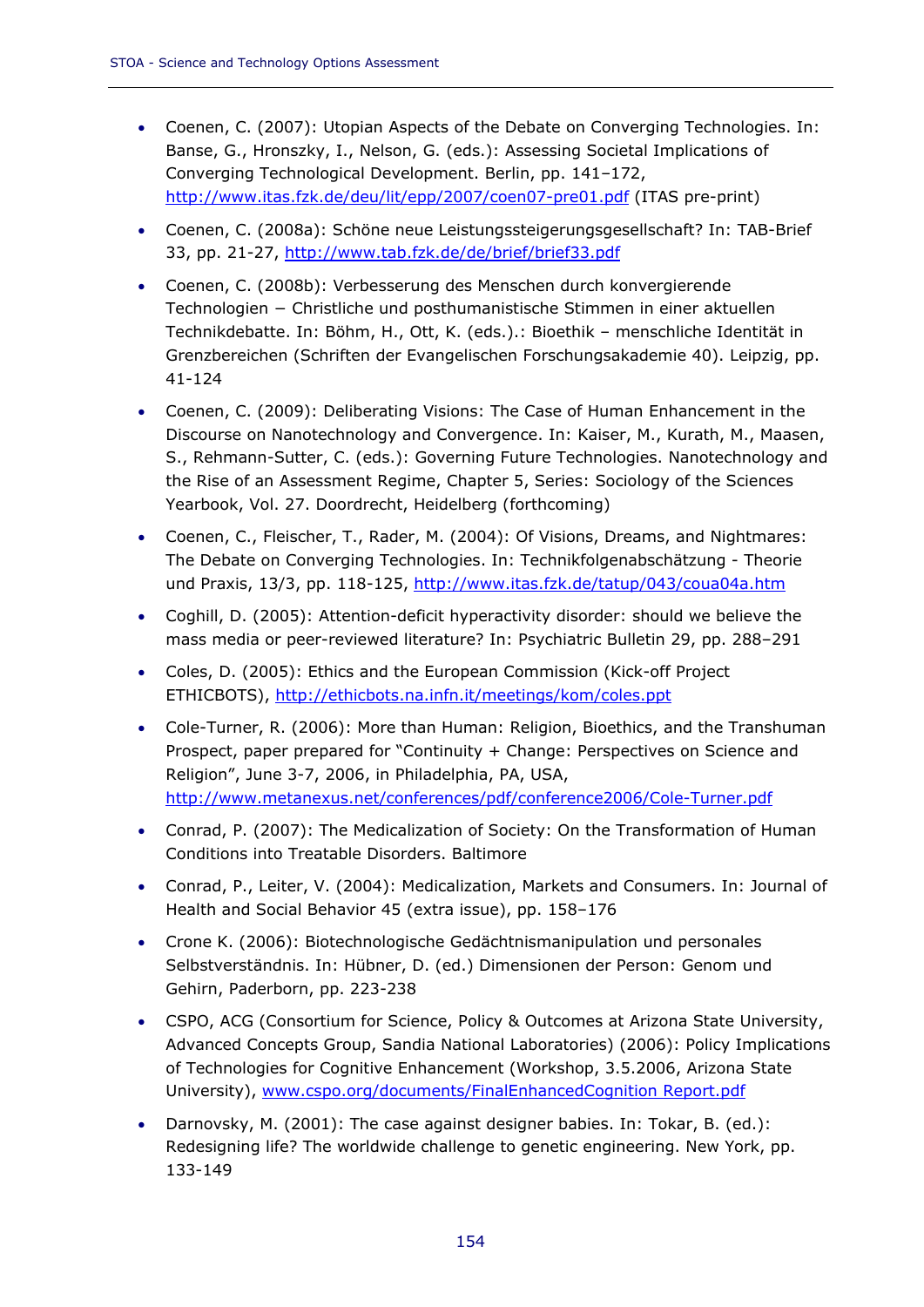- Coenen, C. (2007): Utopian Aspects of the Debate on Converging Technologies. In: Banse, G., Hronszky, I., Nelson, G. (eds.): Assessing Societal Implications of Converging Technological Development. Berlin, pp. 141–172, http://www.itas.fzk.de/deu/lit/epp/2007/coen07-pre01.pdf (ITAS pre-print)

- Coenen, C. (2008a): Schöne neue Leistungssteigerungsgesellschaft? In: TAB-Brief 33, pp. 21-27, http://www.tab.fzk.de/de/brief/brief33.pdf

- Coenen, C. (2008b): Verbesserung des Menschen durch konvergierende Technologien − Christliche und posthumanistische Stimmen in einer aktuellen Technikdebatte. In: Böhm, H., Ott, K. (eds.).: Bioethik – menschliche Identität in Grenzbereichen (Schriften der Evangelischen Forschungsakademie 40). Leipzig, pp. 41-124

- Coenen, C. (2009): Deliberating Visions: The Case of Human Enhancement in the Discourse on Nanotechnology and Convergence. In: Kaiser, M., Kurath, M., Maasen, S., Rehmann-Sutter, C. (eds.): Governing Future Technologies. Nanotechnology and the Rise of an Assessment Regime, Chapter 5, Series: Sociology of the Sciences Yearbook, Vol. 27. Doordrecht, Heidelberg (forthcoming)

- Coenen, C., Fleischer, T., Rader, M. (2004): Of Visions, Dreams, and Nightmares: The Debate on Converging Technologies. In: Technikfolgenabschätzung - Theorie und Praxis, 13/3, pp. 118-125, http://www.itas.fzk.de/tatup/043/coua04a.htm

- Coghill, D. (2005): Attention-deficit hyperactivity disorder: should we believe the mass media or peer-reviewed literature? In: Psychiatric Bulletin 29, pp. 288–291

- Coles, D. (2005): Ethics and the European Commission (Kick-off Project ETHICBOTS), http://ethicbots.na.infn.it/meetings/kom/coles.ppt

- Cole-Turner, R. (2006): More than Human: Religion, Bioethics, and the Transhuman Prospect, paper prepared for "Continuity + Change: Perspectives on Science and Religion", June 3-7, 2006, in Philadelphia, PA, USA, http://www.metanexus.net/conferences/pdf/conference2006/Cole-Turner.pdf

- Conrad, P. (2007): The Medicalization of Society: On the Transformation of Human Conditions into Treatable Disorders. Baltimore

- Conrad, P., Leiter, V. (2004): Medicalization, Markets and Consumers. In: Journal of Health and Social Behavior 45 (extra issue), pp. 158–176

- Crone K. (2006): Biotechnologische Gedächtnismanipulation und personales Selbstverständnis. In: Hübner, D. (ed.) Dimensionen der Person: Genom und Gehirn, Paderborn, pp. 223-238

- CSPO, ACG (Consortium for Science, Policy & Outcomes at Arizona State University, Advanced Concepts Group, Sandia National Laboratories) (2006): Policy Implications of Technologies for Cognitive Enhancement (Workshop, 3.5.2006, Arizona State University), www.cspo.org/documents/FinalEnhancedCognition Report.pdf

- Darnovsky, M. (2001): The case against designer babies. In: Tokar, B. (ed.): Redesigning life? The worldwide challenge to genetic engineering. New York, pp. 133-149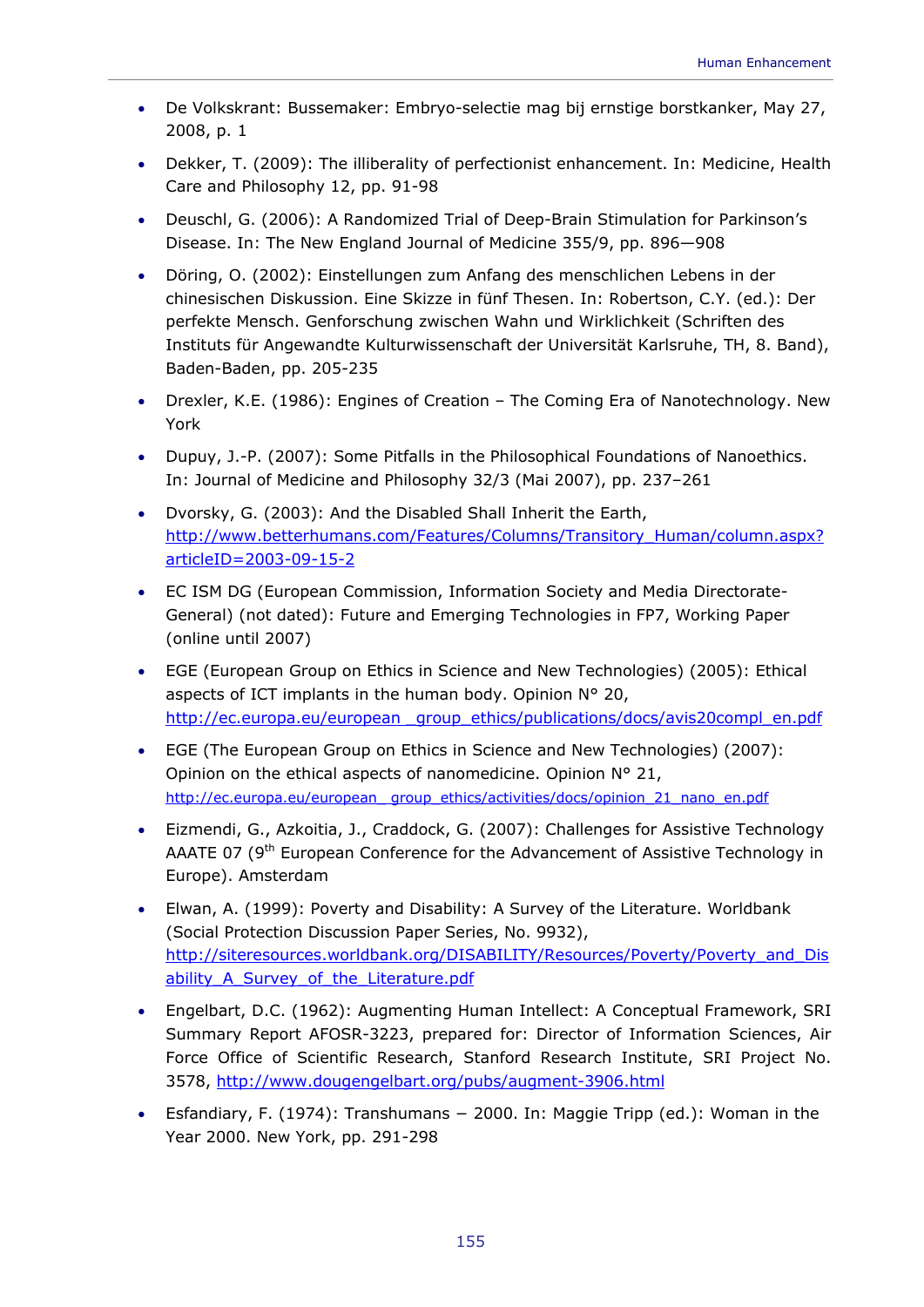- De Volkskrant: Bussemaker: Embryo-selectie mag bij ernstige borstkanker, May 27, 2008, p. 1
- Dekker, T. (2009): The illiberality of perfectionist enhancement. In: Medicine, Health Care and Philosophy 12, pp. 91-98
- Deuschl, G. (2006): A Randomized Trial of Deep-Brain Stimulation for Parkinson's Disease. In: The New England Journal of Medicine 355/9, pp. 896—908
- Döring, O. (2002): Einstellungen zum Anfang des menschlichen Lebens in der chinesischen Diskussion. Eine Skizze in fünf Thesen. In: Robertson, C.Y. (ed.): Der perfekte Mensch. Genforschung zwischen Wahn und Wirklichkeit (Schriften des Instituts für Angewandte Kulturwissenschaft der Universität Karlsruhe, TH, 8. Band), Baden-Baden, pp. 205-235
- Drexler, K.E. (1986): Engines of Creation – The Coming Era of Nanotechnology. New York
- Dupuy, J.-P. (2007): Some Pitfalls in the Philosophical Foundations of Nanoethics. In: Journal of Medicine and Philosophy 32/3 (Mai 2007), pp. 237–261
- Dvorsky, G. (2003): And the Disabled Shall Inherit the Earth, http://www.betterhumans.com/Features/Columns/Transitory_Human/column.aspx?articleID=2003-09-15-2
- EC ISM DG (European Commission, Information Society and Media Directorate-General) (not dated): Future and Emerging Technologies in FP7, Working Paper (online until 2007)
- EGE (European Group on Ethics in Science and New Technologies) (2005): Ethical aspects of ICT implants in the human body. Opinion N° 20, http://ec.europa.eu/european _group_ethics/publications/docs/avis20compl_en.pdf
- EGE (The European Group on Ethics in Science and New Technologies) (2007): Opinion on the ethical aspects of nanomedicine. Opinion N° 21, http://ec.europa.eu/european_group_ethics/activities/docs/opinion_21_nano_en.pdf
- Eizmendi, G., Azkoitia, J., Craddock, G. (2007): Challenges for Assistive Technology AAATE 07 (9th European Conference for the Advancement of Assistive Technology in Europe). Amsterdam
- Elwan, A. (1999): Poverty and Disability: A Survey of the Literature. Worldbank (Social Protection Discussion Paper Series, No. 9932), http://siteresources.worldbank.org/DISABILITY/Resources/Poverty/Poverty_and_Disability_A_Survey_of_the_Literature.pdf
- Engelbart, D.C. (1962): Augmenting Human Intellect: A Conceptual Framework, SRI Summary Report AFOSR-3223, prepared for: Director of Information Sciences, Air Force Office of Scientific Research, Stanford Research Institute, SRI Project No. 3578, http://www.dougengelbart.org/pubs/augment-3906.html
- Esfandiary, F. (1974): Transhumans – 2000. In: Maggie Tripp (ed.): Woman in the Year 2000. New York, pp. 291-298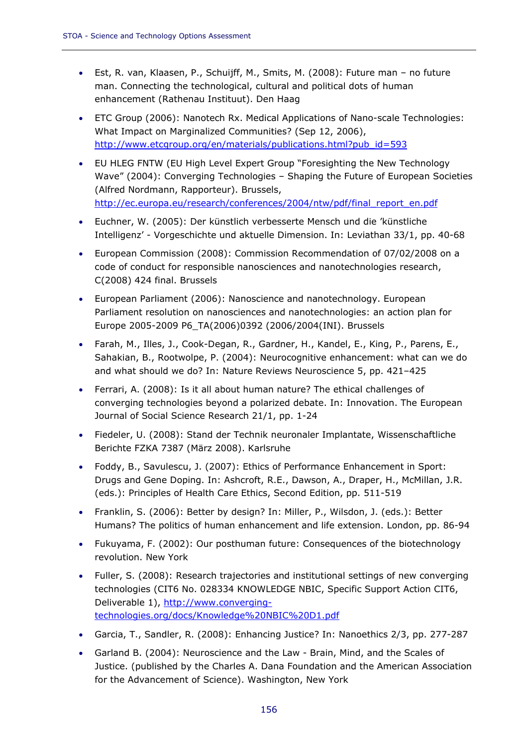- Est, R. van, Klaasen, P., Schuijff, M., Smits, M. (2008): Future man – no future man. Connecting the technological, cultural and political dots of human enhancement (Rathenau Instituut). Den Haag

- ETC Group (2006): Nanotech Rx. Medical Applications of Nano-scale Technologies: What Impact on Marginalized Communities? (Sep 12, 2006), http://www.etcgroup.org/en/materials/publications.html?pub_id=593

- EU HLEG FNTW (EU High Level Expert Group "Foresighting the New Technology Wave" (2004): Converging Technologies – Shaping the Future of European Societies (Alfred Nordmann, Rapporteur). Brussels, http://ec.europa.eu/research/conferences/2004/ntw/pdf/final_report_en.pdf

- Euchner, W. (2005): Der künstlich verbesserte Mensch und die 'künstliche Intelligenz' - Vorgeschichte und aktuelle Dimension. In: Leviathan 33/1, pp. 40-68

- European Commission (2008): Commission Recommendation of 07/02/2008 on a code of conduct for responsible nanosciences and nanotechnologies research, C(2008) 424 final. Brussels

- European Parliament (2006): Nanoscience and nanotechnology. European Parliament resolution on nanosciences and nanotechnologies: an action plan for Europe 2005-2009 P6_TA(2006)0392 (2006/2004(INI). Brussels

- Farah, M., Illes, J., Cook-Degan, R., Gardner, H., Kandel, E., King, P., Parens, E., Sahakian, B., Rootwolpe, P. (2004): Neurocognitive enhancement: what can we do and what should we do? In: Nature Reviews Neuroscience 5, pp. 421–425

- Ferrari, A. (2008): Is it all about human nature? The ethical challenges of converging technologies beyond a polarized debate. In: Innovation. The European Journal of Social Science Research 21/1, pp. 1-24

- Fiedeler, U. (2008): Stand der Technik neuronaler Implantate, Wissenschaftliche Berichte FZKA 7387 (März 2008). Karlsruhe

- Foddy, B., Savulescu, J. (2007): Ethics of Performance Enhancement in Sport: Drugs and Gene Doping. In: Ashcroft, R.E., Dawson, A., Draper, H., McMillan, J.R. (eds.): Principles of Health Care Ethics, Second Edition, pp. 511-519

- Franklin, S. (2006): Better by design? In: Miller, P., Wilsdon, J. (eds.): Better Humans? The politics of human enhancement and life extension. London, pp. 86-94

- Fukuyama, F. (2002): Our posthuman future: Consequences of the biotechnology revolution. New York

- Fuller, S. (2008): Research trajectories and institutional settings of new converging technologies (CIT6 No. 028334 KNOWLEDGE NBIC, Specific Support Action CIT6, Deliverable 1), http://www.converging-technologies.org/docs/Knowledge%20NBIC%20D1.pdf

- Garcia, T., Sandler, R. (2008): Enhancing Justice? In: Nanoethics 2/3, pp. 277-287

- Garland B. (2004): Neuroscience and the Law - Brain, Mind, and the Scales of Justice. (published by the Charles A. Dana Foundation and the American Association for the Advancement of Science). Washington, New York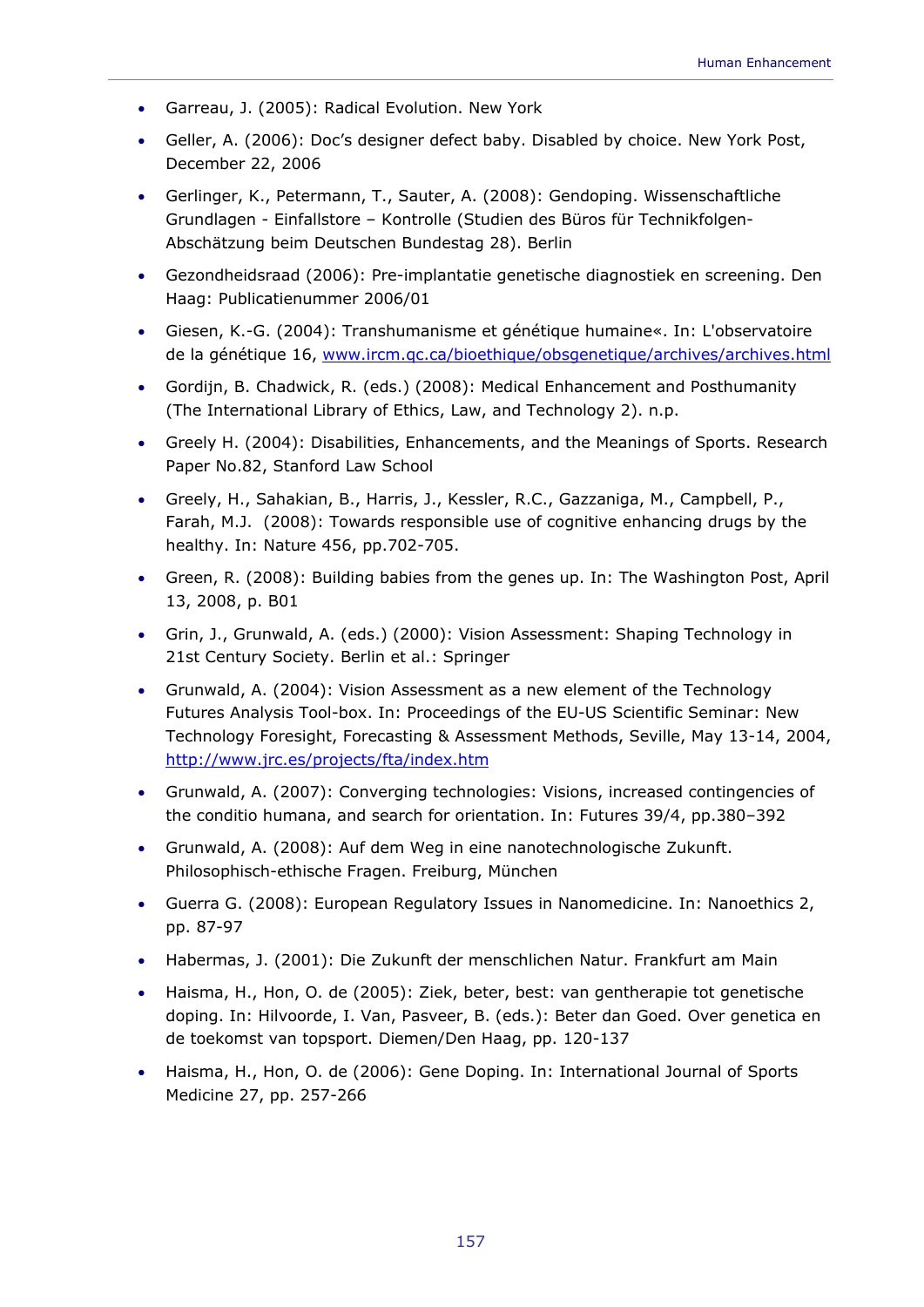- Garreau, J. (2005): Radical Evolution. New York
- Geller, A. (2006): Doc's designer defect baby. Disabled by choice. New York Post, December 22, 2006
- Gerlinger, K., Petermann, T., Sauter, A. (2008): Gendoping. Wissenschaftliche Grundlagen - Einfallstore – Kontrolle (Studien des Büros für Technikfolgen-Abschätzung beim Deutschen Bundestag 28). Berlin
- Gezondheidsraad (2006): Pre-implantatie genetische diagnostiek en screening. Den Haag: Publicatienummer 2006/01
- Giesen, K.-G. (2004): Transhumanisme et génétique humaine«. In: L'observatoire de la génétique 16, www.ircm.qc.ca/bioethique/obsgenetique/archives/archives.html
- Gordijn, B. Chadwick, R. (eds.) (2008): Medical Enhancement and Posthumanity (The International Library of Ethics, Law, and Technology 2). n.p.
- Greely H. (2004): Disabilities, Enhancements, and the Meanings of Sports. Research Paper No.82, Stanford Law School
- Greely, H., Sahakian, B., Harris, J., Kessler, R.C., Gazzaniga, M., Campbell, P., Farah, M.J. (2008): Towards responsible use of cognitive enhancing drugs by the healthy. In: Nature 456, pp.702-705.
- Green, R. (2008): Building babies from the genes up. In: The Washington Post, April 13, 2008, p. B01
- Grin, J., Grunwald, A. (eds.) (2000): Vision Assessment: Shaping Technology in 21st Century Society. Berlin et al.: Springer
- Grunwald, A. (2004): Vision Assessment as a new element of the Technology Futures Analysis Tool-box. In: Proceedings of the EU-US Scientific Seminar: New Technology Foresight, Forecasting & Assessment Methods, Seville, May 13-14, 2004, http://www.jrc.es/projects/fta/index.htm
- Grunwald, A. (2007): Converging technologies: Visions, increased contingencies of the conditio humana, and search for orientation. In: Futures 39/4, pp.380–392
- Grunwald, A. (2008): Auf dem Weg in eine nanotechnologische Zukunft. Philosophisch-ethische Fragen. Freiburg, München
- Guerra G. (2008): European Regulatory Issues in Nanomedicine. In: Nanoethics 2, pp. 87-97
- Habermas, J. (2001): Die Zukunft der menschlichen Natur. Frankfurt am Main
- Haisma, H., Hon, O. de (2005): Ziek, beter, best: van gentherapie tot genetische doping. In: Hilvoorde, I. Van, Pasveer, B. (eds.): Beter dan Goed. Over genetica en de toekomst van topsport. Diemen/Den Haag, pp. 120-137
- Haisma, H., Hon, O. de (2006): Gene Doping. In: International Journal of Sports Medicine 27, pp. 257-266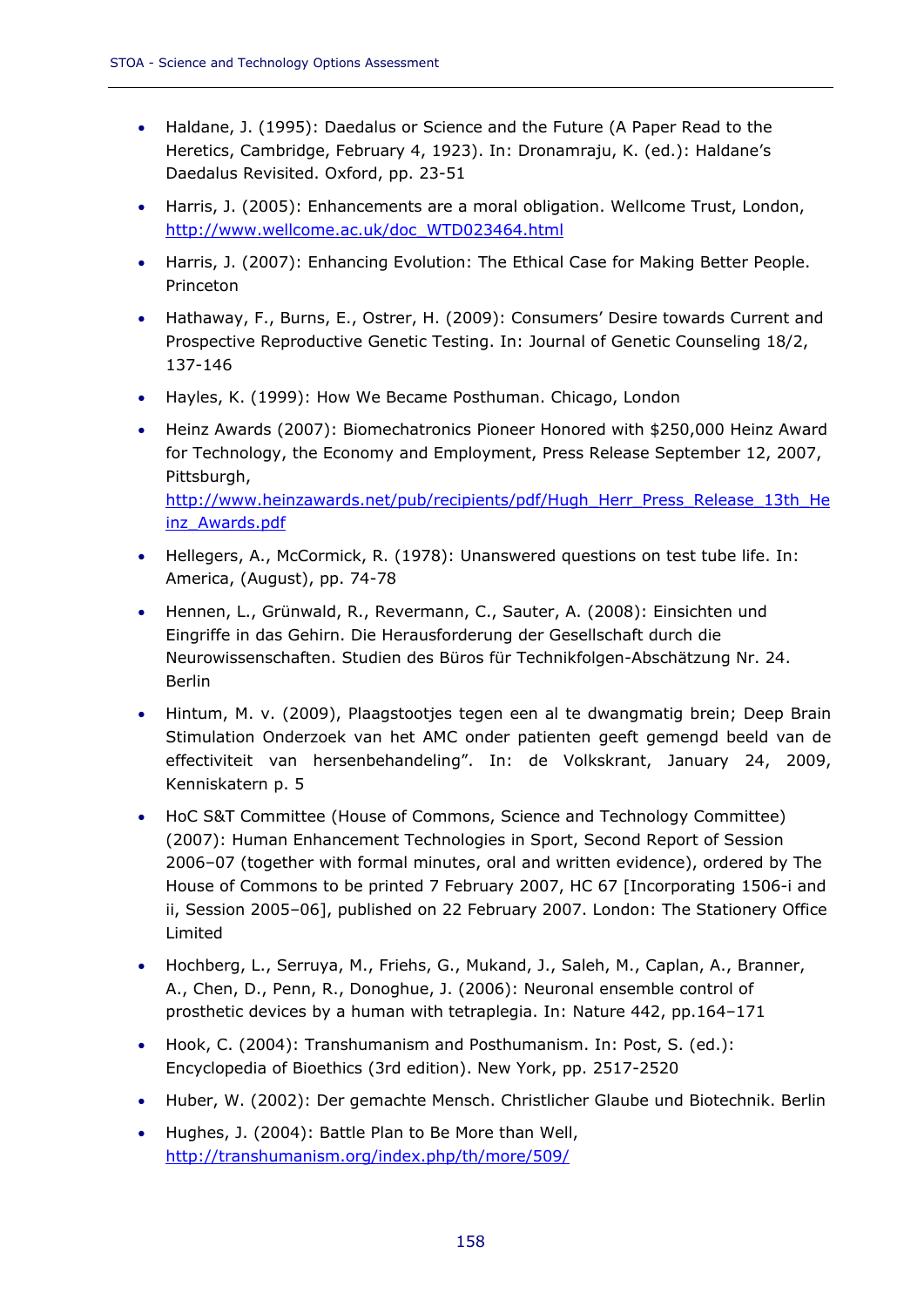- Haldane, J. (1995): Daedalus or Science and the Future (A Paper Read to the Heretics, Cambridge, February 4, 1923). In: Dronamraju, K. (ed.): Haldane's Daedalus Revisited. Oxford, pp. 23-51
- Harris, J. (2005): Enhancements are a moral obligation. Wellcome Trust, London, http://www.wellcome.ac.uk/doc_WTD023464.html
- Harris, J. (2007): Enhancing Evolution: The Ethical Case for Making Better People. Princeton
- Hathaway, F., Burns, E., Ostrer, H. (2009): Consumers' Desire towards Current and Prospective Reproductive Genetic Testing. In: Journal of Genetic Counseling 18/2, 137-146
- Hayles, K. (1999): How We Became Posthuman. Chicago, London
- Heinz Awards (2007): Biomechatronics Pioneer Honored with $250,000 Heinz Award for Technology, the Economy and Employment, Press Release September 12, 2007, Pittsburgh, http://www.heinzawards.net/pub/recipients/pdf/Hugh_Herr_Press_Release_13th_Heinz_Awards.pdf
- Hellegers, A., McCormick, R. (1978): Unanswered questions on test tube life. In: America, (August), pp. 74-78
- Hennen, L., Grünwald, R., Revermann, C., Sauter, A. (2008): Einsichten und Eingriffe in das Gehirn. Die Herausforderung der Gesellschaft durch die Neurowissenschaften. Studien des Büros für Technikfolgen-Abschätzung Nr. 24. Berlin
- Hintum, M. v. (2009), Plaagstootjes tegen een al te dwangmatig brein; Deep Brain Stimulation Onderzoek van het AMC onder patienten geeft gemengd beeld van de effectiviteit van hersenbehandeling". In: de Volkskrant, January 24, 2009, Kenniskatern p. 5
- HoC S&T Committee (House of Commons, Science and Technology Committee) (2007): Human Enhancement Technologies in Sport, Second Report of Session 2006–07 (together with formal minutes, oral and written evidence), ordered by The House of Commons to be printed 7 February 2007, HC 67 [Incorporating 1506-i and ii, Session 2005–06], published on 22 February 2007. London: The Stationery Office Limited
- Hochberg, L., Serruya, M., Friehs, G., Mukand, J., Saleh, M., Caplan, A., Branner, A., Chen, D., Penn, R., Donoghue, J. (2006): Neuronal ensemble control of prosthetic devices by a human with tetraplegia. In: Nature 442, pp.164–171
- Hook, C. (2004): Transhumanism and Posthumanism. In: Post, S. (ed.): Encyclopedia of Bioethics (3rd edition). New York, pp. 2517-2520
- Huber, W. (2002): Der gemachte Mensch. Christlicher Glaube und Biotechnik. Berlin
- Hughes, J. (2004): Battle Plan to Be More than Well, http://transhumanism.org/index.php/th/more/509/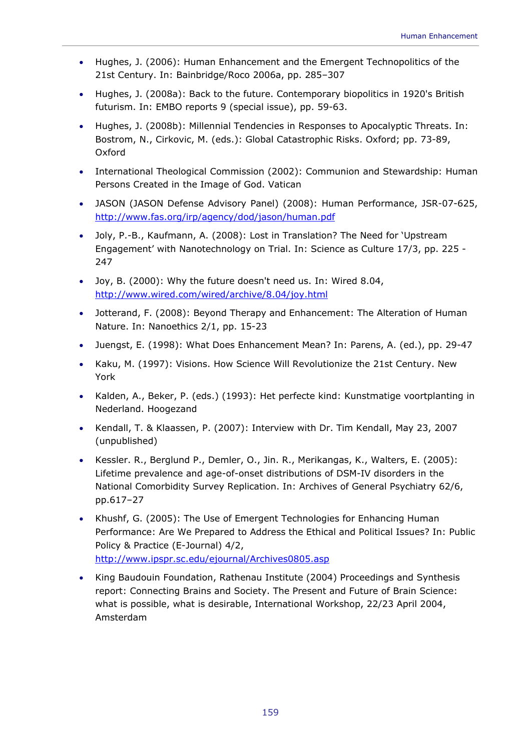- Hughes, J. (2006): Human Enhancement and the Emergent Technopolitics of the 21st Century. In: Bainbridge/Roco 2006a, pp. 285–307
- Hughes, J. (2008a): Back to the future. Contemporary biopolitics in 1920's British futurism. In: EMBO reports 9 (special issue), pp. 59-63.
- Hughes, J. (2008b): Millennial Tendencies in Responses to Apocalyptic Threats. In: Bostrom, N., Cirkovic, M. (eds.): Global Catastrophic Risks. Oxford; pp. 73-89, Oxford
- International Theological Commission (2002): Communion and Stewardship: Human Persons Created in the Image of God. Vatican
- JASON (JASON Defense Advisory Panel) (2008): Human Performance, JSR-07-625, http://www.fas.org/irp/agency/dod/jason/human.pdf
- Joly, P.-B., Kaufmann, A. (2008): Lost in Translation? The Need for 'Upstream Engagement' with Nanotechnology on Trial. In: Science as Culture 17/3, pp. 225 - 247
- Joy, B. (2000): Why the future doesn't need us. In: Wired 8.04, http://www.wired.com/wired/archive/8.04/joy.html
- Jotterand, F. (2008): Beyond Therapy and Enhancement: The Alteration of Human Nature. In: Nanoethics 2/1, pp. 15-23
- Juengst, E. (1998): What Does Enhancement Mean? In: Parens, A. (ed.), pp. 29-47
- Kaku, M. (1997): Visions. How Science Will Revolutionize the 21st Century. New York
- Kalden, A., Beker, P. (eds.) (1993): Het perfecte kind: Kunstmatige voortplanting in Nederland. Hoogezand
- Kendall, T. & Klaassen, P. (2007): Interview with Dr. Tim Kendall, May 23, 2007 (unpublished)
- Kessler. R., Berglund P., Demler, O., Jin. R., Merikangas, K., Walters, E. (2005): Lifetime prevalence and age-of-onset distributions of DSM-IV disorders in the National Comorbidity Survey Replication. In: Archives of General Psychiatry 62/6, pp.617–27
- Khushf, G. (2005): The Use of Emergent Technologies for Enhancing Human Performance: Are We Prepared to Address the Ethical and Political Issues? In: Public Policy & Practice (E-Journal) 4/2, http://www.ipspr.sc.edu/ejournal/Archives0805.asp
- King Baudouin Foundation, Rathenau Institute (2004) Proceedings and Synthesis report: Connecting Brains and Society. The Present and Future of Brain Science: what is possible, what is desirable, International Workshop, 22/23 April 2004, Amsterdam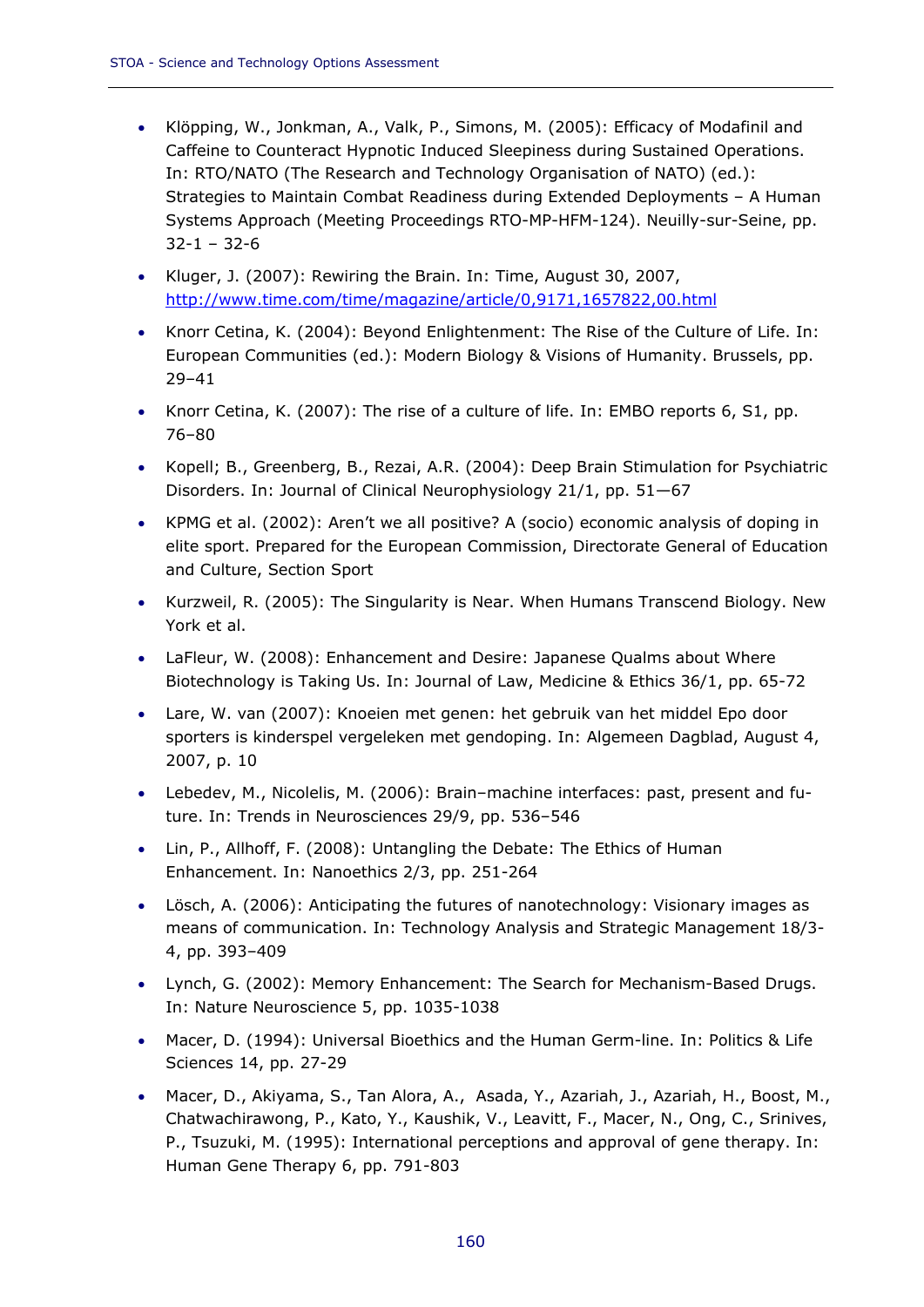- Klöpping, W., Jonkman, A., Valk, P., Simons, M. (2005): Efficacy of Modafinil and Caffeine to Counteract Hypnotic Induced Sleepiness during Sustained Operations. In: RTO/NATO (The Research and Technology Organisation of NATO) (ed.): Strategies to Maintain Combat Readiness during Extended Deployments – A Human Systems Approach (Meeting Proceedings RTO-MP-HFM-124). Neuilly-sur-Seine, pp. 32-1 – 32-6
- Kluger, J. (2007): Rewiring the Brain. In: Time, August 30, 2007, http://www.time.com/time/magazine/article/0,9171,1657822,00.html
- Knorr Cetina, K. (2004): Beyond Enlightenment: The Rise of the Culture of Life. In: European Communities (ed.): Modern Biology & Visions of Humanity. Brussels, pp. 29–41
- Knorr Cetina, K. (2007): The rise of a culture of life. In: EMBO reports 6, S1, pp. 76–80
- Kopell; B., Greenberg, B., Rezai, A.R. (2004): Deep Brain Stimulation for Psychiatric Disorders. In: Journal of Clinical Neurophysiology 21/1, pp. 51—67
- KPMG et al. (2002): Aren't we all positive? A (socio) economic analysis of doping in elite sport. Prepared for the European Commission, Directorate General of Education and Culture, Section Sport
- Kurzweil, R. (2005): The Singularity is Near. When Humans Transcend Biology. New York et al.
- LaFleur, W. (2008): Enhancement and Desire: Japanese Qualms about Where Biotechnology is Taking Us. In: Journal of Law, Medicine & Ethics 36/1, pp. 65-72
- Lare, W. van (2007): Knoeien met genen: het gebruik van het middel Epo door sporters is kinderspel vergeleken met gendoping. In: Algemeen Dagblad, August 4, 2007, p. 10
- Lebedev, M., Nicolelis, M. (2006): Brain–machine interfaces: past, present and future. In: Trends in Neurosciences 29/9, pp. 536–546
- Lin, P., Allhoff, F. (2008): Untangling the Debate: The Ethics of Human Enhancement. In: Nanoethics 2/3, pp. 251-264
- Lösch, A. (2006): Anticipating the futures of nanotechnology: Visionary images as means of communication. In: Technology Analysis and Strategic Management 18/3-4, pp. 393–409
- Lynch, G. (2002): Memory Enhancement: The Search for Mechanism-Based Drugs. In: Nature Neuroscience 5, pp. 1035-1038
- Macer, D. (1994): Universal Bioethics and the Human Germ-line. In: Politics & Life Sciences 14, pp. 27-29
- Macer, D., Akiyama, S., Tan Alora, A., Asada, Y., Azariah, J., Azariah, H., Boost, M., Chatwachirawong, P., Kato, Y., Kaushik, V., Leavitt, F., Macer, N., Ong, C., Srinives, P., Tsuzuki, M. (1995): International perceptions and approval of gene therapy. In: Human Gene Therapy 6, pp. 791-803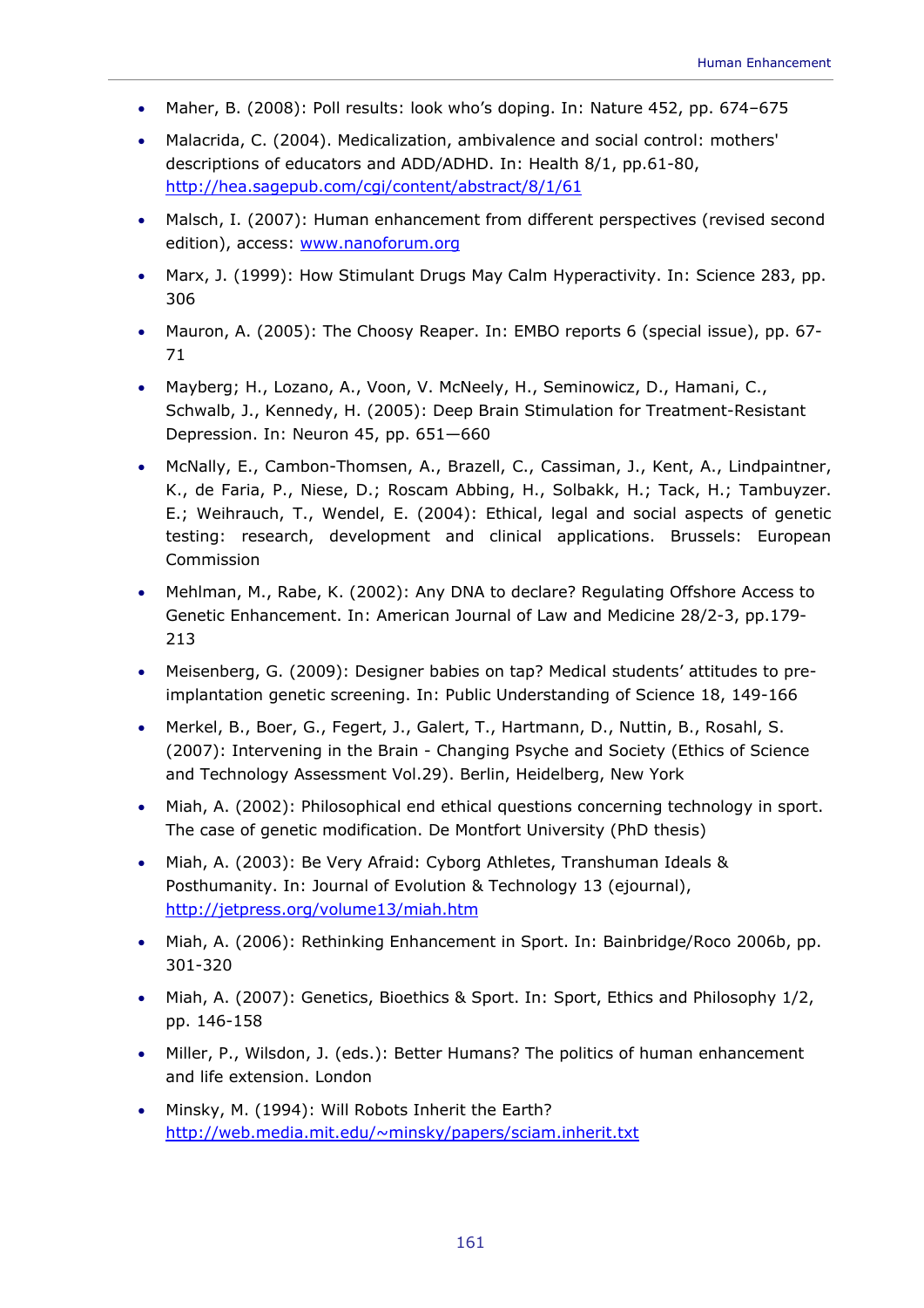- Maher, B. (2008): Poll results: look who's doping. In: Nature 452, pp. 674–675
- Malacrida, C. (2004). Medicalization, ambivalence and social control: mothers' descriptions of educators and ADD/ADHD. In: Health 8/1, pp.61-80, http://hea.sagepub.com/cgi/content/abstract/8/1/61
- Malsch, I. (2007): Human enhancement from different perspectives (revised second edition), access: www.nanoforum.org
- Marx, J. (1999): How Stimulant Drugs May Calm Hyperactivity. In: Science 283, pp. 306
- Mauron, A. (2005): The Choosy Reaper. In: EMBO reports 6 (special issue), pp. 67-71
- Mayberg; H., Lozano, A., Voon, V. McNeely, H., Seminowicz, D., Hamani, C., Schwalb, J., Kennedy, H. (2005): Deep Brain Stimulation for Treatment-Resistant Depression. In: Neuron 45, pp. 651—660
- McNally, E., Cambon-Thomsen, A., Brazell, C., Cassiman, J., Kent, A., Lindpaintner, K., de Faria, P., Niese, D.; Roscam Abbing, H., Solbakk, H.; Tack, H.; Tambuyzer. E.; Weihrauch, T., Wendel, E. (2004): Ethical, legal and social aspects of genetic testing: research, development and clinical applications. Brussels: European Commission
- Mehlman, M., Rabe, K. (2002): Any DNA to declare? Regulating Offshore Access to Genetic Enhancement. In: American Journal of Law and Medicine 28/2-3, pp.179-213
- Meisenberg, G. (2009): Designer babies on tap? Medical students' attitudes to pre-implantation genetic screening. In: Public Understanding of Science 18, 149-166
- Merkel, B., Boer, G., Fegert, J., Galert, T., Hartmann, D., Nuttin, B., Rosahl, S. (2007): Intervening in the Brain - Changing Psyche and Society (Ethics of Science and Technology Assessment Vol.29). Berlin, Heidelberg, New York
- Miah, A. (2002): Philosophical end ethical questions concerning technology in sport. The case of genetic modification. De Montfort University (PhD thesis)
- Miah, A. (2003): Be Very Afraid: Cyborg Athletes, Transhuman Ideals & Posthumanity. In: Journal of Evolution & Technology 13 (ejournal), http://jetpress.org/volume13/miah.htm
- Miah, A. (2006): Rethinking Enhancement in Sport. In: Bainbridge/Roco 2006b, pp. 301-320
- Miah, A. (2007): Genetics, Bioethics & Sport. In: Sport, Ethics and Philosophy 1/2, pp. 146-158
- Miller, P., Wilsdon, J. (eds.): Better Humans? The politics of human enhancement and life extension. London
- Minsky, M. (1994): Will Robots Inherit the Earth? http://web.media.mit.edu/~minsky/papers/sciam.inherit.txt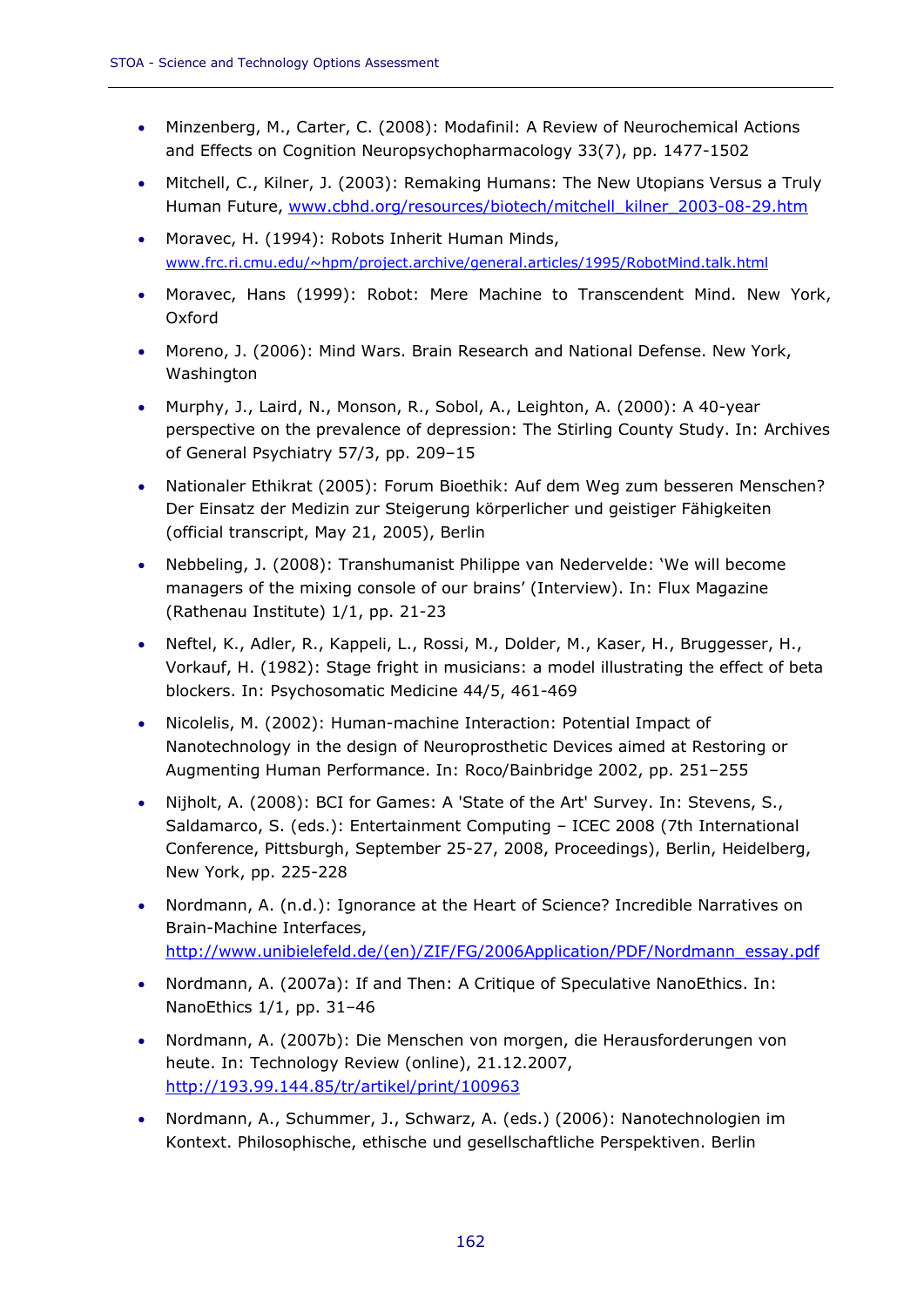- Minzenberg, M., Carter, C. (2008): Modafinil: A Review of Neurochemical Actions and Effects on Cognition Neuropsychopharmacology 33(7), pp. 1477-1502
- Mitchell, C., Kilner, J. (2003): Remaking Humans: The New Utopians Versus a Truly Human Future, www.cbhd.org/resources/biotech/mitchell_kilner_2003-08-29.htm
- Moravec, H. (1994): Robots Inherit Human Minds, www.frc.ri.cmu.edu/~hpm/project.archive/general.articles/1995/RobotMind.talk.html
- Moravec, Hans (1999): Robot: Mere Machine to Transcendent Mind. New York, Oxford
- Moreno, J. (2006): Mind Wars. Brain Research and National Defense. New York, Washington
- Murphy, J., Laird, N., Monson, R., Sobol, A., Leighton, A. (2000): A 40-year perspective on the prevalence of depression: The Stirling County Study. In: Archives of General Psychiatry 57/3, pp. 209–15
- Nationaler Ethikrat (2005): Forum Bioethik: Auf dem Weg zum besseren Menschen? Der Einsatz der Medizin zur Steigerung körperlicher und geistiger Fähigkeiten (official transcript, May 21, 2005), Berlin
- Nebbeling, J. (2008): Transhumanist Philippe van Nedervelde: 'We will become managers of the mixing console of our brains' (Interview). In: Flux Magazine (Rathenau Institute) 1/1, pp. 21-23
- Neftel, K., Adler, R., Kappeli, L., Rossi, M., Dolder, M., Kaser, H., Bruggesser, H., Vorkauf, H. (1982): Stage fright in musicians: a model illustrating the effect of beta blockers. In: Psychosomatic Medicine 44/5, 461-469
- Nicolelis, M. (2002): Human-machine Interaction: Potential Impact of Nanotechnology in the design of Neuroprosthetic Devices aimed at Restoring or Augmenting Human Performance. In: Roco/Bainbridge 2002, pp. 251–255
- Nijholt, A. (2008): BCI for Games: A 'State of the Art' Survey. In: Stevens, S., Saldamarco, S. (eds.): Entertainment Computing – ICEC 2008 (7th International Conference, Pittsburgh, September 25-27, 2008, Proceedings), Berlin, Heidelberg, New York, pp. 225-228
- Nordmann, A. (n.d.): Ignorance at the Heart of Science? Incredible Narratives on Brain-Machine Interfaces, http://www.unibielefeld.de/(en)/ZIF/FG/2006Application/PDF/Nordmann_essay.pdf
- Nordmann, A. (2007a): If and Then: A Critique of Speculative NanoEthics. In: NanoEthics 1/1, pp. 31–46
- Nordmann, A. (2007b): Die Menschen von morgen, die Herausforderungen von heute. In: Technology Review (online), 21.12.2007, http://193.99.144.85/tr/artikel/print/100963
- Nordmann, A., Schummer, J., Schwarz, A. (eds.) (2006): Nanotechnologien im Kontext. Philosophische, ethische und gesellschaftliche Perspektiven. Berlin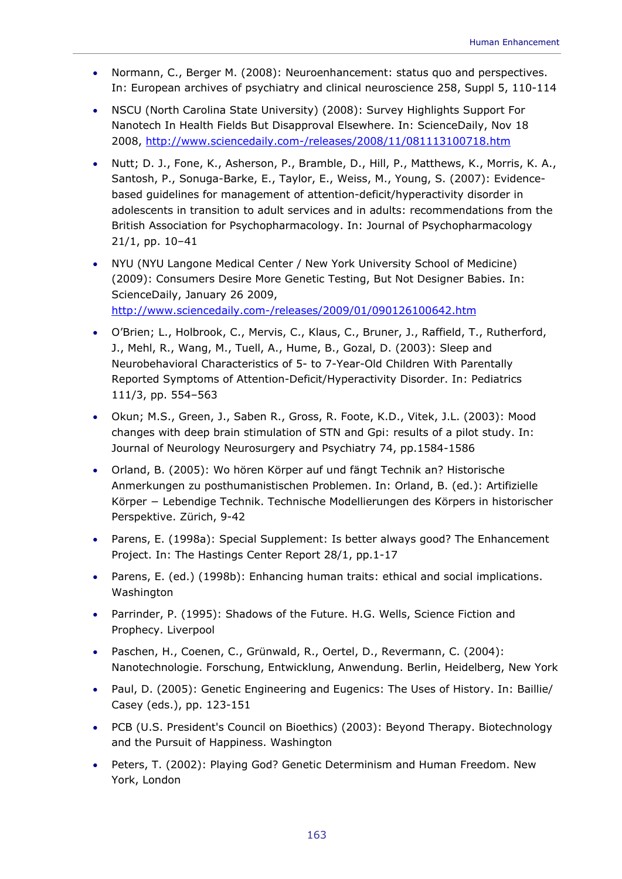- Normann, C., Berger M. (2008): Neuroenhancement: status quo and perspectives. In: European archives of psychiatry and clinical neuroscience 258, Suppl 5, 110-114
- NSCU (North Carolina State University) (2008): Survey Highlights Support For Nanotech In Health Fields But Disapproval Elsewhere. In: ScienceDaily, Nov 18 2008, http://www.sciencedaily.com-/releases/2008/11/081113100718.htm
- Nutt; D. J., Fone, K., Asherson, P., Bramble, D., Hill, P., Matthews, K., Morris, K. A., Santosh, P., Sonuga-Barke, E., Taylor, E., Weiss, M., Young, S. (2007): Evidence-based guidelines for management of attention-deficit/hyperactivity disorder in adolescents in transition to adult services and in adults: recommendations from the British Association for Psychopharmacology. In: Journal of Psychopharmacology 21/1, pp. 10–41
- NYU (NYU Langone Medical Center / New York University School of Medicine) (2009): Consumers Desire More Genetic Testing, But Not Designer Babies. In: ScienceDaily, January 26 2009, http://www.sciencedaily.com-/releases/2009/01/090126100642.htm
- O'Brien; L., Holbrook, C., Mervis, C., Klaus, C., Bruner, J., Raffield, T., Rutherford, J., Mehl, R., Wang, M., Tuell, A., Hume, B., Gozal, D. (2003): Sleep and Neurobehavioral Characteristics of 5- to 7-Year-Old Children With Parentally Reported Symptoms of Attention-Deficit/Hyperactivity Disorder. In: Pediatrics 111/3, pp. 554–563
- Okun; M.S., Green, J., Saben R., Gross, R. Foote, K.D., Vitek, J.L. (2003): Mood changes with deep brain stimulation of STN and Gpi: results of a pilot study. In: Journal of Neurology Neurosurgery and Psychiatry 74, pp.1584-1586
- Orland, B. (2005): Wo hören Körper auf und fängt Technik an? Historische Anmerkungen zu posthumanistischen Problemen. In: Orland, B. (ed.): Artifizielle Körper − Lebendige Technik. Technische Modellierungen des Körpers in historischer Perspektive. Zürich, 9-42
- Parens, E. (1998a): Special Supplement: Is better always good? The Enhancement Project. In: The Hastings Center Report 28/1, pp.1-17
- Parens, E. (ed.) (1998b): Enhancing human traits: ethical and social implications. Washington
- Parrinder, P. (1995): Shadows of the Future. H.G. Wells, Science Fiction and Prophecy. Liverpool
- Paschen, H., Coenen, C., Grünwald, R., Oertel, D., Revermann, C. (2004): Nanotechnologie. Forschung, Entwicklung, Anwendung. Berlin, Heidelberg, New York
- Paul, D. (2005): Genetic Engineering and Eugenics: The Uses of History. In: Baillie/ Casey (eds.), pp. 123-151
- PCB (U.S. President's Council on Bioethics) (2003): Beyond Therapy. Biotechnology and the Pursuit of Happiness. Washington
- Peters, T. (2002): Playing God? Genetic Determinism and Human Freedom. New York, London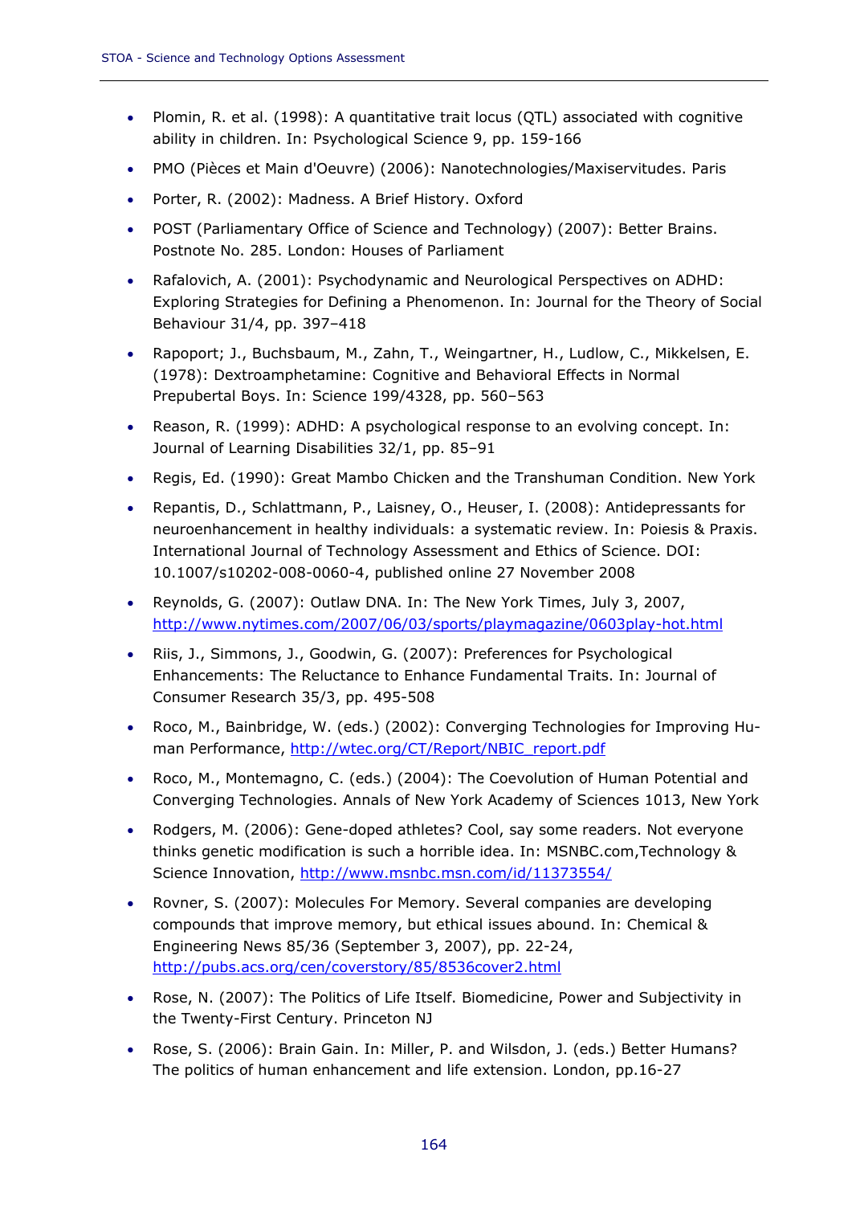- Plomin, R. et al. (1998): A quantitative trait locus (QTL) associated with cognitive ability in children. In: Psychological Science 9, pp. 159-166
- PMO (Pièces et Main d'Oeuvre) (2006): Nanotechnologies/Maxiservitudes. Paris
- Porter, R. (2002): Madness. A Brief History. Oxford
- POST (Parliamentary Office of Science and Technology) (2007): Better Brains. Postnote No. 285. London: Houses of Parliament
- Rafalovich, A. (2001): Psychodynamic and Neurological Perspectives on ADHD: Exploring Strategies for Defining a Phenomenon. In: Journal for the Theory of Social Behaviour 31/4, pp. 397–418
- Rapoport; J., Buchsbaum, M., Zahn, T., Weingartner, H., Ludlow, C., Mikkelsen, E. (1978): Dextroamphetamine: Cognitive and Behavioral Effects in Normal Prepubertal Boys. In: Science 199/4328, pp. 560–563
- Reason, R. (1999): ADHD: A psychological response to an evolving concept. In: Journal of Learning Disabilities 32/1, pp. 85–91
- Regis, Ed. (1990): Great Mambo Chicken and the Transhuman Condition. New York
- Repantis, D., Schlattmann, P., Laisney, O., Heuser, I. (2008): Antidepressants for neuroenhancement in healthy individuals: a systematic review. In: Poiesis & Praxis. International Journal of Technology Assessment and Ethics of Science. DOI: 10.1007/s10202-008-0060-4, published online 27 November 2008
- Reynolds, G. (2007): Outlaw DNA. In: The New York Times, July 3, 2007, http://www.nytimes.com/2007/06/03/sports/playmagazine/0603play-hot.html
- Riis, J., Simmons, J., Goodwin, G. (2007): Preferences for Psychological Enhancements: The Reluctance to Enhance Fundamental Traits. In: Journal of Consumer Research 35/3, pp. 495-508
- Roco, M., Bainbridge, W. (eds.) (2002): Converging Technologies for Improving Human Performance, http://wtec.org/CT/Report/NBIC_report.pdf
- Roco, M., Montemagno, C. (eds.) (2004): The Coevolution of Human Potential and Converging Technologies. Annals of New York Academy of Sciences 1013, New York
- Rodgers, M. (2006): Gene-doped athletes? Cool, say some readers. Not everyone thinks genetic modification is such a horrible idea. In: MSNBC.com,Technology & Science Innovation, http://www.msnbc.msn.com/id/11373554/
- Rovner, S. (2007): Molecules For Memory. Several companies are developing compounds that improve memory, but ethical issues abound. In: Chemical & Engineering News 85/36 (September 3, 2007), pp. 22-24, http://pubs.acs.org/cen/coverstory/85/8536cover2.html
- Rose, N. (2007): The Politics of Life Itself. Biomedicine, Power and Subjectivity in the Twenty-First Century. Princeton NJ
- Rose, S. (2006): Brain Gain. In: Miller, P. and Wilsdon, J. (eds.) Better Humans? The politics of human enhancement and life extension. London, pp.16-27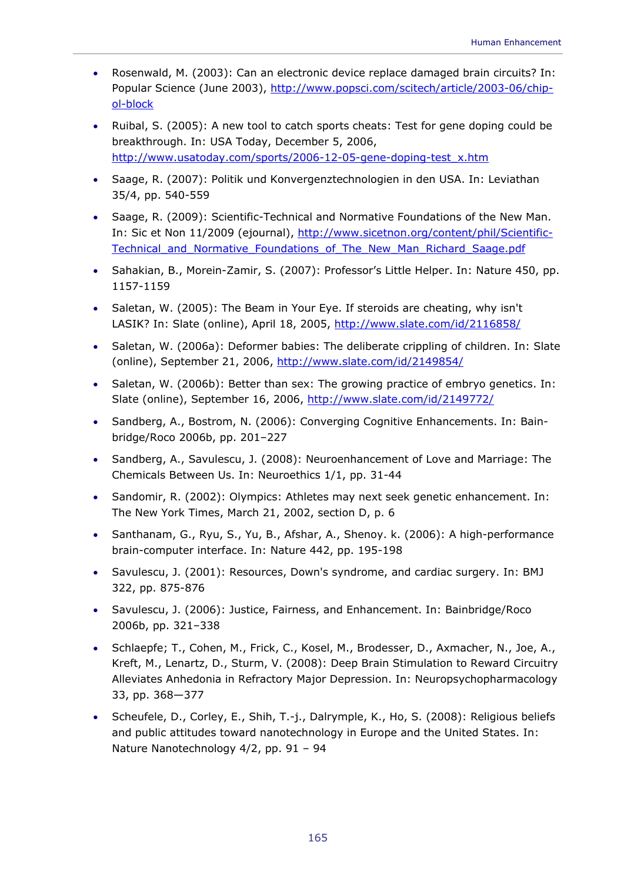- Rosenwald, M. (2003): Can an electronic device replace damaged brain circuits? In: Popular Science (June 2003), http://www.popsci.com/scitech/article/2003-06/chip-ol-block
- Ruibal, S. (2005): A new tool to catch sports cheats: Test for gene doping could be breakthrough. In: USA Today, December 5, 2006, http://www.usatoday.com/sports/2006-12-05-gene-doping-test_x.htm
- Saage, R. (2007): Politik und Konvergenztechnologien in den USA. In: Leviathan 35/4, pp. 540-559
- Saage, R. (2009): Scientific-Technical and Normative Foundations of the New Man. In: Sic et Non 11/2009 (ejournal), http://www.sicetnon.org/content/phil/Scientific-Technical_and_Normative_Foundations_of_The_New_Man_Richard_Saage.pdf
- Sahakian, B., Morein-Zamir, S. (2007): Professor's Little Helper. In: Nature 450, pp. 1157-1159
- Saletan, W. (2005): The Beam in Your Eye. If steroids are cheating, why isn't LASIK? In: Slate (online), April 18, 2005, http://www.slate.com/id/2116858/
- Saletan, W. (2006a): Deformer babies: The deliberate crippling of children. In: Slate (online), September 21, 2006, http://www.slate.com/id/2149854/
- Saletan, W. (2006b): Better than sex: The growing practice of embryo genetics. In: Slate (online), September 16, 2006, http://www.slate.com/id/2149772/
- Sandberg, A., Bostrom, N. (2006): Converging Cognitive Enhancements. In: Bainbridge/Roco 2006b, pp. 201–227
- Sandberg, A., Savulescu, J. (2008): Neuroenhancement of Love and Marriage: The Chemicals Between Us. In: Neuroethics 1/1, pp. 31-44
- Sandomir, R. (2002): Olympics: Athletes may next seek genetic enhancement. In: The New York Times, March 21, 2002, section D, p. 6
- Santhanam, G., Ryu, S., Yu, B., Afshar, A., Shenoy. k. (2006): A high-performance brain-computer interface. In: Nature 442, pp. 195-198
- Savulescu, J. (2001): Resources, Down's syndrome, and cardiac surgery. In: BMJ 322, pp. 875-876
- Savulescu, J. (2006): Justice, Fairness, and Enhancement. In: Bainbridge/Roco 2006b, pp. 321–338
- Schlaepfe; T., Cohen, M., Frick, C., Kosel, M., Brodesser, D., Axmacher, N., Joe, A., Kreft, M., Lenartz, D., Sturm, V. (2008): Deep Brain Stimulation to Reward Circuitry Alleviates Anhedonia in Refractory Major Depression. In: Neuropsychopharmacology 33, pp. 368—377
- Scheufele, D., Corley, E., Shih, T.-j., Dalrymple, K., Ho, S. (2008): Religious beliefs and public attitudes toward nanotechnology in Europe and the United States. In: Nature Nanotechnology 4/2, pp. 91 – 94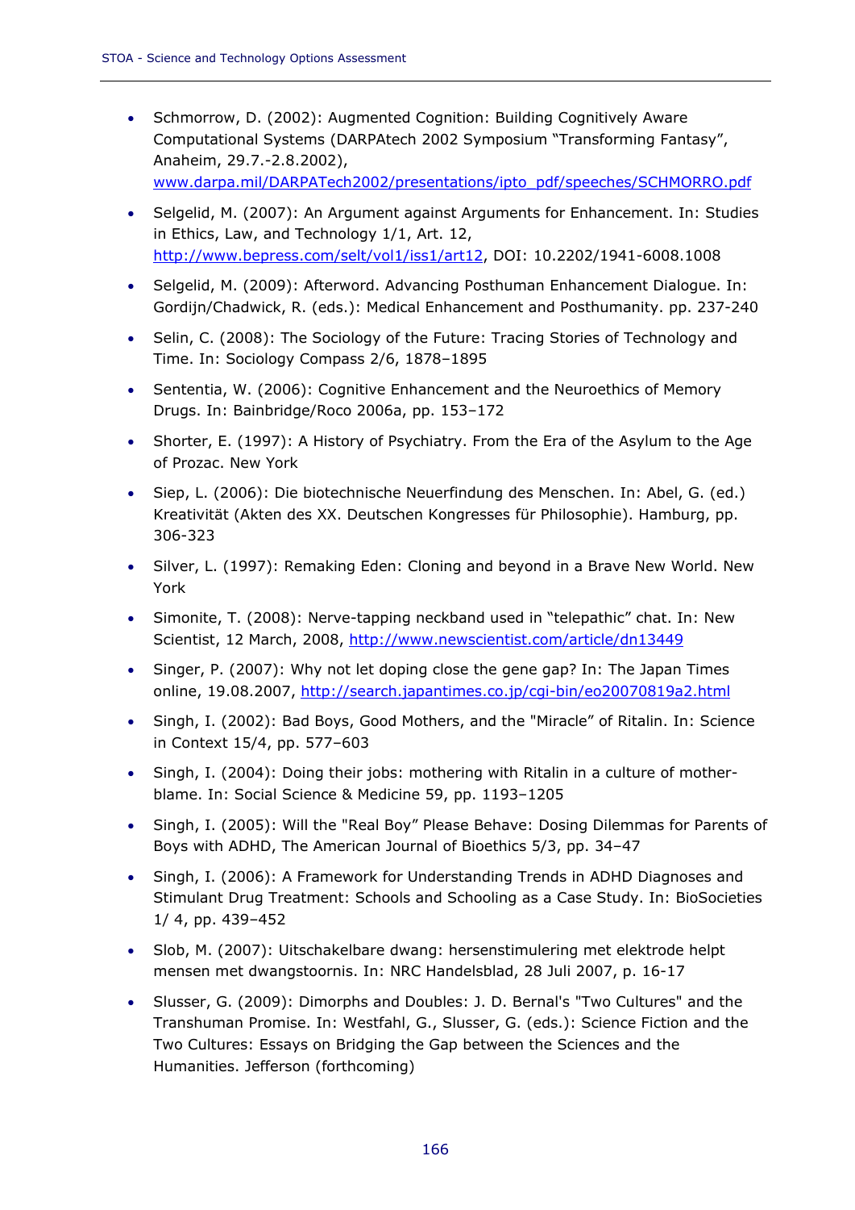- Schmorrow, D. (2002): Augmented Cognition: Building Cognitively Aware Computational Systems (DARPAtech 2002 Symposium "Transforming Fantasy", Anaheim, 29.7.-2.8.2002), www.darpa.mil/DARPATech2002/presentations/ipto_pdf/speeches/SCHMORRO.pdf
- Selgelid, M. (2007): An Argument against Arguments for Enhancement. In: Studies in Ethics, Law, and Technology 1/1, Art. 12, http://www.bepress.com/selt/vol1/iss1/art12, DOI: 10.2202/1941-6008.1008
- Selgelid, M. (2009): Afterword. Advancing Posthuman Enhancement Dialogue. In: Gordijn/Chadwick, R. (eds.): Medical Enhancement and Posthumanity. pp. 237-240
- Selin, C. (2008): The Sociology of the Future: Tracing Stories of Technology and Time. In: Sociology Compass 2/6, 1878–1895
- Sententia, W. (2006): Cognitive Enhancement and the Neuroethics of Memory Drugs. In: Bainbridge/Roco 2006a, pp. 153–172
- Shorter, E. (1997): A History of Psychiatry. From the Era of the Asylum to the Age of Prozac. New York
- Siep, L. (2006): Die biotechnische Neuerfindung des Menschen. In: Abel, G. (ed.) Kreativität (Akten des XX. Deutschen Kongresses für Philosophie). Hamburg, pp. 306-323
- Silver, L. (1997): Remaking Eden: Cloning and beyond in a Brave New World. New York
- Simonite, T. (2008): Nerve-tapping neckband used in "telepathic" chat. In: New Scientist, 12 March, 2008, http://www.newscientist.com/article/dn13449
- Singer, P. (2007): Why not let doping close the gene gap? In: The Japan Times online, 19.08.2007, http://search.japantimes.co.jp/cgi-bin/eo20070819a2.html
- Singh, I. (2002): Bad Boys, Good Mothers, and the "Miracle" of Ritalin. In: Science in Context 15/4, pp. 577–603
- Singh, I. (2004): Doing their jobs: mothering with Ritalin in a culture of mother-blame. In: Social Science & Medicine 59, pp. 1193–1205
- Singh, I. (2005): Will the "Real Boy" Please Behave: Dosing Dilemmas for Parents of Boys with ADHD, The American Journal of Bioethics 5/3, pp. 34–47
- Singh, I. (2006): A Framework for Understanding Trends in ADHD Diagnoses and Stimulant Drug Treatment: Schools and Schooling as a Case Study. In: BioSocieties 1/ 4, pp. 439–452
- Slob, M. (2007): Uitschakelbare dwang: hersenstimulering met elektrode helpt mensen met dwangstoornis. In: NRC Handelsblad, 28 Juli 2007, p. 16-17
- Slusser, G. (2009): Dimorphs and Doubles: J. D. Bernal's "Two Cultures" and the Transhuman Promise. In: Westfahl, G., Slusser, G. (eds.): Science Fiction and the Two Cultures: Essays on Bridging the Gap between the Sciences and the Humanities. Jefferson (forthcoming)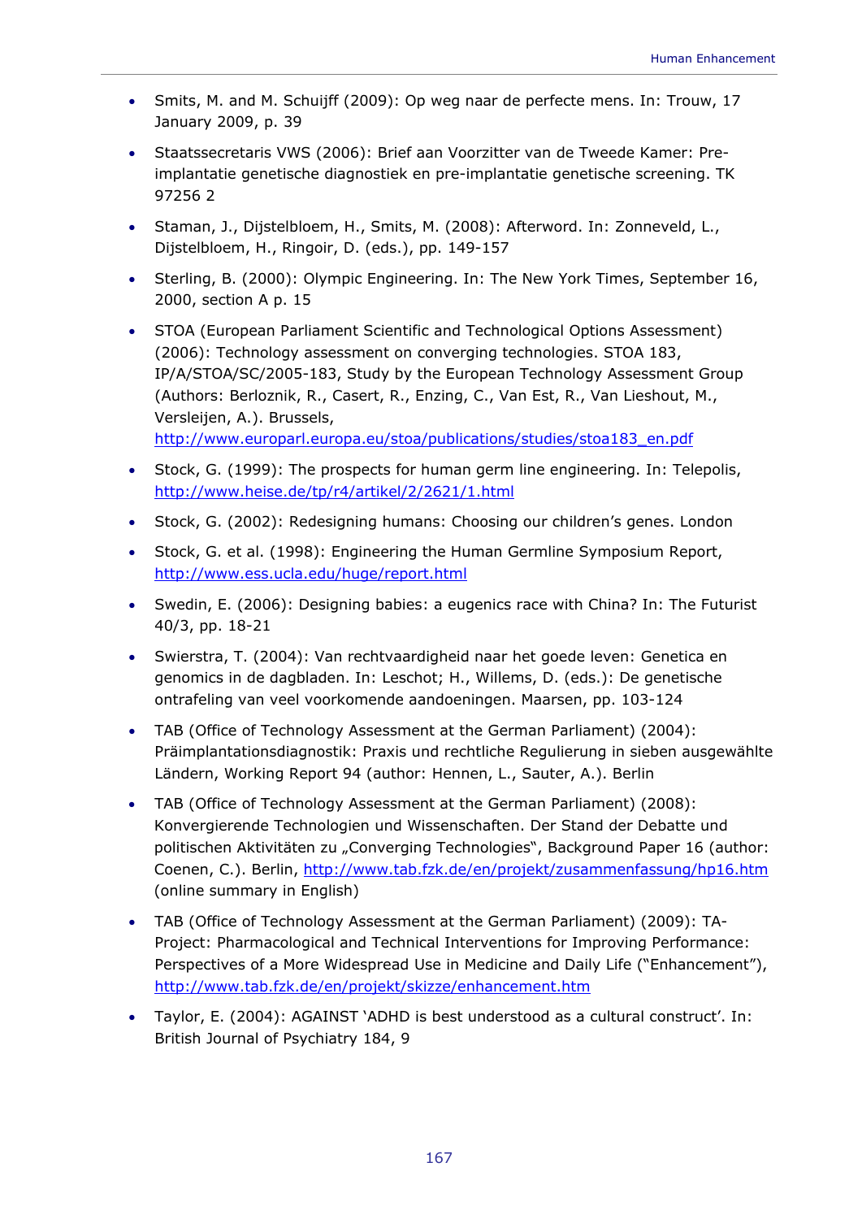- Smits, M. and M. Schuijff (2009): Op weg naar de perfecte mens. In: Trouw, 17 January 2009, p. 39

- Staatssecretaris VWS (2006): Brief aan Voorzitter van de Tweede Kamer: Pre-implantatie genetische diagnostiek en pre-implantatie genetische screening. TK 97256 2

- Staman, J., Dijstelbloem, H., Smits, M. (2008): Afterword. In: Zonneveld, L., Dijstelbloem, H., Ringoir, D. (eds.), pp. 149-157

- Sterling, B. (2000): Olympic Engineering. In: The New York Times, September 16, 2000, section A p. 15

- STOA (European Parliament Scientific and Technological Options Assessment) (2006): Technology assessment on converging technologies. STOA 183, IP/A/STOA/SC/2005-183, Study by the European Technology Assessment Group (Authors: Berloznik, R., Casert, R., Enzing, C., Van Est, R., Van Lieshout, M., Versleijen, A.). Brussels, http://www.europarl.europa.eu/stoa/publications/studies/stoa183_en.pdf

- Stock, G. (1999): The prospects for human germ line engineering. In: Telepolis, http://www.heise.de/tp/r4/artikel/2/2621/1.html

- Stock, G. (2002): Redesigning humans: Choosing our children's genes. London

- Stock, G. et al. (1998): Engineering the Human Germline Symposium Report, http://www.ess.ucla.edu/huge/report.html

- Swedin, E. (2006): Designing babies: a eugenics race with China? In: The Futurist 40/3, pp. 18-21

- Swierstra, T. (2004): Van rechtvaardigheid naar het goede leven: Genetica en genomics in de dagbladen. In: Leschot; H., Willems, D. (eds.): De genetische ontrafeling van veel voorkomende aandoeningen. Maarsen, pp. 103-124

- TAB (Office of Technology Assessment at the German Parliament) (2004): Präimplantationsdiagnostik: Praxis und rechtliche Regulierung in sieben ausgewählte Ländern, Working Report 94 (author: Hennen, L., Sauter, A.). Berlin

- TAB (Office of Technology Assessment at the German Parliament) (2008): Konvergierende Technologien und Wissenschaften. Der Stand der Debatte und politischen Aktivitäten zu „Converging Technologies", Background Paper 16 (author: Coenen, C.). Berlin, http://www.tab.fzk.de/en/projekt/zusammenfassung/hp16.htm (online summary in English)

- TAB (Office of Technology Assessment at the German Parliament) (2009): TA-Project: Pharmacological and Technical Interventions for Improving Performance: Perspectives of a More Widespread Use in Medicine and Daily Life ("Enhancement"), http://www.tab.fzk.de/en/projekt/skizze/enhancement.htm

- Taylor, E. (2004): AGAINST 'ADHD is best understood as a cultural construct'. In: British Journal of Psychiatry 184, 9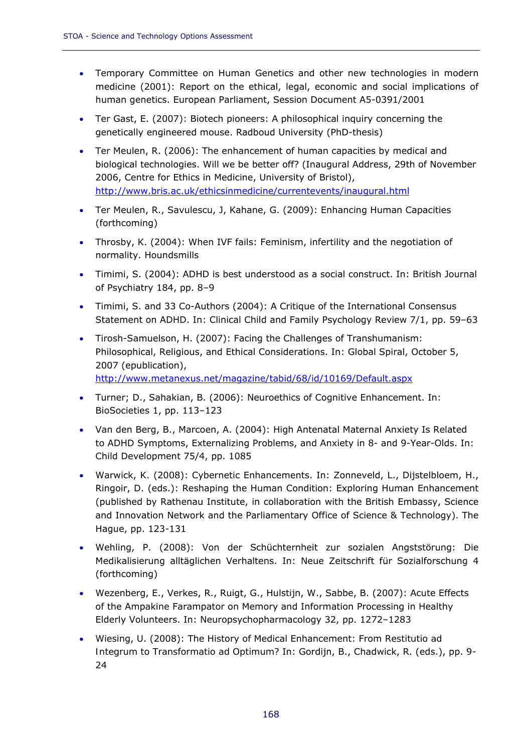- Temporary Committee on Human Genetics and other new technologies in modern medicine (2001): Report on the ethical, legal, economic and social implications of human genetics. European Parliament, Session Document A5-0391/2001
- Ter Gast, E. (2007): Biotech pioneers: A philosophical inquiry concerning the genetically engineered mouse. Radboud University (PhD-thesis)
- Ter Meulen, R. (2006): The enhancement of human capacities by medical and biological technologies. Will we be better off? (Inaugural Address, 29th of November 2006, Centre for Ethics in Medicine, University of Bristol), http://www.bris.ac.uk/ethicsinmedicine/currentevents/inaugural.html
- Ter Meulen, R., Savulescu, J, Kahane, G. (2009): Enhancing Human Capacities (forthcoming)
- Throsby, K. (2004): When IVF fails: Feminism, infertility and the negotiation of normality. Houndsmills
- Timimi, S. (2004): ADHD is best understood as a social construct. In: British Journal of Psychiatry 184, pp. 8–9
- Timimi, S. and 33 Co-Authors (2004): A Critique of the International Consensus Statement on ADHD. In: Clinical Child and Family Psychology Review 7/1, pp. 59–63
- Tirosh-Samuelson, H. (2007): Facing the Challenges of Transhumanism: Philosophical, Religious, and Ethical Considerations. In: Global Spiral, October 5, 2007 (epublication), http://www.metanexus.net/magazine/tabid/68/id/10169/Default.aspx
- Turner; D., Sahakian, B. (2006): Neuroethics of Cognitive Enhancement. In: BioSocieties 1, pp. 113–123
- Van den Berg, B., Marcoen, A. (2004): High Antenatal Maternal Anxiety Is Related to ADHD Symptoms, Externalizing Problems, and Anxiety in 8- and 9-Year-Olds. In: Child Development 75/4, pp. 1085
- Warwick, K. (2008): Cybernetic Enhancements. In: Zonneveld, L., Dijstelbloem, H., Ringoir, D. (eds.): Reshaping the Human Condition: Exploring Human Enhancement (published by Rathenau Institute, in collaboration with the British Embassy, Science and Innovation Network and the Parliamentary Office of Science & Technology). The Hague, pp. 123-131
- Wehling, P. (2008): Von der Schüchternheit zur sozialen Angststörung: Die Medikalisierung alltäglichen Verhaltens. In: Neue Zeitschrift für Sozialforschung 4 (forthcoming)
- Wezenberg, E., Verkes, R., Ruigt, G., Hulstijn, W., Sabbe, B. (2007): Acute Effects of the Ampakine Farampator on Memory and Information Processing in Healthy Elderly Volunteers. In: Neuropsychopharmacology 32, pp. 1272–1283
- Wiesing, U. (2008): The History of Medical Enhancement: From Restitutio ad Integrum to Transformatio ad Optimum? In: Gordijn, B., Chadwick, R. (eds.), pp. 9-24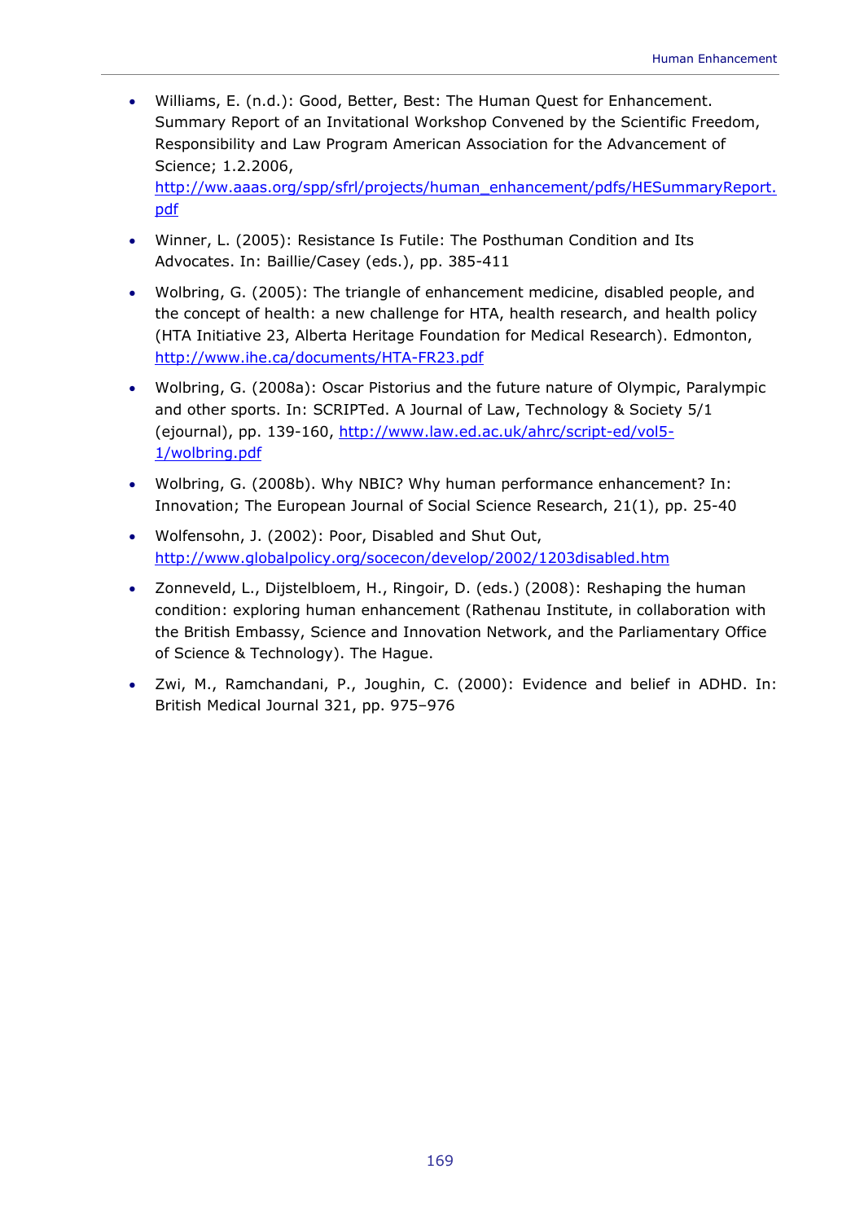- Williams, E. (n.d.): Good, Better, Best: The Human Quest for Enhancement. Summary Report of an Invitational Workshop Convened by the Scientific Freedom, Responsibility and Law Program American Association for the Advancement of Science; 1.2.2006, http://ww.aaas.org/spp/sfrl/projects/human_enhancement/pdfs/HESummaryReport.pdf

- Winner, L. (2005): Resistance Is Futile: The Posthuman Condition and Its Advocates. In: Baillie/Casey (eds.), pp. 385-411

- Wolbring, G. (2005): The triangle of enhancement medicine, disabled people, and the concept of health: a new challenge for HTA, health research, and health policy (HTA Initiative 23, Alberta Heritage Foundation for Medical Research). Edmonton, http://www.ihe.ca/documents/HTA-FR23.pdf

- Wolbring, G. (2008a): Oscar Pistorius and the future nature of Olympic, Paralympic and other sports. In: SCRIPTed. A Journal of Law, Technology & Society 5/1 (ejournal), pp. 139-160, http://www.law.ed.ac.uk/ahrc/script-ed/vol5-1/wolbring.pdf

- Wolbring, G. (2008b). Why NBIC? Why human performance enhancement? In: Innovation; The European Journal of Social Science Research, 21(1), pp. 25-40

- Wolfensohn, J. (2002): Poor, Disabled and Shut Out, http://www.globalpolicy.org/socecon/develop/2002/1203disabled.htm

- Zonneveld, L., Dijstelbloem, H., Ringoir, D. (eds.) (2008): Reshaping the human condition: exploring human enhancement (Rathenau Institute, in collaboration with the British Embassy, Science and Innovation Network, and the Parliamentary Office of Science & Technology). The Hague.

- Zwi, M., Ramchandani, P., Joughin, C. (2000): Evidence and belief in ADHD. In: British Medical Journal 321, pp. 975–976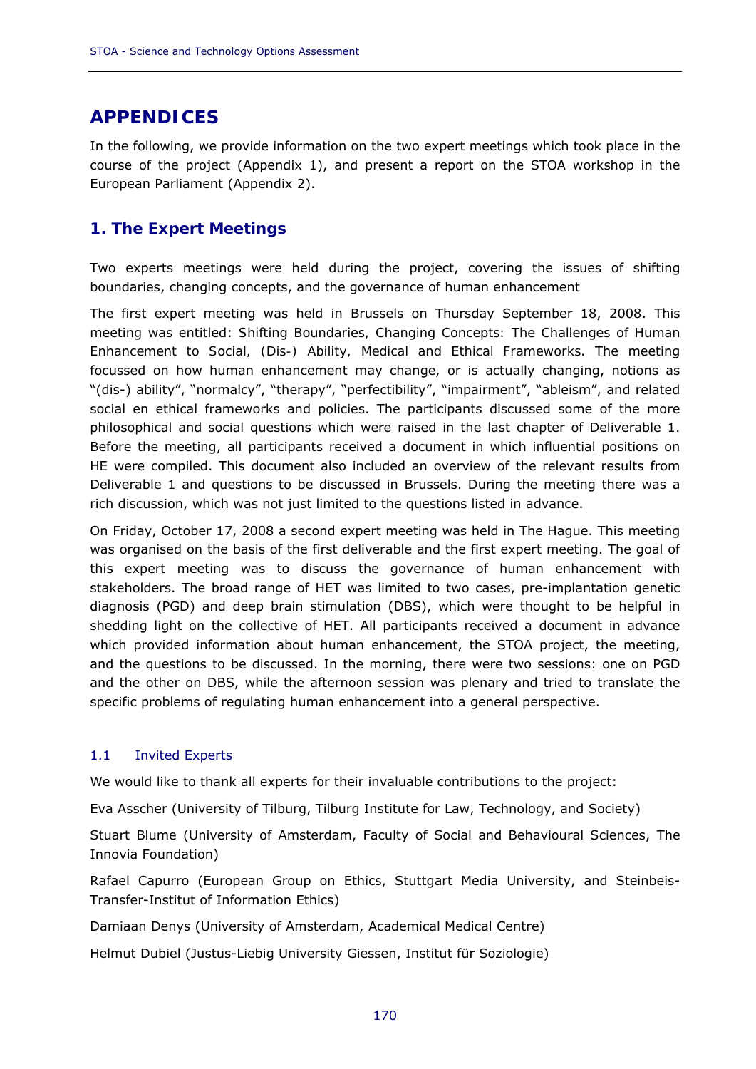# APPENDICES

In the following, we provide information on the two expert meetings which took place in the course of the project (Appendix 1), and present a report on the STOA workshop in the European Parliament (Appendix 2).

## 1. The Expert Meetings

Two experts meetings were held during the project, covering the issues of shifting boundaries, changing concepts, and the governance of human enhancement

The first expert meeting was held in Brussels on Thursday September 18, 2008. This meeting was entitled: Shifting Boundaries, Changing Concepts: The Challenges of Human Enhancement to Social, (Dis-) Ability, Medical and Ethical Frameworks. The meeting focussed on how human enhancement may change, or is actually changing, notions as "(dis-) ability", "normalcy", "therapy", "perfectibility", "impairment", "ableism", and related social en ethical frameworks and policies. The participants discussed some of the more philosophical and social questions which were raised in the last chapter of Deliverable 1. Before the meeting, all participants received a document in which influential positions on HE were compiled. This document also included an overview of the relevant results from Deliverable 1 and questions to be discussed in Brussels. During the meeting there was a rich discussion, which was not just limited to the questions listed in advance.

On Friday, October 17, 2008 a second expert meeting was held in The Hague. This meeting was organised on the basis of the first deliverable and the first expert meeting. The goal of this expert meeting was to discuss the governance of human enhancement with stakeholders. The broad range of HET was limited to two cases, pre-implantation genetic diagnosis (PGD) and deep brain stimulation (DBS), which were thought to be helpful in shedding light on the collective of HET. All participants received a document in advance which provided information about human enhancement, the STOA project, the meeting, and the questions to be discussed. In the morning, there were two sessions: one on PGD and the other on DBS, while the afternoon session was plenary and tried to translate the specific problems of regulating human enhancement into a general perspective.

### 1.1 Invited Experts

We would like to thank all experts for their invaluable contributions to the project:

Eva Asscher (University of Tilburg, Tilburg Institute for Law, Technology, and Society)

Stuart Blume (University of Amsterdam, Faculty of Social and Behavioural Sciences, The Innovia Foundation)

Rafael Capurro (European Group on Ethics, Stuttgart Media University, and Steinbeis-Transfer-Institut of Information Ethics)

Damiaan Denys (University of Amsterdam, Academical Medical Centre)

Helmut Dubiel (Justus-Liebig University Giessen, Institut für Soziologie)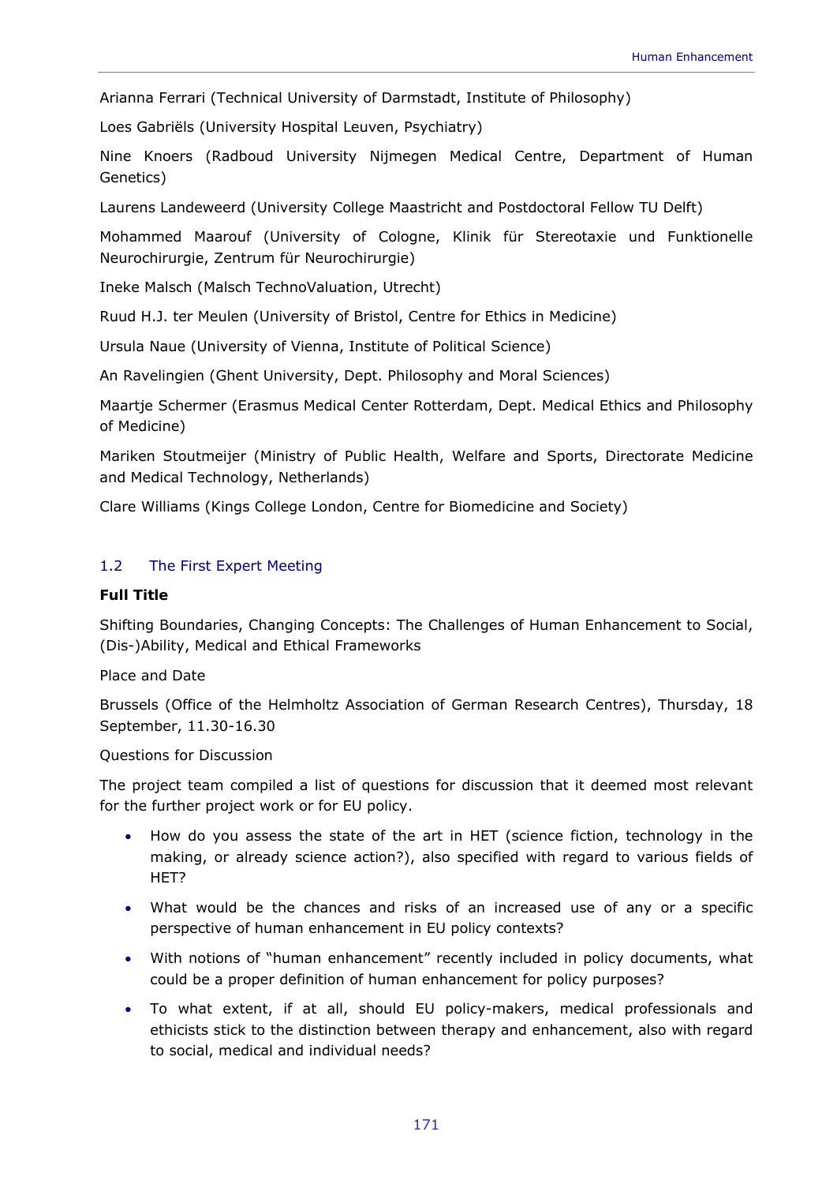Arianna Ferrari (Technical University of Darmstadt, Institute of Philosophy)

Loes Gabriëls (University Hospital Leuven, Psychiatry)

Nine Knoers (Radboud University Nijmegen Medical Centre, Department of Human Genetics)

Laurens Landeweerd (University College Maastricht and Postdoctoral Fellow TU Delft)

Mohammed Maarouf (University of Cologne, Klinik für Stereotaxie und Funktionelle Neurochirurgie, Zentrum für Neurochirurgie)

Ineke Malsch (Malsch TechnoValuation, Utrecht)

Ruud H.J. ter Meulen (University of Bristol, Centre for Ethics in Medicine)

Ursula Naue (University of Vienna, Institute of Political Science)

An Ravelingien (Ghent University, Dept. Philosophy and Moral Sciences)

Maartje Schermer (Erasmus Medical Center Rotterdam, Dept. Medical Ethics and Philosophy of Medicine)

Mariken Stoutmeijer (Ministry of Public Health, Welfare and Sports, Directorate Medicine and Medical Technology, Netherlands)

Clare Williams (Kings College London, Centre for Biomedicine and Society)

## 1.2 The First Expert Meeting

**Full Title**

Shifting Boundaries, Changing Concepts: The Challenges of Human Enhancement to Social, (Dis-)Ability, Medical and Ethical Frameworks

Place and Date

Brussels (Office of the Helmholtz Association of German Research Centres), Thursday, 18 September, 11.30-16.30

Questions for Discussion

The project team compiled a list of questions for discussion that it deemed most relevant for the further project work or for EU policy.

- How do you assess the state of the art in HET (science fiction, technology in the making, or already science action?), also specified with regard to various fields of HET?
- What would be the chances and risks of an increased use of any or a specific perspective of human enhancement in EU policy contexts?
- With notions of "human enhancement" recently included in policy documents, what could be a proper definition of human enhancement for policy purposes?
- To what extent, if at all, should EU policy-makers, medical professionals and ethicists stick to the distinction between therapy and enhancement, also with regard to social, medical and individual needs?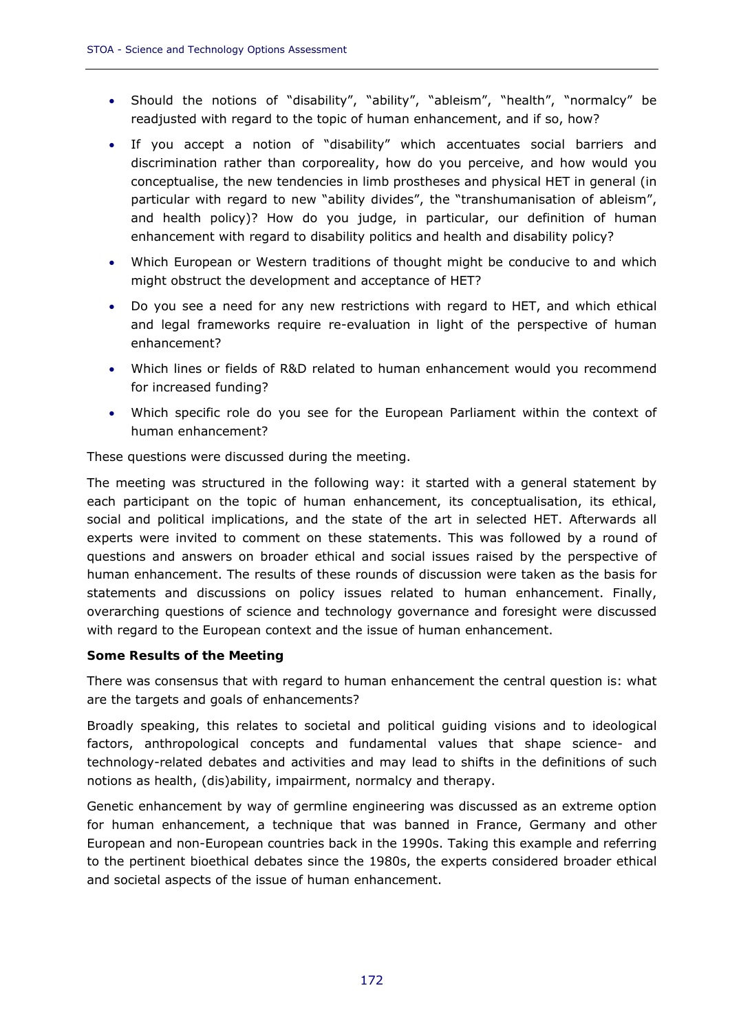- Should the notions of "disability", "ability", "ableism", "health", "normalcy" be readjusted with regard to the topic of human enhancement, and if so, how?
- If you accept a notion of "disability" which accentuates social barriers and discrimination rather than corporeality, how do you perceive, and how would you conceptualise, the new tendencies in limb prostheses and physical HET in general (in particular with regard to new "ability divides", the "transhumanisation of ableism", and health policy)? How do you judge, in particular, our definition of human enhancement with regard to disability politics and health and disability policy?
- Which European or Western traditions of thought might be conducive to and which might obstruct the development and acceptance of HET?
- Do you see a need for any new restrictions with regard to HET, and which ethical and legal frameworks require re-evaluation in light of the perspective of human enhancement?
- Which lines or fields of R&D related to human enhancement would you recommend for increased funding?
- Which specific role do you see for the European Parliament within the context of human enhancement?

These questions were discussed during the meeting.

The meeting was structured in the following way: it started with a general statement by each participant on the topic of human enhancement, its conceptualisation, its ethical, social and political implications, and the state of the art in selected HET. Afterwards all experts were invited to comment on these statements. This was followed by a round of questions and answers on broader ethical and social issues raised by the perspective of human enhancement. The results of these rounds of discussion were taken as the basis for statements and discussions on policy issues related to human enhancement. Finally, overarching questions of science and technology governance and foresight were discussed with regard to the European context and the issue of human enhancement.

**Some Results of the Meeting**

There was consensus that with regard to human enhancement the central question is: what are the targets and goals of enhancements?

Broadly speaking, this relates to societal and political guiding visions and to ideological factors, anthropological concepts and fundamental values that shape science- and technology-related debates and activities and may lead to shifts in the definitions of such notions as health, (dis)ability, impairment, normalcy and therapy.

Genetic enhancement by way of germline engineering was discussed as an extreme option for human enhancement, a technique that was banned in France, Germany and other European and non-European countries back in the 1990s. Taking this example and referring to the pertinent bioethical debates since the 1980s, the experts considered broader ethical and societal aspects of the issue of human enhancement.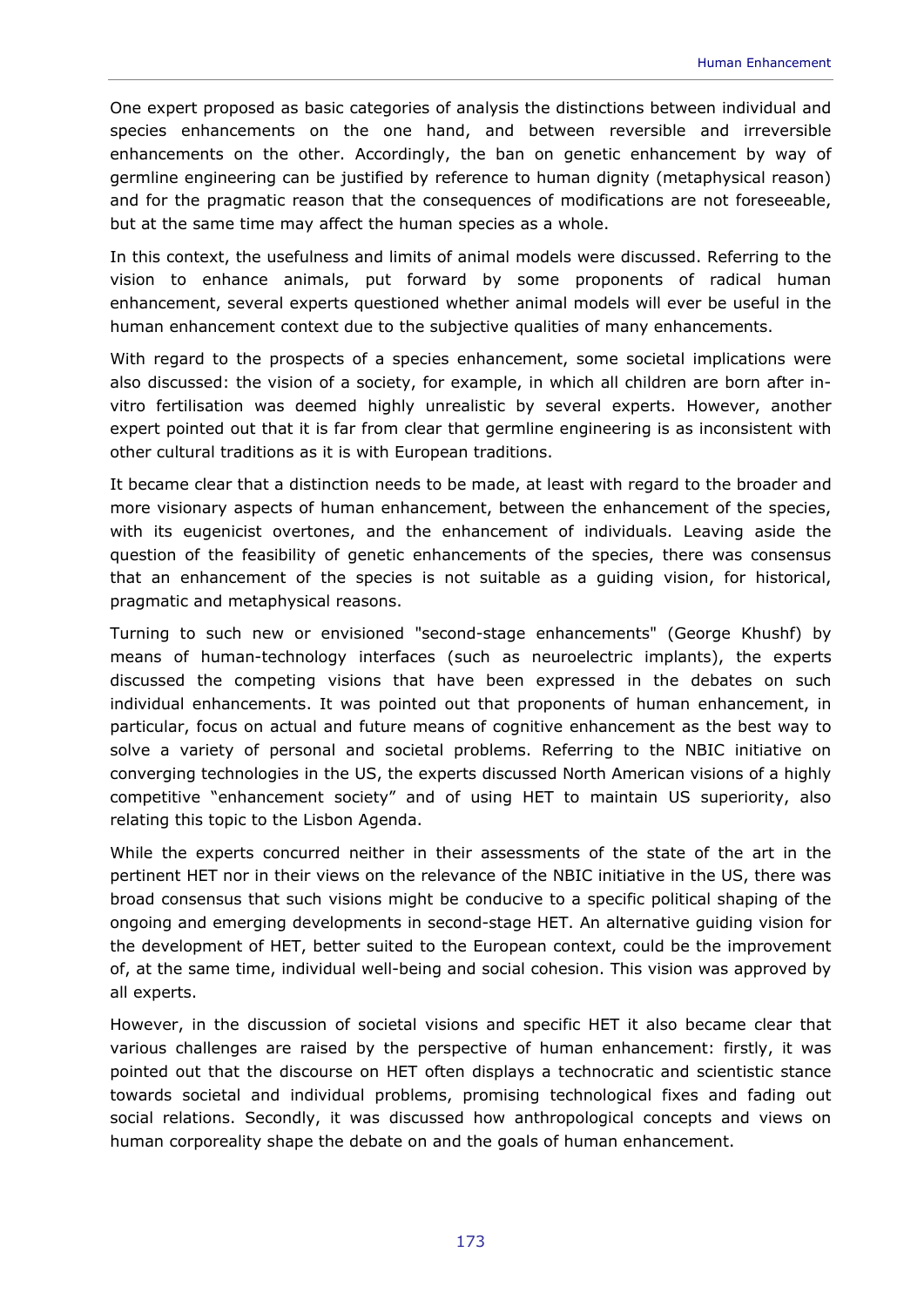One expert proposed as basic categories of analysis the distinctions between individual and species enhancements on the one hand, and between reversible and irreversible enhancements on the other. Accordingly, the ban on genetic enhancement by way of germline engineering can be justified by reference to human dignity (metaphysical reason) and for the pragmatic reason that the consequences of modifications are not foreseeable, but at the same time may affect the human species as a whole.

In this context, the usefulness and limits of animal models were discussed. Referring to the vision to enhance animals, put forward by some proponents of radical human enhancement, several experts questioned whether animal models will ever be useful in the human enhancement context due to the subjective qualities of many enhancements.

With regard to the prospects of a species enhancement, some societal implications were also discussed: the vision of a society, for example, in which all children are born after in-vitro fertilisation was deemed highly unrealistic by several experts. However, another expert pointed out that it is far from clear that germline engineering is as inconsistent with other cultural traditions as it is with European traditions.

It became clear that a distinction needs to be made, at least with regard to the broader and more visionary aspects of human enhancement, between the enhancement of the species, with its eugenicist overtones, and the enhancement of individuals. Leaving aside the question of the feasibility of genetic enhancements of the species, there was consensus that an enhancement of the species is not suitable as a guiding vision, for historical, pragmatic and metaphysical reasons.

Turning to such new or envisioned "second-stage enhancements" (George Khushf) by means of human-technology interfaces (such as neuroelectric implants), the experts discussed the competing visions that have been expressed in the debates on such individual enhancements. It was pointed out that proponents of human enhancement, in particular, focus on actual and future means of cognitive enhancement as the best way to solve a variety of personal and societal problems. Referring to the NBIC initiative on converging technologies in the US, the experts discussed North American visions of a highly competitive "enhancement society" and of using HET to maintain US superiority, also relating this topic to the Lisbon Agenda.

While the experts concurred neither in their assessments of the state of the art in the pertinent HET nor in their views on the relevance of the NBIC initiative in the US, there was broad consensus that such visions might be conducive to a specific political shaping of the ongoing and emerging developments in second-stage HET. An alternative guiding vision for the development of HET, better suited to the European context, could be the improvement of, at the same time, individual well-being and social cohesion. This vision was approved by all experts.

However, in the discussion of societal visions and specific HET it also became clear that various challenges are raised by the perspective of human enhancement: firstly, it was pointed out that the discourse on HET often displays a technocratic and scientistic stance towards societal and individual problems, promising technological fixes and fading out social relations. Secondly, it was discussed how anthropological concepts and views on human corporeality shape the debate on and the goals of human enhancement.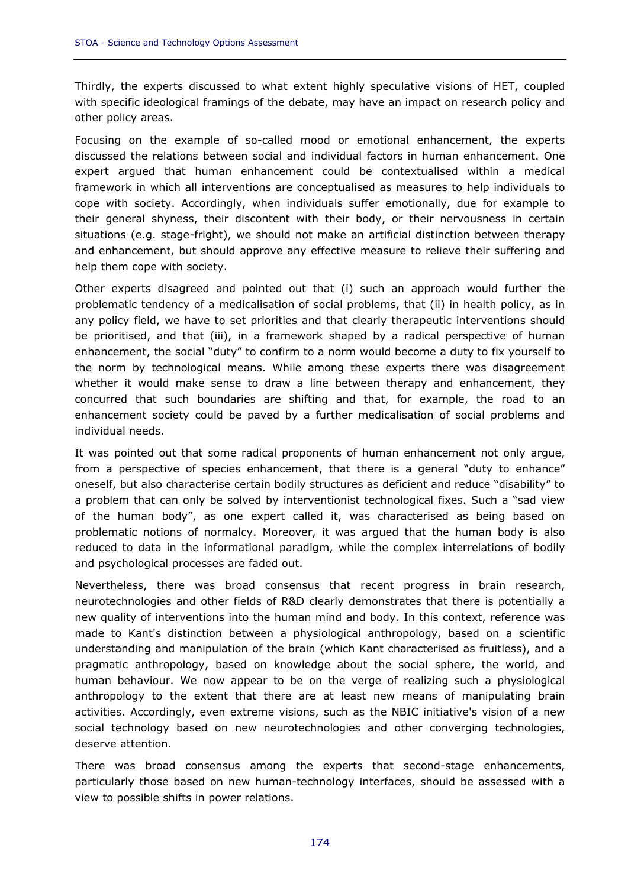Thirdly, the experts discussed to what extent highly speculative visions of HET, coupled with specific ideological framings of the debate, may have an impact on research policy and other policy areas.

Focusing on the example of so-called mood or emotional enhancement, the experts discussed the relations between social and individual factors in human enhancement. One expert argued that human enhancement could be contextualised within a medical framework in which all interventions are conceptualised as measures to help individuals to cope with society. Accordingly, when individuals suffer emotionally, due for example to their general shyness, their discontent with their body, or their nervousness in certain situations (e.g. stage-fright), we should not make an artificial distinction between therapy and enhancement, but should approve any effective measure to relieve their suffering and help them cope with society.

Other experts disagreed and pointed out that (i) such an approach would further the problematic tendency of a medicalisation of social problems, that (ii) in health policy, as in any policy field, we have to set priorities and that clearly therapeutic interventions should be prioritised, and that (iii), in a framework shaped by a radical perspective of human enhancement, the social "duty" to confirm to a norm would become a duty to fix yourself to the norm by technological means. While among these experts there was disagreement whether it would make sense to draw a line between therapy and enhancement, they concurred that such boundaries are shifting and that, for example, the road to an enhancement society could be paved by a further medicalisation of social problems and individual needs.

It was pointed out that some radical proponents of human enhancement not only argue, from a perspective of species enhancement, that there is a general "duty to enhance" oneself, but also characterise certain bodily structures as deficient and reduce "disability" to a problem that can only be solved by interventionist technological fixes. Such a "sad view of the human body", as one expert called it, was characterised as being based on problematic notions of normalcy. Moreover, it was argued that the human body is also reduced to data in the informational paradigm, while the complex interrelations of bodily and psychological processes are faded out.

Nevertheless, there was broad consensus that recent progress in brain research, neurotechnologies and other fields of R&D clearly demonstrates that there is potentially a new quality of interventions into the human mind and body. In this context, reference was made to Kant's distinction between a physiological anthropology, based on a scientific understanding and manipulation of the brain (which Kant characterised as fruitless), and a pragmatic anthropology, based on knowledge about the social sphere, the world, and human behaviour. We now appear to be on the verge of realizing such a physiological anthropology to the extent that there are at least new means of manipulating brain activities. Accordingly, even extreme visions, such as the NBIC initiative's vision of a new social technology based on new neurotechnologies and other converging technologies, deserve attention.

There was broad consensus among the experts that second-stage enhancements, particularly those based on new human-technology interfaces, should be assessed with a view to possible shifts in power relations.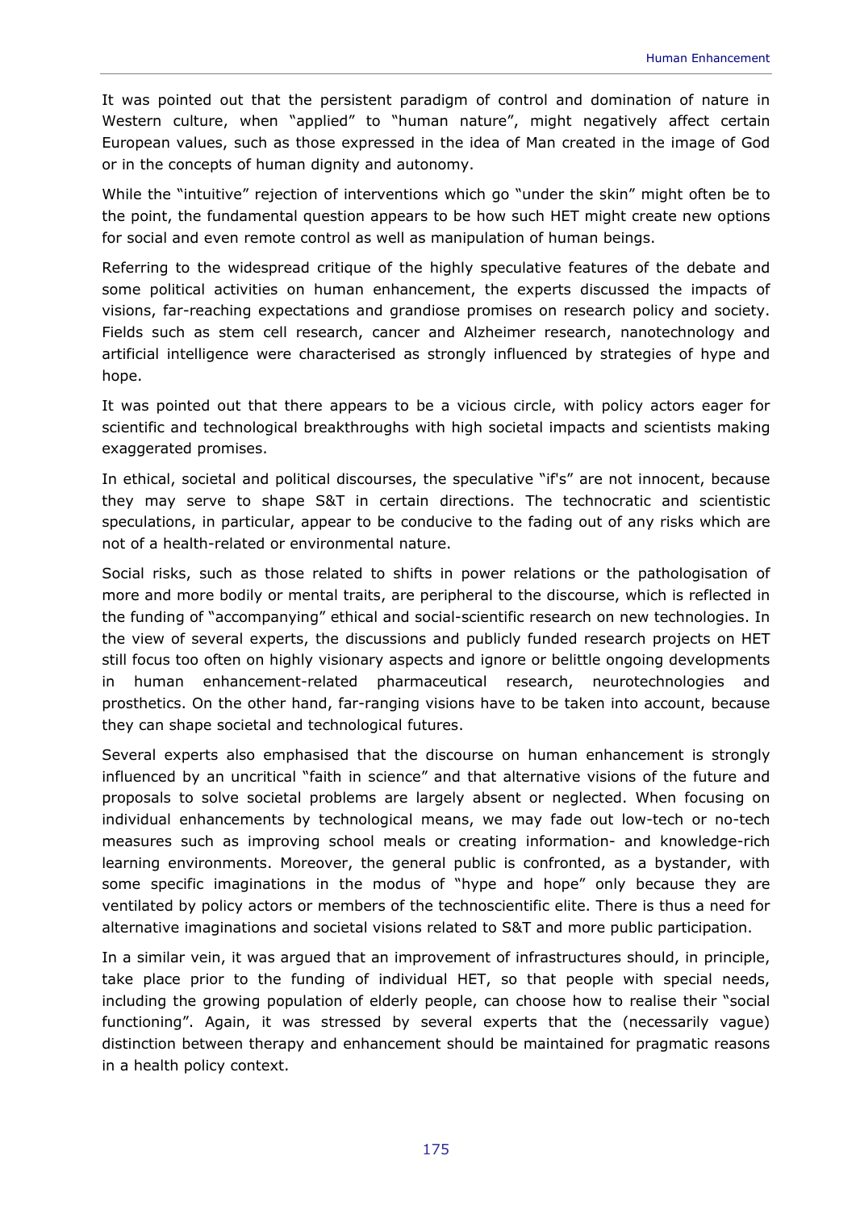It was pointed out that the persistent paradigm of control and domination of nature in Western culture, when "applied" to "human nature", might negatively affect certain European values, such as those expressed in the idea of Man created in the image of God or in the concepts of human dignity and autonomy.

While the "intuitive" rejection of interventions which go "under the skin" might often be to the point, the fundamental question appears to be how such HET might create new options for social and even remote control as well as manipulation of human beings.

Referring to the widespread critique of the highly speculative features of the debate and some political activities on human enhancement, the experts discussed the impacts of visions, far-reaching expectations and grandiose promises on research policy and society. Fields such as stem cell research, cancer and Alzheimer research, nanotechnology and artificial intelligence were characterised as strongly influenced by strategies of hype and hope.

It was pointed out that there appears to be a vicious circle, with policy actors eager for scientific and technological breakthroughs with high societal impacts and scientists making exaggerated promises.

In ethical, societal and political discourses, the speculative "if's" are not innocent, because they may serve to shape S&T in certain directions. The technocratic and scientistic speculations, in particular, appear to be conducive to the fading out of any risks which are not of a health-related or environmental nature.

Social risks, such as those related to shifts in power relations or the pathologisation of more and more bodily or mental traits, are peripheral to the discourse, which is reflected in the funding of "accompanying" ethical and social-scientific research on new technologies. In the view of several experts, the discussions and publicly funded research projects on HET still focus too often on highly visionary aspects and ignore or belittle ongoing developments in human enhancement-related pharmaceutical research, neurotechnologies and prosthetics. On the other hand, far-ranging visions have to be taken into account, because they can shape societal and technological futures.

Several experts also emphasised that the discourse on human enhancement is strongly influenced by an uncritical "faith in science" and that alternative visions of the future and proposals to solve societal problems are largely absent or neglected. When focusing on individual enhancements by technological means, we may fade out low-tech or no-tech measures such as improving school meals or creating information- and knowledge-rich learning environments. Moreover, the general public is confronted, as a bystander, with some specific imaginations in the modus of "hype and hope" only because they are ventilated by policy actors or members of the technoscientific elite. There is thus a need for alternative imaginations and societal visions related to S&T and more public participation.

In a similar vein, it was argued that an improvement of infrastructures should, in principle, take place prior to the funding of individual HET, so that people with special needs, including the growing population of elderly people, can choose how to realise their "social functioning". Again, it was stressed by several experts that the (necessarily vague) distinction between therapy and enhancement should be maintained for pragmatic reasons in a health policy context.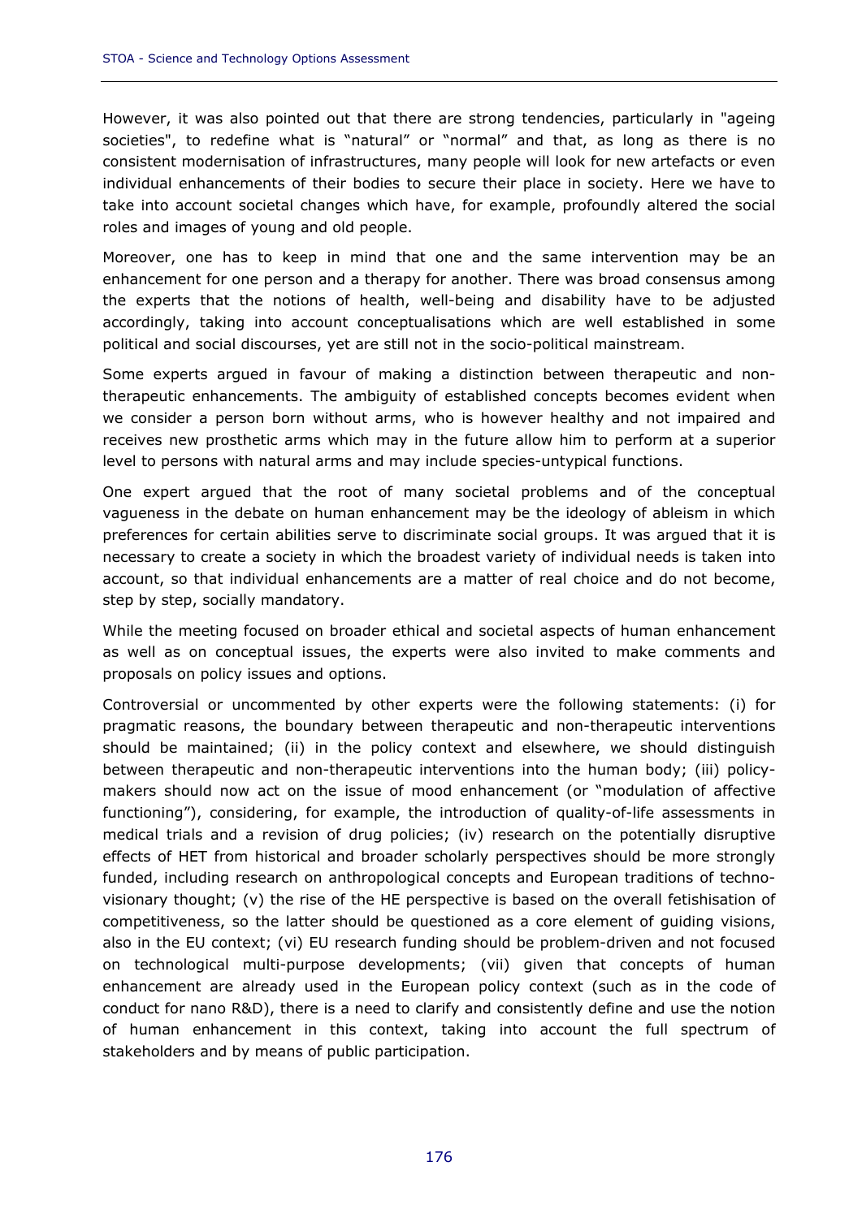However, it was also pointed out that there are strong tendencies, particularly in "ageing societies", to redefine what is "natural" or "normal" and that, as long as there is no consistent modernisation of infrastructures, many people will look for new artefacts or even individual enhancements of their bodies to secure their place in society. Here we have to take into account societal changes which have, for example, profoundly altered the social roles and images of young and old people.

Moreover, one has to keep in mind that one and the same intervention may be an enhancement for one person and a therapy for another. There was broad consensus among the experts that the notions of health, well-being and disability have to be adjusted accordingly, taking into account conceptualisations which are well established in some political and social discourses, yet are still not in the socio-political mainstream.

Some experts argued in favour of making a distinction between therapeutic and non-therapeutic enhancements. The ambiguity of established concepts becomes evident when we consider a person born without arms, who is however healthy and not impaired and receives new prosthetic arms which may in the future allow him to perform at a superior level to persons with natural arms and may include species-untypical functions.

One expert argued that the root of many societal problems and of the conceptual vagueness in the debate on human enhancement may be the ideology of ableism in which preferences for certain abilities serve to discriminate social groups. It was argued that it is necessary to create a society in which the broadest variety of individual needs is taken into account, so that individual enhancements are a matter of real choice and do not become, step by step, socially mandatory.

While the meeting focused on broader ethical and societal aspects of human enhancement as well as on conceptual issues, the experts were also invited to make comments and proposals on policy issues and options.

Controversial or uncommented by other experts were the following statements: (i) for pragmatic reasons, the boundary between therapeutic and non-therapeutic interventions should be maintained; (ii) in the policy context and elsewhere, we should distinguish between therapeutic and non-therapeutic interventions into the human body; (iii) policy-makers should now act on the issue of mood enhancement (or "modulation of affective functioning"), considering, for example, the introduction of quality-of-life assessments in medical trials and a revision of drug policies; (iv) research on the potentially disruptive effects of HET from historical and broader scholarly perspectives should be more strongly funded, including research on anthropological concepts and European traditions of techno-visionary thought; (v) the rise of the HE perspective is based on the overall fetishisation of competitiveness, so the latter should be questioned as a core element of guiding visions, also in the EU context; (vi) EU research funding should be problem-driven and not focused on technological multi-purpose developments; (vii) given that concepts of human enhancement are already used in the European policy context (such as in the code of conduct for nano R&D), there is a need to clarify and consistently define and use the notion of human enhancement in this context, taking into account the full spectrum of stakeholders and by means of public participation.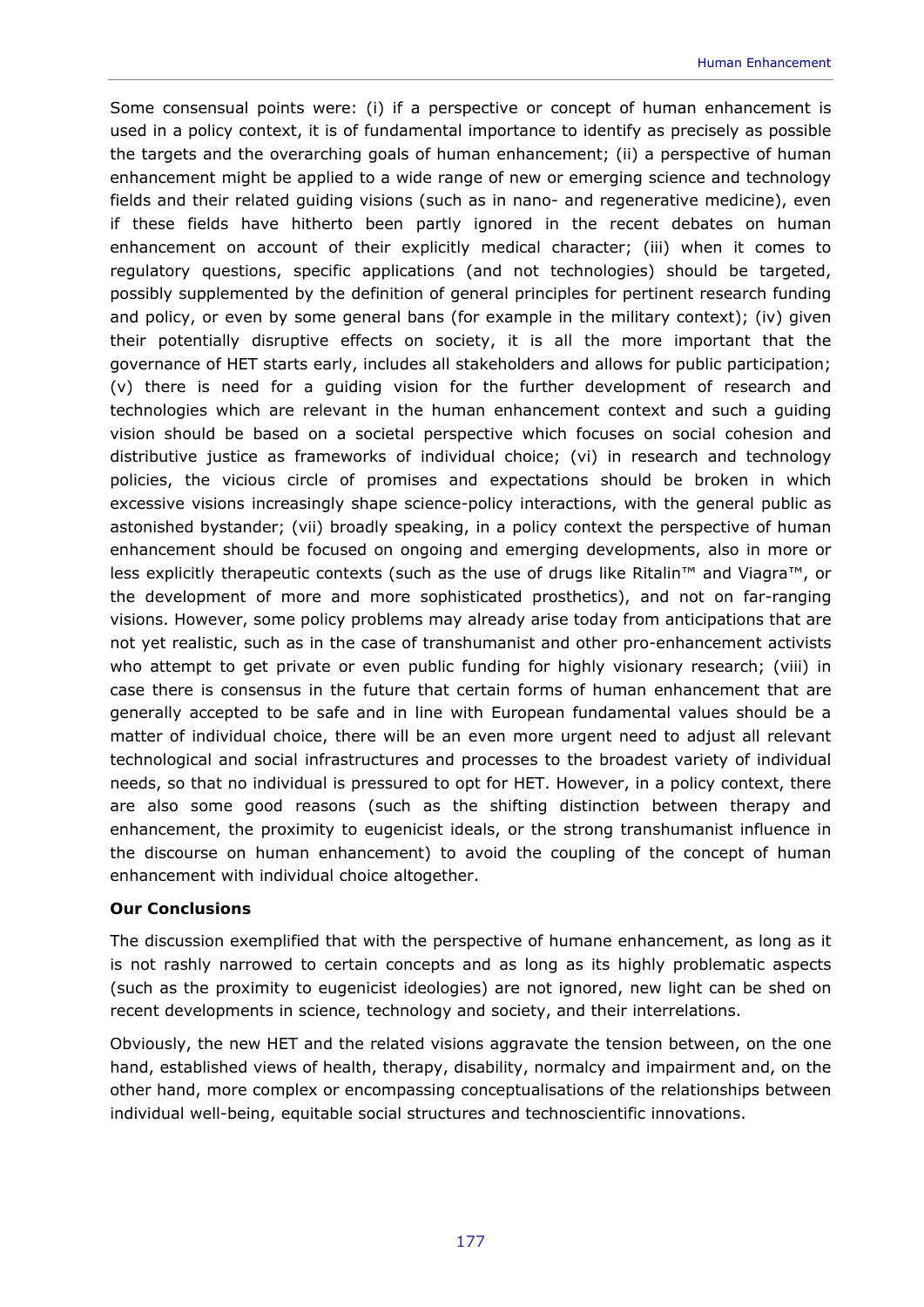Some consensual points were: (i) if a perspective or concept of human enhancement is used in a policy context, it is of fundamental importance to identify as precisely as possible the targets and the overarching goals of human enhancement; (ii) a perspective of human enhancement might be applied to a wide range of new or emerging science and technology fields and their related guiding visions (such as in nano- and regenerative medicine), even if these fields have hitherto been partly ignored in the recent debates on human enhancement on account of their explicitly medical character; (iii) when it comes to regulatory questions, specific applications (and not technologies) should be targeted, possibly supplemented by the definition of general principles for pertinent research funding and policy, or even by some general bans (for example in the military context); (iv) given their potentially disruptive effects on society, it is all the more important that the governance of HET starts early, includes all stakeholders and allows for public participation; (v) there is need for a guiding vision for the further development of research and technologies which are relevant in the human enhancement context and such a guiding vision should be based on a societal perspective which focuses on social cohesion and distributive justice as frameworks of individual choice; (vi) in research and technology policies, the vicious circle of promises and expectations should be broken in which excessive visions increasingly shape science-policy interactions, with the general public as astonished bystander; (vii) broadly speaking, in a policy context the perspective of human enhancement should be focused on ongoing and emerging developments, also in more or less explicitly therapeutic contexts (such as the use of drugs like Ritalin™ and Viagra™, or the development of more and more sophisticated prosthetics), and not on far-ranging visions. However, some policy problems may already arise today from anticipations that are not yet realistic, such as in the case of transhumanist and other pro-enhancement activists who attempt to get private or even public funding for highly visionary research; (viii) in case there is consensus in the future that certain forms of human enhancement that are generally accepted to be safe and in line with European fundamental values should be a matter of individual choice, there will be an even more urgent need to adjust all relevant technological and social infrastructures and processes to the broadest variety of individual needs, so that no individual is pressured to opt for HET. However, in a policy context, there are also some good reasons (such as the shifting distinction between therapy and enhancement, the proximity to eugenicist ideals, or the strong transhumanist influence in the discourse on human enhancement) to avoid the coupling of the concept of human enhancement with individual choice altogether.

**Our Conclusions**

The discussion exemplified that with the perspective of humane enhancement, as long as it is not rashly narrowed to certain concepts and as long as its highly problematic aspects (such as the proximity to eugenicist ideologies) are not ignored, new light can be shed on recent developments in science, technology and society, and their interrelations.

Obviously, the new HET and the related visions aggravate the tension between, on the one hand, established views of health, therapy, disability, normalcy and impairment and, on the other hand, more complex or encompassing conceptualisations of the relationships between individual well-being, equitable social structures and technoscientific innovations.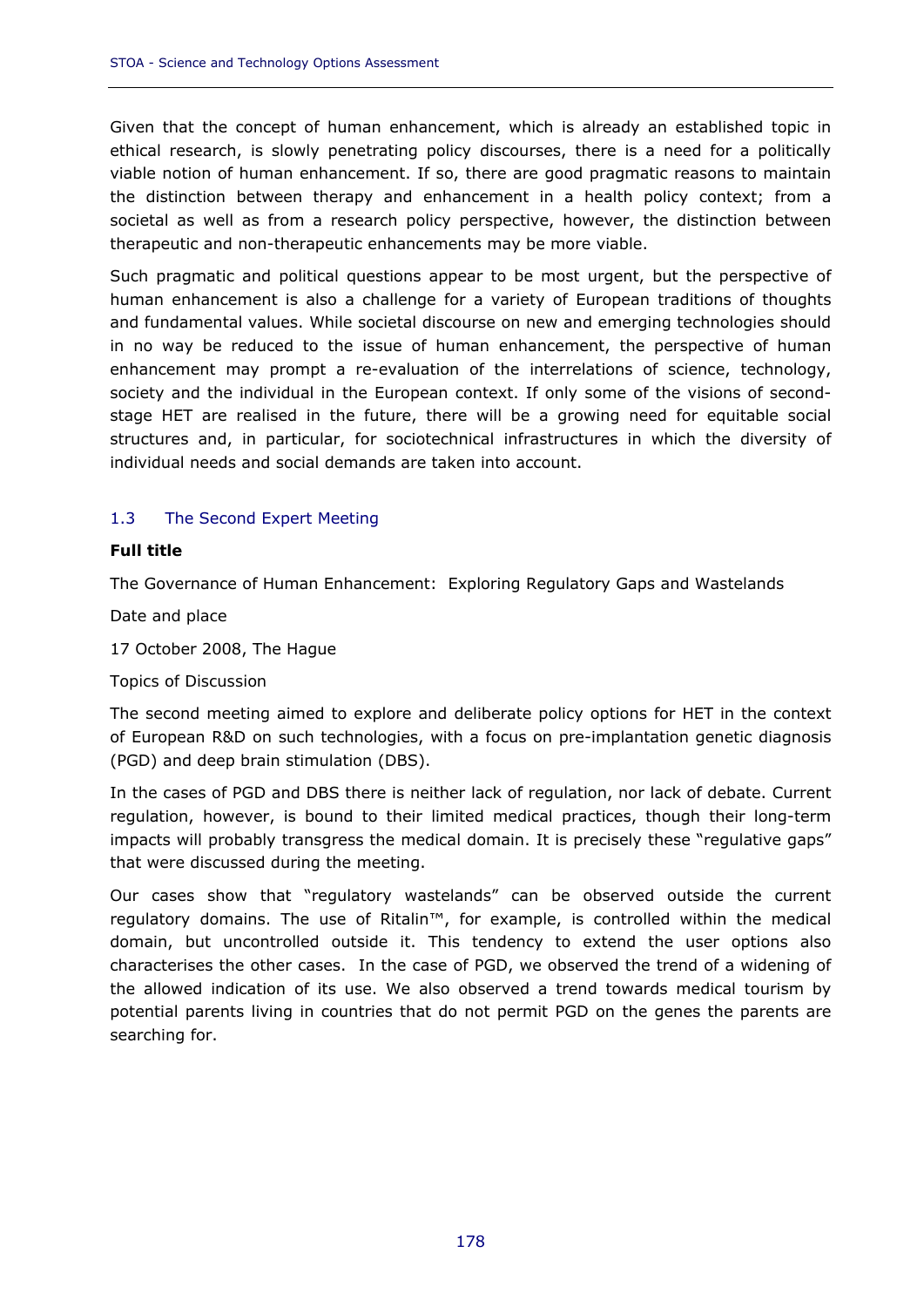Given that the concept of human enhancement, which is already an established topic in ethical research, is slowly penetrating policy discourses, there is a need for a politically viable notion of human enhancement. If so, there are good pragmatic reasons to maintain the distinction between therapy and enhancement in a health policy context; from a societal as well as from a research policy perspective, however, the distinction between therapeutic and non-therapeutic enhancements may be more viable.

Such pragmatic and political questions appear to be most urgent, but the perspective of human enhancement is also a challenge for a variety of European traditions of thoughts and fundamental values. While societal discourse on new and emerging technologies should in no way be reduced to the issue of human enhancement, the perspective of human enhancement may prompt a re-evaluation of the interrelations of science, technology, society and the individual in the European context. If only some of the visions of second-stage HET are realised in the future, there will be a growing need for equitable social structures and, in particular, for sociotechnical infrastructures in which the diversity of individual needs and social demands are taken into account.

## 1.3 The Second Expert Meeting

**Full title**

The Governance of Human Enhancement: Exploring Regulatory Gaps and Wastelands

Date and place

17 October 2008, The Hague

Topics of Discussion

The second meeting aimed to explore and deliberate policy options for HET in the context of European R&D on such technologies, with a focus on pre-implantation genetic diagnosis (PGD) and deep brain stimulation (DBS).

In the cases of PGD and DBS there is neither lack of regulation, nor lack of debate. Current regulation, however, is bound to their limited medical practices, though their long-term impacts will probably transgress the medical domain. It is precisely these "regulative gaps" that were discussed during the meeting.

Our cases show that "regulatory wastelands" can be observed outside the current regulatory domains. The use of Ritalin™, for example, is controlled within the medical domain, but uncontrolled outside it. This tendency to extend the user options also characterises the other cases. In the case of PGD, we observed the trend of a widening of the allowed indication of its use. We also observed a trend towards medical tourism by potential parents living in countries that do not permit PGD on the genes the parents are searching for.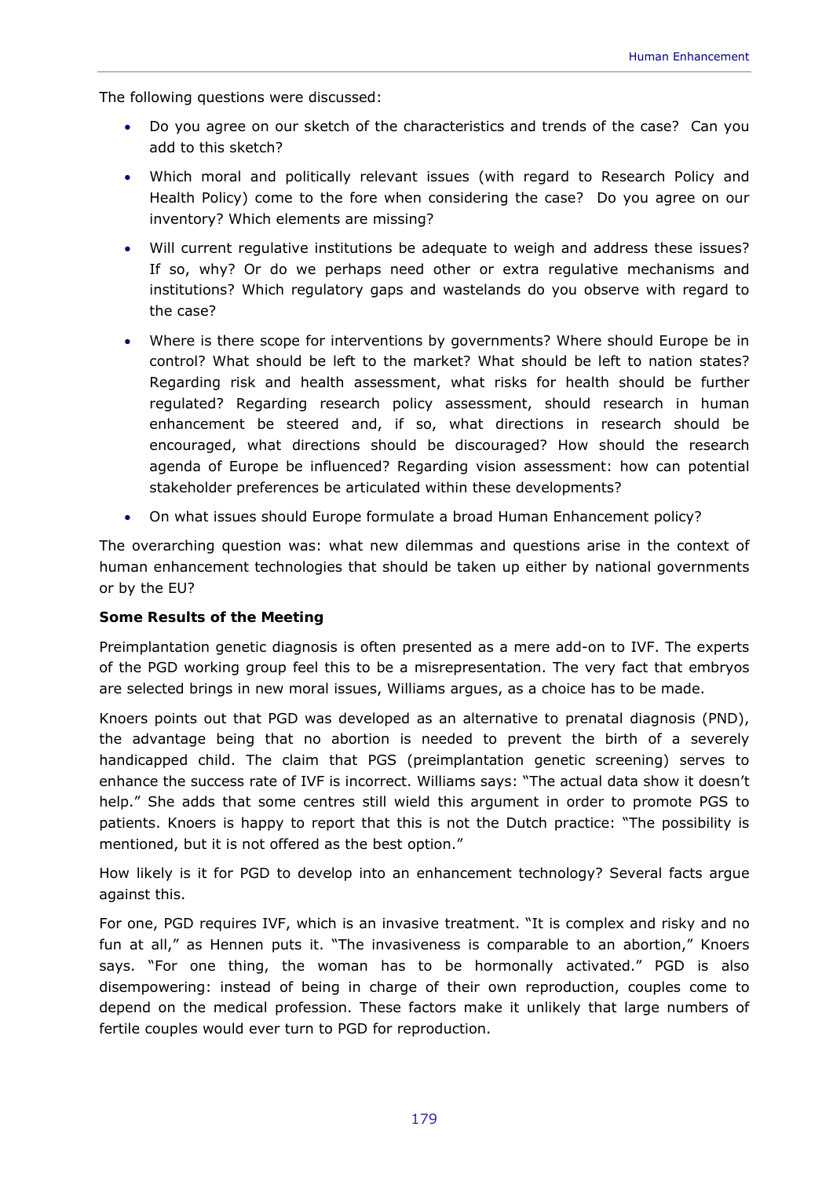The following questions were discussed:

- Do you agree on our sketch of the characteristics and trends of the case? Can you add to this sketch?
- Which moral and politically relevant issues (with regard to Research Policy and Health Policy) come to the fore when considering the case? Do you agree on our inventory? Which elements are missing?
- Will current regulative institutions be adequate to weigh and address these issues? If so, why? Or do we perhaps need other or extra regulative mechanisms and institutions? Which regulatory gaps and wastelands do you observe with regard to the case?
- Where is there scope for interventions by governments? Where should Europe be in control? What should be left to the market? What should be left to nation states? Regarding risk and health assessment, what risks for health should be further regulated? Regarding research policy assessment, should research in human enhancement be steered and, if so, what directions in research should be encouraged, what directions should be discouraged? How should the research agenda of Europe be influenced? Regarding vision assessment: how can potential stakeholder preferences be articulated within these developments?
- On what issues should Europe formulate a broad Human Enhancement policy?

The overarching question was: what new dilemmas and questions arise in the context of human enhancement technologies that should be taken up either by national governments or by the EU?

**Some Results of the Meeting**

Preimplantation genetic diagnosis is often presented as a mere add-on to IVF. The experts of the PGD working group feel this to be a misrepresentation. The very fact that embryos are selected brings in new moral issues, Williams argues, as a choice has to be made.

Knoers points out that PGD was developed as an alternative to prenatal diagnosis (PND), the advantage being that no abortion is needed to prevent the birth of a severely handicapped child. The claim that PGS (preimplantation genetic screening) serves to enhance the success rate of IVF is incorrect. Williams says: "The actual data show it doesn't help." She adds that some centres still wield this argument in order to promote PGS to patients. Knoers is happy to report that this is not the Dutch practice: "The possibility is mentioned, but it is not offered as the best option."

How likely is it for PGD to develop into an enhancement technology? Several facts argue against this.

For one, PGD requires IVF, which is an invasive treatment. "It is complex and risky and no fun at all," as Hennen puts it. "The invasiveness is comparable to an abortion," Knoers says. "For one thing, the woman has to be hormonally activated." PGD is also disempowering: instead of being in charge of their own reproduction, couples come to depend on the medical profession. These factors make it unlikely that large numbers of fertile couples would ever turn to PGD for reproduction.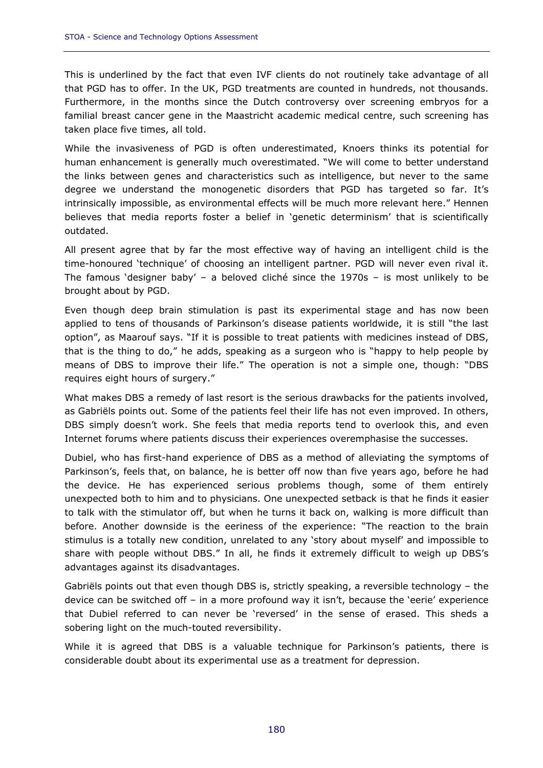This is underlined by the fact that even IVF clients do not routinely take advantage of all that PGD has to offer. In the UK, PGD treatments are counted in hundreds, not thousands. Furthermore, in the months since the Dutch controversy over screening embryos for a familial breast cancer gene in the Maastricht academic medical centre, such screening has taken place five times, all told.

While the invasiveness of PGD is often underestimated, Knoers thinks its potential for human enhancement is generally much overestimated. "We will come to better understand the links between genes and characteristics such as intelligence, but never to the same degree we understand the monogenetic disorders that PGD has targeted so far. It's intrinsically impossible, as environmental effects will be much more relevant here." Hennen believes that media reports foster a belief in 'genetic determinism' that is scientifically outdated.

All present agree that by far the most effective way of having an intelligent child is the time-honoured 'technique' of choosing an intelligent partner. PGD will never even rival it. The famous 'designer baby' – a beloved cliché since the 1970s – is most unlikely to be brought about by PGD.

Even though deep brain stimulation is past its experimental stage and has now been applied to tens of thousands of Parkinson's disease patients worldwide, it is still "the last option", as Maarouf says. "If it is possible to treat patients with medicines instead of DBS, that is the thing to do," he adds, speaking as a surgeon who is "happy to help people by means of DBS to improve their life." The operation is not a simple one, though: "DBS requires eight hours of surgery."

What makes DBS a remedy of last resort is the serious drawbacks for the patients involved, as Gabriëls points out. Some of the patients feel their life has not even improved. In others, DBS simply doesn't work. She feels that media reports tend to overlook this, and even Internet forums where patients discuss their experiences overemphasise the successes.

Dubiel, who has first-hand experience of DBS as a method of alleviating the symptoms of Parkinson's, feels that, on balance, he is better off now than five years ago, before he had the device. He has experienced serious problems though, some of them entirely unexpected both to him and to physicians. One unexpected setback is that he finds it easier to talk with the stimulator off, but when he turns it back on, walking is more difficult than before. Another downside is the eeriness of the experience: "The reaction to the brain stimulus is a totally new condition, unrelated to any 'story about myself' and impossible to share with people without DBS." In all, he finds it extremely difficult to weigh up DBS's advantages against its disadvantages.

Gabriëls points out that even though DBS is, strictly speaking, a reversible technology – the device can be switched off – in a more profound way it isn't, because the 'eerie' experience that Dubiel referred to can never be 'reversed' in the sense of erased. This sheds a sobering light on the much-touted reversibility.

While it is agreed that DBS is a valuable technique for Parkinson's patients, there is considerable doubt about its experimental use as a treatment for depression.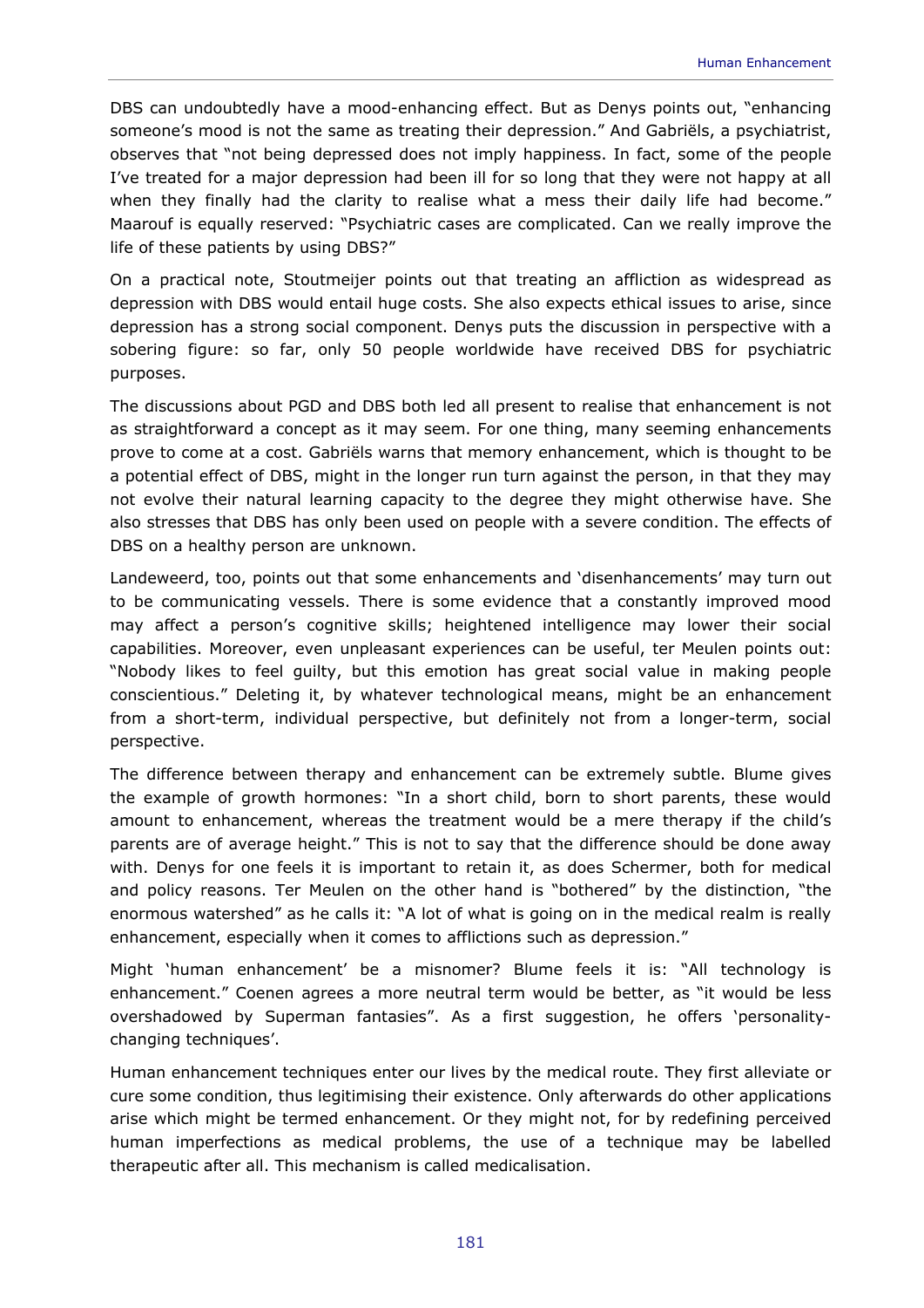DBS can undoubtedly have a mood-enhancing effect. But as Denys points out, "enhancing someone's mood is not the same as treating their depression." And Gabriëls, a psychiatrist, observes that "not being depressed does not imply happiness. In fact, some of the people I've treated for a major depression had been ill for so long that they were not happy at all when they finally had the clarity to realise what a mess their daily life had become." Maarouf is equally reserved: "Psychiatric cases are complicated. Can we really improve the life of these patients by using DBS?"

On a practical note, Stoutmeijer points out that treating an affliction as widespread as depression with DBS would entail huge costs. She also expects ethical issues to arise, since depression has a strong social component. Denys puts the discussion in perspective with a sobering figure: so far, only 50 people worldwide have received DBS for psychiatric purposes.

The discussions about PGD and DBS both led all present to realise that enhancement is not as straightforward a concept as it may seem. For one thing, many seeming enhancements prove to come at a cost. Gabriëls warns that memory enhancement, which is thought to be a potential effect of DBS, might in the longer run turn against the person, in that they may not evolve their natural learning capacity to the degree they might otherwise have. She also stresses that DBS has only been used on people with a severe condition. The effects of DBS on a healthy person are unknown.

Landeweerd, too, points out that some enhancements and 'disenhancements' may turn out to be communicating vessels. There is some evidence that a constantly improved mood may affect a person's cognitive skills; heightened intelligence may lower their social capabilities. Moreover, even unpleasant experiences can be useful, ter Meulen points out: "Nobody likes to feel guilty, but this emotion has great social value in making people conscientious." Deleting it, by whatever technological means, might be an enhancement from a short-term, individual perspective, but definitely not from a longer-term, social perspective.

The difference between therapy and enhancement can be extremely subtle. Blume gives the example of growth hormones: "In a short child, born to short parents, these would amount to enhancement, whereas the treatment would be a mere therapy if the child's parents are of average height." This is not to say that the difference should be done away with. Denys for one feels it is important to retain it, as does Schermer, both for medical and policy reasons. Ter Meulen on the other hand is "bothered" by the distinction, "the enormous watershed" as he calls it: "A lot of what is going on in the medical realm is really enhancement, especially when it comes to afflictions such as depression."

Might 'human enhancement' be a misnomer? Blume feels it is: "All technology is enhancement." Coenen agrees a more neutral term would be better, as "it would be less overshadowed by Superman fantasies". As a first suggestion, he offers 'personality-changing techniques'.

Human enhancement techniques enter our lives by the medical route. They first alleviate or cure some condition, thus legitimising their existence. Only afterwards do other applications arise which might be termed enhancement. Or they might not, for by redefining perceived human imperfections as medical problems, the use of a technique may be labelled therapeutic after all. This mechanism is called medicalisation.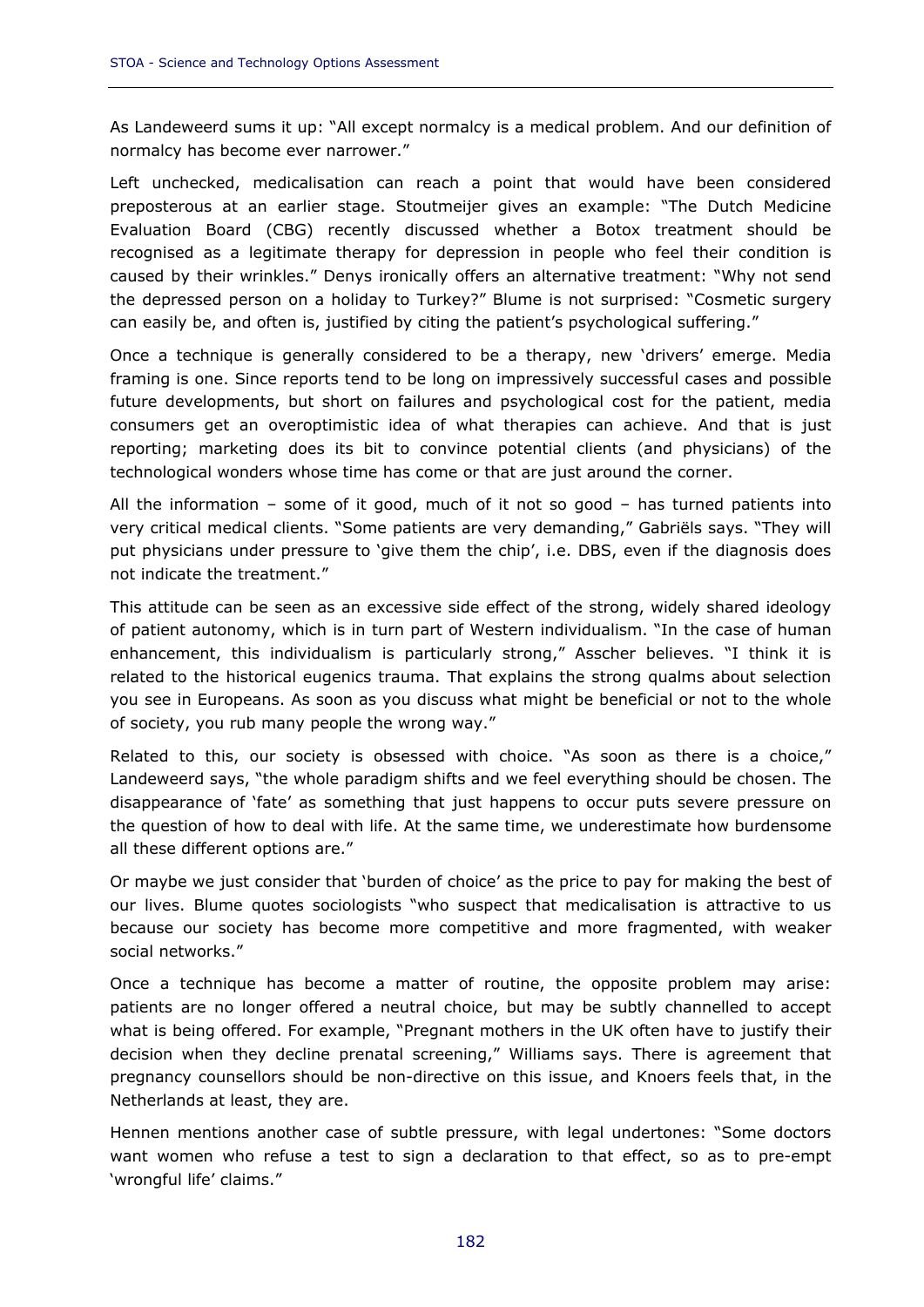As Landeweerd sums it up: "All except normalcy is a medical problem. And our definition of normalcy has become ever narrower."

Left unchecked, medicalisation can reach a point that would have been considered preposterous at an earlier stage. Stoutmeijer gives an example: "The Dutch Medicine Evaluation Board (CBG) recently discussed whether a Botox treatment should be recognised as a legitimate therapy for depression in people who feel their condition is caused by their wrinkles." Denys ironically offers an alternative treatment: "Why not send the depressed person on a holiday to Turkey?" Blume is not surprised: "Cosmetic surgery can easily be, and often is, justified by citing the patient's psychological suffering."

Once a technique is generally considered to be a therapy, new 'drivers' emerge. Media framing is one. Since reports tend to be long on impressively successful cases and possible future developments, but short on failures and psychological cost for the patient, media consumers get an overoptimistic idea of what therapies can achieve. And that is just reporting; marketing does its bit to convince potential clients (and physicians) of the technological wonders whose time has come or that are just around the corner.

All the information – some of it good, much of it not so good – has turned patients into very critical medical clients. "Some patients are very demanding," Gabriëls says. "They will put physicians under pressure to 'give them the chip', i.e. DBS, even if the diagnosis does not indicate the treatment."

This attitude can be seen as an excessive side effect of the strong, widely shared ideology of patient autonomy, which is in turn part of Western individualism. "In the case of human enhancement, this individualism is particularly strong," Asscher believes. "I think it is related to the historical eugenics trauma. That explains the strong qualms about selection you see in Europeans. As soon as you discuss what might be beneficial or not to the whole of society, you rub many people the wrong way."

Related to this, our society is obsessed with choice. "As soon as there is a choice," Landeweerd says, "the whole paradigm shifts and we feel everything should be chosen. The disappearance of 'fate' as something that just happens to occur puts severe pressure on the question of how to deal with life. At the same time, we underestimate how burdensome all these different options are."

Or maybe we just consider that 'burden of choice' as the price to pay for making the best of our lives. Blume quotes sociologists "who suspect that medicalisation is attractive to us because our society has become more competitive and more fragmented, with weaker social networks."

Once a technique has become a matter of routine, the opposite problem may arise: patients are no longer offered a neutral choice, but may be subtly channelled to accept what is being offered. For example, "Pregnant mothers in the UK often have to justify their decision when they decline prenatal screening," Williams says. There is agreement that pregnancy counsellors should be non-directive on this issue, and Knoers feels that, in the Netherlands at least, they are.

Hennen mentions another case of subtle pressure, with legal undertones: "Some doctors want women who refuse a test to sign a declaration to that effect, so as to pre-empt 'wrongful life' claims."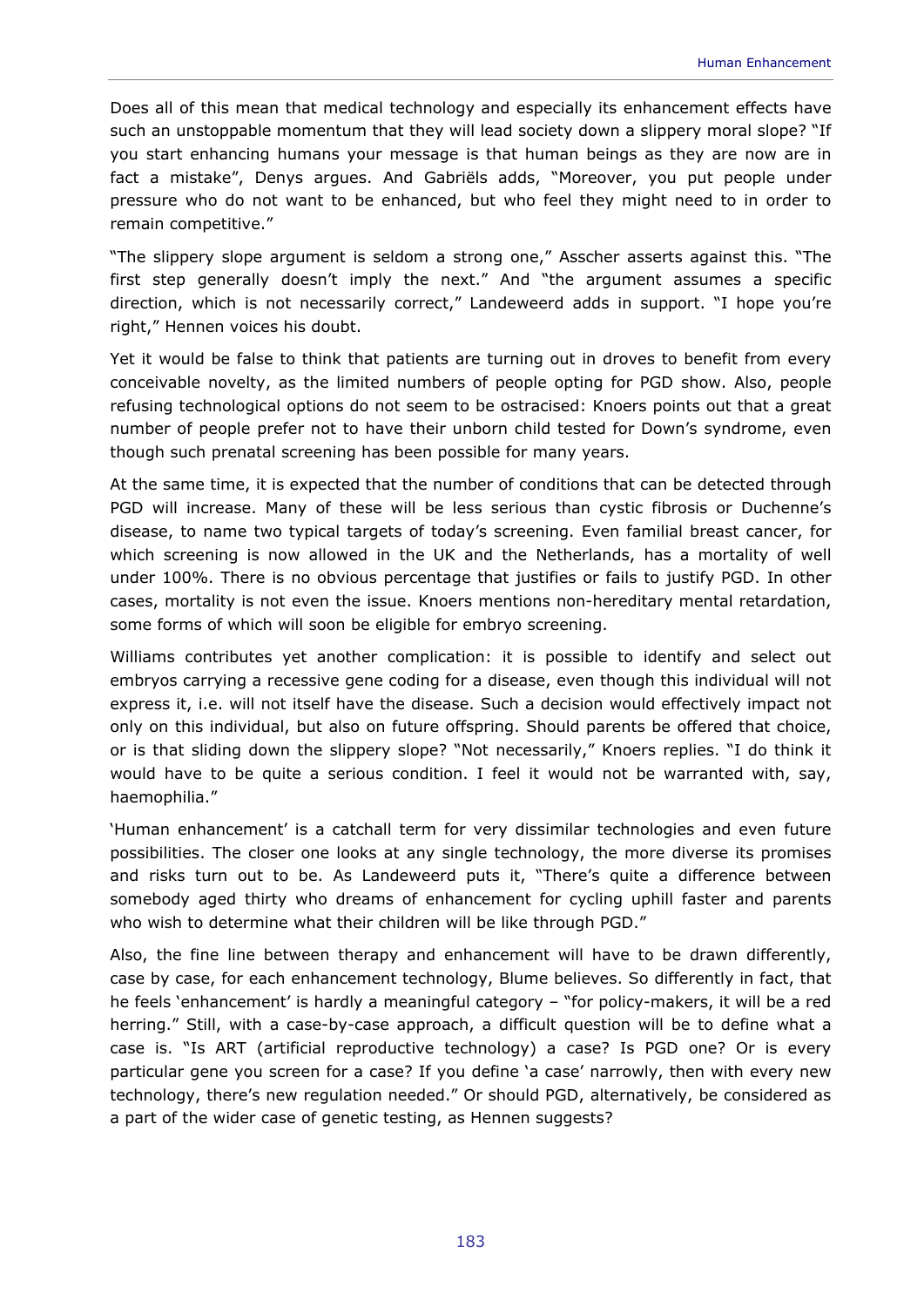Does all of this mean that medical technology and especially its enhancement effects have such an unstoppable momentum that they will lead society down a slippery moral slope? "If you start enhancing humans your message is that human beings as they are now are in fact a mistake", Denys argues. And Gabriëls adds, "Moreover, you put people under pressure who do not want to be enhanced, but who feel they might need to in order to remain competitive."

"The slippery slope argument is seldom a strong one," Asscher asserts against this. "The first step generally doesn't imply the next." And "the argument assumes a specific direction, which is not necessarily correct," Landeweerd adds in support. "I hope you're right," Hennen voices his doubt.

Yet it would be false to think that patients are turning out in droves to benefit from every conceivable novelty, as the limited numbers of people opting for PGD show. Also, people refusing technological options do not seem to be ostracised: Knoers points out that a great number of people prefer not to have their unborn child tested for Down's syndrome, even though such prenatal screening has been possible for many years.

At the same time, it is expected that the number of conditions that can be detected through PGD will increase. Many of these will be less serious than cystic fibrosis or Duchenne's disease, to name two typical targets of today's screening. Even familial breast cancer, for which screening is now allowed in the UK and the Netherlands, has a mortality of well under 100%. There is no obvious percentage that justifies or fails to justify PGD. In other cases, mortality is not even the issue. Knoers mentions non-hereditary mental retardation, some forms of which will soon be eligible for embryo screening.

Williams contributes yet another complication: it is possible to identify and select out embryos carrying a recessive gene coding for a disease, even though this individual will not express it, i.e. will not itself have the disease. Such a decision would effectively impact not only on this individual, but also on future offspring. Should parents be offered that choice, or is that sliding down the slippery slope? "Not necessarily," Knoers replies. "I do think it would have to be quite a serious condition. I feel it would not be warranted with, say, haemophilia."

'Human enhancement' is a catchall term for very dissimilar technologies and even future possibilities. The closer one looks at any single technology, the more diverse its promises and risks turn out to be. As Landeweerd puts it, "There's quite a difference between somebody aged thirty who dreams of enhancement for cycling uphill faster and parents who wish to determine what their children will be like through PGD."

Also, the fine line between therapy and enhancement will have to be drawn differently, case by case, for each enhancement technology, Blume believes. So differently in fact, that he feels 'enhancement' is hardly a meaningful category – "for policy-makers, it will be a red herring." Still, with a case-by-case approach, a difficult question will be to define what a case is. "Is ART (artificial reproductive technology) a case? Is PGD one? Or is every particular gene you screen for a case? If you define 'a case' narrowly, then with every new technology, there's new regulation needed." Or should PGD, alternatively, be considered as a part of the wider case of genetic testing, as Hennen suggests?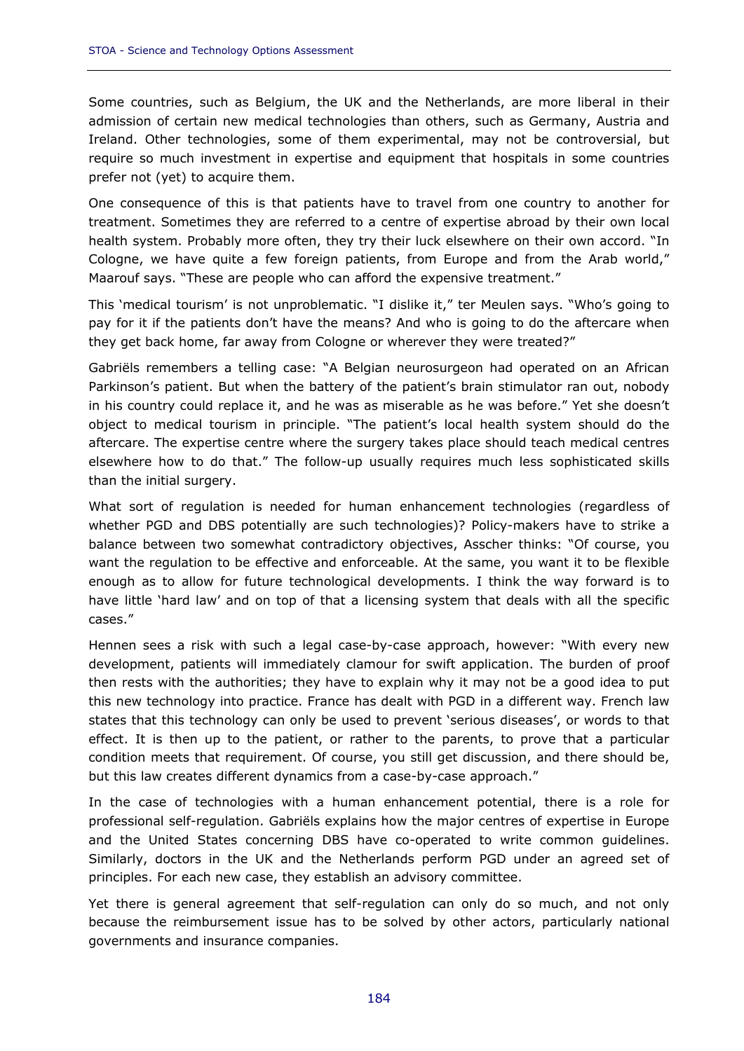Some countries, such as Belgium, the UK and the Netherlands, are more liberal in their admission of certain new medical technologies than others, such as Germany, Austria and Ireland. Other technologies, some of them experimental, may not be controversial, but require so much investment in expertise and equipment that hospitals in some countries prefer not (yet) to acquire them.

One consequence of this is that patients have to travel from one country to another for treatment. Sometimes they are referred to a centre of expertise abroad by their own local health system. Probably more often, they try their luck elsewhere on their own accord. "In Cologne, we have quite a few foreign patients, from Europe and from the Arab world," Maarouf says. "These are people who can afford the expensive treatment."

This 'medical tourism' is not unproblematic. "I dislike it," ter Meulen says. "Who's going to pay for it if the patients don't have the means? And who is going to do the aftercare when they get back home, far away from Cologne or wherever they were treated?"

Gabriëls remembers a telling case: "A Belgian neurosurgeon had operated on an African Parkinson's patient. But when the battery of the patient's brain stimulator ran out, nobody in his country could replace it, and he was as miserable as he was before." Yet she doesn't object to medical tourism in principle. "The patient's local health system should do the aftercare. The expertise centre where the surgery takes place should teach medical centres elsewhere how to do that." The follow-up usually requires much less sophisticated skills than the initial surgery.

What sort of regulation is needed for human enhancement technologies (regardless of whether PGD and DBS potentially are such technologies)? Policy-makers have to strike a balance between two somewhat contradictory objectives, Asscher thinks: "Of course, you want the regulation to be effective and enforceable. At the same, you want it to be flexible enough as to allow for future technological developments. I think the way forward is to have little 'hard law' and on top of that a licensing system that deals with all the specific cases."

Hennen sees a risk with such a legal case-by-case approach, however: "With every new development, patients will immediately clamour for swift application. The burden of proof then rests with the authorities; they have to explain why it may not be a good idea to put this new technology into practice. France has dealt with PGD in a different way. French law states that this technology can only be used to prevent 'serious diseases', or words to that effect. It is then up to the patient, or rather to the parents, to prove that a particular condition meets that requirement. Of course, you still get discussion, and there should be, but this law creates different dynamics from a case-by-case approach."

In the case of technologies with a human enhancement potential, there is a role for professional self-regulation. Gabriëls explains how the major centres of expertise in Europe and the United States concerning DBS have co-operated to write common guidelines. Similarly, doctors in the UK and the Netherlands perform PGD under an agreed set of principles. For each new case, they establish an advisory committee.

Yet there is general agreement that self-regulation can only do so much, and not only because the reimbursement issue has to be solved by other actors, particularly national governments and insurance companies.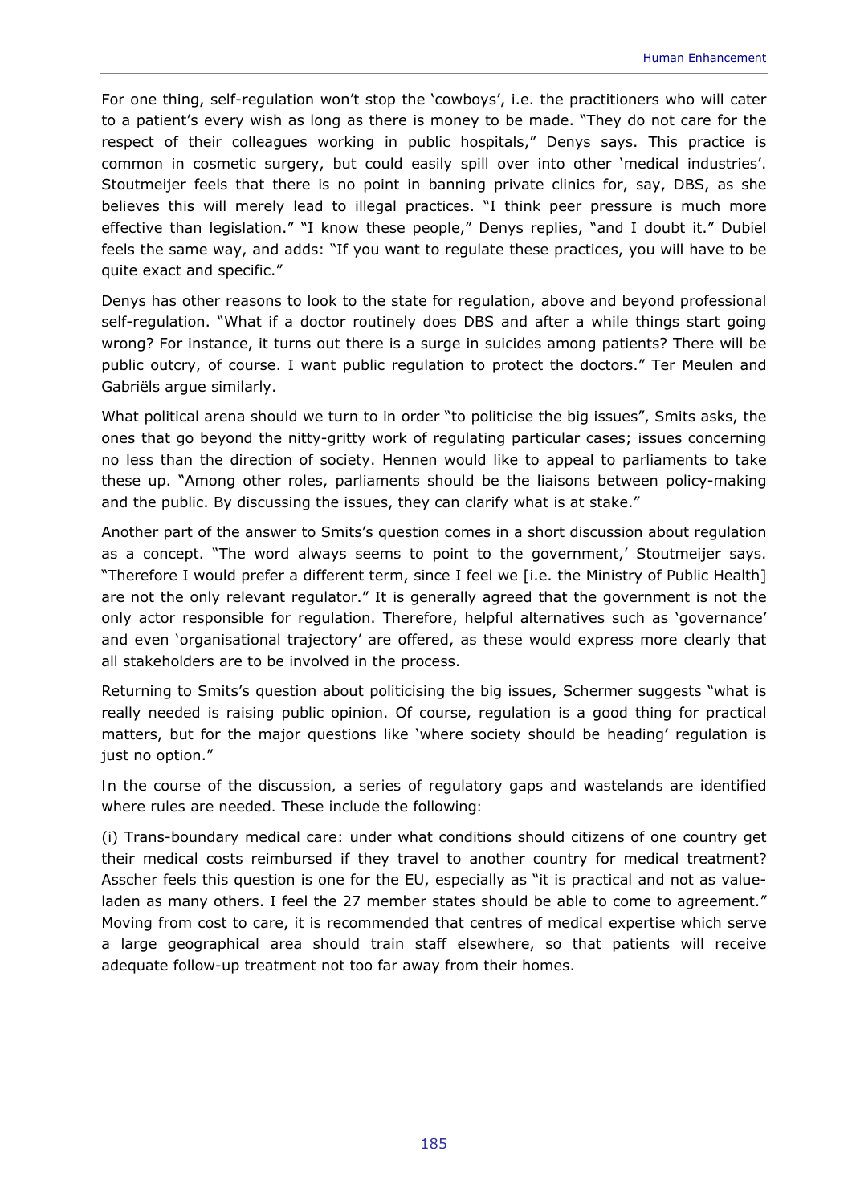For one thing, self-regulation won't stop the 'cowboys', i.e. the practitioners who will cater to a patient's every wish as long as there is money to be made. "They do not care for the respect of their colleagues working in public hospitals," Denys says. This practice is common in cosmetic surgery, but could easily spill over into other 'medical industries'. Stoutmeijer feels that there is no point in banning private clinics for, say, DBS, as she believes this will merely lead to illegal practices. "I think peer pressure is much more effective than legislation." "I know these people," Denys replies, "and I doubt it." Dubiel feels the same way, and adds: "If you want to regulate these practices, you will have to be quite exact and specific."

Denys has other reasons to look to the state for regulation, above and beyond professional self-regulation. "What if a doctor routinely does DBS and after a while things start going wrong? For instance, it turns out there is a surge in suicides among patients? There will be public outcry, of course. I want public regulation to protect the doctors." Ter Meulen and Gabriëls argue similarly.

What political arena should we turn to in order "to politicise the big issues", Smits asks, the ones that go beyond the nitty-gritty work of regulating particular cases; issues concerning no less than the direction of society. Hennen would like to appeal to parliaments to take these up. "Among other roles, parliaments should be the liaisons between policy-making and the public. By discussing the issues, they can clarify what is at stake."

Another part of the answer to Smits's question comes in a short discussion about regulation as a concept. "The word always seems to point to the government,' Stoutmeijer says. "Therefore I would prefer a different term, since I feel we [i.e. the Ministry of Public Health] are not the only relevant regulator." It is generally agreed that the government is not the only actor responsible for regulation. Therefore, helpful alternatives such as 'governance' and even 'organisational trajectory' are offered, as these would express more clearly that all stakeholders are to be involved in the process.

Returning to Smits's question about politicising the big issues, Schermer suggests "what is really needed is raising public opinion. Of course, regulation is a good thing for practical matters, but for the major questions like 'where society should be heading' regulation is just no option."

In the course of the discussion, a series of regulatory gaps and wastelands are identified where rules are needed. These include the following:

(i) Trans-boundary medical care: under what conditions should citizens of one country get their medical costs reimbursed if they travel to another country for medical treatment? Asscher feels this question is one for the EU, especially as "it is practical and not as value-laden as many others. I feel the 27 member states should be able to come to agreement." Moving from cost to care, it is recommended that centres of medical expertise which serve a large geographical area should train staff elsewhere, so that patients will receive adequate follow-up treatment not too far away from their homes.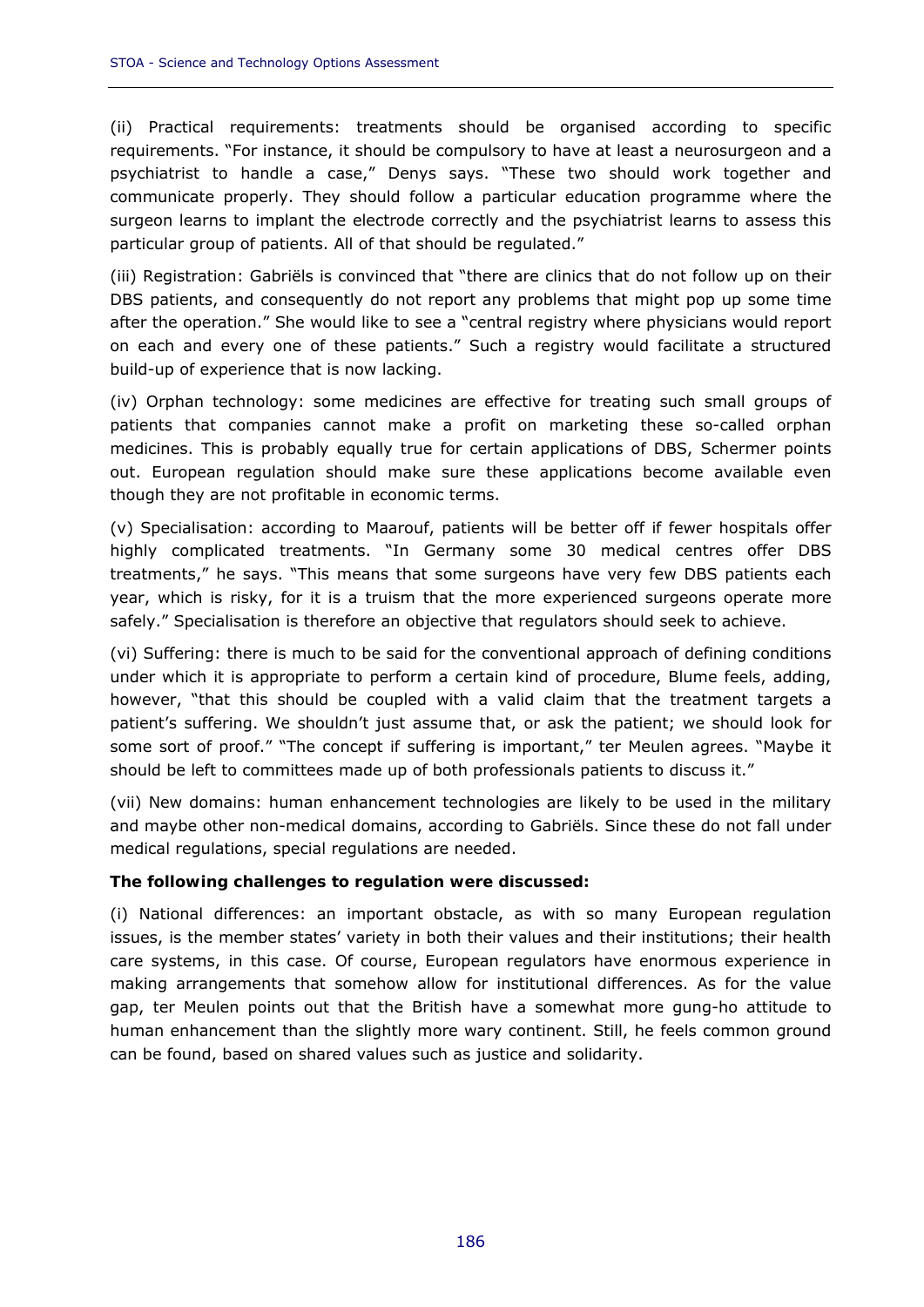(ii) Practical requirements: treatments should be organised according to specific requirements. "For instance, it should be compulsory to have at least a neurosurgeon and a psychiatrist to handle a case," Denys says. "These two should work together and communicate properly. They should follow a particular education programme where the surgeon learns to implant the electrode correctly and the psychiatrist learns to assess this particular group of patients. All of that should be regulated."

(iii) Registration: Gabriëls is convinced that "there are clinics that do not follow up on their DBS patients, and consequently do not report any problems that might pop up some time after the operation." She would like to see a "central registry where physicians would report on each and every one of these patients." Such a registry would facilitate a structured build-up of experience that is now lacking.

(iv) Orphan technology: some medicines are effective for treating such small groups of patients that companies cannot make a profit on marketing these so-called orphan medicines. This is probably equally true for certain applications of DBS, Schermer points out. European regulation should make sure these applications become available even though they are not profitable in economic terms.

(v) Specialisation: according to Maarouf, patients will be better off if fewer hospitals offer highly complicated treatments. "In Germany some 30 medical centres offer DBS treatments," he says. "This means that some surgeons have very few DBS patients each year, which is risky, for it is a truism that the more experienced surgeons operate more safely." Specialisation is therefore an objective that regulators should seek to achieve.

(vi) Suffering: there is much to be said for the conventional approach of defining conditions under which it is appropriate to perform a certain kind of procedure, Blume feels, adding, however, "that this should be coupled with a valid claim that the treatment targets a patient's suffering. We shouldn't just assume that, or ask the patient; we should look for some sort of proof." "The concept if suffering is important," ter Meulen agrees. "Maybe it should be left to committees made up of both professionals patients to discuss it."

(vii) New domains: human enhancement technologies are likely to be used in the military and maybe other non-medical domains, according to Gabriëls. Since these do not fall under medical regulations, special regulations are needed.

**The following challenges to regulation were discussed:**

(i) National differences: an important obstacle, as with so many European regulation issues, is the member states' variety in both their values and their institutions; their health care systems, in this case. Of course, European regulators have enormous experience in making arrangements that somehow allow for institutional differences. As for the value gap, ter Meulen points out that the British have a somewhat more gung-ho attitude to human enhancement than the slightly more wary continent. Still, he feels common ground can be found, based on shared values such as justice and solidarity.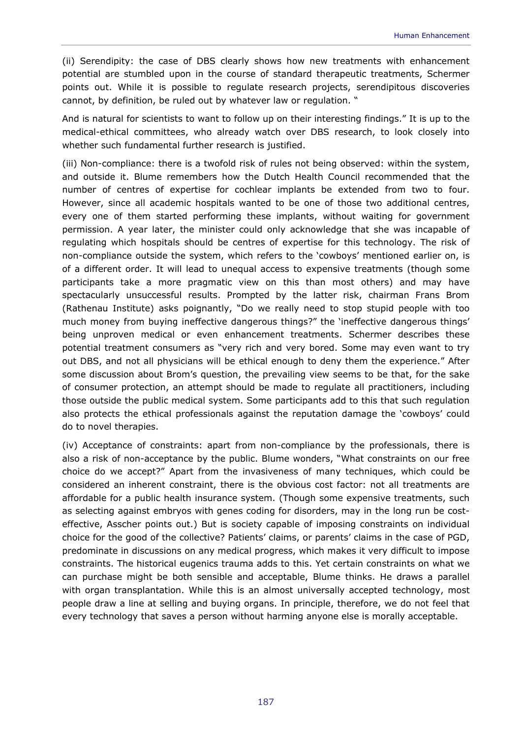(ii) Serendipity: the case of DBS clearly shows how new treatments with enhancement potential are stumbled upon in the course of standard therapeutic treatments, Schermer points out. While it is possible to regulate research projects, serendipitous discoveries cannot, by definition, be ruled out by whatever law or regulation. "

And is natural for scientists to want to follow up on their interesting findings." It is up to the medical-ethical committees, who already watch over DBS research, to look closely into whether such fundamental further research is justified.

(iii) Non-compliance: there is a twofold risk of rules not being observed: within the system, and outside it. Blume remembers how the Dutch Health Council recommended that the number of centres of expertise for cochlear implants be extended from two to four. However, since all academic hospitals wanted to be one of those two additional centres, every one of them started performing these implants, without waiting for government permission. A year later, the minister could only acknowledge that she was incapable of regulating which hospitals should be centres of expertise for this technology. The risk of non-compliance outside the system, which refers to the 'cowboys' mentioned earlier on, is of a different order. It will lead to unequal access to expensive treatments (though some participants take a more pragmatic view on this than most others) and may have spectacularly unsuccessful results. Prompted by the latter risk, chairman Frans Brom (Rathenau Institute) asks poignantly, "Do we really need to stop stupid people with too much money from buying ineffective dangerous things?" the 'ineffective dangerous things' being unproven medical or even enhancement treatments. Schermer describes these potential treatment consumers as "very rich and very bored. Some may even want to try out DBS, and not all physicians will be ethical enough to deny them the experience." After some discussion about Brom's question, the prevailing view seems to be that, for the sake of consumer protection, an attempt should be made to regulate all practitioners, including those outside the public medical system. Some participants add to this that such regulation also protects the ethical professionals against the reputation damage the 'cowboys' could do to novel therapies.

(iv) Acceptance of constraints: apart from non-compliance by the professionals, there is also a risk of non-acceptance by the public. Blume wonders, "What constraints on our free choice do we accept?" Apart from the invasiveness of many techniques, which could be considered an inherent constraint, there is the obvious cost factor: not all treatments are affordable for a public health insurance system. (Though some expensive treatments, such as selecting against embryos with genes coding for disorders, may in the long run be cost-effective, Asscher points out.) But is society capable of imposing constraints on individual choice for the good of the collective? Patients' claims, or parents' claims in the case of PGD, predominate in discussions on any medical progress, which makes it very difficult to impose constraints. The historical eugenics trauma adds to this. Yet certain constraints on what we can purchase might be both sensible and acceptable, Blume thinks. He draws a parallel with organ transplantation. While this is an almost universally accepted technology, most people draw a line at selling and buying organs. In principle, therefore, we do not feel that every technology that saves a person without harming anyone else is morally acceptable.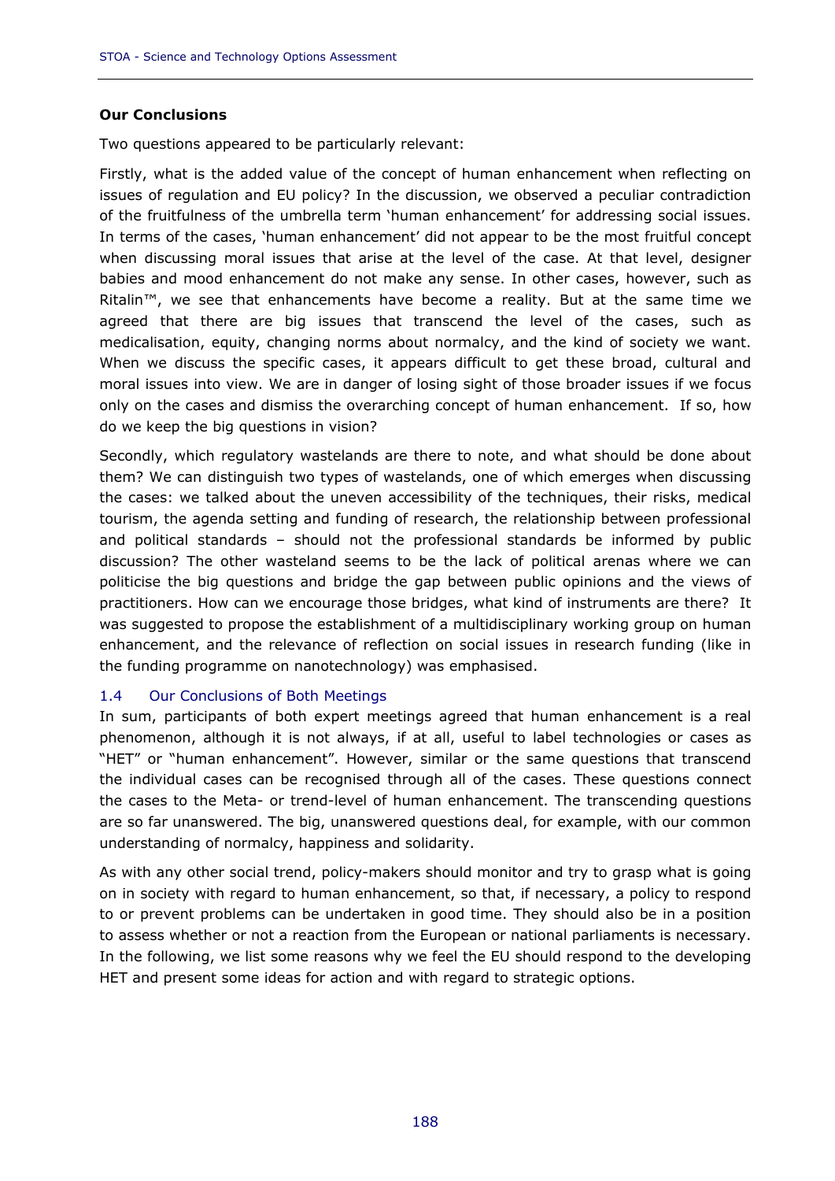**Our Conclusions**

Two questions appeared to be particularly relevant:

Firstly, what is the added value of the concept of human enhancement when reflecting on issues of regulation and EU policy? In the discussion, we observed a peculiar contradiction of the fruitfulness of the umbrella term 'human enhancement' for addressing social issues. In terms of the cases, 'human enhancement' did not appear to be the most fruitful concept when discussing moral issues that arise at the level of the case. At that level, designer babies and mood enhancement do not make any sense. In other cases, however, such as Ritalin™, we see that enhancements have become a reality. But at the same time we agreed that there are big issues that transcend the level of the cases, such as medicalisation, equity, changing norms about normalcy, and the kind of society we want. When we discuss the specific cases, it appears difficult to get these broad, cultural and moral issues into view. We are in danger of losing sight of those broader issues if we focus only on the cases and dismiss the overarching concept of human enhancement. If so, how do we keep the big questions in vision?

Secondly, which regulatory wastelands are there to note, and what should be done about them? We can distinguish two types of wastelands, one of which emerges when discussing the cases: we talked about the uneven accessibility of the techniques, their risks, medical tourism, the agenda setting and funding of research, the relationship between professional and political standards – should not the professional standards be informed by public discussion? The other wasteland seems to be the lack of political arenas where we can politicise the big questions and bridge the gap between public opinions and the views of practitioners. How can we encourage those bridges, what kind of instruments are there? It was suggested to propose the establishment of a multidisciplinary working group on human enhancement, and the relevance of reflection on social issues in research funding (like in the funding programme on nanotechnology) was emphasised.

## 1.4 Our Conclusions of Both Meetings

In sum, participants of both expert meetings agreed that human enhancement is a real phenomenon, although it is not always, if at all, useful to label technologies or cases as "HET" or "human enhancement". However, similar or the same questions that transcend the individual cases can be recognised through all of the cases. These questions connect the cases to the Meta- or trend-level of human enhancement. The transcending questions are so far unanswered. The big, unanswered questions deal, for example, with our common understanding of normalcy, happiness and solidarity.

As with any other social trend, policy-makers should monitor and try to grasp what is going on in society with regard to human enhancement, so that, if necessary, a policy to respond to or prevent problems can be undertaken in good time. They should also be in a position to assess whether or not a reaction from the European or national parliaments is necessary. In the following, we list some reasons why we feel the EU should respond to the developing HET and present some ideas for action and with regard to strategic options.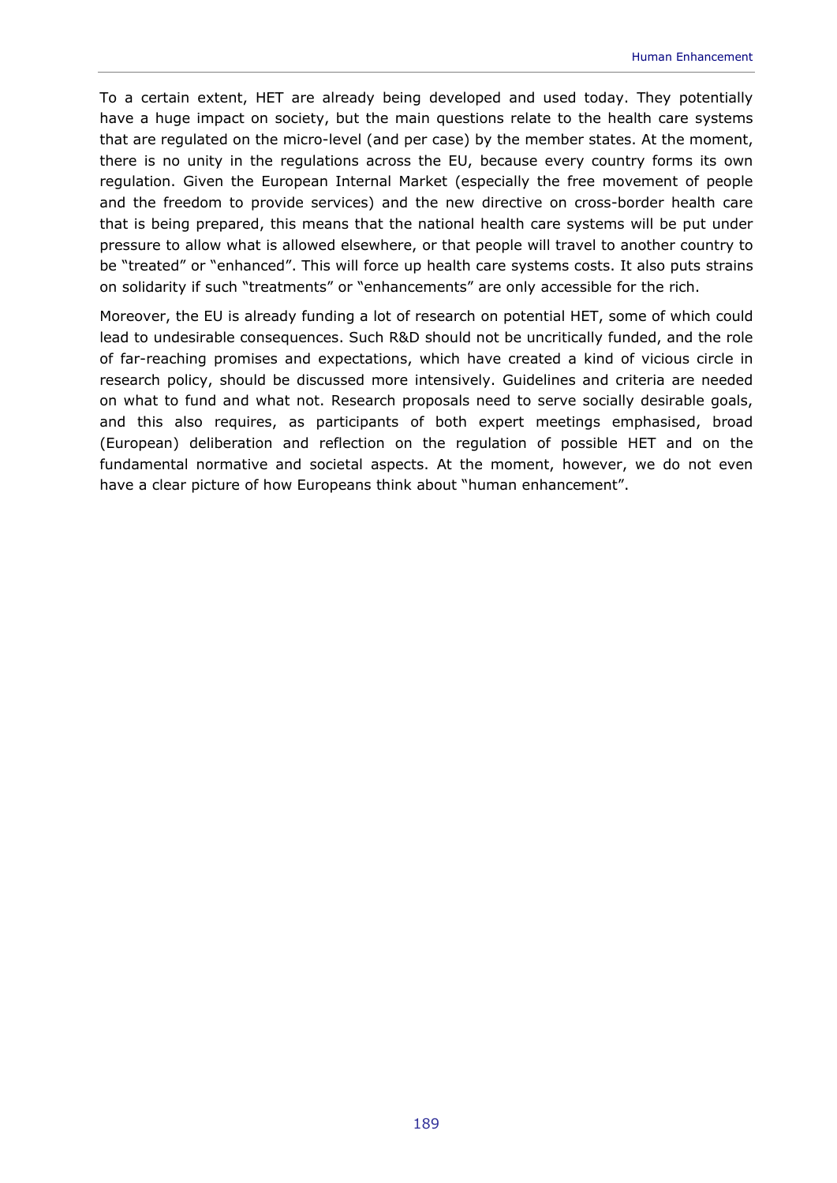To a certain extent, HET are already being developed and used today. They potentially have a huge impact on society, but the main questions relate to the health care systems that are regulated on the micro-level (and per case) by the member states. At the moment, there is no unity in the regulations across the EU, because every country forms its own regulation. Given the European Internal Market (especially the free movement of people and the freedom to provide services) and the new directive on cross-border health care that is being prepared, this means that the national health care systems will be put under pressure to allow what is allowed elsewhere, or that people will travel to another country to be "treated" or "enhanced". This will force up health care systems costs. It also puts strains on solidarity if such "treatments" or "enhancements" are only accessible for the rich.

Moreover, the EU is already funding a lot of research on potential HET, some of which could lead to undesirable consequences. Such R&D should not be uncritically funded, and the role of far-reaching promises and expectations, which have created a kind of vicious circle in research policy, should be discussed more intensively. Guidelines and criteria are needed on what to fund and what not. Research proposals need to serve socially desirable goals, and this also requires, as participants of both expert meetings emphasised, broad (European) deliberation and reflection on the regulation of possible HET and on the fundamental normative and societal aspects. At the moment, however, we do not even have a clear picture of how Europeans think about "human enhancement".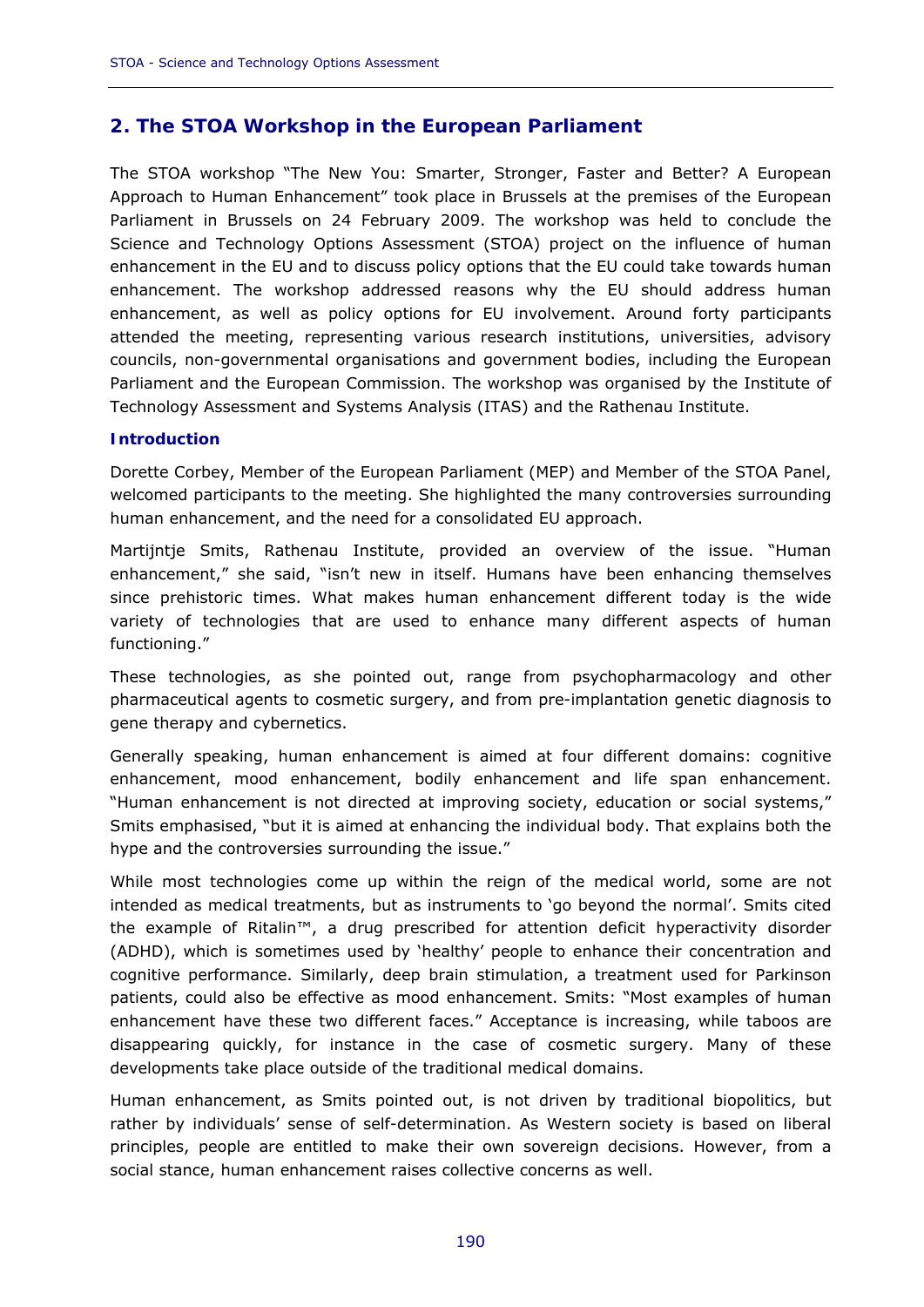## 2. The STOA Workshop in the European Parliament

The STOA workshop "The New You: Smarter, Stronger, Faster and Better? A European Approach to Human Enhancement" took place in Brussels at the premises of the European Parliament in Brussels on 24 February 2009. The workshop was held to conclude the Science and Technology Options Assessment (STOA) project on the influence of human enhancement in the EU and to discuss policy options that the EU could take towards human enhancement. The workshop addressed reasons why the EU should address human enhancement, as well as policy options for EU involvement. Around forty participants attended the meeting, representing various research institutions, universities, advisory councils, non-governmental organisations and government bodies, including the European Parliament and the European Commission. The workshop was organised by the Institute of Technology Assessment and Systems Analysis (ITAS) and the Rathenau Institute.

### Introduction

Dorette Corbey, Member of the European Parliament (MEP) and Member of the STOA Panel, welcomed participants to the meeting. She highlighted the many controversies surrounding human enhancement, and the need for a consolidated EU approach.

Martijntje Smits, Rathenau Institute, provided an overview of the issue. "Human enhancement," she said, "isn't new in itself. Humans have been enhancing themselves since prehistoric times. What makes human enhancement different today is the wide variety of technologies that are used to enhance many different aspects of human functioning."

These technologies, as she pointed out, range from psychopharmacology and other pharmaceutical agents to cosmetic surgery, and from pre-implantation genetic diagnosis to gene therapy and cybernetics.

Generally speaking, human enhancement is aimed at four different domains: cognitive enhancement, mood enhancement, bodily enhancement and life span enhancement. "Human enhancement is not directed at improving society, education or social systems," Smits emphasised, "but it is aimed at enhancing the individual body. That explains both the hype and the controversies surrounding the issue."

While most technologies come up within the reign of the medical world, some are not intended as medical treatments, but as instruments to 'go beyond the normal'. Smits cited the example of Ritalin™, a drug prescribed for attention deficit hyperactivity disorder (ADHD), which is sometimes used by 'healthy' people to enhance their concentration and cognitive performance. Similarly, deep brain stimulation, a treatment used for Parkinson patients, could also be effective as mood enhancement. Smits: "Most examples of human enhancement have these two different faces." Acceptance is increasing, while taboos are disappearing quickly, for instance in the case of cosmetic surgery. Many of these developments take place outside of the traditional medical domains.

Human enhancement, as Smits pointed out, is not driven by traditional biopolitics, but rather by individuals' sense of self-determination. As Western society is based on liberal principles, people are entitled to make their own sovereign decisions. However, from a social stance, human enhancement raises collective concerns as well.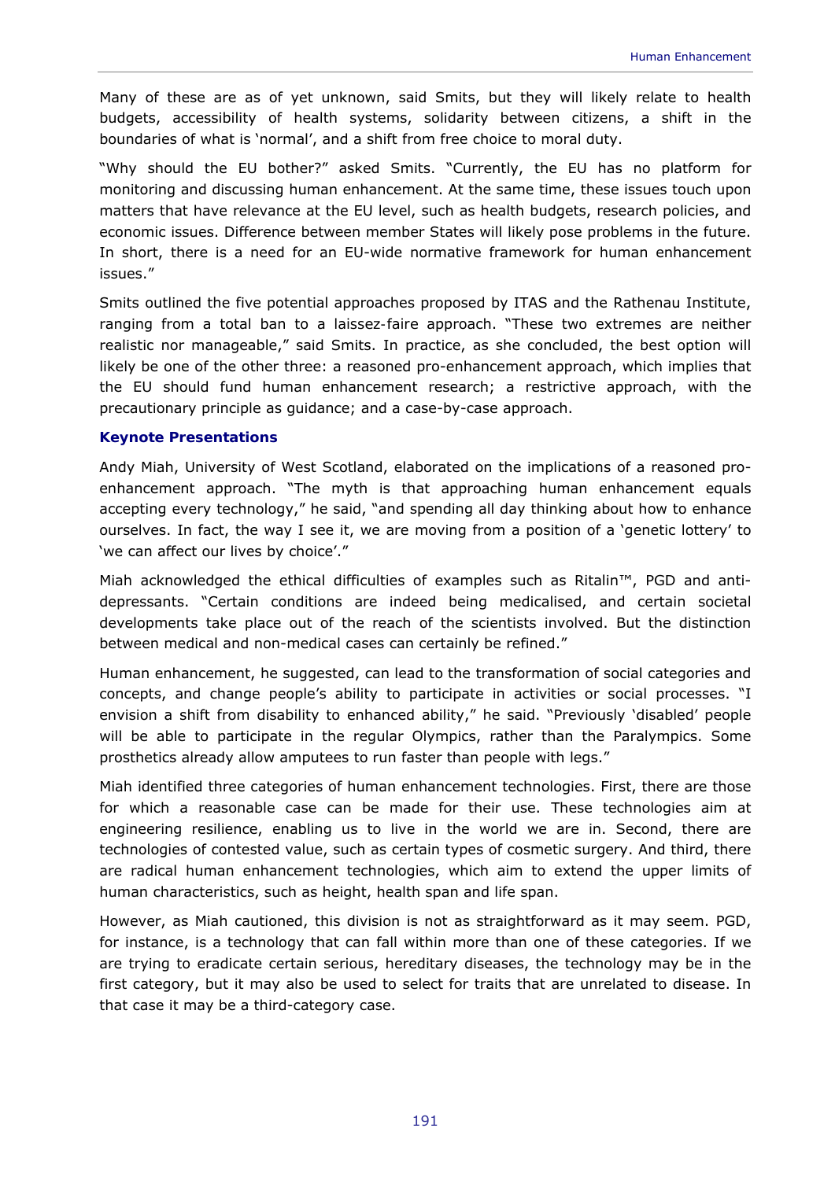Many of these are as of yet unknown, said Smits, but they will likely relate to health budgets, accessibility of health systems, solidarity between citizens, a shift in the boundaries of what is 'normal', and a shift from free choice to moral duty.

"Why should the EU bother?" asked Smits. "Currently, the EU has no platform for monitoring and discussing human enhancement. At the same time, these issues touch upon matters that have relevance at the EU level, such as health budgets, research policies, and economic issues. Difference between member States will likely pose problems in the future. In short, there is a need for an EU-wide normative framework for human enhancement issues."

Smits outlined the five potential approaches proposed by ITAS and the Rathenau Institute, ranging from a total ban to a laissez-faire approach. "These two extremes are neither realistic nor manageable," said Smits. In practice, as she concluded, the best option will likely be one of the other three: a reasoned pro-enhancement approach, which implies that the EU should fund human enhancement research; a restrictive approach, with the precautionary principle as guidance; and a case-by-case approach.

### Keynote Presentations

Andy Miah, University of West Scotland, elaborated on the implications of a reasoned pro-enhancement approach. "The myth is that approaching human enhancement equals accepting every technology," he said, "and spending all day thinking about how to enhance ourselves. In fact, the way I see it, we are moving from a position of a 'genetic lottery' to 'we can affect our lives by choice'."

Miah acknowledged the ethical difficulties of examples such as Ritalin™, PGD and anti-depressants. "Certain conditions are indeed being medicalised, and certain societal developments take place out of the reach of the scientists involved. But the distinction between medical and non-medical cases can certainly be refined."

Human enhancement, he suggested, can lead to the transformation of social categories and concepts, and change people's ability to participate in activities or social processes. "I envision a shift from disability to enhanced ability," he said. "Previously 'disabled' people will be able to participate in the regular Olympics, rather than the Paralympics. Some prosthetics already allow amputees to run faster than people with legs."

Miah identified three categories of human enhancement technologies. First, there are those for which a reasonable case can be made for their use. These technologies aim at engineering resilience, enabling us to live in the world we are in. Second, there are technologies of contested value, such as certain types of cosmetic surgery. And third, there are radical human enhancement technologies, which aim to extend the upper limits of human characteristics, such as height, health span and life span.

However, as Miah cautioned, this division is not as straightforward as it may seem. PGD, for instance, is a technology that can fall within more than one of these categories. If we are trying to eradicate certain serious, hereditary diseases, the technology may be in the first category, but it may also be used to select for traits that are unrelated to disease. In that case it may be a third-category case.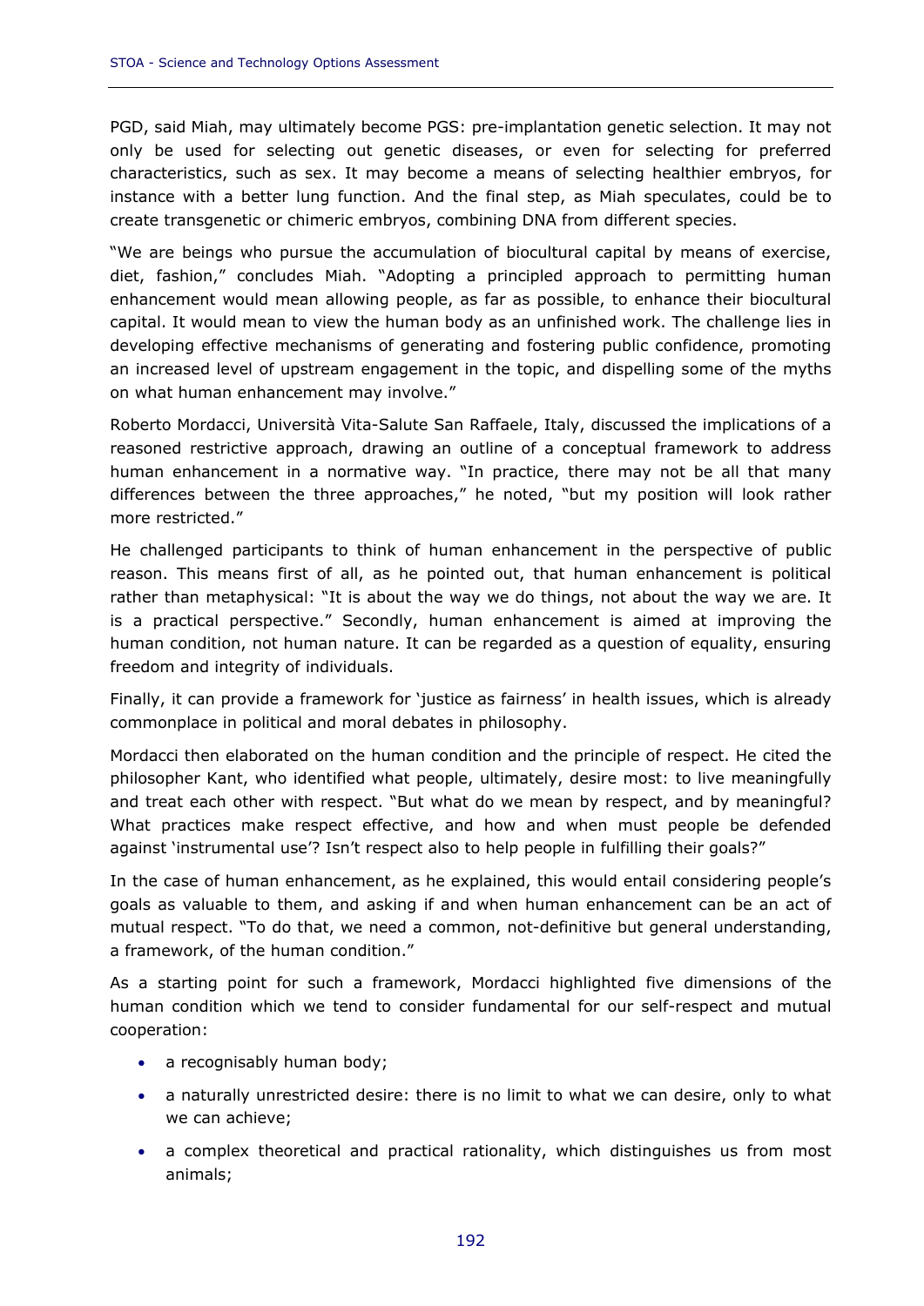PGD, said Miah, may ultimately become PGS: pre-implantation genetic selection. It may not only be used for selecting out genetic diseases, or even for selecting for preferred characteristics, such as sex. It may become a means of selecting healthier embryos, for instance with a better lung function. And the final step, as Miah speculates, could be to create transgenetic or chimeric embryos, combining DNA from different species.

"We are beings who pursue the accumulation of biocultural capital by means of exercise, diet, fashion," concludes Miah. "Adopting a principled approach to permitting human enhancement would mean allowing people, as far as possible, to enhance their biocultural capital. It would mean to view the human body as an unfinished work. The challenge lies in developing effective mechanisms of generating and fostering public confidence, promoting an increased level of upstream engagement in the topic, and dispelling some of the myths on what human enhancement may involve."

Roberto Mordacci, Università Vita-Salute San Raffaele, Italy, discussed the implications of a reasoned restrictive approach, drawing an outline of a conceptual framework to address human enhancement in a normative way. "In practice, there may not be all that many differences between the three approaches," he noted, "but my position will look rather more restricted."

He challenged participants to think of human enhancement in the perspective of public reason. This means first of all, as he pointed out, that human enhancement is political rather than metaphysical: "It is about the way we do things, not about the way we are. It is a practical perspective." Secondly, human enhancement is aimed at improving the human condition, not human nature. It can be regarded as a question of equality, ensuring freedom and integrity of individuals.

Finally, it can provide a framework for 'justice as fairness' in health issues, which is already commonplace in political and moral debates in philosophy.

Mordacci then elaborated on the human condition and the principle of respect. He cited the philosopher Kant, who identified what people, ultimately, desire most: to live meaningfully and treat each other with respect. "But what do we mean by respect, and by meaningful? What practices make respect effective, and how and when must people be defended against 'instrumental use'? Isn't respect also to help people in fulfilling their goals?"

In the case of human enhancement, as he explained, this would entail considering people's goals as valuable to them, and asking if and when human enhancement can be an act of mutual respect. "To do that, we need a common, not-definitive but general understanding, a framework, of the human condition."

As a starting point for such a framework, Mordacci highlighted five dimensions of the human condition which we tend to consider fundamental for our self-respect and mutual cooperation:

- a recognisably human body;
- a naturally unrestricted desire: there is no limit to what we can desire, only to what we can achieve;
- a complex theoretical and practical rationality, which distinguishes us from most animals;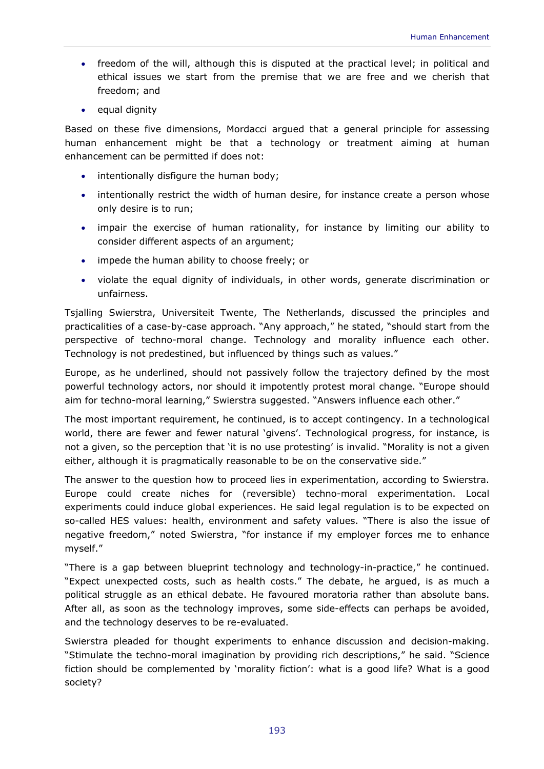- freedom of the will, although this is disputed at the practical level; in political and ethical issues we start from the premise that we are free and we cherish that freedom; and
- equal dignity

Based on these five dimensions, Mordacci argued that a general principle for assessing human enhancement might be that a technology or treatment aiming at human enhancement can be permitted if does not:

- intentionally disfigure the human body;
- intentionally restrict the width of human desire, for instance create a person whose only desire is to run;
- impair the exercise of human rationality, for instance by limiting our ability to consider different aspects of an argument;
- impede the human ability to choose freely; or
- violate the equal dignity of individuals, in other words, generate discrimination or unfairness.

Tsjalling Swierstra, Universiteit Twente, The Netherlands, discussed the principles and practicalities of a case-by-case approach. "Any approach," he stated, "should start from the perspective of techno-moral change. Technology and morality influence each other. Technology is not predestined, but influenced by things such as values."

Europe, as he underlined, should not passively follow the trajectory defined by the most powerful technology actors, nor should it impotently protest moral change. "Europe should aim for techno-moral learning," Swierstra suggested. "Answers influence each other."

The most important requirement, he continued, is to accept contingency. In a technological world, there are fewer and fewer natural 'givens'. Technological progress, for instance, is not a given, so the perception that 'it is no use protesting' is invalid. "Morality is not a given either, although it is pragmatically reasonable to be on the conservative side."

The answer to the question how to proceed lies in experimentation, according to Swierstra. Europe could create niches for (reversible) techno-moral experimentation. Local experiments could induce global experiences. He said legal regulation is to be expected on so-called HES values: health, environment and safety values. "There is also the issue of negative freedom," noted Swierstra, "for instance if my employer forces me to enhance myself."

"There is a gap between blueprint technology and technology-in-practice," he continued. "Expect unexpected costs, such as health costs." The debate, he argued, is as much a political struggle as an ethical debate. He favoured moratoria rather than absolute bans. After all, as soon as the technology improves, some side-effects can perhaps be avoided, and the technology deserves to be re-evaluated.

Swierstra pleaded for thought experiments to enhance discussion and decision-making. "Stimulate the techno-moral imagination by providing rich descriptions," he said. "Science fiction should be complemented by 'morality fiction': what is a good life? What is a good society?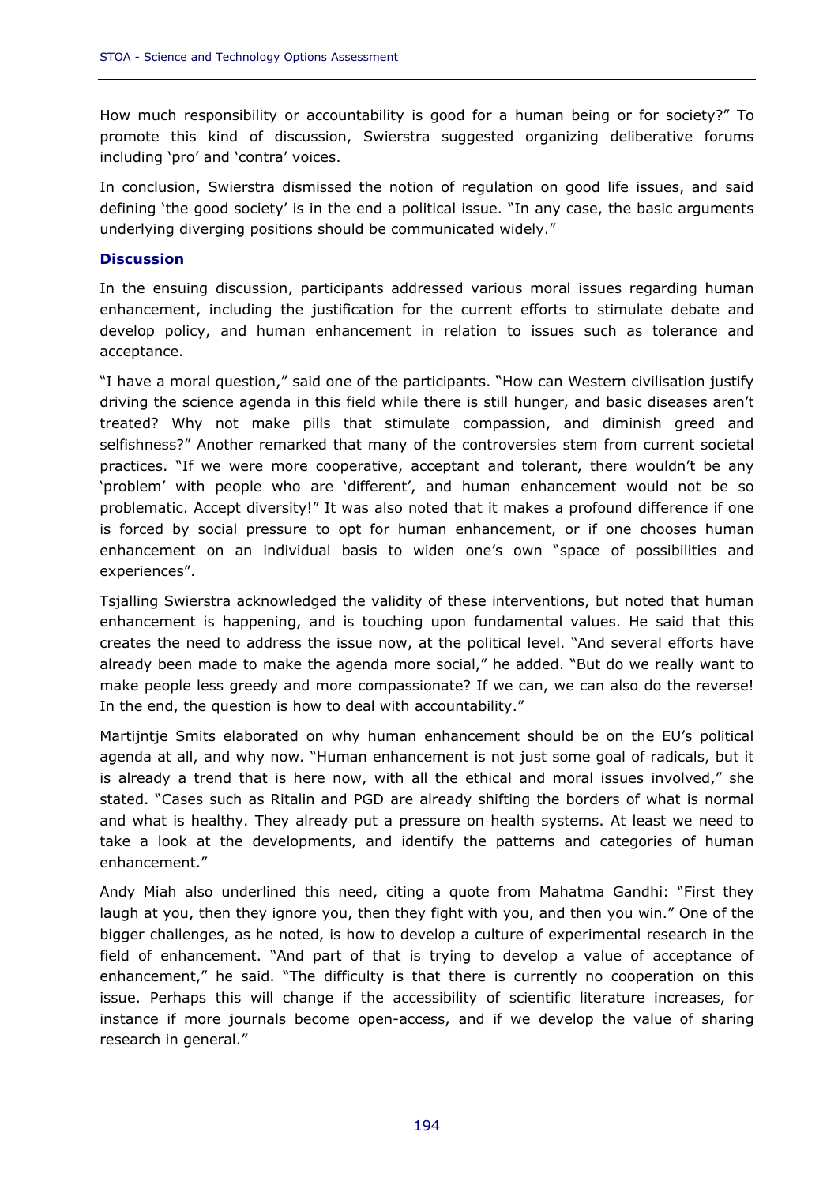How much responsibility or accountability is good for a human being or for society?" To promote this kind of discussion, Swierstra suggested organizing deliberative forums including 'pro' and 'contra' voices.

In conclusion, Swierstra dismissed the notion of regulation on good life issues, and said defining 'the good society' is in the end a political issue. "In any case, the basic arguments underlying diverging positions should be communicated widely."

### Discussion

In the ensuing discussion, participants addressed various moral issues regarding human enhancement, including the justification for the current efforts to stimulate debate and develop policy, and human enhancement in relation to issues such as tolerance and acceptance.

"I have a moral question," said one of the participants. "How can Western civilisation justify driving the science agenda in this field while there is still hunger, and basic diseases aren't treated? Why not make pills that stimulate compassion, and diminish greed and selfishness?" Another remarked that many of the controversies stem from current societal practices. "If we were more cooperative, acceptant and tolerant, there wouldn't be any 'problem' with people who are 'different', and human enhancement would not be so problematic. Accept diversity!" It was also noted that it makes a profound difference if one is forced by social pressure to opt for human enhancement, or if one chooses human enhancement on an individual basis to widen one's own "space of possibilities and experiences".

Tsjalling Swierstra acknowledged the validity of these interventions, but noted that human enhancement is happening, and is touching upon fundamental values. He said that this creates the need to address the issue now, at the political level. "And several efforts have already been made to make the agenda more social," he added. "But do we really want to make people less greedy and more compassionate? If we can, we can also do the reverse! In the end, the question is how to deal with accountability."

Martijntje Smits elaborated on why human enhancement should be on the EU's political agenda at all, and why now. "Human enhancement is not just some goal of radicals, but it is already a trend that is here now, with all the ethical and moral issues involved," she stated. "Cases such as Ritalin and PGD are already shifting the borders of what is normal and what is healthy. They already put a pressure on health systems. At least we need to take a look at the developments, and identify the patterns and categories of human enhancement."

Andy Miah also underlined this need, citing a quote from Mahatma Gandhi: "First they laugh at you, then they ignore you, then they fight with you, and then you win." One of the bigger challenges, as he noted, is how to develop a culture of experimental research in the field of enhancement. "And part of that is trying to develop a value of acceptance of enhancement," he said. "The difficulty is that there is currently no cooperation on this issue. Perhaps this will change if the accessibility of scientific literature increases, for instance if more journals become open-access, and if we develop the value of sharing research in general."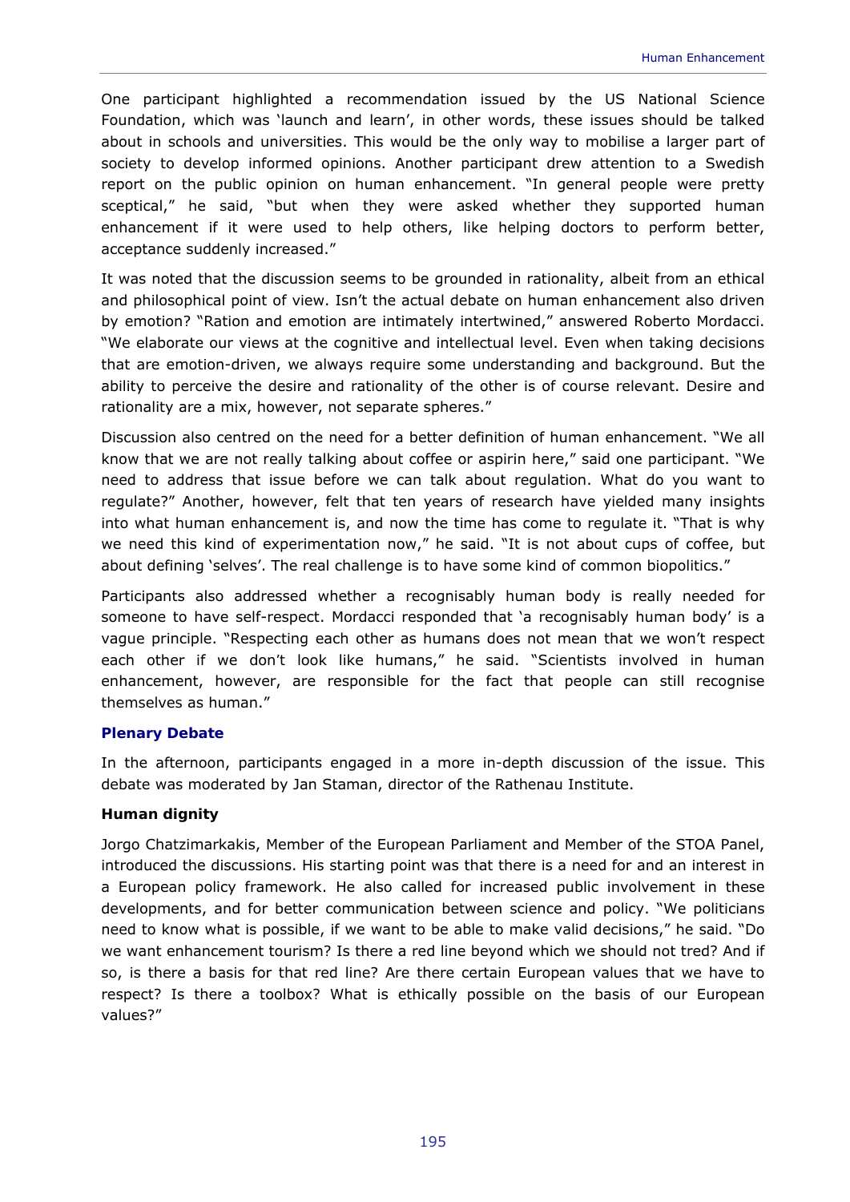One participant highlighted a recommendation issued by the US National Science Foundation, which was 'launch and learn', in other words, these issues should be talked about in schools and universities. This would be the only way to mobilise a larger part of society to develop informed opinions. Another participant drew attention to a Swedish report on the public opinion on human enhancement. "In general people were pretty sceptical," he said, "but when they were asked whether they supported human enhancement if it were used to help others, like helping doctors to perform better, acceptance suddenly increased."

It was noted that the discussion seems to be grounded in rationality, albeit from an ethical and philosophical point of view. Isn't the actual debate on human enhancement also driven by emotion? "Ration and emotion are intimately intertwined," answered Roberto Mordacci. "We elaborate our views at the cognitive and intellectual level. Even when taking decisions that are emotion-driven, we always require some understanding and background. But the ability to perceive the desire and rationality of the other is of course relevant. Desire and rationality are a mix, however, not separate spheres."

Discussion also centred on the need for a better definition of human enhancement. "We all know that we are not really talking about coffee or aspirin here," said one participant. "We need to address that issue before we can talk about regulation. What do you want to regulate?" Another, however, felt that ten years of research have yielded many insights into what human enhancement is, and now the time has come to regulate it. "That is why we need this kind of experimentation now," he said. "It is not about cups of coffee, but about defining 'selves'. The real challenge is to have some kind of common biopolitics."

Participants also addressed whether a recognisably human body is really needed for someone to have self-respect. Mordacci responded that 'a recognisably human body' is a vague principle. "Respecting each other as humans does not mean that we won't respect each other if we don't look like humans," he said. "Scientists involved in human enhancement, however, are responsible for the fact that people can still recognise themselves as human."

## Plenary Debate

In the afternoon, participants engaged in a more in-depth discussion of the issue. This debate was moderated by Jan Staman, director of the Rathenau Institute.

### Human dignity

Jorgo Chatzimarkakis, Member of the European Parliament and Member of the STOA Panel, introduced the discussions. His starting point was that there is a need for and an interest in a European policy framework. He also called for increased public involvement in these developments, and for better communication between science and policy. "We politicians need to know what is possible, if we want to be able to make valid decisions," he said. "Do we want enhancement tourism? Is there a red line beyond which we should not tred? And if so, is there a basis for that red line? Are there certain European values that we have to respect? Is there a toolbox? What is ethically possible on the basis of our European values?"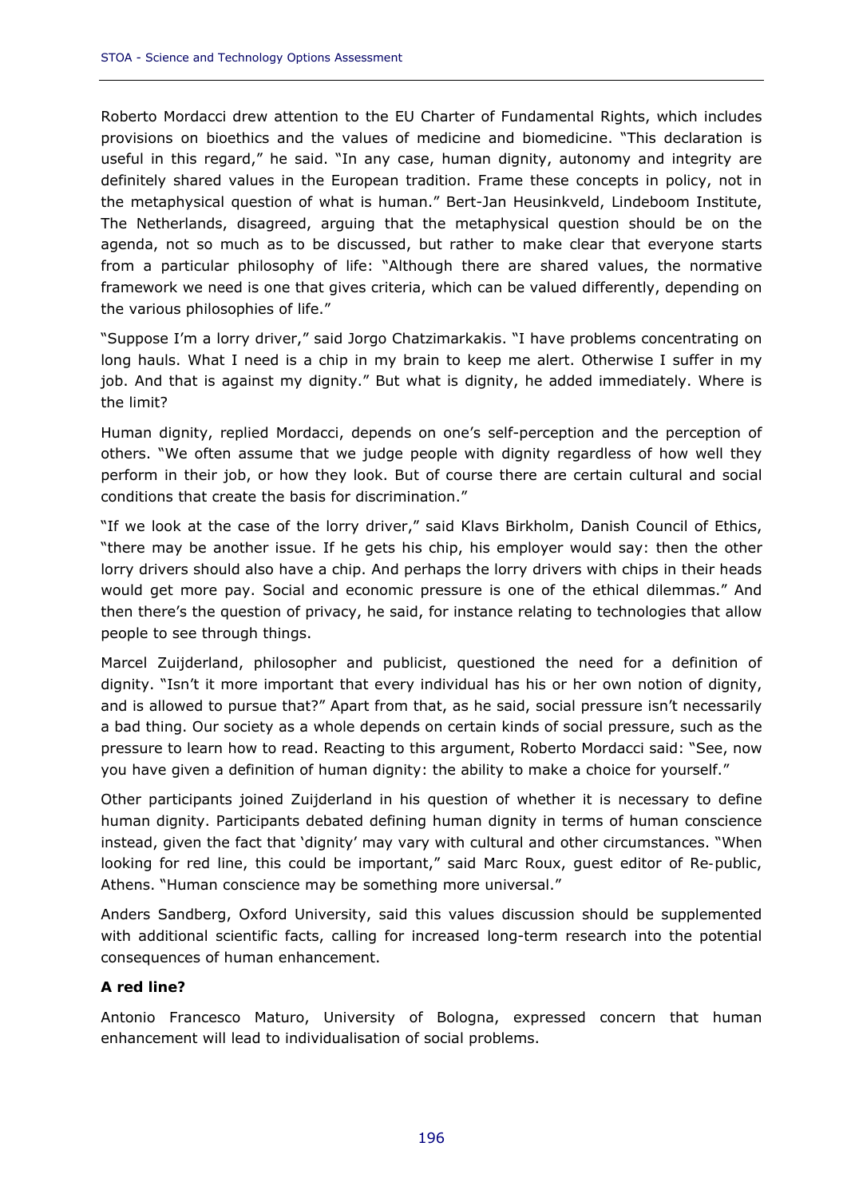Roberto Mordacci drew attention to the EU Charter of Fundamental Rights, which includes provisions on bioethics and the values of medicine and biomedicine. "This declaration is useful in this regard," he said. "In any case, human dignity, autonomy and integrity are definitely shared values in the European tradition. Frame these concepts in policy, not in the metaphysical question of what is human." Bert-Jan Heusinkveld, Lindeboom Institute, The Netherlands, disagreed, arguing that the metaphysical question should be on the agenda, not so much as to be discussed, but rather to make clear that everyone starts from a particular philosophy of life: "Although there are shared values, the normative framework we need is one that gives criteria, which can be valued differently, depending on the various philosophies of life."

"Suppose I'm a lorry driver," said Jorgo Chatzimarkakis. "I have problems concentrating on long hauls. What I need is a chip in my brain to keep me alert. Otherwise I suffer in my job. And that is against my dignity." But what is dignity, he added immediately. Where is the limit?

Human dignity, replied Mordacci, depends on one's self-perception and the perception of others. "We often assume that we judge people with dignity regardless of how well they perform in their job, or how they look. But of course there are certain cultural and social conditions that create the basis for discrimination."

"If we look at the case of the lorry driver," said Klavs Birkholm, Danish Council of Ethics, "there may be another issue. If he gets his chip, his employer would say: then the other lorry drivers should also have a chip. And perhaps the lorry drivers with chips in their heads would get more pay. Social and economic pressure is one of the ethical dilemmas." And then there's the question of privacy, he said, for instance relating to technologies that allow people to see through things.

Marcel Zuijderland, philosopher and publicist, questioned the need for a definition of dignity. "Isn't it more important that every individual has his or her own notion of dignity, and is allowed to pursue that?" Apart from that, as he said, social pressure isn't necessarily a bad thing. Our society as a whole depends on certain kinds of social pressure, such as the pressure to learn how to read. Reacting to this argument, Roberto Mordacci said: "See, now you have given a definition of human dignity: the ability to make a choice for yourself."

Other participants joined Zuijderland in his question of whether it is necessary to define human dignity. Participants debated defining human dignity in terms of human conscience instead, given the fact that 'dignity' may vary with cultural and other circumstances. "When looking for red line, this could be important," said Marc Roux, guest editor of Re-public, Athens. "Human conscience may be something more universal."

Anders Sandberg, Oxford University, said this values discussion should be supplemented with additional scientific facts, calling for increased long-term research into the potential consequences of human enhancement.

**A red line?**

Antonio Francesco Maturo, University of Bologna, expressed concern that human enhancement will lead to individualisation of social problems.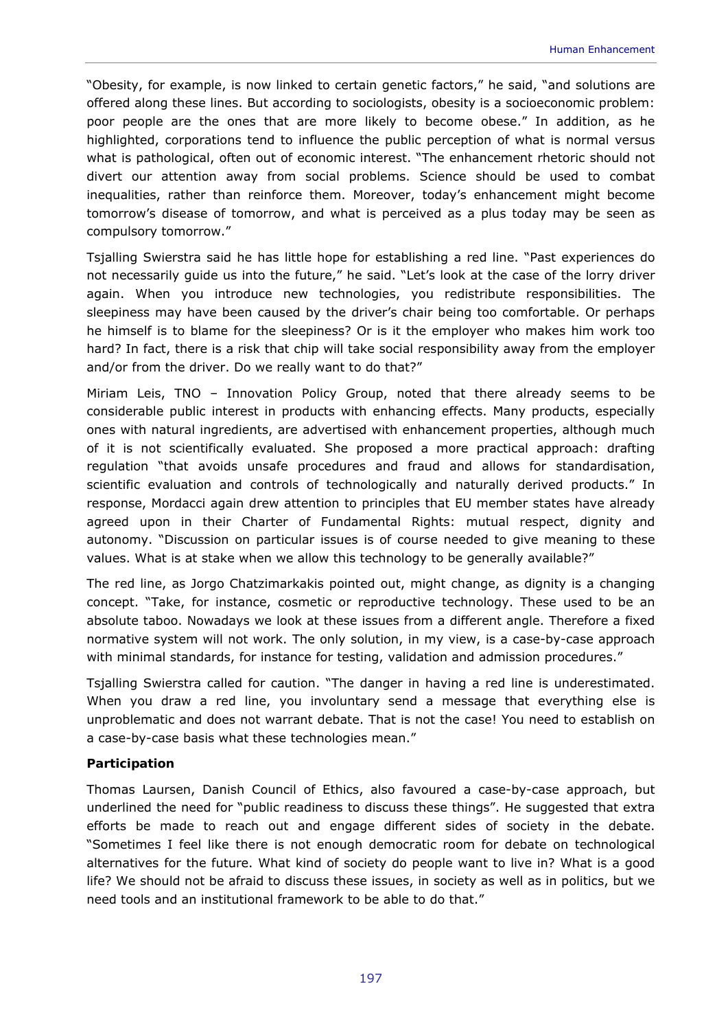"Obesity, for example, is now linked to certain genetic factors," he said, "and solutions are offered along these lines. But according to sociologists, obesity is a socioeconomic problem: poor people are the ones that are more likely to become obese." In addition, as he highlighted, corporations tend to influence the public perception of what is normal versus what is pathological, often out of economic interest. "The enhancement rhetoric should not divert our attention away from social problems. Science should be used to combat inequalities, rather than reinforce them. Moreover, today's enhancement might become tomorrow's disease of tomorrow, and what is perceived as a plus today may be seen as compulsory tomorrow."

Tsjalling Swierstra said he has little hope for establishing a red line. "Past experiences do not necessarily guide us into the future," he said. "Let's look at the case of the lorry driver again. When you introduce new technologies, you redistribute responsibilities. The sleepiness may have been caused by the driver's chair being too comfortable. Or perhaps he himself is to blame for the sleepiness? Or is it the employer who makes him work too hard? In fact, there is a risk that chip will take social responsibility away from the employer and/or from the driver. Do we really want to do that?"

Miriam Leis, TNO – Innovation Policy Group, noted that there already seems to be considerable public interest in products with enhancing effects. Many products, especially ones with natural ingredients, are advertised with enhancement properties, although much of it is not scientifically evaluated. She proposed a more practical approach: drafting regulation "that avoids unsafe procedures and fraud and allows for standardisation, scientific evaluation and controls of technologically and naturally derived products." In response, Mordacci again drew attention to principles that EU member states have already agreed upon in their Charter of Fundamental Rights: mutual respect, dignity and autonomy. "Discussion on particular issues is of course needed to give meaning to these values. What is at stake when we allow this technology to be generally available?"

The red line, as Jorgo Chatzimarkakis pointed out, might change, as dignity is a changing concept. "Take, for instance, cosmetic or reproductive technology. These used to be an absolute taboo. Nowadays we look at these issues from a different angle. Therefore a fixed normative system will not work. The only solution, in my view, is a case-by-case approach with minimal standards, for instance for testing, validation and admission procedures."

Tsjalling Swierstra called for caution. "The danger in having a red line is underestimated. When you draw a red line, you involuntary send a message that everything else is unproblematic and does not warrant debate. That is not the case! You need to establish on a case-by-case basis what these technologies mean."

**Participation**

Thomas Laursen, Danish Council of Ethics, also favoured a case-by-case approach, but underlined the need for "public readiness to discuss these things". He suggested that extra efforts be made to reach out and engage different sides of society in the debate. "Sometimes I feel like there is not enough democratic room for debate on technological alternatives for the future. What kind of society do people want to live in? What is a good life? We should not be afraid to discuss these issues, in society as well as in politics, but we need tools and an institutional framework to be able to do that."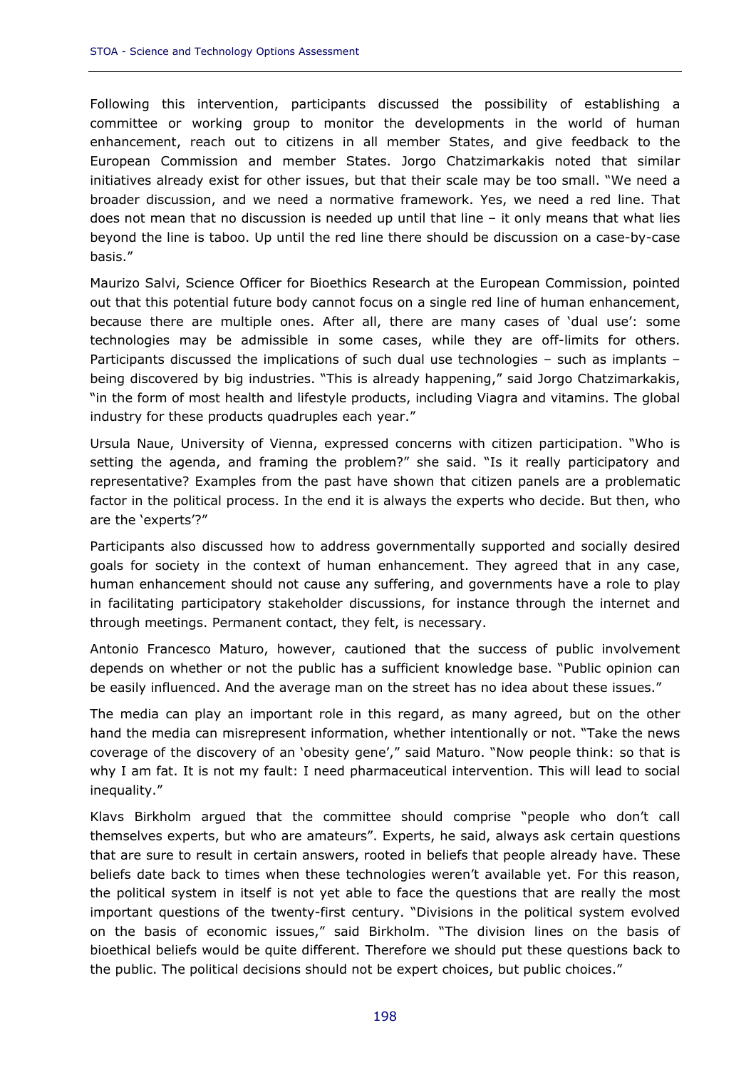Following this intervention, participants discussed the possibility of establishing a committee or working group to monitor the developments in the world of human enhancement, reach out to citizens in all member States, and give feedback to the European Commission and member States. Jorgo Chatzimarkakis noted that similar initiatives already exist for other issues, but that their scale may be too small. "We need a broader discussion, and we need a normative framework. Yes, we need a red line. That does not mean that no discussion is needed up until that line – it only means that what lies beyond the line is taboo. Up until the red line there should be discussion on a case-by-case basis."

Maurizo Salvi, Science Officer for Bioethics Research at the European Commission, pointed out that this potential future body cannot focus on a single red line of human enhancement, because there are multiple ones. After all, there are many cases of 'dual use': some technologies may be admissible in some cases, while they are off-limits for others. Participants discussed the implications of such dual use technologies – such as implants – being discovered by big industries. "This is already happening," said Jorgo Chatzimarkakis, "in the form of most health and lifestyle products, including Viagra and vitamins. The global industry for these products quadruples each year."

Ursula Naue, University of Vienna, expressed concerns with citizen participation. "Who is setting the agenda, and framing the problem?" she said. "Is it really participatory and representative? Examples from the past have shown that citizen panels are a problematic factor in the political process. In the end it is always the experts who decide. But then, who are the 'experts'?"

Participants also discussed how to address governmentally supported and socially desired goals for society in the context of human enhancement. They agreed that in any case, human enhancement should not cause any suffering, and governments have a role to play in facilitating participatory stakeholder discussions, for instance through the internet and through meetings. Permanent contact, they felt, is necessary.

Antonio Francesco Maturo, however, cautioned that the success of public involvement depends on whether or not the public has a sufficient knowledge base. "Public opinion can be easily influenced. And the average man on the street has no idea about these issues."

The media can play an important role in this regard, as many agreed, but on the other hand the media can misrepresent information, whether intentionally or not. "Take the news coverage of the discovery of an 'obesity gene'," said Maturo. "Now people think: so that is why I am fat. It is not my fault: I need pharmaceutical intervention. This will lead to social inequality."

Klavs Birkholm argued that the committee should comprise "people who don't call themselves experts, but who are amateurs". Experts, he said, always ask certain questions that are sure to result in certain answers, rooted in beliefs that people already have. These beliefs date back to times when these technologies weren't available yet. For this reason, the political system in itself is not yet able to face the questions that are really the most important questions of the twenty-first century. "Divisions in the political system evolved on the basis of economic issues," said Birkholm. "The division lines on the basis of bioethical beliefs would be quite different. Therefore we should put these questions back to the public. The political decisions should not be expert choices, but public choices."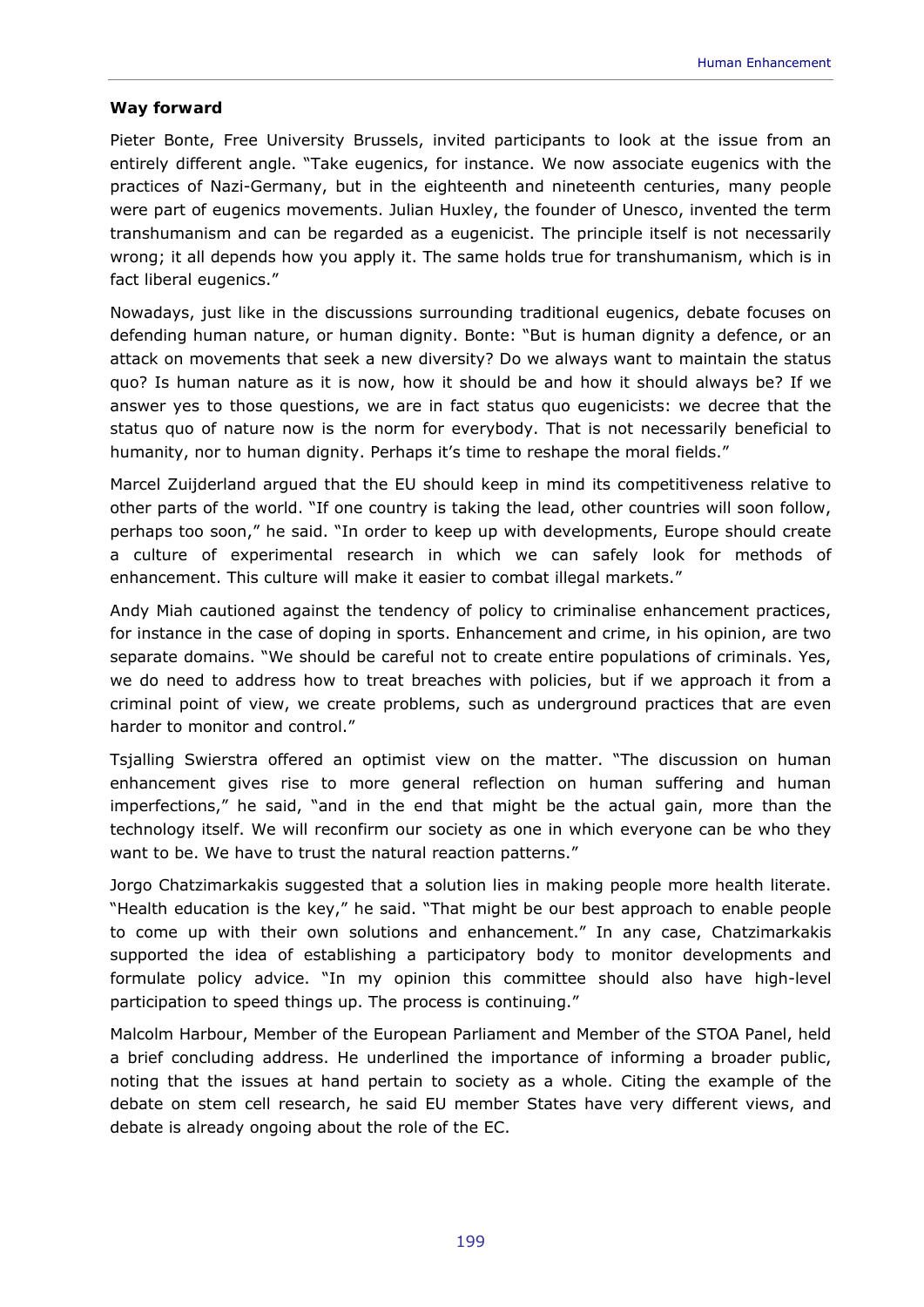**Way forward**

Pieter Bonte, Free University Brussels, invited participants to look at the issue from an entirely different angle. "Take eugenics, for instance. We now associate eugenics with the practices of Nazi-Germany, but in the eighteenth and nineteenth centuries, many people were part of eugenics movements. Julian Huxley, the founder of Unesco, invented the term transhumanism and can be regarded as a eugenicist. The principle itself is not necessarily wrong; it all depends how you apply it. The same holds true for transhumanism, which is in fact liberal eugenics."

Nowadays, just like in the discussions surrounding traditional eugenics, debate focuses on defending human nature, or human dignity. Bonte: "But is human dignity a defence, or an attack on movements that seek a new diversity? Do we always want to maintain the status quo? Is human nature as it is now, how it should be and how it should always be? If we answer yes to those questions, we are in fact status quo eugenicists: we decree that the status quo of nature now is the norm for everybody. That is not necessarily beneficial to humanity, nor to human dignity. Perhaps it's time to reshape the moral fields."

Marcel Zuijderland argued that the EU should keep in mind its competitiveness relative to other parts of the world. "If one country is taking the lead, other countries will soon follow, perhaps too soon," he said. "In order to keep up with developments, Europe should create a culture of experimental research in which we can safely look for methods of enhancement. This culture will make it easier to combat illegal markets."

Andy Miah cautioned against the tendency of policy to criminalise enhancement practices, for instance in the case of doping in sports. Enhancement and crime, in his opinion, are two separate domains. "We should be careful not to create entire populations of criminals. Yes, we do need to address how to treat breaches with policies, but if we approach it from a criminal point of view, we create problems, such as underground practices that are even harder to monitor and control."

Tsjalling Swierstra offered an optimist view on the matter. "The discussion on human enhancement gives rise to more general reflection on human suffering and human imperfections," he said, "and in the end that might be the actual gain, more than the technology itself. We will reconfirm our society as one in which everyone can be who they want to be. We have to trust the natural reaction patterns."

Jorgo Chatzimarkakis suggested that a solution lies in making people more health literate. "Health education is the key," he said. "That might be our best approach to enable people to come up with their own solutions and enhancement." In any case, Chatzimarkakis supported the idea of establishing a participatory body to monitor developments and formulate policy advice. "In my opinion this committee should also have high-level participation to speed things up. The process is continuing."

Malcolm Harbour, Member of the European Parliament and Member of the STOA Panel, held a brief concluding address. He underlined the importance of informing a broader public, noting that the issues at hand pertain to society as a whole. Citing the example of the debate on stem cell research, he said EU member States have very different views, and debate is already ongoing about the role of the EC.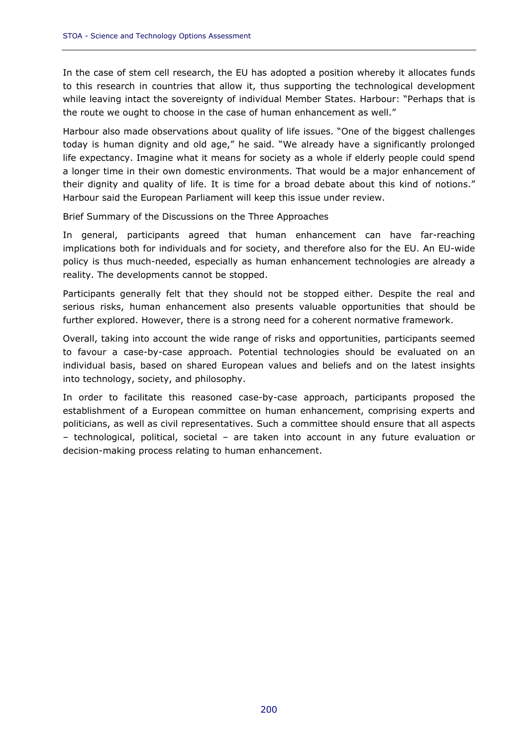In the case of stem cell research, the EU has adopted a position whereby it allocates funds to this research in countries that allow it, thus supporting the technological development while leaving intact the sovereignty of individual Member States. Harbour: "Perhaps that is the route we ought to choose in the case of human enhancement as well."

Harbour also made observations about quality of life issues. "One of the biggest challenges today is human dignity and old age," he said. "We already have a significantly prolonged life expectancy. Imagine what it means for society as a whole if elderly people could spend a longer time in their own domestic environments. That would be a major enhancement of their dignity and quality of life. It is time for a broad debate about this kind of notions." Harbour said the European Parliament will keep this issue under review.

Brief Summary of the Discussions on the Three Approaches

In general, participants agreed that human enhancement can have far-reaching implications both for individuals and for society, and therefore also for the EU. An EU-wide policy is thus much-needed, especially as human enhancement technologies are already a reality. The developments cannot be stopped.

Participants generally felt that they should not be stopped either. Despite the real and serious risks, human enhancement also presents valuable opportunities that should be further explored. However, there is a strong need for a coherent normative framework.

Overall, taking into account the wide range of risks and opportunities, participants seemed to favour a case-by-case approach. Potential technologies should be evaluated on an individual basis, based on shared European values and beliefs and on the latest insights into technology, society, and philosophy.

In order to facilitate this reasoned case-by-case approach, participants proposed the establishment of a European committee on human enhancement, comprising experts and politicians, as well as civil representatives. Such a committee should ensure that all aspects – technological, political, societal – are taken into account in any future evaluation or decision-making process relating to human enhancement.